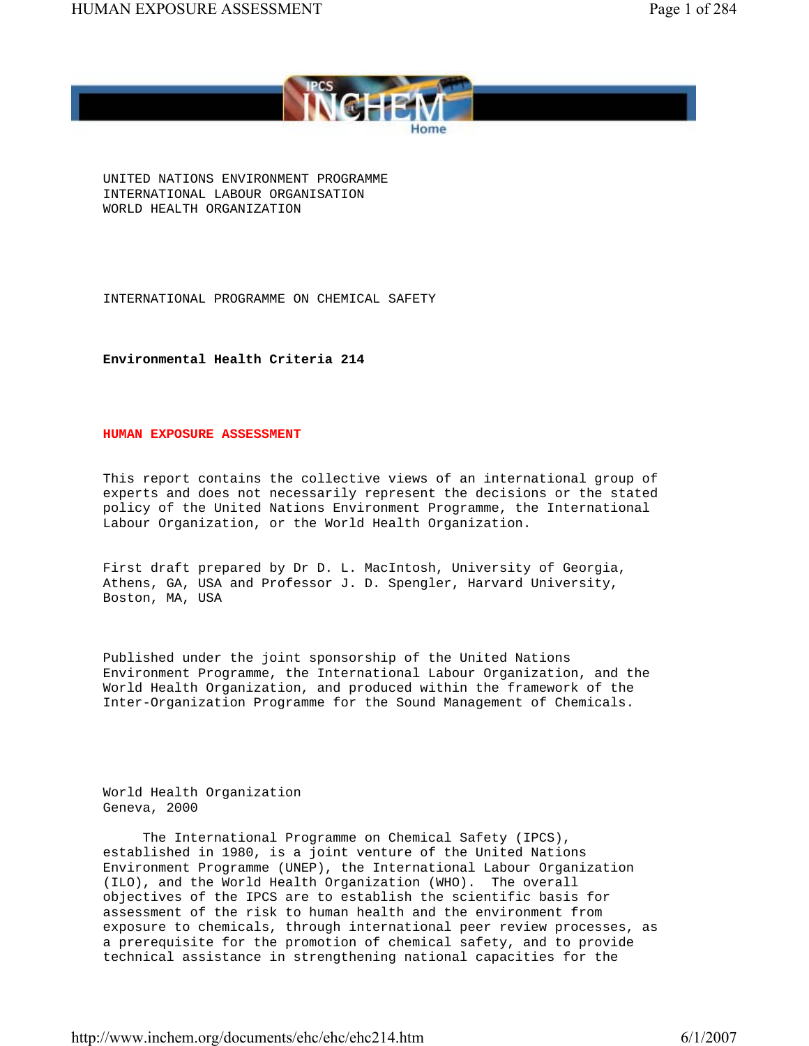UNITED NATIONS ENVIRONMENT PROGRAMME
INTERNATIONAL LABOUR ORGANISATION
WORLD HEALTH ORGANIZATION

INTERNATIONAL PROGRAMME ON CHEMICAL SAFETY

**Environmental Health Criteria 214**

# HUMAN EXPOSURE ASSESSMENT

This report contains the collective views of an international group of experts and does not necessarily represent the decisions or the stated policy of the United Nations Environment Programme, the International Labour Organization, or the World Health Organization.

First draft prepared by Dr D. L. MacIntosh, University of Georgia, Athens, GA, USA and Professor J. D. Spengler, Harvard University, Boston, MA, USA

Published under the joint sponsorship of the United Nations Environment Programme, the International Labour Organization, and the World Health Organization, and produced within the framework of the Inter-Organization Programme for the Sound Management of Chemicals.

World Health Organization
Geneva, 2000

The International Programme on Chemical Safety (IPCS), established in 1980, is a joint venture of the United Nations Environment Programme (UNEP), the International Labour Organization (ILO), and the World Health Organization (WHO). The overall objectives of the IPCS are to establish the scientific basis for assessment of the risk to human health and the environment from exposure to chemicals, through international peer review processes, as a prerequisite for the promotion of chemical safety, and to provide technical assistance in strengthening national capacities for the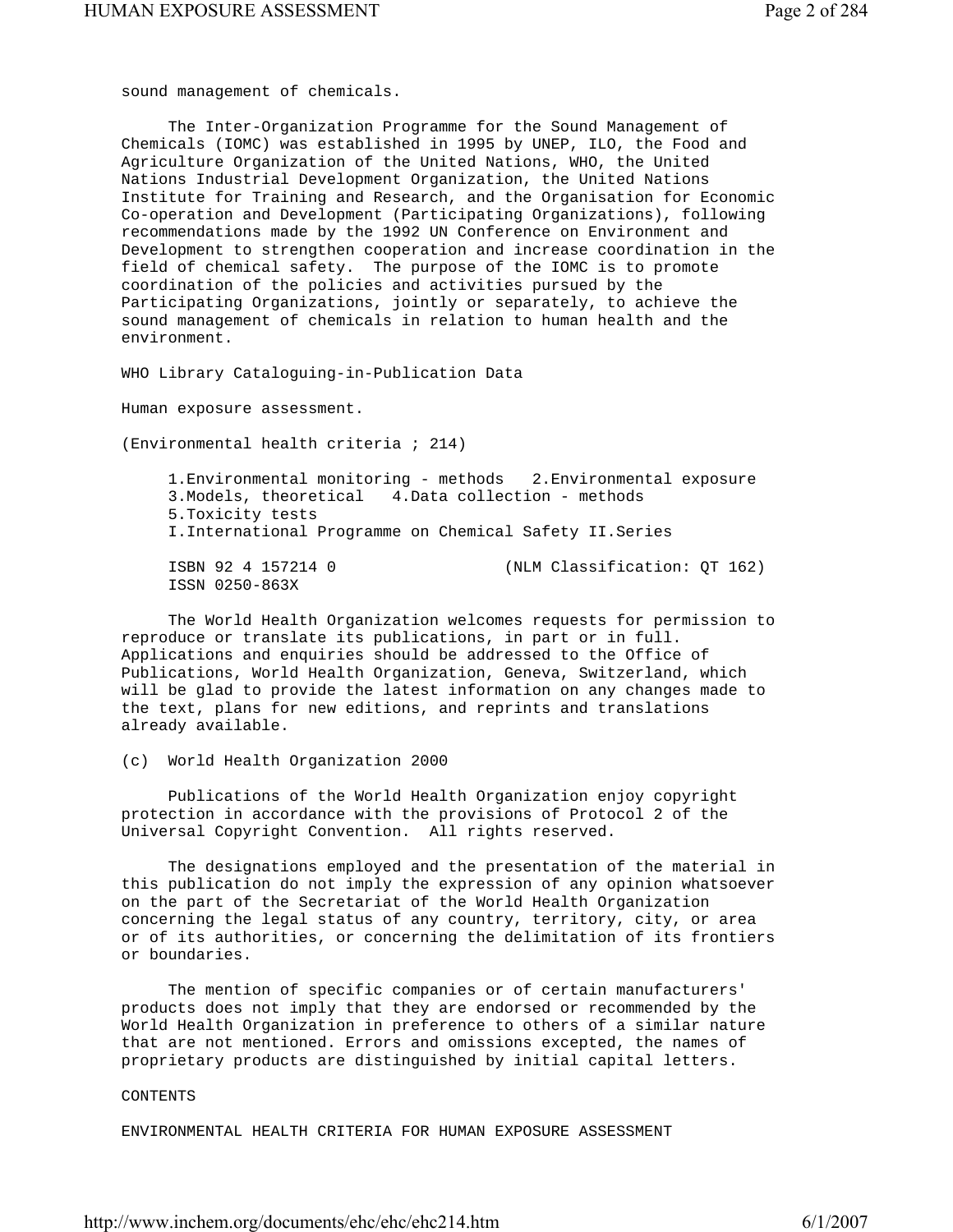sound management of chemicals.

The Inter-Organization Programme for the Sound Management of Chemicals (IOMC) was established in 1995 by UNEP, ILO, the Food and Agriculture Organization of the United Nations, WHO, the United Nations Industrial Development Organization, the United Nations Institute for Training and Research, and the Organisation for Economic Co-operation and Development (Participating Organizations), following recommendations made by the 1992 UN Conference on Environment and Development to strengthen cooperation and increase coordination in the field of chemical safety. The purpose of the IOMC is to promote coordination of the policies and activities pursued by the Participating Organizations, jointly or separately, to achieve the sound management of chemicals in relation to human health and the environment.

WHO Library Cataloguing-in-Publication Data

Human exposure assessment.

(Environmental health criteria ; 214)

1.Environmental monitoring - methods 2.Environmental exposure
3.Models, theoretical 4.Data collection - methods
5.Toxicity tests
I.International Programme on Chemical Safety II.Series

ISBN 92 4 157214 0 (NLM Classification: QT 162)
ISSN 0250-863X

The World Health Organization welcomes requests for permission to reproduce or translate its publications, in part or in full. Applications and enquiries should be addressed to the Office of Publications, World Health Organization, Geneva, Switzerland, which will be glad to provide the latest information on any changes made to the text, plans for new editions, and reprints and translations already available.

(c) World Health Organization 2000

Publications of the World Health Organization enjoy copyright protection in accordance with the provisions of Protocol 2 of the Universal Copyright Convention. All rights reserved.

The designations employed and the presentation of the material in this publication do not imply the expression of any opinion whatsoever on the part of the Secretariat of the World Health Organization concerning the legal status of any country, territory, city, or area or of its authorities, or concerning the delimitation of its frontiers or boundaries.

The mention of specific companies or of certain manufacturers' products does not imply that they are endorsed or recommended by the World Health Organization in preference to others of a similar nature that are not mentioned. Errors and omissions excepted, the names of proprietary products are distinguished by initial capital letters.

CONTENTS

ENVIRONMENTAL HEALTH CRITERIA FOR HUMAN EXPOSURE ASSESSMENT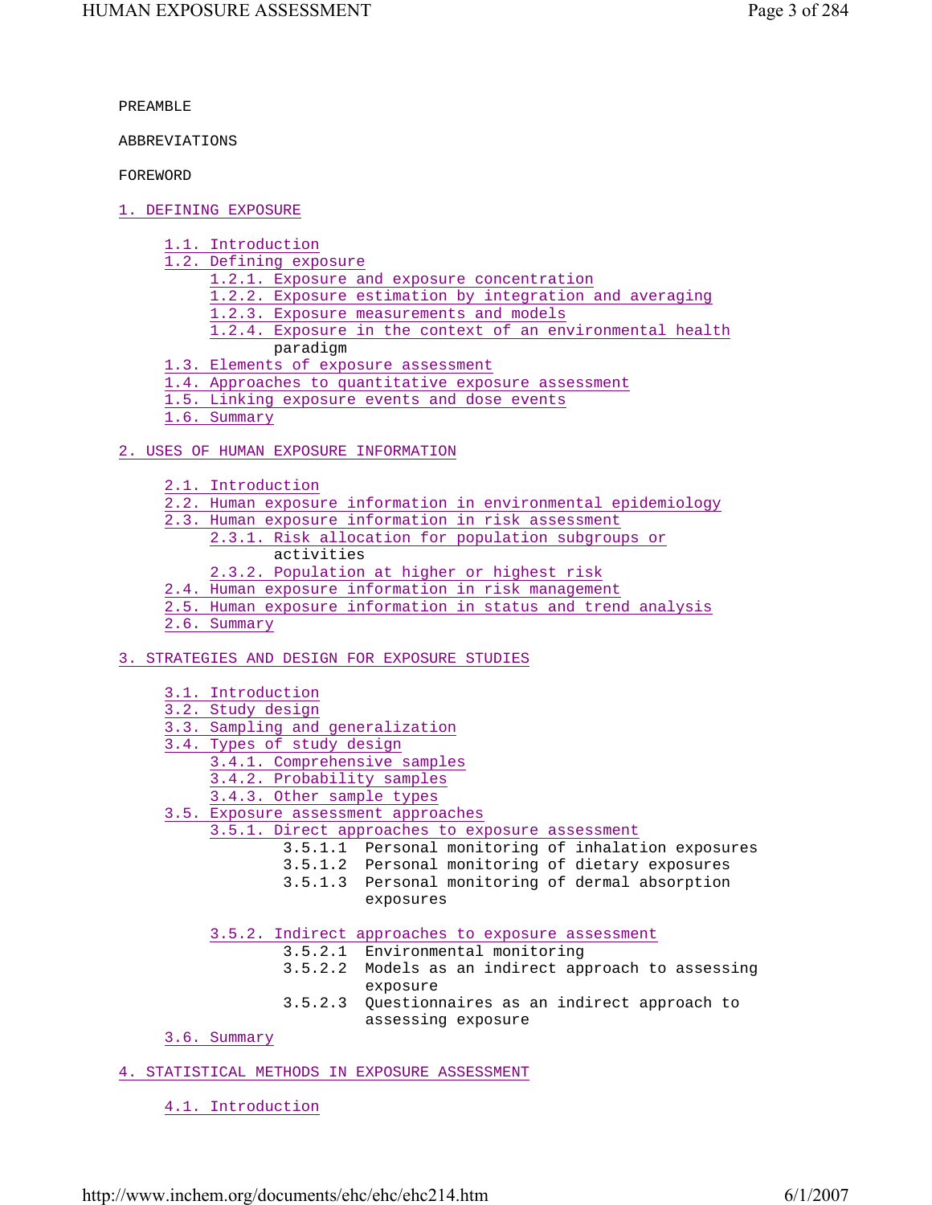PREAMBLE

ABBREVIATIONS

FOREWORD

1. DEFINING EXPOSURE

- 1.1. Introduction
- 1.2. Defining exposure
  - 1.2.1. Exposure and exposure concentration
  - 1.2.2. Exposure estimation by integration and averaging
  - 1.2.3. Exposure measurements and models
  - 1.2.4. Exposure in the context of an environmental health paradigm
- 1.3. Elements of exposure assessment
- 1.4. Approaches to quantitative exposure assessment
- 1.5. Linking exposure events and dose events
- 1.6. Summary

2. USES OF HUMAN EXPOSURE INFORMATION

- 2.1. Introduction
- 2.2. Human exposure information in environmental epidemiology
- 2.3. Human exposure information in risk assessment
  - 2.3.1. Risk allocation for population subgroups or activities
  - 2.3.2. Population at higher or highest risk
- 2.4. Human exposure information in risk management
- 2.5. Human exposure information in status and trend analysis
- 2.6. Summary

3. STRATEGIES AND DESIGN FOR EXPOSURE STUDIES

- 3.1. Introduction
- 3.2. Study design
- 3.3. Sampling and generalization
- 3.4. Types of study design
  - 3.4.1. Comprehensive samples
  - 3.4.2. Probability samples
  - 3.4.3. Other sample types
- 3.5. Exposure assessment approaches
  - 3.5.1. Direct approaches to exposure assessment
    - 3.5.1.1 Personal monitoring of inhalation exposures
    - 3.5.1.2 Personal monitoring of dietary exposures
    - 3.5.1.3 Personal monitoring of dermal absorption exposures
  - 3.5.2. Indirect approaches to exposure assessment
    - 3.5.2.1 Environmental monitoring
    - 3.5.2.2 Models as an indirect approach to assessing exposure
    - 3.5.2.3 Questionnaires as an indirect approach to assessing exposure
- 3.6. Summary

4. STATISTICAL METHODS IN EXPOSURE ASSESSMENT

- 4.1. Introduction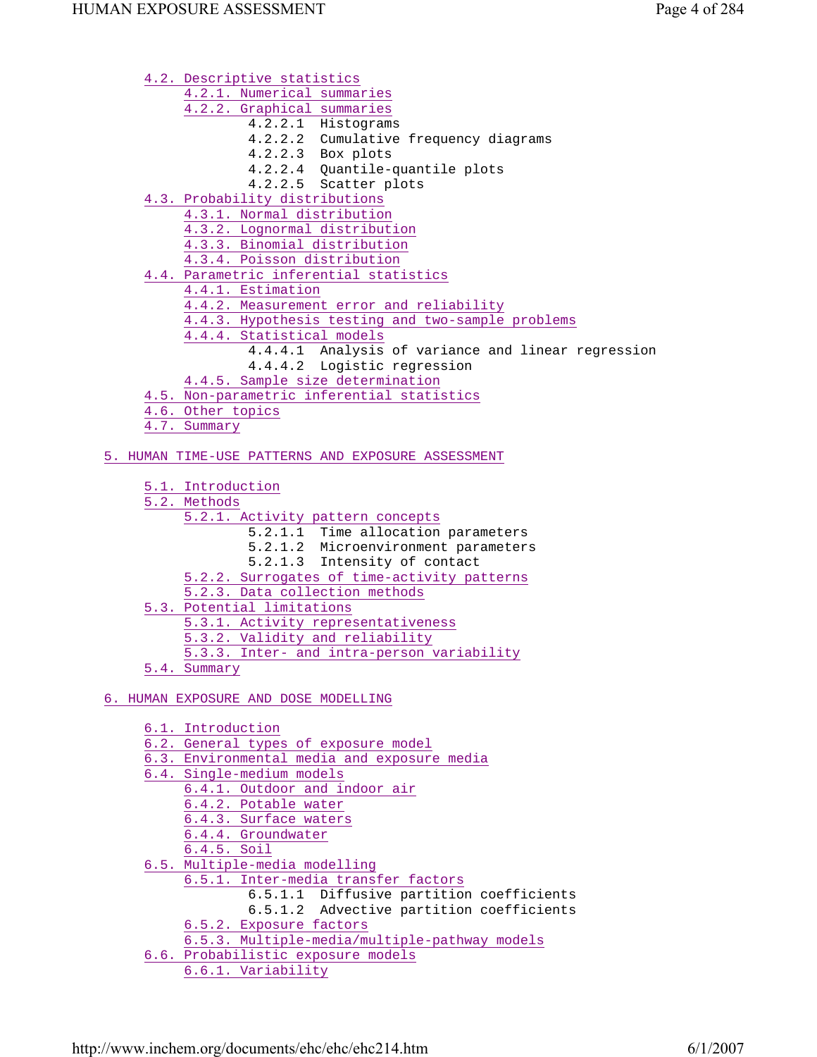- 4.2. Descriptive statistics
  - 4.2.1. Numerical summaries
  - 4.2.2. Graphical summaries
    - 4.2.2.1 Histograms
    - 4.2.2.2 Cumulative frequency diagrams
    - 4.2.2.3 Box plots
    - 4.2.2.4 Quantile-quantile plots
    - 4.2.2.5 Scatter plots
- 4.3. Probability distributions
  - 4.3.1. Normal distribution
  - 4.3.2. Lognormal distribution
  - 4.3.3. Binomial distribution
  - 4.3.4. Poisson distribution
- 4.4. Parametric inferential statistics
  - 4.4.1. Estimation
  - 4.4.2. Measurement error and reliability
  - 4.4.3. Hypothesis testing and two-sample problems
  - 4.4.4. Statistical models
    - 4.4.4.1 Analysis of variance and linear regression
    - 4.4.4.2 Logistic regression
  - 4.4.5. Sample size determination
- 4.5. Non-parametric inferential statistics
- 4.6. Other topics
- 4.7. Summary

5. HUMAN TIME-USE PATTERNS AND EXPOSURE ASSESSMENT

- 5.1. Introduction
- 5.2. Methods
  - 5.2.1. Activity pattern concepts
    - 5.2.1.1 Time allocation parameters
    - 5.2.1.2 Microenvironment parameters
    - 5.2.1.3 Intensity of contact
  - 5.2.2. Surrogates of time-activity patterns
  - 5.2.3. Data collection methods
- 5.3. Potential limitations
  - 5.3.1. Activity representativeness
  - 5.3.2. Validity and reliability
  - 5.3.3. Inter- and intra-person variability
- 5.4. Summary

6. HUMAN EXPOSURE AND DOSE MODELLING

- 6.1. Introduction
- 6.2. General types of exposure model
- 6.3. Environmental media and exposure media
- 6.4. Single-medium models
  - 6.4.1. Outdoor and indoor air
  - 6.4.2. Potable water
  - 6.4.3. Surface waters
  - 6.4.4. Groundwater
  - 6.4.5. Soil
- 6.5. Multiple-media modelling
  - 6.5.1. Inter-media transfer factors
    - 6.5.1.1 Diffusive partition coefficients
    - 6.5.1.2 Advective partition coefficients
  - 6.5.2. Exposure factors
  - 6.5.3. Multiple-media/multiple-pathway models
- 6.6. Probabilistic exposure models
  - 6.6.1. Variability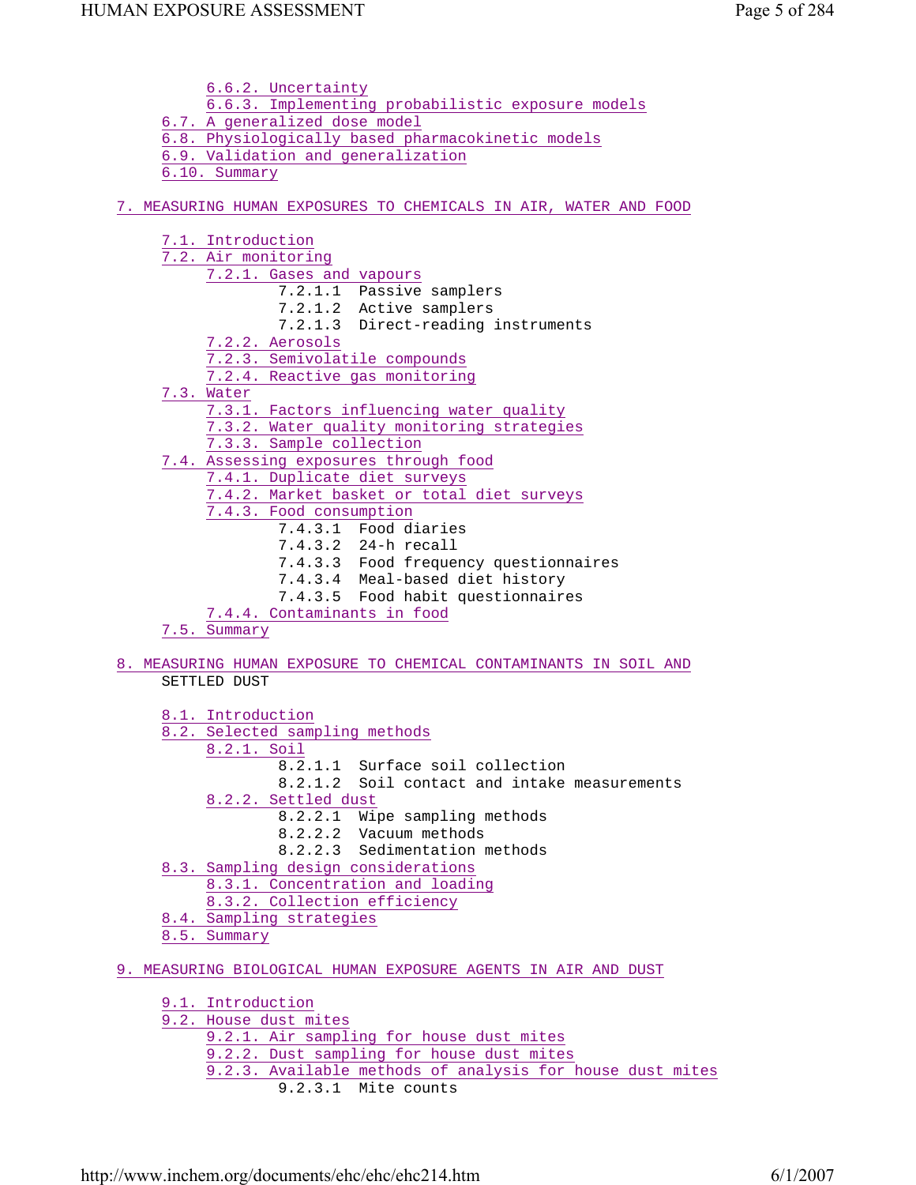- 6.6.2. Uncertainty
- 6.6.3. Implementing probabilistic exposure models
- 6.7. A generalized dose model
- 6.8. Physiologically based pharmacokinetic models
- 6.9. Validation and generalization
- 6.10. Summary

7. MEASURING HUMAN EXPOSURES TO CHEMICALS IN AIR, WATER AND FOOD

- 7.1. Introduction
- 7.2. Air monitoring
  - 7.2.1. Gases and vapours
    - 7.2.1.1 Passive samplers
    - 7.2.1.2 Active samplers
    - 7.2.1.3 Direct-reading instruments
  - 7.2.2. Aerosols
  - 7.2.3. Semivolatile compounds
  - 7.2.4. Reactive gas monitoring
- 7.3. Water
  - 7.3.1. Factors influencing water quality
  - 7.3.2. Water quality monitoring strategies
  - 7.3.3. Sample collection
- 7.4. Assessing exposures through food
  - 7.4.1. Duplicate diet surveys
  - 7.4.2. Market basket or total diet surveys
  - 7.4.3. Food consumption
    - 7.4.3.1 Food diaries
    - 7.4.3.2 24-h recall
    - 7.4.3.3 Food frequency questionnaires
    - 7.4.3.4 Meal-based diet history
    - 7.4.3.5 Food habit questionnaires
  - 7.4.4. Contaminants in food
- 7.5. Summary

8. MEASURING HUMAN EXPOSURE TO CHEMICAL CONTAMINANTS IN SOIL AND SETTLED DUST

- 8.1. Introduction
- 8.2. Selected sampling methods
  - 8.2.1. Soil
    - 8.2.1.1 Surface soil collection
    - 8.2.1.2 Soil contact and intake measurements
  - 8.2.2. Settled dust
    - 8.2.2.1 Wipe sampling methods
    - 8.2.2.2 Vacuum methods
    - 8.2.2.3 Sedimentation methods
- 8.3. Sampling design considerations
  - 8.3.1. Concentration and loading
  - 8.3.2. Collection efficiency
- 8.4. Sampling strategies
- 8.5. Summary

9. MEASURING BIOLOGICAL HUMAN EXPOSURE AGENTS IN AIR AND DUST

- 9.1. Introduction
- 9.2. House dust mites
  - 9.2.1. Air sampling for house dust mites
  - 9.2.2. Dust sampling for house dust mites
  - 9.2.3. Available methods of analysis for house dust mites
    - 9.2.3.1 Mite counts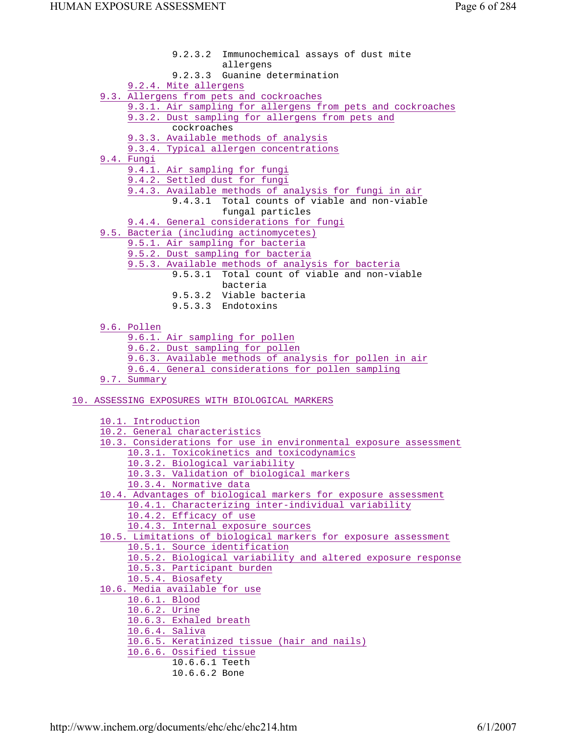- 9.2.3.2 Immunochemical assays of dust mite allergens
- 9.2.3.3 Guanine determination
- 9.2.4. Mite allergens
- 9.3. Allergens from pets and cockroaches
  - 9.3.1. Air sampling for allergens from pets and cockroaches
  - 9.3.2. Dust sampling for allergens from pets and cockroaches
  - 9.3.3. Available methods of analysis
  - 9.3.4. Typical allergen concentrations
- 9.4. Fungi
  - 9.4.1. Air sampling for fungi
  - 9.4.2. Settled dust for fungi
  - 9.4.3. Available methods of analysis for fungi in air
    - 9.4.3.1 Total counts of viable and non-viable fungal particles
  - 9.4.4. General considerations for fungi
- 9.5. Bacteria (including actinomycetes)
  - 9.5.1. Air sampling for bacteria
  - 9.5.2. Dust sampling for bacteria
  - 9.5.3. Available methods of analysis for bacteria
    - 9.5.3.1 Total count of viable and non-viable bacteria
    - 9.5.3.2 Viable bacteria
    - 9.5.3.3 Endotoxins
- 9.6. Pollen
  - 9.6.1. Air sampling for pollen
  - 9.6.2. Dust sampling for pollen
  - 9.6.3. Available methods of analysis for pollen in air
  - 9.6.4. General considerations for pollen sampling
- 9.7. Summary

10. ASSESSING EXPOSURES WITH BIOLOGICAL MARKERS

- 10.1. Introduction
- 10.2. General characteristics
- 10.3. Considerations for use in environmental exposure assessment
  - 10.3.1. Toxicokinetics and toxicodynamics
  - 10.3.2. Biological variability
  - 10.3.3. Validation of biological markers
  - 10.3.4. Normative data
- 10.4. Advantages of biological markers for exposure assessment
  - 10.4.1. Characterizing inter-individual variability
  - 10.4.2. Efficacy of use
  - 10.4.3. Internal exposure sources
- 10.5. Limitations of biological markers for exposure assessment
  - 10.5.1. Source identification
  - 10.5.2. Biological variability and altered exposure response
  - 10.5.3. Participant burden
  - 10.5.4. Biosafety
- 10.6. Media available for use
  - 10.6.1. Blood
  - 10.6.2. Urine
  - 10.6.3. Exhaled breath
  - 10.6.4. Saliva
  - 10.6.5. Keratinized tissue (hair and nails)
  - 10.6.6. Ossified tissue
    - 10.6.6.1 Teeth
    - 10.6.6.2 Bone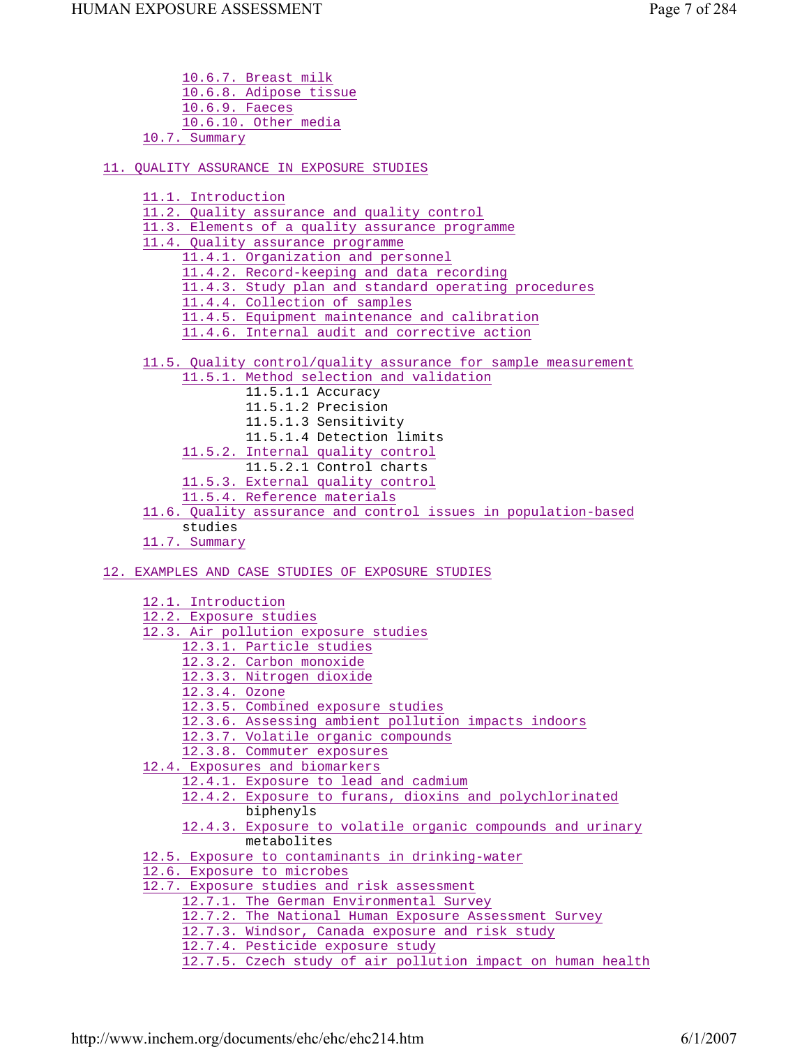- 10.6.7. Breast milk
- 10.6.8. Adipose tissue
- 10.6.9. Faeces
- 10.6.10. Other media
- 10.7. Summary

11. QUALITY ASSURANCE IN EXPOSURE STUDIES

- 11.1. Introduction
- 11.2. Quality assurance and quality control
- 11.3. Elements of a quality assurance programme
- 11.4. Quality assurance programme
  - 11.4.1. Organization and personnel
  - 11.4.2. Record-keeping and data recording
  - 11.4.3. Study plan and standard operating procedures
  - 11.4.4. Collection of samples
  - 11.4.5. Equipment maintenance and calibration
  - 11.4.6. Internal audit and corrective action
- 11.5. Quality control/quality assurance for sample measurement
  - 11.5.1. Method selection and validation
    - 11.5.1.1 Accuracy
    - 11.5.1.2 Precision
    - 11.5.1.3 Sensitivity
    - 11.5.1.4 Detection limits
  - 11.5.2. Internal quality control
    - 11.5.2.1 Control charts
  - 11.5.3. External quality control
  - 11.5.4. Reference materials
- 11.6. Quality assurance and control issues in population-based studies
- 11.7. Summary

12. EXAMPLES AND CASE STUDIES OF EXPOSURE STUDIES

- 12.1. Introduction
- 12.2. Exposure studies
- 12.3. Air pollution exposure studies
  - 12.3.1. Particle studies
  - 12.3.2. Carbon monoxide
  - 12.3.3. Nitrogen dioxide
  - 12.3.4. Ozone
  - 12.3.5. Combined exposure studies
  - 12.3.6. Assessing ambient pollution impacts indoors
  - 12.3.7. Volatile organic compounds
  - 12.3.8. Commuter exposures
- 12.4. Exposures and biomarkers
  - 12.4.1. Exposure to lead and cadmium
  - 12.4.2. Exposure to furans, dioxins and polychlorinated biphenyls
  - 12.4.3. Exposure to volatile organic compounds and urinary metabolites
- 12.5. Exposure to contaminants in drinking-water
- 12.6. Exposure to microbes
- 12.7. Exposure studies and risk assessment
  - 12.7.1. The German Environmental Survey
  - 12.7.2. The National Human Exposure Assessment Survey
  - 12.7.3. Windsor, Canada exposure and risk study
  - 12.7.4. Pesticide exposure study
  - 12.7.5. Czech study of air pollution impact on human health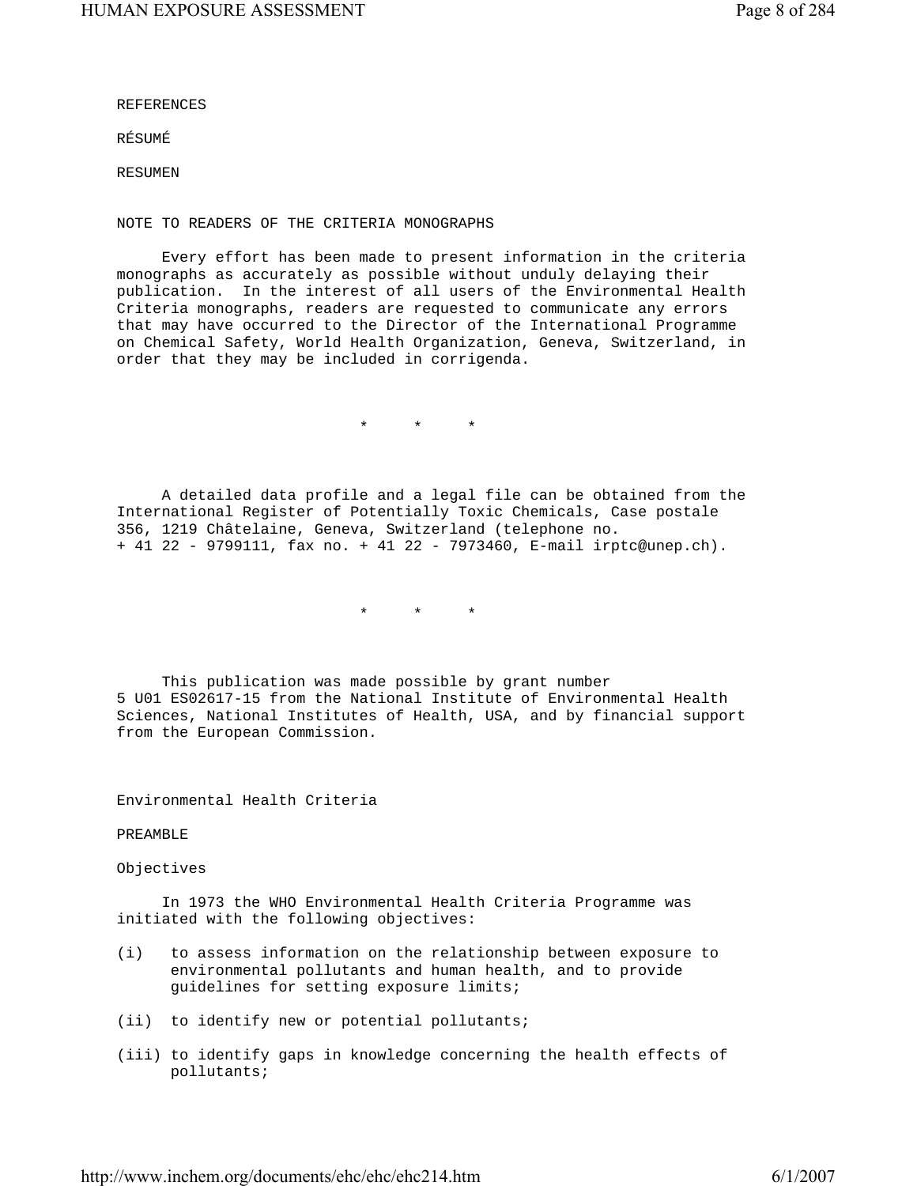REFERENCES

RÉSUMÉ

RESUMEN

NOTE TO READERS OF THE CRITERIA MONOGRAPHS

Every effort has been made to present information in the criteria monographs as accurately as possible without unduly delaying their publication. In the interest of all users of the Environmental Health Criteria monographs, readers are requested to communicate any errors that may have occurred to the Director of the International Programme on Chemical Safety, World Health Organization, Geneva, Switzerland, in order that they may be included in corrigenda.

\*   \*   \*

A detailed data profile and a legal file can be obtained from the International Register of Potentially Toxic Chemicals, Case postale 356, 1219 Châtelaine, Geneva, Switzerland (telephone no. + 41 22 - 9799111, fax no. + 41 22 - 7973460, E-mail irptc@unep.ch).

\*   \*   \*

This publication was made possible by grant number 5 U01 ES02617-15 from the National Institute of Environmental Health Sciences, National Institutes of Health, USA, and by financial support from the European Commission.

Environmental Health Criteria

PREAMBLE

Objectives

In 1973 the WHO Environmental Health Criteria Programme was initiated with the following objectives:

(i) to assess information on the relationship between exposure to environmental pollutants and human health, and to provide guidelines for setting exposure limits;

(ii) to identify new or potential pollutants;

(iii) to identify gaps in knowledge concerning the health effects of pollutants;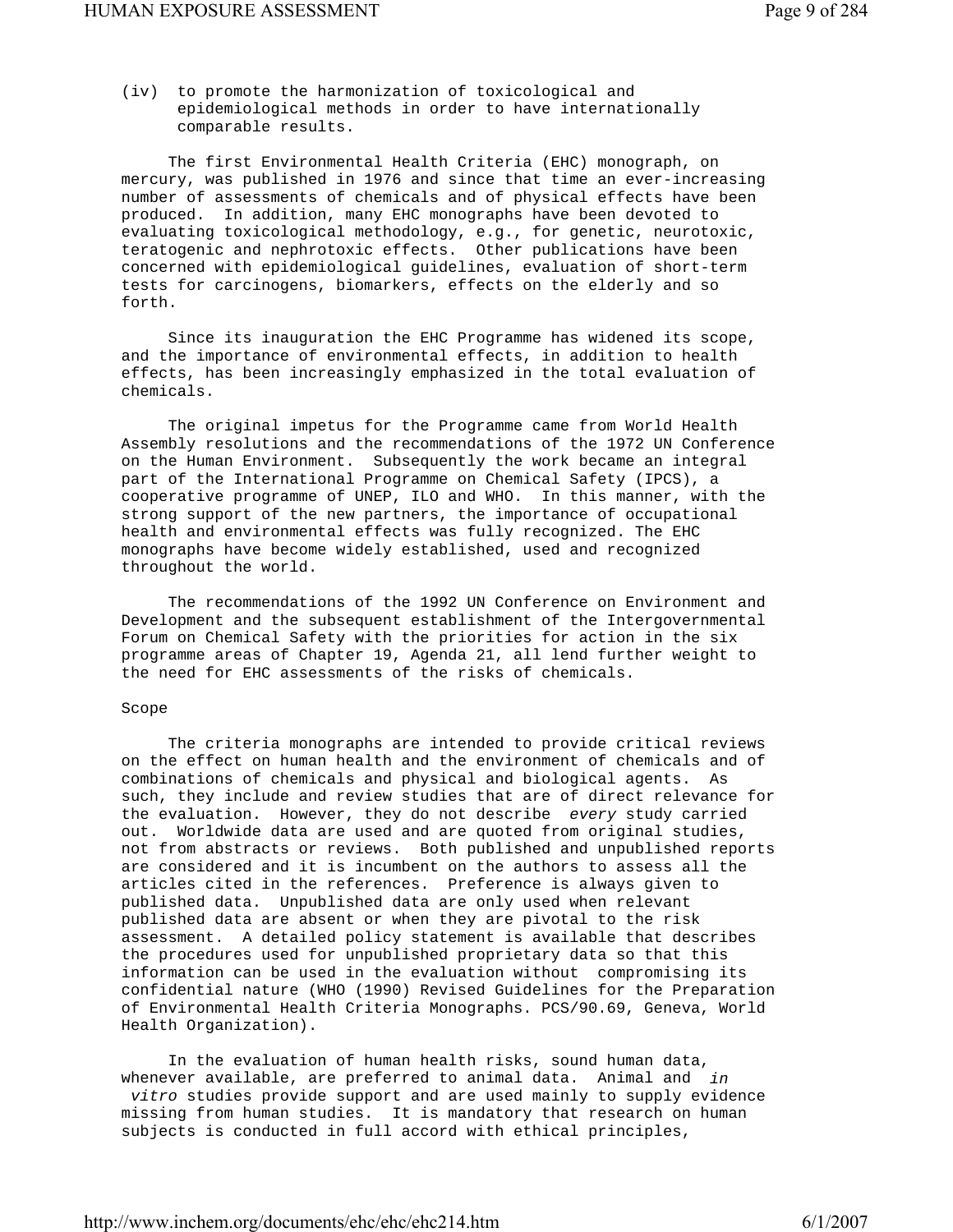(iv) to promote the harmonization of toxicological and epidemiological methods in order to have internationally comparable results.

The first Environmental Health Criteria (EHC) monograph, on mercury, was published in 1976 and since that time an ever-increasing number of assessments of chemicals and of physical effects have been produced. In addition, many EHC monographs have been devoted to evaluating toxicological methodology, e.g., for genetic, neurotoxic, teratogenic and nephrotoxic effects. Other publications have been concerned with epidemiological guidelines, evaluation of short-term tests for carcinogens, biomarkers, effects on the elderly and so forth.

Since its inauguration the EHC Programme has widened its scope, and the importance of environmental effects, in addition to health effects, has been increasingly emphasized in the total evaluation of chemicals.

The original impetus for the Programme came from World Health Assembly resolutions and the recommendations of the 1972 UN Conference on the Human Environment. Subsequently the work became an integral part of the International Programme on Chemical Safety (IPCS), a cooperative programme of UNEP, ILO and WHO. In this manner, with the strong support of the new partners, the importance of occupational health and environmental effects was fully recognized. The EHC monographs have become widely established, used and recognized throughout the world.

The recommendations of the 1992 UN Conference on Environment and Development and the subsequent establishment of the Intergovernmental Forum on Chemical Safety with the priorities for action in the six programme areas of Chapter 19, Agenda 21, all lend further weight to the need for EHC assessments of the risks of chemicals.

## Scope

The criteria monographs are intended to provide critical reviews on the effect on human health and the environment of chemicals and of combinations of chemicals and physical and biological agents. As such, they include and review studies that are of direct relevance for the evaluation. However, they do not describe *every* study carried out. Worldwide data are used and are quoted from original studies, not from abstracts or reviews. Both published and unpublished reports are considered and it is incumbent on the authors to assess all the articles cited in the references. Preference is always given to published data. Unpublished data are only used when relevant published data are absent or when they are pivotal to the risk assessment. A detailed policy statement is available that describes the procedures used for unpublished proprietary data so that this information can be used in the evaluation without compromising its confidential nature (WHO (1990) Revised Guidelines for the Preparation of Environmental Health Criteria Monographs. PCS/90.69, Geneva, World Health Organization).

In the evaluation of human health risks, sound human data, whenever available, are preferred to animal data. Animal and *in vitro* studies provide support and are used mainly to supply evidence missing from human studies. It is mandatory that research on human subjects is conducted in full accord with ethical principles,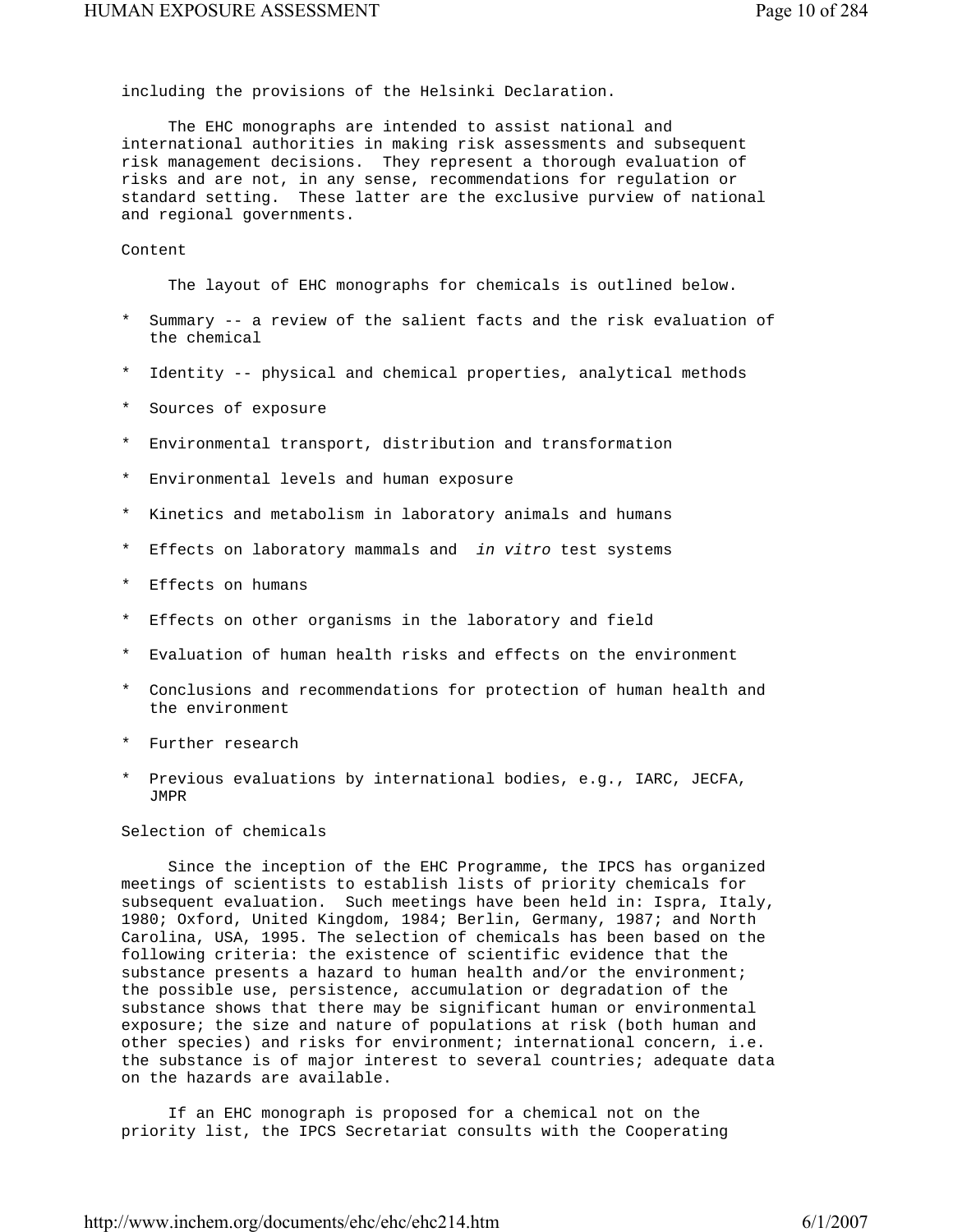including the provisions of the Helsinki Declaration.

The EHC monographs are intended to assist national and international authorities in making risk assessments and subsequent risk management decisions. They represent a thorough evaluation of risks and are not, in any sense, recommendations for regulation or standard setting. These latter are the exclusive purview of national and regional governments.

## Content

The layout of EHC monographs for chemicals is outlined below.

* Summary -- a review of the salient facts and the risk evaluation of the chemical
* Identity -- physical and chemical properties, analytical methods
* Sources of exposure
* Environmental transport, distribution and transformation
* Environmental levels and human exposure
* Kinetics and metabolism in laboratory animals and humans
* Effects on laboratory mammals and *in vitro* test systems
* Effects on humans
* Effects on other organisms in the laboratory and field
* Evaluation of human health risks and effects on the environment
* Conclusions and recommendations for protection of human health and the environment
* Further research
* Previous evaluations by international bodies, e.g., IARC, JECFA, JMPR

## Selection of chemicals

Since the inception of the EHC Programme, the IPCS has organized meetings of scientists to establish lists of priority chemicals for subsequent evaluation. Such meetings have been held in: Ispra, Italy, 1980; Oxford, United Kingdom, 1984; Berlin, Germany, 1987; and North Carolina, USA, 1995. The selection of chemicals has been based on the following criteria: the existence of scientific evidence that the substance presents a hazard to human health and/or the environment; the possible use, persistence, accumulation or degradation of the substance shows that there may be significant human or environmental exposure; the size and nature of populations at risk (both human and other species) and risks for environment; international concern, i.e. the substance is of major interest to several countries; adequate data on the hazards are available.

If an EHC monograph is proposed for a chemical not on the priority list, the IPCS Secretariat consults with the Cooperating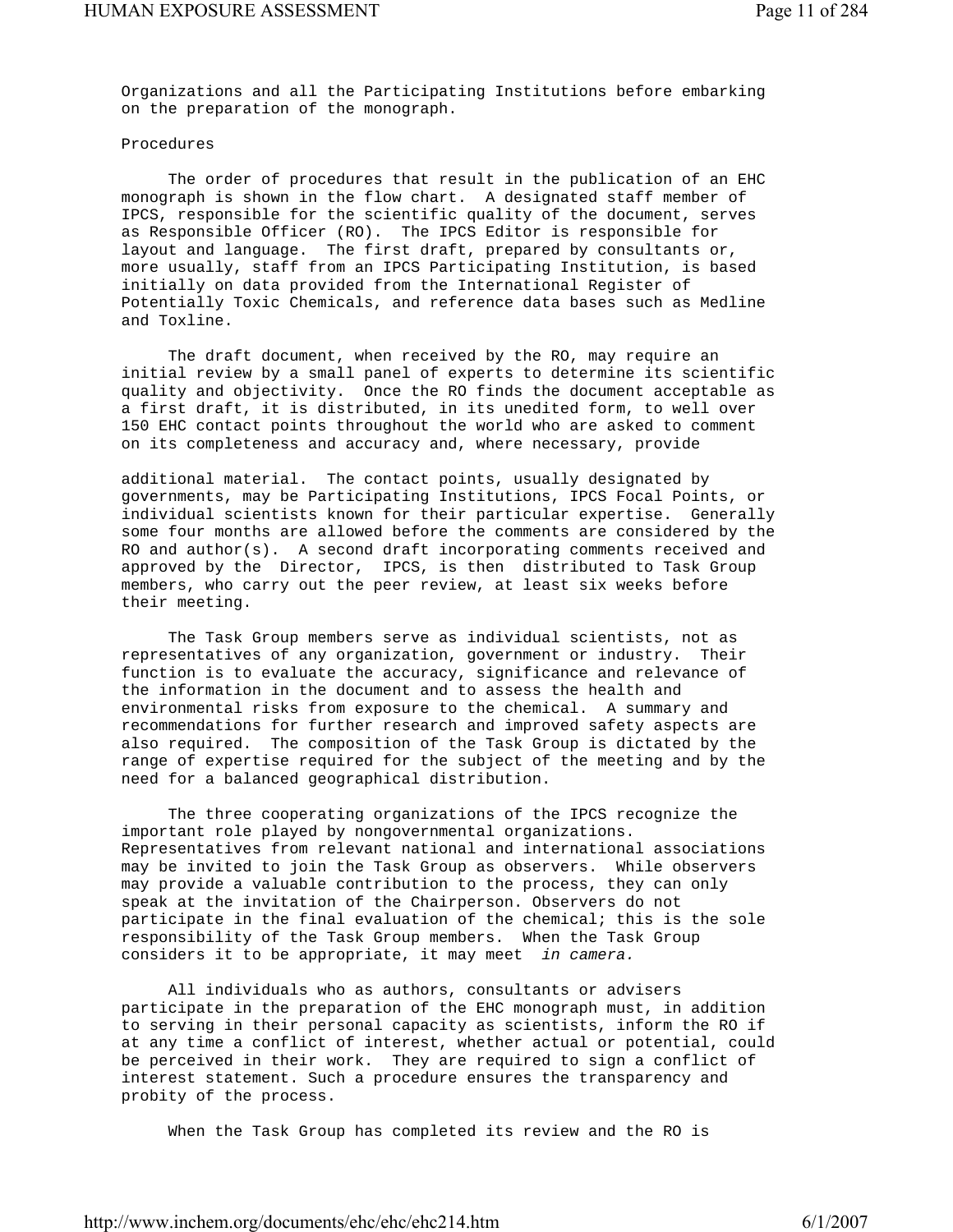Organizations and all the Participating Institutions before embarking on the preparation of the monograph.

## Procedures

The order of procedures that result in the publication of an EHC monograph is shown in the flow chart. A designated staff member of IPCS, responsible for the scientific quality of the document, serves as Responsible Officer (RO). The IPCS Editor is responsible for layout and language. The first draft, prepared by consultants or, more usually, staff from an IPCS Participating Institution, is based initially on data provided from the International Register of Potentially Toxic Chemicals, and reference data bases such as Medline and Toxline.

The draft document, when received by the RO, may require an initial review by a small panel of experts to determine its scientific quality and objectivity. Once the RO finds the document acceptable as a first draft, it is distributed, in its unedited form, to well over 150 EHC contact points throughout the world who are asked to comment on its completeness and accuracy and, where necessary, provide additional material. The contact points, usually designated by governments, may be Participating Institutions, IPCS Focal Points, or individual scientists known for their particular expertise. Generally some four months are allowed before the comments are considered by the RO and author(s). A second draft incorporating comments received and approved by the Director, IPCS, is then distributed to Task Group members, who carry out the peer review, at least six weeks before their meeting.

The Task Group members serve as individual scientists, not as representatives of any organization, government or industry. Their function is to evaluate the accuracy, significance and relevance of the information in the document and to assess the health and environmental risks from exposure to the chemical. A summary and recommendations for further research and improved safety aspects are also required. The composition of the Task Group is dictated by the range of expertise required for the subject of the meeting and by the need for a balanced geographical distribution.

The three cooperating organizations of the IPCS recognize the important role played by nongovernmental organizations. Representatives from relevant national and international associations may be invited to join the Task Group as observers. While observers may provide a valuable contribution to the process, they can only speak at the invitation of the Chairperson. Observers do not participate in the final evaluation of the chemical; this is the sole responsibility of the Task Group members. When the Task Group considers it to be appropriate, it may meet *in camera.*

All individuals who as authors, consultants or advisers participate in the preparation of the EHC monograph must, in addition to serving in their personal capacity as scientists, inform the RO if at any time a conflict of interest, whether actual or potential, could be perceived in their work. They are required to sign a conflict of interest statement. Such a procedure ensures the transparency and probity of the process.

When the Task Group has completed its review and the RO is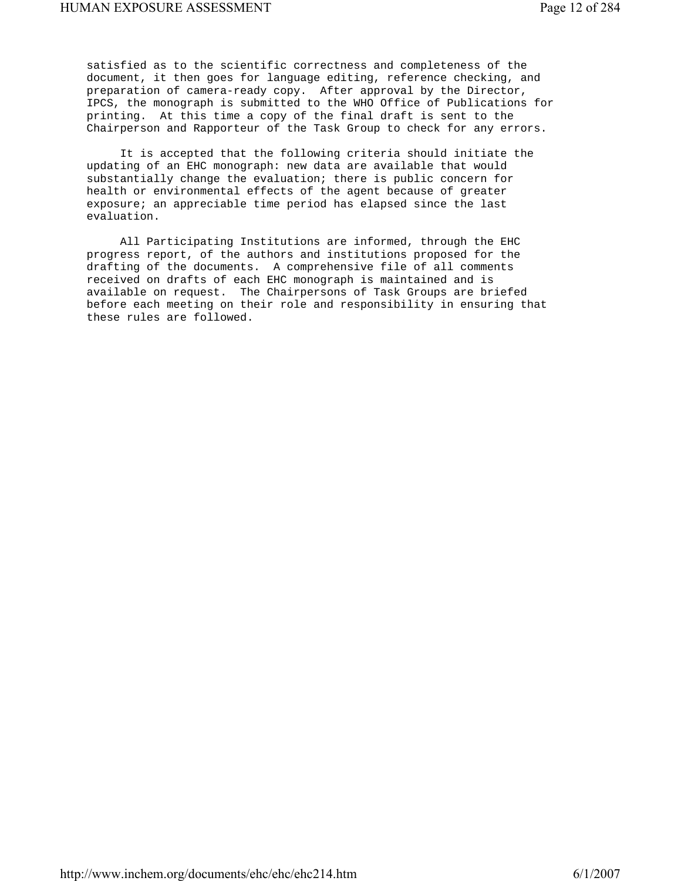satisfied as to the scientific correctness and completeness of the document, it then goes for language editing, reference checking, and preparation of camera-ready copy. After approval by the Director, IPCS, the monograph is submitted to the WHO Office of Publications for printing. At this time a copy of the final draft is sent to the Chairperson and Rapporteur of the Task Group to check for any errors.

It is accepted that the following criteria should initiate the updating of an EHC monograph: new data are available that would substantially change the evaluation; there is public concern for health or environmental effects of the agent because of greater exposure; an appreciable time period has elapsed since the last evaluation.

All Participating Institutions are informed, through the EHC progress report, of the authors and institutions proposed for the drafting of the documents. A comprehensive file of all comments received on drafts of each EHC monograph is maintained and is available on request. The Chairpersons of Task Groups are briefed before each meeting on their role and responsibility in ensuring that these rules are followed.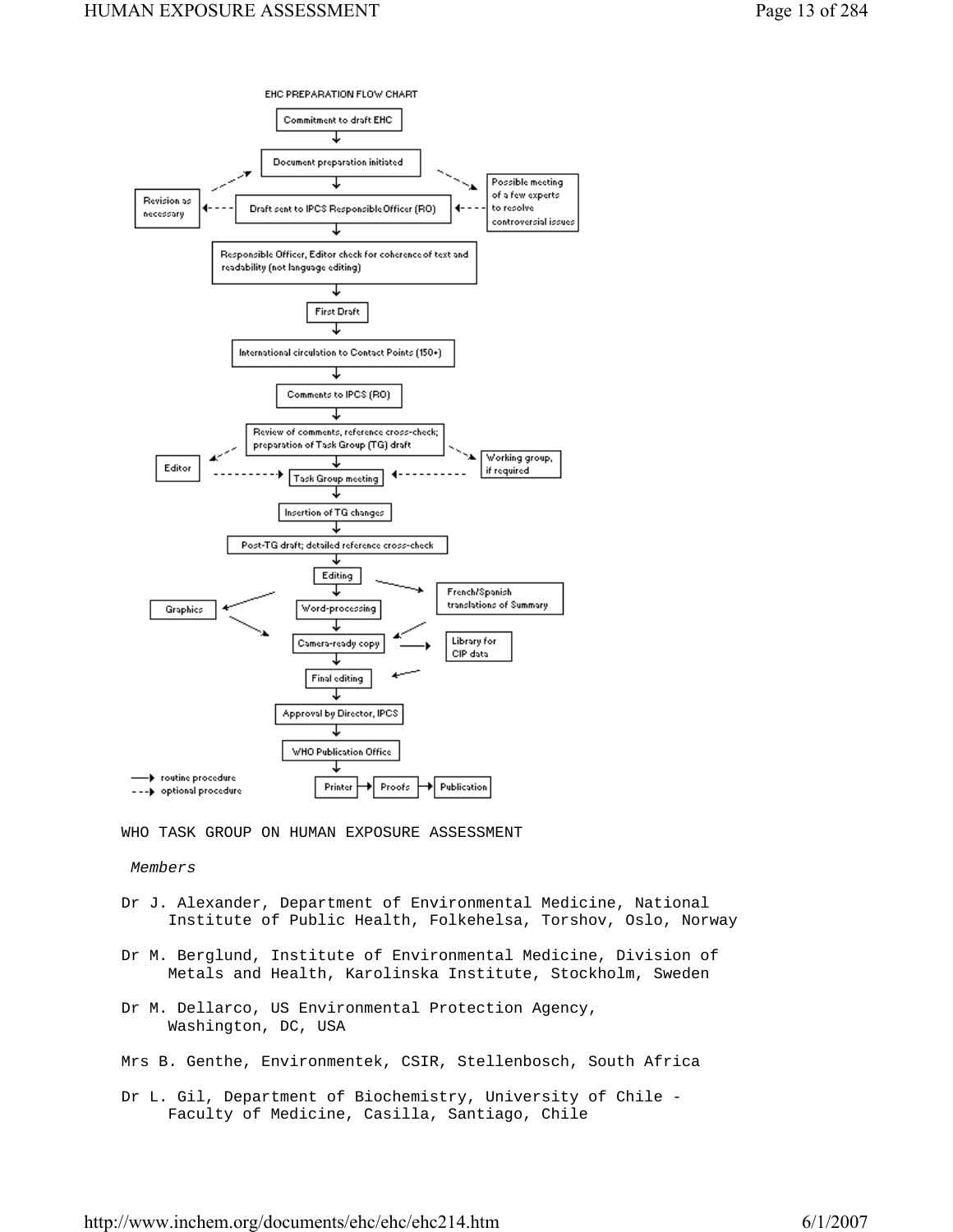EHC PREPARATION FLOW CHART

- Commitment to draft EHC
- Document preparation initiated
- Draft sent to IPCS Responsible Officer (RO)
  - Revision as necessary
  - Possible meeting of a few experts to resolve controversial issues
- Responsible Officer, Editor check for coherence of text and readability (not language editing)
- First Draft
- International circulation to Contact Points (150+)
- Comments to IPCS (RO)
- Review of comments, reference cross-check; preparation of Task Group (TG) draft
  - Editor
  - Working group, if required
- Task Group meeting
- Insertion of TG changes
- Post-TG draft; detailed reference cross-check
- Editing
  - French/Spanish translations of Summary
- Word-processing
  - Graphics
- Camera-ready copy
  - Library for CIP data
- Final editing
- Approval by Director, IPCS
- WHO Publication Office
- Printer → Proofs → Publication

→ routine procedure
- - -→ optional procedure

WHO TASK GROUP ON HUMAN EXPOSURE ASSESSMENT

*Members*

Dr J. Alexander, Department of Environmental Medicine, National Institute of Public Health, Folkehelsa, Torshov, Oslo, Norway

Dr M. Berglund, Institute of Environmental Medicine, Division of Metals and Health, Karolinska Institute, Stockholm, Sweden

Dr M. Dellarco, US Environmental Protection Agency, Washington, DC, USA

Mrs B. Genthe, Environmentek, CSIR, Stellenbosch, South Africa

Dr L. Gil, Department of Biochemistry, University of Chile - Faculty of Medicine, Casilla, Santiago, Chile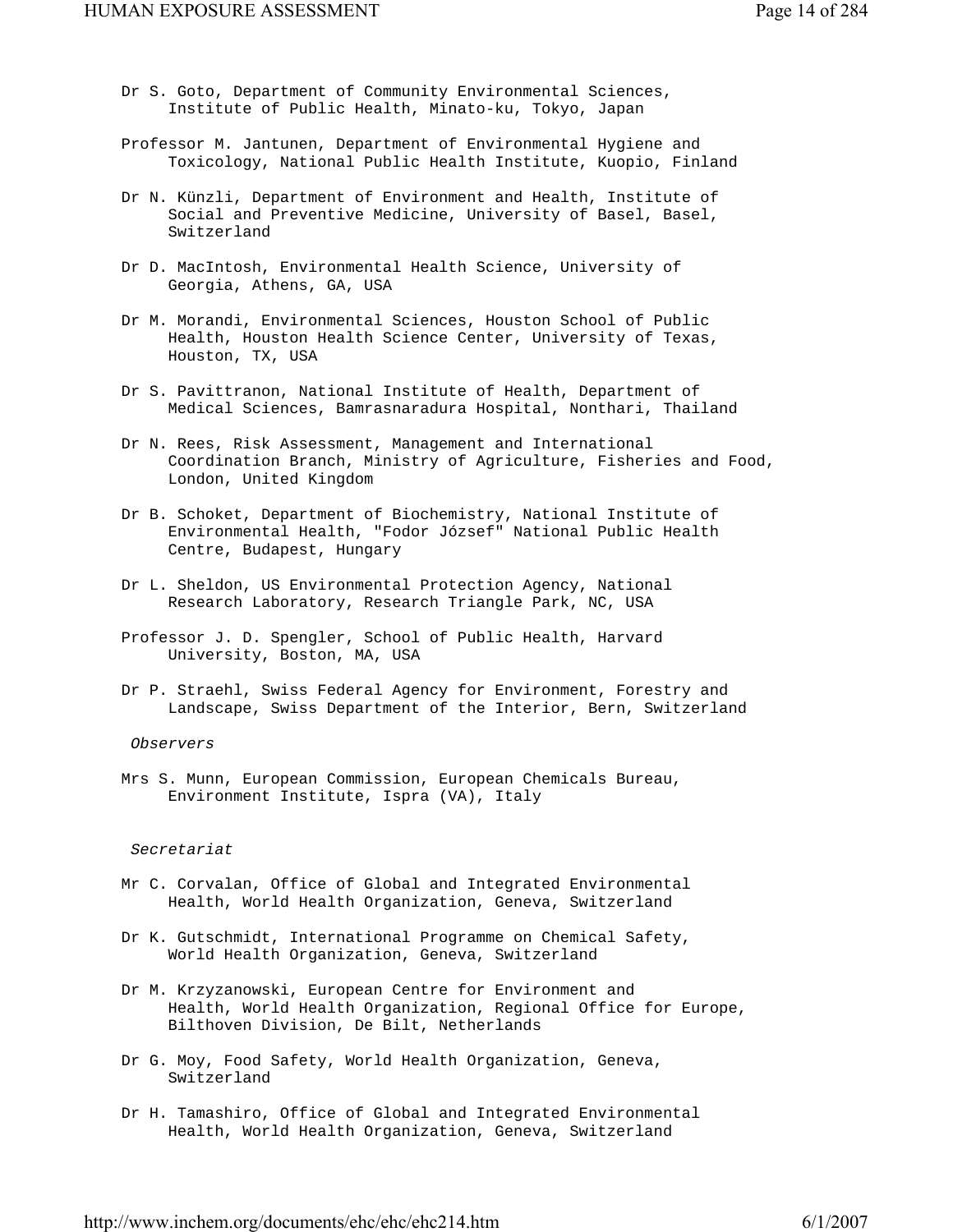Dr S. Goto, Department of Community Environmental Sciences, Institute of Public Health, Minato-ku, Tokyo, Japan

Professor M. Jantunen, Department of Environmental Hygiene and Toxicology, National Public Health Institute, Kuopio, Finland

Dr N. Künzli, Department of Environment and Health, Institute of Social and Preventive Medicine, University of Basel, Basel, Switzerland

Dr D. MacIntosh, Environmental Health Science, University of Georgia, Athens, GA, USA

Dr M. Morandi, Environmental Sciences, Houston School of Public Health, Houston Health Science Center, University of Texas, Houston, TX, USA

Dr S. Pavittranon, National Institute of Health, Department of Medical Sciences, Bamrasnaradura Hospital, Nonthari, Thailand

Dr N. Rees, Risk Assessment, Management and International Coordination Branch, Ministry of Agriculture, Fisheries and Food, London, United Kingdom

Dr B. Schoket, Department of Biochemistry, National Institute of Environmental Health, "Fodor József" National Public Health Centre, Budapest, Hungary

Dr L. Sheldon, US Environmental Protection Agency, National Research Laboratory, Research Triangle Park, NC, USA

Professor J. D. Spengler, School of Public Health, Harvard University, Boston, MA, USA

Dr P. Straehl, Swiss Federal Agency for Environment, Forestry and Landscape, Swiss Department of the Interior, Bern, Switzerland

*Observers*

Mrs S. Munn, European Commission, European Chemicals Bureau, Environment Institute, Ispra (VA), Italy

*Secretariat*

Mr C. Corvalan, Office of Global and Integrated Environmental Health, World Health Organization, Geneva, Switzerland

Dr K. Gutschmidt, International Programme on Chemical Safety, World Health Organization, Geneva, Switzerland

Dr M. Krzyzanowski, European Centre for Environment and Health, World Health Organization, Regional Office for Europe, Bilthoven Division, De Bilt, Netherlands

Dr G. Moy, Food Safety, World Health Organization, Geneva, Switzerland

Dr H. Tamashiro, Office of Global and Integrated Environmental Health, World Health Organization, Geneva, Switzerland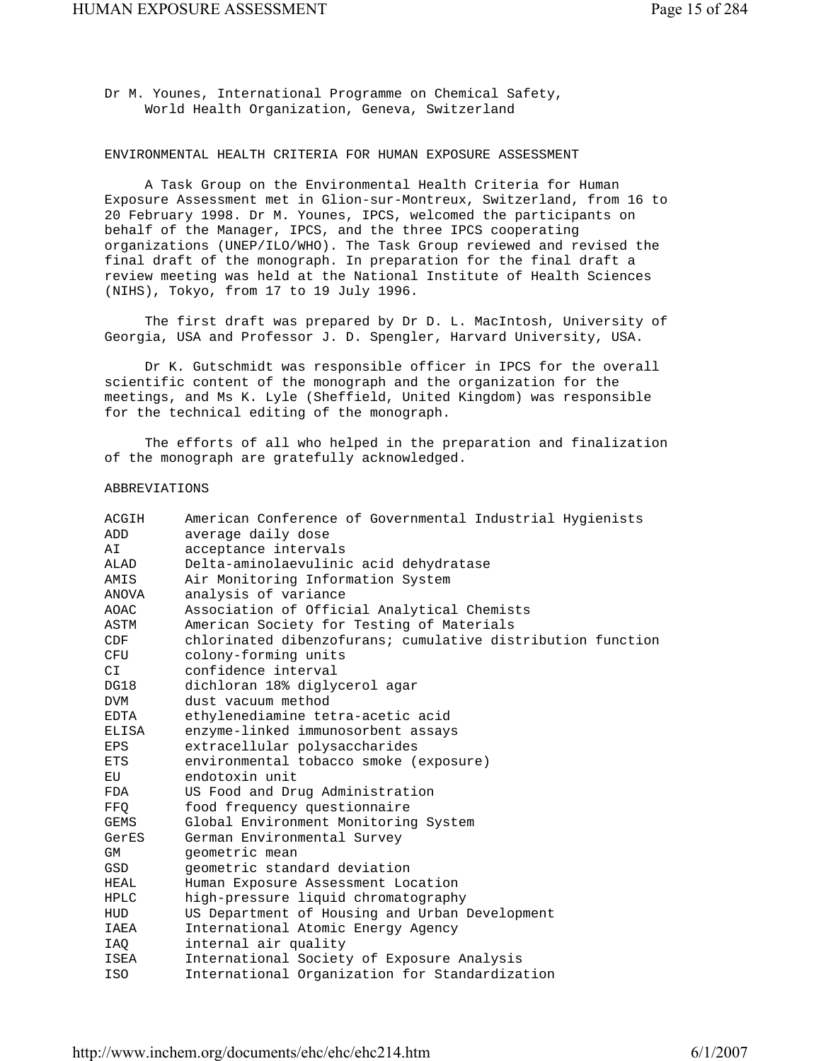Dr M. Younes, International Programme on Chemical Safety, World Health Organization, Geneva, Switzerland

## ENVIRONMENTAL HEALTH CRITERIA FOR HUMAN EXPOSURE ASSESSMENT

A Task Group on the Environmental Health Criteria for Human Exposure Assessment met in Glion-sur-Montreux, Switzerland, from 16 to 20 February 1998. Dr M. Younes, IPCS, welcomed the participants on behalf of the Manager, IPCS, and the three IPCS cooperating organizations (UNEP/ILO/WHO). The Task Group reviewed and revised the final draft of the monograph. In preparation for the final draft a review meeting was held at the National Institute of Health Sciences (NIHS), Tokyo, from 17 to 19 July 1996.

The first draft was prepared by Dr D. L. MacIntosh, University of Georgia, USA and Professor J. D. Spengler, Harvard University, USA.

Dr K. Gutschmidt was responsible officer in IPCS for the overall scientific content of the monograph and the organization for the meetings, and Ms K. Lyle (Sheffield, United Kingdom) was responsible for the technical editing of the monograph.

The efforts of all who helped in the preparation and finalization of the monograph are gratefully acknowledged.

## ABBREVIATIONS

| | |
|---|---|
| ACGIH | American Conference of Governmental Industrial Hygienists |
| ADD | average daily dose |
| AI | acceptance intervals |
| ALAD | Delta-aminolaevulinic acid dehydratase |
| AMIS | Air Monitoring Information System |
| ANOVA | analysis of variance |
| AOAC | Association of Official Analytical Chemists |
| ASTM | American Society for Testing of Materials |
| CDF | chlorinated dibenzofurans; cumulative distribution function |
| CFU | colony-forming units |
| CI | confidence interval |
| DG18 | dichloran 18% diglycerol agar |
| DVM | dust vacuum method |
| EDTA | ethylenediamine tetra-acetic acid |
| ELISA | enzyme-linked immunosorbent assays |
| EPS | extracellular polysaccharides |
| ETS | environmental tobacco smoke (exposure) |
| EU | endotoxin unit |
| FDA | US Food and Drug Administration |
| FFQ | food frequency questionnaire |
| GEMS | Global Environment Monitoring System |
| GerES | German Environmental Survey |
| GM | geometric mean |
| GSD | geometric standard deviation |
| HEAL | Human Exposure Assessment Location |
| HPLC | high-pressure liquid chromatography |
| HUD | US Department of Housing and Urban Development |
| IAEA | International Atomic Energy Agency |
| IAQ | internal air quality |
| ISEA | International Society of Exposure Analysis |
| ISO | International Organization for Standardization |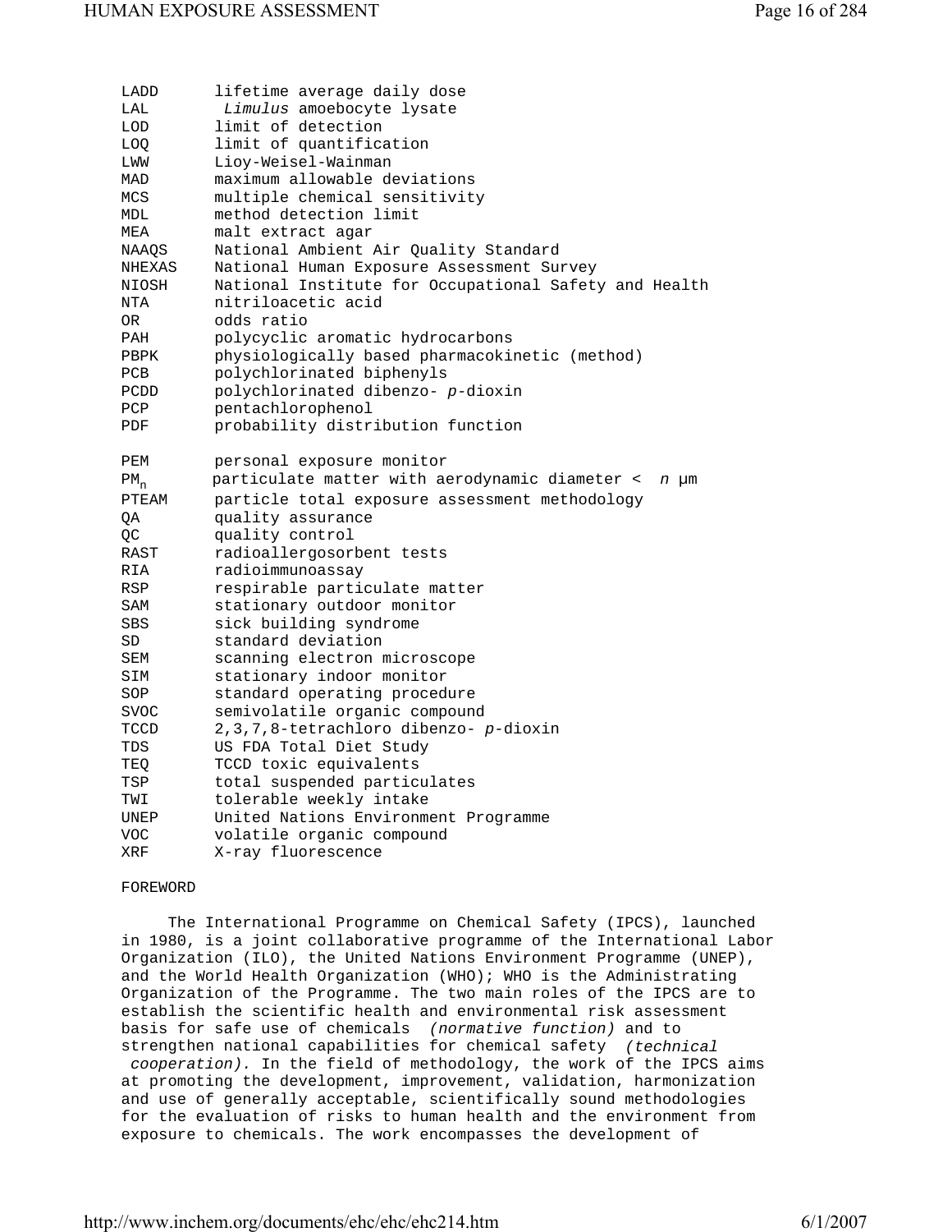| | |
|---|---|
| LADD | lifetime average daily dose |
| LAL | *Limulus* amoebocyte lysate |
| LOD | limit of detection |
| LOQ | limit of quantification |
| LWW | Lioy-Weisel-Wainman |
| MAD | maximum allowable deviations |
| MCS | multiple chemical sensitivity |
| MDL | method detection limit |
| MEA | malt extract agar |
| NAAQS | National Ambient Air Quality Standard |
| NHEXAS | National Human Exposure Assessment Survey |
| NIOSH | National Institute for Occupational Safety and Health |
| NTA | nitriloacetic acid |
| OR | odds ratio |
| PAH | polycyclic aromatic hydrocarbons |
| PBPK | physiologically based pharmacokinetic (method) |
| PCB | polychlorinated biphenyls |
| PCDD | polychlorinated dibenzo- *p*-dioxin |
| PCP | pentachlorophenol |
| PDF | probability distribution function |
| PEM | personal exposure monitor |
| $PM_n$ | particulate matter with aerodynamic diameter < *n* µm |
| PTEAM | particle total exposure assessment methodology |
| QA | quality assurance |
| QC | quality control |
| RAST | radioallergosorbent tests |
| RIA | radioimmunoassay |
| RSP | respirable particulate matter |
| SAM | stationary outdoor monitor |
| SBS | sick building syndrome |
| SD | standard deviation |
| SEM | scanning electron microscope |
| SIM | stationary indoor monitor |
| SOP | standard operating procedure |
| SVOC | semivolatile organic compound |
| TCCD | 2,3,7,8-tetrachloro dibenzo- *p*-dioxin |
| TDS | US FDA Total Diet Study |
| TEQ | TCCD toxic equivalents |
| TSP | total suspended particulates |
| TWI | tolerable weekly intake |
| UNEP | United Nations Environment Programme |
| VOC | volatile organic compound |
| XRF | X-ray fluorescence |

## FOREWORD

The International Programme on Chemical Safety (IPCS), launched in 1980, is a joint collaborative programme of the International Labor Organization (ILO), the United Nations Environment Programme (UNEP), and the World Health Organization (WHO); WHO is the Administrating Organization of the Programme. The two main roles of the IPCS are to establish the scientific health and environmental risk assessment basis for safe use of chemicals *(normative function)* and to strengthen national capabilities for chemical safety *(technical cooperation).* In the field of methodology, the work of the IPCS aims at promoting the development, improvement, validation, harmonization and use of generally acceptable, scientifically sound methodologies for the evaluation of risks to human health and the environment from exposure to chemicals. The work encompasses the development of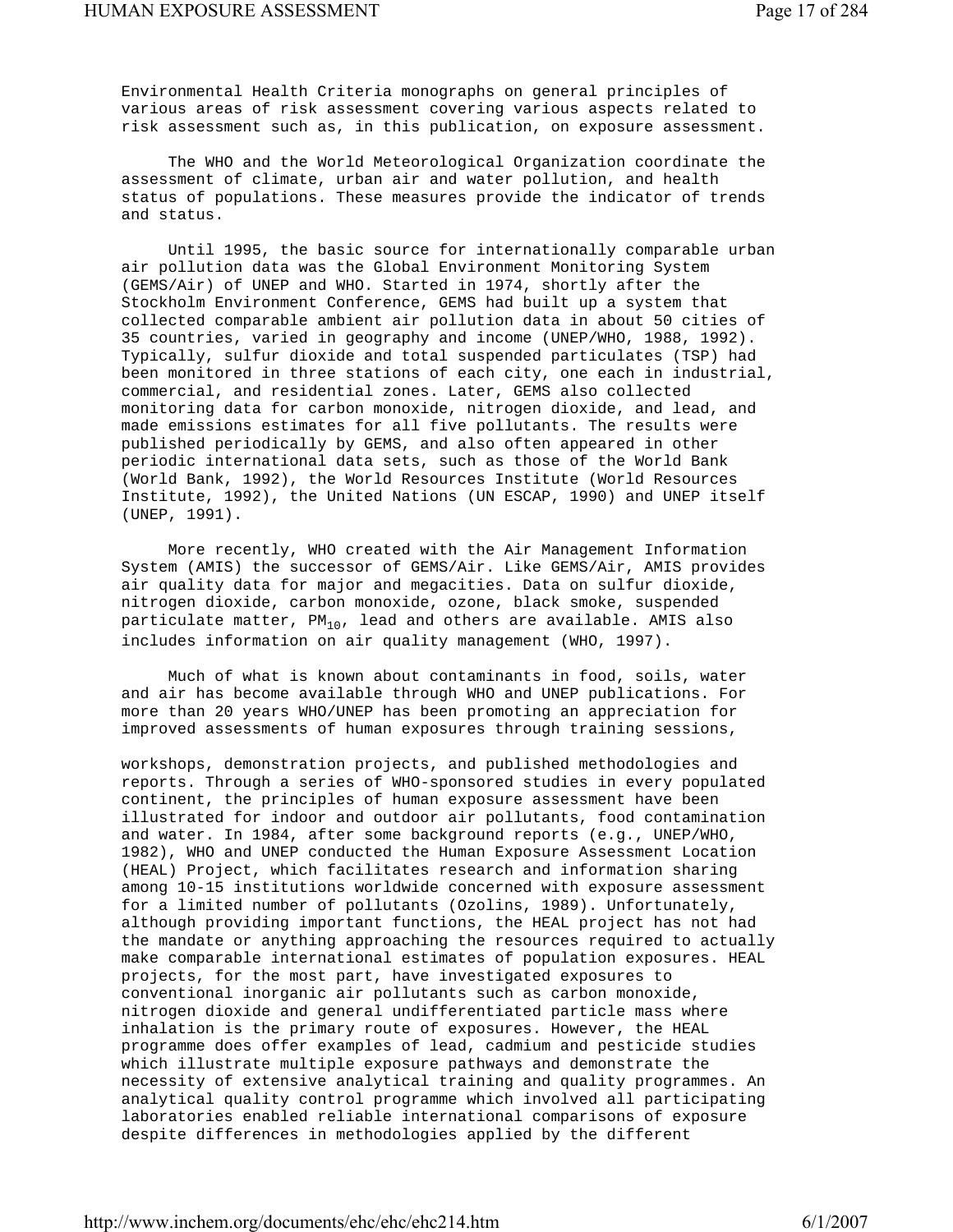Environmental Health Criteria monographs on general principles of various areas of risk assessment covering various aspects related to risk assessment such as, in this publication, on exposure assessment.

The WHO and the World Meteorological Organization coordinate the assessment of climate, urban air and water pollution, and health status of populations. These measures provide the indicator of trends and status.

Until 1995, the basic source for internationally comparable urban air pollution data was the Global Environment Monitoring System (GEMS/Air) of UNEP and WHO. Started in 1974, shortly after the Stockholm Environment Conference, GEMS had built up a system that collected comparable ambient air pollution data in about 50 cities of 35 countries, varied in geography and income (UNEP/WHO, 1988, 1992). Typically, sulfur dioxide and total suspended particulates (TSP) had been monitored in three stations of each city, one each in industrial, commercial, and residential zones. Later, GEMS also collected monitoring data for carbon monoxide, nitrogen dioxide, and lead, and made emissions estimates for all five pollutants. The results were published periodically by GEMS, and also often appeared in other periodic international data sets, such as those of the World Bank (World Bank, 1992), the World Resources Institute (World Resources Institute, 1992), the United Nations (UN ESCAP, 1990) and UNEP itself (UNEP, 1991).

More recently, WHO created with the Air Management Information System (AMIS) the successor of GEMS/Air. Like GEMS/Air, AMIS provides air quality data for major and megacities. Data on sulfur dioxide, nitrogen dioxide, carbon monoxide, ozone, black smoke, suspended particulate matter, $PM_{10}$, lead and others are available. AMIS also includes information on air quality management (WHO, 1997).

Much of what is known about contaminants in food, soils, water and air has become available through WHO and UNEP publications. For more than 20 years WHO/UNEP has been promoting an appreciation for improved assessments of human exposures through training sessions, workshops, demonstration projects, and published methodologies and reports. Through a series of WHO-sponsored studies in every populated continent, the principles of human exposure assessment have been illustrated for indoor and outdoor air pollutants, food contamination and water. In 1984, after some background reports (e.g., UNEP/WHO, 1982), WHO and UNEP conducted the Human Exposure Assessment Location (HEAL) Project, which facilitates research and information sharing among 10-15 institutions worldwide concerned with exposure assessment for a limited number of pollutants (Ozolins, 1989). Unfortunately, although providing important functions, the HEAL project has not had the mandate or anything approaching the resources required to actually make comparable international estimates of population exposures. HEAL projects, for the most part, have investigated exposures to conventional inorganic air pollutants such as carbon monoxide, nitrogen dioxide and general undifferentiated particle mass where inhalation is the primary route of exposures. However, the HEAL programme does offer examples of lead, cadmium and pesticide studies which illustrate multiple exposure pathways and demonstrate the necessity of extensive analytical training and quality programmes. An analytical quality control programme which involved all participating laboratories enabled reliable international comparisons of exposure despite differences in methodologies applied by the different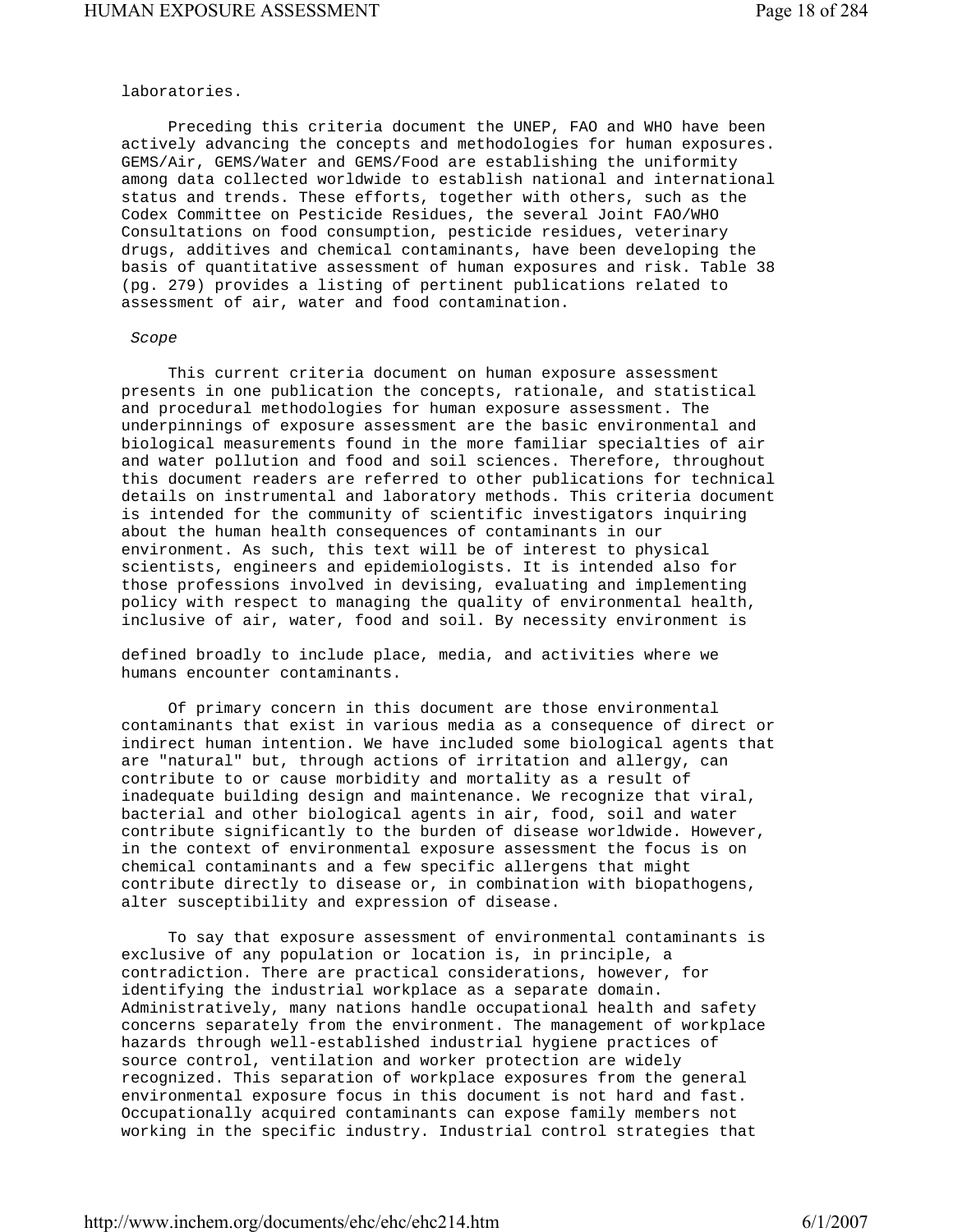laboratories.

Preceding this criteria document the UNEP, FAO and WHO have been actively advancing the concepts and methodologies for human exposures. GEMS/Air, GEMS/Water and GEMS/Food are establishing the uniformity among data collected worldwide to establish national and international status and trends. These efforts, together with others, such as the Codex Committee on Pesticide Residues, the several Joint FAO/WHO Consultations on food consumption, pesticide residues, veterinary drugs, additives and chemical contaminants, have been developing the basis of quantitative assessment of human exposures and risk. Table 38 (pg. 279) provides a listing of pertinent publications related to assessment of air, water and food contamination.

*Scope*

This current criteria document on human exposure assessment presents in one publication the concepts, rationale, and statistical and procedural methodologies for human exposure assessment. The underpinnings of exposure assessment are the basic environmental and biological measurements found in the more familiar specialties of air and water pollution and food and soil sciences. Therefore, throughout this document readers are referred to other publications for technical details on instrumental and laboratory methods. This criteria document is intended for the community of scientific investigators inquiring about the human health consequences of contaminants in our environment. As such, this text will be of interest to physical scientists, engineers and epidemiologists. It is intended also for those professions involved in devising, evaluating and implementing policy with respect to managing the quality of environmental health, inclusive of air, water, food and soil. By necessity environment is defined broadly to include place, media, and activities where we humans encounter contaminants.

Of primary concern in this document are those environmental contaminants that exist in various media as a consequence of direct or indirect human intention. We have included some biological agents that are "natural" but, through actions of irritation and allergy, can contribute to or cause morbidity and mortality as a result of inadequate building design and maintenance. We recognize that viral, bacterial and other biological agents in air, food, soil and water contribute significantly to the burden of disease worldwide. However, in the context of environmental exposure assessment the focus is on chemical contaminants and a few specific allergens that might contribute directly to disease or, in combination with biopathogens, alter susceptibility and expression of disease.

To say that exposure assessment of environmental contaminants is exclusive of any population or location is, in principle, a contradiction. There are practical considerations, however, for identifying the industrial workplace as a separate domain. Administratively, many nations handle occupational health and safety concerns separately from the environment. The management of workplace hazards through well-established industrial hygiene practices of source control, ventilation and worker protection are widely recognized. This separation of workplace exposures from the general environmental exposure focus in this document is not hard and fast. Occupationally acquired contaminants can expose family members not working in the specific industry. Industrial control strategies that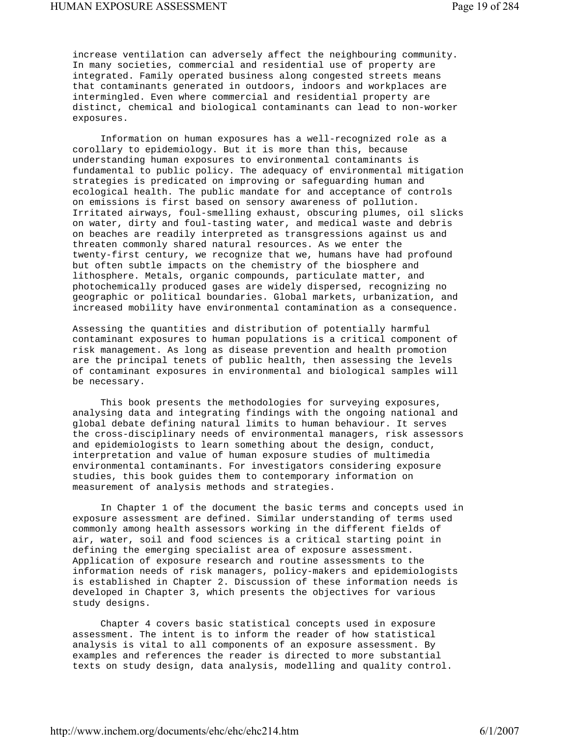increase ventilation can adversely affect the neighbouring community. In many societies, commercial and residential use of property are integrated. Family operated business along congested streets means that contaminants generated in outdoors, indoors and workplaces are intermingled. Even where commercial and residential property are distinct, chemical and biological contaminants can lead to non-worker exposures.

Information on human exposures has a well-recognized role as a corollary to epidemiology. But it is more than this, because understanding human exposures to environmental contaminants is fundamental to public policy. The adequacy of environmental mitigation strategies is predicated on improving or safeguarding human and ecological health. The public mandate for and acceptance of controls on emissions is first based on sensory awareness of pollution. Irritated airways, foul-smelling exhaust, obscuring plumes, oil slicks on water, dirty and foul-tasting water, and medical waste and debris on beaches are readily interpreted as transgressions against us and threaten commonly shared natural resources. As we enter the twenty-first century, we recognize that we, humans have had profound but often subtle impacts on the chemistry of the biosphere and lithosphere. Metals, organic compounds, particulate matter, and photochemically produced gases are widely dispersed, recognizing no geographic or political boundaries. Global markets, urbanization, and increased mobility have environmental contamination as a consequence.

Assessing the quantities and distribution of potentially harmful contaminant exposures to human populations is a critical component of risk management. As long as disease prevention and health promotion are the principal tenets of public health, then assessing the levels of contaminant exposures in environmental and biological samples will be necessary.

This book presents the methodologies for surveying exposures, analysing data and integrating findings with the ongoing national and global debate defining natural limits to human behaviour. It serves the cross-disciplinary needs of environmental managers, risk assessors and epidemiologists to learn something about the design, conduct, interpretation and value of human exposure studies of multimedia environmental contaminants. For investigators considering exposure studies, this book guides them to contemporary information on measurement of analysis methods and strategies.

In Chapter 1 of the document the basic terms and concepts used in exposure assessment are defined. Similar understanding of terms used commonly among health assessors working in the different fields of air, water, soil and food sciences is a critical starting point in defining the emerging specialist area of exposure assessment. Application of exposure research and routine assessments to the information needs of risk managers, policy-makers and epidemiologists is established in Chapter 2. Discussion of these information needs is developed in Chapter 3, which presents the objectives for various study designs.

Chapter 4 covers basic statistical concepts used in exposure assessment. The intent is to inform the reader of how statistical analysis is vital to all components of an exposure assessment. By examples and references the reader is directed to more substantial texts on study design, data analysis, modelling and quality control.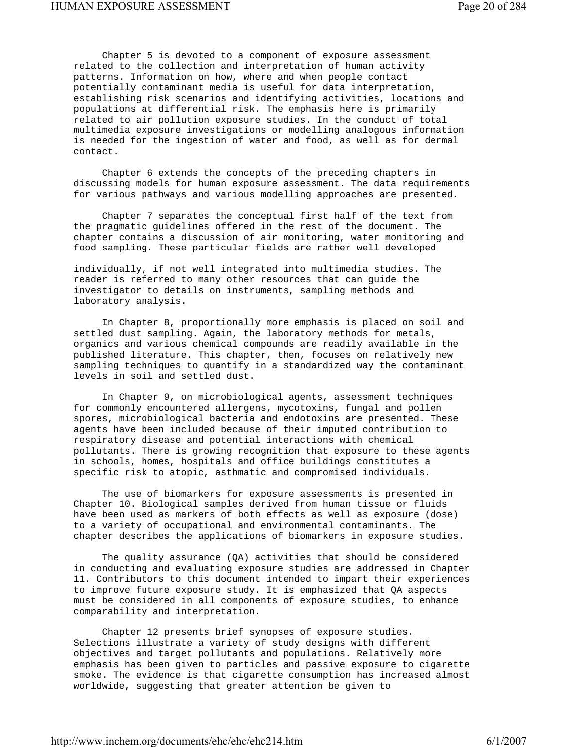Chapter 5 is devoted to a component of exposure assessment related to the collection and interpretation of human activity patterns. Information on how, where and when people contact potentially contaminant media is useful for data interpretation, establishing risk scenarios and identifying activities, locations and populations at differential risk. The emphasis here is primarily related to air pollution exposure studies. In the conduct of total multimedia exposure investigations or modelling analogous information is needed for the ingestion of water and food, as well as for dermal contact.

Chapter 6 extends the concepts of the preceding chapters in discussing models for human exposure assessment. The data requirements for various pathways and various modelling approaches are presented.

Chapter 7 separates the conceptual first half of the text from the pragmatic guidelines offered in the rest of the document. The chapter contains a discussion of air monitoring, water monitoring and food sampling. These particular fields are rather well developed individually, if not well integrated into multimedia studies. The reader is referred to many other resources that can guide the investigator to details on instruments, sampling methods and laboratory analysis.

In Chapter 8, proportionally more emphasis is placed on soil and settled dust sampling. Again, the laboratory methods for metals, organics and various chemical compounds are readily available in the published literature. This chapter, then, focuses on relatively new sampling techniques to quantify in a standardized way the contaminant levels in soil and settled dust.

In Chapter 9, on microbiological agents, assessment techniques for commonly encountered allergens, mycotoxins, fungal and pollen spores, microbiological bacteria and endotoxins are presented. These agents have been included because of their imputed contribution to respiratory disease and potential interactions with chemical pollutants. There is growing recognition that exposure to these agents in schools, homes, hospitals and office buildings constitutes a specific risk to atopic, asthmatic and compromised individuals.

The use of biomarkers for exposure assessments is presented in Chapter 10. Biological samples derived from human tissue or fluids have been used as markers of both effects as well as exposure (dose) to a variety of occupational and environmental contaminants. The chapter describes the applications of biomarkers in exposure studies.

The quality assurance (QA) activities that should be considered in conducting and evaluating exposure studies are addressed in Chapter 11. Contributors to this document intended to impart their experiences to improve future exposure study. It is emphasized that QA aspects must be considered in all components of exposure studies, to enhance comparability and interpretation.

Chapter 12 presents brief synopses of exposure studies. Selections illustrate a variety of study designs with different objectives and target pollutants and populations. Relatively more emphasis has been given to particles and passive exposure to cigarette smoke. The evidence is that cigarette consumption has increased almost worldwide, suggesting that greater attention be given to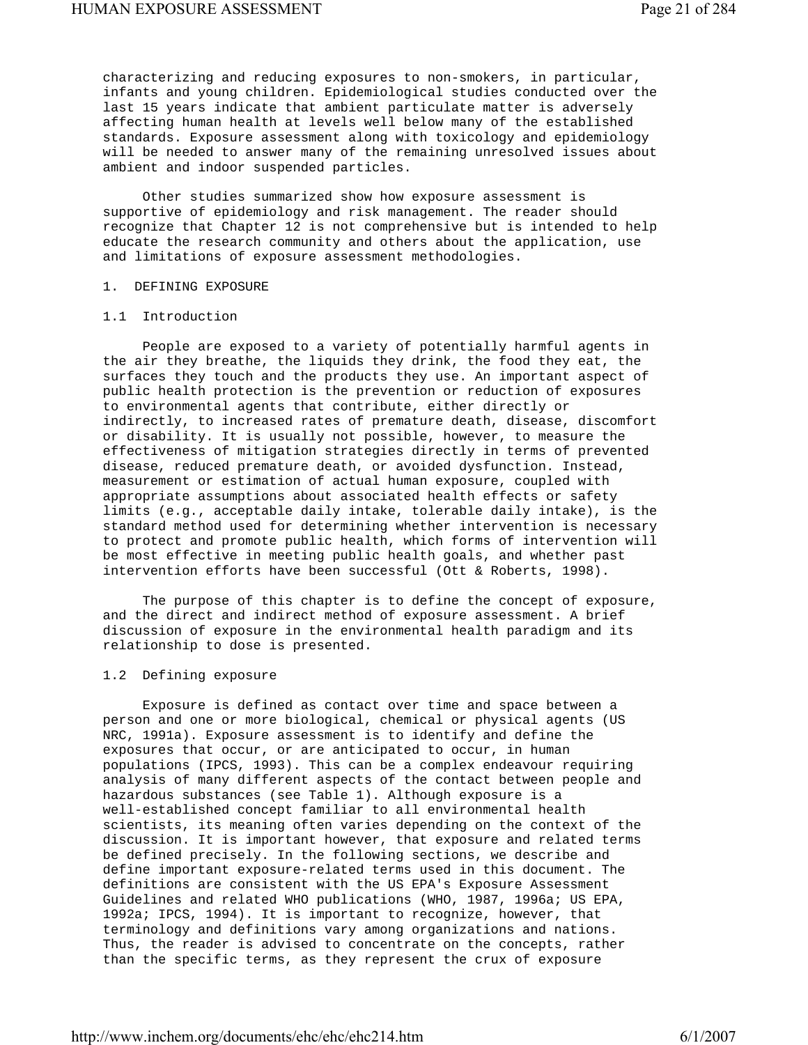characterizing and reducing exposures to non-smokers, in particular, infants and young children. Epidemiological studies conducted over the last 15 years indicate that ambient particulate matter is adversely affecting human health at levels well below many of the established standards. Exposure assessment along with toxicology and epidemiology will be needed to answer many of the remaining unresolved issues about ambient and indoor suspended particles.

Other studies summarized show how exposure assessment is supportive of epidemiology and risk management. The reader should recognize that Chapter 12 is not comprehensive but is intended to help educate the research community and others about the application, use and limitations of exposure assessment methodologies.

# 1. DEFINING EXPOSURE

## 1.1 Introduction

People are exposed to a variety of potentially harmful agents in the air they breathe, the liquids they drink, the food they eat, the surfaces they touch and the products they use. An important aspect of public health protection is the prevention or reduction of exposures to environmental agents that contribute, either directly or indirectly, to increased rates of premature death, disease, discomfort or disability. It is usually not possible, however, to measure the effectiveness of mitigation strategies directly in terms of prevented disease, reduced premature death, or avoided dysfunction. Instead, measurement or estimation of actual human exposure, coupled with appropriate assumptions about associated health effects or safety limits (e.g., acceptable daily intake, tolerable daily intake), is the standard method used for determining whether intervention is necessary to protect and promote public health, which forms of intervention will be most effective in meeting public health goals, and whether past intervention efforts have been successful (Ott & Roberts, 1998).

The purpose of this chapter is to define the concept of exposure, and the direct and indirect method of exposure assessment. A brief discussion of exposure in the environmental health paradigm and its relationship to dose is presented.

## 1.2 Defining exposure

Exposure is defined as contact over time and space between a person and one or more biological, chemical or physical agents (US NRC, 1991a). Exposure assessment is to identify and define the exposures that occur, or are anticipated to occur, in human populations (IPCS, 1993). This can be a complex endeavour requiring analysis of many different aspects of the contact between people and hazardous substances (see Table 1). Although exposure is a well-established concept familiar to all environmental health scientists, its meaning often varies depending on the context of the discussion. It is important however, that exposure and related terms be defined precisely. In the following sections, we describe and define important exposure-related terms used in this document. The definitions are consistent with the US EPA's Exposure Assessment Guidelines and related WHO publications (WHO, 1987, 1996a; US EPA, 1992a; IPCS, 1994). It is important to recognize, however, that terminology and definitions vary among organizations and nations. Thus, the reader is advised to concentrate on the concepts, rather than the specific terms, as they represent the crux of exposure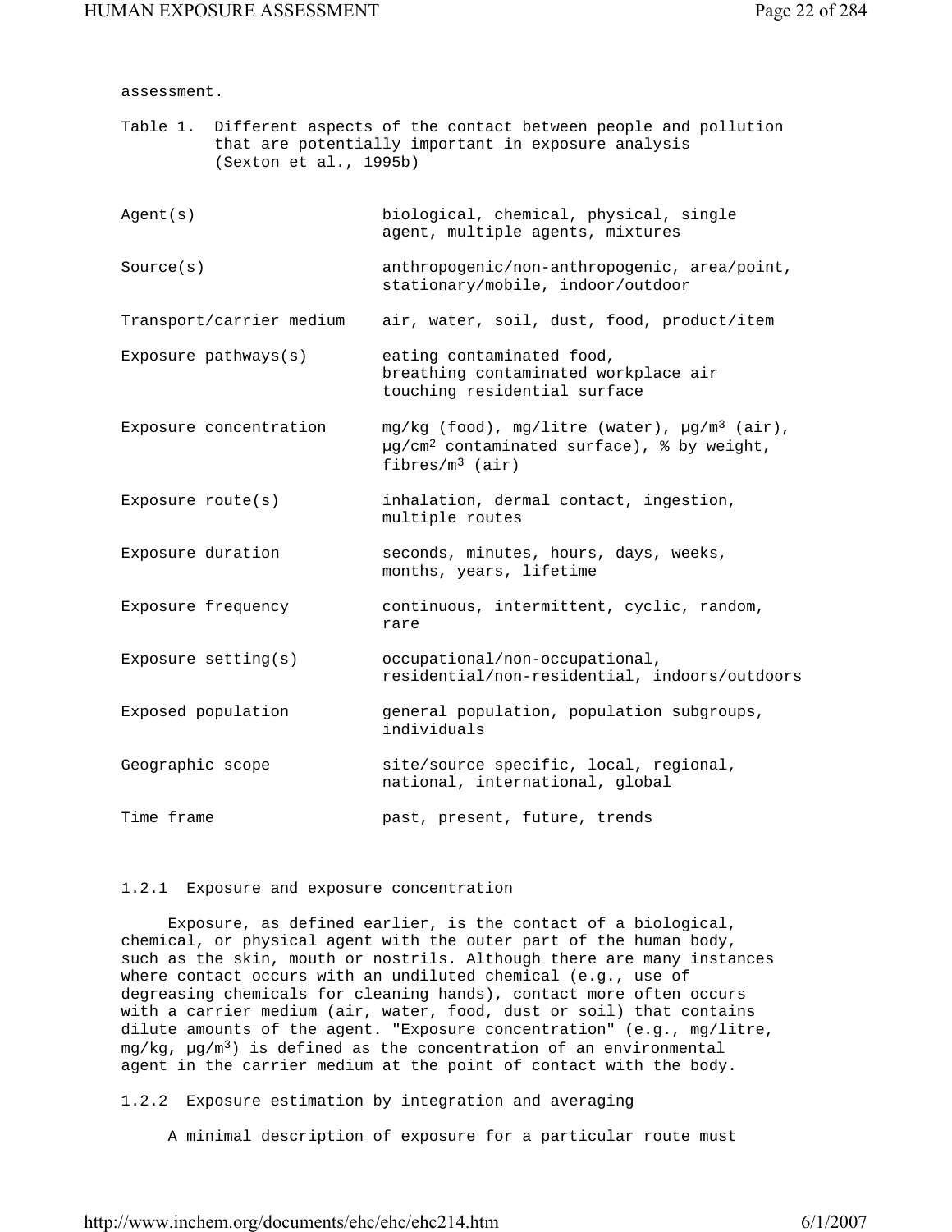assessment.

Table 1. Different aspects of the contact between people and pollution that are potentially important in exposure analysis (Sexton et al., 1995b)

| | |
|---|---|
| Agent(s) | biological, chemical, physical, single agent, multiple agents, mixtures |
| Source(s) | anthropogenic/non-anthropogenic, area/point, stationary/mobile, indoor/outdoor |
| Transport/carrier medium | air, water, soil, dust, food, product/item |
| Exposure pathways(s) | eating contaminated food, breathing contaminated workplace air touching residential surface |
| Exposure concentration | mg/kg (food), mg/litre (water), $\mu g/m^3$ (air), $\mu g/cm^2$ contaminated surface), % by weight, fibres/$m^3$ (air) |
| Exposure route(s) | inhalation, dermal contact, ingestion, multiple routes |
| Exposure duration | seconds, minutes, hours, days, weeks, months, years, lifetime |
| Exposure frequency | continuous, intermittent, cyclic, random, rare |
| Exposure setting(s) | occupational/non-occupational, residential/non-residential, indoors/outdoors |
| Exposed population | general population, population subgroups, individuals |
| Geographic scope | site/source specific, local, regional, national, international, global |
| Time frame | past, present, future, trends |

### 1.2.1 Exposure and exposure concentration

Exposure, as defined earlier, is the contact of a biological, chemical, or physical agent with the outer part of the human body, such as the skin, mouth or nostrils. Although there are many instances where contact occurs with an undiluted chemical (e.g., use of degreasing chemicals for cleaning hands), contact more often occurs with a carrier medium (air, water, food, dust or soil) that contains dilute amounts of the agent. "Exposure concentration" (e.g., mg/litre, mg/kg, $\mu g/m^3$) is defined as the concentration of an environmental agent in the carrier medium at the point of contact with the body.

### 1.2.2 Exposure estimation by integration and averaging

A minimal description of exposure for a particular route must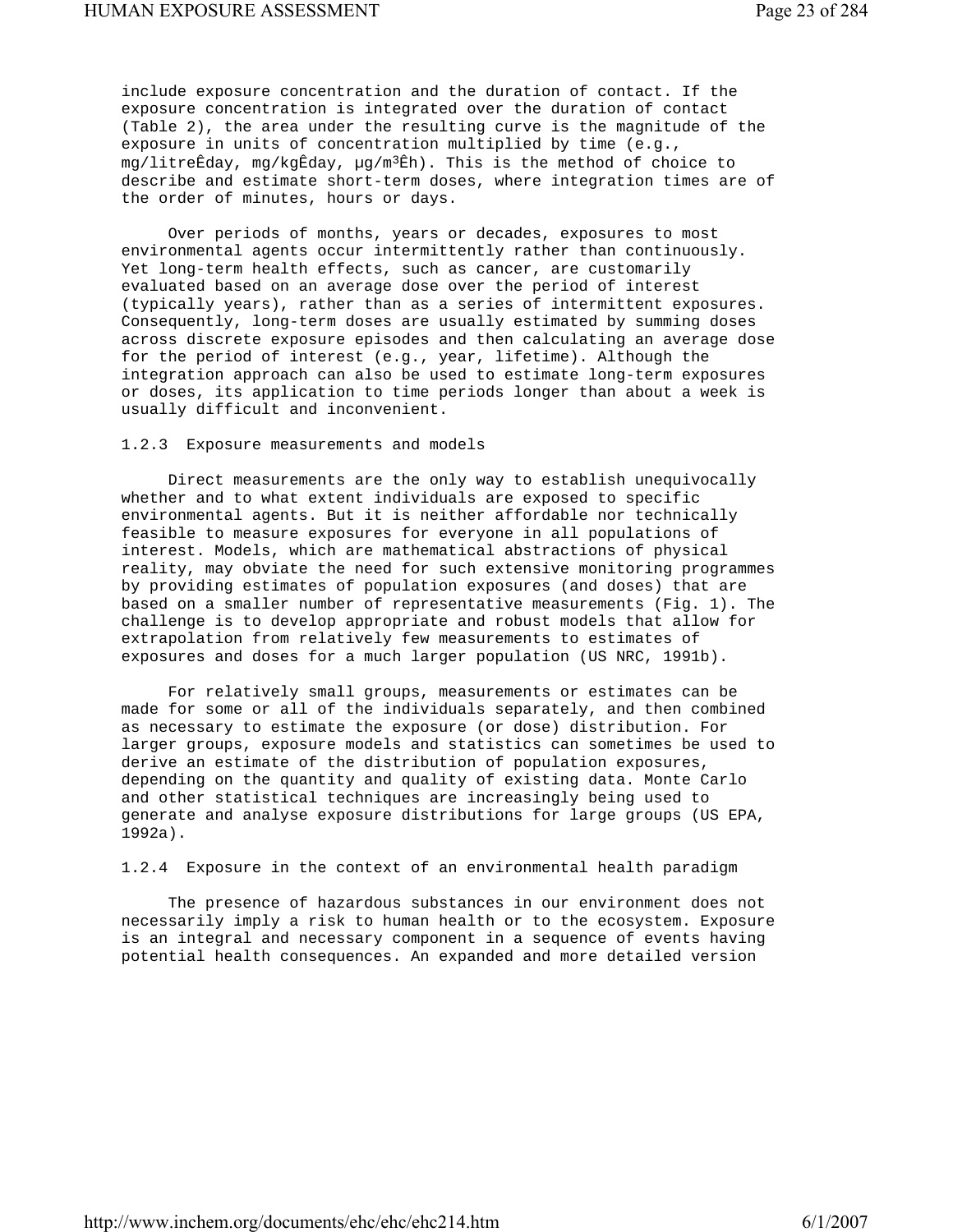include exposure concentration and the duration of contact. If the exposure concentration is integrated over the duration of contact (Table 2), the area under the resulting curve is the magnitude of the exposure in units of concentration multiplied by time (e.g., mg/litreÊday, mg/kgÊday, µg/m³Êh). This is the method of choice to describe and estimate short-term doses, where integration times are of the order of minutes, hours or days.

Over periods of months, years or decades, exposures to most environmental agents occur intermittently rather than continuously. Yet long-term health effects, such as cancer, are customarily evaluated based on an average dose over the period of interest (typically years), rather than as a series of intermittent exposures. Consequently, long-term doses are usually estimated by summing doses across discrete exposure episodes and then calculating an average dose for the period of interest (e.g., year, lifetime). Although the integration approach can also be used to estimate long-term exposures or doses, its application to time periods longer than about a week is usually difficult and inconvenient.

### 1.2.3 Exposure measurements and models

Direct measurements are the only way to establish unequivocally whether and to what extent individuals are exposed to specific environmental agents. But it is neither affordable nor technically feasible to measure exposures for everyone in all populations of interest. Models, which are mathematical abstractions of physical reality, may obviate the need for such extensive monitoring programmes by providing estimates of population exposures (and doses) that are based on a smaller number of representative measurements (Fig. 1). The challenge is to develop appropriate and robust models that allow for extrapolation from relatively few measurements to estimates of exposures and doses for a much larger population (US NRC, 1991b).

For relatively small groups, measurements or estimates can be made for some or all of the individuals separately, and then combined as necessary to estimate the exposure (or dose) distribution. For larger groups, exposure models and statistics can sometimes be used to derive an estimate of the distribution of population exposures, depending on the quantity and quality of existing data. Monte Carlo and other statistical techniques are increasingly being used to generate and analyse exposure distributions for large groups (US EPA, 1992a).

### 1.2.4 Exposure in the context of an environmental health paradigm

The presence of hazardous substances in our environment does not necessarily imply a risk to human health or to the ecosystem. Exposure is an integral and necessary component in a sequence of events having potential health consequences. An expanded and more detailed version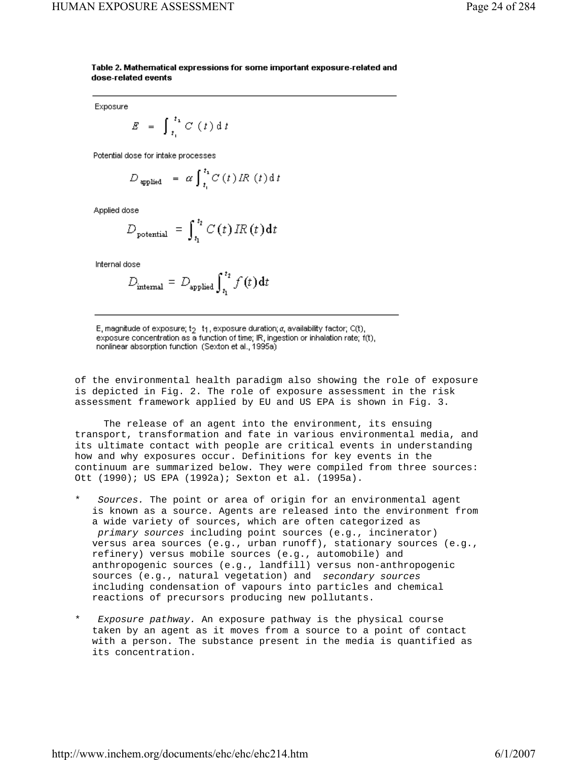**Table 2. Mathematical expressions for some important exposure-related and dose-related events**

Exposure

$$E = \int_{t_1}^{t_2} C(t)\,\mathrm{d}t$$

Potential dose for intake processes

$$D_{\text{applied}} = \alpha \int_{t_1}^{t_2} C(t)\,IR(t)\,\mathrm{d}t$$

Applied dose

$$D_{\text{potential}} = \int_{t_1}^{t_2} C(t)\,IR(t)\,\mathrm{d}t$$

Internal dose

$$D_{\text{internal}} = D_{\text{applied}} \int_{t_1}^{t_2} f(t)\,\mathrm{d}t$$

E, magnitude of exposure; $t_2$ $t_1$, exposure duration; $\alpha$, availability factor; C(t), exposure concentration as a function of time; IR, ingestion or inhalation rate; f(t), nonlinear absorption function (Sexton et al., 1995a)

of the environmental health paradigm also showing the role of exposure is depicted in Fig. 2. The role of exposure assessment in the risk assessment framework applied by EU and US EPA is shown in Fig. 3.

The release of an agent into the environment, its ensuing transport, transformation and fate in various environmental media, and its ultimate contact with people are critical events in understanding how and why exposures occur. Definitions for key events in the continuum are summarized below. They were compiled from three sources: Ott (1990); US EPA (1992a); Sexton et al. (1995a).

* *Sources.* The point or area of origin for an environmental agent is known as a source. Agents are released into the environment from a wide variety of sources, which are often categorized as *primary sources* including point sources (e.g., incinerator) versus area sources (e.g., urban runoff), stationary sources (e.g., refinery) versus mobile sources (e.g., automobile) and anthropogenic sources (e.g., landfill) versus non-anthropogenic sources (e.g., natural vegetation) and *secondary sources* including condensation of vapours into particles and chemical reactions of precursors producing new pollutants.

* *Exposure pathway.* An exposure pathway is the physical course taken by an agent as it moves from a source to a point of contact with a person. The substance present in the media is quantified as its concentration.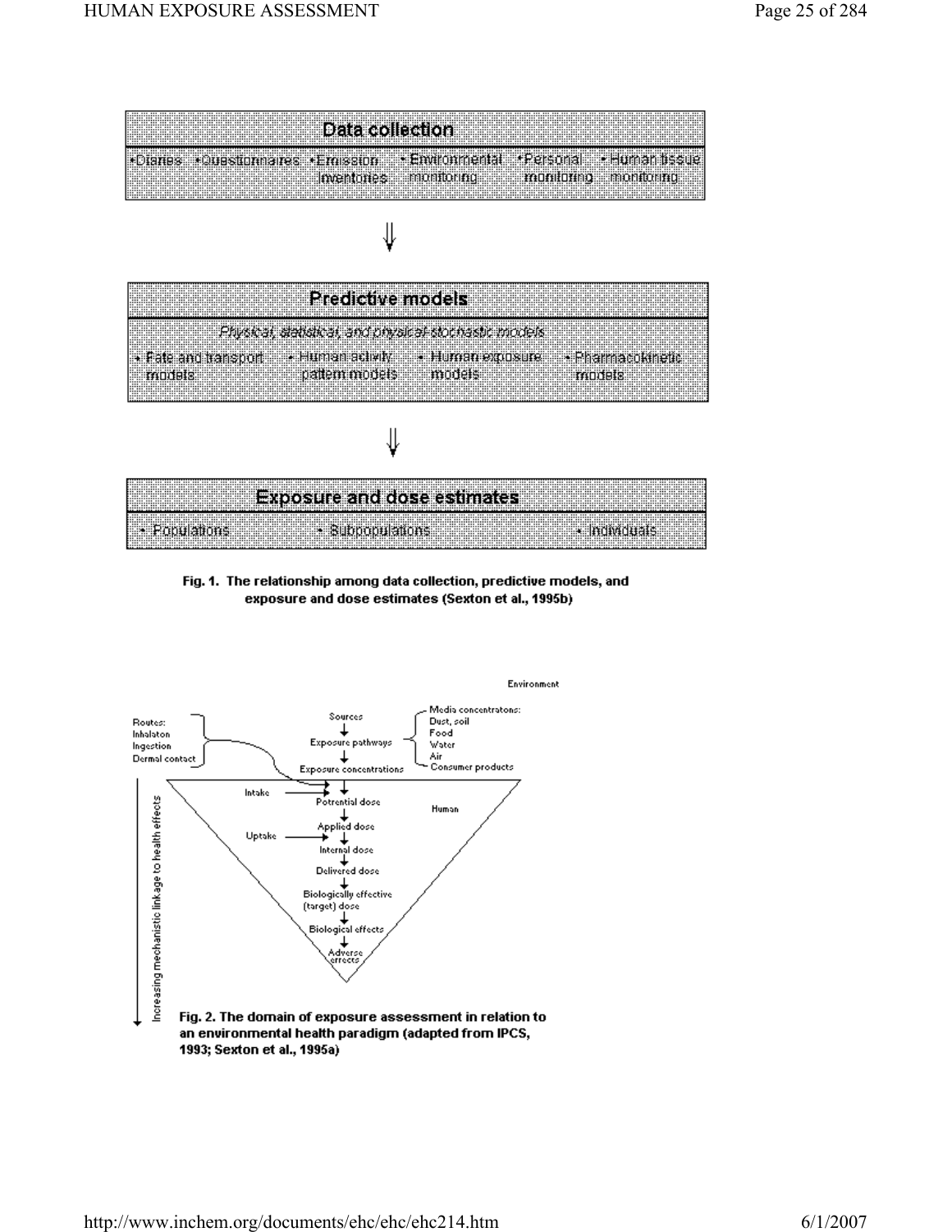**Data collection**

- Diaries
- Questionnaires
- Emission inventories
- Environmental monitoring
- Personal monitoring
- Human tissue monitoring

⇓

**Predictive models**

*Physical, statistical, and physical-stochastic models*

- Fate and transport models
- Human activity pattern models
- Human exposure models
- Pharmacokinetic models

⇓

**Exposure and dose estimates**

- Populations
- Subpopulations
- Individuals

**Fig. 1. The relationship among data collection, predictive models, and exposure and dose estimates (Sexton et al., 1995b)**

Environment

Routes: Inhalaton, Ingestion, Dermal contact

Sources → Exposure pathways → Exposure concentrations

Media concentratons: Dust, soil; Food; Water; Air; Consumer products

Human

Intake → Potential dose → Applied dose

Uptake → Internal dose → Delivered dose → Biologically effective (target) dose → Biological effects → Adverse effects

Increasing mechanistic linkage to health effects

**Fig. 2. The domain of exposure assessment in relation to an environmental health paradigm (adapted from IPCS, 1993; Sexton et al., 1995a)**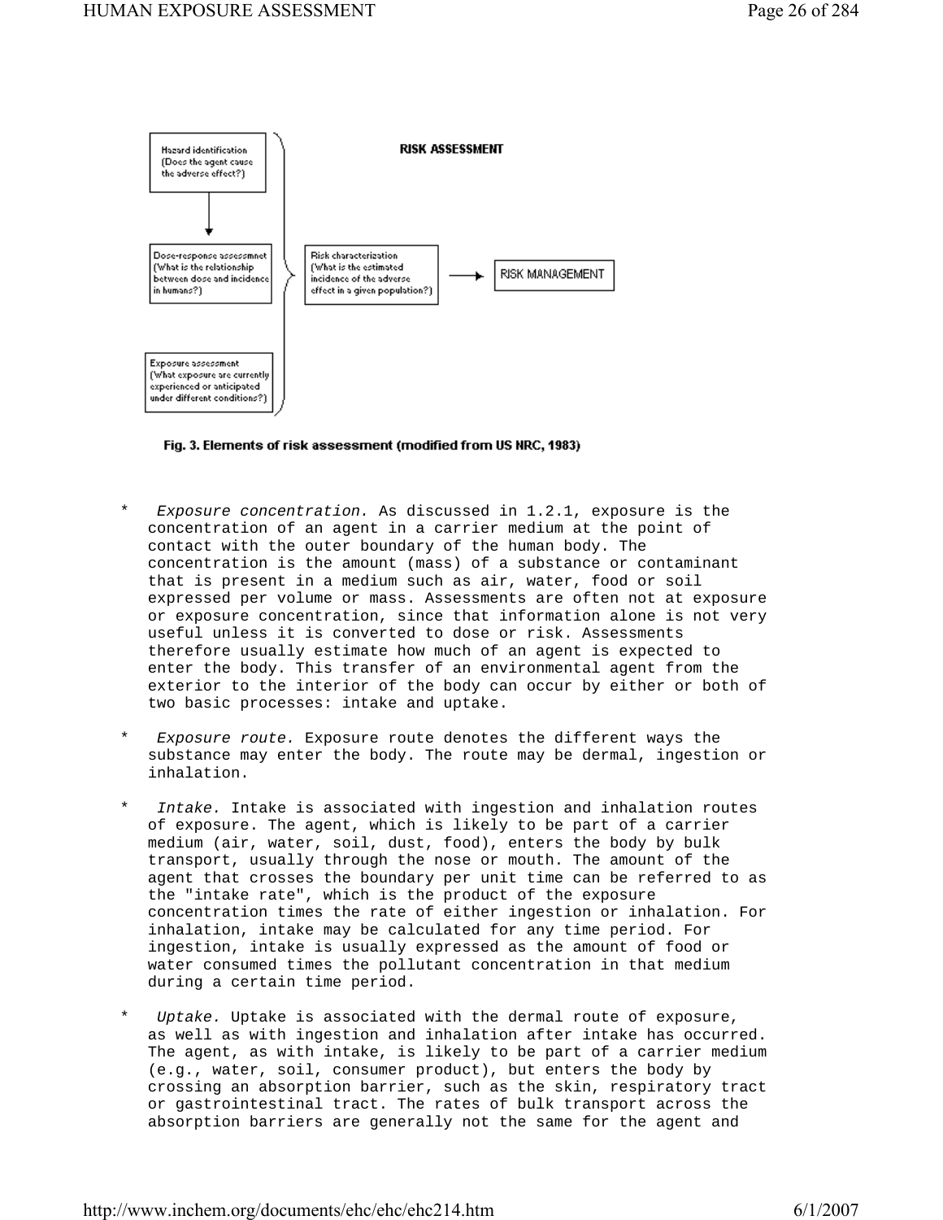**RISK ASSESSMENT**

Hazard identification (Does the agent cause the adverse effect?)

Dose-response assessmnet (What is the relationship between dose and incidence in humans?)

Exposure assessment (What exposure are currently experienced or anticipated under different conditions?)

Risk characterization (What is the estimated incidence of the adverse effect in a given population?)

RISK MANAGEMENT

**Fig. 3. Elements of risk assessment (modified from US NRC, 1983)**

* *Exposure concentration.* As discussed in 1.2.1, exposure is the concentration of an agent in a carrier medium at the point of contact with the outer boundary of the human body. The concentration is the amount (mass) of a substance or contaminant that is present in a medium such as air, water, food or soil expressed per volume or mass. Assessments are often not at exposure or exposure concentration, since that information alone is not very useful unless it is converted to dose or risk. Assessments therefore usually estimate how much of an agent is expected to enter the body. This transfer of an environmental agent from the exterior to the interior of the body can occur by either or both of two basic processes: intake and uptake.

* *Exposure route.* Exposure route denotes the different ways the substance may enter the body. The route may be dermal, ingestion or inhalation.

* *Intake.* Intake is associated with ingestion and inhalation routes of exposure. The agent, which is likely to be part of a carrier medium (air, water, soil, dust, food), enters the body by bulk transport, usually through the nose or mouth. The amount of the agent that crosses the boundary per unit time can be referred to as the "intake rate", which is the product of the exposure concentration times the rate of either ingestion or inhalation. For inhalation, intake may be calculated for any time period. For ingestion, intake is usually expressed as the amount of food or water consumed times the pollutant concentration in that medium during a certain time period.

* *Uptake.* Uptake is associated with the dermal route of exposure, as well as with ingestion and inhalation after intake has occurred. The agent, as with intake, is likely to be part of a carrier medium (e.g., water, soil, consumer product), but enters the body by crossing an absorption barrier, such as the skin, respiratory tract or gastrointestinal tract. The rates of bulk transport across the absorption barriers are generally not the same for the agent and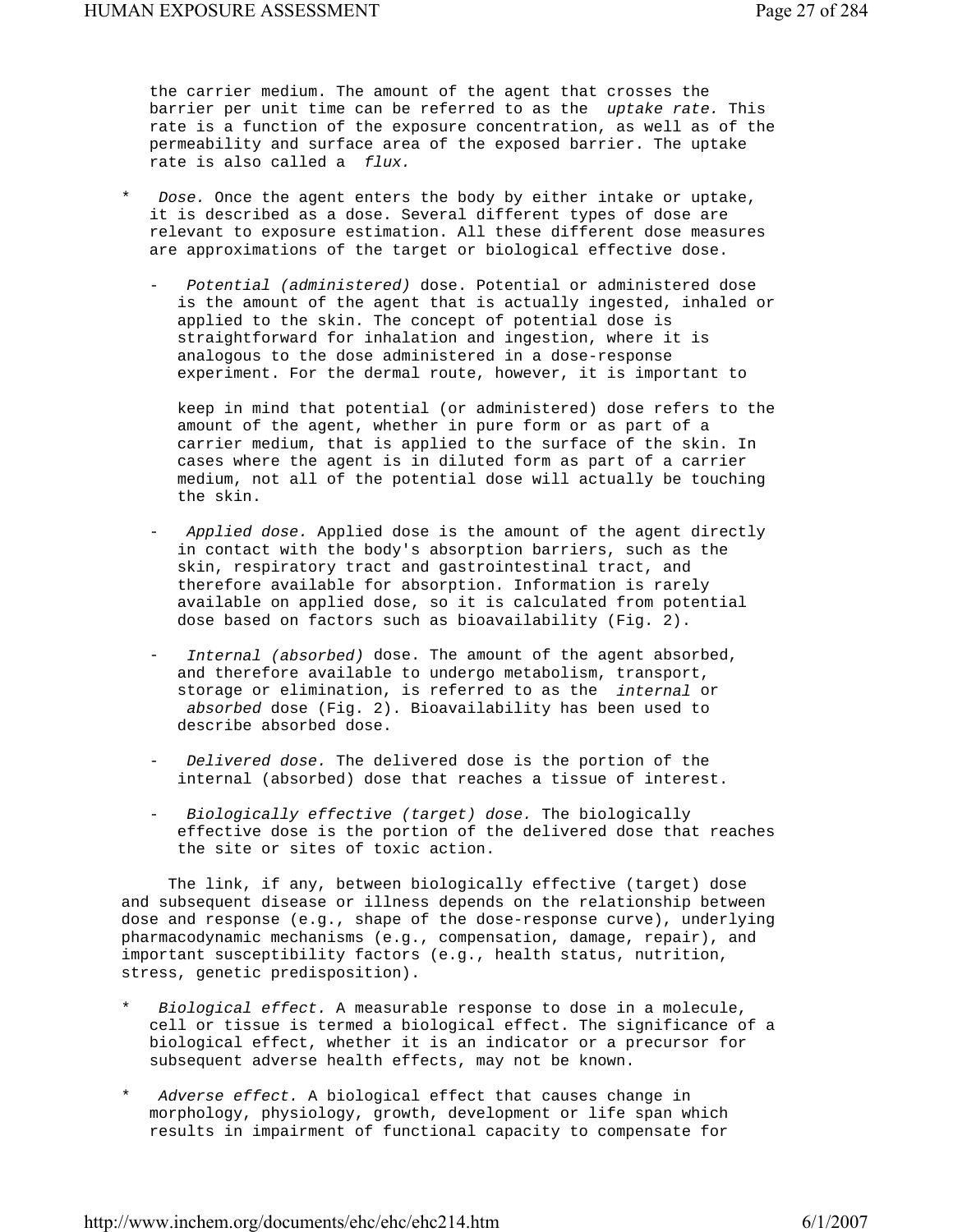the carrier medium. The amount of the agent that crosses the barrier per unit time can be referred to as the *uptake rate.* This rate is a function of the exposure concentration, as well as of the permeability and surface area of the exposed barrier. The uptake rate is also called a *flux.*

* *Dose.* Once the agent enters the body by either intake or uptake, it is described as a dose. Several different types of dose are relevant to exposure estimation. All these different dose measures are approximations of the target or biological effective dose.

  - *Potential (administered)* dose. Potential or administered dose is the amount of the agent that is actually ingested, inhaled or applied to the skin. The concept of potential dose is straightforward for inhalation and ingestion, where it is analogous to the dose administered in a dose-response experiment. For the dermal route, however, it is important to keep in mind that potential (or administered) dose refers to the amount of the agent, whether in pure form or as part of a carrier medium, that is applied to the surface of the skin. In cases where the agent is in diluted form as part of a carrier medium, not all of the potential dose will actually be touching the skin.

  - *Applied dose.* Applied dose is the amount of the agent directly in contact with the body's absorption barriers, such as the skin, respiratory tract and gastrointestinal tract, and therefore available for absorption. Information is rarely available on applied dose, so it is calculated from potential dose based on factors such as bioavailability (Fig. 2).

  - *Internal (absorbed)* dose. The amount of the agent absorbed, and therefore available to undergo metabolism, transport, storage or elimination, is referred to as the *internal* or *absorbed* dose (Fig. 2). Bioavailability has been used to describe absorbed dose.

  - *Delivered dose.* The delivered dose is the portion of the internal (absorbed) dose that reaches a tissue of interest.

  - *Biologically effective (target) dose.* The biologically effective dose is the portion of the delivered dose that reaches the site or sites of toxic action.

The link, if any, between biologically effective (target) dose and subsequent disease or illness depends on the relationship between dose and response (e.g., shape of the dose-response curve), underlying pharmacodynamic mechanisms (e.g., compensation, damage, repair), and important susceptibility factors (e.g., health status, nutrition, stress, genetic predisposition).

* *Biological effect.* A measurable response to dose in a molecule, cell or tissue is termed a biological effect. The significance of a biological effect, whether it is an indicator or a precursor for subsequent adverse health effects, may not be known.

* *Adverse effect.* A biological effect that causes change in morphology, physiology, growth, development or life span which results in impairment of functional capacity to compensate for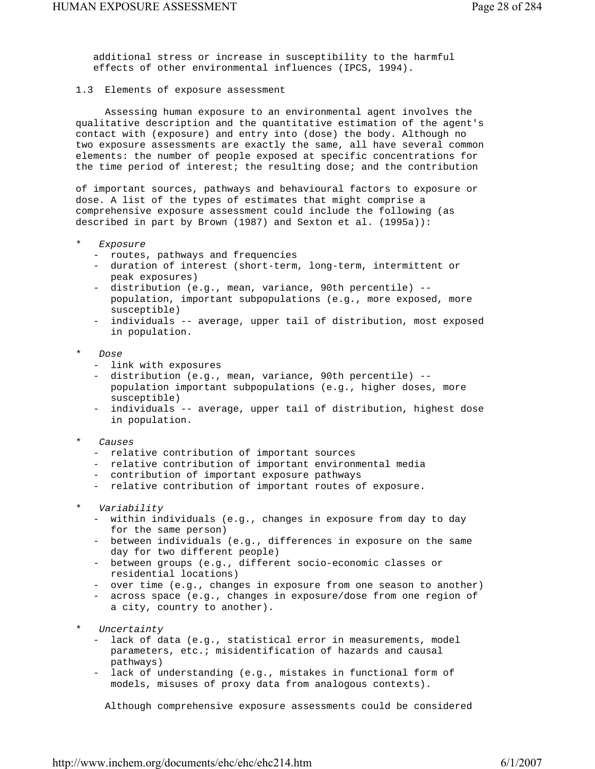additional stress or increase in susceptibility to the harmful effects of other environmental influences (IPCS, 1994).

## 1.3 Elements of exposure assessment

Assessing human exposure to an environmental agent involves the qualitative description and the quantitative estimation of the agent's contact with (exposure) and entry into (dose) the body. Although no two exposure assessments are exactly the same, all have several common elements: the number of people exposed at specific concentrations for the time period of interest; the resulting dose; and the contribution of important sources, pathways and behavioural factors to exposure or dose. A list of the types of estimates that might comprise a comprehensive exposure assessment could include the following (as described in part by Brown (1987) and Sexton et al. (1995a)):

* *Exposure*
  - routes, pathways and frequencies
  - duration of interest (short-term, long-term, intermittent or peak exposures)
  - distribution (e.g., mean, variance, 90th percentile) -- population, important subpopulations (e.g., more exposed, more susceptible)
  - individuals -- average, upper tail of distribution, most exposed in population.

* *Dose*
  - link with exposures
  - distribution (e.g., mean, variance, 90th percentile) -- population important subpopulations (e.g., higher doses, more susceptible)
  - individuals -- average, upper tail of distribution, highest dose in population.

* *Causes*
  - relative contribution of important sources
  - relative contribution of important environmental media
  - contribution of important exposure pathways
  - relative contribution of important routes of exposure.

* *Variability*
  - within individuals (e.g., changes in exposure from day to day for the same person)
  - between individuals (e.g., differences in exposure on the same day for two different people)
  - between groups (e.g., different socio-economic classes or residential locations)
  - over time (e.g., changes in exposure from one season to another)
  - across space (e.g., changes in exposure/dose from one region of a city, country to another).

* *Uncertainty*
  - lack of data (e.g., statistical error in measurements, model parameters, etc.; misidentification of hazards and causal pathways)
  - lack of understanding (e.g., mistakes in functional form of models, misuses of proxy data from analogous contexts).

Although comprehensive exposure assessments could be considered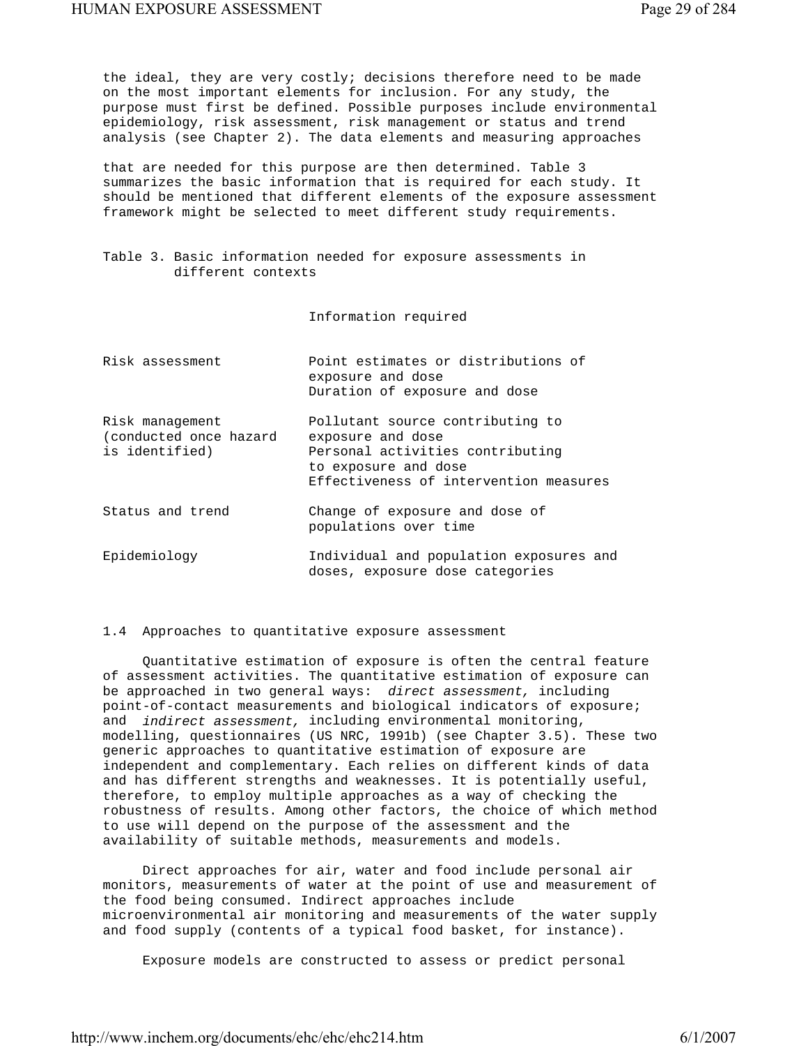the ideal, they are very costly; decisions therefore need to be made on the most important elements for inclusion. For any study, the purpose must first be defined. Possible purposes include environmental epidemiology, risk assessment, risk management or status and trend analysis (see Chapter 2). The data elements and measuring approaches

that are needed for this purpose are then determined. Table 3 summarizes the basic information that is required for each study. It should be mentioned that different elements of the exposure assessment framework might be selected to meet different study requirements.

Table 3. Basic information needed for exposure assessments in different contexts

| | Information required |
|---|---|
| Risk assessment | Point estimates or distributions of exposure and dose<br>Duration of exposure and dose |
| Risk management (conducted once hazard is identified) | Pollutant source contributing to exposure and dose<br>Personal activities contributing to exposure and dose<br>Effectiveness of intervention measures |
| Status and trend | Change of exposure and dose of populations over time |
| Epidemiology | Individual and population exposures and doses, exposure dose categories |

## 1.4 Approaches to quantitative exposure assessment

Quantitative estimation of exposure is often the central feature of assessment activities. The quantitative estimation of exposure can be approached in two general ways: *direct assessment,* including point-of-contact measurements and biological indicators of exposure; and *indirect assessment,* including environmental monitoring, modelling, questionnaires (US NRC, 1991b) (see Chapter 3.5). These two generic approaches to quantitative estimation of exposure are independent and complementary. Each relies on different kinds of data and has different strengths and weaknesses. It is potentially useful, therefore, to employ multiple approaches as a way of checking the robustness of results. Among other factors, the choice of which method to use will depend on the purpose of the assessment and the availability of suitable methods, measurements and models.

Direct approaches for air, water and food include personal air monitors, measurements of water at the point of use and measurement of the food being consumed. Indirect approaches include microenvironmental air monitoring and measurements of the water supply and food supply (contents of a typical food basket, for instance).

Exposure models are constructed to assess or predict personal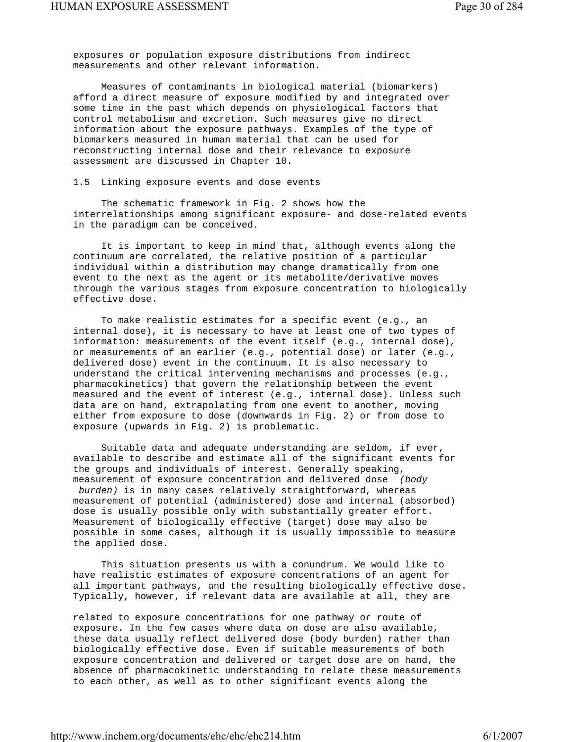exposures or population exposure distributions from indirect measurements and other relevant information.

Measures of contaminants in biological material (biomarkers) afford a direct measure of exposure modified by and integrated over some time in the past which depends on physiological factors that control metabolism and excretion. Such measures give no direct information about the exposure pathways. Examples of the type of biomarkers measured in human material that can be used for reconstructing internal dose and their relevance to exposure assessment are discussed in Chapter 10.

## 1.5 Linking exposure events and dose events

The schematic framework in Fig. 2 shows how the interrelationships among significant exposure- and dose-related events in the paradigm can be conceived.

It is important to keep in mind that, although events along the continuum are correlated, the relative position of a particular individual within a distribution may change dramatically from one event to the next as the agent or its metabolite/derivative moves through the various stages from exposure concentration to biologically effective dose.

To make realistic estimates for a specific event (e.g., an internal dose), it is necessary to have at least one of two types of information: measurements of the event itself (e.g., internal dose), or measurements of an earlier (e.g., potential dose) or later (e.g., delivered dose) event in the continuum. It is also necessary to understand the critical intervening mechanisms and processes (e.g., pharmacokinetics) that govern the relationship between the event measured and the event of interest (e.g., internal dose). Unless such data are on hand, extrapolating from one event to another, moving either from exposure to dose (downwards in Fig. 2) or from dose to exposure (upwards in Fig. 2) is problematic.

Suitable data and adequate understanding are seldom, if ever, available to describe and estimate all of the significant events for the groups and individuals of interest. Generally speaking, measurement of exposure concentration and delivered dose *(body burden)* is in many cases relatively straightforward, whereas measurement of potential (administered) dose and internal (absorbed) dose is usually possible only with substantially greater effort. Measurement of biologically effective (target) dose may also be possible in some cases, although it is usually impossible to measure the applied dose.

This situation presents us with a conundrum. We would like to have realistic estimates of exposure concentrations of an agent for all important pathways, and the resulting biologically effective dose. Typically, however, if relevant data are available at all, they are related to exposure concentrations for one pathway or route of exposure. In the few cases where data on dose are also available, these data usually reflect delivered dose (body burden) rather than biologically effective dose. Even if suitable measurements of both exposure concentration and delivered or target dose are on hand, the absence of pharmacokinetic understanding to relate these measurements to each other, as well as to other significant events along the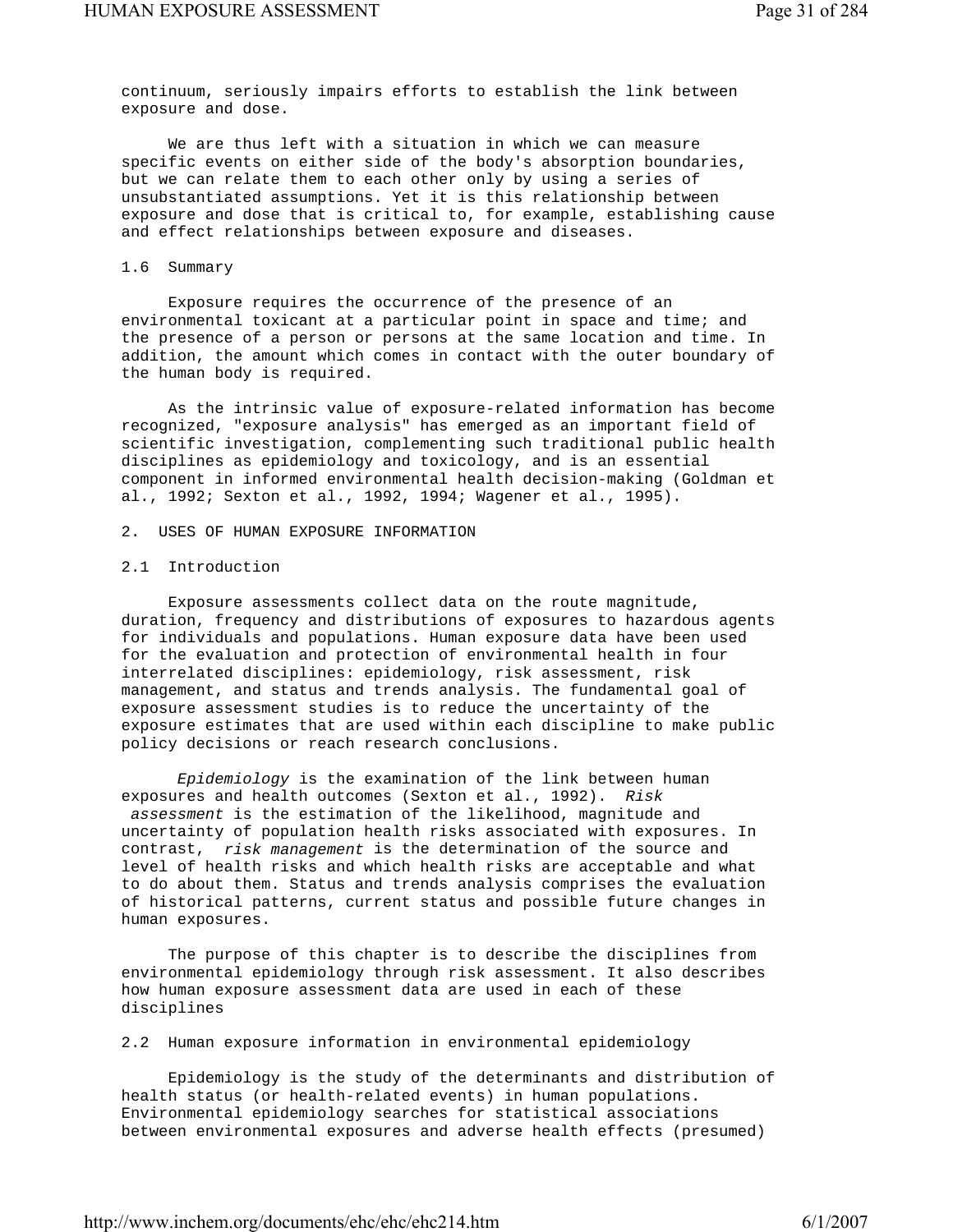continuum, seriously impairs efforts to establish the link between exposure and dose.

We are thus left with a situation in which we can measure specific events on either side of the body's absorption boundaries, but we can relate them to each other only by using a series of unsubstantiated assumptions. Yet it is this relationship between exposure and dose that is critical to, for example, establishing cause and effect relationships between exposure and diseases.

### 1.6 Summary

Exposure requires the occurrence of the presence of an environmental toxicant at a particular point in space and time; and the presence of a person or persons at the same location and time. In addition, the amount which comes in contact with the outer boundary of the human body is required.

As the intrinsic value of exposure-related information has become recognized, "exposure analysis" has emerged as an important field of scientific investigation, complementing such traditional public health disciplines as epidemiology and toxicology, and is an essential component in informed environmental health decision-making (Goldman et al., 1992; Sexton et al., 1992, 1994; Wagener et al., 1995).

## 2. USES OF HUMAN EXPOSURE INFORMATION

### 2.1 Introduction

Exposure assessments collect data on the route magnitude, duration, frequency and distributions of exposures to hazardous agents for individuals and populations. Human exposure data have been used for the evaluation and protection of environmental health in four interrelated disciplines: epidemiology, risk assessment, risk management, and status and trends analysis. The fundamental goal of exposure assessment studies is to reduce the uncertainty of the exposure estimates that are used within each discipline to make public policy decisions or reach research conclusions.

*Epidemiology* is the examination of the link between human exposures and health outcomes (Sexton et al., 1992). *Risk assessment* is the estimation of the likelihood, magnitude and uncertainty of population health risks associated with exposures. In contrast, *risk management* is the determination of the source and level of health risks and which health risks are acceptable and what to do about them. Status and trends analysis comprises the evaluation of historical patterns, current status and possible future changes in human exposures.

The purpose of this chapter is to describe the disciplines from environmental epidemiology through risk assessment. It also describes how human exposure assessment data are used in each of these disciplines

### 2.2 Human exposure information in environmental epidemiology

Epidemiology is the study of the determinants and distribution of health status (or health-related events) in human populations. Environmental epidemiology searches for statistical associations between environmental exposures and adverse health effects (presumed)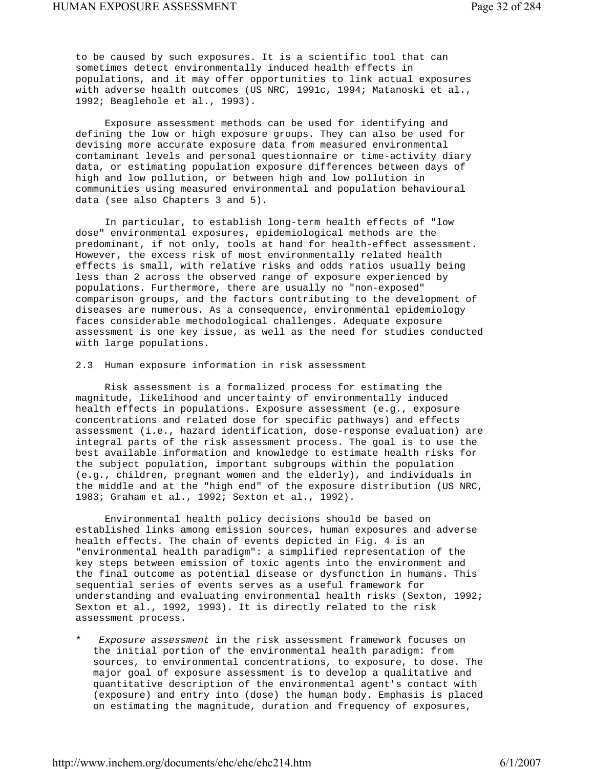to be caused by such exposures. It is a scientific tool that can sometimes detect environmentally induced health effects in populations, and it may offer opportunities to link actual exposures with adverse health outcomes (US NRC, 1991c, 1994; Matanoski et al., 1992; Beaglehole et al., 1993).

Exposure assessment methods can be used for identifying and defining the low or high exposure groups. They can also be used for devising more accurate exposure data from measured environmental contaminant levels and personal questionnaire or time-activity diary data, or estimating population exposure differences between days of high and low pollution, or between high and low pollution in communities using measured environmental and population behavioural data (see also Chapters 3 and 5).

In particular, to establish long-term health effects of "low dose" environmental exposures, epidemiological methods are the predominant, if not only, tools at hand for health-effect assessment. However, the excess risk of most environmentally related health effects is small, with relative risks and odds ratios usually being less than 2 across the observed range of exposure experienced by populations. Furthermore, there are usually no "non-exposed" comparison groups, and the factors contributing to the development of diseases are numerous. As a consequence, environmental epidemiology faces considerable methodological challenges. Adequate exposure assessment is one key issue, as well as the need for studies conducted with large populations.

## 2.3 Human exposure information in risk assessment

Risk assessment is a formalized process for estimating the magnitude, likelihood and uncertainty of environmentally induced health effects in populations. Exposure assessment (e.g., exposure concentrations and related dose for specific pathways) and effects assessment (i.e., hazard identification, dose-response evaluation) are integral parts of the risk assessment process. The goal is to use the best available information and knowledge to estimate health risks for the subject population, important subgroups within the population (e.g., children, pregnant women and the elderly), and individuals in the middle and at the "high end" of the exposure distribution (US NRC, 1983; Graham et al., 1992; Sexton et al., 1992).

Environmental health policy decisions should be based on established links among emission sources, human exposures and adverse health effects. The chain of events depicted in Fig. 4 is an "environmental health paradigm": a simplified representation of the key steps between emission of toxic agents into the environment and the final outcome as potential disease or dysfunction in humans. This sequential series of events serves as a useful framework for understanding and evaluating environmental health risks (Sexton, 1992; Sexton et al., 1992, 1993). It is directly related to the risk assessment process.

* *Exposure assessment* in the risk assessment framework focuses on the initial portion of the environmental health paradigm: from sources, to environmental concentrations, to exposure, to dose. The major goal of exposure assessment is to develop a qualitative and quantitative description of the environmental agent's contact with (exposure) and entry into (dose) the human body. Emphasis is placed on estimating the magnitude, duration and frequency of exposures,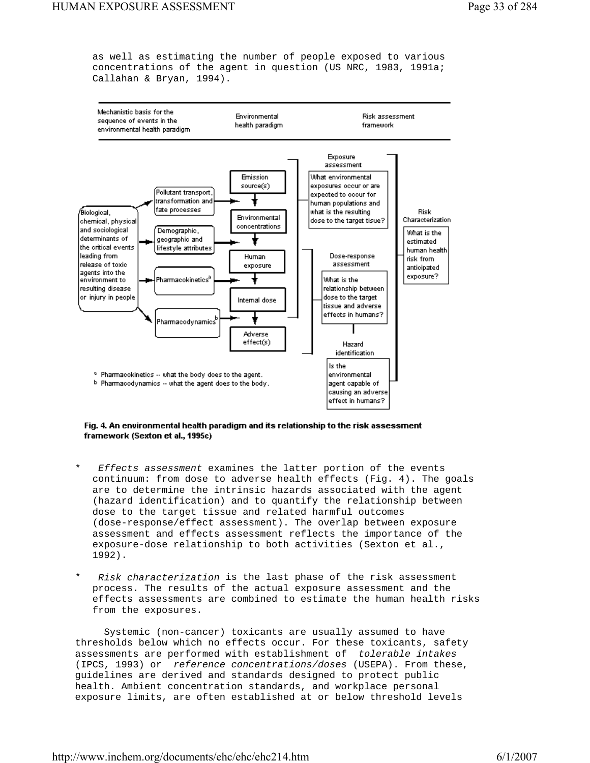as well as estimating the number of people exposed to various concentrations of the agent in question (US NRC, 1983, 1991a; Callahan & Bryan, 1994).

| Mechanistic basis for the sequence of events in the environmental health paradigm | Environmental health paradigm | Risk assessment framework |
|---|---|---|
| Biological, chemical, physical and sociological determinants of the critical events leading from release of toxic agents into the environment to resulting disease or injury in people | | |
| Pollutant transport, transformation and fate processes | Emission source(s) → Environmental concentrations | Exposure assessment: What environmental exposures occur or are expected to occur for human populations and what is the resulting dose to the target tisue? |
| Demographic, geographic and lifestyle attributes | Environmental concentrations → Human exposure | |
| Pharmacokinetics[a] | Human exposure → Internal dose | Dose-response assessment: What is the relationship between dose to the target tissue and adverse effects in humans? |
| Pharmacodynamics[b] | Internal dose → Adverse effect(s) | Hazard identification: Is the environmental agent capable of causing an adverse effect in humans? |
| | | Risk Characterization: What is the estimated human health risk from anticipated exposure? |

[a] Pharmacokinetics -- what the body does to the agent.
[b] Pharmacodynamics -- what the agent does to the body.

**Fig. 4. An environmental health paradigm and its relationship to the risk assessment framework (Sexton et al., 1995c)**

* *Effects assessment* examines the latter portion of the events continuum: from dose to adverse health effects (Fig. 4). The goals are to determine the intrinsic hazards associated with the agent (hazard identification) and to quantify the relationship between dose to the target tissue and related harmful outcomes (dose-response/effect assessment). The overlap between exposure assessment and effects assessment reflects the importance of the exposure-dose relationship to both activities (Sexton et al., 1992).

* *Risk characterization* is the last phase of the risk assessment process. The results of the actual exposure assessment and the effects assessments are combined to estimate the human health risks from the exposures.

Systemic (non-cancer) toxicants are usually assumed to have thresholds below which no effects occur. For these toxicants, safety assessments are performed with establishment of *tolerable intakes* (IPCS, 1993) or *reference concentrations/doses* (USEPA). From these, guidelines are derived and standards designed to protect public health. Ambient concentration standards, and workplace personal exposure limits, are often established at or below threshold levels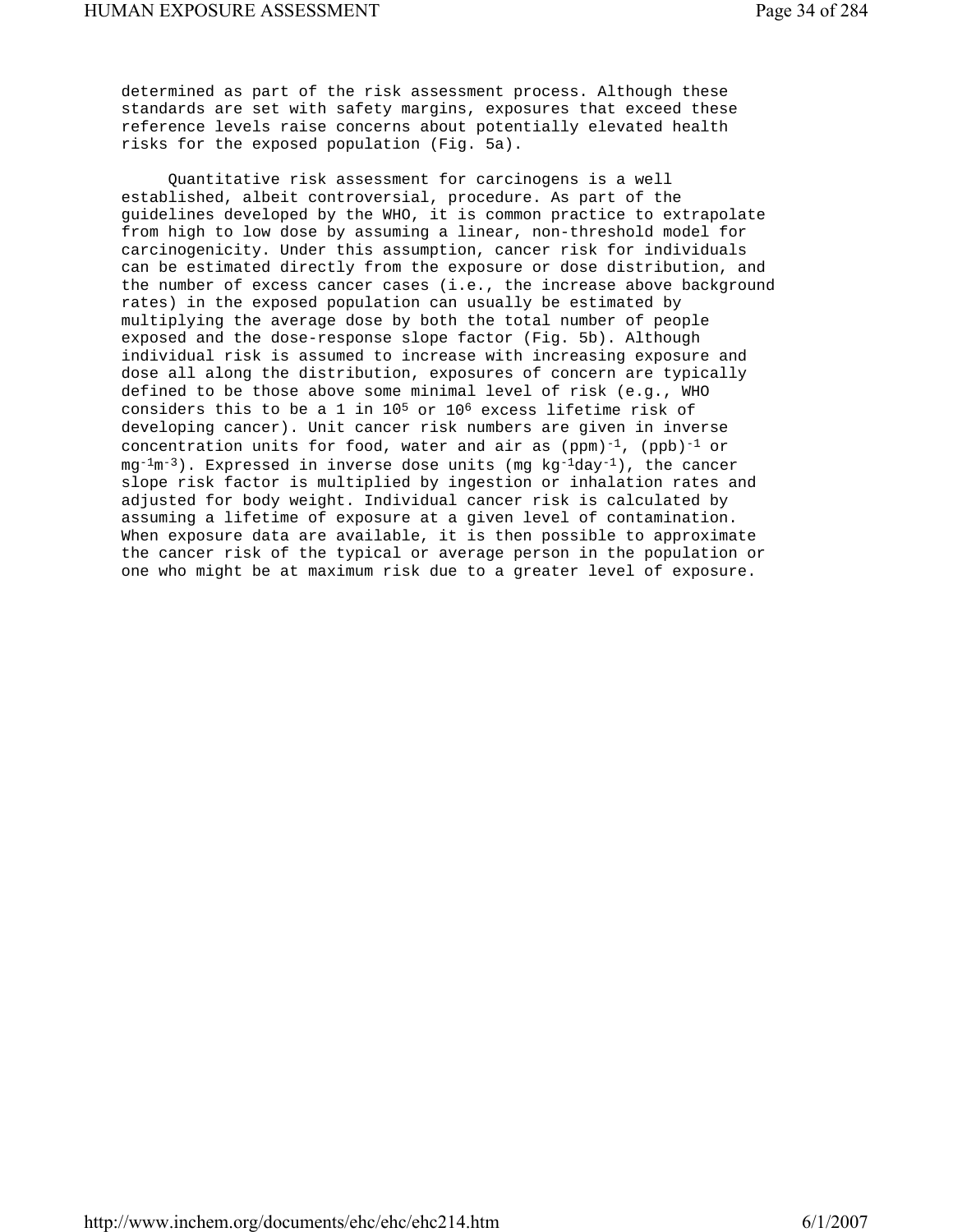determined as part of the risk assessment process. Although these standards are set with safety margins, exposures that exceed these reference levels raise concerns about potentially elevated health risks for the exposed population (Fig. 5a).

Quantitative risk assessment for carcinogens is a well established, albeit controversial, procedure. As part of the guidelines developed by the WHO, it is common practice to extrapolate from high to low dose by assuming a linear, non-threshold model for carcinogenicity. Under this assumption, cancer risk for individuals can be estimated directly from the exposure or dose distribution, and the number of excess cancer cases (i.e., the increase above background rates) in the exposed population can usually be estimated by multiplying the average dose by both the total number of people exposed and the dose-response slope factor (Fig. 5b). Although individual risk is assumed to increase with increasing exposure and dose all along the distribution, exposures of concern are typically defined to be those above some minimal level of risk (e.g., WHO considers this to be a 1 in $10^5$ or $10^6$ excess lifetime risk of developing cancer). Unit cancer risk numbers are given in inverse concentration units for food, water and air as $(ppm)^{-1}$, $(ppb)^{-1}$ or $mg^{-1}m^{-3}$). Expressed in inverse dose units ($mg\ kg^{-1}day^{-1}$), the cancer slope risk factor is multiplied by ingestion or inhalation rates and adjusted for body weight. Individual cancer risk is calculated by assuming a lifetime of exposure at a given level of contamination. When exposure data are available, it is then possible to approximate the cancer risk of the typical or average person in the population or one who might be at maximum risk due to a greater level of exposure.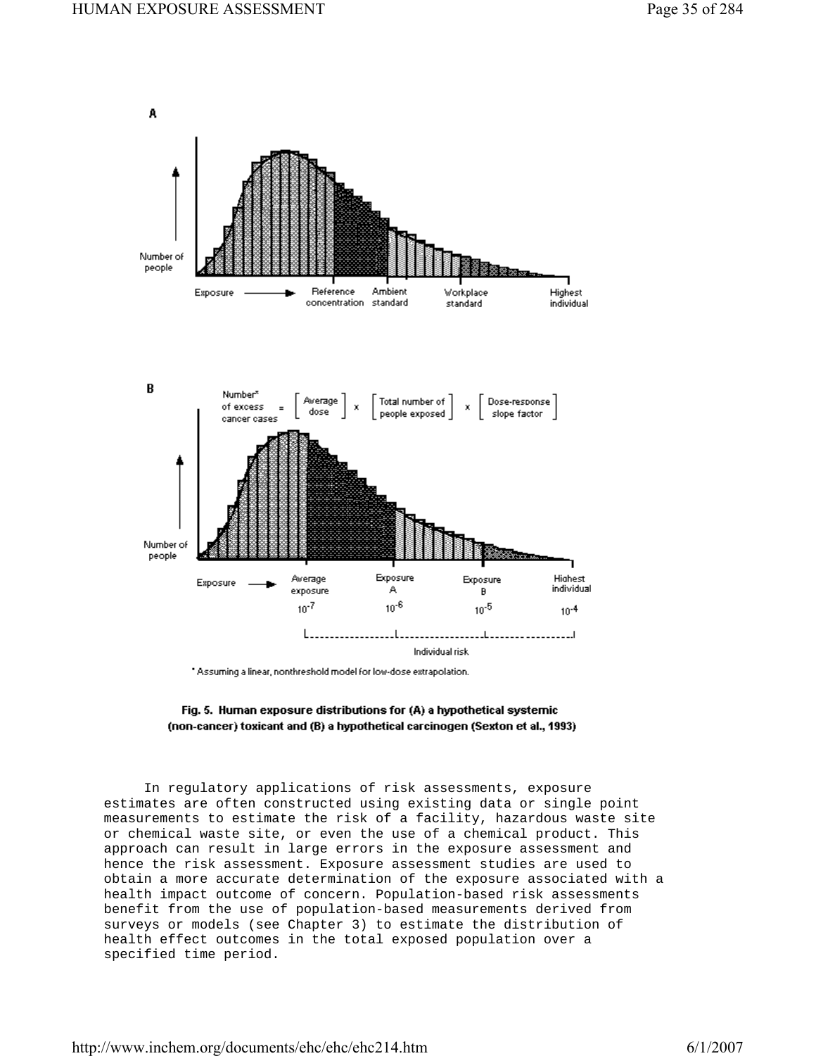Fig. 5. Human exposure distributions for (A) a hypothetical systemic (non-cancer) toxicant and (B) a hypothetical carcinogen (Sexton et al., 1993)

In regulatory applications of risk assessments, exposure estimates are often constructed using existing data or single point measurements to estimate the risk of a facility, hazardous waste site or chemical waste site, or even the use of a chemical product. This approach can result in large errors in the exposure assessment and hence the risk assessment. Exposure assessment studies are used to obtain a more accurate determination of the exposure associated with a health impact outcome of concern. Population-based risk assessments benefit from the use of population-based measurements derived from surveys or models (see Chapter 3) to estimate the distribution of health effect outcomes in the total exposed population over a specified time period.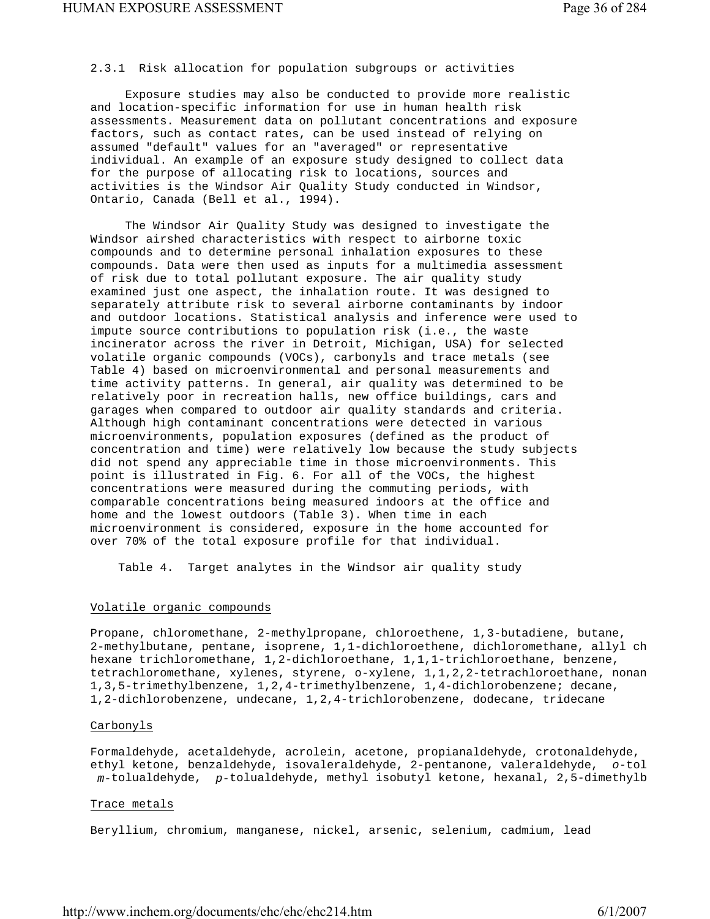### 2.3.1 Risk allocation for population subgroups or activities

Exposure studies may also be conducted to provide more realistic and location-specific information for use in human health risk assessments. Measurement data on pollutant concentrations and exposure factors, such as contact rates, can be used instead of relying on assumed "default" values for an "averaged" or representative individual. An example of an exposure study designed to collect data for the purpose of allocating risk to locations, sources and activities is the Windsor Air Quality Study conducted in Windsor, Ontario, Canada (Bell et al., 1994).

The Windsor Air Quality Study was designed to investigate the Windsor airshed characteristics with respect to airborne toxic compounds and to determine personal inhalation exposures to these compounds. Data were then used as inputs for a multimedia assessment of risk due to total pollutant exposure. The air quality study examined just one aspect, the inhalation route. It was designed to separately attribute risk to several airborne contaminants by indoor and outdoor locations. Statistical analysis and inference were used to impute source contributions to population risk (i.e., the waste incinerator across the river in Detroit, Michigan, USA) for selected volatile organic compounds (VOCs), carbonyls and trace metals (see Table 4) based on microenvironmental and personal measurements and time activity patterns. In general, air quality was determined to be relatively poor in recreation halls, new office buildings, cars and garages when compared to outdoor air quality standards and criteria. Although high contaminant concentrations were detected in various microenvironments, population exposures (defined as the product of concentration and time) were relatively low because the study subjects did not spend any appreciable time in those microenvironments. This point is illustrated in Fig. 6. For all of the VOCs, the highest concentrations were measured during the commuting periods, with comparable concentrations being measured indoors at the office and home and the lowest outdoors (Table 3). When time in each microenvironment is considered, exposure in the home accounted for over 70% of the total exposure profile for that individual.

Table 4. Target analytes in the Windsor air quality study

Volatile organic compounds

Propane, chloromethane, 2-methylpropane, chloroethene, 1,3-butadiene, butane, 2-methylbutane, pentane, isoprene, 1,1-dichloroethene, dichloromethane, allyl ch hexane trichloromethane, 1,2-dichloroethane, 1,1,1-trichloroethane, benzene, tetrachloromethane, xylenes, styrene, o-xylene, 1,1,2,2-tetrachloroethane, nonan 1,3,5-trimethylbenzene, 1,2,4-trimethylbenzene, 1,4-dichlorobenzene; decane, 1,2-dichlorobenzene, undecane, 1,2,4-trichlorobenzene, dodecane, tridecane

Carbonyls

Formaldehyde, acetaldehyde, acrolein, acetone, propianaldehyde, crotonaldehyde, ethyl ketone, benzaldehyde, isovaleraldehyde, 2-pentanone, valeraldehyde, *o*-tol *m*-tolualdehyde, *p*-tolualdehyde, methyl isobutyl ketone, hexanal, 2,5-dimethylb

Trace metals

Beryllium, chromium, manganese, nickel, arsenic, selenium, cadmium, lead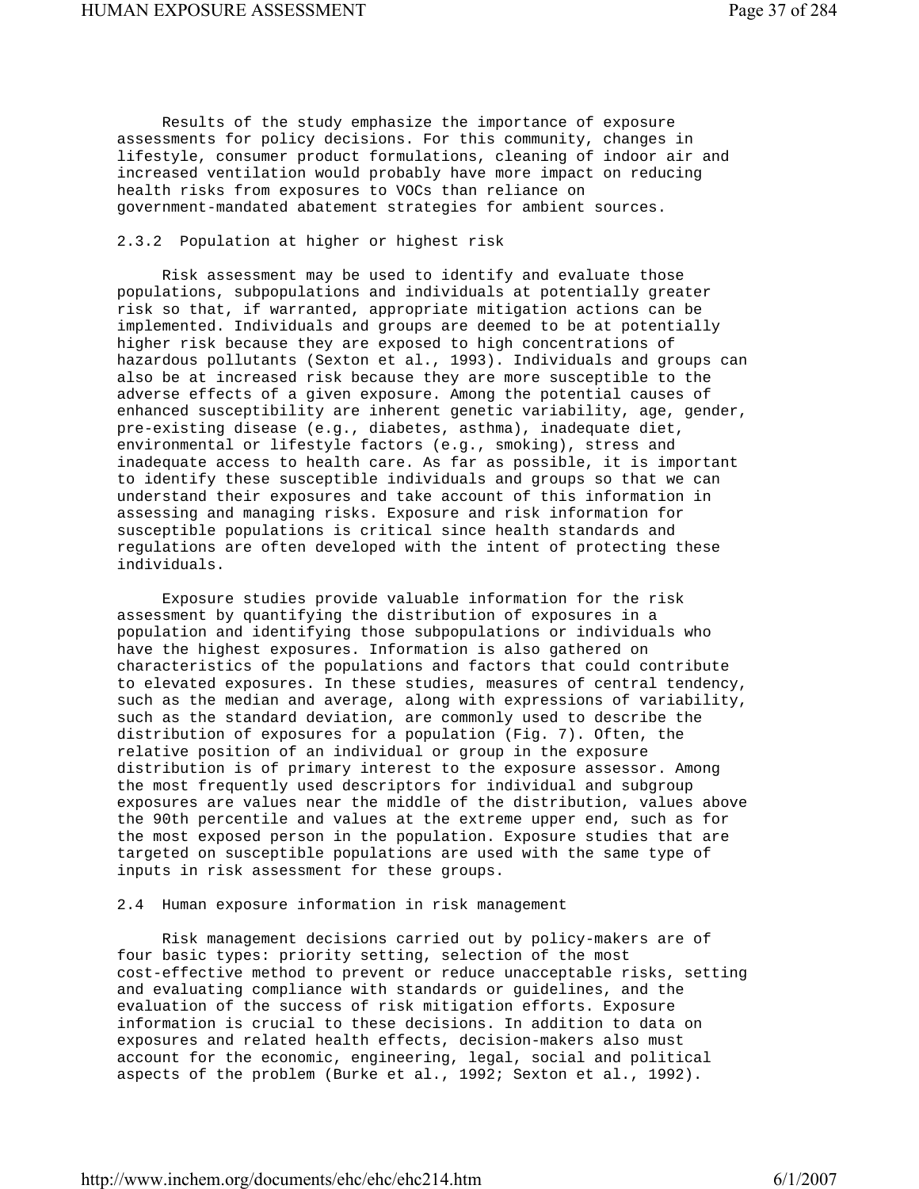Results of the study emphasize the importance of exposure assessments for policy decisions. For this community, changes in lifestyle, consumer product formulations, cleaning of indoor air and increased ventilation would probably have more impact on reducing health risks from exposures to VOCs than reliance on government-mandated abatement strategies for ambient sources.

### 2.3.2 Population at higher or highest risk

Risk assessment may be used to identify and evaluate those populations, subpopulations and individuals at potentially greater risk so that, if warranted, appropriate mitigation actions can be implemented. Individuals and groups are deemed to be at potentially higher risk because they are exposed to high concentrations of hazardous pollutants (Sexton et al., 1993). Individuals and groups can also be at increased risk because they are more susceptible to the adverse effects of a given exposure. Among the potential causes of enhanced susceptibility are inherent genetic variability, age, gender, pre-existing disease (e.g., diabetes, asthma), inadequate diet, environmental or lifestyle factors (e.g., smoking), stress and inadequate access to health care. As far as possible, it is important to identify these susceptible individuals and groups so that we can understand their exposures and take account of this information in assessing and managing risks. Exposure and risk information for susceptible populations is critical since health standards and regulations are often developed with the intent of protecting these individuals.

Exposure studies provide valuable information for the risk assessment by quantifying the distribution of exposures in a population and identifying those subpopulations or individuals who have the highest exposures. Information is also gathered on characteristics of the populations and factors that could contribute to elevated exposures. In these studies, measures of central tendency, such as the median and average, along with expressions of variability, such as the standard deviation, are commonly used to describe the distribution of exposures for a population (Fig. 7). Often, the relative position of an individual or group in the exposure distribution is of primary interest to the exposure assessor. Among the most frequently used descriptors for individual and subgroup exposures are values near the middle of the distribution, values above the 90th percentile and values at the extreme upper end, such as for the most exposed person in the population. Exposure studies that are targeted on susceptible populations are used with the same type of inputs in risk assessment for these groups.

## 2.4 Human exposure information in risk management

Risk management decisions carried out by policy-makers are of four basic types: priority setting, selection of the most cost-effective method to prevent or reduce unacceptable risks, setting and evaluating compliance with standards or guidelines, and the evaluation of the success of risk mitigation efforts. Exposure information is crucial to these decisions. In addition to data on exposures and related health effects, decision-makers also must account for the economic, engineering, legal, social and political aspects of the problem (Burke et al., 1992; Sexton et al., 1992).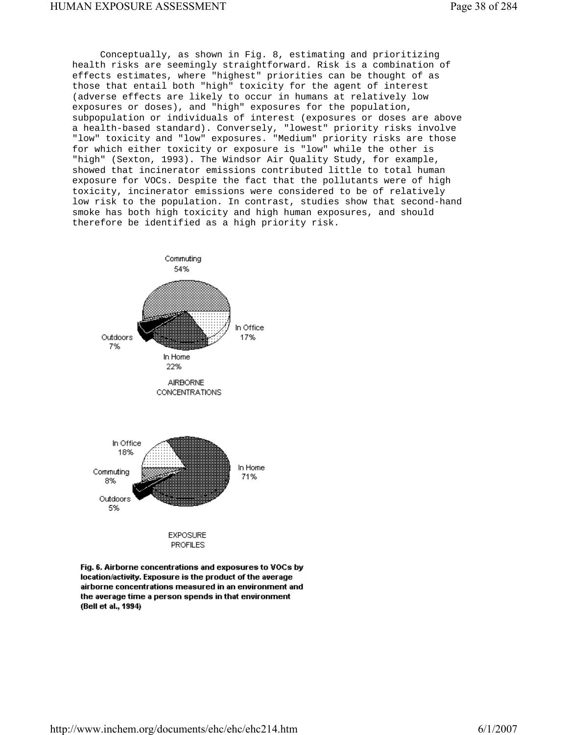Conceptually, as shown in Fig. 8, estimating and prioritizing health risks are seemingly straightforward. Risk is a combination of effects estimates, where "highest" priorities can be thought of as those that entail both "high" toxicity for the agent of interest (adverse effects are likely to occur in humans at relatively low exposures or doses), and "high" exposures for the population, subpopulation or individuals of interest (exposures or doses are above a health-based standard). Conversely, "lowest" priority risks involve "low" toxicity and "low" exposures. "Medium" priority risks are those for which either toxicity or exposure is "low" while the other is "high" (Sexton, 1993). The Windsor Air Quality Study, for example, showed that incinerator emissions contributed little to total human exposure for VOCs. Despite the fact that the pollutants were of high toxicity, incinerator emissions were considered to be of relatively low risk to the population. In contrast, studies show that second-hand smoke has both high toxicity and high human exposures, and should therefore be identified as a high priority risk.

Commuting 54%

In Office 17%

Outdoors 7%

In Home 22%

AIRBORNE CONCENTRATIONS

In Office 18%

Commuting 8%

Outdoors 5%

In Home 71%

EXPOSURE PROFILES

**Fig. 6. Airborne concentrations and exposures to VOCs by location/activity. Exposure is the product of the average airborne concentrations measured in an environment and the average time a person spends in that environment (Bell et al., 1994)**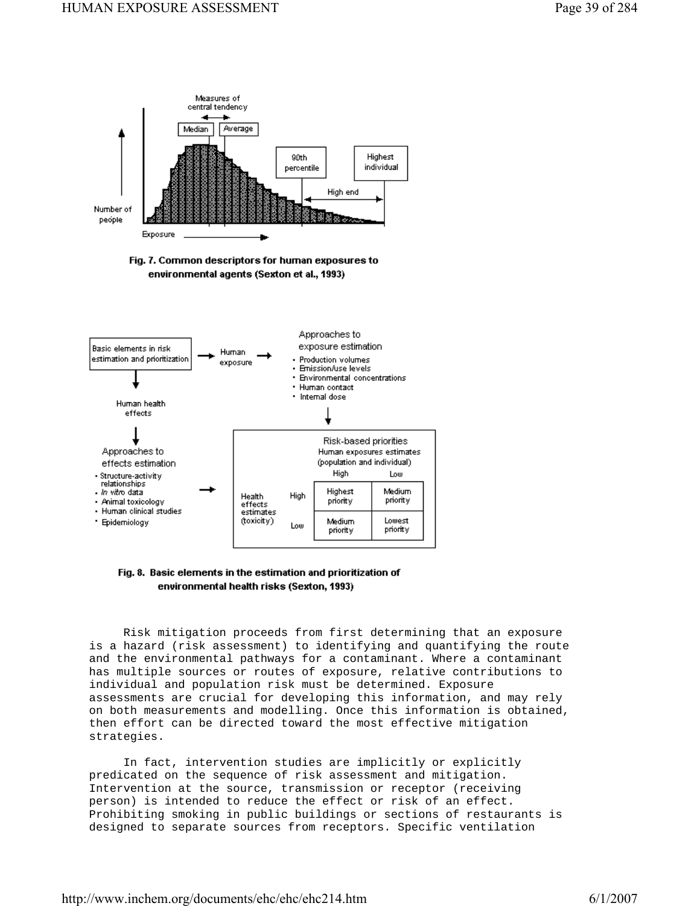Fig. 7. Common descriptors for human exposures to environmental agents (Sexton et al., 1993)

Fig. 8. Basic elements in the estimation and prioritization of environmental health risks (Sexton, 1993)

Risk mitigation proceeds from first determining that an exposure is a hazard (risk assessment) to identifying and quantifying the route and the environmental pathways for a contaminant. Where a contaminant has multiple sources or routes of exposure, relative contributions to individual and population risk must be determined. Exposure assessments are crucial for developing this information, and may rely on both measurements and modelling. Once this information is obtained, then effort can be directed toward the most effective mitigation strategies.

In fact, intervention studies are implicitly or explicitly predicated on the sequence of risk assessment and mitigation. Intervention at the source, transmission or receptor (receiving person) is intended to reduce the effect or risk of an effect. Prohibiting smoking in public buildings or sections of restaurants is designed to separate sources from receptors. Specific ventilation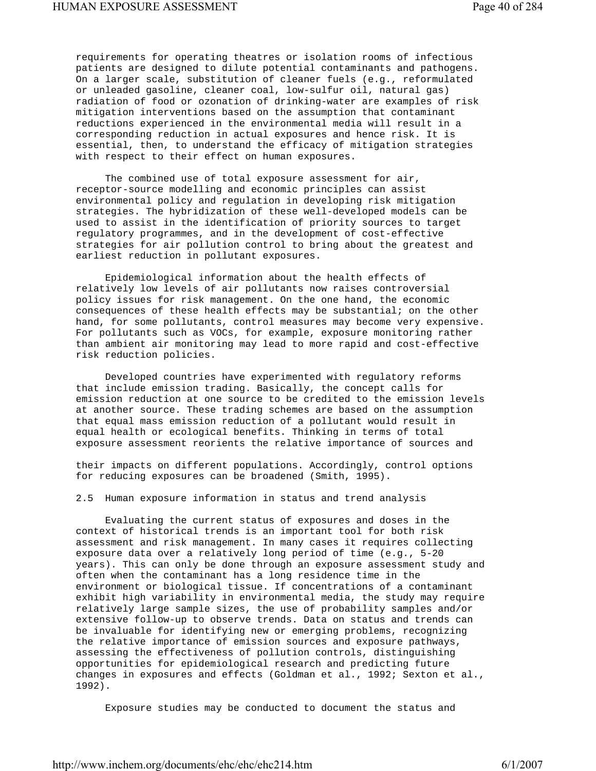requirements for operating theatres or isolation rooms of infectious patients are designed to dilute potential contaminants and pathogens. On a larger scale, substitution of cleaner fuels (e.g., reformulated or unleaded gasoline, cleaner coal, low-sulfur oil, natural gas) radiation of food or ozonation of drinking-water are examples of risk mitigation interventions based on the assumption that contaminant reductions experienced in the environmental media will result in a corresponding reduction in actual exposures and hence risk. It is essential, then, to understand the efficacy of mitigation strategies with respect to their effect on human exposures.

The combined use of total exposure assessment for air, receptor-source modelling and economic principles can assist environmental policy and regulation in developing risk mitigation strategies. The hybridization of these well-developed models can be used to assist in the identification of priority sources to target regulatory programmes, and in the development of cost-effective strategies for air pollution control to bring about the greatest and earliest reduction in pollutant exposures.

Epidemiological information about the health effects of relatively low levels of air pollutants now raises controversial policy issues for risk management. On the one hand, the economic consequences of these health effects may be substantial; on the other hand, for some pollutants, control measures may become very expensive. For pollutants such as VOCs, for example, exposure monitoring rather than ambient air monitoring may lead to more rapid and cost-effective risk reduction policies.

Developed countries have experimented with regulatory reforms that include emission trading. Basically, the concept calls for emission reduction at one source to be credited to the emission levels at another source. These trading schemes are based on the assumption that equal mass emission reduction of a pollutant would result in equal health or ecological benefits. Thinking in terms of total exposure assessment reorients the relative importance of sources and their impacts on different populations. Accordingly, control options for reducing exposures can be broadened (Smith, 1995).

## 2.5 Human exposure information in status and trend analysis

Evaluating the current status of exposures and doses in the context of historical trends is an important tool for both risk assessment and risk management. In many cases it requires collecting exposure data over a relatively long period of time (e.g., 5-20 years). This can only be done through an exposure assessment study and often when the contaminant has a long residence time in the environment or biological tissue. If concentrations of a contaminant exhibit high variability in environmental media, the study may require relatively large sample sizes, the use of probability samples and/or extensive follow-up to observe trends. Data on status and trends can be invaluable for identifying new or emerging problems, recognizing the relative importance of emission sources and exposure pathways, assessing the effectiveness of pollution controls, distinguishing opportunities for epidemiological research and predicting future changes in exposures and effects (Goldman et al., 1992; Sexton et al., 1992).

Exposure studies may be conducted to document the status and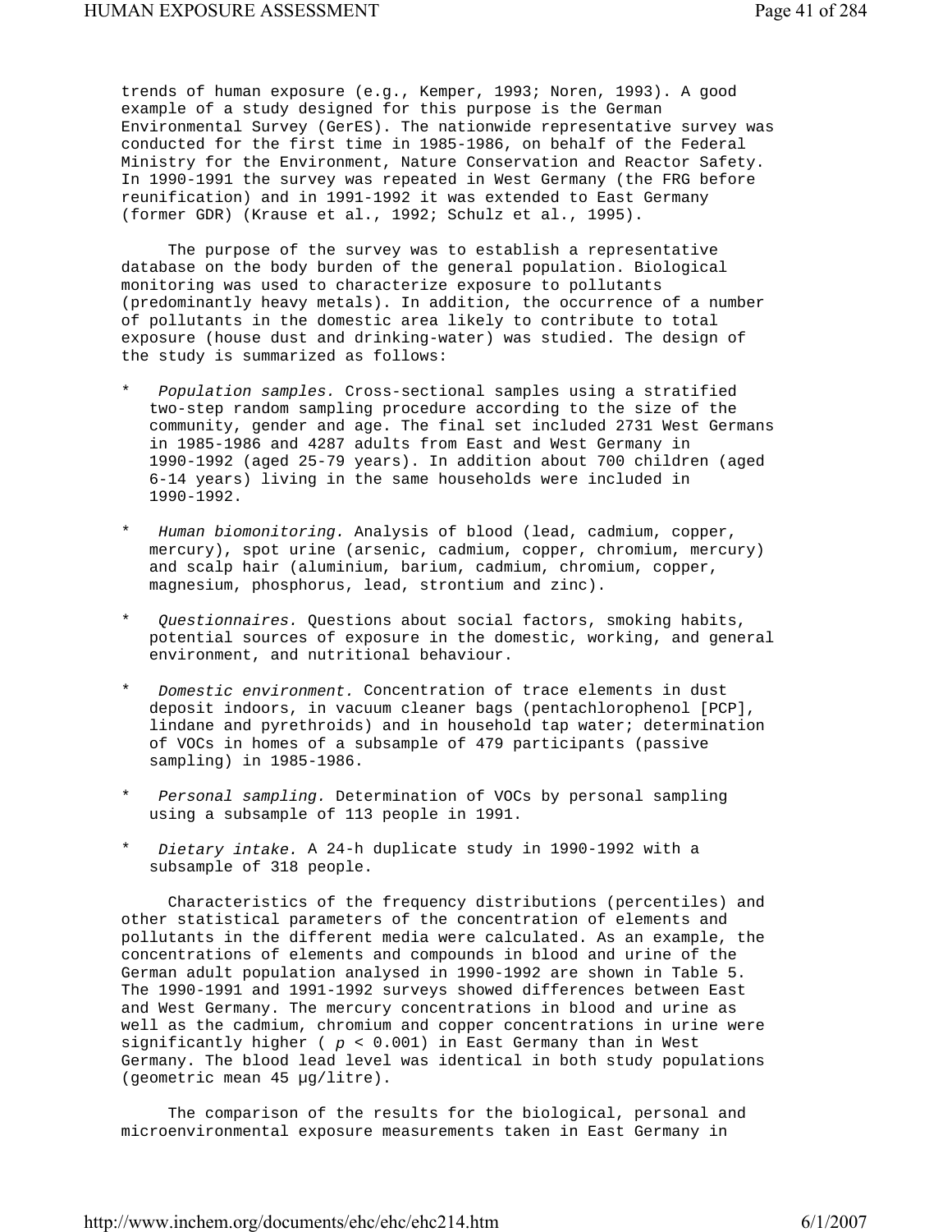trends of human exposure (e.g., Kemper, 1993; Noren, 1993). A good example of a study designed for this purpose is the German Environmental Survey (GerES). The nationwide representative survey was conducted for the first time in 1985-1986, on behalf of the Federal Ministry for the Environment, Nature Conservation and Reactor Safety. In 1990-1991 the survey was repeated in West Germany (the FRG before reunification) and in 1991-1992 it was extended to East Germany (former GDR) (Krause et al., 1992; Schulz et al., 1995).

The purpose of the survey was to establish a representative database on the body burden of the general population. Biological monitoring was used to characterize exposure to pollutants (predominantly heavy metals). In addition, the occurrence of a number of pollutants in the domestic area likely to contribute to total exposure (house dust and drinking-water) was studied. The design of the study is summarized as follows:

* *Population samples.* Cross-sectional samples using a stratified two-step random sampling procedure according to the size of the community, gender and age. The final set included 2731 West Germans in 1985-1986 and 4287 adults from East and West Germany in 1990-1992 (aged 25-79 years). In addition about 700 children (aged 6-14 years) living in the same households were included in 1990-1992.

* *Human biomonitoring.* Analysis of blood (lead, cadmium, copper, mercury), spot urine (arsenic, cadmium, copper, chromium, mercury) and scalp hair (aluminium, barium, cadmium, chromium, copper, magnesium, phosphorus, lead, strontium and zinc).

* *Questionnaires.* Questions about social factors, smoking habits, potential sources of exposure in the domestic, working, and general environment, and nutritional behaviour.

* *Domestic environment.* Concentration of trace elements in dust deposit indoors, in vacuum cleaner bags (pentachlorophenol [PCP], lindane and pyrethroids) and in household tap water; determination of VOCs in homes of a subsample of 479 participants (passive sampling) in 1985-1986.

* *Personal sampling.* Determination of VOCs by personal sampling using a subsample of 113 people in 1991.

* *Dietary intake.* A 24-h duplicate study in 1990-1992 with a subsample of 318 people.

Characteristics of the frequency distributions (percentiles) and other statistical parameters of the concentration of elements and pollutants in the different media were calculated. As an example, the concentrations of elements and compounds in blood and urine of the German adult population analysed in 1990-1992 are shown in Table 5. The 1990-1991 and 1991-1992 surveys showed differences between East and West Germany. The mercury concentrations in blood and urine as well as the cadmium, chromium and copper concentrations in urine were significantly higher ( $p < 0.001$) in East Germany than in West Germany. The blood lead level was identical in both study populations (geometric mean 45 µg/litre).

The comparison of the results for the biological, personal and microenvironmental exposure measurements taken in East Germany in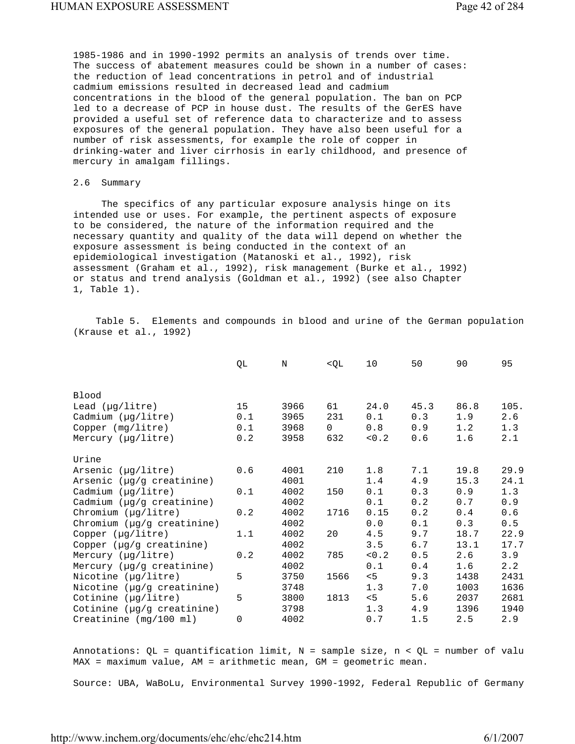1985-1986 and in 1990-1992 permits an analysis of trends over time. The success of abatement measures could be shown in a number of cases: the reduction of lead concentrations in petrol and of industrial cadmium emissions resulted in decreased lead and cadmium concentrations in the blood of the general population. The ban on PCP led to a decrease of PCP in house dust. The results of the GerES have provided a useful set of reference data to characterize and to assess exposures of the general population. They have also been useful for a number of risk assessments, for example the role of copper in drinking-water and liver cirrhosis in early childhood, and presence of mercury in amalgam fillings.

## 2.6 Summary

The specifics of any particular exposure analysis hinge on its intended use or uses. For example, the pertinent aspects of exposure to be considered, the nature of the information required and the necessary quantity and quality of the data will depend on whether the exposure assessment is being conducted in the context of an epidemiological investigation (Matanoski et al., 1992), risk assessment (Graham et al., 1992), risk management (Burke et al., 1992) or status and trend analysis (Goldman et al., 1992) (see also Chapter 1, Table 1).

Table 5. Elements and compounds in blood and urine of the German population (Krause et al., 1992)

| | QL | N | <QL | 10 | 50 | 90 | 95 |
|---|---|---|---|---|---|---|---|
| **Blood** | | | | | | | |
| Lead (µg/litre) | 15 | 3966 | 61 | 24.0 | 45.3 | 86.8 | 105. |
| Cadmium (µg/litre) | 0.1 | 3965 | 231 | 0.1 | 0.3 | 1.9 | 2.6 |
| Copper (mg/litre) | 0.1 | 3968 | 0 | 0.8 | 0.9 | 1.2 | 1.3 |
| Mercury (µg/litre) | 0.2 | 3958 | 632 | <0.2 | 0.6 | 1.6 | 2.1 |
| **Urine** | | | | | | | |
| Arsenic (µg/litre) | 0.6 | 4001 | 210 | 1.8 | 7.1 | 19.8 | 29.9 |
| Arsenic (µg/g creatinine) | | 4001 | | 1.4 | 4.9 | 15.3 | 24.1 |
| Cadmium (µg/litre) | 0.1 | 4002 | 150 | 0.1 | 0.3 | 0.9 | 1.3 |
| Cadmium (µg/g creatinine) | | 4002 | | 0.1 | 0.2 | 0.7 | 0.9 |
| Chromium (µg/litre) | 0.2 | 4002 | 1716 | 0.15 | 0.2 | 0.4 | 0.6 |
| Chromium (µg/g creatinine) | | 4002 | | 0.0 | 0.1 | 0.3 | 0.5 |
| Copper (µg/litre) | 1.1 | 4002 | 20 | 4.5 | 9.7 | 18.7 | 22.9 |
| Copper (µg/g creatinine) | | 4002 | | 3.5 | 6.7 | 13.1 | 17.7 |
| Mercury (µg/litre) | 0.2 | 4002 | 785 | <0.2 | 0.5 | 2.6 | 3.9 |
| Mercury (µg/g creatinine) | | 4002 | | 0.1 | 0.4 | 1.6 | 2.2 |
| Nicotine (µg/litre) | 5 | 3750 | 1566 | <5 | 9.3 | 1438 | 2431 |
| Nicotine (µg/g creatinine) | | 3748 | | 1.3 | 7.0 | 1003 | 1636 |
| Cotinine (µg/litre) | 5 | 3800 | 1813 | <5 | 5.6 | 2037 | 2681 |
| Cotinine (µg/g creatinine) | | 3798 | | 1.3 | 4.9 | 1396 | 1940 |
| Creatinine (mg/100 ml) | 0 | 4002 | | 0.7 | 1.5 | 2.5 | 2.9 |

Annotations: QL = quantification limit, N = sample size, n < QL = number of valu
MAX = maximum value, AM = arithmetic mean, GM = geometric mean.

Source: UBA, WaBoLu, Environmental Survey 1990-1992, Federal Republic of Germany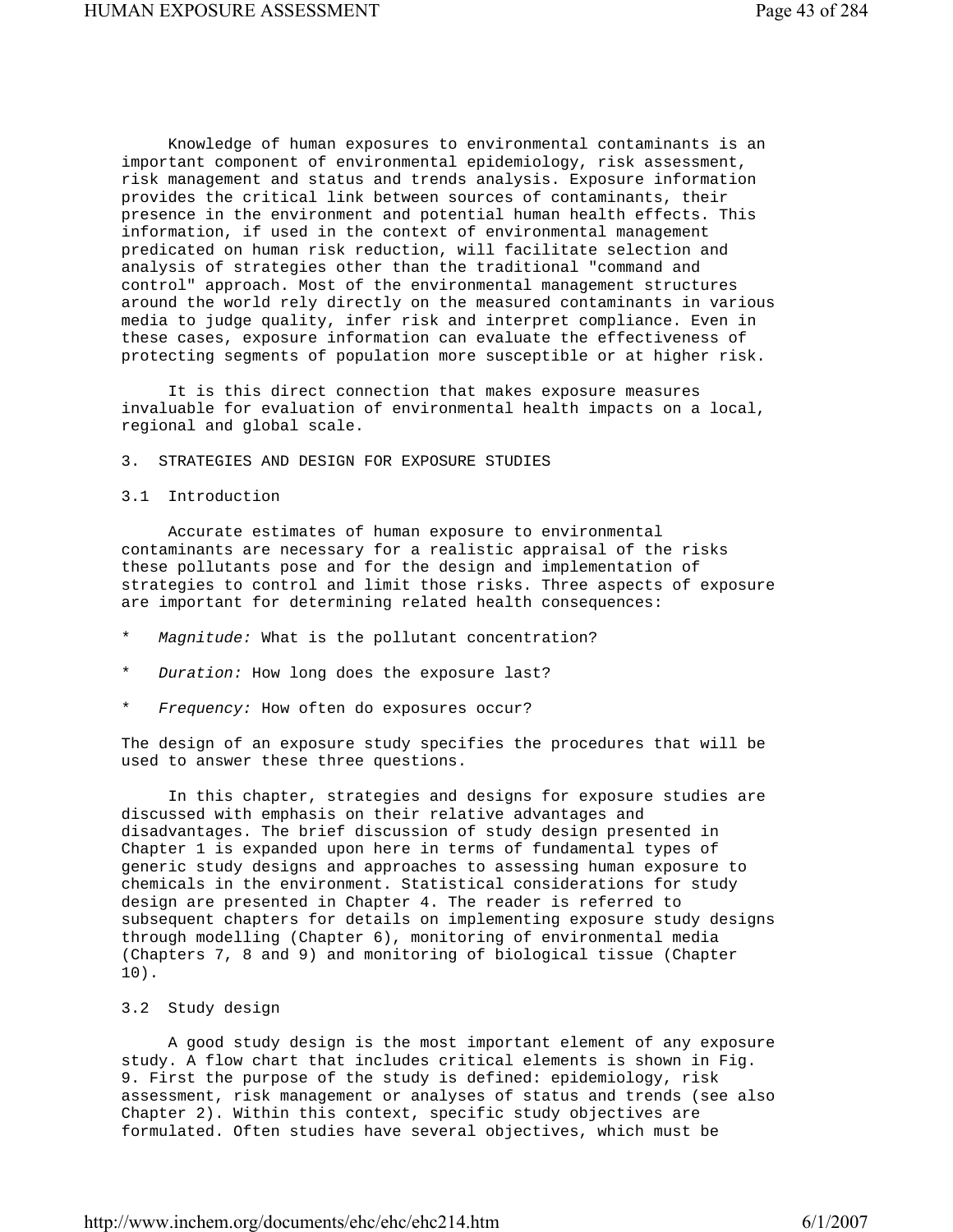Knowledge of human exposures to environmental contaminants is an important component of environmental epidemiology, risk assessment, risk management and status and trends analysis. Exposure information provides the critical link between sources of contaminants, their presence in the environment and potential human health effects. This information, if used in the context of environmental management predicated on human risk reduction, will facilitate selection and analysis of strategies other than the traditional "command and control" approach. Most of the environmental management structures around the world rely directly on the measured contaminants in various media to judge quality, infer risk and interpret compliance. Even in these cases, exposure information can evaluate the effectiveness of protecting segments of population more susceptible or at higher risk.

It is this direct connection that makes exposure measures invaluable for evaluation of environmental health impacts on a local, regional and global scale.

## 3. STRATEGIES AND DESIGN FOR EXPOSURE STUDIES

### 3.1 Introduction

Accurate estimates of human exposure to environmental contaminants are necessary for a realistic appraisal of the risks these pollutants pose and for the design and implementation of strategies to control and limit those risks. Three aspects of exposure are important for determining related health consequences:

* *Magnitude:* What is the pollutant concentration?
* *Duration:* How long does the exposure last?
* *Frequency:* How often do exposures occur?

The design of an exposure study specifies the procedures that will be used to answer these three questions.

In this chapter, strategies and designs for exposure studies are discussed with emphasis on their relative advantages and disadvantages. The brief discussion of study design presented in Chapter 1 is expanded upon here in terms of fundamental types of generic study designs and approaches to assessing human exposure to chemicals in the environment. Statistical considerations for study design are presented in Chapter 4. The reader is referred to subsequent chapters for details on implementing exposure study designs through modelling (Chapter 6), monitoring of environmental media (Chapters 7, 8 and 9) and monitoring of biological tissue (Chapter 10).

### 3.2 Study design

A good study design is the most important element of any exposure study. A flow chart that includes critical elements is shown in Fig. 9. First the purpose of the study is defined: epidemiology, risk assessment, risk management or analyses of status and trends (see also Chapter 2). Within this context, specific study objectives are formulated. Often studies have several objectives, which must be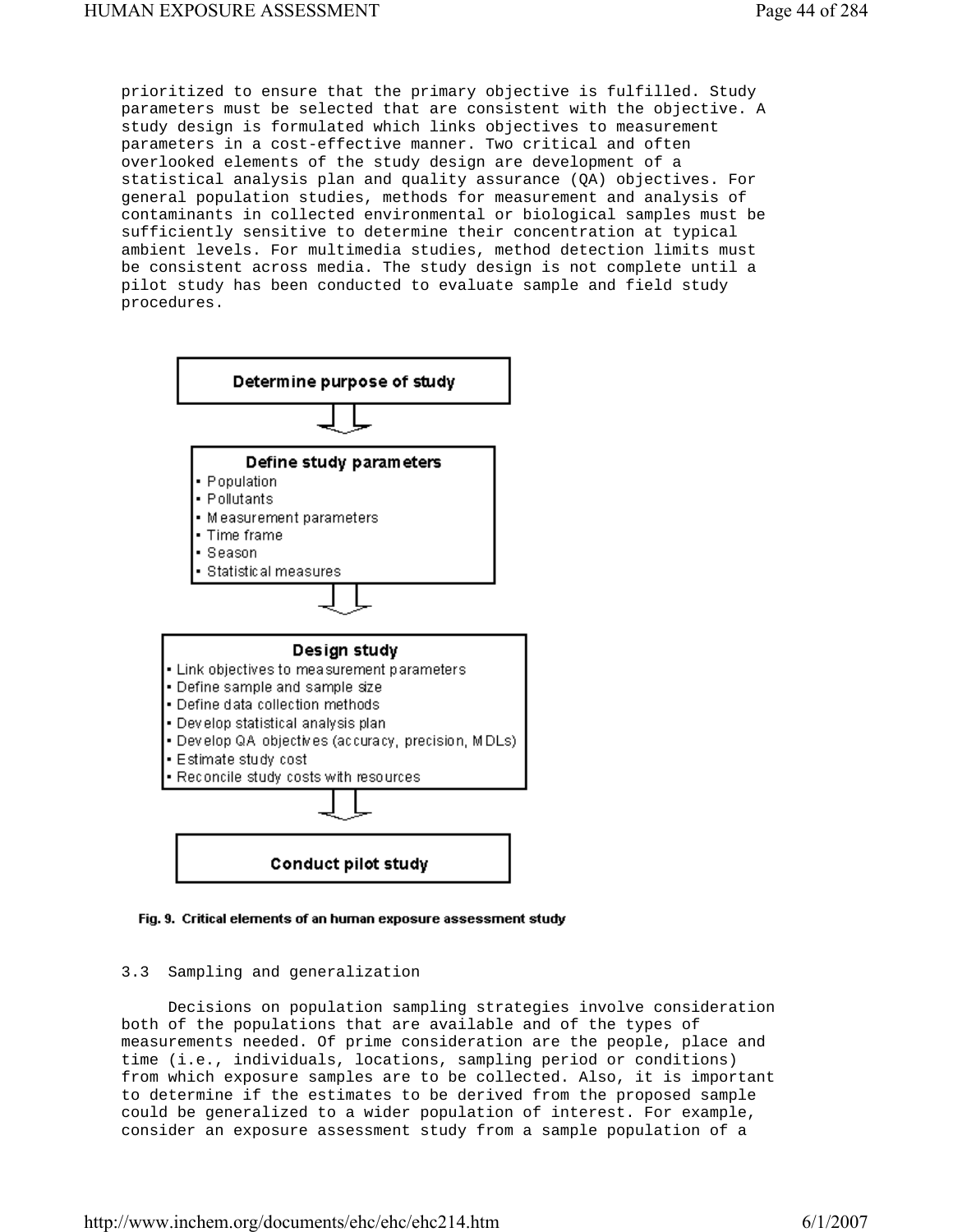prioritized to ensure that the primary objective is fulfilled. Study parameters must be selected that are consistent with the objective. A study design is formulated which links objectives to measurement parameters in a cost-effective manner. Two critical and often overlooked elements of the study design are development of a statistical analysis plan and quality assurance (QA) objectives. For general population studies, methods for measurement and analysis of contaminants in collected environmental or biological samples must be sufficiently sensitive to determine their concentration at typical ambient levels. For multimedia studies, method detection limits must be consistent across media. The study design is not complete until a pilot study has been conducted to evaluate sample and field study procedures.

**Determine purpose of study**

⇩

**Define study parameters**

- Population
- Pollutants
- Measurement parameters
- Time frame
- Season
- Statistical measures

⇩

**Design study**

- Link objectives to measurement parameters
- Define sample and sample size
- Define data collection methods
- Develop statistical analysis plan
- Develop QA objectives (accuracy, precision, MDLs)
- Estimate study cost
- Reconcile study costs with resources

⇩

**Conduct pilot study**

**Fig. 9. Critical elements of an human exposure assessment study**

## 3.3 Sampling and generalization

Decisions on population sampling strategies involve consideration both of the populations that are available and of the types of measurements needed. Of prime consideration are the people, place and time (i.e., individuals, locations, sampling period or conditions) from which exposure samples are to be collected. Also, it is important to determine if the estimates to be derived from the proposed sample could be generalized to a wider population of interest. For example, consider an exposure assessment study from a sample population of a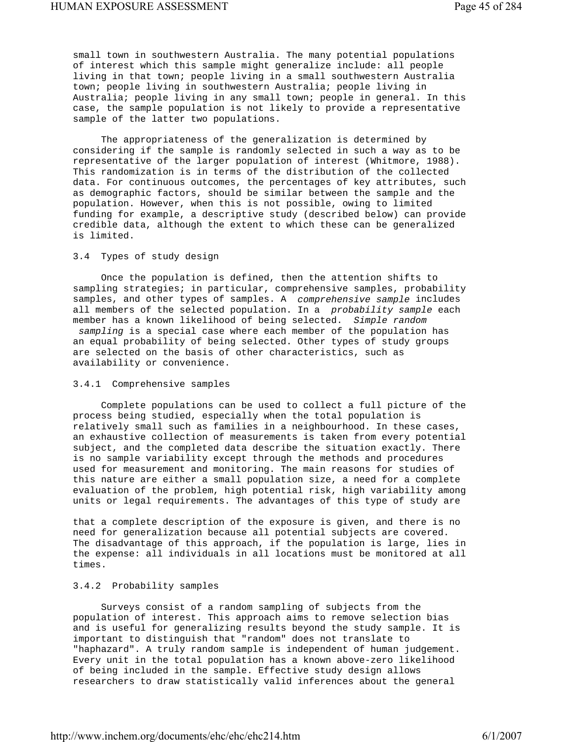small town in southwestern Australia. The many potential populations of interest which this sample might generalize include: all people living in that town; people living in a small southwestern Australia town; people living in southwestern Australia; people living in Australia; people living in any small town; people in general. In this case, the sample population is not likely to provide a representative sample of the latter two populations.

The appropriateness of the generalization is determined by considering if the sample is randomly selected in such a way as to be representative of the larger population of interest (Whitmore, 1988). This randomization is in terms of the distribution of the collected data. For continuous outcomes, the percentages of key attributes, such as demographic factors, should be similar between the sample and the population. However, when this is not possible, owing to limited funding for example, a descriptive study (described below) can provide credible data, although the extent to which these can be generalized is limited.

### 3.4 Types of study design

Once the population is defined, then the attention shifts to sampling strategies; in particular, comprehensive samples, probability samples, and other types of samples. A *comprehensive sample* includes all members of the selected population. In a *probability sample* each member has a known likelihood of being selected. *Simple random sampling* is a special case where each member of the population has an equal probability of being selected. Other types of study groups are selected on the basis of other characteristics, such as availability or convenience.

#### 3.4.1 Comprehensive samples

Complete populations can be used to collect a full picture of the process being studied, especially when the total population is relatively small such as families in a neighbourhood. In these cases, an exhaustive collection of measurements is taken from every potential subject, and the completed data describe the situation exactly. There is no sample variability except through the methods and procedures used for measurement and monitoring. The main reasons for studies of this nature are either a small population size, a need for a complete evaluation of the problem, high potential risk, high variability among units or legal requirements. The advantages of this type of study are that a complete description of the exposure is given, and there is no need for generalization because all potential subjects are covered. The disadvantage of this approach, if the population is large, lies in the expense: all individuals in all locations must be monitored at all times.

#### 3.4.2 Probability samples

Surveys consist of a random sampling of subjects from the population of interest. This approach aims to remove selection bias and is useful for generalizing results beyond the study sample. It is important to distinguish that "random" does not translate to "haphazard". A truly random sample is independent of human judgement. Every unit in the total population has a known above-zero likelihood of being included in the sample. Effective study design allows researchers to draw statistically valid inferences about the general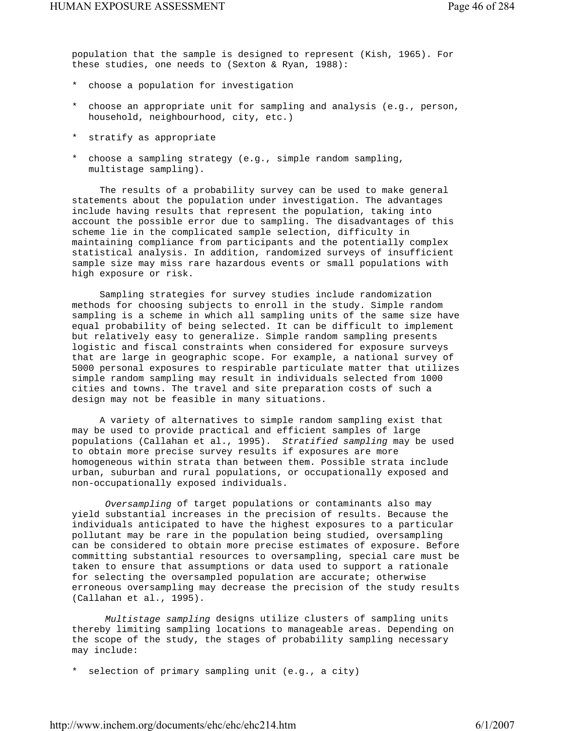population that the sample is designed to represent (Kish, 1965). For these studies, one needs to (Sexton & Ryan, 1988):

* choose a population for investigation
* choose an appropriate unit for sampling and analysis (e.g., person, household, neighbourhood, city, etc.)
* stratify as appropriate
* choose a sampling strategy (e.g., simple random sampling, multistage sampling).

The results of a probability survey can be used to make general statements about the population under investigation. The advantages include having results that represent the population, taking into account the possible error due to sampling. The disadvantages of this scheme lie in the complicated sample selection, difficulty in maintaining compliance from participants and the potentially complex statistical analysis. In addition, randomized surveys of insufficient sample size may miss rare hazardous events or small populations with high exposure or risk.

Sampling strategies for survey studies include randomization methods for choosing subjects to enroll in the study. Simple random sampling is a scheme in which all sampling units of the same size have equal probability of being selected. It can be difficult to implement but relatively easy to generalize. Simple random sampling presents logistic and fiscal constraints when considered for exposure surveys that are large in geographic scope. For example, a national survey of 5000 personal exposures to respirable particulate matter that utilizes simple random sampling may result in individuals selected from 1000 cities and towns. The travel and site preparation costs of such a design may not be feasible in many situations.

A variety of alternatives to simple random sampling exist that may be used to provide practical and efficient samples of large populations (Callahan et al., 1995). *Stratified sampling* may be used to obtain more precise survey results if exposures are more homogeneous within strata than between them. Possible strata include urban, suburban and rural populations, or occupationally exposed and non-occupationally exposed individuals.

*Oversampling* of target populations or contaminants also may yield substantial increases in the precision of results. Because the individuals anticipated to have the highest exposures to a particular pollutant may be rare in the population being studied, oversampling can be considered to obtain more precise estimates of exposure. Before committing substantial resources to oversampling, special care must be taken to ensure that assumptions or data used to support a rationale for selecting the oversampled population are accurate; otherwise erroneous oversampling may decrease the precision of the study results (Callahan et al., 1995).

*Multistage sampling* designs utilize clusters of sampling units thereby limiting sampling locations to manageable areas. Depending on the scope of the study, the stages of probability sampling necessary may include:

* selection of primary sampling unit (e.g., a city)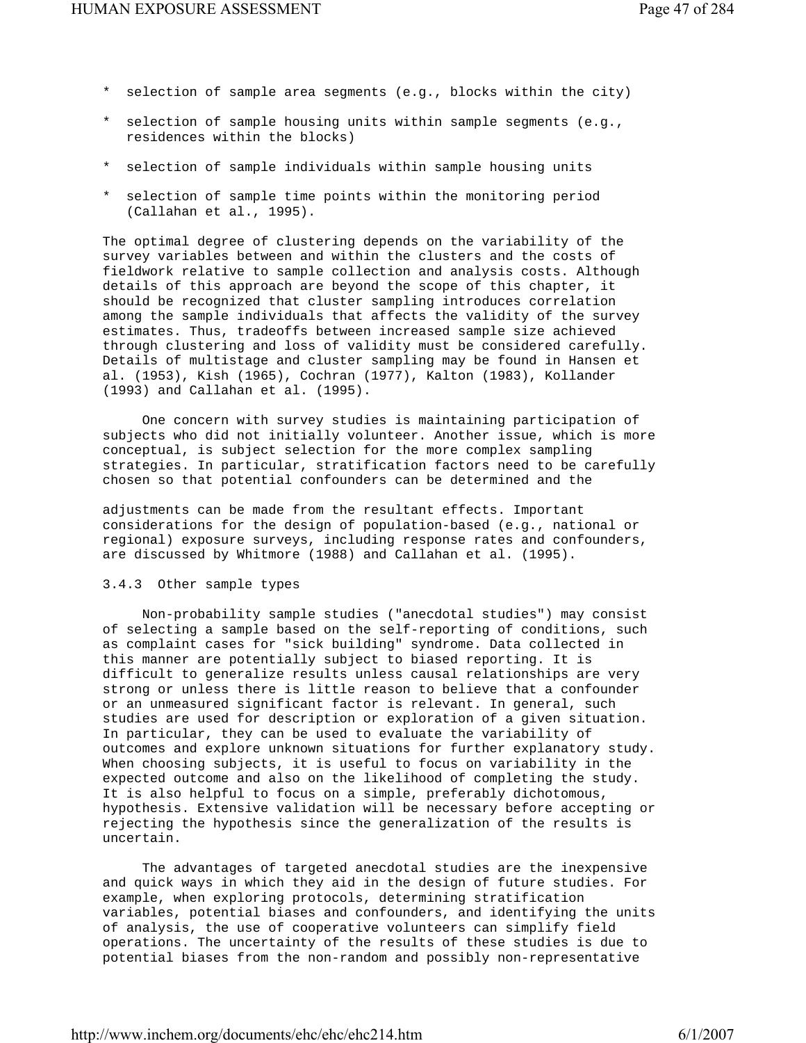* selection of sample area segments (e.g., blocks within the city)
* selection of sample housing units within sample segments (e.g., residences within the blocks)
* selection of sample individuals within sample housing units
* selection of sample time points within the monitoring period (Callahan et al., 1995).

The optimal degree of clustering depends on the variability of the survey variables between and within the clusters and the costs of fieldwork relative to sample collection and analysis costs. Although details of this approach are beyond the scope of this chapter, it should be recognized that cluster sampling introduces correlation among the sample individuals that affects the validity of the survey estimates. Thus, tradeoffs between increased sample size achieved through clustering and loss of validity must be considered carefully. Details of multistage and cluster sampling may be found in Hansen et al. (1953), Kish (1965), Cochran (1977), Kalton (1983), Kollander (1993) and Callahan et al. (1995).

One concern with survey studies is maintaining participation of subjects who did not initially volunteer. Another issue, which is more conceptual, is subject selection for the more complex sampling strategies. In particular, stratification factors need to be carefully chosen so that potential confounders can be determined and the adjustments can be made from the resultant effects. Important considerations for the design of population-based (e.g., national or regional) exposure surveys, including response rates and confounders, are discussed by Whitmore (1988) and Callahan et al. (1995).

### 3.4.3 Other sample types

Non-probability sample studies ("anecdotal studies") may consist of selecting a sample based on the self-reporting of conditions, such as complaint cases for "sick building" syndrome. Data collected in this manner are potentially subject to biased reporting. It is difficult to generalize results unless causal relationships are very strong or unless there is little reason to believe that a confounder or an unmeasured significant factor is relevant. In general, such studies are used for description or exploration of a given situation. In particular, they can be used to evaluate the variability of outcomes and explore unknown situations for further explanatory study. When choosing subjects, it is useful to focus on variability in the expected outcome and also on the likelihood of completing the study. It is also helpful to focus on a simple, preferably dichotomous, hypothesis. Extensive validation will be necessary before accepting or rejecting the hypothesis since the generalization of the results is uncertain.

The advantages of targeted anecdotal studies are the inexpensive and quick ways in which they aid in the design of future studies. For example, when exploring protocols, determining stratification variables, potential biases and confounders, and identifying the units of analysis, the use of cooperative volunteers can simplify field operations. The uncertainty of the results of these studies is due to potential biases from the non-random and possibly non-representative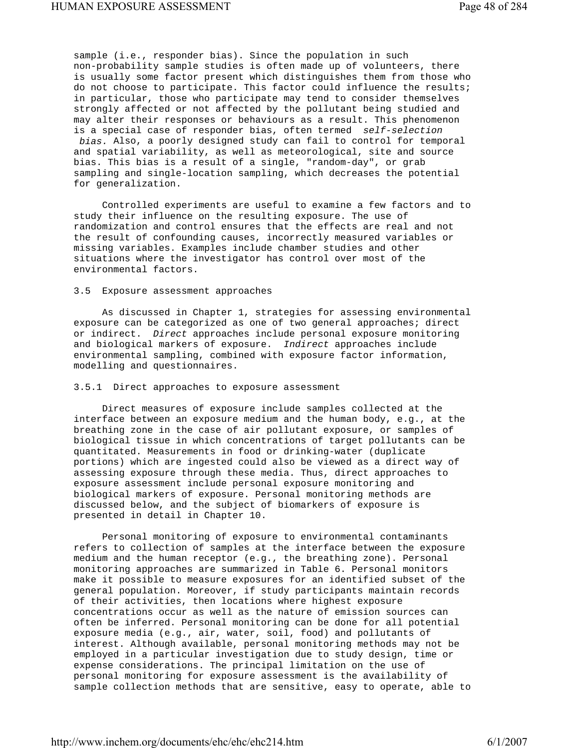sample (i.e., responder bias). Since the population in such non-probability sample studies is often made up of volunteers, there is usually some factor present which distinguishes them from those who do not choose to participate. This factor could influence the results; in particular, those who participate may tend to consider themselves strongly affected or not affected by the pollutant being studied and may alter their responses or behaviours as a result. This phenomenon is a special case of responder bias, often termed *self-selection bias.* Also, a poorly designed study can fail to control for temporal and spatial variability, as well as meteorological, site and source bias. This bias is a result of a single, "random-day", or grab sampling and single-location sampling, which decreases the potential for generalization.

Controlled experiments are useful to examine a few factors and to study their influence on the resulting exposure. The use of randomization and control ensures that the effects are real and not the result of confounding causes, incorrectly measured variables or missing variables. Examples include chamber studies and other situations where the investigator has control over most of the environmental factors.

### 3.5 Exposure assessment approaches

As discussed in Chapter 1, strategies for assessing environmental exposure can be categorized as one of two general approaches; direct or indirect. *Direct* approaches include personal exposure monitoring and biological markers of exposure. *Indirect* approaches include environmental sampling, combined with exposure factor information, modelling and questionnaires.

#### 3.5.1 Direct approaches to exposure assessment

Direct measures of exposure include samples collected at the interface between an exposure medium and the human body, e.g., at the breathing zone in the case of air pollutant exposure, or samples of biological tissue in which concentrations of target pollutants can be quantitated. Measurements in food or drinking-water (duplicate portions) which are ingested could also be viewed as a direct way of assessing exposure through these media. Thus, direct approaches to exposure assessment include personal exposure monitoring and biological markers of exposure. Personal monitoring methods are discussed below, and the subject of biomarkers of exposure is presented in detail in Chapter 10.

Personal monitoring of exposure to environmental contaminants refers to collection of samples at the interface between the exposure medium and the human receptor (e.g., the breathing zone). Personal monitoring approaches are summarized in Table 6. Personal monitors make it possible to measure exposures for an identified subset of the general population. Moreover, if study participants maintain records of their activities, then locations where highest exposure concentrations occur as well as the nature of emission sources can often be inferred. Personal monitoring can be done for all potential exposure media (e.g., air, water, soil, food) and pollutants of interest. Although available, personal monitoring methods may not be employed in a particular investigation due to study design, time or expense considerations. The principal limitation on the use of personal monitoring for exposure assessment is the availability of sample collection methods that are sensitive, easy to operate, able to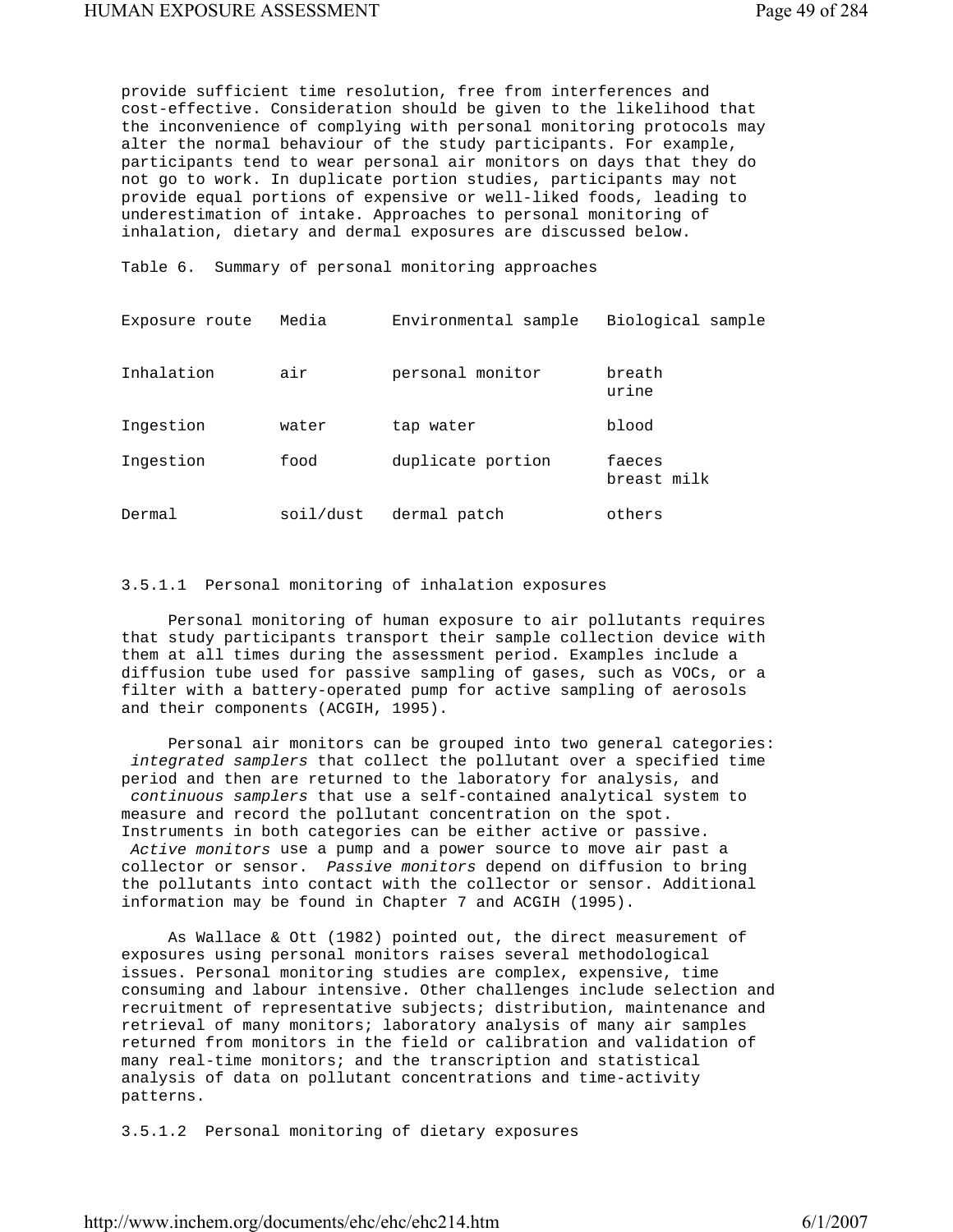provide sufficient time resolution, free from interferences and cost-effective. Consideration should be given to the likelihood that the inconvenience of complying with personal monitoring protocols may alter the normal behaviour of the study participants. For example, participants tend to wear personal air monitors on days that they do not go to work. In duplicate portion studies, participants may not provide equal portions of expensive or well-liked foods, leading to underestimation of intake. Approaches to personal monitoring of inhalation, dietary and dermal exposures are discussed below.

Table 6. Summary of personal monitoring approaches

| Exposure route | Media | Environmental sample | Biological sample |
|---|---|---|---|
| Inhalation | air | personal monitor | breath<br>urine |
| Ingestion | water | tap water | blood |
| Ingestion | food | duplicate portion | faeces<br>breast milk |
| Dermal | soil/dust | dermal patch | others |

3.5.1.1 Personal monitoring of inhalation exposures

Personal monitoring of human exposure to air pollutants requires that study participants transport their sample collection device with them at all times during the assessment period. Examples include a diffusion tube used for passive sampling of gases, such as VOCs, or a filter with a battery-operated pump for active sampling of aerosols and their components (ACGIH, 1995).

Personal air monitors can be grouped into two general categories: *integrated samplers* that collect the pollutant over a specified time period and then are returned to the laboratory for analysis, and *continuous samplers* that use a self-contained analytical system to measure and record the pollutant concentration on the spot. Instruments in both categories can be either active or passive. *Active monitors* use a pump and a power source to move air past a collector or sensor. *Passive monitors* depend on diffusion to bring the pollutants into contact with the collector or sensor. Additional information may be found in Chapter 7 and ACGIH (1995).

As Wallace & Ott (1982) pointed out, the direct measurement of exposures using personal monitors raises several methodological issues. Personal monitoring studies are complex, expensive, time consuming and labour intensive. Other challenges include selection and recruitment of representative subjects; distribution, maintenance and retrieval of many monitors; laboratory analysis of many air samples returned from monitors in the field or calibration and validation of many real-time monitors; and the transcription and statistical analysis of data on pollutant concentrations and time-activity patterns.

3.5.1.2 Personal monitoring of dietary exposures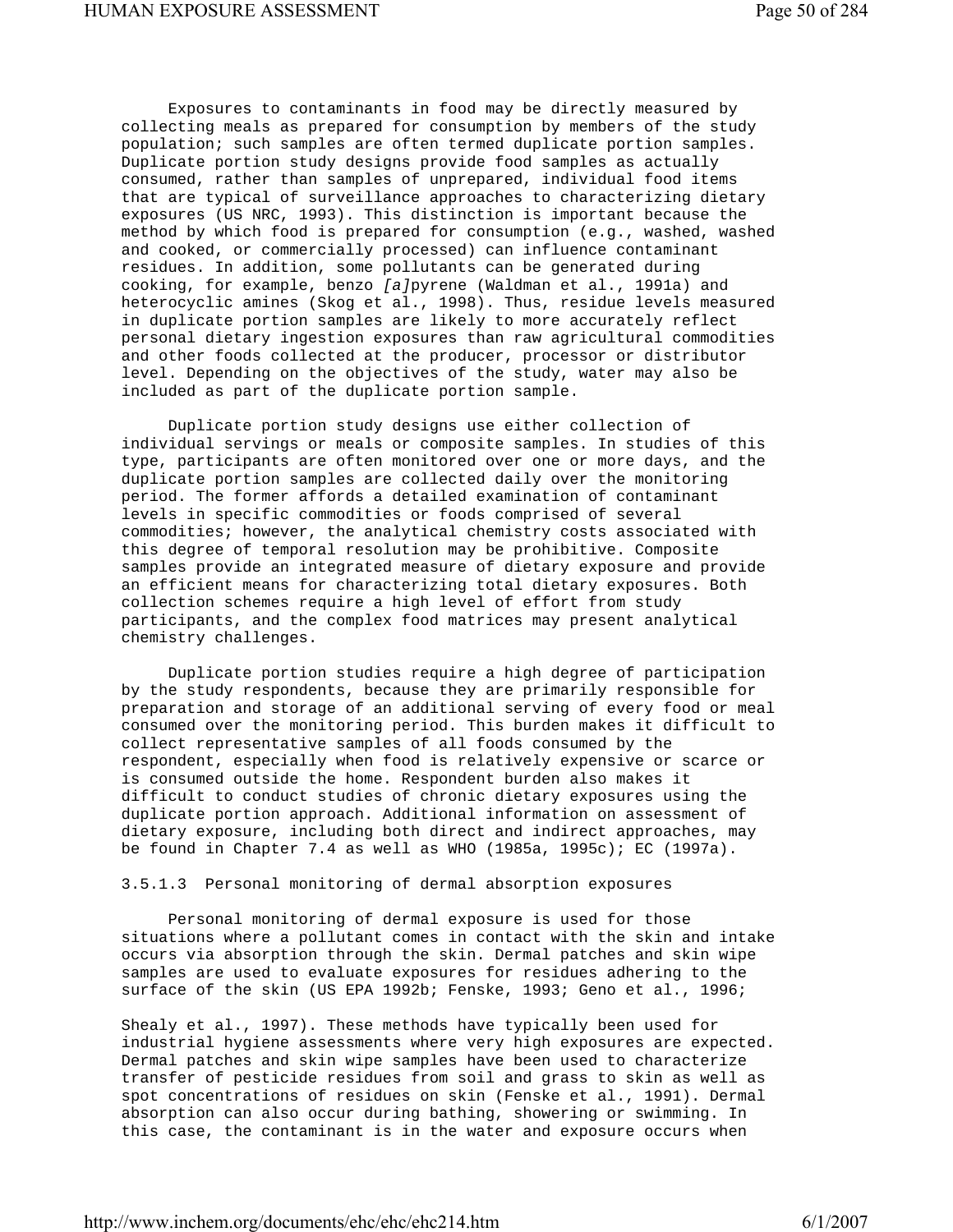Exposures to contaminants in food may be directly measured by collecting meals as prepared for consumption by members of the study population; such samples are often termed duplicate portion samples. Duplicate portion study designs provide food samples as actually consumed, rather than samples of unprepared, individual food items that are typical of surveillance approaches to characterizing dietary exposures (US NRC, 1993). This distinction is important because the method by which food is prepared for consumption (e.g., washed, washed and cooked, or commercially processed) can influence contaminant residues. In addition, some pollutants can be generated during cooking, for example, benzo *[a]*pyrene (Waldman et al., 1991a) and heterocyclic amines (Skog et al., 1998). Thus, residue levels measured in duplicate portion samples are likely to more accurately reflect personal dietary ingestion exposures than raw agricultural commodities and other foods collected at the producer, processor or distributor level. Depending on the objectives of the study, water may also be included as part of the duplicate portion sample.

Duplicate portion study designs use either collection of individual servings or meals or composite samples. In studies of this type, participants are often monitored over one or more days, and the duplicate portion samples are collected daily over the monitoring period. The former affords a detailed examination of contaminant levels in specific commodities or foods comprised of several commodities; however, the analytical chemistry costs associated with this degree of temporal resolution may be prohibitive. Composite samples provide an integrated measure of dietary exposure and provide an efficient means for characterizing total dietary exposures. Both collection schemes require a high level of effort from study participants, and the complex food matrices may present analytical chemistry challenges.

Duplicate portion studies require a high degree of participation by the study respondents, because they are primarily responsible for preparation and storage of an additional serving of every food or meal consumed over the monitoring period. This burden makes it difficult to collect representative samples of all foods consumed by the respondent, especially when food is relatively expensive or scarce or is consumed outside the home. Respondent burden also makes it difficult to conduct studies of chronic dietary exposures using the duplicate portion approach. Additional information on assessment of dietary exposure, including both direct and indirect approaches, may be found in Chapter 7.4 as well as WHO (1985a, 1995c); EC (1997a).

#### 3.5.1.3 Personal monitoring of dermal absorption exposures

Personal monitoring of dermal exposure is used for those situations where a pollutant comes in contact with the skin and intake occurs via absorption through the skin. Dermal patches and skin wipe samples are used to evaluate exposures for residues adhering to the surface of the skin (US EPA 1992b; Fenske, 1993; Geno et al., 1996; Shealy et al., 1997). These methods have typically been used for industrial hygiene assessments where very high exposures are expected. Dermal patches and skin wipe samples have been used to characterize transfer of pesticide residues from soil and grass to skin as well as spot concentrations of residues on skin (Fenske et al., 1991). Dermal absorption can also occur during bathing, showering or swimming. In this case, the contaminant is in the water and exposure occurs when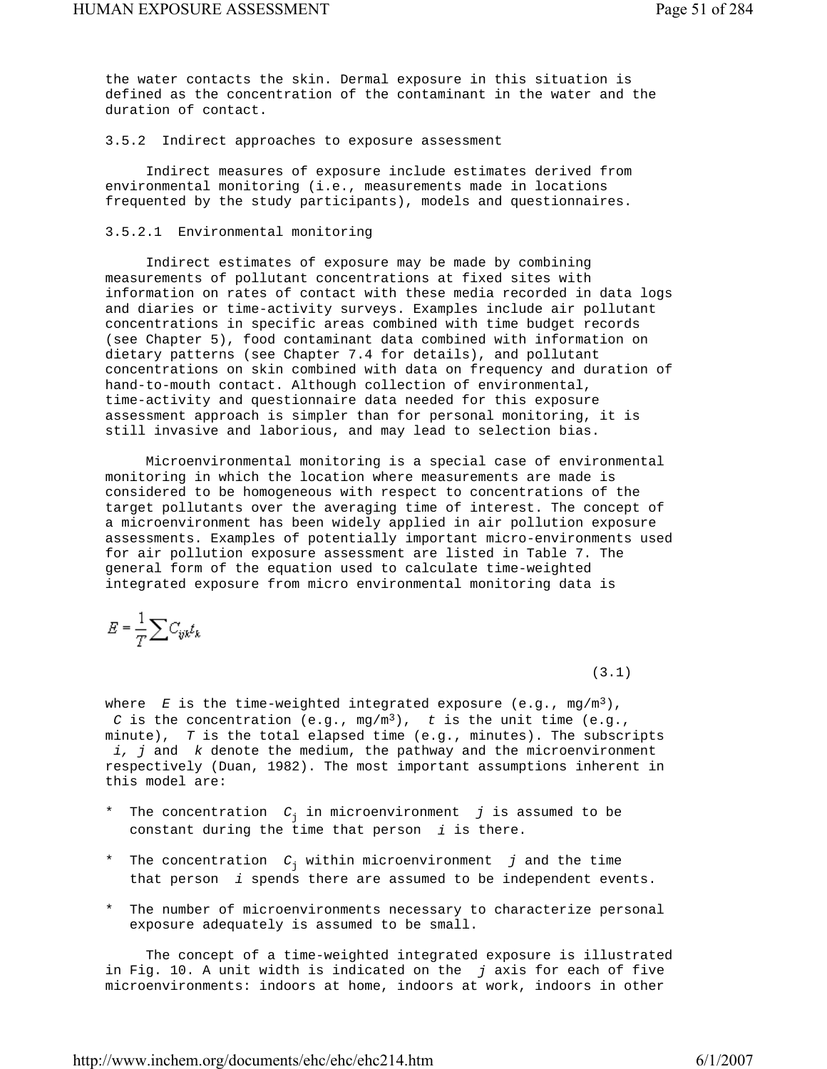the water contacts the skin. Dermal exposure in this situation is defined as the concentration of the contaminant in the water and the duration of contact.

### 3.5.2 Indirect approaches to exposure assessment

Indirect measures of exposure include estimates derived from environmental monitoring (i.e., measurements made in locations frequented by the study participants), models and questionnaires.

#### 3.5.2.1 Environmental monitoring

Indirect estimates of exposure may be made by combining measurements of pollutant concentrations at fixed sites with information on rates of contact with these media recorded in data logs and diaries or time-activity surveys. Examples include air pollutant concentrations in specific areas combined with time budget records (see Chapter 5), food contaminant data combined with information on dietary patterns (see Chapter 7.4 for details), and pollutant concentrations on skin combined with data on frequency and duration of hand-to-mouth contact. Although collection of environmental, time-activity and questionnaire data needed for this exposure assessment approach is simpler than for personal monitoring, it is still invasive and laborious, and may lead to selection bias.

Microenvironmental monitoring is a special case of environmental monitoring in which the location where measurements are made is considered to be homogeneous with respect to concentrations of the target pollutants over the averaging time of interest. The concept of a microenvironment has been widely applied in air pollution exposure assessments. Examples of potentially important micro-environments used for air pollution exposure assessment are listed in Table 7. The general form of the equation used to calculate time-weighted integrated exposure from micro environmental monitoring data is

$$E = \frac{1}{T}\sum C_{ijk}t_k \tag{3.1}$$

where $E$ is the time-weighted integrated exposure (e.g., mg/m$^3$), $C$ is the concentration (e.g., mg/m$^3$), $t$ is the unit time (e.g., minute), $T$ is the total elapsed time (e.g., minutes). The subscripts $i$, $j$ and $k$ denote the medium, the pathway and the microenvironment respectively (Duan, 1982). The most important assumptions inherent in this model are:

* The concentration $C_j$ in microenvironment $j$ is assumed to be constant during the time that person $i$ is there.
* The concentration $C_j$ within microenvironment $j$ and the time that person $i$ spends there are assumed to be independent events.
* The number of microenvironments necessary to characterize personal exposure adequately is assumed to be small.

The concept of a time-weighted integrated exposure is illustrated in Fig. 10. A unit width is indicated on the $j$ axis for each of five microenvironments: indoors at home, indoors at work, indoors in other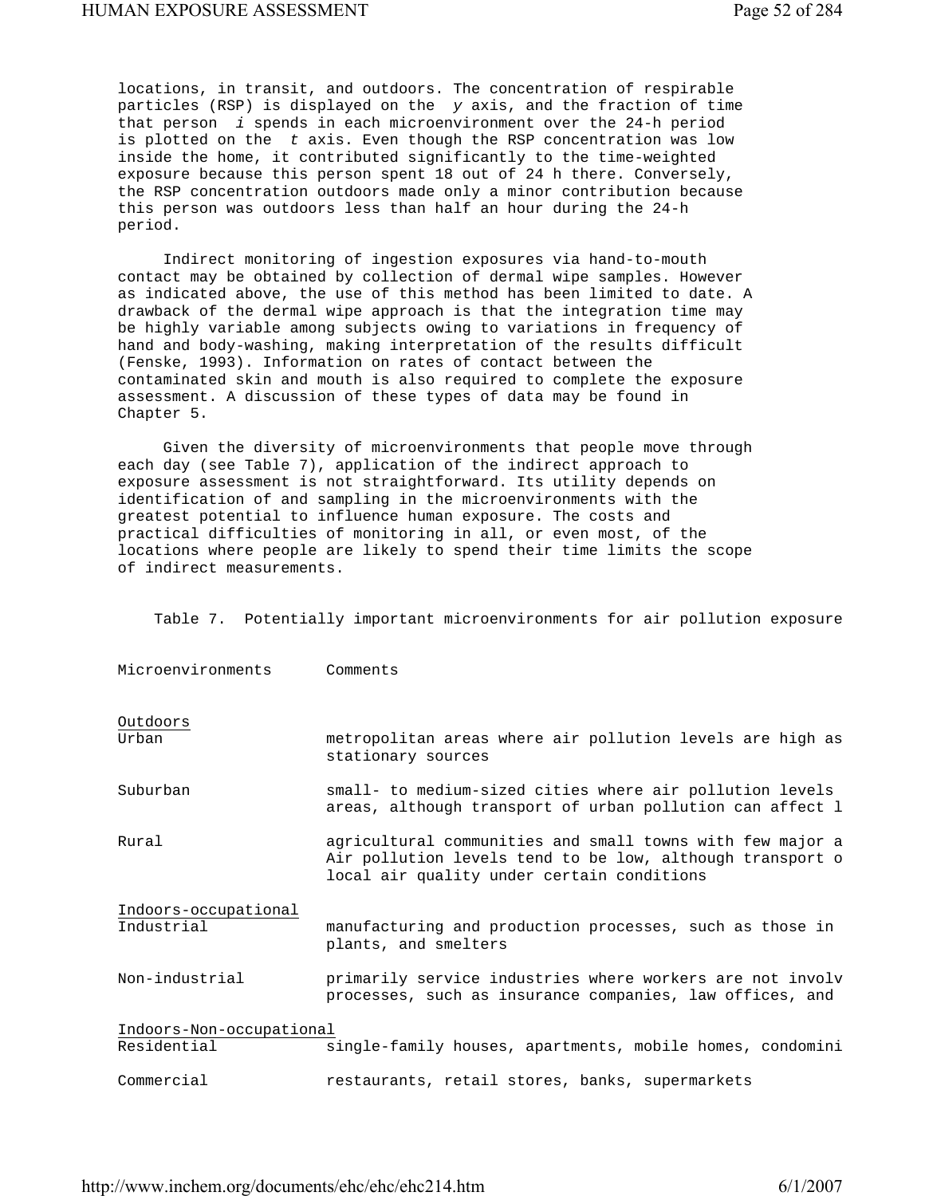locations, in transit, and outdoors. The concentration of respirable particles (RSP) is displayed on the *y* axis, and the fraction of time that person *i* spends in each microenvironment over the 24-h period is plotted on the *t* axis. Even though the RSP concentration was low inside the home, it contributed significantly to the time-weighted exposure because this person spent 18 out of 24 h there. Conversely, the RSP concentration outdoors made only a minor contribution because this person was outdoors less than half an hour during the 24-h period.

Indirect monitoring of ingestion exposures via hand-to-mouth contact may be obtained by collection of dermal wipe samples. However as indicated above, the use of this method has been limited to date. A drawback of the dermal wipe approach is that the integration time may be highly variable among subjects owing to variations in frequency of hand and body-washing, making interpretation of the results difficult (Fenske, 1993). Information on rates of contact between the contaminated skin and mouth is also required to complete the exposure assessment. A discussion of these types of data may be found in Chapter 5.

Given the diversity of microenvironments that people move through each day (see Table 7), application of the indirect approach to exposure assessment is not straightforward. Its utility depends on identification of and sampling in the microenvironments with the greatest potential to influence human exposure. The costs and practical difficulties of monitoring in all, or even most, of the locations where people are likely to spend their time limits the scope of indirect measurements.

Table 7. Potentially important microenvironments for air pollution exposure

| Microenvironments | Comments |
|---|---|
| Outdoors | |
| Urban | metropolitan areas where air pollution levels are high as stationary sources |
| Suburban | small- to medium-sized cities where air pollution levels areas, although transport of urban pollution can affect l |
| Rural | agricultural communities and small towns with few major a Air pollution levels tend to be low, although transport o local air quality under certain conditions |
| Indoors-occupational | |
| Industrial | manufacturing and production processes, such as those in plants, and smelters |
| Non-industrial | primarily service industries where workers are not involv processes, such as insurance companies, law offices, and |
| Indoors-Non-occupational | |
| Residential | single-family houses, apartments, mobile homes, condomini |
| Commercial | restaurants, retail stores, banks, supermarkets |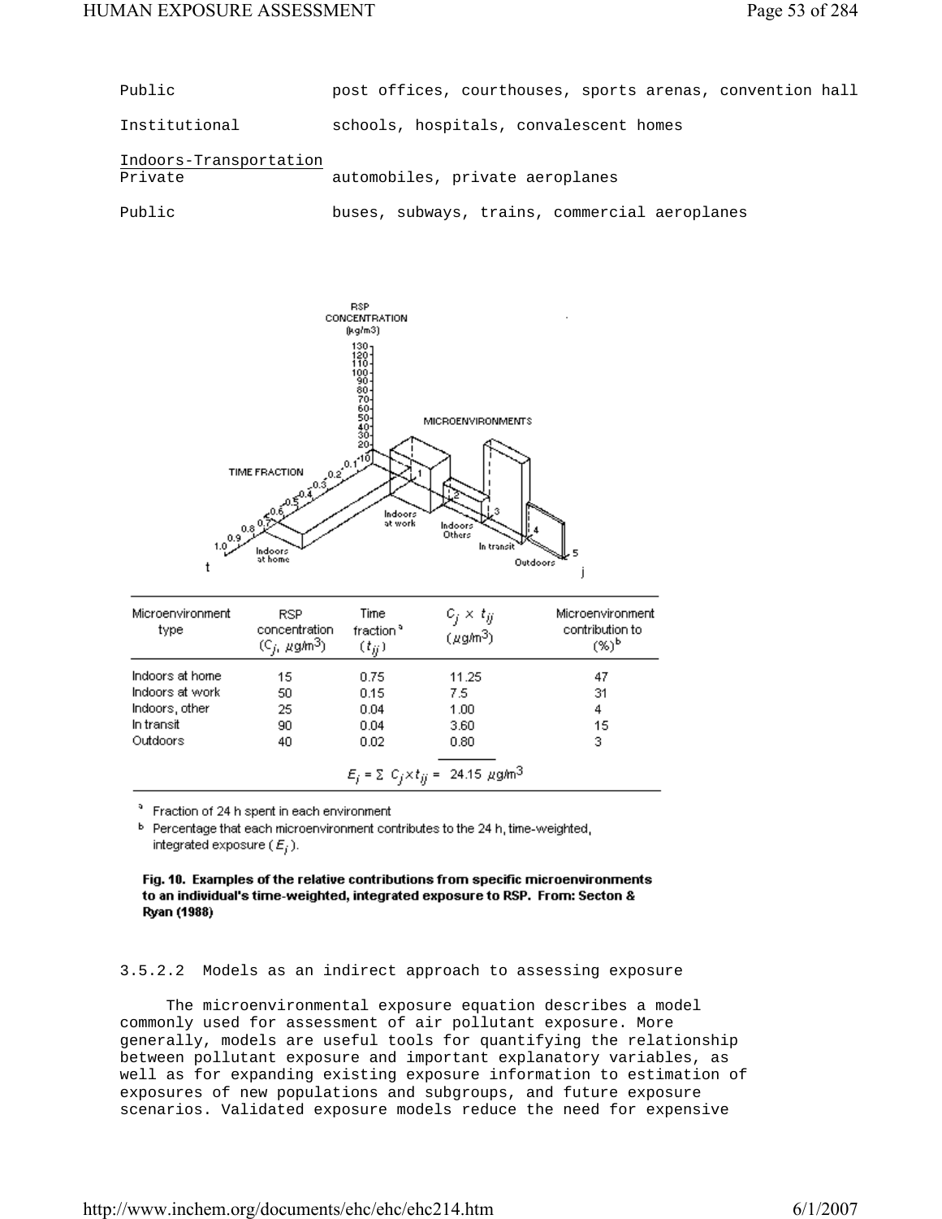| | |
|---|---|
| Public | post offices, courthouses, sports arenas, convention hall |
| Institutional | schools, hospitals, convalescent homes |

Indoors-Transportation

| | |
|---|---|
| Private | automobiles, private aeroplanes |
| Public | buses, subways, trains, commercial aeroplanes |

| Microenvironment type | RSP concentration ($C_j$, µg/m³) | Time fraction[a] ($t_{ij}$) | $C_j \times t_{ij}$ (µg/m³) | Microenvironment contribution to (%)[b] |
|---|---|---|---|---|
| Indoors at home | 15 | 0.75 | 11.25 | 47 |
| Indoors at work | 50 | 0.15 | 7.5 | 31 |
| Indoors, other | 25 | 0.04 | 1.00 | 4 |
| In transit | 90 | 0.04 | 3.60 | 15 |
| Outdoors | 40 | 0.02 | 0.80 | 3 |

$$E_i = \Sigma\ C_j \times t_{ij} = 24.15\ \mu g/m^3$$

[a] Fraction of 24 h spent in each environment

[b] Percentage that each microenvironment contributes to the 24 h, time-weighted, integrated exposure ($E_i$).

**Fig. 10. Examples of the relative contributions from specific microenvironments to an individual's time-weighted, integrated exposure to RSP. From: Secton & Ryan (1988)**

3.5.2.2 Models as an indirect approach to assessing exposure

The microenvironmental exposure equation describes a model commonly used for assessment of air pollutant exposure. More generally, models are useful tools for quantifying the relationship between pollutant exposure and important explanatory variables, as well as for expanding existing exposure information to estimation of exposures of new populations and subgroups, and future exposure scenarios. Validated exposure models reduce the need for expensive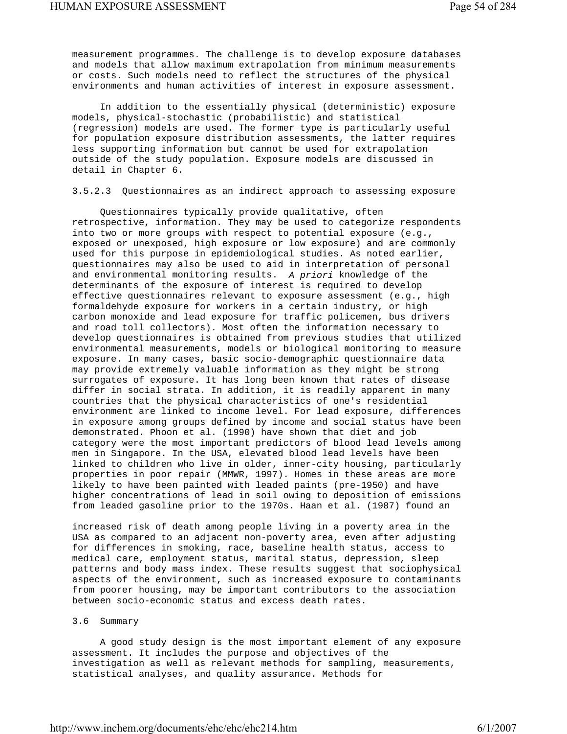measurement programmes. The challenge is to develop exposure databases and models that allow maximum extrapolation from minimum measurements or costs. Such models need to reflect the structures of the physical environments and human activities of interest in exposure assessment.

In addition to the essentially physical (deterministic) exposure models, physical-stochastic (probabilistic) and statistical (regression) models are used. The former type is particularly useful for population exposure distribution assessments, the latter requires less supporting information but cannot be used for extrapolation outside of the study population. Exposure models are discussed in detail in Chapter 6.

#### 3.5.2.3 Questionnaires as an indirect approach to assessing exposure

Questionnaires typically provide qualitative, often retrospective, information. They may be used to categorize respondents into two or more groups with respect to potential exposure (e.g., exposed or unexposed, high exposure or low exposure) and are commonly used for this purpose in epidemiological studies. As noted earlier, questionnaires may also be used to aid in interpretation of personal and environmental monitoring results. *A priori* knowledge of the determinants of the exposure of interest is required to develop effective questionnaires relevant to exposure assessment (e.g., high formaldehyde exposure for workers in a certain industry, or high carbon monoxide and lead exposure for traffic policemen, bus drivers and road toll collectors). Most often the information necessary to develop questionnaires is obtained from previous studies that utilized environmental measurements, models or biological monitoring to measure exposure. In many cases, basic socio-demographic questionnaire data may provide extremely valuable information as they might be strong surrogates of exposure. It has long been known that rates of disease differ in social strata. In addition, it is readily apparent in many countries that the physical characteristics of one's residential environment are linked to income level. For lead exposure, differences in exposure among groups defined by income and social status have been demonstrated. Phoon et al. (1990) have shown that diet and job category were the most important predictors of blood lead levels among men in Singapore. In the USA, elevated blood lead levels have been linked to children who live in older, inner-city housing, particularly properties in poor repair (MMWR, 1997). Homes in these areas are more likely to have been painted with leaded paints (pre-1950) and have higher concentrations of lead in soil owing to deposition of emissions from leaded gasoline prior to the 1970s. Haan et al. (1987) found an increased risk of death among people living in a poverty area in the USA as compared to an adjacent non-poverty area, even after adjusting for differences in smoking, race, baseline health status, access to medical care, employment status, marital status, depression, sleep patterns and body mass index. These results suggest that sociophysical aspects of the environment, such as increased exposure to contaminants from poorer housing, may be important contributors to the association between socio-economic status and excess death rates.

## 3.6 Summary

A good study design is the most important element of any exposure assessment. It includes the purpose and objectives of the investigation as well as relevant methods for sampling, measurements, statistical analyses, and quality assurance. Methods for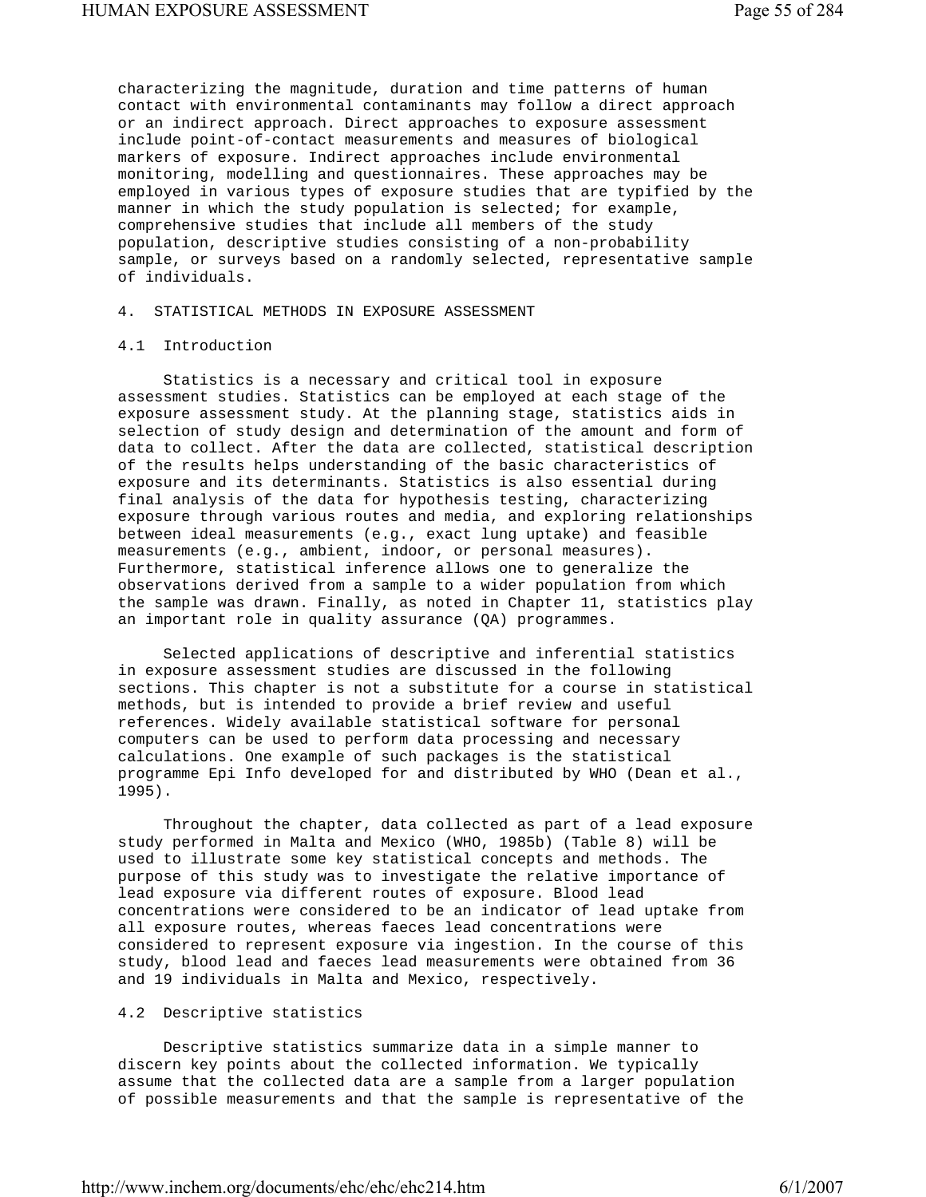characterizing the magnitude, duration and time patterns of human contact with environmental contaminants may follow a direct approach or an indirect approach. Direct approaches to exposure assessment include point-of-contact measurements and measures of biological markers of exposure. Indirect approaches include environmental monitoring, modelling and questionnaires. These approaches may be employed in various types of exposure studies that are typified by the manner in which the study population is selected; for example, comprehensive studies that include all members of the study population, descriptive studies consisting of a non-probability sample, or surveys based on a randomly selected, representative sample of individuals.

# 4. STATISTICAL METHODS IN EXPOSURE ASSESSMENT

## 4.1 Introduction

Statistics is a necessary and critical tool in exposure assessment studies. Statistics can be employed at each stage of the exposure assessment study. At the planning stage, statistics aids in selection of study design and determination of the amount and form of data to collect. After the data are collected, statistical description of the results helps understanding of the basic characteristics of exposure and its determinants. Statistics is also essential during final analysis of the data for hypothesis testing, characterizing exposure through various routes and media, and exploring relationships between ideal measurements (e.g., exact lung uptake) and feasible measurements (e.g., ambient, indoor, or personal measures). Furthermore, statistical inference allows one to generalize the observations derived from a sample to a wider population from which the sample was drawn. Finally, as noted in Chapter 11, statistics play an important role in quality assurance (QA) programmes.

Selected applications of descriptive and inferential statistics in exposure assessment studies are discussed in the following sections. This chapter is not a substitute for a course in statistical methods, but is intended to provide a brief review and useful references. Widely available statistical software for personal computers can be used to perform data processing and necessary calculations. One example of such packages is the statistical programme Epi Info developed for and distributed by WHO (Dean et al., 1995).

Throughout the chapter, data collected as part of a lead exposure study performed in Malta and Mexico (WHO, 1985b) (Table 8) will be used to illustrate some key statistical concepts and methods. The purpose of this study was to investigate the relative importance of lead exposure via different routes of exposure. Blood lead concentrations were considered to be an indicator of lead uptake from all exposure routes, whereas faeces lead concentrations were considered to represent exposure via ingestion. In the course of this study, blood lead and faeces lead measurements were obtained from 36 and 19 individuals in Malta and Mexico, respectively.

## 4.2 Descriptive statistics

Descriptive statistics summarize data in a simple manner to discern key points about the collected information. We typically assume that the collected data are a sample from a larger population of possible measurements and that the sample is representative of the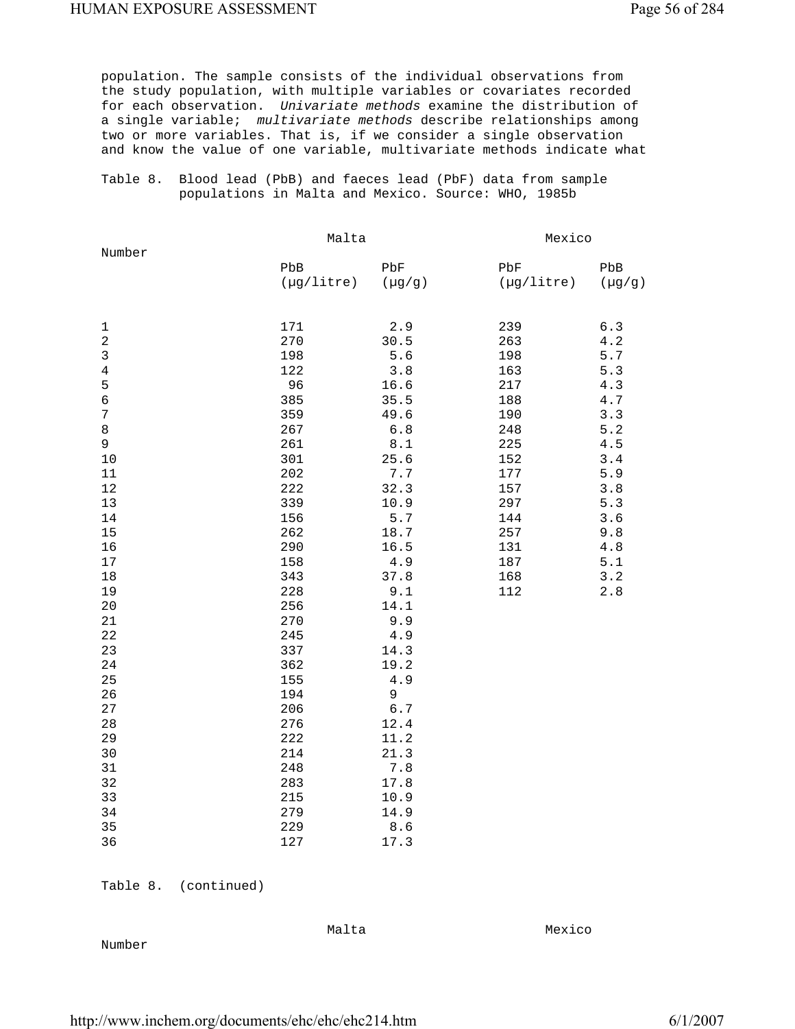population. The sample consists of the individual observations from the study population, with multiple variables or covariates recorded for each observation. *Univariate methods* examine the distribution of a single variable; *multivariate methods* describe relationships among two or more variables. That is, if we consider a single observation and know the value of one variable, multivariate methods indicate what

Table 8. Blood lead (PbB) and faeces lead (PbF) data from sample populations in Malta and Mexico. Source: WHO, 1985b

| Number | Malta | | Mexico | |
|---|---|---|---|---|
| | PbB (µg/litre) | PbF (µg/g) | PbF (µg/litre) | PbB (µg/g) |
| 1 | 171 | 2.9 | 239 | 6.3 |
| 2 | 270 | 30.5 | 263 | 4.2 |
| 3 | 198 | 5.6 | 198 | 5.7 |
| 4 | 122 | 3.8 | 163 | 5.3 |
| 5 | 96 | 16.6 | 217 | 4.3 |
| 6 | 385 | 35.5 | 188 | 4.7 |
| 7 | 359 | 49.6 | 190 | 3.3 |
| 8 | 267 | 6.8 | 248 | 5.2 |
| 9 | 261 | 8.1 | 225 | 4.5 |
| 10 | 301 | 25.6 | 152 | 3.4 |
| 11 | 202 | 7.7 | 177 | 5.9 |
| 12 | 222 | 32.3 | 157 | 3.8 |
| 13 | 339 | 10.9 | 297 | 5.3 |
| 14 | 156 | 5.7 | 144 | 3.6 |
| 15 | 262 | 18.7 | 257 | 9.8 |
| 16 | 290 | 16.5 | 131 | 4.8 |
| 17 | 158 | 4.9 | 187 | 5.1 |
| 18 | 343 | 37.8 | 168 | 3.2 |
| 19 | 228 | 9.1 | 112 | 2.8 |
| 20 | 256 | 14.1 | | |
| 21 | 270 | 9.9 | | |
| 22 | 245 | 4.9 | | |
| 23 | 337 | 14.3 | | |
| 24 | 362 | 19.2 | | |
| 25 | 155 | 4.9 | | |
| 26 | 194 | 9 | | |
| 27 | 206 | 6.7 | | |
| 28 | 276 | 12.4 | | |
| 29 | 222 | 11.2 | | |
| 30 | 214 | 21.3 | | |
| 31 | 248 | 7.8 | | |
| 32 | 283 | 17.8 | | |
| 33 | 215 | 10.9 | | |
| 34 | 279 | 14.9 | | |
| 35 | 229 | 8.6 | | |
| 36 | 127 | 17.3 | | |

Table 8. (continued)

| Number | Malta | Mexico |
|---|---|---|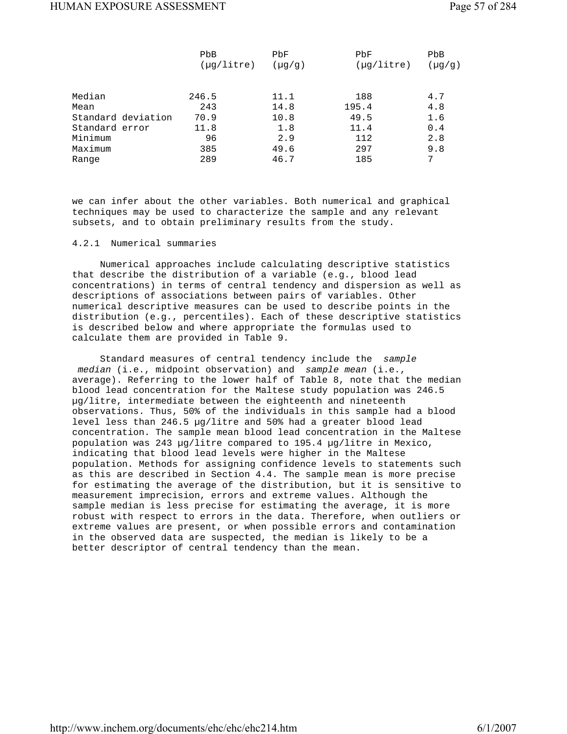| | PbB (µg/litre) | PbF (µg/g) | PbF (µg/litre) | PbB (µg/g) |
|---|---|---|---|---|
| Median | 246.5 | 11.1 | 188 | 4.7 |
| Mean | 243 | 14.8 | 195.4 | 4.8 |
| Standard deviation | 70.9 | 10.8 | 49.5 | 1.6 |
| Standard error | 11.8 | 1.8 | 11.4 | 0.4 |
| Minimum | 96 | 2.9 | 112 | 2.8 |
| Maximum | 385 | 49.6 | 297 | 9.8 |
| Range | 289 | 46.7 | 185 | 7 |

we can infer about the other variables. Both numerical and graphical techniques may be used to characterize the sample and any relevant subsets, and to obtain preliminary results from the study.

#### 4.2.1 Numerical summaries

Numerical approaches include calculating descriptive statistics that describe the distribution of a variable (e.g., blood lead concentrations) in terms of central tendency and dispersion as well as descriptions of associations between pairs of variables. Other numerical descriptive measures can be used to describe points in the distribution (e.g., percentiles). Each of these descriptive statistics is described below and where appropriate the formulas used to calculate them are provided in Table 9.

Standard measures of central tendency include the *sample median* (i.e., midpoint observation) and *sample mean* (i.e., average). Referring to the lower half of Table 8, note that the median blood lead concentration for the Maltese study population was 246.5 µg/litre, intermediate between the eighteenth and nineteenth observations. Thus, 50% of the individuals in this sample had a blood level less than 246.5 µg/litre and 50% had a greater blood lead concentration. The sample mean blood lead concentration in the Maltese population was 243 µg/litre compared to 195.4 µg/litre in Mexico, indicating that blood lead levels were higher in the Maltese population. Methods for assigning confidence levels to statements such as this are described in Section 4.4. The sample mean is more precise for estimating the average of the distribution, but it is sensitive to measurement imprecision, errors and extreme values. Although the sample median is less precise for estimating the average, it is more robust with respect to errors in the data. Therefore, when outliers or extreme values are present, or when possible errors and contamination in the observed data are suspected, the median is likely to be a better descriptor of central tendency than the mean.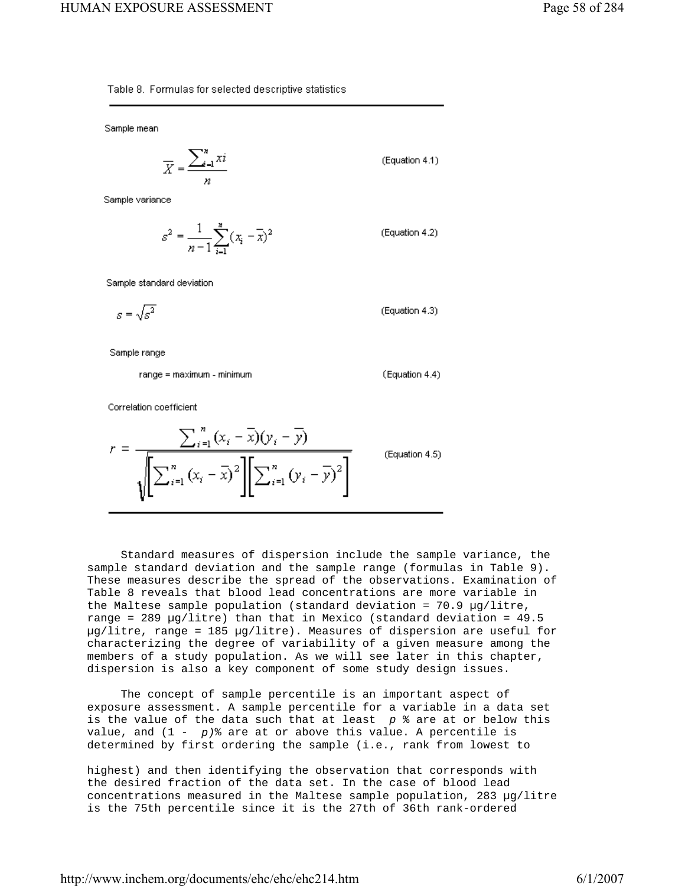Table 8. Formulas for selected descriptive statistics

Sample mean

$$\overline{X} = \frac{\sum_{i=1}^{n} xi}{n} \quad \text{(Equation 4.1)}$$

Sample variance

$$s^2 = \frac{1}{n-1}\sum_{i=1}^{n}(x_i - \overline{x})^2 \quad \text{(Equation 4.2)}$$

Sample standard deviation

$$s = \sqrt{s^2} \quad \text{(Equation 4.3)}$$

Sample range

range = maximum - minimum (Equation 4.4)

Correlation coefficient

$$r = \frac{\sum_{i=1}^{n}(x_i - \overline{x})(y_i - \overline{y})}{\sqrt{\left[\sum_{i=1}^{n}(x_i - \overline{x})^2\right]\left[\sum_{i=1}^{n}(y_i - \overline{y})^2\right]}} \quad \text{(Equation 4.5)}$$

Standard measures of dispersion include the sample variance, the sample standard deviation and the sample range (formulas in Table 9). These measures describe the spread of the observations. Examination of Table 8 reveals that blood lead concentrations are more variable in the Maltese sample population (standard deviation = 70.9 µg/litre, range = 289 µg/litre) than that in Mexico (standard deviation = 49.5 µg/litre, range = 185 µg/litre). Measures of dispersion are useful for characterizing the degree of variability of a given measure among the members of a study population. As we will see later in this chapter, dispersion is also a key component of some study design issues.

The concept of sample percentile is an important aspect of exposure assessment. A sample percentile for a variable in a data set is the value of the data such that at least *p* % are at or below this value, and (1 - *p*)% are at or above this value. A percentile is determined by first ordering the sample (i.e., rank from lowest to highest) and then identifying the observation that corresponds with the desired fraction of the data set. In the case of blood lead concentrations measured in the Maltese sample population, 283 µg/litre is the 75th percentile since it is the 27th of 36th rank-ordered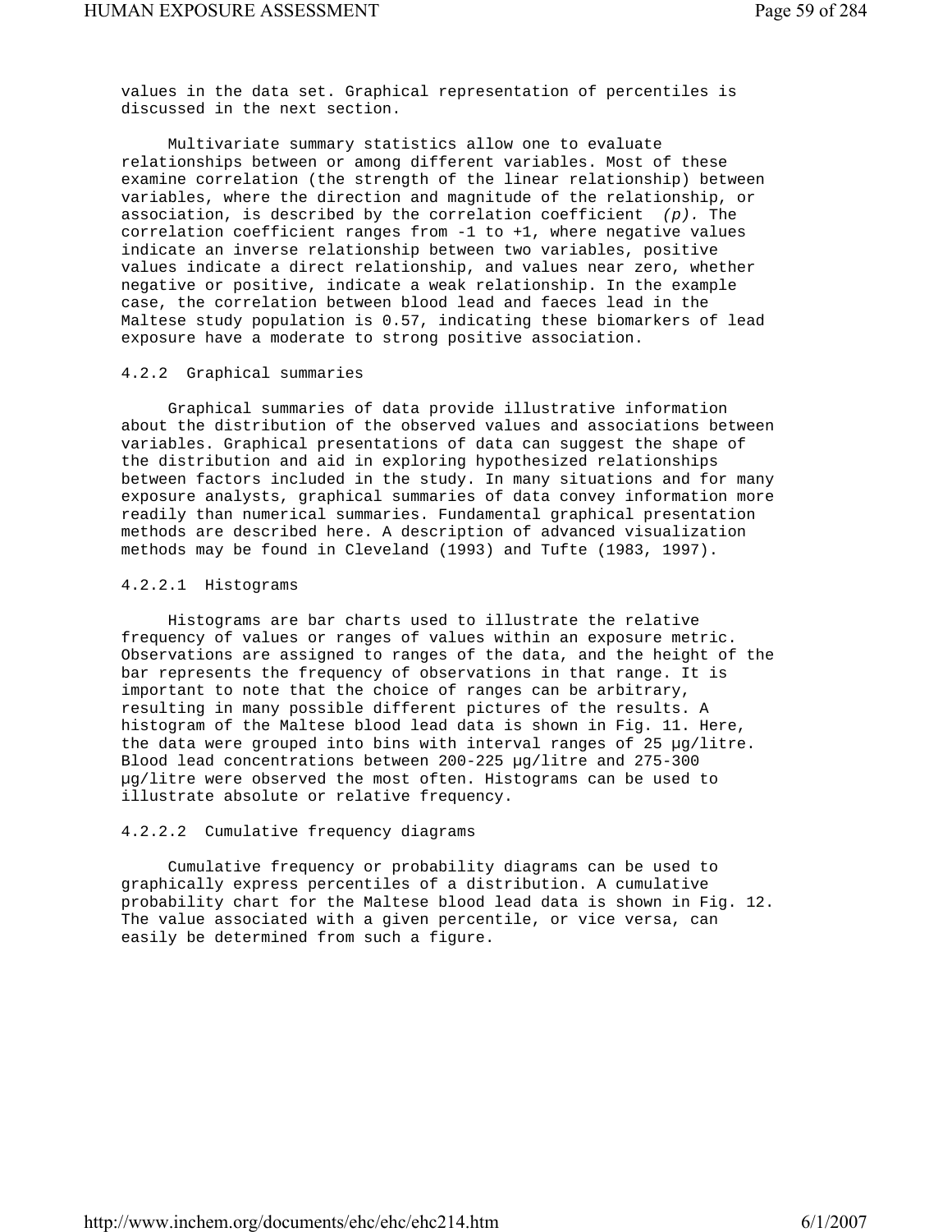values in the data set. Graphical representation of percentiles is discussed in the next section.

Multivariate summary statistics allow one to evaluate relationships between or among different variables. Most of these examine correlation (the strength of the linear relationship) between variables, where the direction and magnitude of the relationship, or association, is described by the correlation coefficient *(p).* The correlation coefficient ranges from -1 to +1, where negative values indicate an inverse relationship between two variables, positive values indicate a direct relationship, and values near zero, whether negative or positive, indicate a weak relationship. In the example case, the correlation between blood lead and faeces lead in the Maltese study population is 0.57, indicating these biomarkers of lead exposure have a moderate to strong positive association.

### 4.2.2 Graphical summaries

Graphical summaries of data provide illustrative information about the distribution of the observed values and associations between variables. Graphical presentations of data can suggest the shape of the distribution and aid in exploring hypothesized relationships between factors included in the study. In many situations and for many exposure analysts, graphical summaries of data convey information more readily than numerical summaries. Fundamental graphical presentation methods are described here. A description of advanced visualization methods may be found in Cleveland (1993) and Tufte (1983, 1997).

#### 4.2.2.1 Histograms

Histograms are bar charts used to illustrate the relative frequency of values or ranges of values within an exposure metric. Observations are assigned to ranges of the data, and the height of the bar represents the frequency of observations in that range. It is important to note that the choice of ranges can be arbitrary, resulting in many possible different pictures of the results. A histogram of the Maltese blood lead data is shown in Fig. 11. Here, the data were grouped into bins with interval ranges of 25 µg/litre. Blood lead concentrations between 200-225 µg/litre and 275-300 µg/litre were observed the most often. Histograms can be used to illustrate absolute or relative frequency.

#### 4.2.2.2 Cumulative frequency diagrams

Cumulative frequency or probability diagrams can be used to graphically express percentiles of a distribution. A cumulative probability chart for the Maltese blood lead data is shown in Fig. 12. The value associated with a given percentile, or vice versa, can easily be determined from such a figure.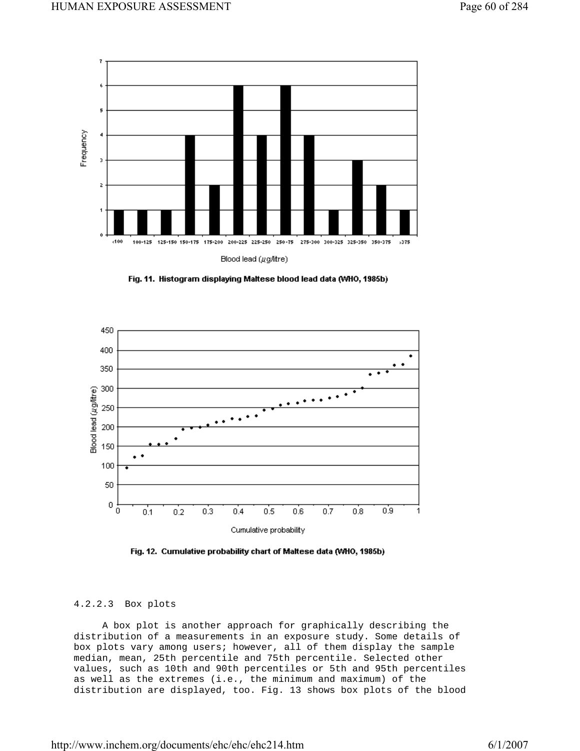Fig. 11. Histogram displaying Maltese blood lead data (WHO, 1985b)

Fig. 12. Cumulative probability chart of Maltese data (WHO, 1985b)

#### 4.2.2.3 Box plots

A box plot is another approach for graphically describing the distribution of a measurements in an exposure study. Some details of box plots vary among users; however, all of them display the sample median, mean, 25th percentile and 75th percentile. Selected other values, such as 10th and 90th percentiles or 5th and 95th percentiles as well as the extremes (i.e., the minimum and maximum) of the distribution are displayed, too. Fig. 13 shows box plots of the blood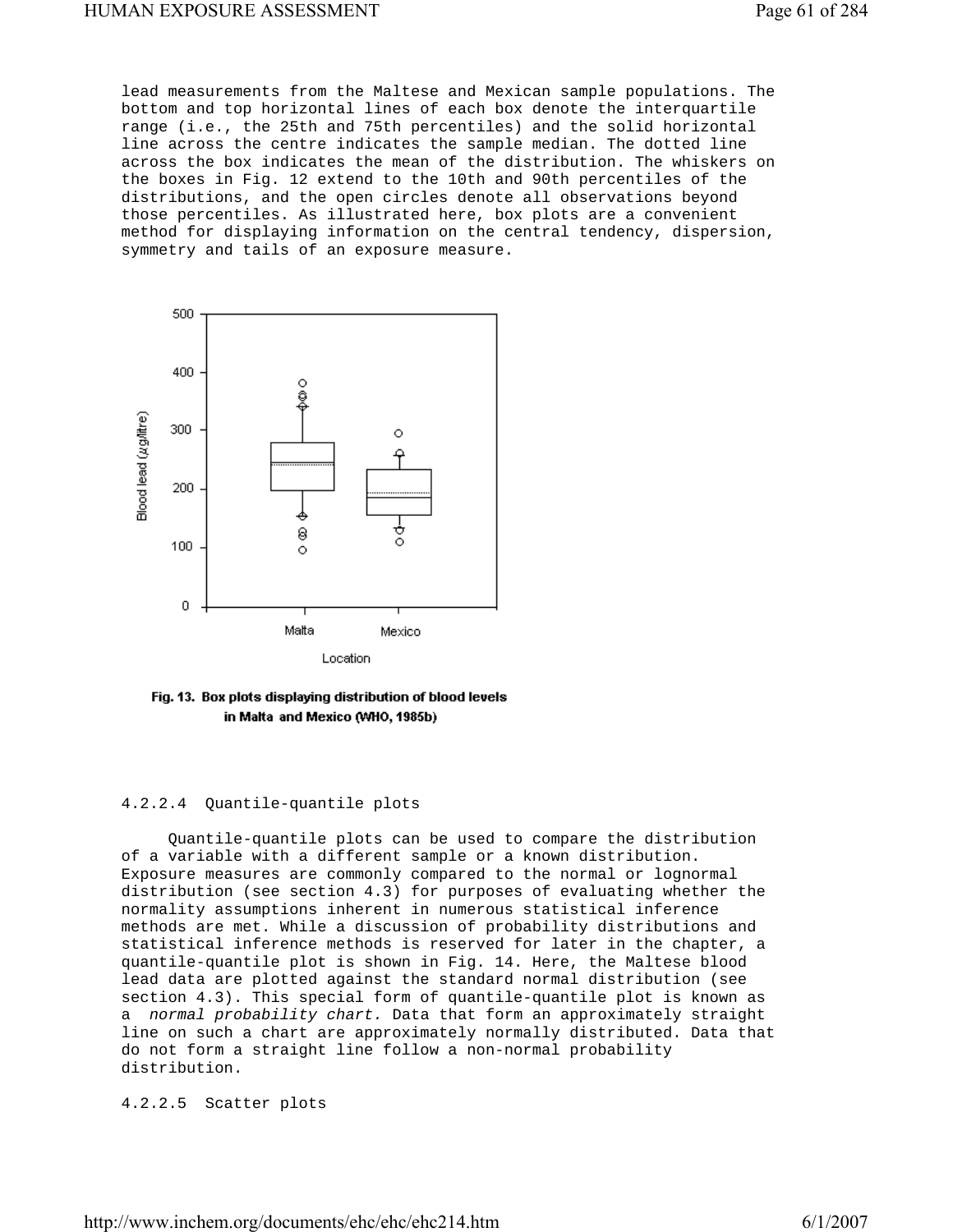lead measurements from the Maltese and Mexican sample populations. The bottom and top horizontal lines of each box denote the interquartile range (i.e., the 25th and 75th percentiles) and the solid horizontal line across the centre indicates the sample median. The dotted line across the box indicates the mean of the distribution. The whiskers on the boxes in Fig. 12 extend to the 10th and 90th percentiles of the distributions, and the open circles denote all observations beyond those percentiles. As illustrated here, box plots are a convenient method for displaying information on the central tendency, dispersion, symmetry and tails of an exposure measure.

**Fig. 13. Box plots displaying distribution of blood levels in Malta and Mexico (WHO, 1985b)**

#### 4.2.2.4 Quantile-quantile plots

Quantile-quantile plots can be used to compare the distribution of a variable with a different sample or a known distribution. Exposure measures are commonly compared to the normal or lognormal distribution (see section 4.3) for purposes of evaluating whether the normality assumptions inherent in numerous statistical inference methods are met. While a discussion of probability distributions and statistical inference methods is reserved for later in the chapter, a quantile-quantile plot is shown in Fig. 14. Here, the Maltese blood lead data are plotted against the standard normal distribution (see section 4.3). This special form of quantile-quantile plot is known as a *normal probability chart.* Data that form an approximately straight line on such a chart are approximately normally distributed. Data that do not form a straight line follow a non-normal probability distribution.

#### 4.2.2.5 Scatter plots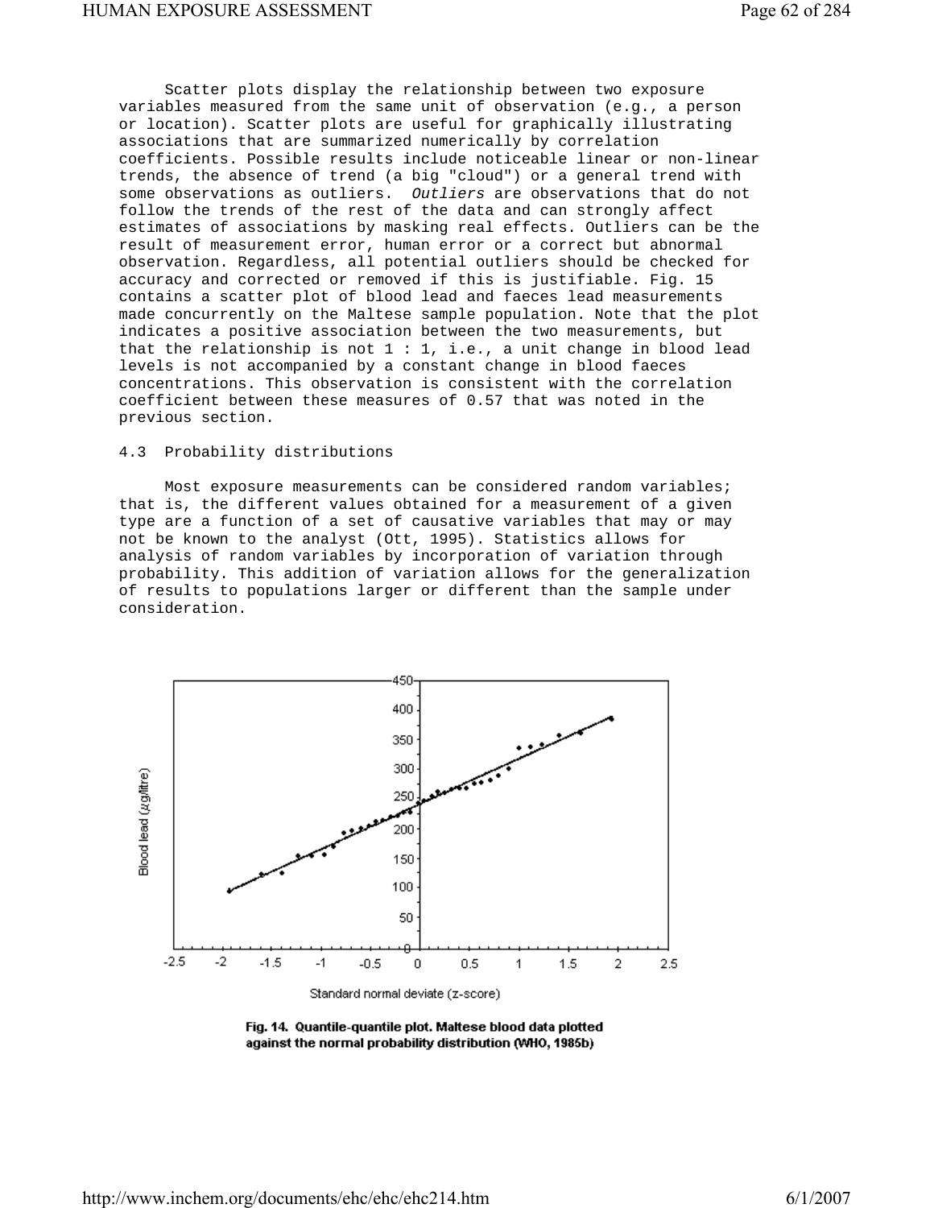Scatter plots display the relationship between two exposure variables measured from the same unit of observation (e.g., a person or location). Scatter plots are useful for graphically illustrating associations that are summarized numerically by correlation coefficients. Possible results include noticeable linear or non-linear trends, the absence of trend (a big "cloud") or a general trend with some observations as outliers. *Outliers* are observations that do not follow the trends of the rest of the data and can strongly affect estimates of associations by masking real effects. Outliers can be the result of measurement error, human error or a correct but abnormal observation. Regardless, all potential outliers should be checked for accuracy and corrected or removed if this is justifiable. Fig. 15 contains a scatter plot of blood lead and faeces lead measurements made concurrently on the Maltese sample population. Note that the plot indicates a positive association between the two measurements, but that the relationship is not 1 : 1, i.e., a unit change in blood lead levels is not accompanied by a constant change in blood faeces concentrations. This observation is consistent with the correlation coefficient between these measures of 0.57 that was noted in the previous section.

## 4.3 Probability distributions

Most exposure measurements can be considered random variables; that is, the different values obtained for a measurement of a given type are a function of a set of causative variables that may or may not be known to the analyst (Ott, 1995). Statistics allows for analysis of random variables by incorporation of variation through probability. This addition of variation allows for the generalization of results to populations larger or different than the sample under consideration.

**Fig. 14. Quantile-quantile plot. Maltese blood data plotted against the normal probability distribution (WHO, 1985b)**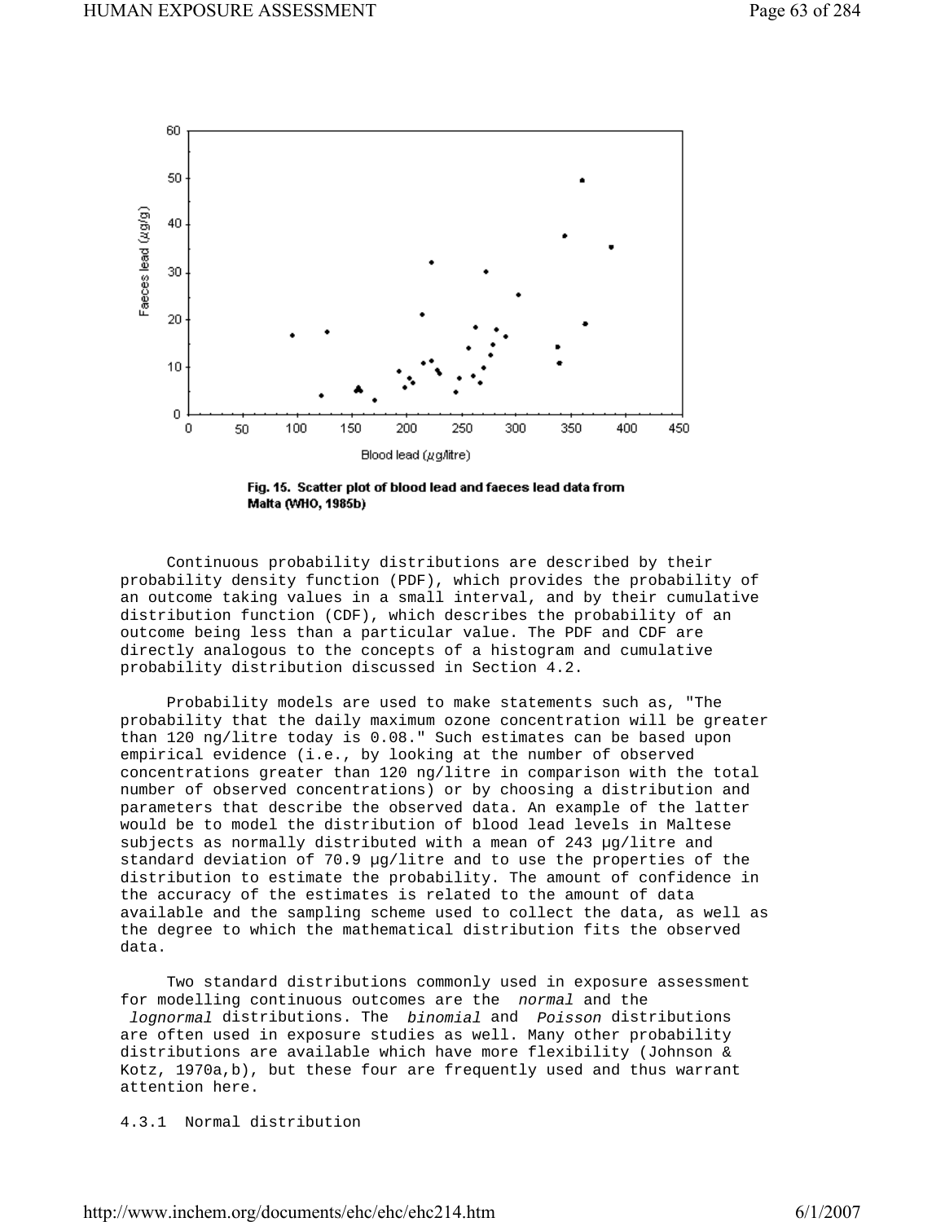Fig. 15. Scatter plot of blood lead and faeces lead data from Malta (WHO, 1985b)

Continuous probability distributions are described by their probability density function (PDF), which provides the probability of an outcome taking values in a small interval, and by their cumulative distribution function (CDF), which describes the probability of an outcome being less than a particular value. The PDF and CDF are directly analogous to the concepts of a histogram and cumulative probability distribution discussed in Section 4.2.

Probability models are used to make statements such as, "The probability that the daily maximum ozone concentration will be greater than 120 ng/litre today is 0.08." Such estimates can be based upon empirical evidence (i.e., by looking at the number of observed concentrations greater than 120 ng/litre in comparison with the total number of observed concentrations) or by choosing a distribution and parameters that describe the observed data. An example of the latter would be to model the distribution of blood lead levels in Maltese subjects as normally distributed with a mean of 243 µg/litre and standard deviation of 70.9 µg/litre and to use the properties of the distribution to estimate the probability. The amount of confidence in the accuracy of the estimates is related to the amount of data available and the sampling scheme used to collect the data, as well as the degree to which the mathematical distribution fits the observed data.

Two standard distributions commonly used in exposure assessment for modelling continuous outcomes are the *normal* and the *lognormal* distributions. The *binomial* and *Poisson* distributions are often used in exposure studies as well. Many other probability distributions are available which have more flexibility (Johnson & Kotz, 1970a,b), but these four are frequently used and thus warrant attention here.

### 4.3.1 Normal distribution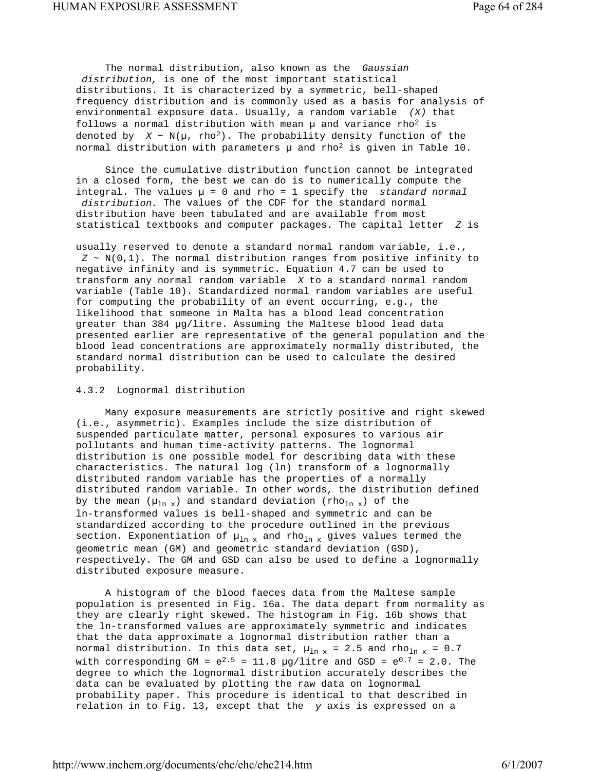The normal distribution, also known as the *Gaussian distribution,* is one of the most important statistical distributions. It is characterized by a symmetric, bell-shaped frequency distribution and is commonly used as a basis for analysis of environmental exposure data. Usually, a random variable *(X)* that follows a normal distribution with mean μ and variance $rho^2$ is denoted by $X \sim N(\mu, rho^2)$. The probability density function of the normal distribution with parameters μ and $rho^2$ is given in Table 10.

Since the cumulative distribution function cannot be integrated in a closed form, the best we can do is to numerically compute the integral. The values μ = 0 and rho = 1 specify the *standard normal distribution.* The values of the CDF for the standard normal distribution have been tabulated and are available from most statistical textbooks and computer packages. The capital letter *Z* is

usually reserved to denote a standard normal random variable, i.e., $Z \sim N(0,1)$. The normal distribution ranges from positive infinity to negative infinity and is symmetric. Equation 4.7 can be used to transform any normal random variable *X* to a standard normal random variable (Table 10). Standardized normal random variables are useful for computing the probability of an event occurring, e.g., the likelihood that someone in Malta has a blood lead concentration greater than 384 μg/litre. Assuming the Maltese blood lead data presented earlier are representative of the general population and the blood lead concentrations are approximately normally distributed, the standard normal distribution can be used to calculate the desired probability.

### 4.3.2 Lognormal distribution

Many exposure measurements are strictly positive and right skewed (i.e., asymmetric). Examples include the size distribution of suspended particulate matter, personal exposures to various air pollutants and human time-activity patterns. The lognormal distribution is one possible model for describing data with these characteristics. The natural log (ln) transform of a lognormally distributed random variable has the properties of a normally distributed random variable. In other words, the distribution defined by the mean ($\mu_{\ln x}$) and standard deviation ($rho_{\ln x}$) of the ln-transformed values is bell-shaped and symmetric and can be standardized according to the procedure outlined in the previous section. Exponentiation of $\mu_{\ln x}$ and $rho_{\ln x}$ gives values termed the geometric mean (GM) and geometric standard deviation (GSD), respectively. The GM and GSD can also be used to define a lognormally distributed exposure measure.

A histogram of the blood faeces data from the Maltese sample population is presented in Fig. 16a. The data depart from normality as they are clearly right skewed. The histogram in Fig. 16b shows that the ln-transformed values are approximately symmetric and indicates that the data approximate a lognormal distribution rather than a normal distribution. In this data set, $\mu_{\ln x} = 2.5$ and $rho_{\ln x} = 0.7$ with corresponding GM = $e^{2.5}$ = 11.8 μg/litre and GSD = $e^{0.7}$ = 2.0. The degree to which the lognormal distribution accurately describes the data can be evaluated by plotting the raw data on lognormal probability paper. This procedure is identical to that described in relation in to Fig. 13, except that the *y* axis is expressed on a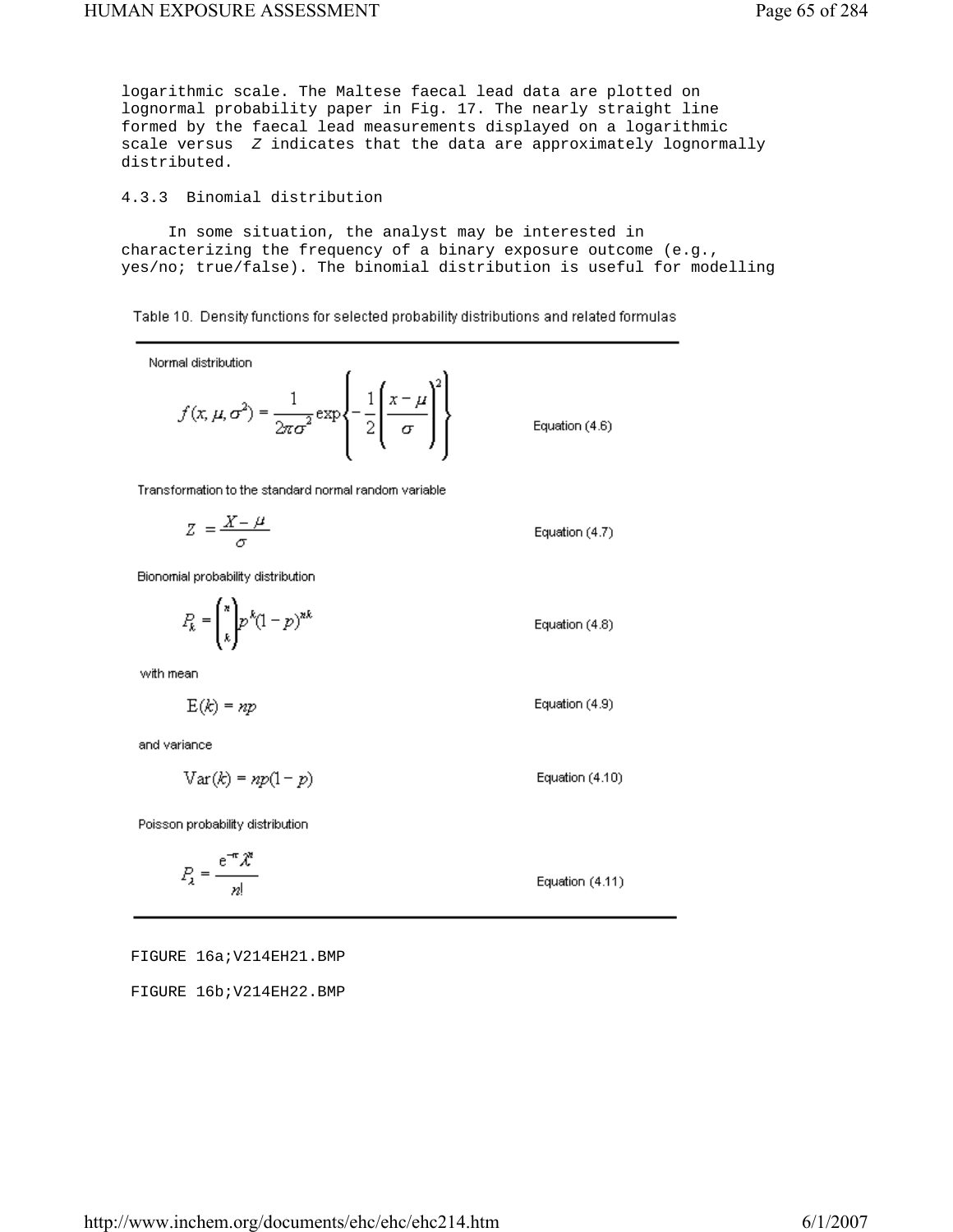logarithmic scale. The Maltese faecal lead data are plotted on lognormal probability paper in Fig. 17. The nearly straight line formed by the faecal lead measurements displayed on a logarithmic scale versus *Z* indicates that the data are approximately lognormally distributed.

### 4.3.3 Binomial distribution

In some situation, the analyst may be interested in characterizing the frequency of a binary exposure outcome (e.g., yes/no; true/false). The binomial distribution is useful for modelling

Table 10. Density functions for selected probability distributions and related formulas

Normal distribution

$$f(x, \mu, \sigma^2) = \frac{1}{2\pi\sigma^2} \exp\left\{-\frac{1}{2}\left(\frac{x-\mu}{\sigma}\right)^2\right\} \qquad \text{Equation (4.6)}$$

Transformation to the standard normal random variable

$$Z = \frac{X - \mu}{\sigma} \qquad \text{Equation (4.7)}$$

Bionomial probability distribution

$$P_k = \binom{n}{k} p^k (1-p)^{nk} \qquad \text{Equation (4.8)}$$

with mean

$$\mathrm{E}(k) = np \qquad \text{Equation (4.9)}$$

and variance

$$\mathrm{Var}(k) = np(1-p) \qquad \text{Equation (4.10)}$$

Poisson probability distribution

$$P_\lambda = \frac{e^{-\pi} \lambda^n}{n!} \qquad \text{Equation (4.11)}$$

FIGURE 16a;V214EH21.BMP

FIGURE 16b;V214EH22.BMP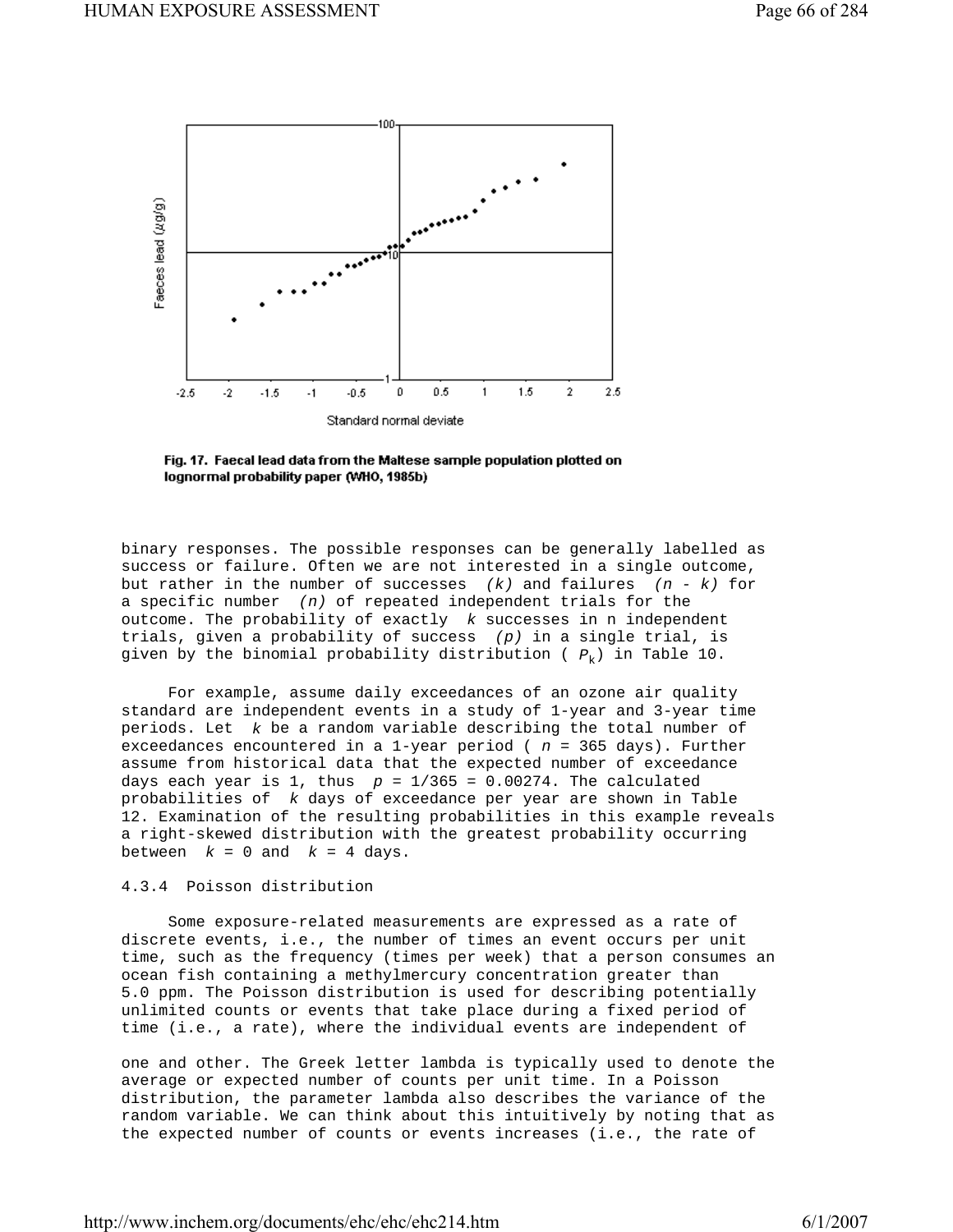Fig. 17. Faecal lead data from the Maltese sample population plotted on lognormal probability paper (WHO, 1985b)

binary responses. The possible responses can be generally labelled as success or failure. Often we are not interested in a single outcome, but rather in the number of successes *(k)* and failures *(n - k)* for a specific number *(n)* of repeated independent trials for the outcome. The probability of exactly *k* successes in n independent trials, given a probability of success *(p)* in a single trial, is given by the binomial probability distribution ( $P_k$) in Table 10.

For example, assume daily exceedances of an ozone air quality standard are independent events in a study of 1-year and 3-year time periods. Let *k* be a random variable describing the total number of exceedances encountered in a 1-year period ( $n$ = 365 days). Further assume from historical data that the expected number of exceedance days each year is 1, thus $p$ = 1/365 = 0.00274. The calculated probabilities of *k* days of exceedance per year are shown in Table 12. Examination of the resulting probabilities in this example reveals a right-skewed distribution with the greatest probability occurring between $k$ = 0 and $k$ = 4 days.

4.3.4 Poisson distribution

Some exposure-related measurements are expressed as a rate of discrete events, i.e., the number of times an event occurs per unit time, such as the frequency (times per week) that a person consumes an ocean fish containing a methylmercury concentration greater than 5.0 ppm. The Poisson distribution is used for describing potentially unlimited counts or events that take place during a fixed period of time (i.e., a rate), where the individual events are independent of one and other. The Greek letter lambda is typically used to denote the average or expected number of counts per unit time. In a Poisson distribution, the parameter lambda also describes the variance of the random variable. We can think about this intuitively by noting that as the expected number of counts or events increases (i.e., the rate of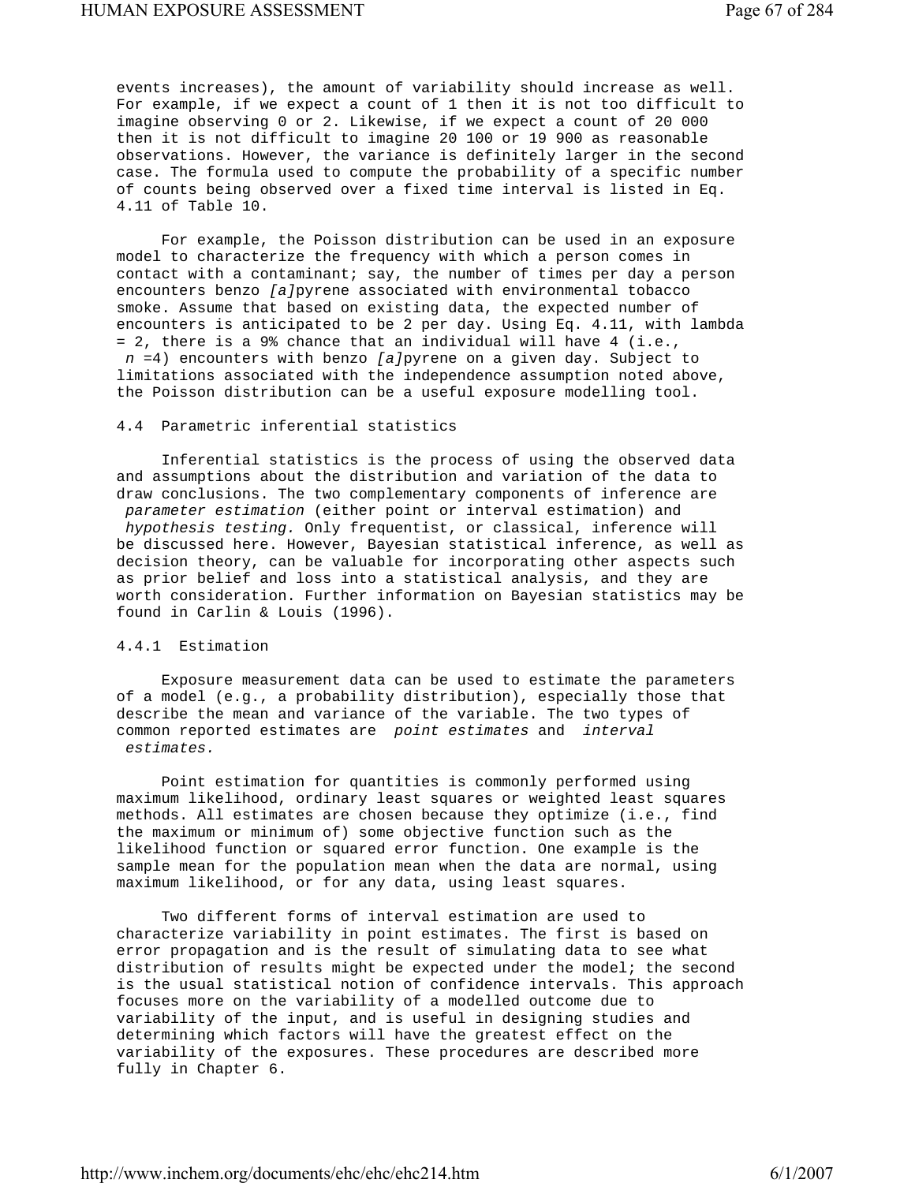events increases), the amount of variability should increase as well. For example, if we expect a count of 1 then it is not too difficult to imagine observing 0 or 2. Likewise, if we expect a count of 20 000 then it is not difficult to imagine 20 100 or 19 900 as reasonable observations. However, the variance is definitely larger in the second case. The formula used to compute the probability of a specific number of counts being observed over a fixed time interval is listed in Eq. 4.11 of Table 10.

For example, the Poisson distribution can be used in an exposure model to characterize the frequency with which a person comes in contact with a contaminant; say, the number of times per day a person encounters benzo *[a]*pyrene associated with environmental tobacco smoke. Assume that based on existing data, the expected number of encounters is anticipated to be 2 per day. Using Eq. 4.11, with lambda = 2, there is a 9% chance that an individual will have 4 (i.e., $n = 4$) encounters with benzo *[a]*pyrene on a given day. Subject to limitations associated with the independence assumption noted above, the Poisson distribution can be a useful exposure modelling tool.

### 4.4 Parametric inferential statistics

Inferential statistics is the process of using the observed data and assumptions about the distribution and variation of the data to draw conclusions. The two complementary components of inference are *parameter estimation* (either point or interval estimation) and *hypothesis testing.* Only frequentist, or classical, inference will be discussed here. However, Bayesian statistical inference, as well as decision theory, can be valuable for incorporating other aspects such as prior belief and loss into a statistical analysis, and they are worth consideration. Further information on Bayesian statistics may be found in Carlin & Louis (1996).

#### 4.4.1 Estimation

Exposure measurement data can be used to estimate the parameters of a model (e.g., a probability distribution), especially those that describe the mean and variance of the variable. The two types of common reported estimates are *point estimates* and *interval estimates.*

Point estimation for quantities is commonly performed using maximum likelihood, ordinary least squares or weighted least squares methods. All estimates are chosen because they optimize (i.e., find the maximum or minimum of) some objective function such as the likelihood function or squared error function. One example is the sample mean for the population mean when the data are normal, using maximum likelihood, or for any data, using least squares.

Two different forms of interval estimation are used to characterize variability in point estimates. The first is based on error propagation and is the result of simulating data to see what distribution of results might be expected under the model; the second is the usual statistical notion of confidence intervals. This approach focuses more on the variability of a modelled outcome due to variability of the input, and is useful in designing studies and determining which factors will have the greatest effect on the variability of the exposures. These procedures are described more fully in Chapter 6.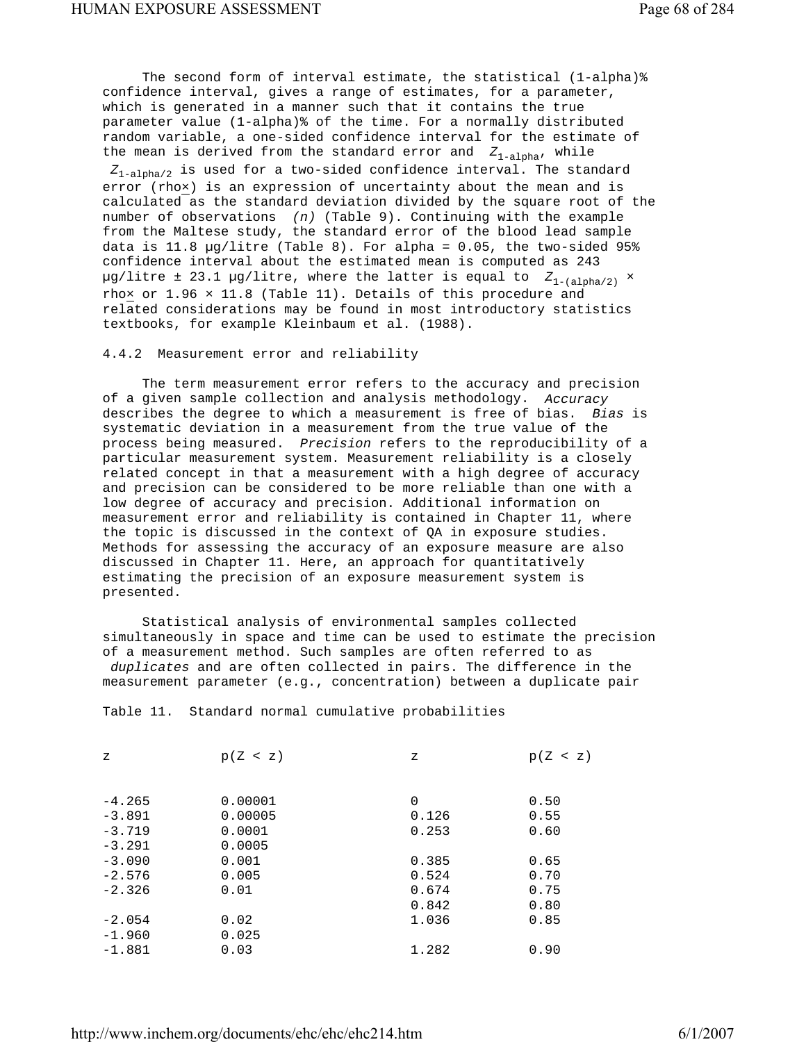The second form of interval estimate, the statistical (1-alpha)% confidence interval, gives a range of estimates, for a parameter, which is generated in a manner such that it contains the true parameter value (1-alpha)% of the time. For a normally distributed random variable, a one-sided confidence interval for the estimate of the mean is derived from the standard error and $Z_{1\text{-alpha}}$, while $Z_{1\text{-alpha}/2}$ is used for a two-sided confidence interval. The standard error (rho$\underline{x}$) is an expression of uncertainty about the mean and is calculated as the standard deviation divided by the square root of the number of observations *(n)* (Table 9). Continuing with the example from the Maltese study, the standard error of the blood lead sample data is 11.8 µg/litre (Table 8). For alpha = 0.05, the two-sided 95% confidence interval about the estimated mean is computed as 243 µg/litre ± 23.1 µg/litre, where the latter is equal to $Z_{1\text{-(alpha/2)}}$ × rho$\underline{x}$ or 1.96 × 11.8 (Table 11). Details of this procedure and related considerations may be found in most introductory statistics textbooks, for example Kleinbaum et al. (1988).

### 4.4.2 Measurement error and reliability

The term measurement error refers to the accuracy and precision of a given sample collection and analysis methodology. *Accuracy* describes the degree to which a measurement is free of bias. *Bias* is systematic deviation in a measurement from the true value of the process being measured. *Precision* refers to the reproducibility of a particular measurement system. Measurement reliability is a closely related concept in that a measurement with a high degree of accuracy and precision can be considered to be more reliable than one with a low degree of accuracy and precision. Additional information on measurement error and reliability is contained in Chapter 11, where the topic is discussed in the context of QA in exposure studies. Methods for assessing the accuracy of an exposure measure are also discussed in Chapter 11. Here, an approach for quantitatively estimating the precision of an exposure measurement system is presented.

Statistical analysis of environmental samples collected simultaneously in space and time can be used to estimate the precision of a measurement method. Such samples are often referred to as *duplicates* and are often collected in pairs. The difference in the measurement parameter (e.g., concentration) between a duplicate pair

Table 11. Standard normal cumulative probabilities

| z | p(Z < z) | z | p(Z < z) |
|---|---|---|---|
| -4.265 | 0.00001 | 0 | 0.50 |
| -3.891 | 0.00005 | 0.126 | 0.55 |
| -3.719 | 0.0001 | 0.253 | 0.60 |
| -3.291 | 0.0005 | | |
| -3.090 | 0.001 | 0.385 | 0.65 |
| -2.576 | 0.005 | 0.524 | 0.70 |
| -2.326 | 0.01 | 0.674 | 0.75 |
| | | 0.842 | 0.80 |
| -2.054 | 0.02 | 1.036 | 0.85 |
| -1.960 | 0.025 | | |
| -1.881 | 0.03 | 1.282 | 0.90 |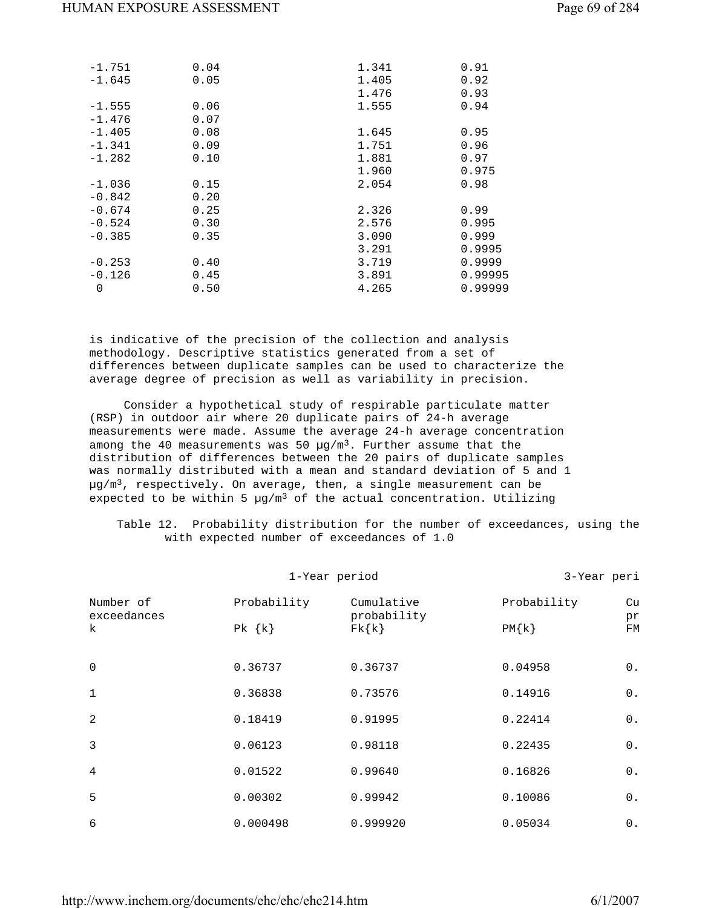| | | | |
|---|---|---|---|
| -1.751 | 0.04 | 1.341 | 0.91 |
| -1.645 | 0.05 | 1.405 | 0.92 |
| | | 1.476 | 0.93 |
| -1.555 | 0.06 | 1.555 | 0.94 |
| -1.476 | 0.07 | | |
| -1.405 | 0.08 | 1.645 | 0.95 |
| -1.341 | 0.09 | 1.751 | 0.96 |
| -1.282 | 0.10 | 1.881 | 0.97 |
| | | 1.960 | 0.975 |
| -1.036 | 0.15 | 2.054 | 0.98 |
| -0.842 | 0.20 | | |
| -0.674 | 0.25 | 2.326 | 0.99 |
| -0.524 | 0.30 | 2.576 | 0.995 |
| -0.385 | 0.35 | 3.090 | 0.999 |
| | | 3.291 | 0.9995 |
| -0.253 | 0.40 | 3.719 | 0.9999 |
| -0.126 | 0.45 | 3.891 | 0.99995 |
| 0 | 0.50 | 4.265 | 0.99999 |

is indicative of the precision of the collection and analysis methodology. Descriptive statistics generated from a set of differences between duplicate samples can be used to characterize the average degree of precision as well as variability in precision.

Consider a hypothetical study of respirable particulate matter (RSP) in outdoor air where 20 duplicate pairs of 24-h average measurements were made. Assume the average 24-h average concentration among the 40 measurements was 50 µg/m³. Further assume that the distribution of differences between the 20 pairs of duplicate samples was normally distributed with a mean and standard deviation of 5 and 1 µg/m³, respectively. On average, then, a single measurement can be expected to be within 5 µg/m³ of the actual concentration. Utilizing

Table 12. Probability distribution for the number of exceedances, using the with expected number of exceedances of 1.0

| | 1-Year period | | 3-Year peri | |
|---|---|---|---|---|
| Number of exceedances k | Probability Pk {k} | Cumulative probability Fk{k} | Probability PM{k} | Cu pr FM |
| 0 | 0.36737 | 0.36737 | 0.04958 | 0. |
| 1 | 0.36838 | 0.73576 | 0.14916 | 0. |
| 2 | 0.18419 | 0.91995 | 0.22414 | 0. |
| 3 | 0.06123 | 0.98118 | 0.22435 | 0. |
| 4 | 0.01522 | 0.99640 | 0.16826 | 0. |
| 5 | 0.00302 | 0.99942 | 0.10086 | 0. |
| 6 | 0.000498 | 0.999920 | 0.05034 | 0. |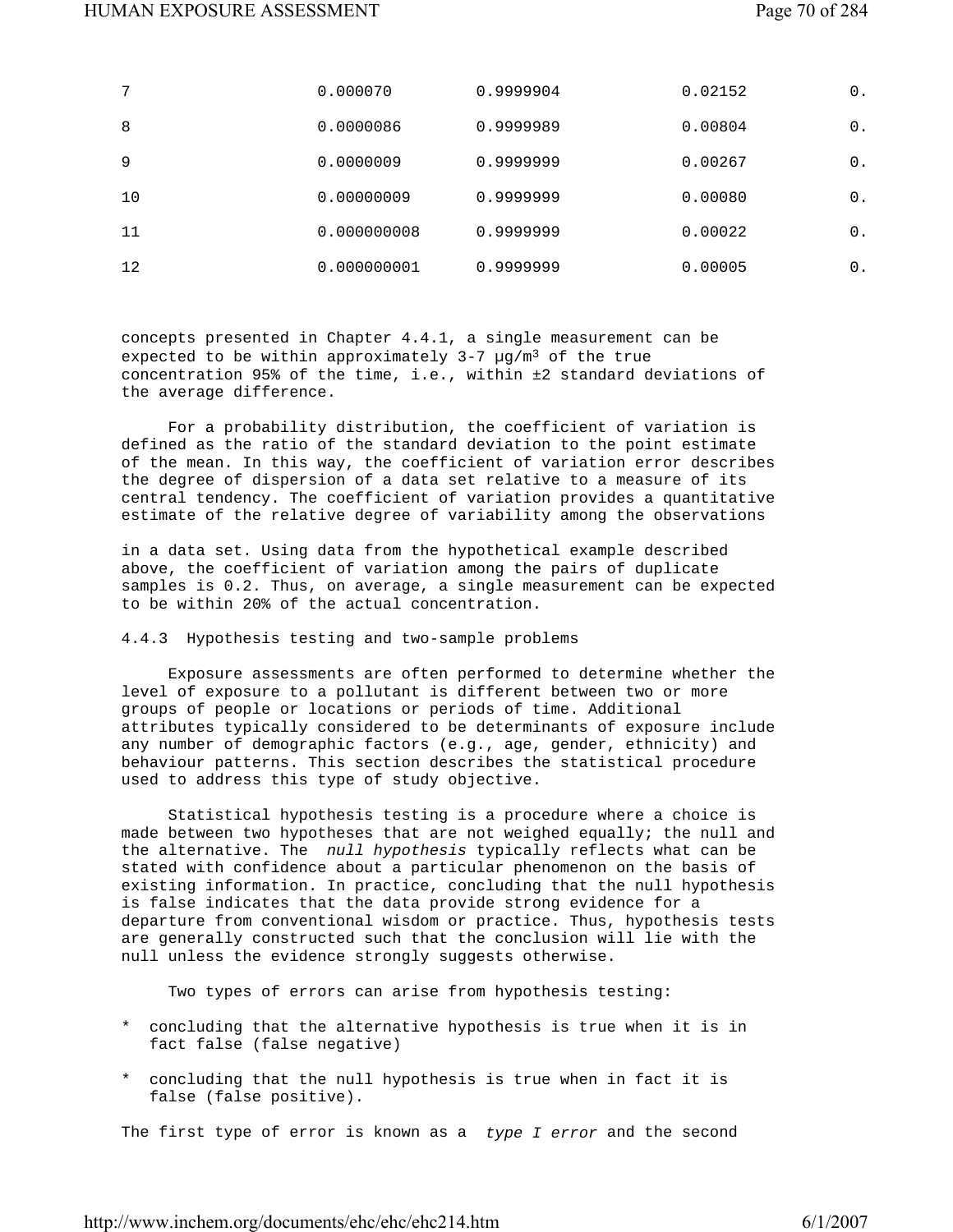| 7 | 0.000070 | 0.9999904 | 0.02152 | 0. |
|---|---|---|---|---|
| 8 | 0.0000086 | 0.9999989 | 0.00804 | 0. |
| 9 | 0.0000009 | 0.9999999 | 0.00267 | 0. |
| 10 | 0.00000009 | 0.9999999 | 0.00080 | 0. |
| 11 | 0.000000008 | 0.9999999 | 0.00022 | 0. |
| 12 | 0.000000001 | 0.9999999 | 0.00005 | 0. |

concepts presented in Chapter 4.4.1, a single measurement can be expected to be within approximately 3-7 µg/m³ of the true concentration 95% of the time, i.e., within ±2 standard deviations of the average difference.

For a probability distribution, the coefficient of variation is defined as the ratio of the standard deviation to the point estimate of the mean. In this way, the coefficient of variation error describes the degree of dispersion of a data set relative to a measure of its central tendency. The coefficient of variation provides a quantitative estimate of the relative degree of variability among the observations in a data set. Using data from the hypothetical example described above, the coefficient of variation among the pairs of duplicate samples is 0.2. Thus, on average, a single measurement can be expected to be within 20% of the actual concentration.

### 4.4.3 Hypothesis testing and two-sample problems

Exposure assessments are often performed to determine whether the level of exposure to a pollutant is different between two or more groups of people or locations or periods of time. Additional attributes typically considered to be determinants of exposure include any number of demographic factors (e.g., age, gender, ethnicity) and behaviour patterns. This section describes the statistical procedure used to address this type of study objective.

Statistical hypothesis testing is a procedure where a choice is made between two hypotheses that are not weighed equally; the null and the alternative. The *null hypothesis* typically reflects what can be stated with confidence about a particular phenomenon on the basis of existing information. In practice, concluding that the null hypothesis is false indicates that the data provide strong evidence for a departure from conventional wisdom or practice. Thus, hypothesis tests are generally constructed such that the conclusion will lie with the null unless the evidence strongly suggests otherwise.

Two types of errors can arise from hypothesis testing:

* concluding that the alternative hypothesis is true when it is in fact false (false negative)
* concluding that the null hypothesis is true when in fact it is false (false positive).

The first type of error is known as a *type I error* and the second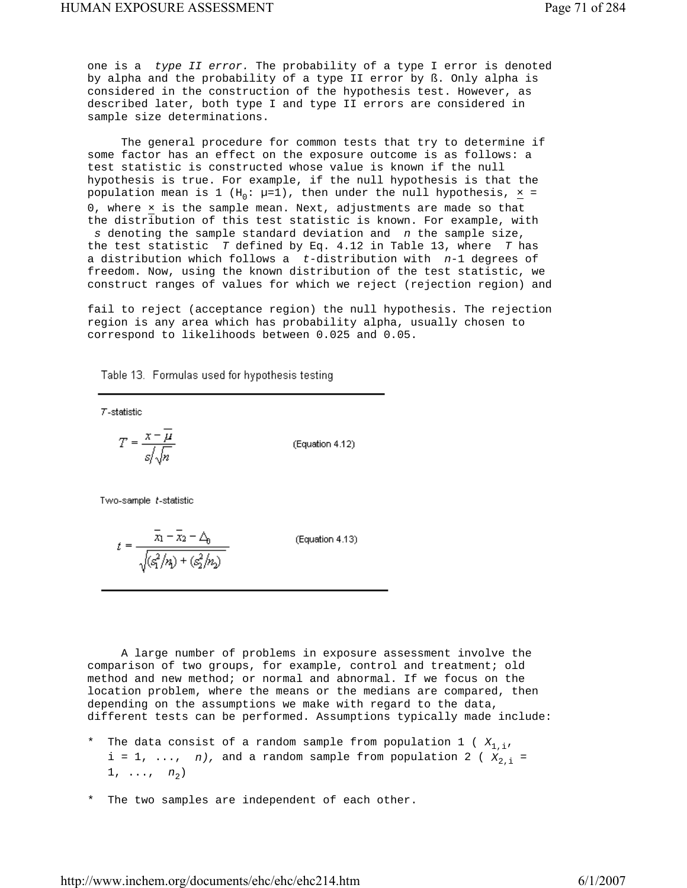one is a *type II error.* The probability of a type I error is denoted by alpha and the probability of a type II error by ß. Only alpha is considered in the construction of the hypothesis test. However, as described later, both type I and type II errors are considered in sample size determinations.

The general procedure for common tests that try to determine if some factor has an effect on the exposure outcome is as follows: a test statistic is constructed whose value is known if the null hypothesis is true. For example, if the null hypothesis is that the population mean is 1 ($H_0$: μ=1), then under the null hypothesis, $\underline{x}$ = 0, where $\underline{x}$ is the sample mean. Next, adjustments are made so that the distribution of this test statistic is known. For example, with *s* denoting the sample standard deviation and *n* the sample size, the test statistic *T* defined by Eq. 4.12 in Table 13, where *T* has a distribution which follows a *t*-distribution with *n*-1 degrees of freedom. Now, using the known distribution of the test statistic, we construct ranges of values for which we reject (rejection region) and fail to reject (acceptance region) the null hypothesis. The rejection region is any area which has probability alpha, usually chosen to correspond to likelihoods between 0.025 and 0.05.

Table 13. Formulas used for hypothesis testing

*T*-statistic

$$T = \frac{x - \overline{\mu}}{s/\sqrt{n}} \qquad \text{(Equation 4.12)}$$

Two-sample *t*-statistic

$$t = \frac{\overline{x}_1 - \overline{x}_2 - \Delta_0}{\sqrt{(s_1^2/n_1) + (s_2^2/n_2)}} \qquad \text{(Equation 4.13)}$$

A large number of problems in exposure assessment involve the comparison of two groups, for example, control and treatment; old method and new method; or normal and abnormal. If we focus on the location problem, where the means or the medians are compared, then depending on the assumptions we make with regard to the data, different tests can be performed. Assumptions typically made include:

* The data consist of a random sample from population 1 ( $X_{1,i}$, i = 1, ..., *n),* and a random sample from population 2 ( $X_{2,i}$ = 1, ..., $n_2$)

* The two samples are independent of each other.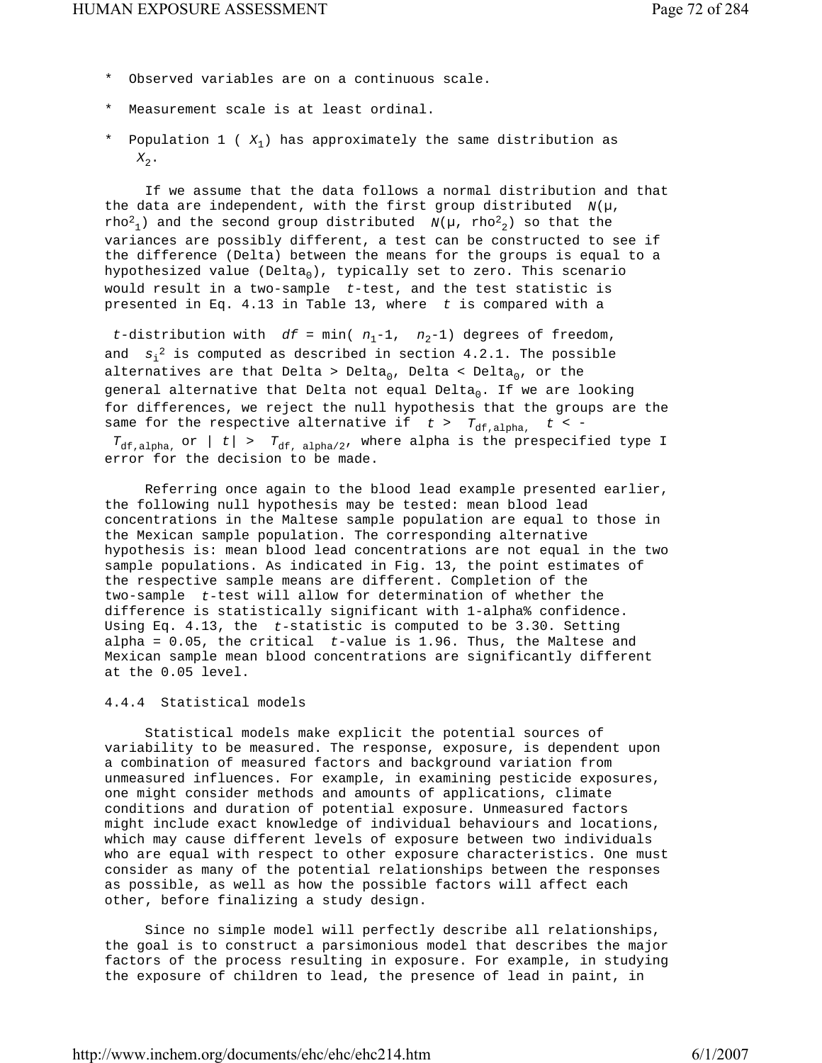* Observed variables are on a continuous scale.

* Measurement scale is at least ordinal.

* Population 1 ( $X_1$) has approximately the same distribution as $X_2$.

If we assume that the data follows a normal distribution and that the data are independent, with the first group distributed $N$(μ, $\text{rho}^2_1$) and the second group distributed $N$(μ, $\text{rho}^2_2$) so that the variances are possibly different, a test can be constructed to see if the difference (Delta) between the means for the groups is equal to a hypothesized value ($\text{Delta}_0$), typically set to zero. This scenario would result in a two-sample *t*-test, and the test statistic is presented in Eq. 4.13 in Table 13, where *t* is compared with a

*t*-distribution with $df = \min(n_1\text{-}1, n_2\text{-}1)$ degrees of freedom, and $s_i^2$ is computed as described in section 4.2.1. The possible alternatives are that Delta > $\text{Delta}_0$, Delta < $\text{Delta}_0$, or the general alternative that Delta not equal $\text{Delta}_0$. If we are looking for differences, we reject the null hypothesis that the groups are the same for the respective alternative if $t > T_{\text{df,alpha}}$, $t < -T_{\text{df,alpha}}$, or $|t| > T_{\text{df, alpha/2}}$, where alpha is the prespecified type I error for the decision to be made.

Referring once again to the blood lead example presented earlier, the following null hypothesis may be tested: mean blood lead concentrations in the Maltese sample population are equal to those in the Mexican sample population. The corresponding alternative hypothesis is: mean blood lead concentrations are not equal in the two sample populations. As indicated in Fig. 13, the point estimates of the respective sample means are different. Completion of the two-sample *t*-test will allow for determination of whether the difference is statistically significant with 1-alpha% confidence. Using Eq. 4.13, the *t*-statistic is computed to be 3.30. Setting alpha = 0.05, the critical *t*-value is 1.96. Thus, the Maltese and Mexican sample mean blood concentrations are significantly different at the 0.05 level.

### 4.4.4 Statistical models

Statistical models make explicit the potential sources of variability to be measured. The response, exposure, is dependent upon a combination of measured factors and background variation from unmeasured influences. For example, in examining pesticide exposures, one might consider methods and amounts of applications, climate conditions and duration of potential exposure. Unmeasured factors might include exact knowledge of individual behaviours and locations, which may cause different levels of exposure between two individuals who are equal with respect to other exposure characteristics. One must consider as many of the potential relationships between the responses as possible, as well as how the possible factors will affect each other, before finalizing a study design.

Since no simple model will perfectly describe all relationships, the goal is to construct a parsimonious model that describes the major factors of the process resulting in exposure. For example, in studying the exposure of children to lead, the presence of lead in paint, in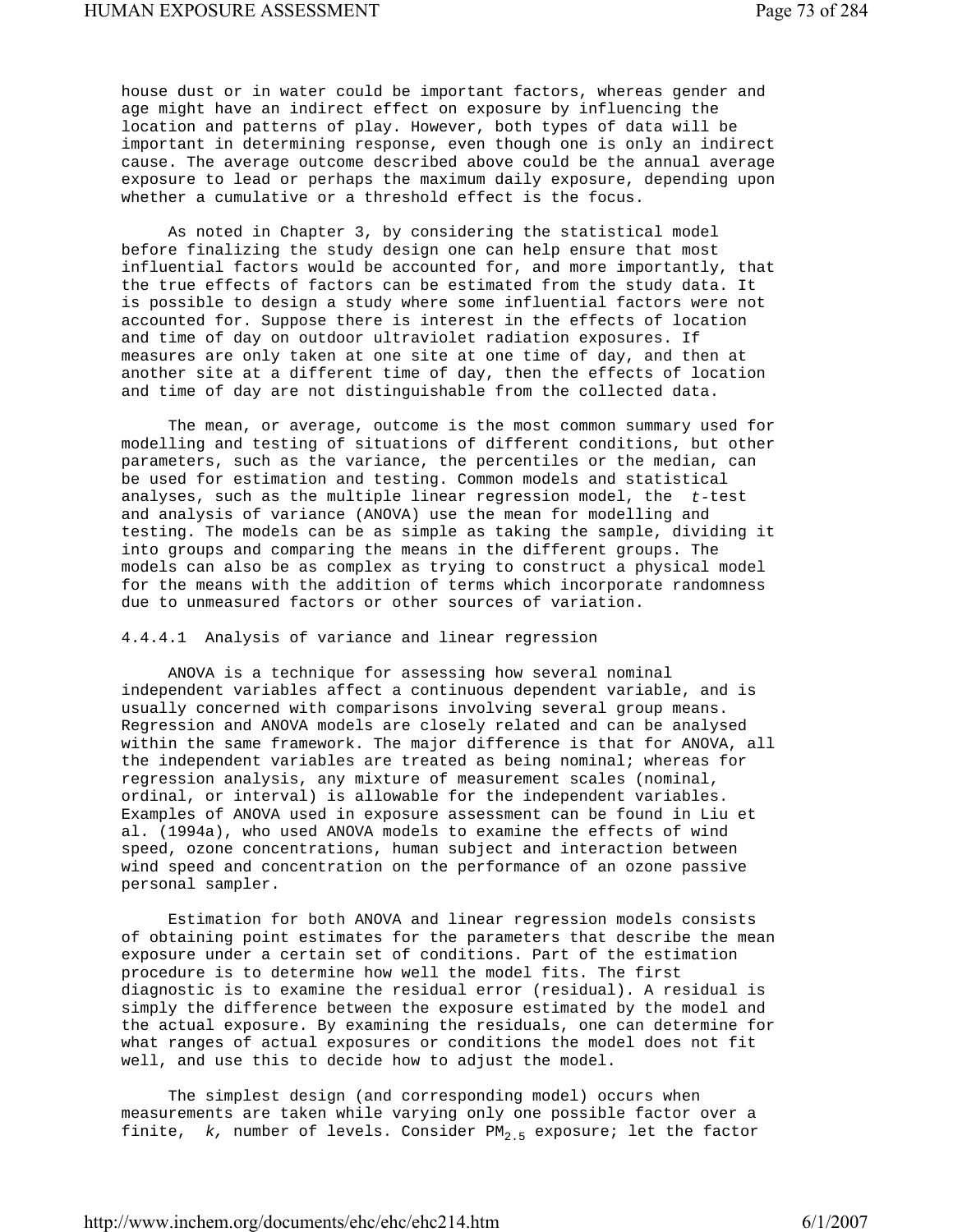house dust or in water could be important factors, whereas gender and age might have an indirect effect on exposure by influencing the location and patterns of play. However, both types of data will be important in determining response, even though one is only an indirect cause. The average outcome described above could be the annual average exposure to lead or perhaps the maximum daily exposure, depending upon whether a cumulative or a threshold effect is the focus.

As noted in Chapter 3, by considering the statistical model before finalizing the study design one can help ensure that most influential factors would be accounted for, and more importantly, that the true effects of factors can be estimated from the study data. It is possible to design a study where some influential factors were not accounted for. Suppose there is interest in the effects of location and time of day on outdoor ultraviolet radiation exposures. If measures are only taken at one site at one time of day, and then at another site at a different time of day, then the effects of location and time of day are not distinguishable from the collected data.

The mean, or average, outcome is the most common summary used for modelling and testing of situations of different conditions, but other parameters, such as the variance, the percentiles or the median, can be used for estimation and testing. Common models and statistical analyses, such as the multiple linear regression model, the *t*-test and analysis of variance (ANOVA) use the mean for modelling and testing. The models can be as simple as taking the sample, dividing it into groups and comparing the means in the different groups. The models can also be as complex as trying to construct a physical model for the means with the addition of terms which incorporate randomness due to unmeasured factors or other sources of variation.

#### 4.4.4.1 Analysis of variance and linear regression

ANOVA is a technique for assessing how several nominal independent variables affect a continuous dependent variable, and is usually concerned with comparisons involving several group means. Regression and ANOVA models are closely related and can be analysed within the same framework. The major difference is that for ANOVA, all the independent variables are treated as being nominal; whereas for regression analysis, any mixture of measurement scales (nominal, ordinal, or interval) is allowable for the independent variables. Examples of ANOVA used in exposure assessment can be found in Liu et al. (1994a), who used ANOVA models to examine the effects of wind speed, ozone concentrations, human subject and interaction between wind speed and concentration on the performance of an ozone passive personal sampler.

Estimation for both ANOVA and linear regression models consists of obtaining point estimates for the parameters that describe the mean exposure under a certain set of conditions. Part of the estimation procedure is to determine how well the model fits. The first diagnostic is to examine the residual error (residual). A residual is simply the difference between the exposure estimated by the model and the actual exposure. By examining the residuals, one can determine for what ranges of actual exposures or conditions the model does not fit well, and use this to decide how to adjust the model.

The simplest design (and corresponding model) occurs when measurements are taken while varying only one possible factor over a finite, $k$, number of levels. Consider $PM_{2.5}$ exposure; let the factor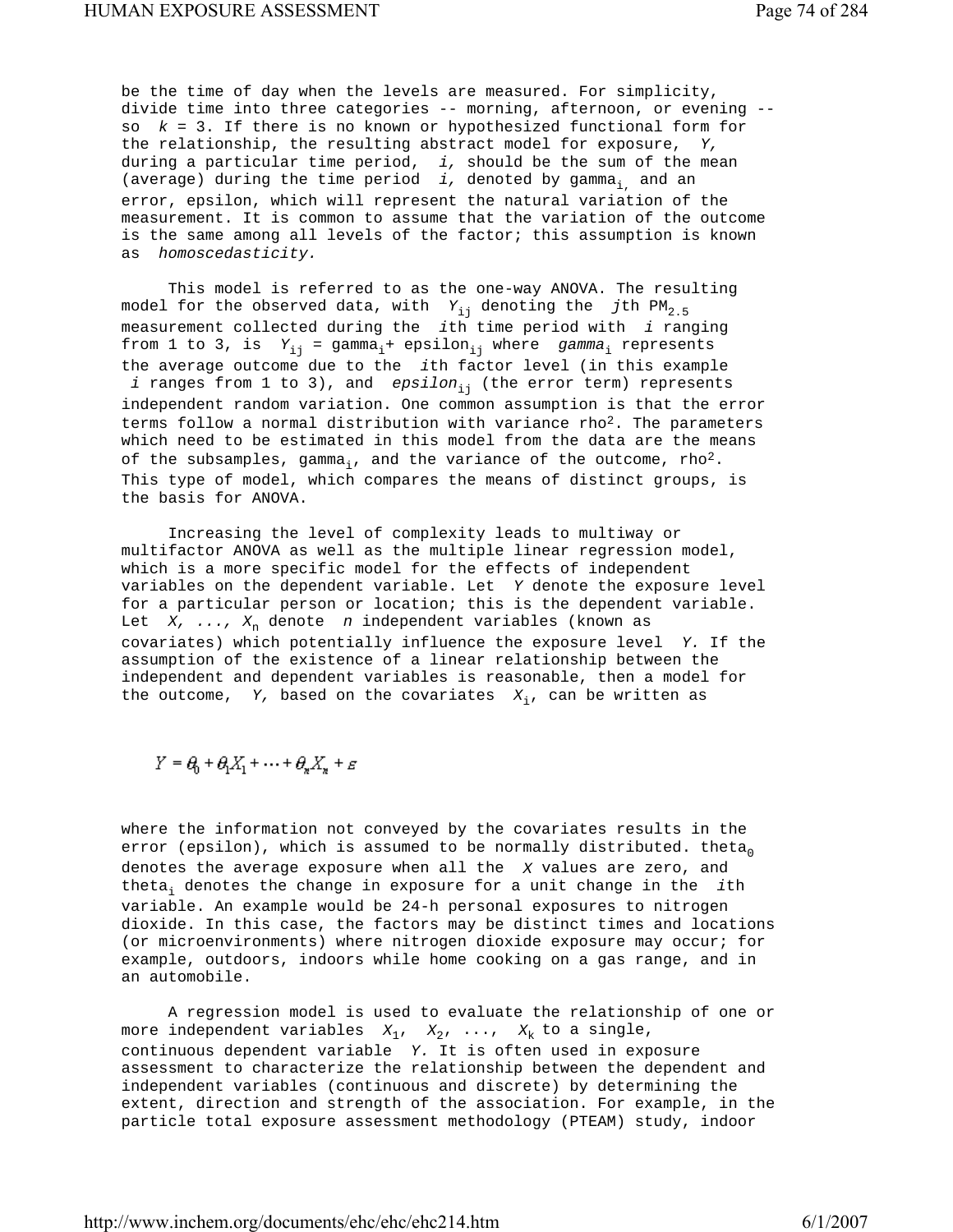be the time of day when the levels are measured. For simplicity, divide time into three categories -- morning, afternoon, or evening -- so $k = 3$. If there is no known or hypothesized functional form for the relationship, the resulting abstract model for exposure, $Y$, during a particular time period, $i$, should be the sum of the mean (average) during the time period $i$, denoted by $gamma_i$ and an error, epsilon, which will represent the natural variation of the measurement. It is common to assume that the variation of the outcome is the same among all levels of the factor; this assumption is known as *homoscedasticity.*

This model is referred to as the one-way ANOVA. The resulting model for the observed data, with $Y_{ij}$ denoting the $j$th $PM_{2.5}$ measurement collected during the $i$th time period with $i$ ranging from 1 to 3, is $Y_{ij} = gamma_i + epsilon_{ij}$ where $gamma_i$ represents the average outcome due to the $i$th factor level (in this example $i$ ranges from 1 to 3), and $epsilon_{ij}$ (the error term) represents independent random variation. One common assumption is that the error terms follow a normal distribution with variance $rho^2$. The parameters which need to be estimated in this model from the data are the means of the subsamples, $gamma_i$, and the variance of the outcome, $rho^2$. This type of model, which compares the means of distinct groups, is the basis for ANOVA.

Increasing the level of complexity leads to multiway or multifactor ANOVA as well as the multiple linear regression model, which is a more specific model for the effects of independent variables on the dependent variable. Let $Y$ denote the exposure level for a particular person or location; this is the dependent variable. Let $X, ..., X_n$ denote $n$ independent variables (known as covariates) which potentially influence the exposure level $Y$. If the assumption of the existence of a linear relationship between the independent and dependent variables is reasonable, then a model for the outcome, $Y$, based on the covariates $X_i$, can be written as

$$Y = \theta_0 + \theta_1 X_1 + \cdots + \theta_n X_n + \varepsilon$$

where the information not conveyed by the covariates results in the error (epsilon), which is assumed to be normally distributed. $theta_0$ denotes the average exposure when all the $X$ values are zero, and $theta_i$ denotes the change in exposure for a unit change in the $i$th variable. An example would be 24-h personal exposures to nitrogen dioxide. In this case, the factors may be distinct times and locations (or microenvironments) where nitrogen dioxide exposure may occur; for example, outdoors, indoors while home cooking on a gas range, and in an automobile.

A regression model is used to evaluate the relationship of one or more independent variables $X_1$, $X_2$, ..., $X_k$ to a single, continuous dependent variable $Y$. It is often used in exposure assessment to characterize the relationship between the dependent and independent variables (continuous and discrete) by determining the extent, direction and strength of the association. For example, in the particle total exposure assessment methodology (PTEAM) study, indoor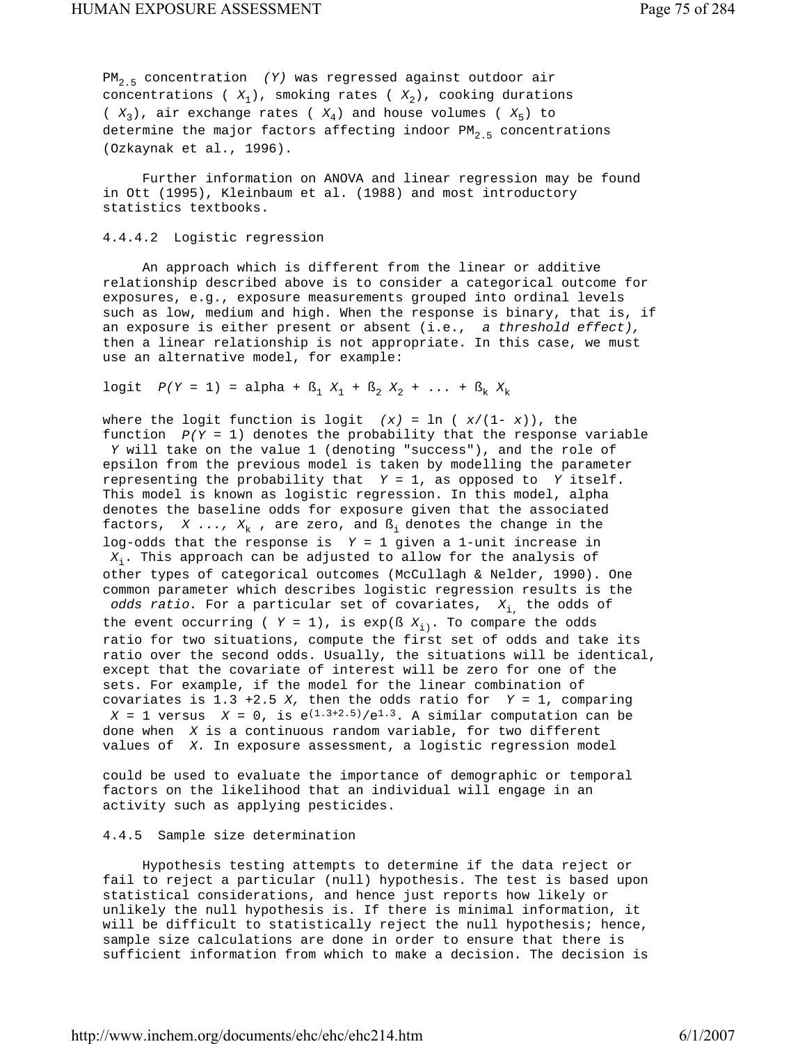$PM_{2.5}$ concentration *(Y)* was regressed against outdoor air concentrations ( $X_1$), smoking rates ( $X_2$), cooking durations ( $X_3$), air exchange rates ( $X_4$) and house volumes ( $X_5$) to determine the major factors affecting indoor $PM_{2.5}$ concentrations (Ozkaynak et al., 1996).

Further information on ANOVA and linear regression may be found in Ott (1995), Kleinbaum et al. (1988) and most introductory statistics textbooks.

#### 4.4.4.2 Logistic regression

An approach which is different from the linear or additive relationship described above is to consider a categorical outcome for exposures, e.g., exposure measurements grouped into ordinal levels such as low, medium and high. When the response is binary, that is, if an exposure is either present or absent (i.e., *a threshold effect),* then a linear relationship is not appropriate. In this case, we must use an alternative model, for example:

$$\text{logit } P(Y = 1) = \alpha + ß_1 X_1 + ß_2 X_2 + \ldots + ß_k X_k$$

where the logit function is logit $(x) = \ln(x/(1-x))$, the function $P(Y = 1)$ denotes the probability that the response variable $Y$ will take on the value 1 (denoting "success"), and the role of epsilon from the previous model is taken by modelling the parameter representing the probability that $Y = 1$, as opposed to $Y$ itself. This model is known as logistic regression. In this model, alpha denotes the baseline odds for exposure given that the associated factors, $X \ldots, X_k$ , are zero, and $ß_i$ denotes the change in the log-odds that the response is $Y = 1$ given a 1-unit increase in $X_i$. This approach can be adjusted to allow for the analysis of other types of categorical outcomes (McCullagh & Nelder, 1990). One common parameter which describes logistic regression results is the *odds ratio.* For a particular set of covariates, $X_i$, the odds of the event occurring ( $Y = 1$), is $\exp(ß X_i)$. To compare the odds ratio for two situations, compute the first set of odds and take its ratio over the second odds. Usually, the situations will be identical, except that the covariate of interest will be zero for one of the sets. For example, if the model for the linear combination of covariates is $1.3 + 2.5 X$, then the odds ratio for $Y = 1$, comparing $X = 1$ versus $X = 0$, is $e^{(1.3+2.5)}/e^{1.3}$. A similar computation can be done when $X$ is a continuous random variable, for two different values of $X$. In exposure assessment, a logistic regression model could be used to evaluate the importance of demographic or temporal factors on the likelihood that an individual will engage in an activity such as applying pesticides.

### 4.4.5 Sample size determination

Hypothesis testing attempts to determine if the data reject or fail to reject a particular (null) hypothesis. The test is based upon statistical considerations, and hence just reports how likely or unlikely the null hypothesis is. If there is minimal information, it will be difficult to statistically reject the null hypothesis; hence, sample size calculations are done in order to ensure that there is sufficient information from which to make a decision. The decision is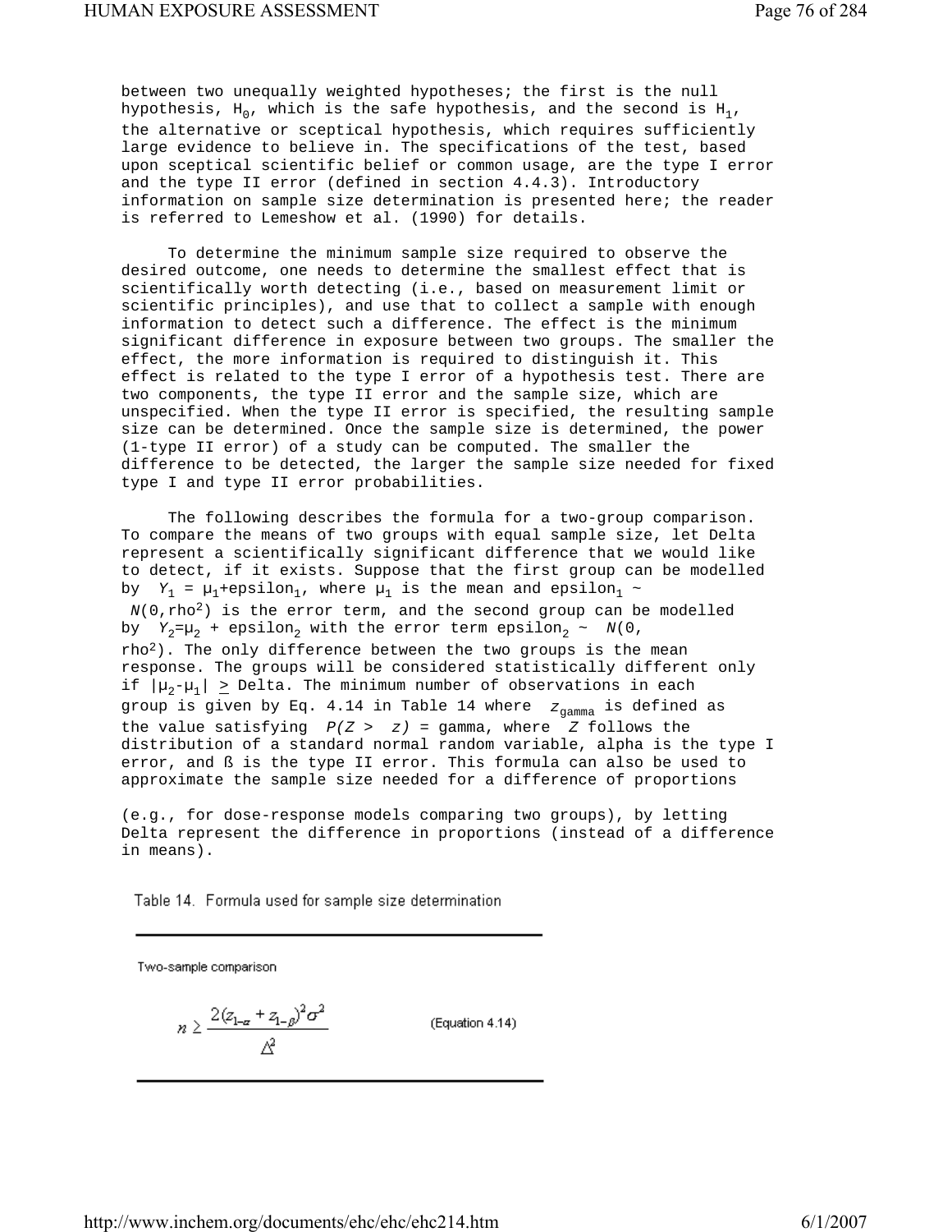between two unequally weighted hypotheses; the first is the null hypothesis, $H_0$, which is the safe hypothesis, and the second is $H_1$, the alternative or sceptical hypothesis, which requires sufficiently large evidence to believe in. The specifications of the test, based upon sceptical scientific belief or common usage, are the type I error and the type II error (defined in section 4.4.3). Introductory information on sample size determination is presented here; the reader is referred to Lemeshow et al. (1990) for details.

To determine the minimum sample size required to observe the desired outcome, one needs to determine the smallest effect that is scientifically worth detecting (i.e., based on measurement limit or scientific principles), and use that to collect a sample with enough information to detect such a difference. The effect is the minimum significant difference in exposure between two groups. The smaller the effect, the more information is required to distinguish it. This effect is related to the type I error of a hypothesis test. There are two components, the type II error and the sample size, which are unspecified. When the type II error is specified, the resulting sample size can be determined. Once the sample size is determined, the power (1-type II error) of a study can be computed. The smaller the difference to be detected, the larger the sample size needed for fixed type I and type II error probabilities.

The following describes the formula for a two-group comparison. To compare the means of two groups with equal sample size, let Delta represent a scientifically significant difference that we would like to detect, if it exists. Suppose that the first group can be modelled by $Y_1 = \mu_1 + \text{epsilon}_1$, where $\mu_1$ is the mean and $\text{epsilon}_1 \sim N(0, \text{rho}^2)$ is the error term, and the second group can be modelled by $Y_2 = \mu_2 + \text{epsilon}_2$ with the error term $\text{epsilon}_2 \sim N(0, \text{rho}^2)$. The only difference between the two groups is the mean response. The groups will be considered statistically different only if $|\mu_2 - \mu_1| \geq$ Delta. The minimum number of observations in each group is given by Eq. 4.14 in Table 14 where $z_{\text{gamma}}$ is defined as the value satisfying $P(Z > z) =$ gamma, where $Z$ follows the distribution of a standard normal random variable, alpha is the type I error, and ß is the type II error. This formula can also be used to approximate the sample size needed for a difference of proportions (e.g., for dose-response models comparing two groups), by letting Delta represent the difference in proportions (instead of a difference in means).

Table 14. Formula used for sample size determination

Two-sample comparison

$$n \geq \frac{2(z_{1-\alpha} + z_{1-\beta})^2 \sigma^2}{\Delta^2} \qquad \text{(Equation 4.14)}$$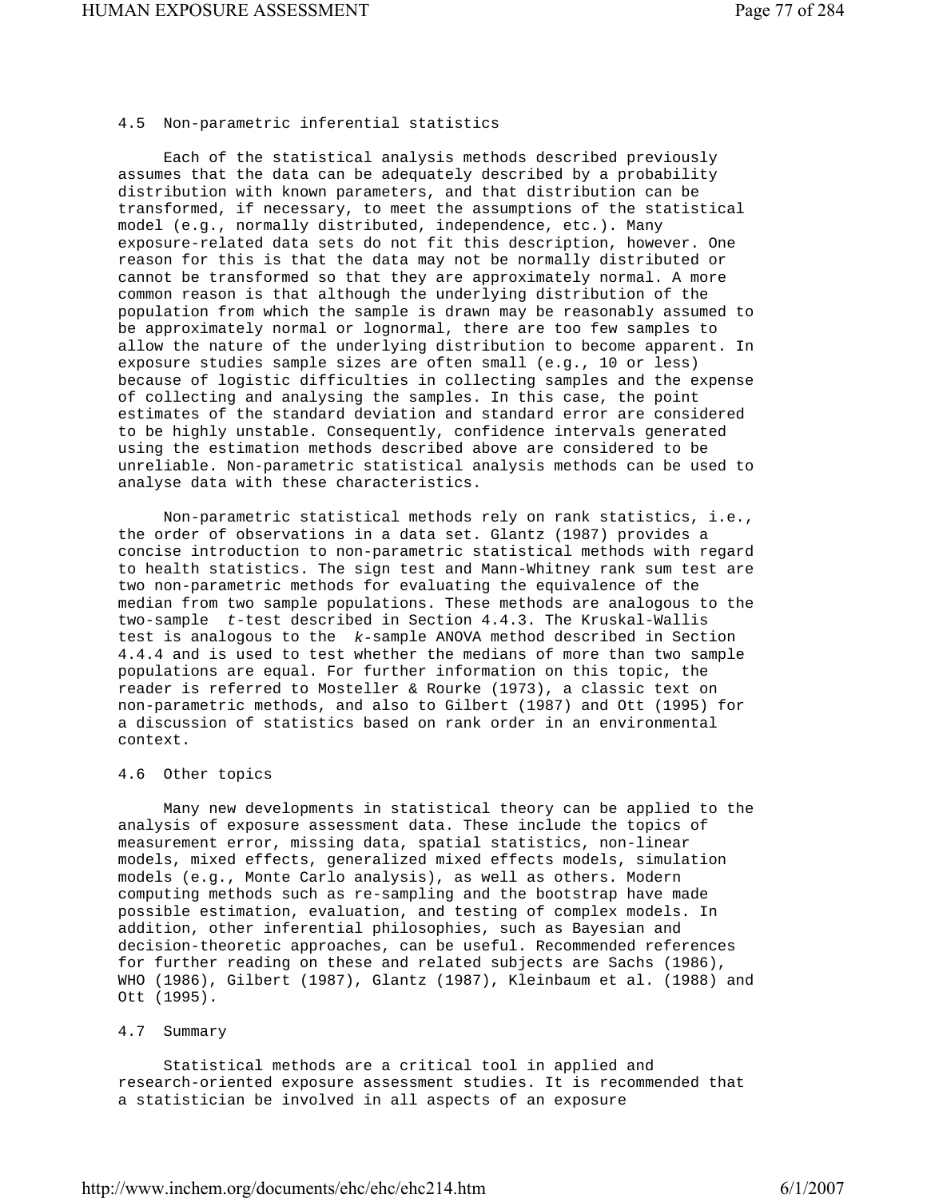## 4.5 Non-parametric inferential statistics

Each of the statistical analysis methods described previously assumes that the data can be adequately described by a probability distribution with known parameters, and that distribution can be transformed, if necessary, to meet the assumptions of the statistical model (e.g., normally distributed, independence, etc.). Many exposure-related data sets do not fit this description, however. One reason for this is that the data may not be normally distributed or cannot be transformed so that they are approximately normal. A more common reason is that although the underlying distribution of the population from which the sample is drawn may be reasonably assumed to be approximately normal or lognormal, there are too few samples to allow the nature of the underlying distribution to become apparent. In exposure studies sample sizes are often small (e.g., 10 or less) because of logistic difficulties in collecting samples and the expense of collecting and analysing the samples. In this case, the point estimates of the standard deviation and standard error are considered to be highly unstable. Consequently, confidence intervals generated using the estimation methods described above are considered to be unreliable. Non-parametric statistical analysis methods can be used to analyse data with these characteristics.

Non-parametric statistical methods rely on rank statistics, i.e., the order of observations in a data set. Glantz (1987) provides a concise introduction to non-parametric statistical methods with regard to health statistics. The sign test and Mann-Whitney rank sum test are two non-parametric methods for evaluating the equivalence of the median from two sample populations. These methods are analogous to the two-sample *t*-test described in Section 4.4.3. The Kruskal-Wallis test is analogous to the *k*-sample ANOVA method described in Section 4.4.4 and is used to test whether the medians of more than two sample populations are equal. For further information on this topic, the reader is referred to Mosteller & Rourke (1973), a classic text on non-parametric methods, and also to Gilbert (1987) and Ott (1995) for a discussion of statistics based on rank order in an environmental context.

## 4.6 Other topics

Many new developments in statistical theory can be applied to the analysis of exposure assessment data. These include the topics of measurement error, missing data, spatial statistics, non-linear models, mixed effects, generalized mixed effects models, simulation models (e.g., Monte Carlo analysis), as well as others. Modern computing methods such as re-sampling and the bootstrap have made possible estimation, evaluation, and testing of complex models. In addition, other inferential philosophies, such as Bayesian and decision-theoretic approaches, can be useful. Recommended references for further reading on these and related subjects are Sachs (1986), WHO (1986), Gilbert (1987), Glantz (1987), Kleinbaum et al. (1988) and Ott (1995).

## 4.7 Summary

Statistical methods are a critical tool in applied and research-oriented exposure assessment studies. It is recommended that a statistician be involved in all aspects of an exposure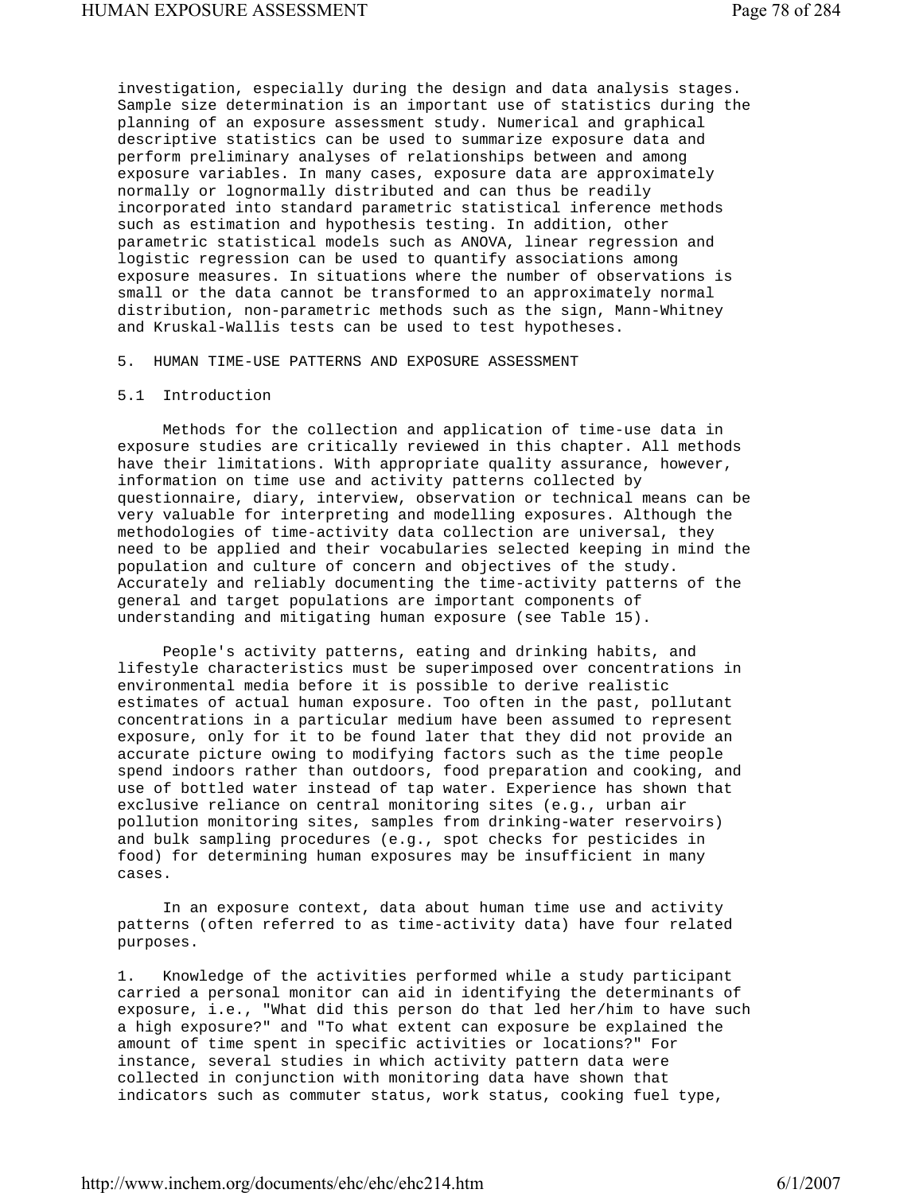investigation, especially during the design and data analysis stages. Sample size determination is an important use of statistics during the planning of an exposure assessment study. Numerical and graphical descriptive statistics can be used to summarize exposure data and perform preliminary analyses of relationships between and among exposure variables. In many cases, exposure data are approximately normally or lognormally distributed and can thus be readily incorporated into standard parametric statistical inference methods such as estimation and hypothesis testing. In addition, other parametric statistical models such as ANOVA, linear regression and logistic regression can be used to quantify associations among exposure measures. In situations where the number of observations is small or the data cannot be transformed to an approximately normal distribution, non-parametric methods such as the sign, Mann-Whitney and Kruskal-Wallis tests can be used to test hypotheses.

## 5. HUMAN TIME-USE PATTERNS AND EXPOSURE ASSESSMENT

### 5.1 Introduction

Methods for the collection and application of time-use data in exposure studies are critically reviewed in this chapter. All methods have their limitations. With appropriate quality assurance, however, information on time use and activity patterns collected by questionnaire, diary, interview, observation or technical means can be very valuable for interpreting and modelling exposures. Although the methodologies of time-activity data collection are universal, they need to be applied and their vocabularies selected keeping in mind the population and culture of concern and objectives of the study. Accurately and reliably documenting the time-activity patterns of the general and target populations are important components of understanding and mitigating human exposure (see Table 15).

People's activity patterns, eating and drinking habits, and lifestyle characteristics must be superimposed over concentrations in environmental media before it is possible to derive realistic estimates of actual human exposure. Too often in the past, pollutant concentrations in a particular medium have been assumed to represent exposure, only for it to be found later that they did not provide an accurate picture owing to modifying factors such as the time people spend indoors rather than outdoors, food preparation and cooking, and use of bottled water instead of tap water. Experience has shown that exclusive reliance on central monitoring sites (e.g., urban air pollution monitoring sites, samples from drinking-water reservoirs) and bulk sampling procedures (e.g., spot checks for pesticides in food) for determining human exposures may be insufficient in many cases.

In an exposure context, data about human time use and activity patterns (often referred to as time-activity data) have four related purposes.

1. Knowledge of the activities performed while a study participant carried a personal monitor can aid in identifying the determinants of exposure, i.e., "What did this person do that led her/him to have such a high exposure?" and "To what extent can exposure be explained the amount of time spent in specific activities or locations?" For instance, several studies in which activity pattern data were collected in conjunction with monitoring data have shown that indicators such as commuter status, work status, cooking fuel type,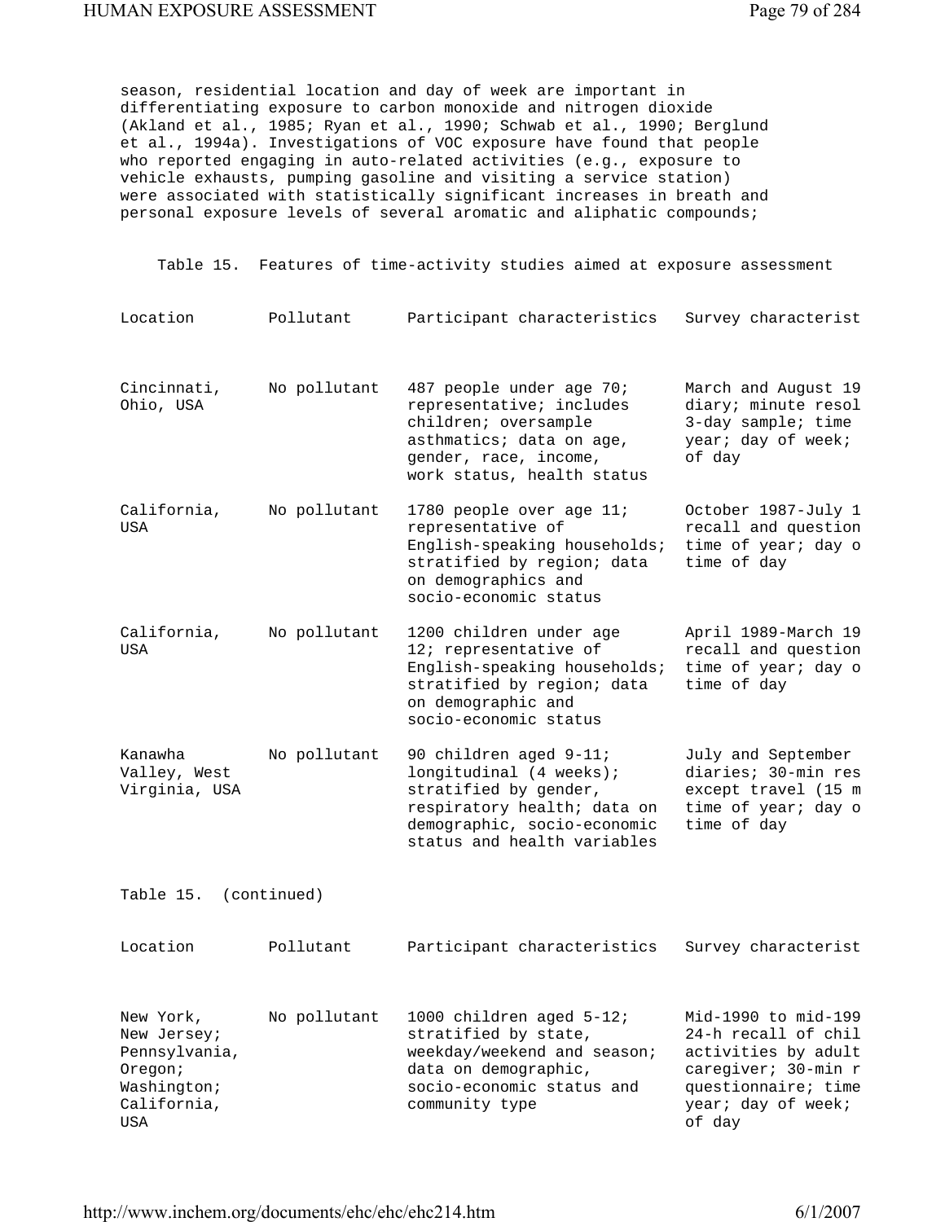season, residential location and day of week are important in differentiating exposure to carbon monoxide and nitrogen dioxide (Akland et al., 1985; Ryan et al., 1990; Schwab et al., 1990; Berglund et al., 1994a). Investigations of VOC exposure have found that people who reported engaging in auto-related activities (e.g., exposure to vehicle exhausts, pumping gasoline and visiting a service station) were associated with statistically significant increases in breath and personal exposure levels of several aromatic and aliphatic compounds;

Table 15. Features of time-activity studies aimed at exposure assessment

| Location | Pollutant | Participant characteristics | Survey characterist |
|---|---|---|---|
| Cincinnati, Ohio, USA | No pollutant | 487 people under age 70; representative; includes children; oversample asthmatics; data on age, gender, race, income, work status, health status | March and August 19 diary; minute resol 3-day sample; time year; day of week; of day |
| California, USA | No pollutant | 1780 people over age 11; representative of English-speaking households; stratified by region; data on demographics and socio-economic status | October 1987-July 1 recall and question time of year; day o time of day |
| California, USA | No pollutant | 1200 children under age 12; representative of English-speaking households; stratified by region; data on demographic and socio-economic status | April 1989-March 19 recall and question time of year; day o time of day |
| Kanawha Valley, West Virginia, USA | No pollutant | 90 children aged 9-11; longitudinal (4 weeks); stratified by gender, respiratory health; data on demographic, socio-economic status and health variables | July and September diaries; 30-min res except travel (15 m time of year; day o time of day |
| New York, New Jersey; Pennsylvania, Oregon; Washington; California, USA | No pollutant | 1000 children aged 5-12; stratified by state, weekday/weekend and season; data on demographic, socio-economic status and community type | Mid-1990 to mid-199 24-h recall of chil activities by adult caregiver; 30-min r questionnaire; time year; day of week; of day |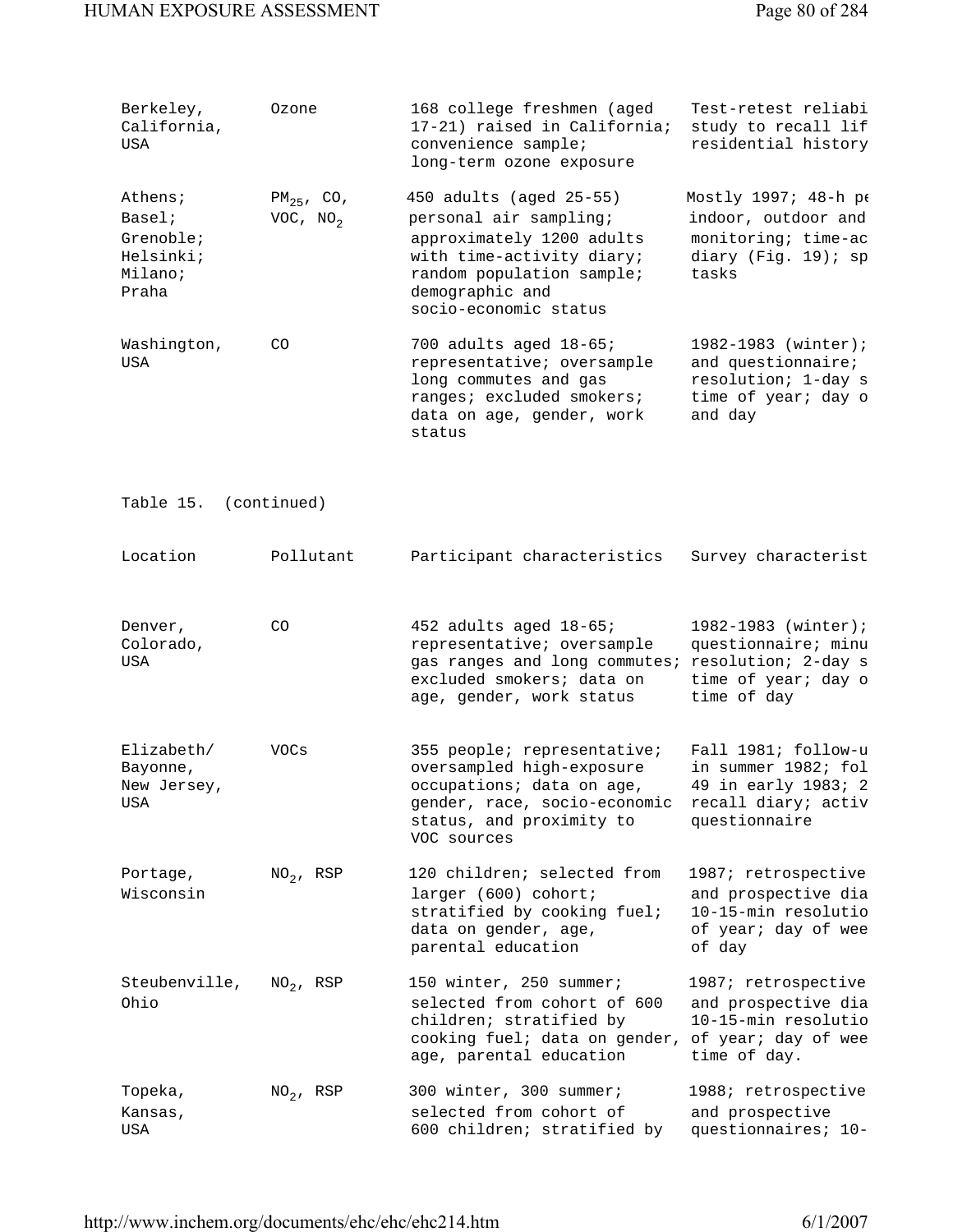| | | | |
|---|---|---|---|
| Berkeley, California, USA | Ozone | 168 college freshmen (aged 17-21) raised in California; convenience sample; long-term ozone exposure | Test-retest reliabi study to recall lif residential history |
| Athens; Basel; Grenoble; Helsinki; Milano; Praha | $PM_{25}$, CO, VOC, $NO_2$ | 450 adults (aged 25-55) personal air sampling; approximately 1200 adults with time-activity diary; random population sample; demographic and socio-economic status | Mostly 1997; 48-h pe indoor, outdoor and monitoring; time-ac diary (Fig. 19); sp tasks |
| Washington, USA | CO | 700 adults aged 18-65; representative; oversample long commutes and gas ranges; excluded smokers; data on age, gender, work status | 1982-1983 (winter); and questionnaire; resolution; 1-day s time of year; day o and day |

Table 15. (continued)

| Location | Pollutant | Participant characteristics | Survey characterist |
|---|---|---|---|
| Denver, Colorado, USA | CO | 452 adults aged 18-65; representative; oversample gas ranges and long commutes; excluded smokers; data on age, gender, work status | 1982-1983 (winter); questionnaire; minu resolution; 2-day s time of year; day o time of day |
| Elizabeth/ Bayonne, New Jersey, USA | VOCs | 355 people; representative; oversampled high-exposure occupations; data on age, gender, race, socio-economic status, and proximity to VOC sources | Fall 1981; follow-u in summer 1982; fol 49 in early 1983; 2 recall diary; activ questionnaire |
| Portage, Wisconsin | $NO_2$, RSP | 120 children; selected from larger (600) cohort; stratified by cooking fuel; data on gender, age, parental education | 1987; retrospective and prospective dia 10-15-min resolutio of year; day of wee of day |
| Steubenville, Ohio | $NO_2$, RSP | 150 winter, 250 summer; selected from cohort of 600 children; stratified by cooking fuel; data on gender, age, parental education | 1987; retrospective and prospective dia 10-15-min resolutio of year; day of wee time of day. |
| Topeka, Kansas, USA | $NO_2$, RSP | 300 winter, 300 summer; selected from cohort of 600 children; stratified by | 1988; retrospective and prospective questionnaires; 10- |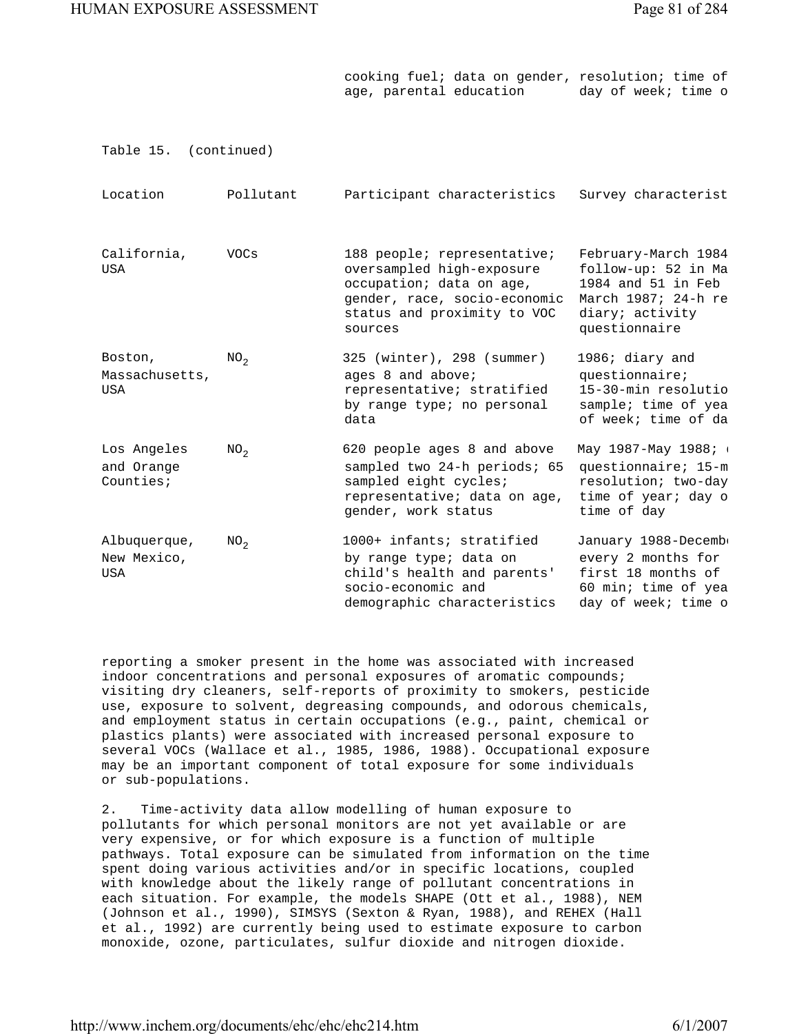| | | cooking fuel; data on gender, age, parental education | resolution; time of day of week; time o |
|---|---|---|---|

Table 15. (continued)

| Location | Pollutant | Participant characteristics | Survey characterist |
|---|---|---|---|
| California, USA | VOCs | 188 people; representative; oversampled high-exposure occupation; data on age, gender, race, socio-economic status and proximity to VOC sources | February-March 1984 follow-up: 52 in Ma 1984 and 51 in Feb March 1987; 24-h re diary; activity questionnaire |
| Boston, Massachusetts, USA | $NO_2$ | 325 (winter), 298 (summer) ages 8 and above; representative; stratified by range type; no personal data | 1986; diary and questionnaire; 15-30-min resolutio sample; time of yea of week; time of da |
| Los Angeles and Orange Counties; | $NO_2$ | 620 people ages 8 and above sampled two 24-h periods; 65 sampled eight cycles; representative; data on age, gender, work status | May 1987-May 1988; questionnaire; 15-m resolution; two-day time of year; day o time of day |
| Albuquerque, New Mexico, USA | $NO_2$ | 1000+ infants; stratified by range type; data on child's health and parents' socio-economic and demographic characteristics | January 1988-Decemb every 2 months for first 18 months of 60 min; time of yea day of week; time o |

reporting a smoker present in the home was associated with increased indoor concentrations and personal exposures of aromatic compounds; visiting dry cleaners, self-reports of proximity to smokers, pesticide use, exposure to solvent, degreasing compounds, and odorous chemicals, and employment status in certain occupations (e.g., paint, chemical or plastics plants) were associated with increased personal exposure to several VOCs (Wallace et al., 1985, 1986, 1988). Occupational exposure may be an important component of total exposure for some individuals or sub-populations.

2. Time-activity data allow modelling of human exposure to pollutants for which personal monitors are not yet available or are very expensive, or for which exposure is a function of multiple pathways. Total exposure can be simulated from information on the time spent doing various activities and/or in specific locations, coupled with knowledge about the likely range of pollutant concentrations in each situation. For example, the models SHAPE (Ott et al., 1988), NEM (Johnson et al., 1990), SIMSYS (Sexton & Ryan, 1988), and REHEX (Hall et al., 1992) are currently being used to estimate exposure to carbon monoxide, ozone, particulates, sulfur dioxide and nitrogen dioxide.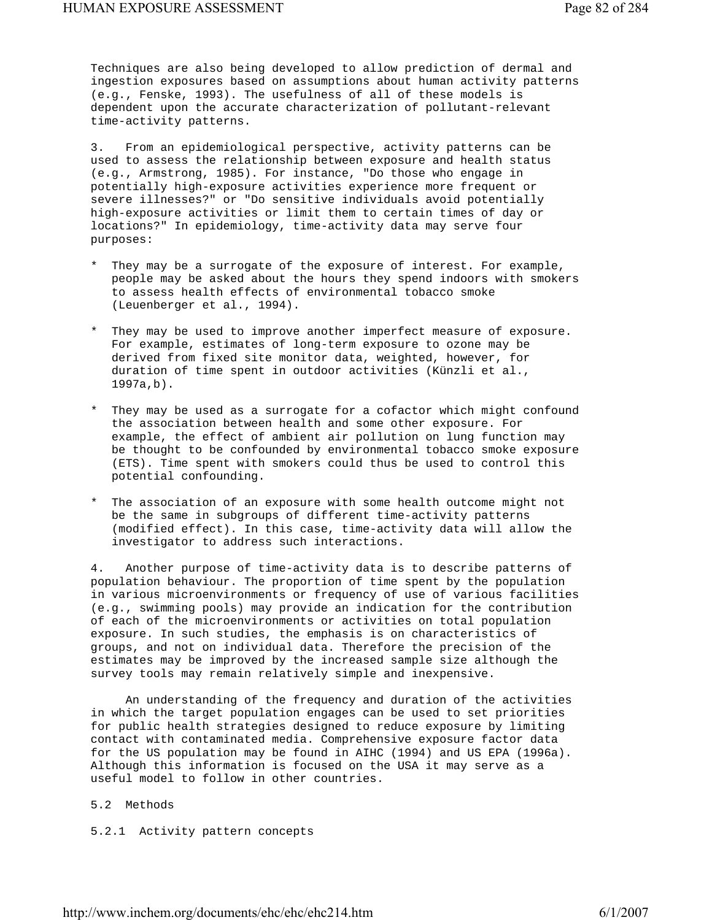Techniques are also being developed to allow prediction of dermal and ingestion exposures based on assumptions about human activity patterns (e.g., Fenske, 1993). The usefulness of all of these models is dependent upon the accurate characterization of pollutant-relevant time-activity patterns.

3. From an epidemiological perspective, activity patterns can be used to assess the relationship between exposure and health status (e.g., Armstrong, 1985). For instance, "Do those who engage in potentially high-exposure activities experience more frequent or severe illnesses?" or "Do sensitive individuals avoid potentially high-exposure activities or limit them to certain times of day or locations?" In epidemiology, time-activity data may serve four purposes:

* They may be a surrogate of the exposure of interest. For example, people may be asked about the hours they spend indoors with smokers to assess health effects of environmental tobacco smoke (Leuenberger et al., 1994).

* They may be used to improve another imperfect measure of exposure. For example, estimates of long-term exposure to ozone may be derived from fixed site monitor data, weighted, however, for duration of time spent in outdoor activities (Künzli et al., 1997a,b).

* They may be used as a surrogate for a cofactor which might confound the association between health and some other exposure. For example, the effect of ambient air pollution on lung function may be thought to be confounded by environmental tobacco smoke exposure (ETS). Time spent with smokers could thus be used to control this potential confounding.

* The association of an exposure with some health outcome might not be the same in subgroups of different time-activity patterns (modified effect). In this case, time-activity data will allow the investigator to address such interactions.

4. Another purpose of time-activity data is to describe patterns of population behaviour. The proportion of time spent by the population in various microenvironments or frequency of use of various facilities (e.g., swimming pools) may provide an indication for the contribution of each of the microenvironments or activities on total population exposure. In such studies, the emphasis is on characteristics of groups, and not on individual data. Therefore the precision of the estimates may be improved by the increased sample size although the survey tools may remain relatively simple and inexpensive.

An understanding of the frequency and duration of the activities in which the target population engages can be used to set priorities for public health strategies designed to reduce exposure by limiting contact with contaminated media. Comprehensive exposure factor data for the US population may be found in AIHC (1994) and US EPA (1996a). Although this information is focused on the USA it may serve as a useful model to follow in other countries.

## 5.2 Methods

### 5.2.1 Activity pattern concepts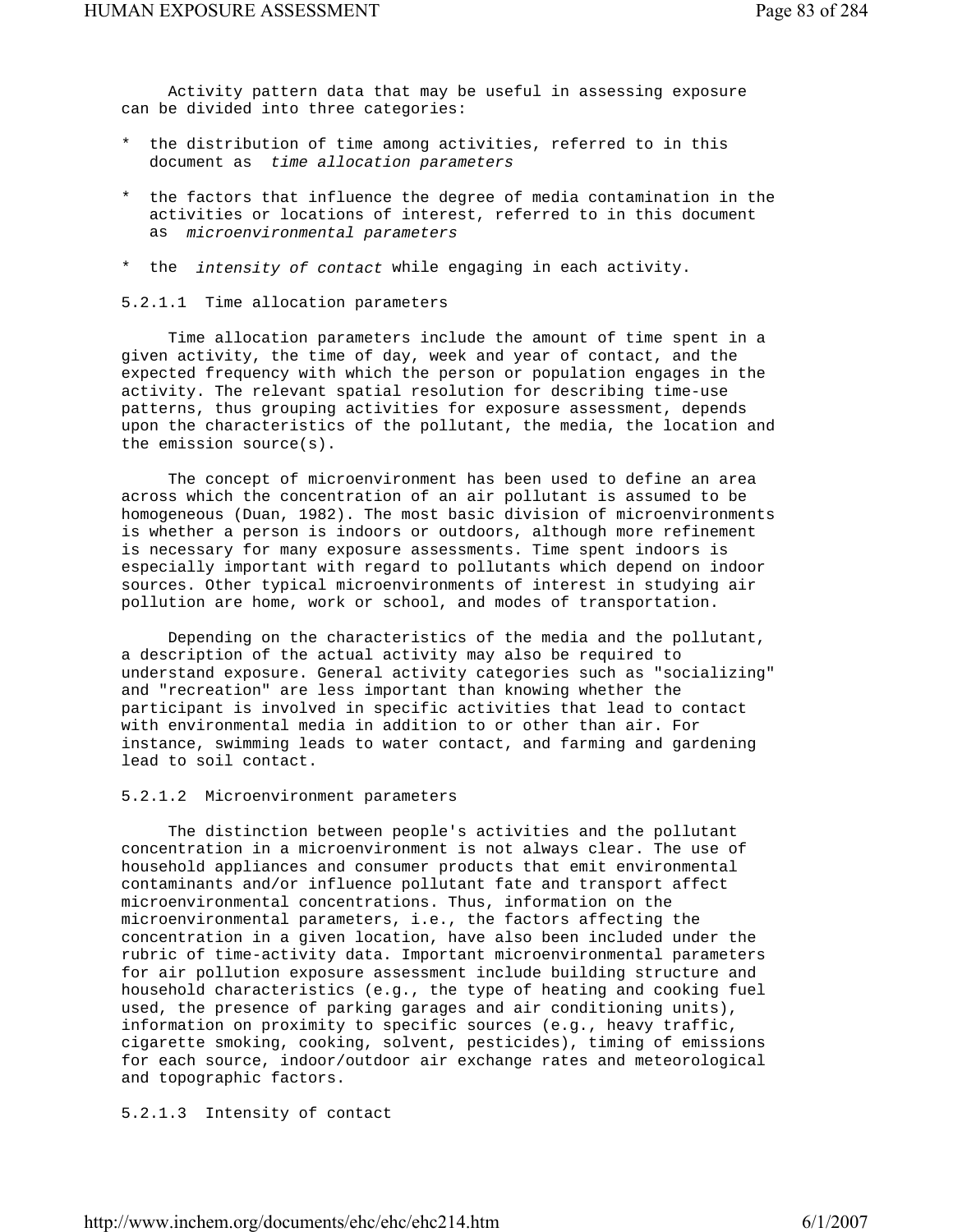Activity pattern data that may be useful in assessing exposure can be divided into three categories:

* the distribution of time among activities, referred to in this document as *time allocation parameters*
* the factors that influence the degree of media contamination in the activities or locations of interest, referred to in this document as *microenvironmental parameters*
* the *intensity of contact* while engaging in each activity.

#### 5.2.1.1 Time allocation parameters

Time allocation parameters include the amount of time spent in a given activity, the time of day, week and year of contact, and the expected frequency with which the person or population engages in the activity. The relevant spatial resolution for describing time-use patterns, thus grouping activities for exposure assessment, depends upon the characteristics of the pollutant, the media, the location and the emission source(s).

The concept of microenvironment has been used to define an area across which the concentration of an air pollutant is assumed to be homogeneous (Duan, 1982). The most basic division of microenvironments is whether a person is indoors or outdoors, although more refinement is necessary for many exposure assessments. Time spent indoors is especially important with regard to pollutants which depend on indoor sources. Other typical microenvironments of interest in studying air pollution are home, work or school, and modes of transportation.

Depending on the characteristics of the media and the pollutant, a description of the actual activity may also be required to understand exposure. General activity categories such as "socializing" and "recreation" are less important than knowing whether the participant is involved in specific activities that lead to contact with environmental media in addition to or other than air. For instance, swimming leads to water contact, and farming and gardening lead to soil contact.

#### 5.2.1.2 Microenvironment parameters

The distinction between people's activities and the pollutant concentration in a microenvironment is not always clear. The use of household appliances and consumer products that emit environmental contaminants and/or influence pollutant fate and transport affect microenvironmental concentrations. Thus, information on the microenvironmental parameters, i.e., the factors affecting the concentration in a given location, have also been included under the rubric of time-activity data. Important microenvironmental parameters for air pollution exposure assessment include building structure and household characteristics (e.g., the type of heating and cooking fuel used, the presence of parking garages and air conditioning units), information on proximity to specific sources (e.g., heavy traffic, cigarette smoking, cooking, solvent, pesticides), timing of emissions for each source, indoor/outdoor air exchange rates and meteorological and topographic factors.

#### 5.2.1.3 Intensity of contact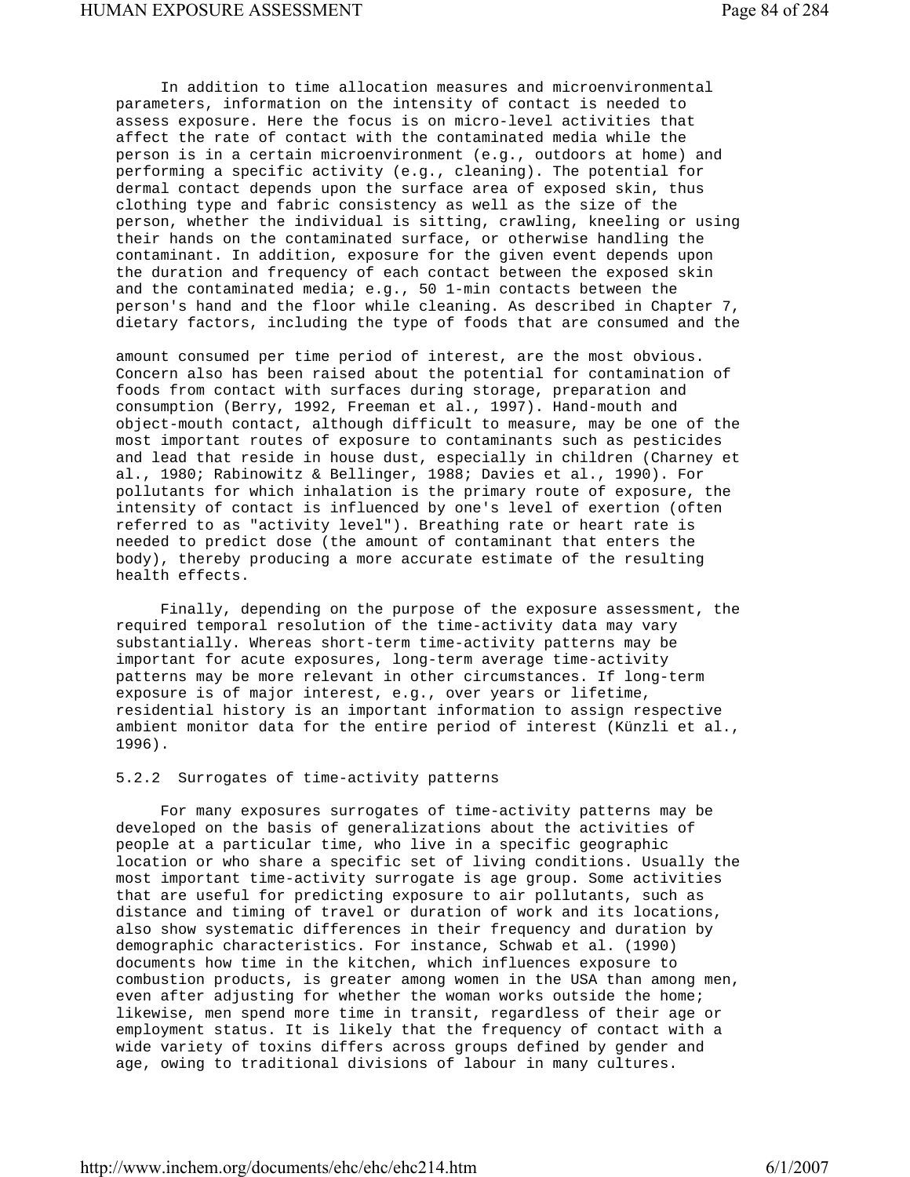In addition to time allocation measures and microenvironmental parameters, information on the intensity of contact is needed to assess exposure. Here the focus is on micro-level activities that affect the rate of contact with the contaminated media while the person is in a certain microenvironment (e.g., outdoors at home) and performing a specific activity (e.g., cleaning). The potential for dermal contact depends upon the surface area of exposed skin, thus clothing type and fabric consistency as well as the size of the person, whether the individual is sitting, crawling, kneeling or using their hands on the contaminated surface, or otherwise handling the contaminant. In addition, exposure for the given event depends upon the duration and frequency of each contact between the exposed skin and the contaminated media; e.g., 50 1-min contacts between the person's hand and the floor while cleaning. As described in Chapter 7, dietary factors, including the type of foods that are consumed and the amount consumed per time period of interest, are the most obvious. Concern also has been raised about the potential for contamination of foods from contact with surfaces during storage, preparation and consumption (Berry, 1992, Freeman et al., 1997). Hand-mouth and object-mouth contact, although difficult to measure, may be one of the most important routes of exposure to contaminants such as pesticides and lead that reside in house dust, especially in children (Charney et al., 1980; Rabinowitz & Bellinger, 1988; Davies et al., 1990). For pollutants for which inhalation is the primary route of exposure, the intensity of contact is influenced by one's level of exertion (often referred to as "activity level"). Breathing rate or heart rate is needed to predict dose (the amount of contaminant that enters the body), thereby producing a more accurate estimate of the resulting health effects.

Finally, depending on the purpose of the exposure assessment, the required temporal resolution of the time-activity data may vary substantially. Whereas short-term time-activity patterns may be important for acute exposures, long-term average time-activity patterns may be more relevant in other circumstances. If long-term exposure is of major interest, e.g., over years or lifetime, residential history is an important information to assign respective ambient monitor data for the entire period of interest (Künzli et al., 1996).

### 5.2.2 Surrogates of time-activity patterns

For many exposures surrogates of time-activity patterns may be developed on the basis of generalizations about the activities of people at a particular time, who live in a specific geographic location or who share a specific set of living conditions. Usually the most important time-activity surrogate is age group. Some activities that are useful for predicting exposure to air pollutants, such as distance and timing of travel or duration of work and its locations, also show systematic differences in their frequency and duration by demographic characteristics. For instance, Schwab et al. (1990) documents how time in the kitchen, which influences exposure to combustion products, is greater among women in the USA than among men, even after adjusting for whether the woman works outside the home; likewise, men spend more time in transit, regardless of their age or employment status. It is likely that the frequency of contact with a wide variety of toxins differs across groups defined by gender and age, owing to traditional divisions of labour in many cultures.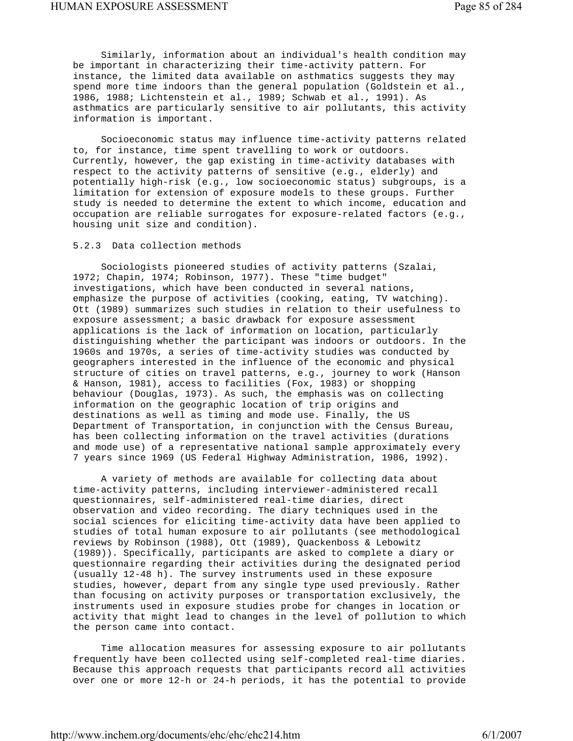Similarly, information about an individual's health condition may be important in characterizing their time-activity pattern. For instance, the limited data available on asthmatics suggests they may spend more time indoors than the general population (Goldstein et al., 1986, 1988; Lichtenstein et al., 1989; Schwab et al., 1991). As asthmatics are particularly sensitive to air pollutants, this activity information is important.

Socioeconomic status may influence time-activity patterns related to, for instance, time spent travelling to work or outdoors. Currently, however, the gap existing in time-activity databases with respect to the activity patterns of sensitive (e.g., elderly) and potentially high-risk (e.g., low socioeconomic status) subgroups, is a limitation for extension of exposure models to these groups. Further study is needed to determine the extent to which income, education and occupation are reliable surrogates for exposure-related factors (e.g., housing unit size and condition).

### 5.2.3 Data collection methods

Sociologists pioneered studies of activity patterns (Szalai, 1972; Chapin, 1974; Robinson, 1977). These "time budget" investigations, which have been conducted in several nations, emphasize the purpose of activities (cooking, eating, TV watching). Ott (1989) summarizes such studies in relation to their usefulness to exposure assessment; a basic drawback for exposure assessment applications is the lack of information on location, particularly distinguishing whether the participant was indoors or outdoors. In the 1960s and 1970s, a series of time-activity studies was conducted by geographers interested in the influence of the economic and physical structure of cities on travel patterns, e.g., journey to work (Hanson & Hanson, 1981), access to facilities (Fox, 1983) or shopping behaviour (Douglas, 1973). As such, the emphasis was on collecting information on the geographic location of trip origins and destinations as well as timing and mode use. Finally, the US Department of Transportation, in conjunction with the Census Bureau, has been collecting information on the travel activities (durations and mode use) of a representative national sample approximately every 7 years since 1969 (US Federal Highway Administration, 1986, 1992).

A variety of methods are available for collecting data about time-activity patterns, including interviewer-administered recall questionnaires, self-administered real-time diaries, direct observation and video recording. The diary techniques used in the social sciences for eliciting time-activity data have been applied to studies of total human exposure to air pollutants (see methodological reviews by Robinson (1988), Ott (1989), Quackenboss & Lebowitz (1989)). Specifically, participants are asked to complete a diary or questionnaire regarding their activities during the designated period (usually 12-48 h). The survey instruments used in these exposure studies, however, depart from any single type used previously. Rather than focusing on activity purposes or transportation exclusively, the instruments used in exposure studies probe for changes in location or activity that might lead to changes in the level of pollution to which the person came into contact.

Time allocation measures for assessing exposure to air pollutants frequently have been collected using self-completed real-time diaries. Because this approach requests that participants record all activities over one or more 12-h or 24-h periods, it has the potential to provide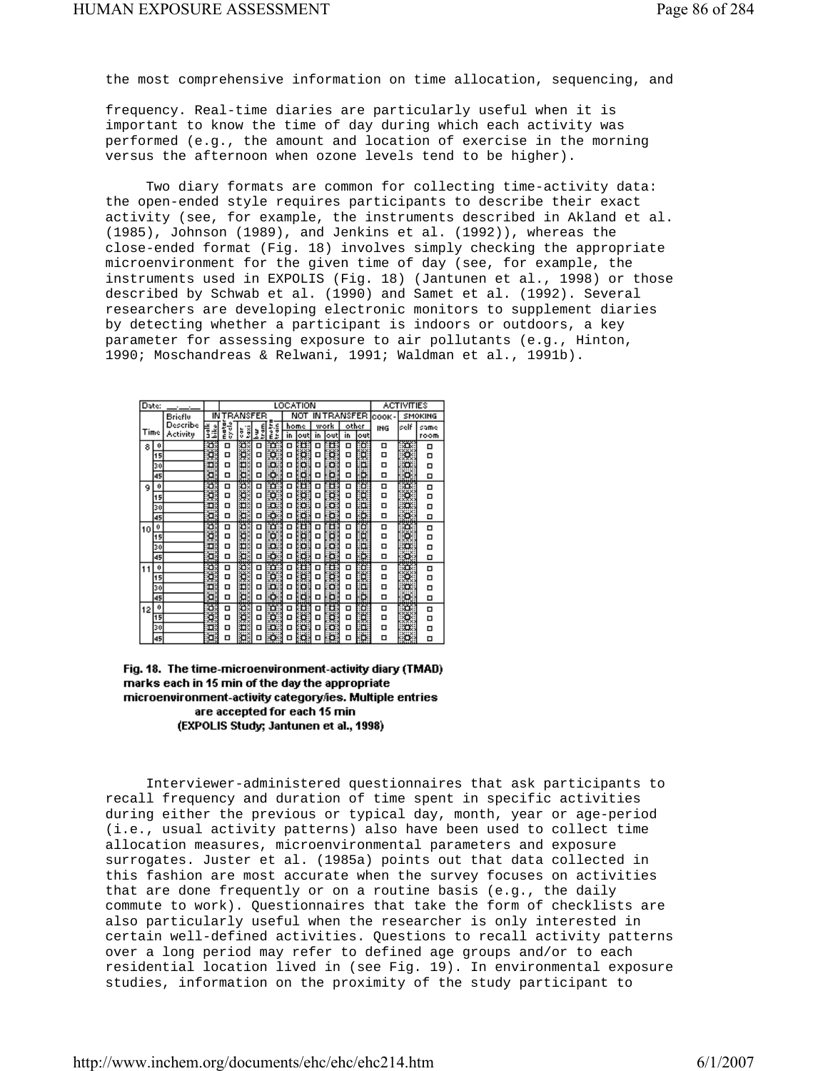the most comprehensive information on time allocation, sequencing, and

frequency. Real-time diaries are particularly useful when it is important to know the time of day during which each activity was performed (e.g., the amount and location of exercise in the morning versus the afternoon when ozone levels tend to be higher).

Two diary formats are common for collecting time-activity data: the open-ended style requires participants to describe their exact activity (see, for example, the instruments described in Akland et al. (1985), Johnson (1989), and Jenkins et al. (1992)), whereas the close-ended format (Fig. 18) involves simply checking the appropriate microenvironment for the given time of day (see, for example, the instruments used in EXPOLIS (Fig. 18) (Jantunen et al., 1998) or those described by Schwab et al. (1990) and Samet et al. (1992). Several researchers are developing electronic monitors to supplement diaries by detecting whether a participant is indoors or outdoors, a key parameter for assessing exposure to air pollutants (e.g., Hinton, 1990; Moschandreas & Relwani, 1991; Waldman et al., 1991b).

Date: ___.___.___

| Time | | Briefly Describe Activity | LOCATION: IN TRANSFER | | | | | LOCATION: NOT IN TRANSFER | | | | | | ACTIVITIES | | |
|---|---|---|---|---|---|---|---|---|---|---|---|---|---|---|---|---|
| | | | | | | | | home | | work | | other | | COOKING | SMOKING | |
| | | | walk bike | motor cycle | car taxi | bus tram | metro train | in | out | in | out | in | out | | self | same room |
| 8 | 0 | | ☐ | ☐ | ☐ | ☐ | ☐ | ☐ | ☐ | ☐ | ☐ | ☐ | ☐ | ☐ | ☐ | ☐ |
| | 15 | | ☐ | ☐ | ☐ | ☐ | ☐ | ☐ | ☐ | ☐ | ☐ | ☐ | ☐ | ☐ | ☐ | ☐ |
| | 30 | | ☐ | ☐ | ☐ | ☐ | ☐ | ☐ | ☐ | ☐ | ☐ | ☐ | ☐ | ☐ | ☐ | ☐ |
| | 45 | | ☐ | ☐ | ☐ | ☐ | ☐ | ☐ | ☐ | ☐ | ☐ | ☐ | ☐ | ☐ | ☐ | ☐ |
| 9 | 0 | | ☐ | ☐ | ☐ | ☐ | ☐ | ☐ | ☐ | ☐ | ☐ | ☐ | ☐ | ☐ | ☐ | ☐ |
| | 15 | | ☐ | ☐ | ☐ | ☐ | ☐ | ☐ | ☐ | ☐ | ☐ | ☐ | ☐ | ☐ | ☐ | ☐ |
| | 30 | | ☐ | ☐ | ☐ | ☐ | ☐ | ☐ | ☐ | ☐ | ☐ | ☐ | ☐ | ☐ | ☐ | ☐ |
| | 45 | | ☐ | ☐ | ☐ | ☐ | ☐ | ☐ | ☐ | ☐ | ☐ | ☐ | ☐ | ☐ | ☐ | ☐ |
| 10 | 0 | | ☐ | ☐ | ☐ | ☐ | ☐ | ☐ | ☐ | ☐ | ☐ | ☐ | ☐ | ☐ | ☐ | ☐ |
| | 15 | | ☐ | ☐ | ☐ | ☐ | ☐ | ☐ | ☐ | ☐ | ☐ | ☐ | ☐ | ☐ | ☐ | ☐ |
| | 30 | | ☐ | ☐ | ☐ | ☐ | ☐ | ☐ | ☐ | ☐ | ☐ | ☐ | ☐ | ☐ | ☐ | ☐ |
| | 45 | | ☐ | ☐ | ☐ | ☐ | ☐ | ☐ | ☐ | ☐ | ☐ | ☐ | ☐ | ☐ | ☐ | ☐ |
| 11 | 0 | | ☐ | ☐ | ☐ | ☐ | ☐ | ☐ | ☐ | ☐ | ☐ | ☐ | ☐ | ☐ | ☐ | ☐ |
| | 15 | | ☐ | ☐ | ☐ | ☐ | ☐ | ☐ | ☐ | ☐ | ☐ | ☐ | ☐ | ☐ | ☐ | ☐ |
| | 30 | | ☐ | ☐ | ☐ | ☐ | ☐ | ☐ | ☐ | ☐ | ☐ | ☐ | ☐ | ☐ | ☐ | ☐ |
| | 45 | | ☐ | ☐ | ☐ | ☐ | ☐ | ☐ | ☐ | ☐ | ☐ | ☐ | ☐ | ☐ | ☐ | ☐ |
| 12 | 0 | | ☐ | ☐ | ☐ | ☐ | ☐ | ☐ | ☐ | ☐ | ☐ | ☐ | ☐ | ☐ | ☐ | ☐ |
| | 15 | | ☐ | ☐ | ☐ | ☐ | ☐ | ☐ | ☐ | ☐ | ☐ | ☐ | ☐ | ☐ | ☐ | ☐ |
| | 30 | | ☐ | ☐ | ☐ | ☐ | ☐ | ☐ | ☐ | ☐ | ☐ | ☐ | ☐ | ☐ | ☐ | ☐ |
| | 45 | | ☐ | ☐ | ☐ | ☐ | ☐ | ☐ | ☐ | ☐ | ☐ | ☐ | ☐ | ☐ | ☐ | ☐ |

**Fig. 18. The time-microenvironment-activity diary (TMAD) marks each in 15 min of the day the appropriate microenvironment-activity category/ies. Multiple entries are accepted for each 15 min (EXPOLIS Study; Jantunen et al., 1998)**

Interviewer-administered questionnaires that ask participants to recall frequency and duration of time spent in specific activities during either the previous or typical day, month, year or age-period (i.e., usual activity patterns) also have been used to collect time allocation measures, microenvironmental parameters and exposure surrogates. Juster et al. (1985a) points out that data collected in this fashion are most accurate when the survey focuses on activities that are done frequently or on a routine basis (e.g., the daily commute to work). Questionnaires that take the form of checklists are also particularly useful when the researcher is only interested in certain well-defined activities. Questions to recall activity patterns over a long period may refer to defined age groups and/or to each residential location lived in (see Fig. 19). In environmental exposure studies, information on the proximity of the study participant to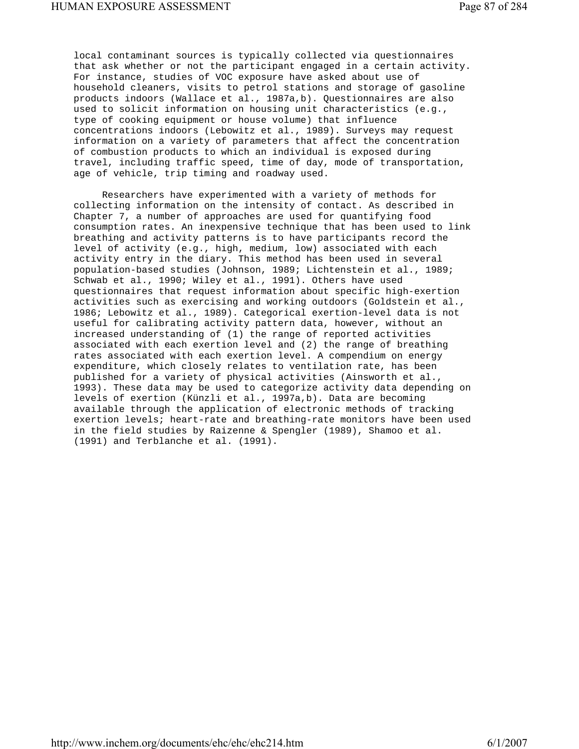local contaminant sources is typically collected via questionnaires that ask whether or not the participant engaged in a certain activity. For instance, studies of VOC exposure have asked about use of household cleaners, visits to petrol stations and storage of gasoline products indoors (Wallace et al., 1987a,b). Questionnaires are also used to solicit information on housing unit characteristics (e.g., type of cooking equipment or house volume) that influence concentrations indoors (Lebowitz et al., 1989). Surveys may request information on a variety of parameters that affect the concentration of combustion products to which an individual is exposed during travel, including traffic speed, time of day, mode of transportation, age of vehicle, trip timing and roadway used.

Researchers have experimented with a variety of methods for collecting information on the intensity of contact. As described in Chapter 7, a number of approaches are used for quantifying food consumption rates. An inexpensive technique that has been used to link breathing and activity patterns is to have participants record the level of activity (e.g., high, medium, low) associated with each activity entry in the diary. This method has been used in several population-based studies (Johnson, 1989; Lichtenstein et al., 1989; Schwab et al., 1990; Wiley et al., 1991). Others have used questionnaires that request information about specific high-exertion activities such as exercising and working outdoors (Goldstein et al., 1986; Lebowitz et al., 1989). Categorical exertion-level data is not useful for calibrating activity pattern data, however, without an increased understanding of (1) the range of reported activities associated with each exertion level and (2) the range of breathing rates associated with each exertion level. A compendium on energy expenditure, which closely relates to ventilation rate, has been published for a variety of physical activities (Ainsworth et al., 1993). These data may be used to categorize activity data depending on levels of exertion (Künzli et al., 1997a,b). Data are becoming available through the application of electronic methods of tracking exertion levels; heart-rate and breathing-rate monitors have been used in the field studies by Raizenne & Spengler (1989), Shamoo et al. (1991) and Terblanche et al. (1991).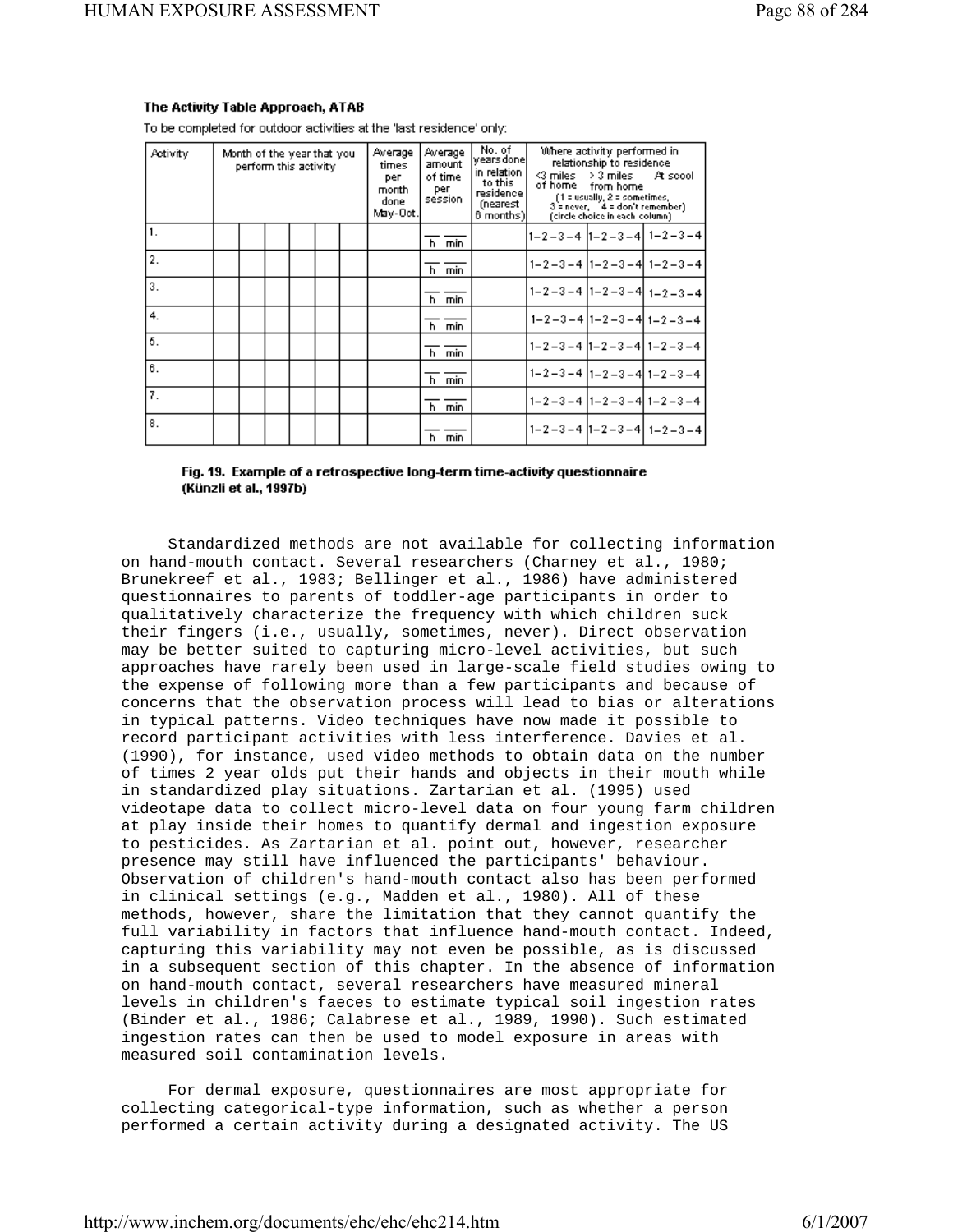**The Activity Table Approach, ATAB**

To be completed for outdoor activities at the 'last residence' only:

| Activity | Month of the year that you perform this activity | | | | | | Average times per month done May-Oct. | Average amount of time per session | No. of years done in relation to this residence (nearest 6 months) | Where activity performed in relationship to residence (1 = usually, 2 = sometimes, 3 = never, 4 = don't remember) (circle choice in each column) | | |
|---|---|---|---|---|---|---|---|---|---|---|---|---|
| | | | | | | | | | | <3 miles of home | > 3 miles from home | At scool |
| 1. | | | | | | | | __ __ h min | | 1–2–3–4 | 1–2–3–4 | 1–2–3–4 |
| 2. | | | | | | | | __ __ h min | | 1–2–3–4 | 1–2–3–4 | 1–2–3–4 |
| 3. | | | | | | | | __ __ h min | | 1–2–3–4 | 1–2–3–4 | 1–2–3–4 |
| 4. | | | | | | | | __ __ h min | | 1–2–3–4 | 1–2–3–4 | 1–2–3–4 |
| 5. | | | | | | | | __ __ h min | | 1–2–3–4 | 1–2–3–4 | 1–2–3–4 |
| 6. | | | | | | | | __ __ h min | | 1–2–3–4 | 1–2–3–4 | 1–2–3–4 |
| 7. | | | | | | | | __ __ h min | | 1–2–3–4 | 1–2–3–4 | 1–2–3–4 |
| 8. | | | | | | | | __ __ h min | | 1–2–3–4 | 1–2–3–4 | 1–2–3–4 |

**Fig. 19. Example of a retrospective long-term time-activity questionnaire (Künzli et al., 1997b)**

Standardized methods are not available for collecting information on hand-mouth contact. Several researchers (Charney et al., 1980; Brunekreef et al., 1983; Bellinger et al., 1986) have administered questionnaires to parents of toddler-age participants in order to qualitatively characterize the frequency with which children suck their fingers (i.e., usually, sometimes, never). Direct observation may be better suited to capturing micro-level activities, but such approaches have rarely been used in large-scale field studies owing to the expense of following more than a few participants and because of concerns that the observation process will lead to bias or alterations in typical patterns. Video techniques have now made it possible to record participant activities with less interference. Davies et al. (1990), for instance, used video methods to obtain data on the number of times 2 year olds put their hands and objects in their mouth while in standardized play situations. Zartarian et al. (1995) used videotape data to collect micro-level data on four young farm children at play inside their homes to quantify dermal and ingestion exposure to pesticides. As Zartarian et al. point out, however, researcher presence may still have influenced the participants' behaviour. Observation of children's hand-mouth contact also has been performed in clinical settings (e.g., Madden et al., 1980). All of these methods, however, share the limitation that they cannot quantify the full variability in factors that influence hand-mouth contact. Indeed, capturing this variability may not even be possible, as is discussed in a subsequent section of this chapter. In the absence of information on hand-mouth contact, several researchers have measured mineral levels in children's faeces to estimate typical soil ingestion rates (Binder et al., 1986; Calabrese et al., 1989, 1990). Such estimated ingestion rates can then be used to model exposure in areas with measured soil contamination levels.

For dermal exposure, questionnaires are most appropriate for collecting categorical-type information, such as whether a person performed a certain activity during a designated activity. The US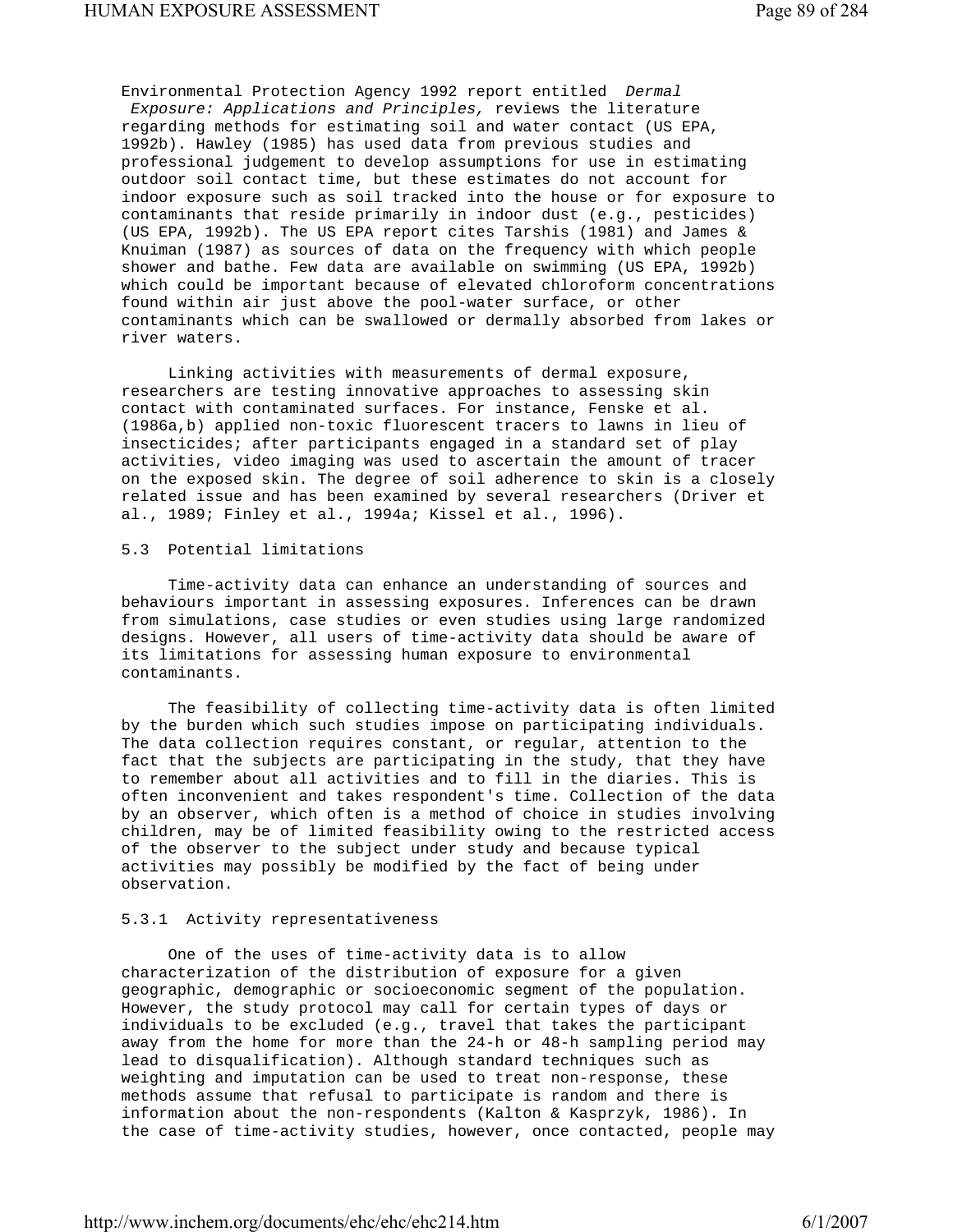Environmental Protection Agency 1992 report entitled *Dermal Exposure: Applications and Principles,* reviews the literature regarding methods for estimating soil and water contact (US EPA, 1992b). Hawley (1985) has used data from previous studies and professional judgement to develop assumptions for use in estimating outdoor soil contact time, but these estimates do not account for indoor exposure such as soil tracked into the house or for exposure to contaminants that reside primarily in indoor dust (e.g., pesticides) (US EPA, 1992b). The US EPA report cites Tarshis (1981) and James & Knuiman (1987) as sources of data on the frequency with which people shower and bathe. Few data are available on swimming (US EPA, 1992b) which could be important because of elevated chloroform concentrations found within air just above the pool-water surface, or other contaminants which can be swallowed or dermally absorbed from lakes or river waters.

Linking activities with measurements of dermal exposure, researchers are testing innovative approaches to assessing skin contact with contaminated surfaces. For instance, Fenske et al. (1986a,b) applied non-toxic fluorescent tracers to lawns in lieu of insecticides; after participants engaged in a standard set of play activities, video imaging was used to ascertain the amount of tracer on the exposed skin. The degree of soil adherence to skin is a closely related issue and has been examined by several researchers (Driver et al., 1989; Finley et al., 1994a; Kissel et al., 1996).

### 5.3 Potential limitations

Time-activity data can enhance an understanding of sources and behaviours important in assessing exposures. Inferences can be drawn from simulations, case studies or even studies using large randomized designs. However, all users of time-activity data should be aware of its limitations for assessing human exposure to environmental contaminants.

The feasibility of collecting time-activity data is often limited by the burden which such studies impose on participating individuals. The data collection requires constant, or regular, attention to the fact that the subjects are participating in the study, that they have to remember about all activities and to fill in the diaries. This is often inconvenient and takes respondent's time. Collection of the data by an observer, which often is a method of choice in studies involving children, may be of limited feasibility owing to the restricted access of the observer to the subject under study and because typical activities may possibly be modified by the fact of being under observation.

#### 5.3.1 Activity representativeness

One of the uses of time-activity data is to allow characterization of the distribution of exposure for a given geographic, demographic or socioeconomic segment of the population. However, the study protocol may call for certain types of days or individuals to be excluded (e.g., travel that takes the participant away from the home for more than the 24-h or 48-h sampling period may lead to disqualification). Although standard techniques such as weighting and imputation can be used to treat non-response, these methods assume that refusal to participate is random and there is information about the non-respondents (Kalton & Kasprzyk, 1986). In the case of time-activity studies, however, once contacted, people may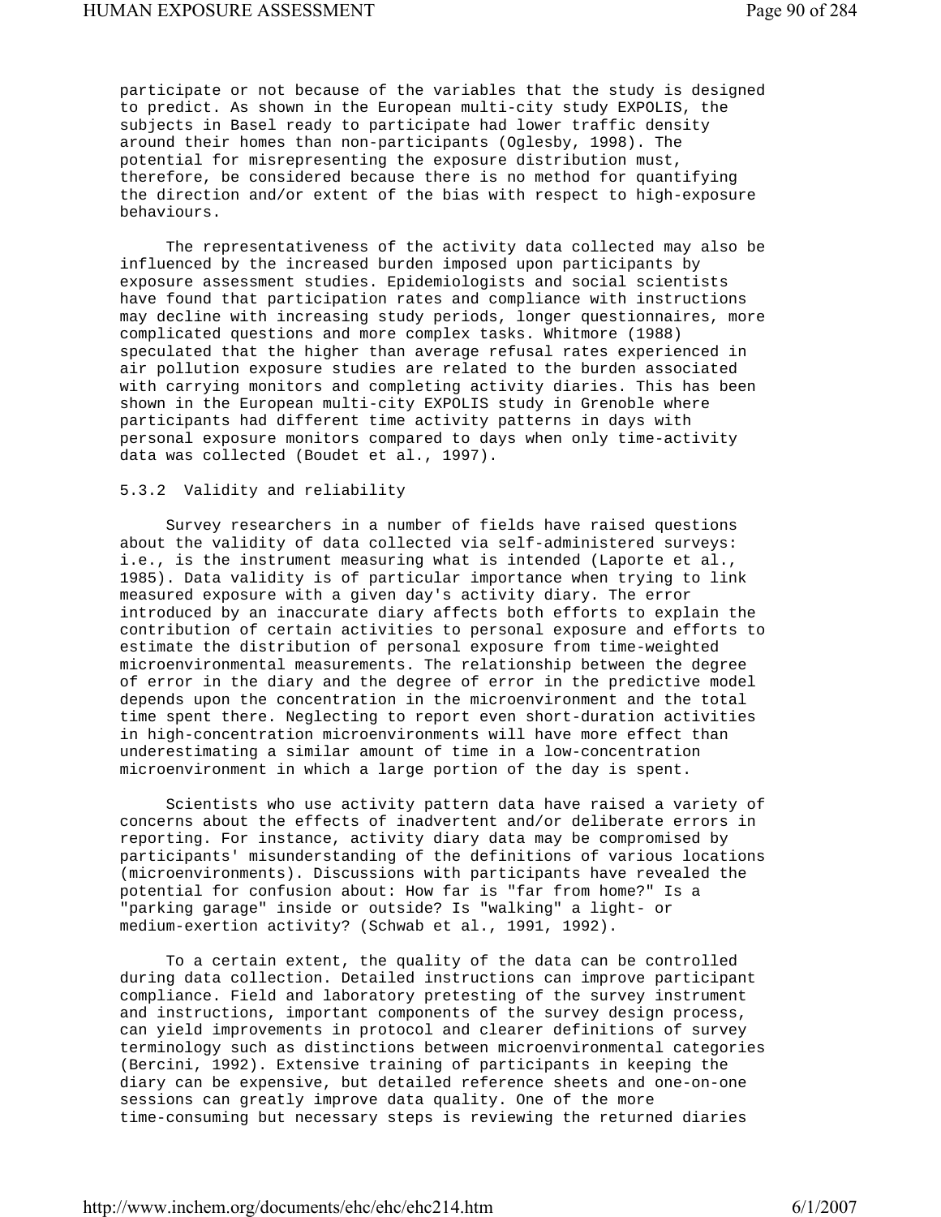participate or not because of the variables that the study is designed to predict. As shown in the European multi-city study EXPOLIS, the subjects in Basel ready to participate had lower traffic density around their homes than non-participants (Oglesby, 1998). The potential for misrepresenting the exposure distribution must, therefore, be considered because there is no method for quantifying the direction and/or extent of the bias with respect to high-exposure behaviours.

The representativeness of the activity data collected may also be influenced by the increased burden imposed upon participants by exposure assessment studies. Epidemiologists and social scientists have found that participation rates and compliance with instructions may decline with increasing study periods, longer questionnaires, more complicated questions and more complex tasks. Whitmore (1988) speculated that the higher than average refusal rates experienced in air pollution exposure studies are related to the burden associated with carrying monitors and completing activity diaries. This has been shown in the European multi-city EXPOLIS study in Grenoble where participants had different time activity patterns in days with personal exposure monitors compared to days when only time-activity data was collected (Boudet et al., 1997).

### 5.3.2 Validity and reliability

Survey researchers in a number of fields have raised questions about the validity of data collected via self-administered surveys: i.e., is the instrument measuring what is intended (Laporte et al., 1985). Data validity is of particular importance when trying to link measured exposure with a given day's activity diary. The error introduced by an inaccurate diary affects both efforts to explain the contribution of certain activities to personal exposure and efforts to estimate the distribution of personal exposure from time-weighted microenvironmental measurements. The relationship between the degree of error in the diary and the degree of error in the predictive model depends upon the concentration in the microenvironment and the total time spent there. Neglecting to report even short-duration activities in high-concentration microenvironments will have more effect than underestimating a similar amount of time in a low-concentration microenvironment in which a large portion of the day is spent.

Scientists who use activity pattern data have raised a variety of concerns about the effects of inadvertent and/or deliberate errors in reporting. For instance, activity diary data may be compromised by participants' misunderstanding of the definitions of various locations (microenvironments). Discussions with participants have revealed the potential for confusion about: How far is "far from home?" Is a "parking garage" inside or outside? Is "walking" a light- or medium-exertion activity? (Schwab et al., 1991, 1992).

To a certain extent, the quality of the data can be controlled during data collection. Detailed instructions can improve participant compliance. Field and laboratory pretesting of the survey instrument and instructions, important components of the survey design process, can yield improvements in protocol and clearer definitions of survey terminology such as distinctions between microenvironmental categories (Bercini, 1992). Extensive training of participants in keeping the diary can be expensive, but detailed reference sheets and one-on-one sessions can greatly improve data quality. One of the more time-consuming but necessary steps is reviewing the returned diaries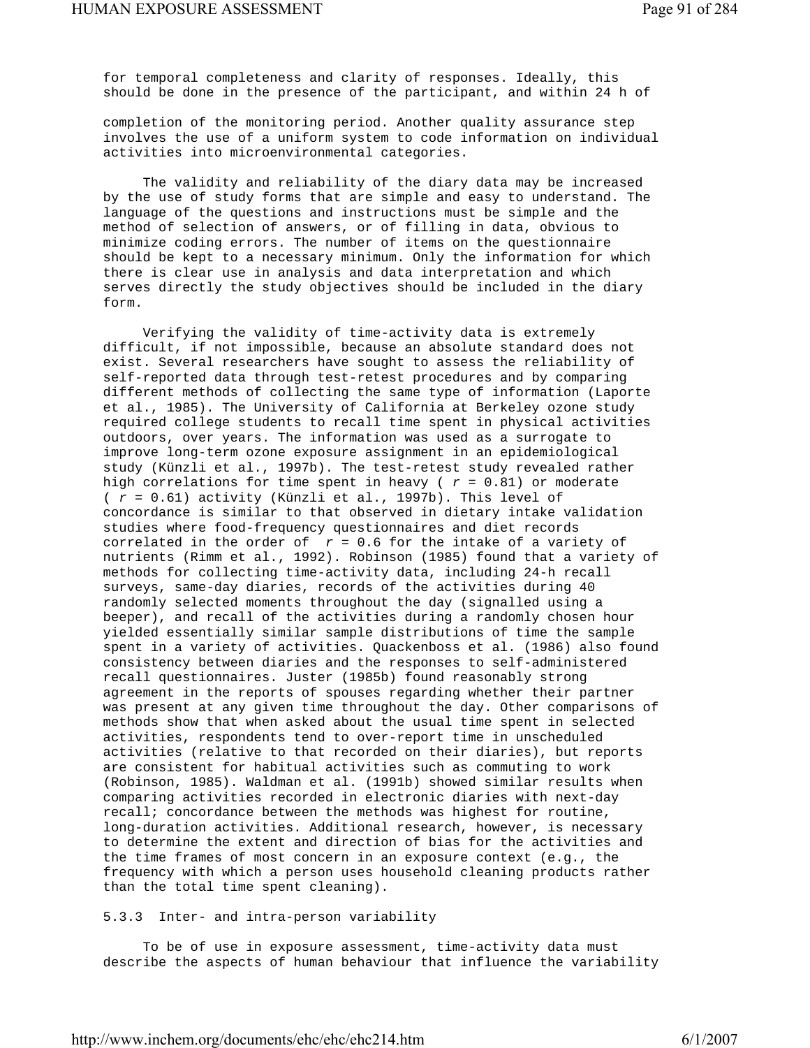for temporal completeness and clarity of responses. Ideally, this should be done in the presence of the participant, and within 24 h of completion of the monitoring period. Another quality assurance step involves the use of a uniform system to code information on individual activities into microenvironmental categories.

The validity and reliability of the diary data may be increased by the use of study forms that are simple and easy to understand. The language of the questions and instructions must be simple and the method of selection of answers, or of filling in data, obvious to minimize coding errors. The number of items on the questionnaire should be kept to a necessary minimum. Only the information for which there is clear use in analysis and data interpretation and which serves directly the study objectives should be included in the diary form.

Verifying the validity of time-activity data is extremely difficult, if not impossible, because an absolute standard does not exist. Several researchers have sought to assess the reliability of self-reported data through test-retest procedures and by comparing different methods of collecting the same type of information (Laporte et al., 1985). The University of California at Berkeley ozone study required college students to recall time spent in physical activities outdoors, over years. The information was used as a surrogate to improve long-term ozone exposure assignment in an epidemiological study (Künzli et al., 1997b). The test-retest study revealed rather high correlations for time spent in heavy ( $r = 0.81$) or moderate ( $r = 0.61$) activity (Künzli et al., 1997b). This level of concordance is similar to that observed in dietary intake validation studies where food-frequency questionnaires and diet records correlated in the order of $r = 0.6$ for the intake of a variety of nutrients (Rimm et al., 1992). Robinson (1985) found that a variety of methods for collecting time-activity data, including 24-h recall surveys, same-day diaries, records of the activities during 40 randomly selected moments throughout the day (signalled using a beeper), and recall of the activities during a randomly chosen hour yielded essentially similar sample distributions of time the sample spent in a variety of activities. Quackenboss et al. (1986) also found consistency between diaries and the responses to self-administered recall questionnaires. Juster (1985b) found reasonably strong agreement in the reports of spouses regarding whether their partner was present at any given time throughout the day. Other comparisons of methods show that when asked about the usual time spent in selected activities, respondents tend to over-report time in unscheduled activities (relative to that recorded on their diaries), but reports are consistent for habitual activities such as commuting to work (Robinson, 1985). Waldman et al. (1991b) showed similar results when comparing activities recorded in electronic diaries with next-day recall; concordance between the methods was highest for routine, long-duration activities. Additional research, however, is necessary to determine the extent and direction of bias for the activities and the time frames of most concern in an exposure context (e.g., the frequency with which a person uses household cleaning products rather than the total time spent cleaning).

### 5.3.3 Inter- and intra-person variability

To be of use in exposure assessment, time-activity data must describe the aspects of human behaviour that influence the variability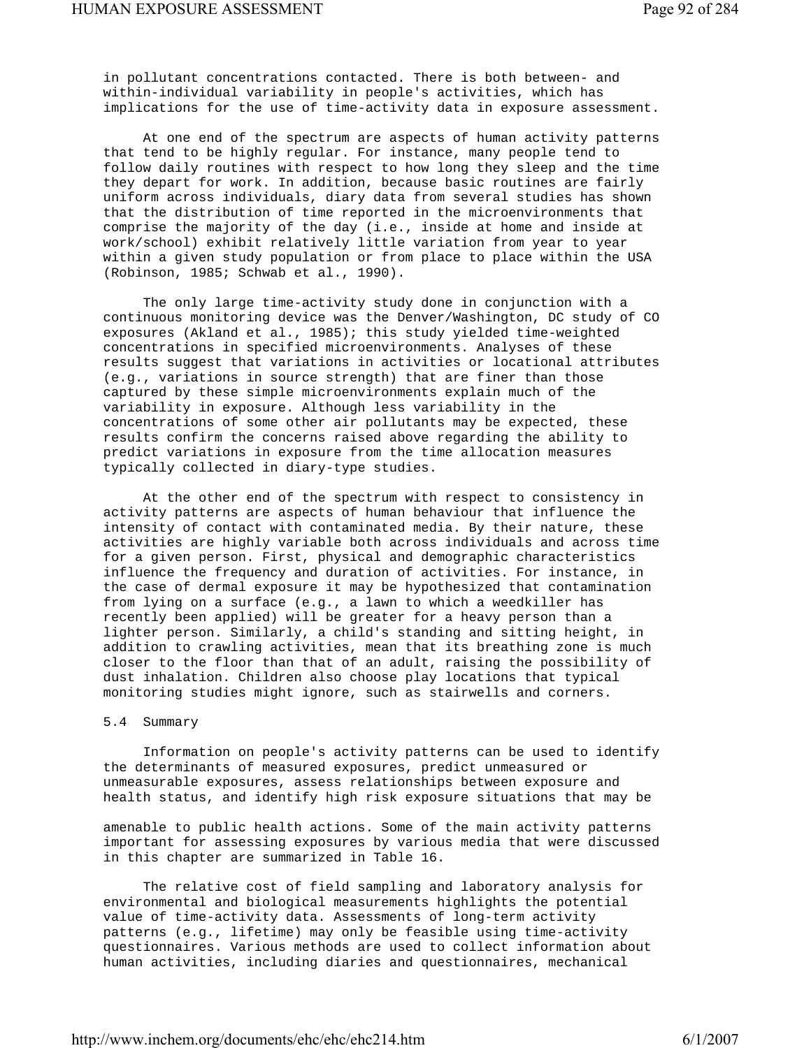in pollutant concentrations contacted. There is both between- and within-individual variability in people's activities, which has implications for the use of time-activity data in exposure assessment.

At one end of the spectrum are aspects of human activity patterns that tend to be highly regular. For instance, many people tend to follow daily routines with respect to how long they sleep and the time they depart for work. In addition, because basic routines are fairly uniform across individuals, diary data from several studies has shown that the distribution of time reported in the microenvironments that comprise the majority of the day (i.e., inside at home and inside at work/school) exhibit relatively little variation from year to year within a given study population or from place to place within the USA (Robinson, 1985; Schwab et al., 1990).

The only large time-activity study done in conjunction with a continuous monitoring device was the Denver/Washington, DC study of CO exposures (Akland et al., 1985); this study yielded time-weighted concentrations in specified microenvironments. Analyses of these results suggest that variations in activities or locational attributes (e.g., variations in source strength) that are finer than those captured by these simple microenvironments explain much of the variability in exposure. Although less variability in the concentrations of some other air pollutants may be expected, these results confirm the concerns raised above regarding the ability to predict variations in exposure from the time allocation measures typically collected in diary-type studies.

At the other end of the spectrum with respect to consistency in activity patterns are aspects of human behaviour that influence the intensity of contact with contaminated media. By their nature, these activities are highly variable both across individuals and across time for a given person. First, physical and demographic characteristics influence the frequency and duration of activities. For instance, in the case of dermal exposure it may be hypothesized that contamination from lying on a surface (e.g., a lawn to which a weedkiller has recently been applied) will be greater for a heavy person than a lighter person. Similarly, a child's standing and sitting height, in addition to crawling activities, mean that its breathing zone is much closer to the floor than that of an adult, raising the possibility of dust inhalation. Children also choose play locations that typical monitoring studies might ignore, such as stairwells and corners.

## 5.4 Summary

Information on people's activity patterns can be used to identify the determinants of measured exposures, predict unmeasured or unmeasurable exposures, assess relationships between exposure and health status, and identify high risk exposure situations that may be amenable to public health actions. Some of the main activity patterns important for assessing exposures by various media that were discussed in this chapter are summarized in Table 16.

The relative cost of field sampling and laboratory analysis for environmental and biological measurements highlights the potential value of time-activity data. Assessments of long-term activity patterns (e.g., lifetime) may only be feasible using time-activity questionnaires. Various methods are used to collect information about human activities, including diaries and questionnaires, mechanical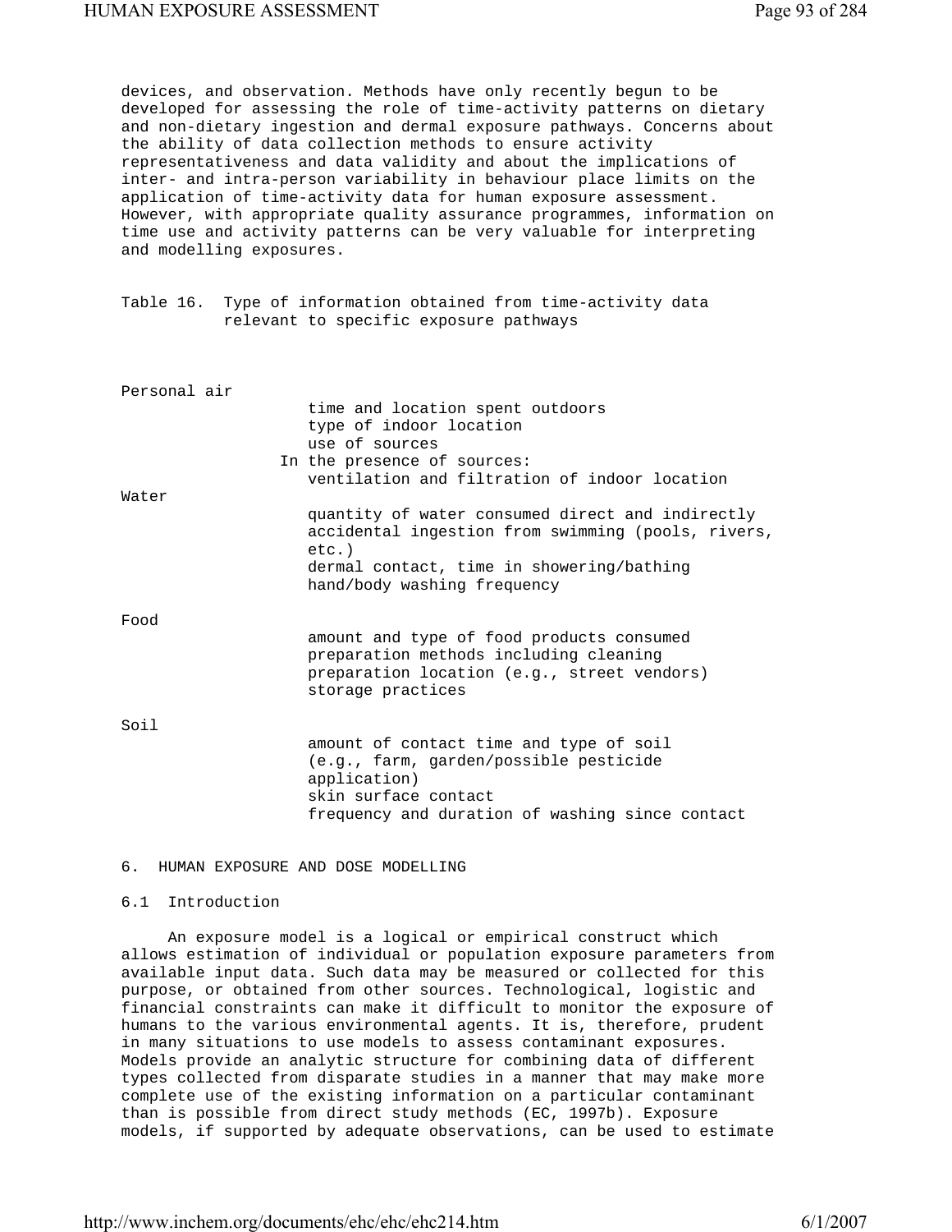devices, and observation. Methods have only recently begun to be developed for assessing the role of time-activity patterns on dietary and non-dietary ingestion and dermal exposure pathways. Concerns about the ability of data collection methods to ensure activity representativeness and data validity and about the implications of inter- and intra-person variability in behaviour place limits on the application of time-activity data for human exposure assessment. However, with appropriate quality assurance programmes, information on time use and activity patterns can be very valuable for interpreting and modelling exposures.

Table 16. Type of information obtained from time-activity data relevant to specific exposure pathways

| Pathway | Information |
| --- | --- |
| Personal air | time and location spent outdoors<br>type of indoor location<br>use of sources<br>In the presence of sources:<br>ventilation and filtration of indoor location |
| Water | quantity of water consumed direct and indirectly<br>accidental ingestion from swimming (pools, rivers, etc.)<br>dermal contact, time in showering/bathing<br>hand/body washing frequency |
| Food | amount and type of food products consumed<br>preparation methods including cleaning<br>preparation location (e.g., street vendors)<br>storage practices |
| Soil | amount of contact time and type of soil (e.g., farm, garden/possible pesticide application)<br>skin surface contact<br>frequency and duration of washing since contact |

# 6. HUMAN EXPOSURE AND DOSE MODELLING

## 6.1 Introduction

An exposure model is a logical or empirical construct which allows estimation of individual or population exposure parameters from available input data. Such data may be measured or collected for this purpose, or obtained from other sources. Technological, logistic and financial constraints can make it difficult to monitor the exposure of humans to the various environmental agents. It is, therefore, prudent in many situations to use models to assess contaminant exposures. Models provide an analytic structure for combining data of different types collected from disparate studies in a manner that may make more complete use of the existing information on a particular contaminant than is possible from direct study methods (EC, 1997b). Exposure models, if supported by adequate observations, can be used to estimate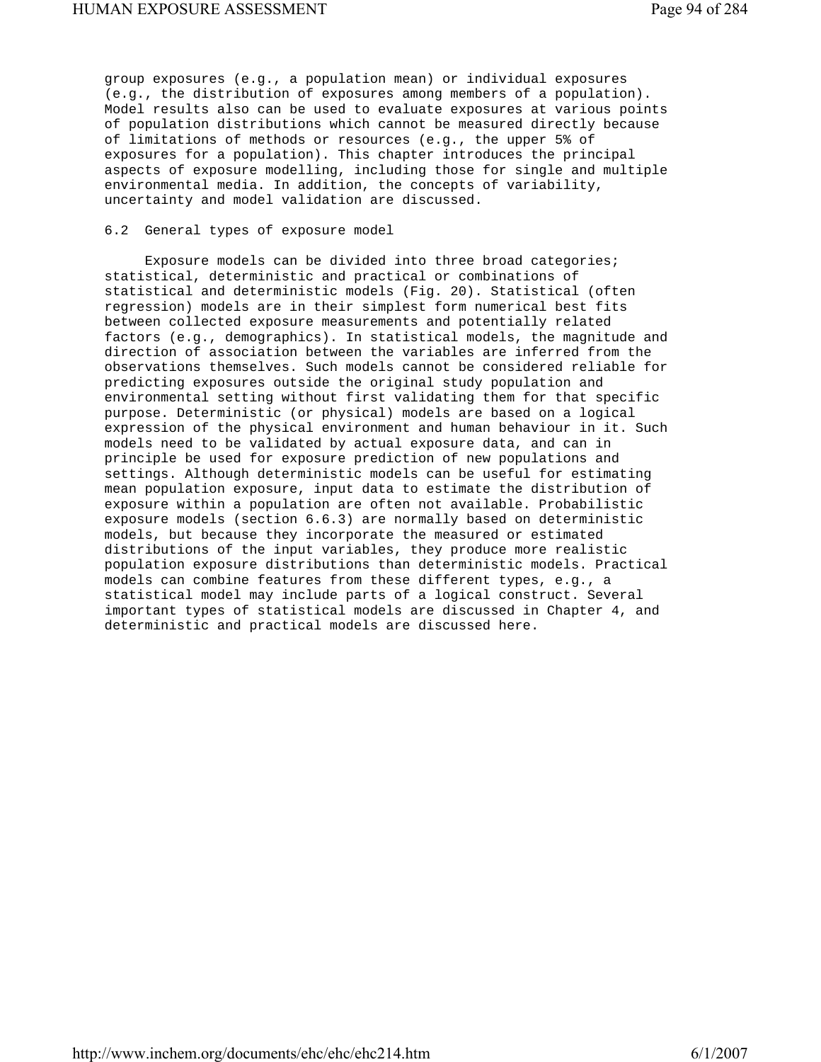group exposures (e.g., a population mean) or individual exposures (e.g., the distribution of exposures among members of a population). Model results also can be used to evaluate exposures at various points of population distributions which cannot be measured directly because of limitations of methods or resources (e.g., the upper 5% of exposures for a population). This chapter introduces the principal aspects of exposure modelling, including those for single and multiple environmental media. In addition, the concepts of variability, uncertainty and model validation are discussed.

## 6.2 General types of exposure model

Exposure models can be divided into three broad categories; statistical, deterministic and practical or combinations of statistical and deterministic models (Fig. 20). Statistical (often regression) models are in their simplest form numerical best fits between collected exposure measurements and potentially related factors (e.g., demographics). In statistical models, the magnitude and direction of association between the variables are inferred from the observations themselves. Such models cannot be considered reliable for predicting exposures outside the original study population and environmental setting without first validating them for that specific purpose. Deterministic (or physical) models are based on a logical expression of the physical environment and human behaviour in it. Such models need to be validated by actual exposure data, and can in principle be used for exposure prediction of new populations and settings. Although deterministic models can be useful for estimating mean population exposure, input data to estimate the distribution of exposure within a population are often not available. Probabilistic exposure models (section 6.6.3) are normally based on deterministic models, but because they incorporate the measured or estimated distributions of the input variables, they produce more realistic population exposure distributions than deterministic models. Practical models can combine features from these different types, e.g., a statistical model may include parts of a logical construct. Several important types of statistical models are discussed in Chapter 4, and deterministic and practical models are discussed here.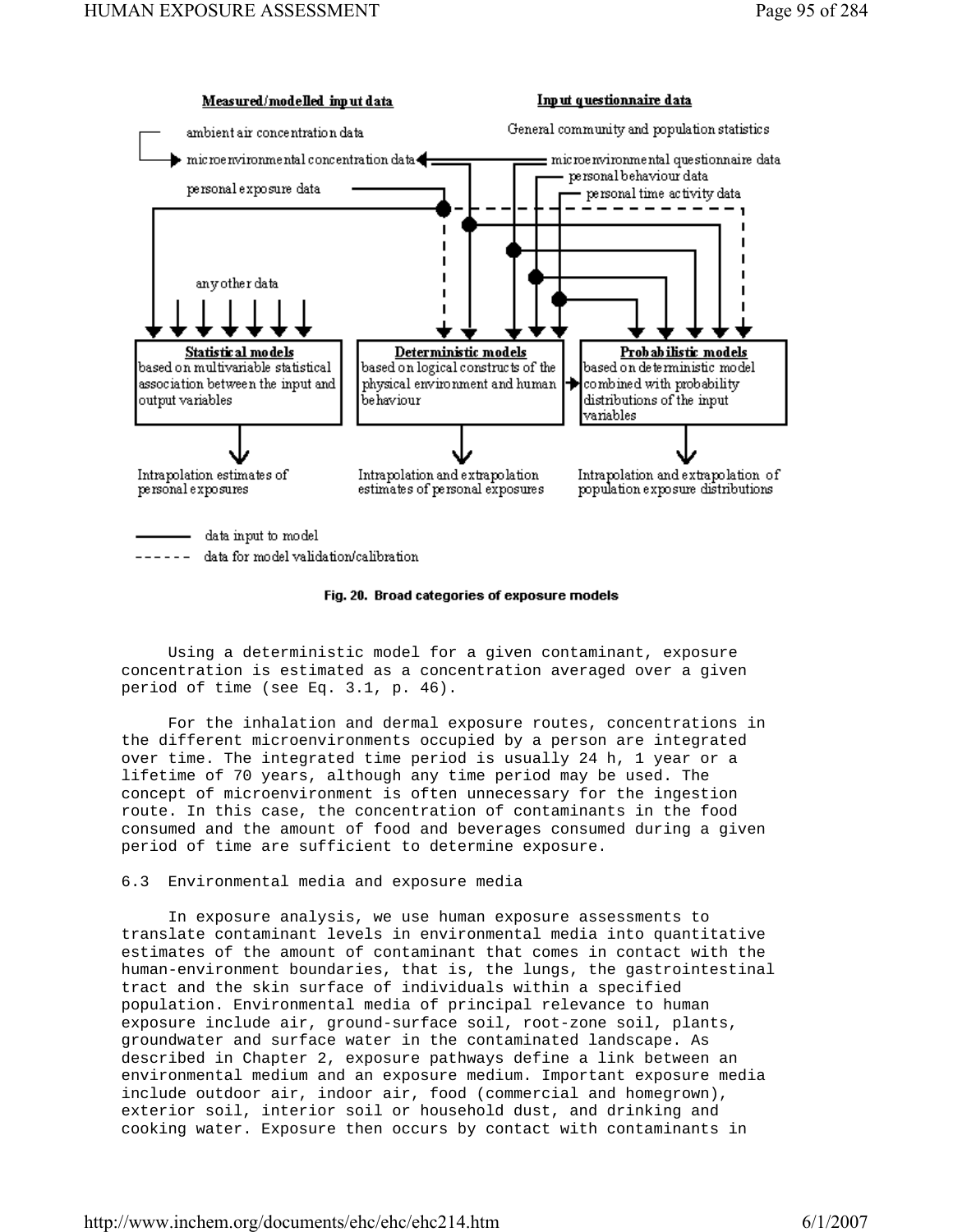Measured/modelled input data

ambient air concentration data

microenvironmental concentration data

personal exposure data

any other data

Input questionnaire data

General community and population statistics

microenvironmental questionnaire data

personal behaviour data

personal time activity data

**Statistical models** based on multivariable statistical association between the input and output variables

**Deterministic models** based on logical constructs of the physical environment and human behaviour

**Probabilistic models** based on deterministic model combined with probability distributions of the input variables

Intrapolation estimates of personal exposures

Intrapolation and extrapolation estimates of personal exposures

Intrapolation and extrapolation of population exposure distributions

——— data input to model

------ data for model validation/calibration

**Fig. 20. Broad categories of exposure models**

Using a deterministic model for a given contaminant, exposure concentration is estimated as a concentration averaged over a given period of time (see Eq. 3.1, p. 46).

For the inhalation and dermal exposure routes, concentrations in the different microenvironments occupied by a person are integrated over time. The integrated time period is usually 24 h, 1 year or a lifetime of 70 years, although any time period may be used. The concept of microenvironment is often unnecessary for the ingestion route. In this case, the concentration of contaminants in the food consumed and the amount of food and beverages consumed during a given period of time are sufficient to determine exposure.

## 6.3 Environmental media and exposure media

In exposure analysis, we use human exposure assessments to translate contaminant levels in environmental media into quantitative estimates of the amount of contaminant that comes in contact with the human-environment boundaries, that is, the lungs, the gastrointestinal tract and the skin surface of individuals within a specified population. Environmental media of principal relevance to human exposure include air, ground-surface soil, root-zone soil, plants, groundwater and surface water in the contaminated landscape. As described in Chapter 2, exposure pathways define a link between an environmental medium and an exposure medium. Important exposure media include outdoor air, indoor air, food (commercial and homegrown), exterior soil, interior soil or household dust, and drinking and cooking water. Exposure then occurs by contact with contaminants in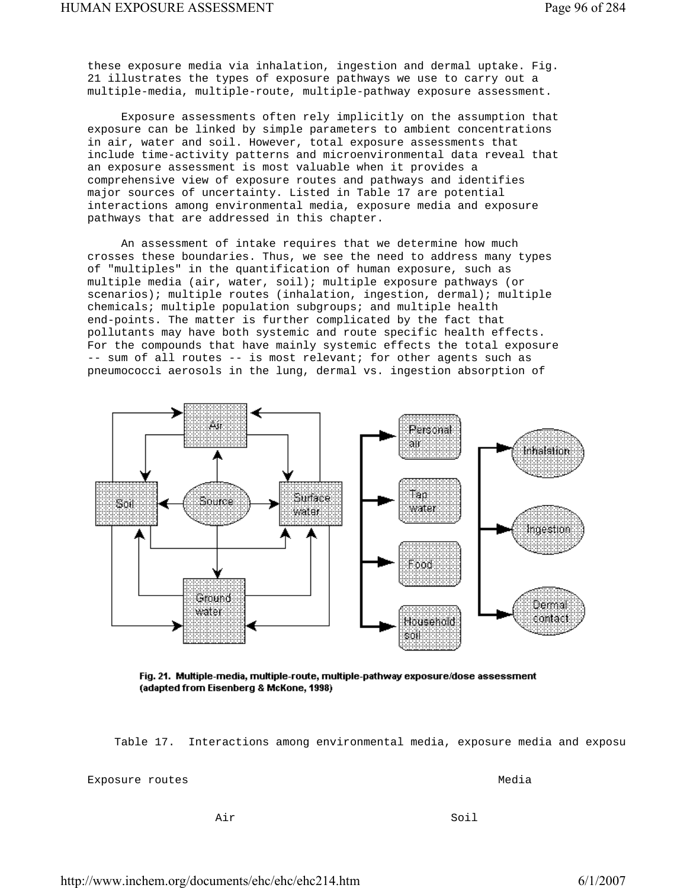these exposure media via inhalation, ingestion and dermal uptake. Fig. 21 illustrates the types of exposure pathways we use to carry out a multiple-media, multiple-route, multiple-pathway exposure assessment.

Exposure assessments often rely implicitly on the assumption that exposure can be linked by simple parameters to ambient concentrations in air, water and soil. However, total exposure assessments that include time-activity patterns and microenvironmental data reveal that an exposure assessment is most valuable when it provides a comprehensive view of exposure routes and pathways and identifies major sources of uncertainty. Listed in Table 17 are potential interactions among environmental media, exposure media and exposure pathways that are addressed in this chapter.

An assessment of intake requires that we determine how much crosses these boundaries. Thus, we see the need to address many types of "multiples" in the quantification of human exposure, such as multiple media (air, water, soil); multiple exposure pathways (or scenarios); multiple routes (inhalation, ingestion, dermal); multiple chemicals; multiple population subgroups; and multiple health end-points. The matter is further complicated by the fact that pollutants may have both systemic and route specific health effects. For the compounds that have mainly systemic effects the total exposure -- sum of all routes -- is most relevant; for other agents such as pneumococci aerosols in the lung, dermal vs. ingestion absorption of

Fig. 21. Multiple-media, multiple-route, multiple-pathway exposure/dose assessment (adapted from Eisenberg & McKone, 1998)

Table 17. Interactions among environmental media, exposure media and exposu

| Exposure routes | Media | |
|---|---|---|
| | Air | Soil |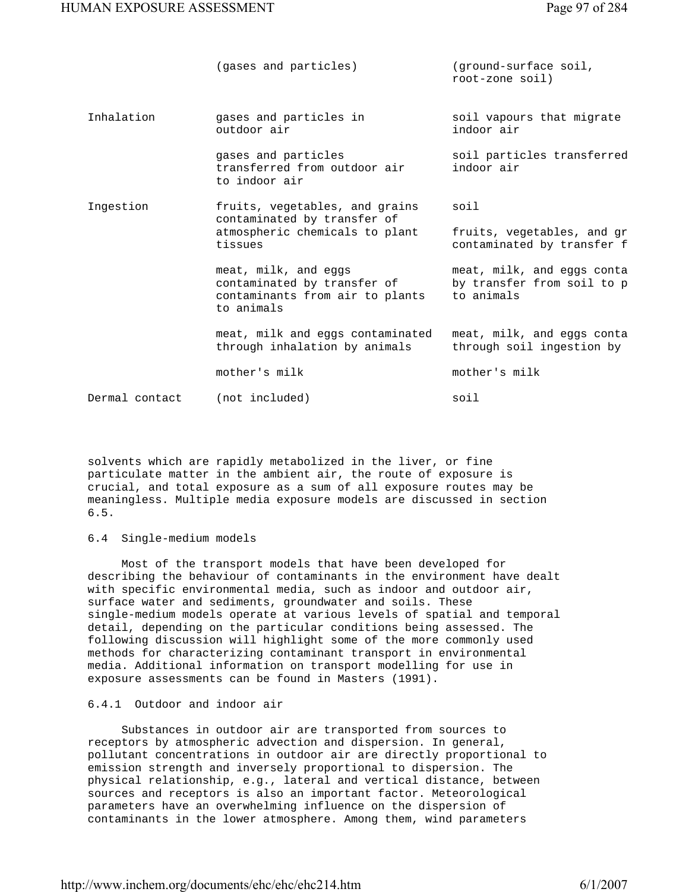| | (gases and particles) | (ground-surface soil, root-zone soil) |
|---|---|---|
| Inhalation | gases and particles in outdoor air | soil vapours that migrate indoor air |
| | gases and particles transferred from outdoor air to indoor air | soil particles transferred indoor air |
| Ingestion | fruits, vegetables, and grains contaminated by transfer of atmospheric chemicals to plant tissues | soil |
| | | fruits, vegetables, and gr contaminated by transfer f |
| | meat, milk, and eggs contaminated by transfer of contaminants from air to plants to animals | meat, milk, and eggs conta by transfer from soil to p to animals |
| | meat, milk and eggs contaminated through inhalation by animals | meat, milk, and eggs conta through soil ingestion by |
| | mother's milk | mother's milk |
| Dermal contact | (not included) | soil |

solvents which are rapidly metabolized in the liver, or fine particulate matter in the ambient air, the route of exposure is crucial, and total exposure as a sum of all exposure routes may be meaningless. Multiple media exposure models are discussed in section 6.5.

## 6.4 Single-medium models

Most of the transport models that have been developed for describing the behaviour of contaminants in the environment have dealt with specific environmental media, such as indoor and outdoor air, surface water and sediments, groundwater and soils. These single-medium models operate at various levels of spatial and temporal detail, depending on the particular conditions being assessed. The following discussion will highlight some of the more commonly used methods for characterizing contaminant transport in environmental media. Additional information on transport modelling for use in exposure assessments can be found in Masters (1991).

### 6.4.1 Outdoor and indoor air

Substances in outdoor air are transported from sources to receptors by atmospheric advection and dispersion. In general, pollutant concentrations in outdoor air are directly proportional to emission strength and inversely proportional to dispersion. The physical relationship, e.g., lateral and vertical distance, between sources and receptors is also an important factor. Meteorological parameters have an overwhelming influence on the dispersion of contaminants in the lower atmosphere. Among them, wind parameters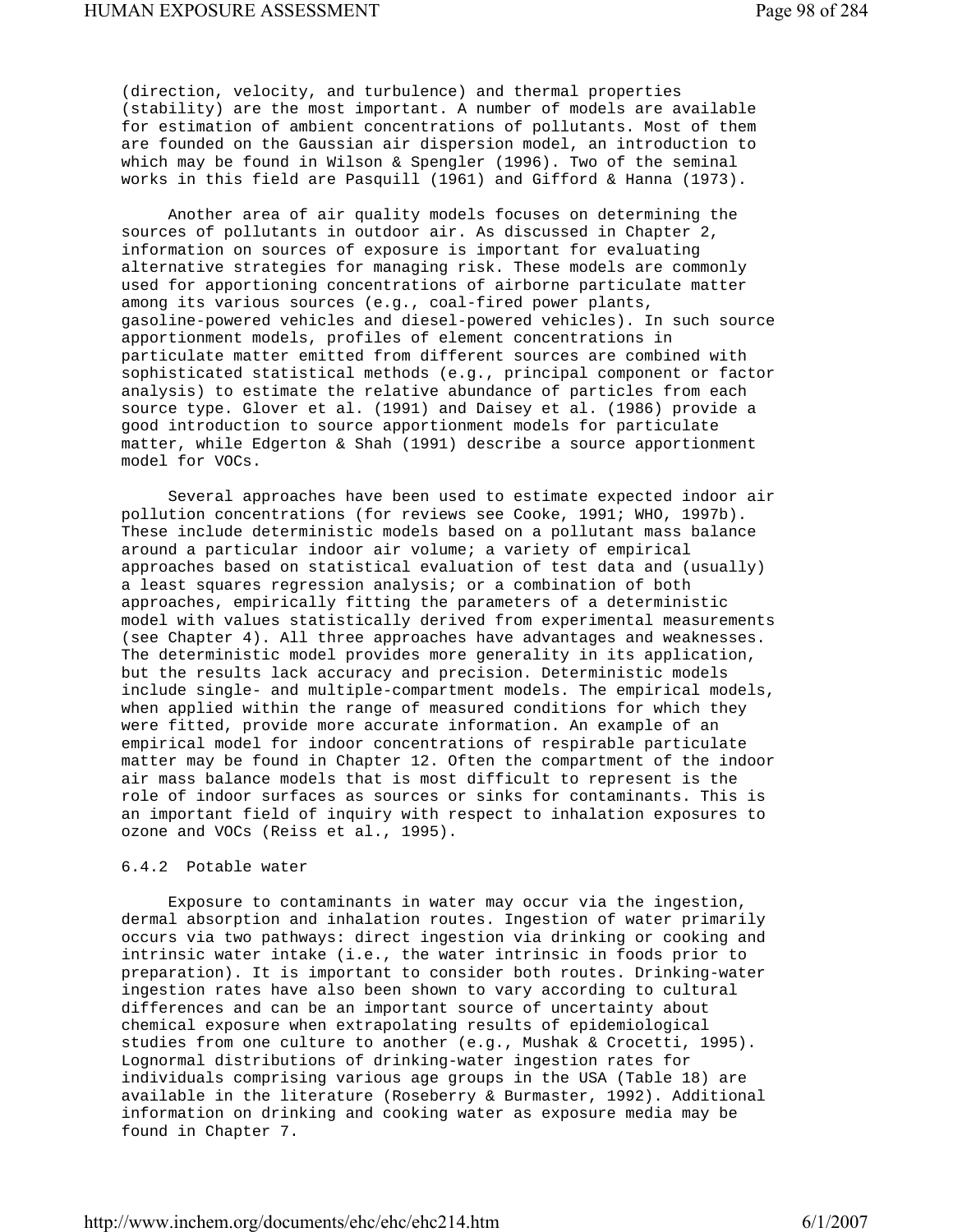(direction, velocity, and turbulence) and thermal properties (stability) are the most important. A number of models are available for estimation of ambient concentrations of pollutants. Most of them are founded on the Gaussian air dispersion model, an introduction to which may be found in Wilson & Spengler (1996). Two of the seminal works in this field are Pasquill (1961) and Gifford & Hanna (1973).

Another area of air quality models focuses on determining the sources of pollutants in outdoor air. As discussed in Chapter 2, information on sources of exposure is important for evaluating alternative strategies for managing risk. These models are commonly used for apportioning concentrations of airborne particulate matter among its various sources (e.g., coal-fired power plants, gasoline-powered vehicles and diesel-powered vehicles). In such source apportionment models, profiles of element concentrations in particulate matter emitted from different sources are combined with sophisticated statistical methods (e.g., principal component or factor analysis) to estimate the relative abundance of particles from each source type. Glover et al. (1991) and Daisey et al. (1986) provide a good introduction to source apportionment models for particulate matter, while Edgerton & Shah (1991) describe a source apportionment model for VOCs.

Several approaches have been used to estimate expected indoor air pollution concentrations (for reviews see Cooke, 1991; WHO, 1997b). These include deterministic models based on a pollutant mass balance around a particular indoor air volume; a variety of empirical approaches based on statistical evaluation of test data and (usually) a least squares regression analysis; or a combination of both approaches, empirically fitting the parameters of a deterministic model with values statistically derived from experimental measurements (see Chapter 4). All three approaches have advantages and weaknesses. The deterministic model provides more generality in its application, but the results lack accuracy and precision. Deterministic models include single- and multiple-compartment models. The empirical models, when applied within the range of measured conditions for which they were fitted, provide more accurate information. An example of an empirical model for indoor concentrations of respirable particulate matter may be found in Chapter 12. Often the compartment of the indoor air mass balance models that is most difficult to represent is the role of indoor surfaces as sources or sinks for contaminants. This is an important field of inquiry with respect to inhalation exposures to ozone and VOCs (Reiss et al., 1995).

### 6.4.2 Potable water

Exposure to contaminants in water may occur via the ingestion, dermal absorption and inhalation routes. Ingestion of water primarily occurs via two pathways: direct ingestion via drinking or cooking and intrinsic water intake (i.e., the water intrinsic in foods prior to preparation). It is important to consider both routes. Drinking-water ingestion rates have also been shown to vary according to cultural differences and can be an important source of uncertainty about chemical exposure when extrapolating results of epidemiological studies from one culture to another (e.g., Mushak & Crocetti, 1995). Lognormal distributions of drinking-water ingestion rates for individuals comprising various age groups in the USA (Table 18) are available in the literature (Roseberry & Burmaster, 1992). Additional information on drinking and cooking water as exposure media may be found in Chapter 7.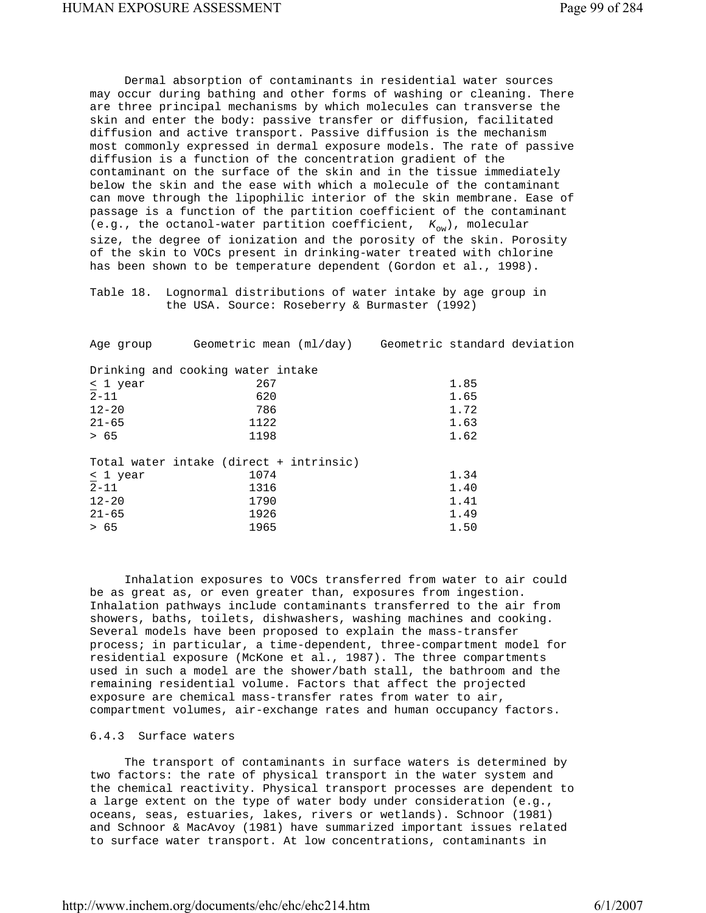Dermal absorption of contaminants in residential water sources may occur during bathing and other forms of washing or cleaning. There are three principal mechanisms by which molecules can transverse the skin and enter the body: passive transfer or diffusion, facilitated diffusion and active transport. Passive diffusion is the mechanism most commonly expressed in dermal exposure models. The rate of passive diffusion is a function of the concentration gradient of the contaminant on the surface of the skin and in the tissue immediately below the skin and the ease with which a molecule of the contaminant can move through the lipophilic interior of the skin membrane. Ease of passage is a function of the partition coefficient of the contaminant (e.g., the octanol-water partition coefficient, $K_{ow}$), molecular size, the degree of ionization and the porosity of the skin. Porosity of the skin to VOCs present in drinking-water treated with chlorine has been shown to be temperature dependent (Gordon et al., 1998).

Table 18. Lognormal distributions of water intake by age group in the USA. Source: Roseberry & Burmaster (1992)

| Age group | Geometric mean (ml/day) | Geometric standard deviation |
|---|---|---|
| Drinking and cooking water intake | | |
| ≤ 1 year | 267 | 1.85 |
| 2-11 | 620 | 1.65 |
| 12-20 | 786 | 1.72 |
| 21-65 | 1122 | 1.63 |
| > 65 | 1198 | 1.62 |
| Total water intake (direct + intrinsic) | | |
| ≤ 1 year | 1074 | 1.34 |
| 2-11 | 1316 | 1.40 |
| 12-20 | 1790 | 1.41 |
| 21-65 | 1926 | 1.49 |
| > 65 | 1965 | 1.50 |

Inhalation exposures to VOCs transferred from water to air could be as great as, or even greater than, exposures from ingestion. Inhalation pathways include contaminants transferred to the air from showers, baths, toilets, dishwashers, washing machines and cooking. Several models have been proposed to explain the mass-transfer process; in particular, a time-dependent, three-compartment model for residential exposure (McKone et al., 1987). The three compartments used in such a model are the shower/bath stall, the bathroom and the remaining residential volume. Factors that affect the projected exposure are chemical mass-transfer rates from water to air, compartment volumes, air-exchange rates and human occupancy factors.

### 6.4.3 Surface waters

The transport of contaminants in surface waters is determined by two factors: the rate of physical transport in the water system and the chemical reactivity. Physical transport processes are dependent to a large extent on the type of water body under consideration (e.g., oceans, seas, estuaries, lakes, rivers or wetlands). Schnoor (1981) and Schnoor & MacAvoy (1981) have summarized important issues related to surface water transport. At low concentrations, contaminants in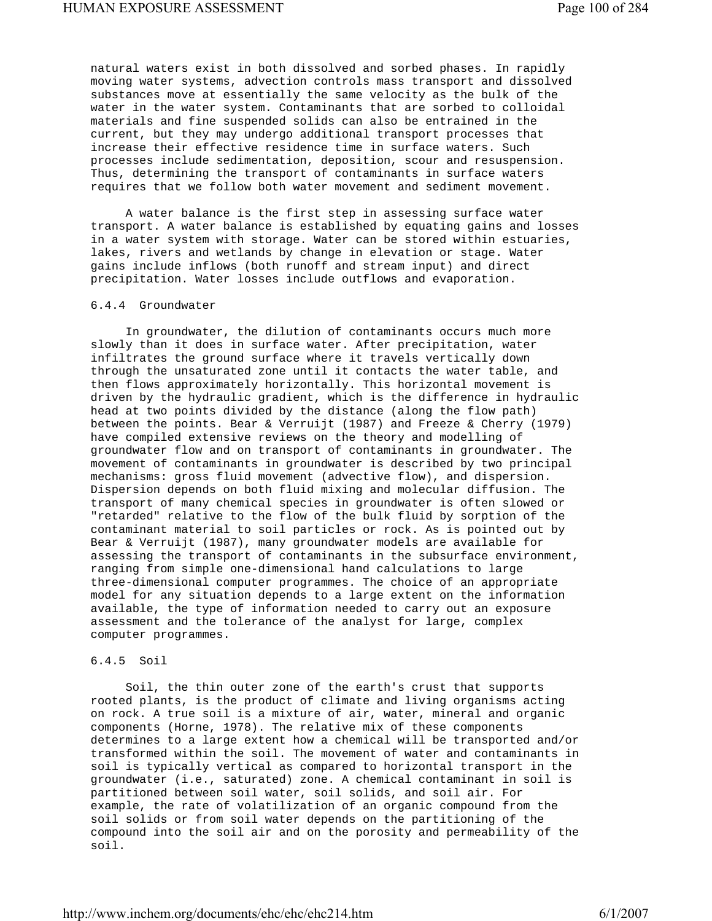natural waters exist in both dissolved and sorbed phases. In rapidly moving water systems, advection controls mass transport and dissolved substances move at essentially the same velocity as the bulk of the water in the water system. Contaminants that are sorbed to colloidal materials and fine suspended solids can also be entrained in the current, but they may undergo additional transport processes that increase their effective residence time in surface waters. Such processes include sedimentation, deposition, scour and resuspension. Thus, determining the transport of contaminants in surface waters requires that we follow both water movement and sediment movement.

A water balance is the first step in assessing surface water transport. A water balance is established by equating gains and losses in a water system with storage. Water can be stored within estuaries, lakes, rivers and wetlands by change in elevation or stage. Water gains include inflows (both runoff and stream input) and direct precipitation. Water losses include outflows and evaporation.

### 6.4.4 Groundwater

In groundwater, the dilution of contaminants occurs much more slowly than it does in surface water. After precipitation, water infiltrates the ground surface where it travels vertically down through the unsaturated zone until it contacts the water table, and then flows approximately horizontally. This horizontal movement is driven by the hydraulic gradient, which is the difference in hydraulic head at two points divided by the distance (along the flow path) between the points. Bear & Verruijt (1987) and Freeze & Cherry (1979) have compiled extensive reviews on the theory and modelling of groundwater flow and on transport of contaminants in groundwater. The movement of contaminants in groundwater is described by two principal mechanisms: gross fluid movement (advective flow), and dispersion. Dispersion depends on both fluid mixing and molecular diffusion. The transport of many chemical species in groundwater is often slowed or "retarded" relative to the flow of the bulk fluid by sorption of the contaminant material to soil particles or rock. As is pointed out by Bear & Verruijt (1987), many groundwater models are available for assessing the transport of contaminants in the subsurface environment, ranging from simple one-dimensional hand calculations to large three-dimensional computer programmes. The choice of an appropriate model for any situation depends to a large extent on the information available, the type of information needed to carry out an exposure assessment and the tolerance of the analyst for large, complex computer programmes.

### 6.4.5 Soil

Soil, the thin outer zone of the earth's crust that supports rooted plants, is the product of climate and living organisms acting on rock. A true soil is a mixture of air, water, mineral and organic components (Horne, 1978). The relative mix of these components determines to a large extent how a chemical will be transported and/or transformed within the soil. The movement of water and contaminants in soil is typically vertical as compared to horizontal transport in the groundwater (i.e., saturated) zone. A chemical contaminant in soil is partitioned between soil water, soil solids, and soil air. For example, the rate of volatilization of an organic compound from the soil solids or from soil water depends on the partitioning of the compound into the soil air and on the porosity and permeability of the soil.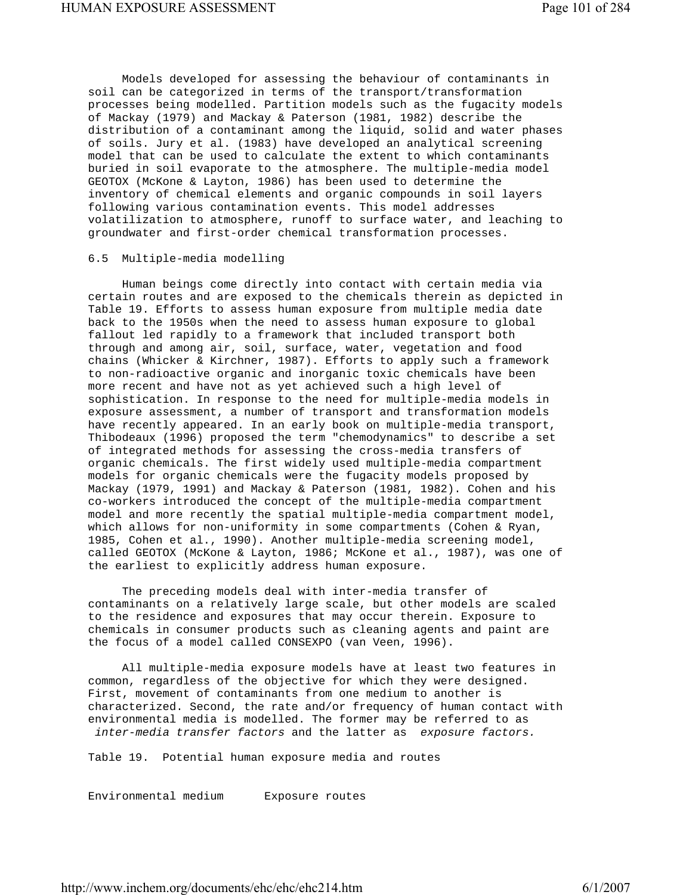Models developed for assessing the behaviour of contaminants in soil can be categorized in terms of the transport/transformation processes being modelled. Partition models such as the fugacity models of Mackay (1979) and Mackay & Paterson (1981, 1982) describe the distribution of a contaminant among the liquid, solid and water phases of soils. Jury et al. (1983) have developed an analytical screening model that can be used to calculate the extent to which contaminants buried in soil evaporate to the atmosphere. The multiple-media model GEOTOX (McKone & Layton, 1986) has been used to determine the inventory of chemical elements and organic compounds in soil layers following various contamination events. This model addresses volatilization to atmosphere, runoff to surface water, and leaching to groundwater and first-order chemical transformation processes.

## 6.5 Multiple-media modelling

Human beings come directly into contact with certain media via certain routes and are exposed to the chemicals therein as depicted in Table 19. Efforts to assess human exposure from multiple media date back to the 1950s when the need to assess human exposure to global fallout led rapidly to a framework that included transport both through and among air, soil, surface, water, vegetation and food chains (Whicker & Kirchner, 1987). Efforts to apply such a framework to non-radioactive organic and inorganic toxic chemicals have been more recent and have not as yet achieved such a high level of sophistication. In response to the need for multiple-media models in exposure assessment, a number of transport and transformation models have recently appeared. In an early book on multiple-media transport, Thibodeaux (1996) proposed the term "chemodynamics" to describe a set of integrated methods for assessing the cross-media transfers of organic chemicals. The first widely used multiple-media compartment models for organic chemicals were the fugacity models proposed by Mackay (1979, 1991) and Mackay & Paterson (1981, 1982). Cohen and his co-workers introduced the concept of the multiple-media compartment model and more recently the spatial multiple-media compartment model, which allows for non-uniformity in some compartments (Cohen & Ryan, 1985, Cohen et al., 1990). Another multiple-media screening model, called GEOTOX (McKone & Layton, 1986; McKone et al., 1987), was one of the earliest to explicitly address human exposure.

The preceding models deal with inter-media transfer of contaminants on a relatively large scale, but other models are scaled to the residence and exposures that may occur therein. Exposure to chemicals in consumer products such as cleaning agents and paint are the focus of a model called CONSEXPO (van Veen, 1996).

All multiple-media exposure models have at least two features in common, regardless of the objective for which they were designed. First, movement of contaminants from one medium to another is characterized. Second, the rate and/or frequency of human contact with environmental media is modelled. The former may be referred to as *inter-media transfer factors* and the latter as *exposure factors.*

Table 19. Potential human exposure media and routes

| Environmental medium | Exposure routes |
| --- | --- |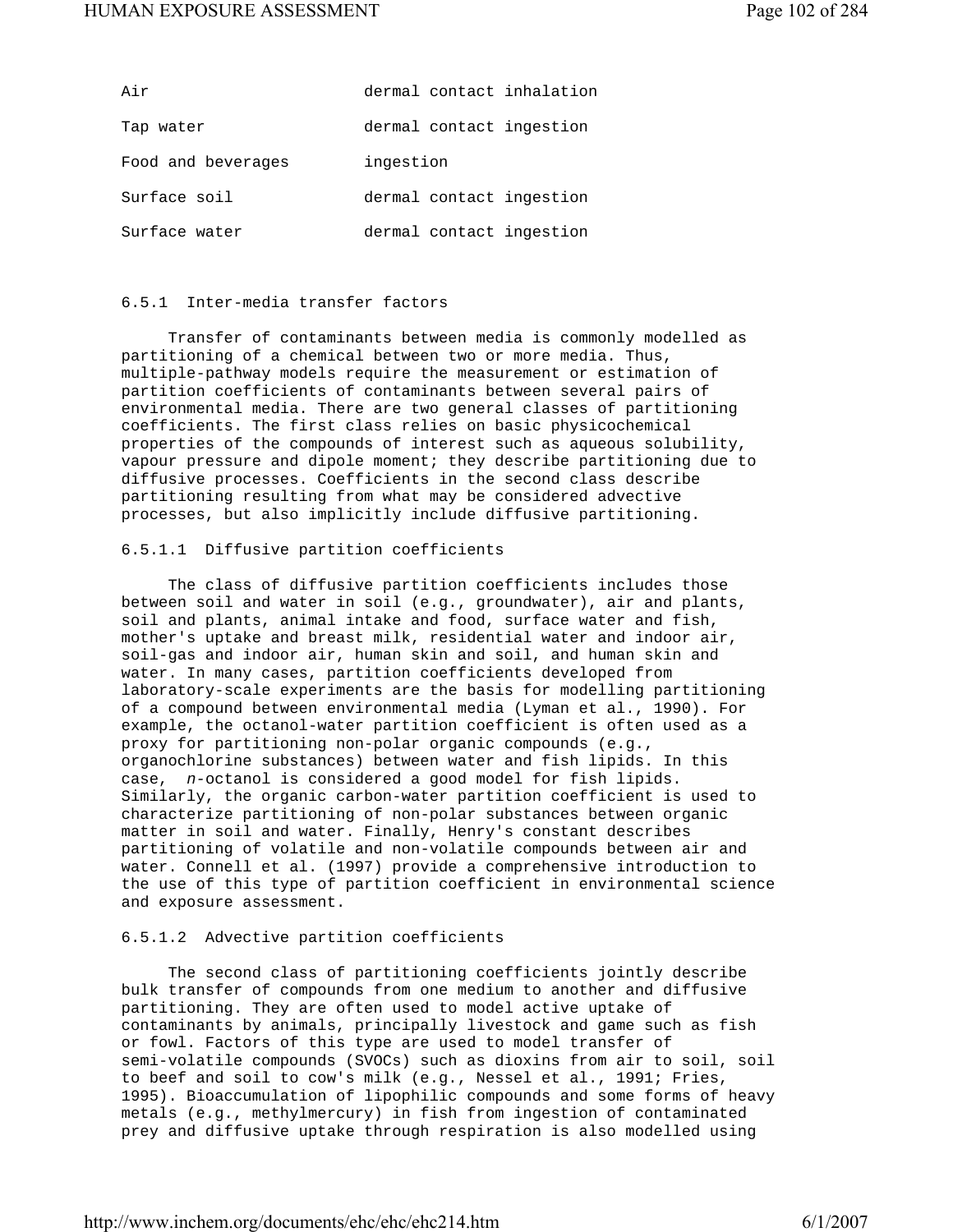| | |
|---|---|
| Air | dermal contact inhalation |
| Tap water | dermal contact ingestion |
| Food and beverages | ingestion |
| Surface soil | dermal contact ingestion |
| Surface water | dermal contact ingestion |

### 6.5.1 Inter-media transfer factors

Transfer of contaminants between media is commonly modelled as partitioning of a chemical between two or more media. Thus, multiple-pathway models require the measurement or estimation of partition coefficients of contaminants between several pairs of environmental media. There are two general classes of partitioning coefficients. The first class relies on basic physicochemical properties of the compounds of interest such as aqueous solubility, vapour pressure and dipole moment; they describe partitioning due to diffusive processes. Coefficients in the second class describe partitioning resulting from what may be considered advective processes, but also implicitly include diffusive partitioning.

#### 6.5.1.1 Diffusive partition coefficients

The class of diffusive partition coefficients includes those between soil and water in soil (e.g., groundwater), air and plants, soil and plants, animal intake and food, surface water and fish, mother's uptake and breast milk, residential water and indoor air, soil-gas and indoor air, human skin and soil, and human skin and water. In many cases, partition coefficients developed from laboratory-scale experiments are the basis for modelling partitioning of a compound between environmental media (Lyman et al., 1990). For example, the octanol-water partition coefficient is often used as a proxy for partitioning non-polar organic compounds (e.g., organochlorine substances) between water and fish lipids. In this case, *n*-octanol is considered a good model for fish lipids. Similarly, the organic carbon-water partition coefficient is used to characterize partitioning of non-polar substances between organic matter in soil and water. Finally, Henry's constant describes partitioning of volatile and non-volatile compounds between air and water. Connell et al. (1997) provide a comprehensive introduction to the use of this type of partition coefficient in environmental science and exposure assessment.

#### 6.5.1.2 Advective partition coefficients

The second class of partitioning coefficients jointly describe bulk transfer of compounds from one medium to another and diffusive partitioning. They are often used to model active uptake of contaminants by animals, principally livestock and game such as fish or fowl. Factors of this type are used to model transfer of semi-volatile compounds (SVOCs) such as dioxins from air to soil, soil to beef and soil to cow's milk (e.g., Nessel et al., 1991; Fries, 1995). Bioaccumulation of lipophilic compounds and some forms of heavy metals (e.g., methylmercury) in fish from ingestion of contaminated prey and diffusive uptake through respiration is also modelled using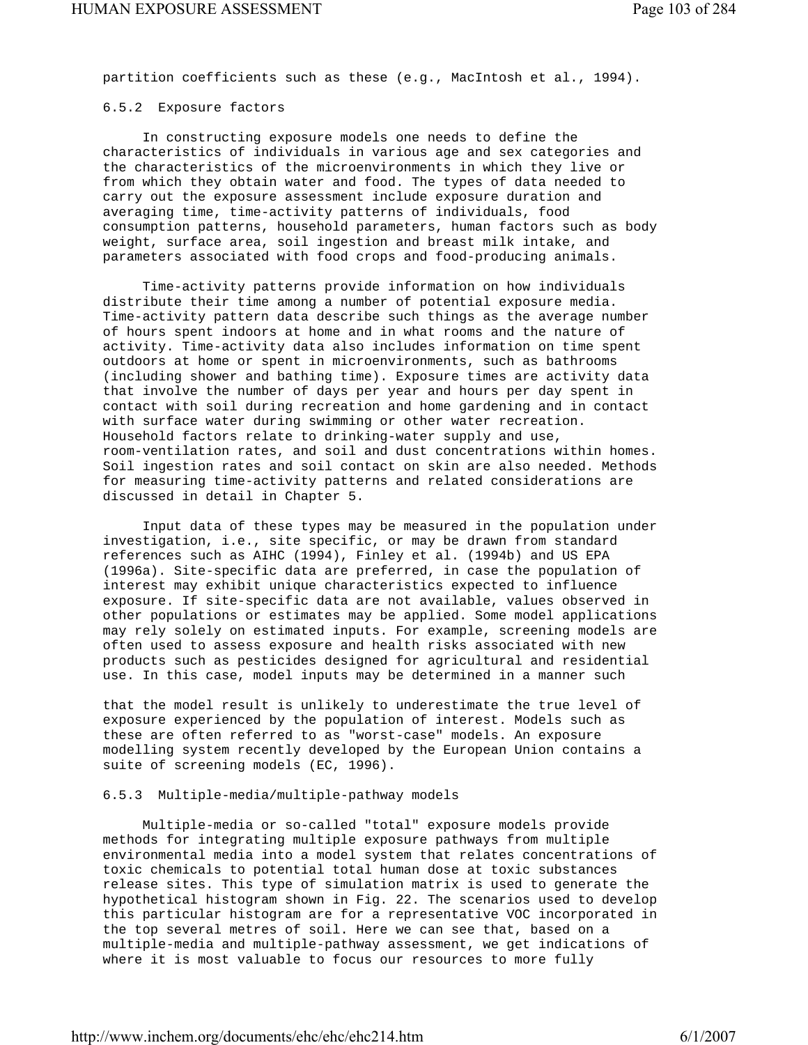partition coefficients such as these (e.g., MacIntosh et al., 1994).

### 6.5.2 Exposure factors

In constructing exposure models one needs to define the characteristics of individuals in various age and sex categories and the characteristics of the microenvironments in which they live or from which they obtain water and food. The types of data needed to carry out the exposure assessment include exposure duration and averaging time, time-activity patterns of individuals, food consumption patterns, household parameters, human factors such as body weight, surface area, soil ingestion and breast milk intake, and parameters associated with food crops and food-producing animals.

Time-activity patterns provide information on how individuals distribute their time among a number of potential exposure media. Time-activity pattern data describe such things as the average number of hours spent indoors at home and in what rooms and the nature of activity. Time-activity data also includes information on time spent outdoors at home or spent in microenvironments, such as bathrooms (including shower and bathing time). Exposure times are activity data that involve the number of days per year and hours per day spent in contact with soil during recreation and home gardening and in contact with surface water during swimming or other water recreation. Household factors relate to drinking-water supply and use, room-ventilation rates, and soil and dust concentrations within homes. Soil ingestion rates and soil contact on skin are also needed. Methods for measuring time-activity patterns and related considerations are discussed in detail in Chapter 5.

Input data of these types may be measured in the population under investigation, i.e., site specific, or may be drawn from standard references such as AIHC (1994), Finley et al. (1994b) and US EPA (1996a). Site-specific data are preferred, in case the population of interest may exhibit unique characteristics expected to influence exposure. If site-specific data are not available, values observed in other populations or estimates may be applied. Some model applications may rely solely on estimated inputs. For example, screening models are often used to assess exposure and health risks associated with new products such as pesticides designed for agricultural and residential use. In this case, model inputs may be determined in a manner such that the model result is unlikely to underestimate the true level of exposure experienced by the population of interest. Models such as these are often referred to as "worst-case" models. An exposure modelling system recently developed by the European Union contains a suite of screening models (EC, 1996).

### 6.5.3 Multiple-media/multiple-pathway models

Multiple-media or so-called "total" exposure models provide methods for integrating multiple exposure pathways from multiple environmental media into a model system that relates concentrations of toxic chemicals to potential total human dose at toxic substances release sites. This type of simulation matrix is used to generate the hypothetical histogram shown in Fig. 22. The scenarios used to develop this particular histogram are for a representative VOC incorporated in the top several metres of soil. Here we can see that, based on a multiple-media and multiple-pathway assessment, we get indications of where it is most valuable to focus our resources to more fully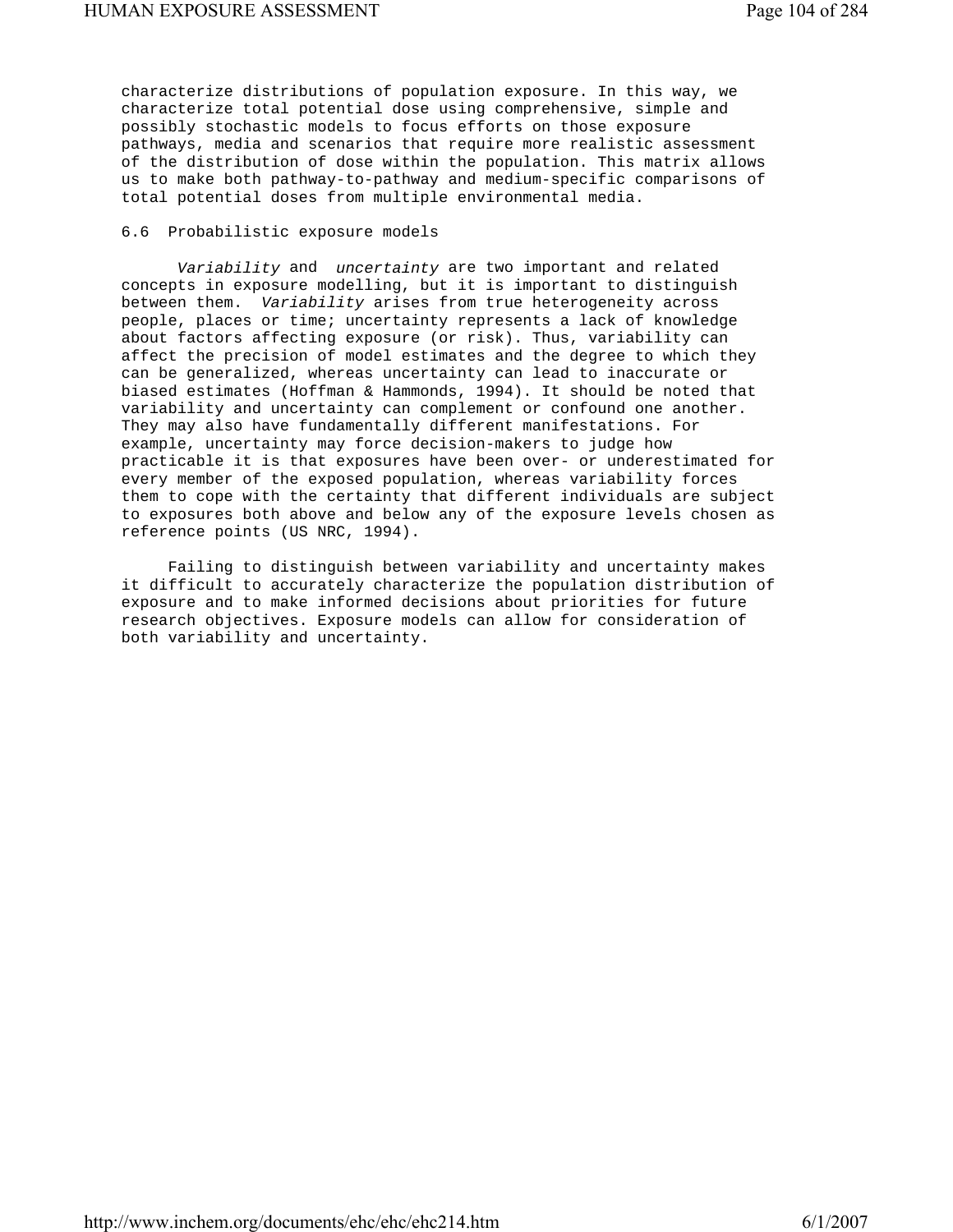characterize distributions of population exposure. In this way, we characterize total potential dose using comprehensive, simple and possibly stochastic models to focus efforts on those exposure pathways, media and scenarios that require more realistic assessment of the distribution of dose within the population. This matrix allows us to make both pathway-to-pathway and medium-specific comparisons of total potential doses from multiple environmental media.

## 6.6 Probabilistic exposure models

*Variability* and *uncertainty* are two important and related concepts in exposure modelling, but it is important to distinguish between them. *Variability* arises from true heterogeneity across people, places or time; uncertainty represents a lack of knowledge about factors affecting exposure (or risk). Thus, variability can affect the precision of model estimates and the degree to which they can be generalized, whereas uncertainty can lead to inaccurate or biased estimates (Hoffman & Hammonds, 1994). It should be noted that variability and uncertainty can complement or confound one another. They may also have fundamentally different manifestations. For example, uncertainty may force decision-makers to judge how practicable it is that exposures have been over- or underestimated for every member of the exposed population, whereas variability forces them to cope with the certainty that different individuals are subject to exposures both above and below any of the exposure levels chosen as reference points (US NRC, 1994).

Failing to distinguish between variability and uncertainty makes it difficult to accurately characterize the population distribution of exposure and to make informed decisions about priorities for future research objectives. Exposure models can allow for consideration of both variability and uncertainty.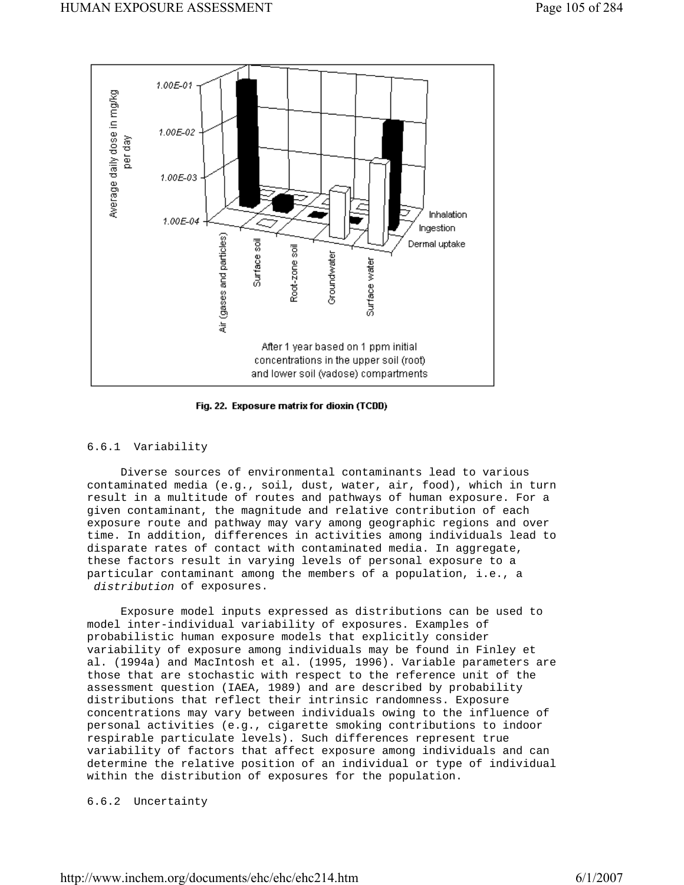Fig. 22. Exposure matrix for dioxin (TCDD)

### 6.6.1 Variability

Diverse sources of environmental contaminants lead to various contaminated media (e.g., soil, dust, water, air, food), which in turn result in a multitude of routes and pathways of human exposure. For a given contaminant, the magnitude and relative contribution of each exposure route and pathway may vary among geographic regions and over time. In addition, differences in activities among individuals lead to disparate rates of contact with contaminated media. In aggregate, these factors result in varying levels of personal exposure to a particular contaminant among the members of a population, i.e., a *distribution* of exposures.

Exposure model inputs expressed as distributions can be used to model inter-individual variability of exposures. Examples of probabilistic human exposure models that explicitly consider variability of exposure among individuals may be found in Finley et al. (1994a) and MacIntosh et al. (1995, 1996). Variable parameters are those that are stochastic with respect to the reference unit of the assessment question (IAEA, 1989) and are described by probability distributions that reflect their intrinsic randomness. Exposure concentrations may vary between individuals owing to the influence of personal activities (e.g., cigarette smoking contributions to indoor respirable particulate levels). Such differences represent true variability of factors that affect exposure among individuals and can determine the relative position of an individual or type of individual within the distribution of exposures for the population.

### 6.6.2 Uncertainty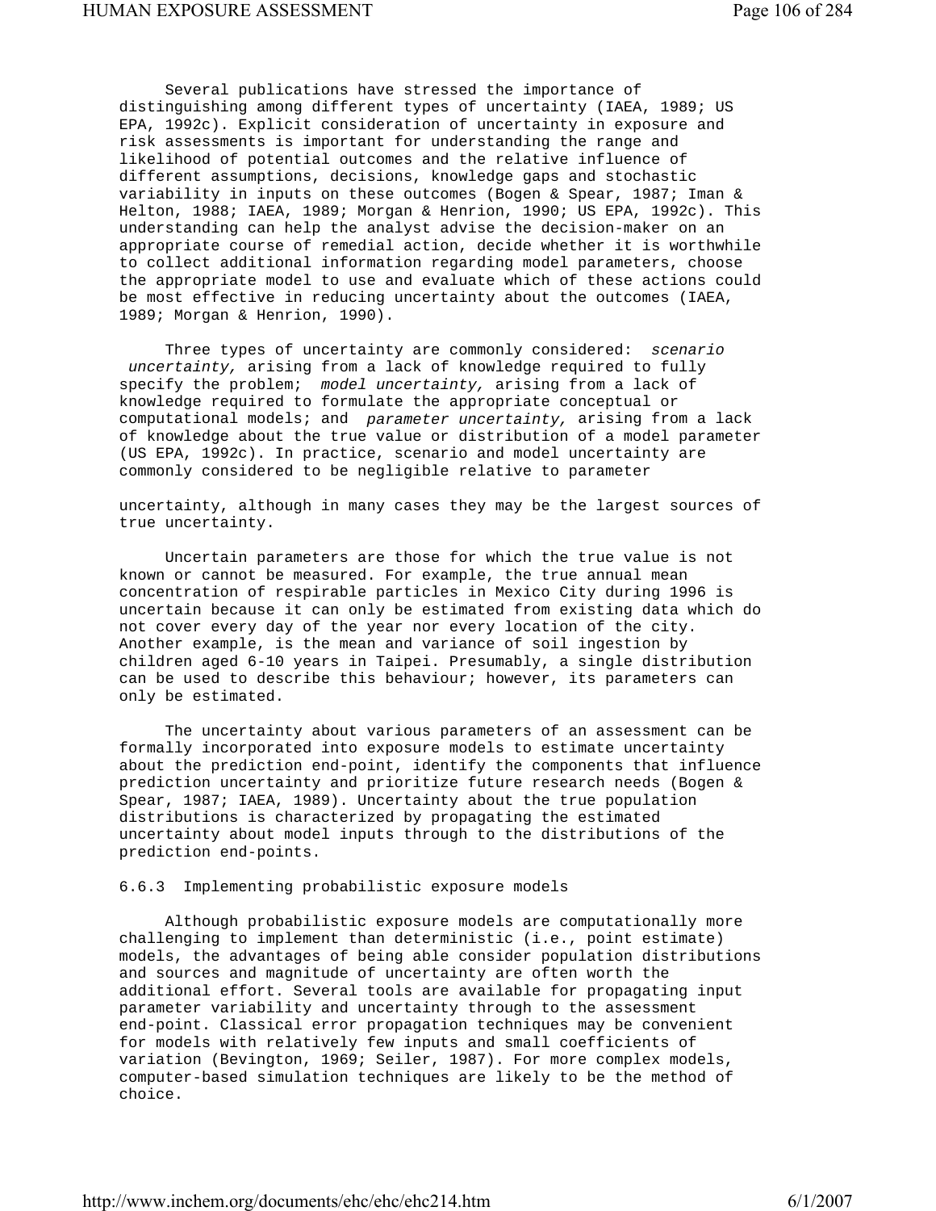Several publications have stressed the importance of distinguishing among different types of uncertainty (IAEA, 1989; US EPA, 1992c). Explicit consideration of uncertainty in exposure and risk assessments is important for understanding the range and likelihood of potential outcomes and the relative influence of different assumptions, decisions, knowledge gaps and stochastic variability in inputs on these outcomes (Bogen & Spear, 1987; Iman & Helton, 1988; IAEA, 1989; Morgan & Henrion, 1990; US EPA, 1992c). This understanding can help the analyst advise the decision-maker on an appropriate course of remedial action, decide whether it is worthwhile to collect additional information regarding model parameters, choose the appropriate model to use and evaluate which of these actions could be most effective in reducing uncertainty about the outcomes (IAEA, 1989; Morgan & Henrion, 1990).

Three types of uncertainty are commonly considered: *scenario uncertainty,* arising from a lack of knowledge required to fully specify the problem; *model uncertainty,* arising from a lack of knowledge required to formulate the appropriate conceptual or computational models; and *parameter uncertainty,* arising from a lack of knowledge about the true value or distribution of a model parameter (US EPA, 1992c). In practice, scenario and model uncertainty are commonly considered to be negligible relative to parameter uncertainty, although in many cases they may be the largest sources of true uncertainty.

Uncertain parameters are those for which the true value is not known or cannot be measured. For example, the true annual mean concentration of respirable particles in Mexico City during 1996 is uncertain because it can only be estimated from existing data which do not cover every day of the year nor every location of the city. Another example, is the mean and variance of soil ingestion by children aged 6-10 years in Taipei. Presumably, a single distribution can be used to describe this behaviour; however, its parameters can only be estimated.

The uncertainty about various parameters of an assessment can be formally incorporated into exposure models to estimate uncertainty about the prediction end-point, identify the components that influence prediction uncertainty and prioritize future research needs (Bogen & Spear, 1987; IAEA, 1989). Uncertainty about the true population distributions is characterized by propagating the estimated uncertainty about model inputs through to the distributions of the prediction end-points.

### 6.6.3 Implementing probabilistic exposure models

Although probabilistic exposure models are computationally more challenging to implement than deterministic (i.e., point estimate) models, the advantages of being able consider population distributions and sources and magnitude of uncertainty are often worth the additional effort. Several tools are available for propagating input parameter variability and uncertainty through to the assessment end-point. Classical error propagation techniques may be convenient for models with relatively few inputs and small coefficients of variation (Bevington, 1969; Seiler, 1987). For more complex models, computer-based simulation techniques are likely to be the method of choice.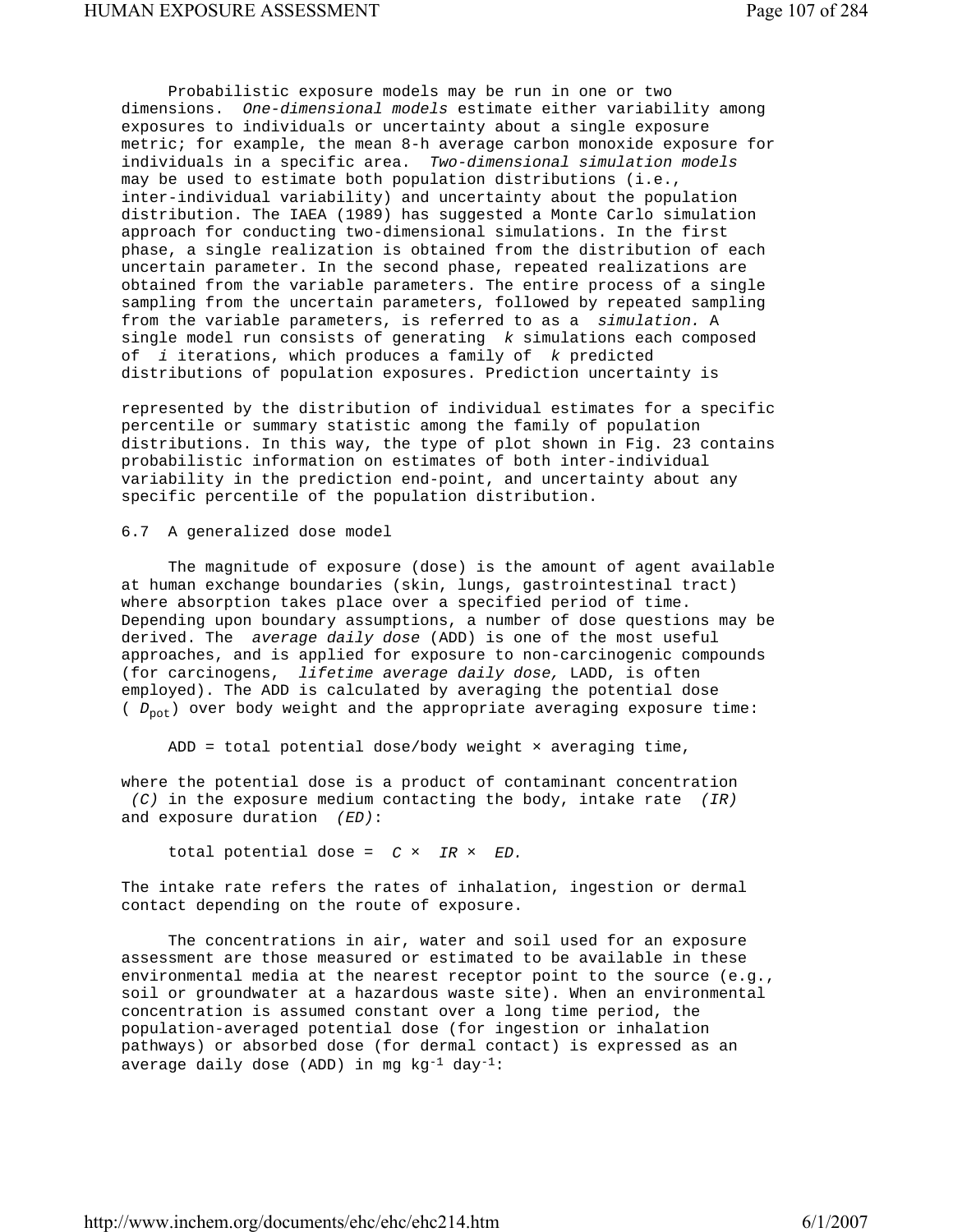Probabilistic exposure models may be run in one or two dimensions. *One-dimensional models* estimate either variability among exposures to individuals or uncertainty about a single exposure metric; for example, the mean 8-h average carbon monoxide exposure for individuals in a specific area. *Two-dimensional simulation models* may be used to estimate both population distributions (i.e., inter-individual variability) and uncertainty about the population distribution. The IAEA (1989) has suggested a Monte Carlo simulation approach for conducting two-dimensional simulations. In the first phase, a single realization is obtained from the distribution of each uncertain parameter. In the second phase, repeated realizations are obtained from the variable parameters. The entire process of a single sampling from the uncertain parameters, followed by repeated sampling from the variable parameters, is referred to as a *simulation.* A single model run consists of generating $k$ simulations each composed of $i$ iterations, which produces a family of $k$ predicted distributions of population exposures. Prediction uncertainty is represented by the distribution of individual estimates for a specific percentile or summary statistic among the family of population distributions. In this way, the type of plot shown in Fig. 23 contains probabilistic information on estimates of both inter-individual variability in the prediction end-point, and uncertainty about any specific percentile of the population distribution.

## 6.7 A generalized dose model

The magnitude of exposure (dose) is the amount of agent available at human exchange boundaries (skin, lungs, gastrointestinal tract) where absorption takes place over a specified period of time. Depending upon boundary assumptions, a number of dose questions may be derived. The *average daily dose* (ADD) is one of the most useful approaches, and is applied for exposure to non-carcinogenic compounds (for carcinogens, *lifetime average daily dose,* LADD, is often employed). The ADD is calculated by averaging the potential dose ($D_{pot}$) over body weight and the appropriate averaging exposure time:

$$\text{ADD} = \text{total potential dose/body weight} \times \text{averaging time},$$

where the potential dose is a product of contaminant concentration *(C)* in the exposure medium contacting the body, intake rate *(IR)* and exposure duration *(ED)*:

$$\text{total potential dose} = C \times IR \times ED.$$

The intake rate refers the rates of inhalation, ingestion or dermal contact depending on the route of exposure.

The concentrations in air, water and soil used for an exposure assessment are those measured or estimated to be available in these environmental media at the nearest receptor point to the source (e.g., soil or groundwater at a hazardous waste site). When an environmental concentration is assumed constant over a long time period, the population-averaged potential dose (for ingestion or inhalation pathways) or absorbed dose (for dermal contact) is expressed as an average daily dose (ADD) in mg $kg^{-1}$ $day^{-1}$: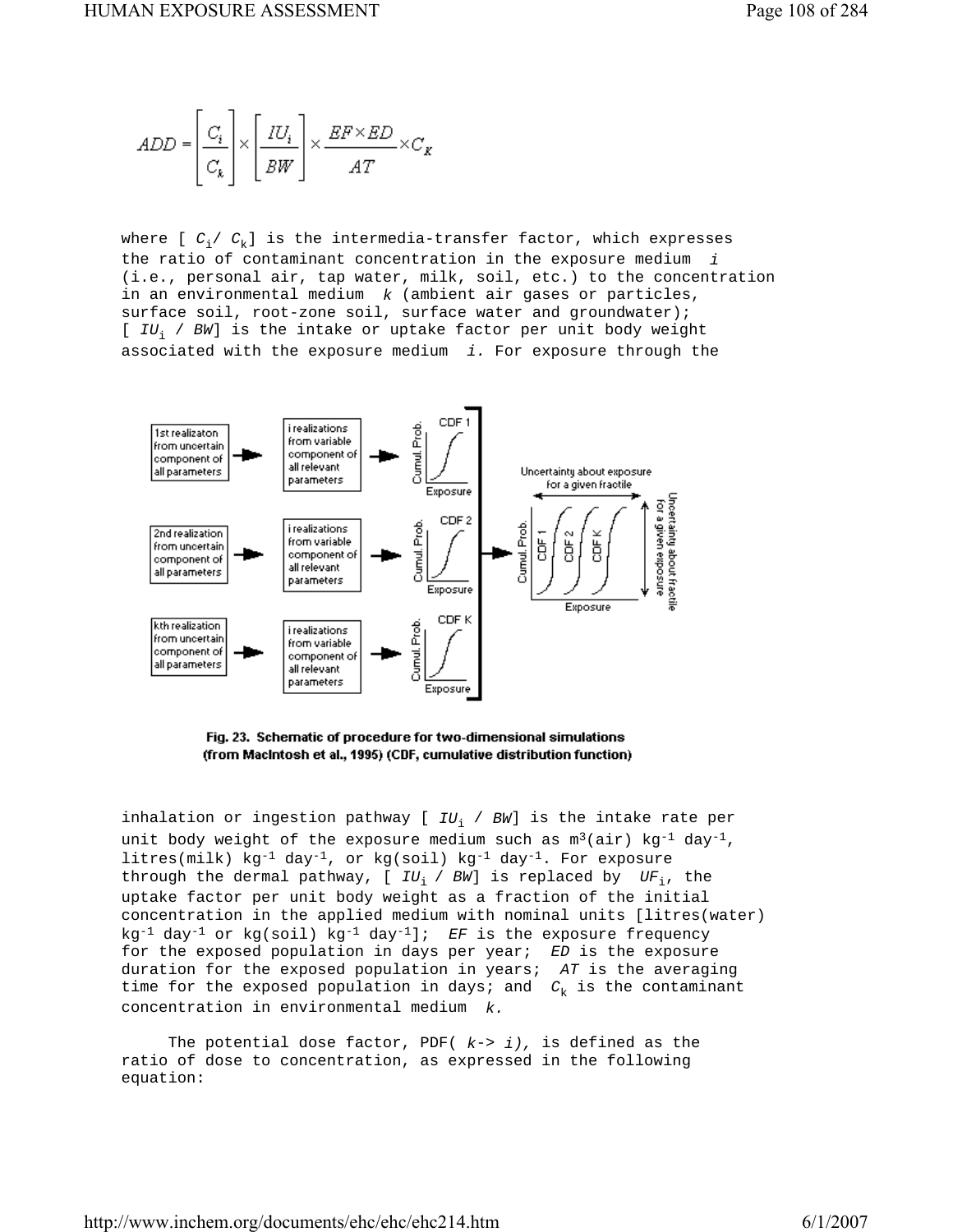$$ADD = \left[\frac{C_i}{C_k}\right] \times \left[\frac{IU_i}{BW}\right] \times \frac{EF \times ED}{AT} \times C_K$$

where [ $C_i / C_k$] is the intermedia-transfer factor, which expresses the ratio of contaminant concentration in the exposure medium *i* (i.e., personal air, tap water, milk, soil, etc.) to the concentration in an environmental medium *k* (ambient air gases or particles, surface soil, root-zone soil, surface water and groundwater); [ $IU_i$ / $BW$] is the intake or uptake factor per unit body weight associated with the exposure medium *i*. For exposure through the

Fig. 23. Schematic of procedure for two-dimensional simulations (from MacIntosh et al., 1995) (CDF, cumulative distribution function)

inhalation or ingestion pathway [ $IU_i$ / $BW$] is the intake rate per unit body weight of the exposure medium such as $m^3$(air) $kg^{-1}$ $day^{-1}$, litres(milk) $kg^{-1}$ $day^{-1}$, or kg(soil) $kg^{-1}$ $day^{-1}$. For exposure through the dermal pathway, [ $IU_i$ / $BW$] is replaced by $UF_i$, the uptake factor per unit body weight as a fraction of the initial concentration in the applied medium with nominal units [litres(water) $kg^{-1}$ $day^{-1}$ or kg(soil) $kg^{-1}$ $day^{-1}$]; *EF* is the exposure frequency for the exposed population in days per year; *ED* is the exposure duration for the exposed population in years; *AT* is the averaging time for the exposed population in days; and $C_k$ is the contaminant concentration in environmental medium *k*.

The potential dose factor, PDF( $k \rightarrow i$), is defined as the ratio of dose to concentration, as expressed in the following equation: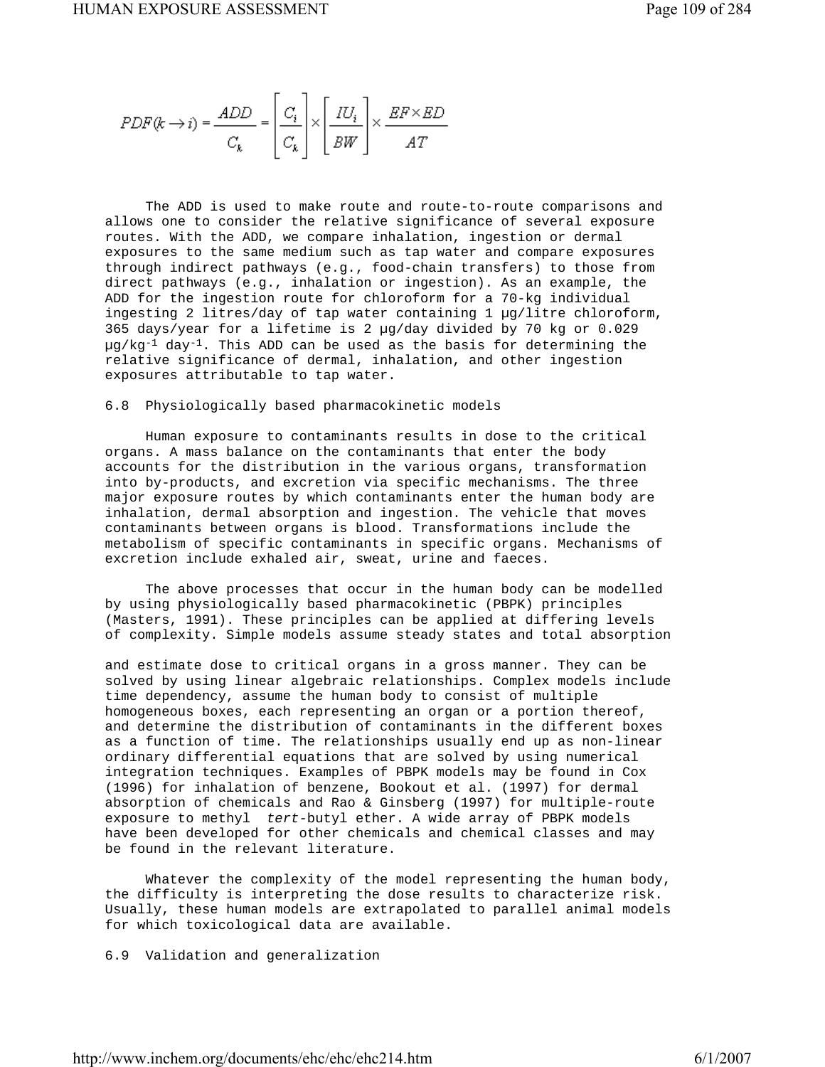$$PDF(k \rightarrow i) = \frac{ADD}{C_k} = \left[\frac{C_i}{C_k}\right] \times \left[\frac{IU_i}{BW}\right] \times \frac{EF \times ED}{AT}$$

The ADD is used to make route and route-to-route comparisons and allows one to consider the relative significance of several exposure routes. With the ADD, we compare inhalation, ingestion or dermal exposures to the same medium such as tap water and compare exposures through indirect pathways (e.g., food-chain transfers) to those from direct pathways (e.g., inhalation or ingestion). As an example, the ADD for the ingestion route for chloroform for a 70-kg individual ingesting 2 litres/day of tap water containing 1 µg/litre chloroform, 365 days/year for a lifetime is 2 µg/day divided by 70 kg or 0.029 $\mu g/kg^{-1}$ $day^{-1}$. This ADD can be used as the basis for determining the relative significance of dermal, inhalation, and other ingestion exposures attributable to tap water.

## 6.8 Physiologically based pharmacokinetic models

Human exposure to contaminants results in dose to the critical organs. A mass balance on the contaminants that enter the body accounts for the distribution in the various organs, transformation into by-products, and excretion via specific mechanisms. The three major exposure routes by which contaminants enter the human body are inhalation, dermal absorption and ingestion. The vehicle that moves contaminants between organs is blood. Transformations include the metabolism of specific contaminants in specific organs. Mechanisms of excretion include exhaled air, sweat, urine and faeces.

The above processes that occur in the human body can be modelled by using physiologically based pharmacokinetic (PBPK) principles (Masters, 1991). These principles can be applied at differing levels of complexity. Simple models assume steady states and total absorption and estimate dose to critical organs in a gross manner. They can be solved by using linear algebraic relationships. Complex models include time dependency, assume the human body to consist of multiple homogeneous boxes, each representing an organ or a portion thereof, and determine the distribution of contaminants in the different boxes as a function of time. The relationships usually end up as non-linear ordinary differential equations that are solved by using numerical integration techniques. Examples of PBPK models may be found in Cox (1996) for inhalation of benzene, Bookout et al. (1997) for dermal absorption of chemicals and Rao & Ginsberg (1997) for multiple-route exposure to methyl *tert*-butyl ether. A wide array of PBPK models have been developed for other chemicals and chemical classes and may be found in the relevant literature.

Whatever the complexity of the model representing the human body, the difficulty is interpreting the dose results to characterize risk. Usually, these human models are extrapolated to parallel animal models for which toxicological data are available.

## 6.9 Validation and generalization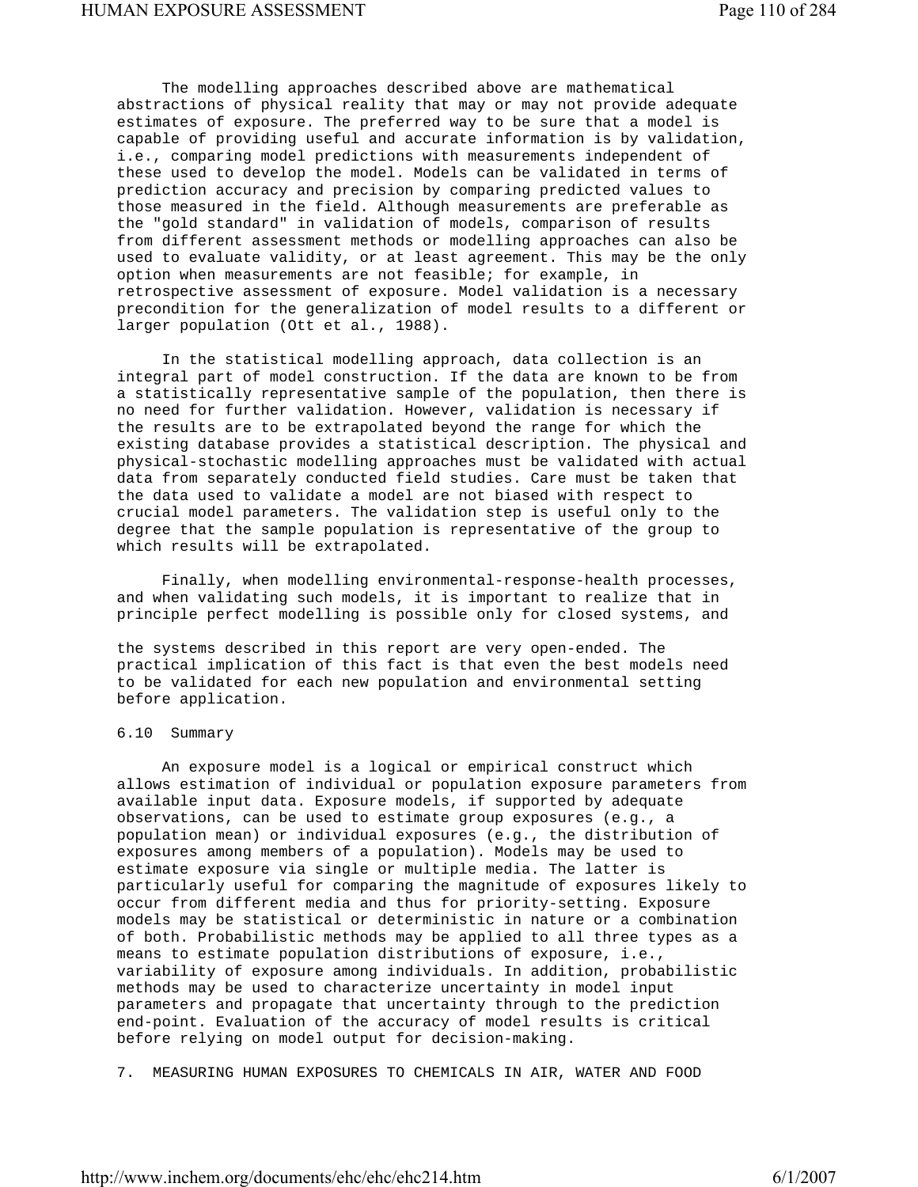The modelling approaches described above are mathematical abstractions of physical reality that may or may not provide adequate estimates of exposure. The preferred way to be sure that a model is capable of providing useful and accurate information is by validation, i.e., comparing model predictions with measurements independent of these used to develop the model. Models can be validated in terms of prediction accuracy and precision by comparing predicted values to those measured in the field. Although measurements are preferable as the "gold standard" in validation of models, comparison of results from different assessment methods or modelling approaches can also be used to evaluate validity, or at least agreement. This may be the only option when measurements are not feasible; for example, in retrospective assessment of exposure. Model validation is a necessary precondition for the generalization of model results to a different or larger population (Ott et al., 1988).

In the statistical modelling approach, data collection is an integral part of model construction. If the data are known to be from a statistically representative sample of the population, then there is no need for further validation. However, validation is necessary if the results are to be extrapolated beyond the range for which the existing database provides a statistical description. The physical and physical-stochastic modelling approaches must be validated with actual data from separately conducted field studies. Care must be taken that the data used to validate a model are not biased with respect to crucial model parameters. The validation step is useful only to the degree that the sample population is representative of the group to which results will be extrapolated.

Finally, when modelling environmental-response-health processes, and when validating such models, it is important to realize that in principle perfect modelling is possible only for closed systems, and the systems described in this report are very open-ended. The practical implication of this fact is that even the best models need to be validated for each new population and environmental setting before application.

## 6.10 Summary

An exposure model is a logical or empirical construct which allows estimation of individual or population exposure parameters from available input data. Exposure models, if supported by adequate observations, can be used to estimate group exposures (e.g., a population mean) or individual exposures (e.g., the distribution of exposures among members of a population). Models may be used to estimate exposure via single or multiple media. The latter is particularly useful for comparing the magnitude of exposures likely to occur from different media and thus for priority-setting. Exposure models may be statistical or deterministic in nature or a combination of both. Probabilistic methods may be applied to all three types as a means to estimate population distributions of exposure, i.e., variability of exposure among individuals. In addition, probabilistic methods may be used to characterize uncertainty in model input parameters and propagate that uncertainty through to the prediction end-point. Evaluation of the accuracy of model results is critical before relying on model output for decision-making.

# 7. MEASURING HUMAN EXPOSURES TO CHEMICALS IN AIR, WATER AND FOOD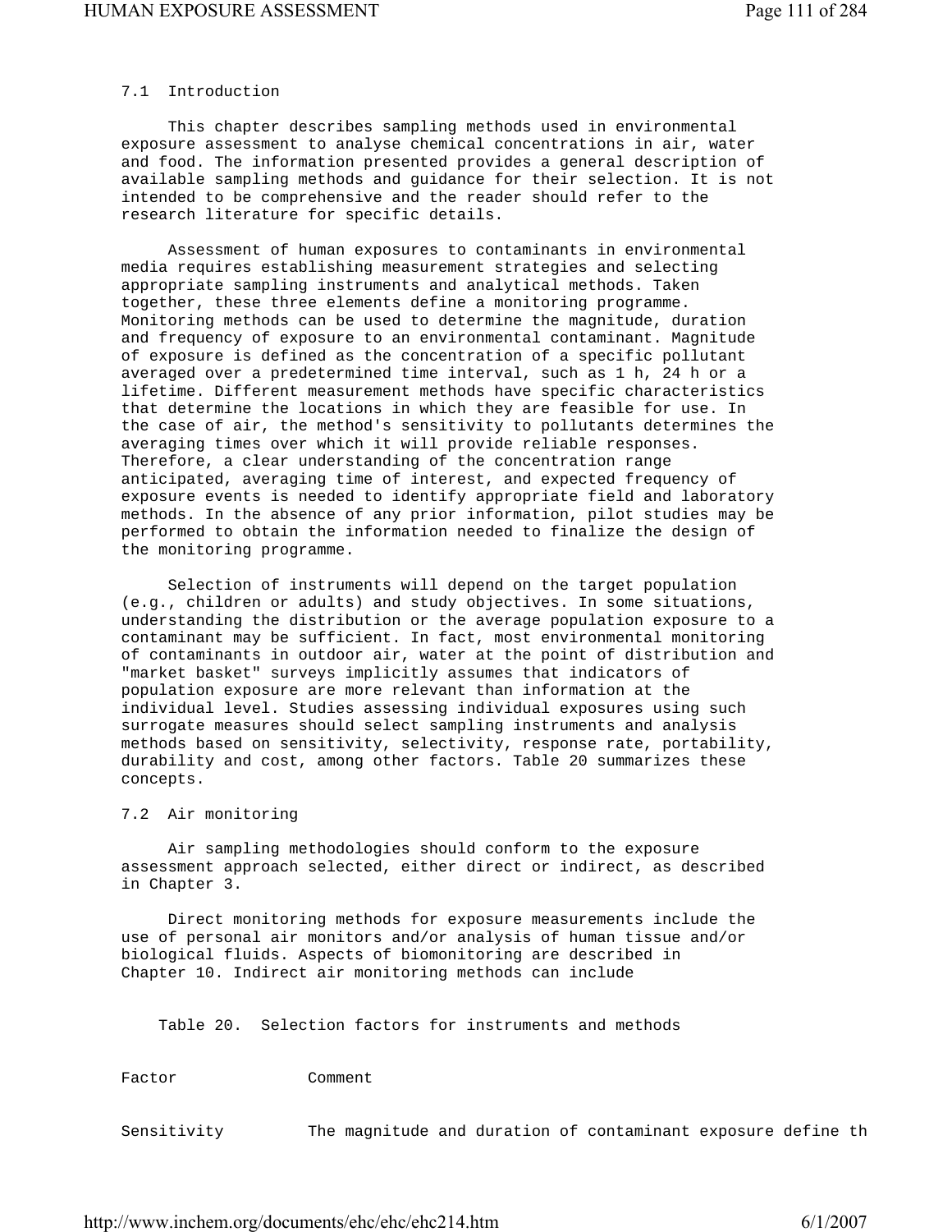## 7.1 Introduction

This chapter describes sampling methods used in environmental exposure assessment to analyse chemical concentrations in air, water and food. The information presented provides a general description of available sampling methods and guidance for their selection. It is not intended to be comprehensive and the reader should refer to the research literature for specific details.

Assessment of human exposures to contaminants in environmental media requires establishing measurement strategies and selecting appropriate sampling instruments and analytical methods. Taken together, these three elements define a monitoring programme. Monitoring methods can be used to determine the magnitude, duration and frequency of exposure to an environmental contaminant. Magnitude of exposure is defined as the concentration of a specific pollutant averaged over a predetermined time interval, such as 1 h, 24 h or a lifetime. Different measurement methods have specific characteristics that determine the locations in which they are feasible for use. In the case of air, the method's sensitivity to pollutants determines the averaging times over which it will provide reliable responses. Therefore, a clear understanding of the concentration range anticipated, averaging time of interest, and expected frequency of exposure events is needed to identify appropriate field and laboratory methods. In the absence of any prior information, pilot studies may be performed to obtain the information needed to finalize the design of the monitoring programme.

Selection of instruments will depend on the target population (e.g., children or adults) and study objectives. In some situations, understanding the distribution or the average population exposure to a contaminant may be sufficient. In fact, most environmental monitoring of contaminants in outdoor air, water at the point of distribution and "market basket" surveys implicitly assumes that indicators of population exposure are more relevant than information at the individual level. Studies assessing individual exposures using such surrogate measures should select sampling instruments and analysis methods based on sensitivity, selectivity, response rate, portability, durability and cost, among other factors. Table 20 summarizes these concepts.

## 7.2 Air monitoring

Air sampling methodologies should conform to the exposure assessment approach selected, either direct or indirect, as described in Chapter 3.

Direct monitoring methods for exposure measurements include the use of personal air monitors and/or analysis of human tissue and/or biological fluids. Aspects of biomonitoring are described in Chapter 10. Indirect air monitoring methods can include

Table 20. Selection factors for instruments and methods

| Factor | Comment |
| --- | --- |
| Sensitivity | The magnitude and duration of contaminant exposure define th |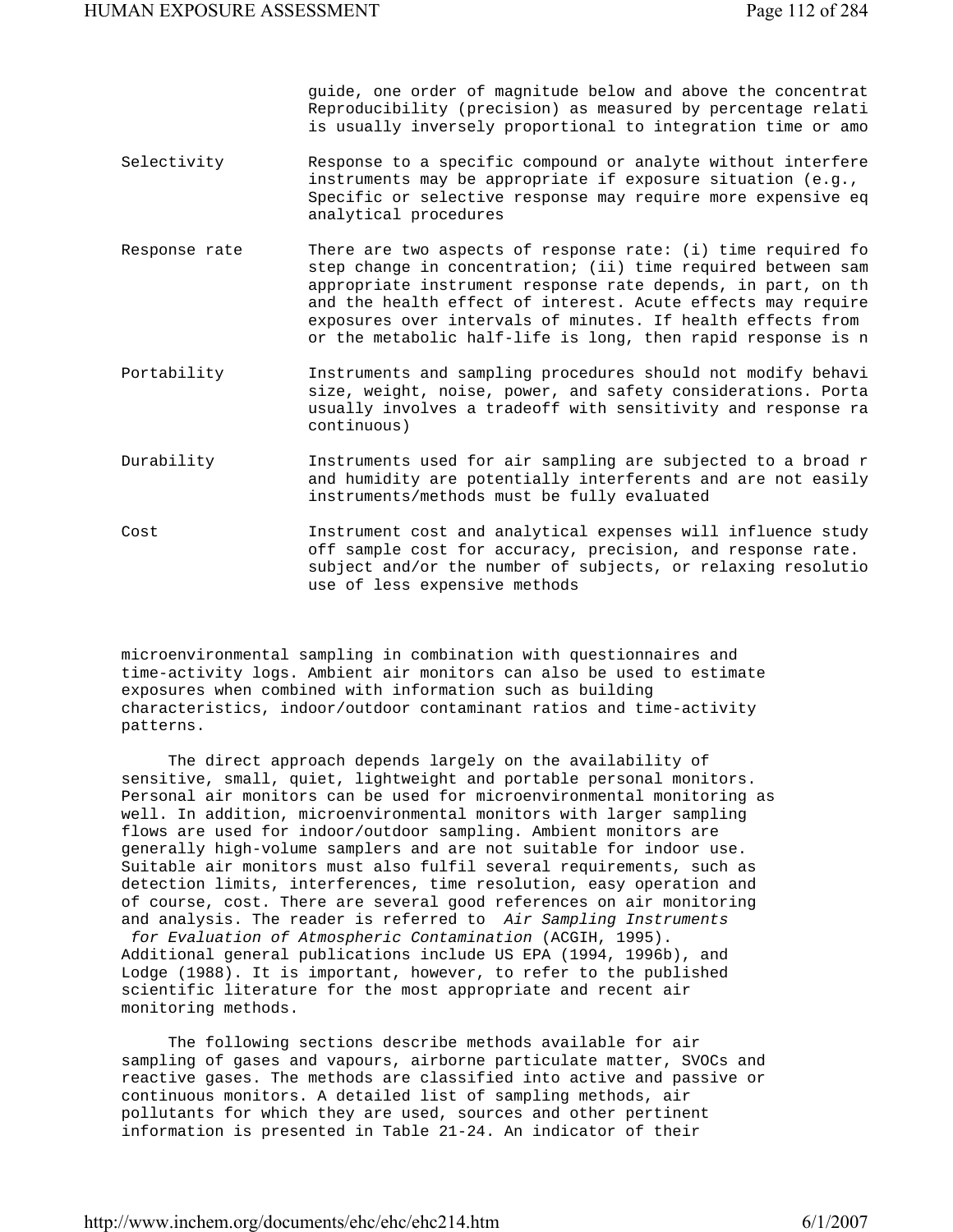| | |
|---|---|
| | guide, one order of magnitude below and above the concentrat Reproducibility (precision) as measured by percentage relati is usually inversely proportional to integration time or amo |
| Selectivity | Response to a specific compound or analyte without interfere instruments may be appropriate if exposure situation (e.g., Specific or selective response may require more expensive eq analytical procedures |
| Response rate | There are two aspects of response rate: (i) time required fo step change in concentration; (ii) time required between sam appropriate instrument response rate depends, in part, on th and the health effect of interest. Acute effects may require exposures over intervals of minutes. If health effects from or the metabolic half-life is long, then rapid response is n |
| Portability | Instruments and sampling procedures should not modify behavi size, weight, noise, power, and safety considerations. Porta usually involves a tradeoff with sensitivity and response ra continuous) |
| Durability | Instruments used for air sampling are subjected to a broad r and humidity are potentially interferents and are not easily instruments/methods must be fully evaluated |
| Cost | Instrument cost and analytical expenses will influence study off sample cost for accuracy, precision, and response rate. subject and/or the number of subjects, or relaxing resolutio use of less expensive methods |

microenvironmental sampling in combination with questionnaires and time-activity logs. Ambient air monitors can also be used to estimate exposures when combined with information such as building characteristics, indoor/outdoor contaminant ratios and time-activity patterns.

The direct approach depends largely on the availability of sensitive, small, quiet, lightweight and portable personal monitors. Personal air monitors can be used for microenvironmental monitoring as well. In addition, microenvironmental monitors with larger sampling flows are used for indoor/outdoor sampling. Ambient monitors are generally high-volume samplers and are not suitable for indoor use. Suitable air monitors must also fulfil several requirements, such as detection limits, interferences, time resolution, easy operation and of course, cost. There are several good references on air monitoring and analysis. The reader is referred to *Air Sampling Instruments for Evaluation of Atmospheric Contamination* (ACGIH, 1995). Additional general publications include US EPA (1994, 1996b), and Lodge (1988). It is important, however, to refer to the published scientific literature for the most appropriate and recent air monitoring methods.

The following sections describe methods available for air sampling of gases and vapours, airborne particulate matter, SVOCs and reactive gases. The methods are classified into active and passive or continuous monitors. A detailed list of sampling methods, air pollutants for which they are used, sources and other pertinent information is presented in Table 21-24. An indicator of their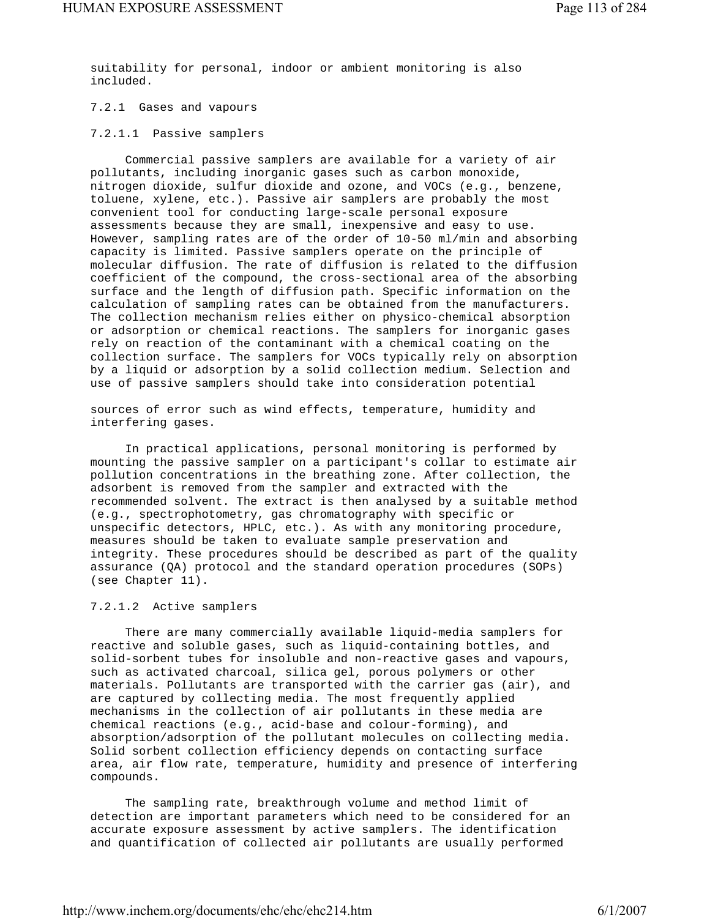suitability for personal, indoor or ambient monitoring is also included.

### 7.2.1 Gases and vapours

#### 7.2.1.1 Passive samplers

Commercial passive samplers are available for a variety of air pollutants, including inorganic gases such as carbon monoxide, nitrogen dioxide, sulfur dioxide and ozone, and VOCs (e.g., benzene, toluene, xylene, etc.). Passive air samplers are probably the most convenient tool for conducting large-scale personal exposure assessments because they are small, inexpensive and easy to use. However, sampling rates are of the order of 10-50 ml/min and absorbing capacity is limited. Passive samplers operate on the principle of molecular diffusion. The rate of diffusion is related to the diffusion coefficient of the compound, the cross-sectional area of the absorbing surface and the length of diffusion path. Specific information on the calculation of sampling rates can be obtained from the manufacturers. The collection mechanism relies either on physico-chemical absorption or adsorption or chemical reactions. The samplers for inorganic gases rely on reaction of the contaminant with a chemical coating on the collection surface. The samplers for VOCs typically rely on absorption by a liquid or adsorption by a solid collection medium. Selection and use of passive samplers should take into consideration potential sources of error such as wind effects, temperature, humidity and interfering gases.

In practical applications, personal monitoring is performed by mounting the passive sampler on a participant's collar to estimate air pollution concentrations in the breathing zone. After collection, the adsorbent is removed from the sampler and extracted with the recommended solvent. The extract is then analysed by a suitable method (e.g., spectrophotometry, gas chromatography with specific or unspecific detectors, HPLC, etc.). As with any monitoring procedure, measures should be taken to evaluate sample preservation and integrity. These procedures should be described as part of the quality assurance (QA) protocol and the standard operation procedures (SOPs) (see Chapter 11).

#### 7.2.1.2 Active samplers

There are many commercially available liquid-media samplers for reactive and soluble gases, such as liquid-containing bottles, and solid-sorbent tubes for insoluble and non-reactive gases and vapours, such as activated charcoal, silica gel, porous polymers or other materials. Pollutants are transported with the carrier gas (air), and are captured by collecting media. The most frequently applied mechanisms in the collection of air pollutants in these media are chemical reactions (e.g., acid-base and colour-forming), and absorption/adsorption of the pollutant molecules on collecting media. Solid sorbent collection efficiency depends on contacting surface area, air flow rate, temperature, humidity and presence of interfering compounds.

The sampling rate, breakthrough volume and method limit of detection are important parameters which need to be considered for an accurate exposure assessment by active samplers. The identification and quantification of collected air pollutants are usually performed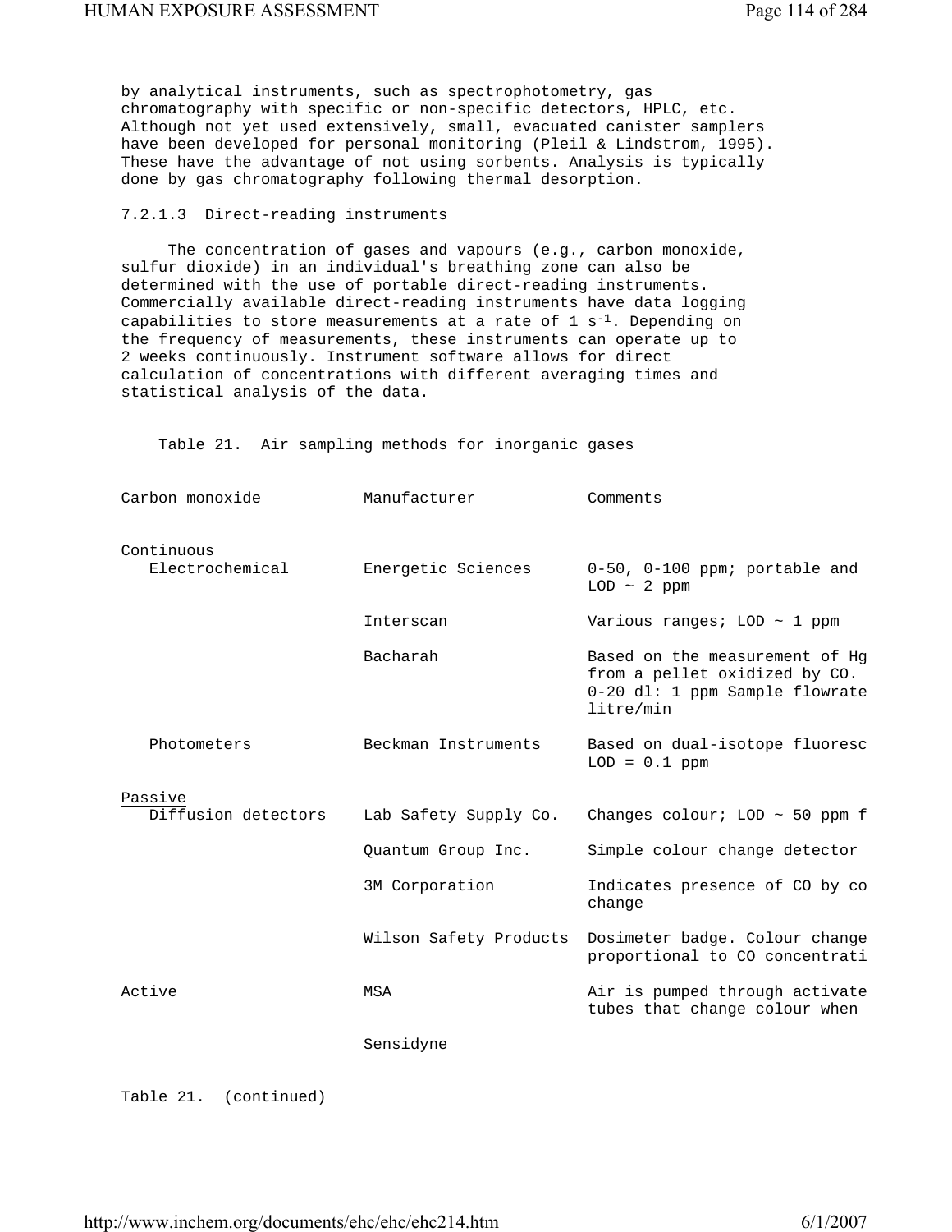by analytical instruments, such as spectrophotometry, gas chromatography with specific or non-specific detectors, HPLC, etc. Although not yet used extensively, small, evacuated canister samplers have been developed for personal monitoring (Pleil & Lindstrom, 1995). These have the advantage of not using sorbents. Analysis is typically done by gas chromatography following thermal desorption.

#### 7.2.1.3 Direct-reading instruments

The concentration of gases and vapours (e.g., carbon monoxide, sulfur dioxide) in an individual's breathing zone can also be determined with the use of portable direct-reading instruments. Commercially available direct-reading instruments have data logging capabilities to store measurements at a rate of 1 $s^{-1}$. Depending on the frequency of measurements, these instruments can operate up to 2 weeks continuously. Instrument software allows for direct calculation of concentrations with different averaging times and statistical analysis of the data.

Table 21. Air sampling methods for inorganic gases

| Carbon monoxide | Manufacturer | Comments |
|---|---|---|
| Continuous | | |
| Electrochemical | Energetic Sciences | 0-50, 0-100 ppm; portable and LOD ~ 2 ppm |
| | Interscan | Various ranges; LOD ~ 1 ppm |
| | Bacharah | Based on the measurement of Hg from a pellet oxidized by CO. 0-20 dl: 1 ppm Sample flowrate litre/min |
| Photometers | Beckman Instruments | Based on dual-isotope fluoresc LOD = 0.1 ppm |
| Passive | | |
| Diffusion detectors | Lab Safety Supply Co. | Changes colour; LOD ~ 50 ppm f |
| | Quantum Group Inc. | Simple colour change detector |
| | 3M Corporation | Indicates presence of CO by co change |
| | Wilson Safety Products | Dosimeter badge. Colour change proportional to CO concentrati |
| Active | MSA | Air is pumped through activate tubes that change colour when |
| | Sensidyne | |

Table 21. (continued)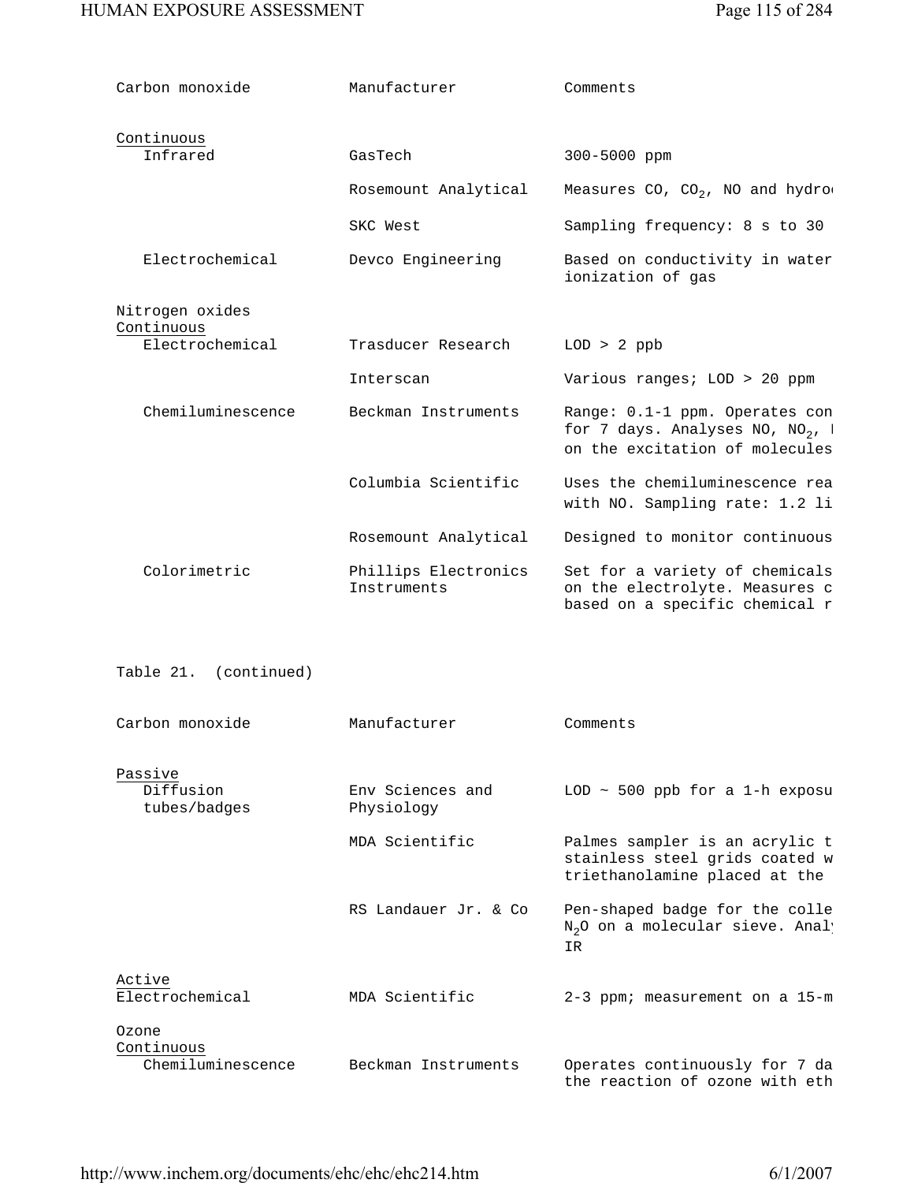| Carbon monoxide | Manufacturer | Comments |
|---|---|---|
| Continuous | | |
| Infrared | GasTech | 300-5000 ppm |
| | Rosemount Analytical | Measures CO, $CO_2$, NO and hydro |
| | SKC West | Sampling frequency: 8 s to 30 |
| Electrochemical | Devco Engineering | Based on conductivity in water ionization of gas |
| Nitrogen oxides | | |
| Continuous | | |
| Electrochemical | Trasducer Research | LOD > 2 ppb |
| | Interscan | Various ranges; LOD > 20 ppm |
| Chemiluminescence | Beckman Instruments | Range: 0.1-1 ppm. Operates con for 7 days. Analyses NO, $NO_2$, on the excitation of molecules |
| | Columbia Scientific | Uses the chemiluminescence rea with NO. Sampling rate: 1.2 li |
| | Rosemount Analytical | Designed to monitor continuous |
| Colorimetric | Phillips Electronics Instruments | Set for a variety of chemicals on the electrolyte. Measures c based on a specific chemical r |

Table 21. (continued)

| Carbon monoxide | Manufacturer | Comments |
|---|---|---|
| Passive | | |
| Diffusion tubes/badges | Env Sciences and Physiology | LOD ~ 500 ppb for a 1-h exposu |
| | MDA Scientific | Palmes sampler is an acrylic t stainless steel grids coated w triethanolamine placed at the |
| | RS Landauer Jr. & Co | Pen-shaped badge for the colle $N_2O$ on a molecular sieve. Anal IR |
| Active | | |
| Electrochemical | MDA Scientific | 2-3 ppm; measurement on a 15-m |
| Ozone | | |
| Continuous | | |
| Chemiluminescence | Beckman Instruments | Operates continuously for 7 da the reaction of ozone with eth |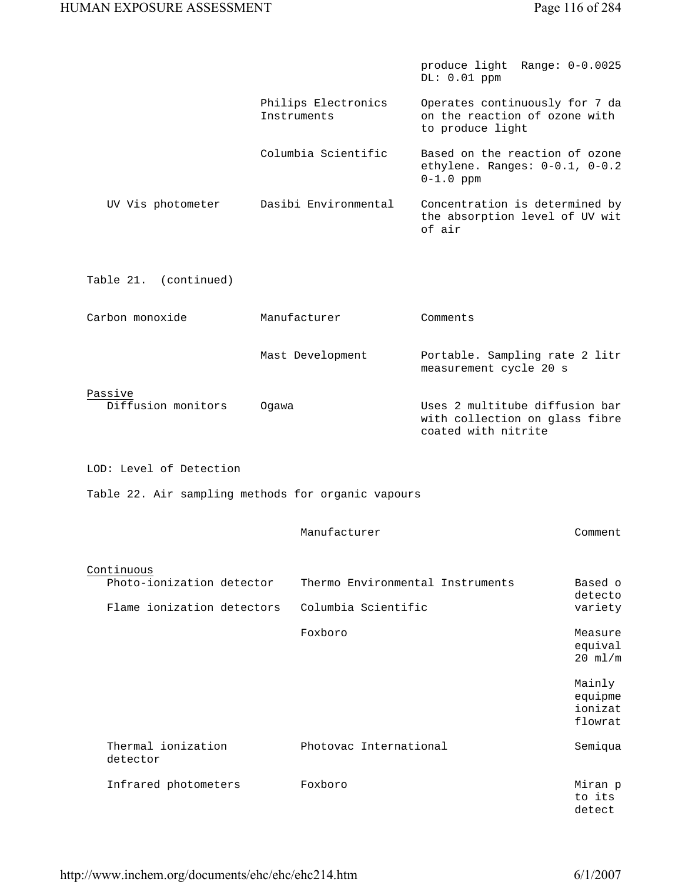| | | |
|---|---|---|
| | | produce light Range: 0-0.0025 DL: 0.01 ppm |
| | Philips Electronics Instruments | Operates continuously for 7 da on the reaction of ozone with to produce light |
| | Columbia Scientific | Based on the reaction of ozone ethylene. Ranges: 0-0.1, 0-0.2 0-1.0 ppm |
| UV Vis photometer | Dasibi Environmental | Concentration is determined by the absorption level of UV wit of air |

Table 21. (continued)

| Carbon monoxide | Manufacturer | Comments |
|---|---|---|
| | Mast Development | Portable. Sampling rate 2 litr measurement cycle 20 s |
| Passive | | |
| Diffusion monitors | Ogawa | Uses 2 multitube diffusion bar with collection on glass fibre coated with nitrite |

LOD: Level of Detection

Table 22. Air sampling methods for organic vapours

| | Manufacturer | Comment |
|---|---|---|
| Continuous | | |
| Photo-ionization detector | Thermo Environmental Instruments | Based o detecto |
| Flame ionization detectors | Columbia Scientific | variety |
| | Foxboro | Measure equival 20 ml/m |
| | | Mainly equipme ionizat flowrat |
| Thermal ionization detector | Photovac International | Semiqua |
| Infrared photometers | Foxboro | Miran p to its detect |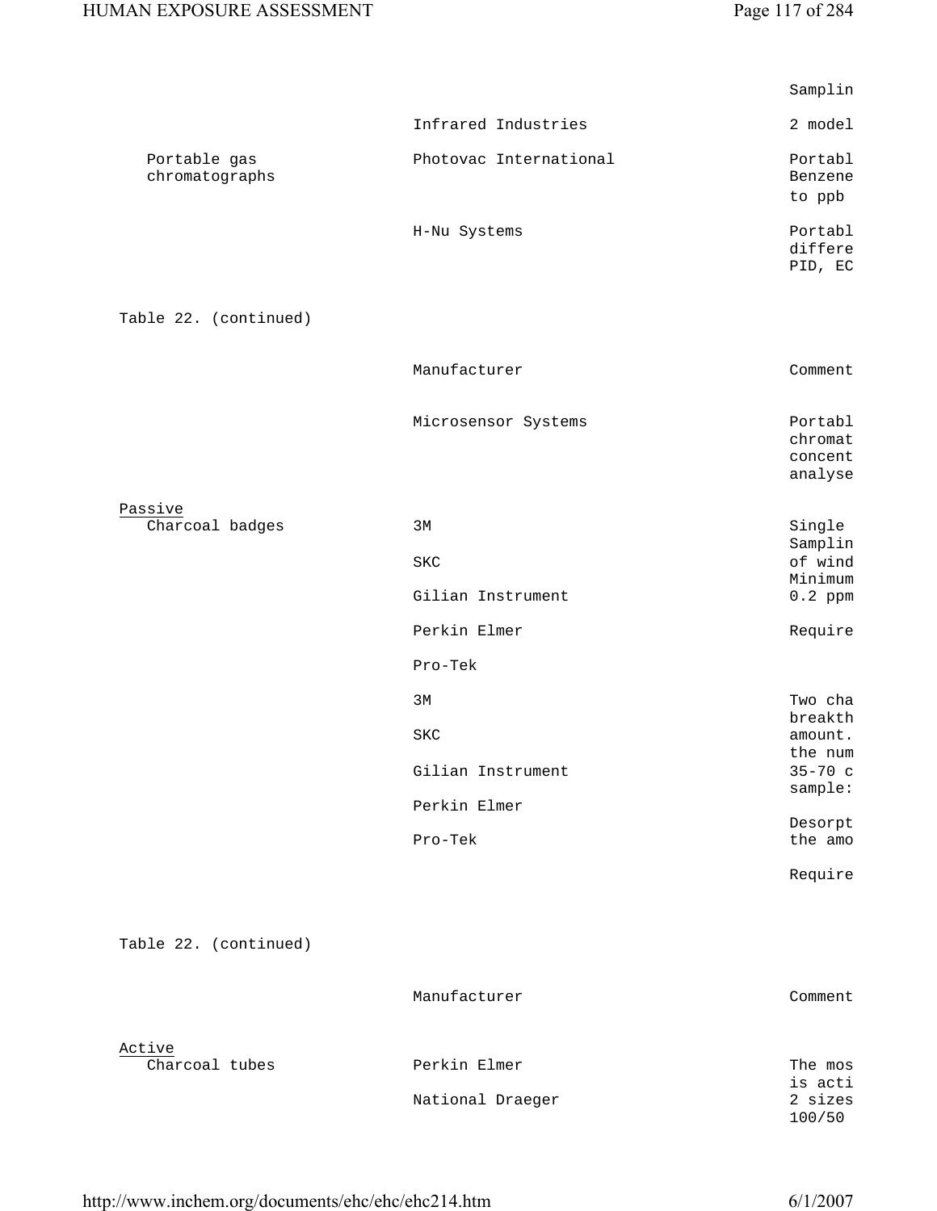| | | Samplin |
|---|---|---|
| | Infrared Industries | 2 model |
| Portable gas chromatographs | Photovac International | Portabl Benzene to ppb |
| | H-Nu Systems | Portabl differe PID, EC |

Table 22. (continued)

| | Manufacturer | Comment |
|---|---|---|
| | Microsensor Systems | Portabl chromat concent analyse |
| Passive | | |
| Charcoal badges | 3M | Single Samplin |
| | SKC | of wind Minimum |
| | Gilian Instrument | 0.2 ppm |
| | Perkin Elmer | Require |
| | Pro-Tek | |
| | 3M | Two cha breakth |
| | SKC | amount. the num |
| | Gilian Instrument | 35-70 c sample: |
| | Perkin Elmer | Desorpt |
| | Pro-Tek | the amo |
| | | Require |

Table 22. (continued)

| | Manufacturer | Comment |
|---|---|---|
| Active | | |
| Charcoal tubes | Perkin Elmer | The mos is acti |
| | National Draeger | 2 sizes 100/50 |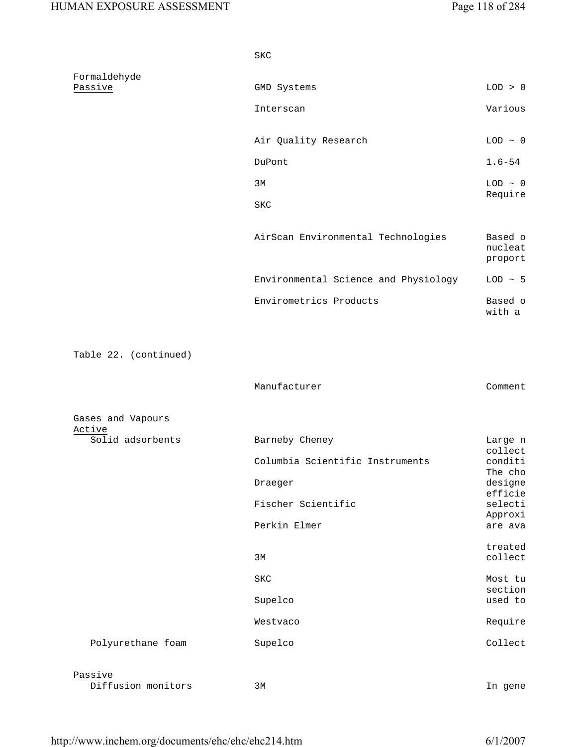| | Manufacturer | Comment |
|---|---|---|
| | SKC | |
| Formaldehyde | | |
| Passive | GMD Systems | LOD > 0 |
| | Interscan | Various |
| | Air Quality Research | LOD ~ 0 |
| | DuPont | 1.6-54 |
| | 3M | LOD ~ 0 Require |
| | SKC | |
| | AirScan Environmental Technologies | Based o nucleat proport |
| | Environmental Science and Physiology | LOD ~ 5 |
| | Envirometrics Products | Based o with a |

Table 22. (continued)

| | Manufacturer | Comment |
|---|---|---|
| Gases and Vapours | | |
| Active | | |
| Solid adsorbents | Barneby Cheney | Large n collect |
| | Columbia Scientific Instruments | conditi The cho |
| | Draeger | designe efficie |
| | Fischer Scientific | selecti Approxi |
| | Perkin Elmer | are ava |
| | | treated |
| | 3M | collect |
| | SKC | Most tu section |
| | Supelco | used to |
| | Westvaco | Require |
| Polyurethane foam | Supelco | Collect |
| Passive | | |
| Diffusion monitors | 3M | In gene |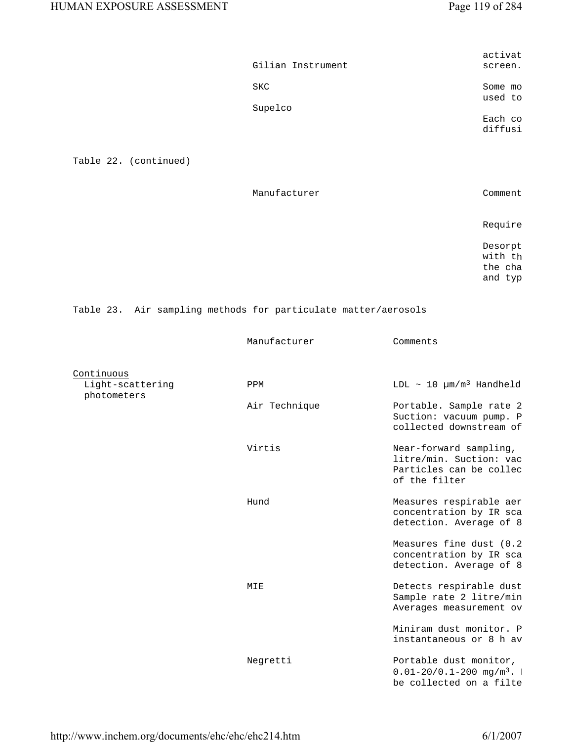| | Manufacturer | Comments |
|---|---|---|
| | | activat screen. |
| | Gilian Instrument | |
| | SKC | Some mo used to |
| | Supelco | |
| | | Each co diffusi |

Table 22. (continued)

| | Manufacturer | Comment |
|---|---|---|
| | | Require |
| | | Desorpt with th the cha and typ |

Table 23. Air sampling methods for particulate matter/aerosols

| | Manufacturer | Comments |
|---|---|---|
| <u>Continuous</u> | | |
| Light-scattering photometers | PPM | LDL ~ 10 µm/m³ Handheld |
| | Air Technique | Portable. Sample rate 2 Suction: vacuum pump. P collected downstream of |
| | Virtis | Near-forward sampling, litre/min. Suction: vac Particles can be collec of the filter |
| | Hund | Measures respirable aer concentration by IR sca detection. Average of 8 |
| | | Measures fine dust (0.2 concentration by IR sca detection. Average of 8 |
| | MIE | Detects respirable dust Sample rate 2 litre/min Averages measurement ov |
| | | Miniram dust monitor. P instantaneous or 8 h av |
| | Negretti | Portable dust monitor, 0.01-20/0.1-200 mg/m³. be collected on a filte |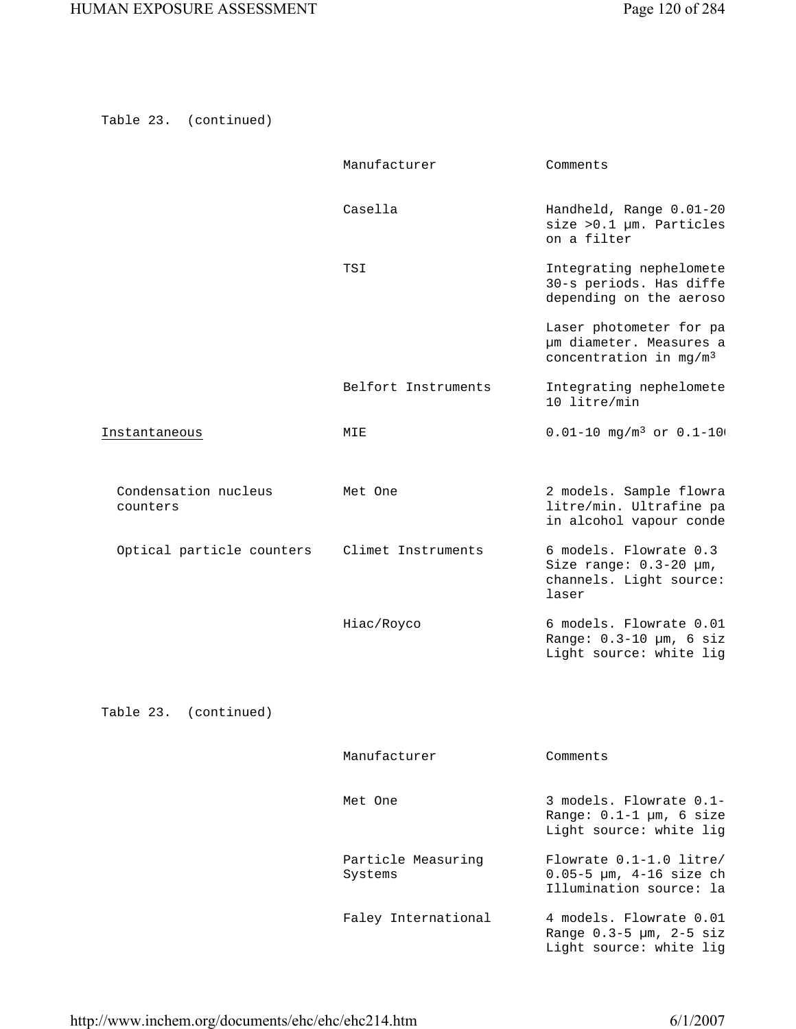Table 23. (continued)

| | Manufacturer | Comments |
|---|---|---|
| | Casella | Handheld, Range 0.01-20 size >0.1 µm. Particles on a filter |
| | TSI | Integrating nephelomete 30-s periods. Has diffe depending on the aeroso |
| | | Laser photometer for pa µm diameter. Measures a concentration in mg/m³ |
| | Belfort Instruments | Integrating nephelomete 10 litre/min |
| Instantaneous | MIE | 0.01-10 mg/m³ or 0.1-10 |
| Condensation nucleus counters | Met One | 2 models. Sample flowra litre/min. Ultrafine pa in alcohol vapour conde |
| Optical particle counters | Climet Instruments | 6 models. Flowrate 0.3 Size range: 0.3-20 µm, channels. Light source: laser |
| | Hiac/Royco | 6 models. Flowrate 0.01 Range: 0.3-10 µm, 6 siz Light source: white lig |

Table 23. (continued)

| | Manufacturer | Comments |
|---|---|---|
| | Met One | 3 models. Flowrate 0.1- Range: 0.1-1 µm, 6 size Light source: white lig |
| | Particle Measuring Systems | Flowrate 0.1-1.0 litre/ 0.05-5 µm, 4-16 size ch Illumination source: la |
| | Faley International | 4 models. Flowrate 0.01 Range 0.3-5 µm, 2-5 siz Light source: white lig |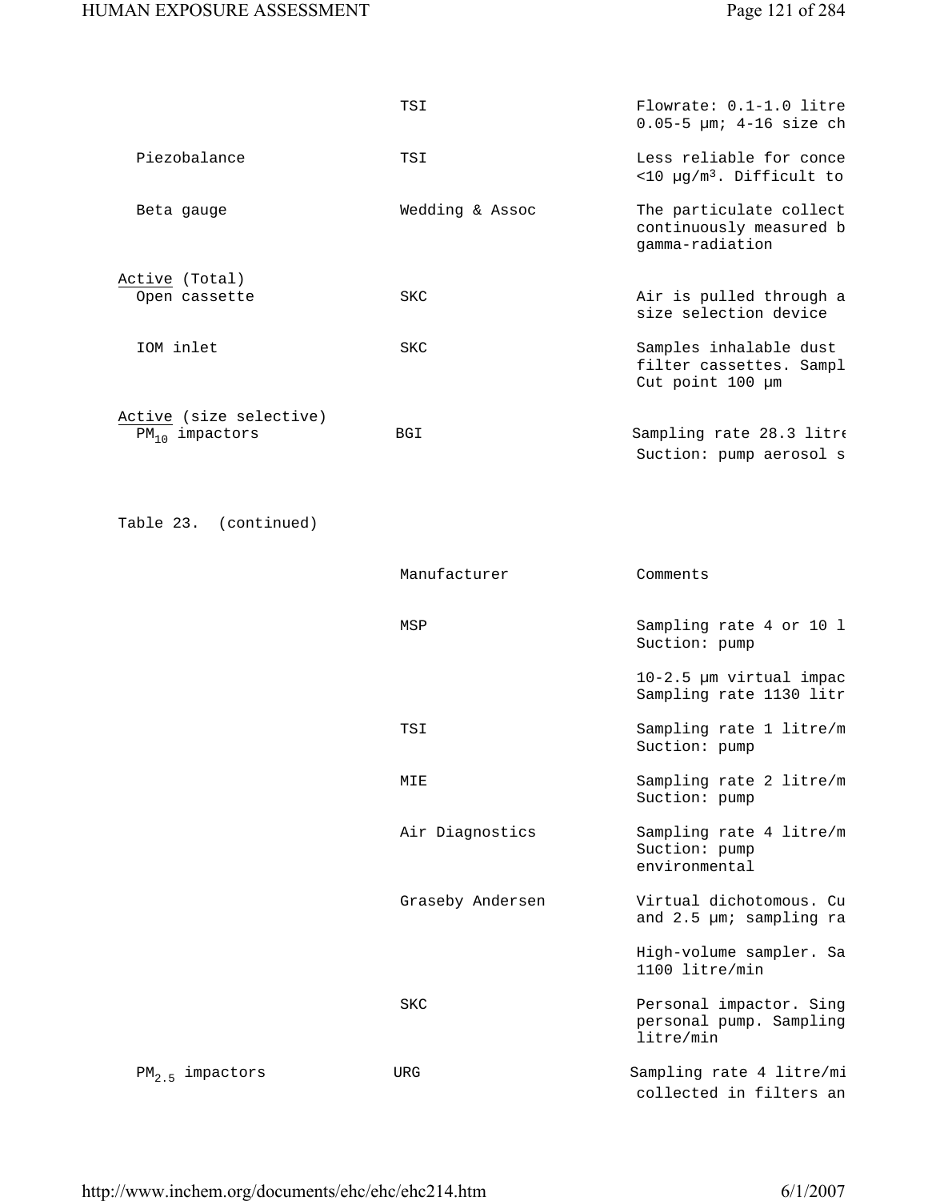| | | |
|---|---|---|
| | TSI | Flowrate: 0.1-1.0 litre 0.05-5 µm; 4-16 size ch |
| Piezobalance | TSI | Less reliable for conce <10 µg/m³. Difficult to |
| Beta gauge | Wedding & Assoc | The particulate collect continuously measured b gamma-radiation |
| Active (Total) | | |
| Open cassette | SKC | Air is pulled through a size selection device |
| IOM inlet | SKC | Samples inhalable dust filter cassettes. Sampl Cut point 100 µm |
| Active (size selective) | | |
| $PM_{10}$ impactors | BGI | Sampling rate 28.3 litre Suction: pump aerosol s |

Table 23. (continued)

| | Manufacturer | Comments |
|---|---|---|
| | MSP | Sampling rate 4 or 10 l Suction: pump |
| | | 10-2.5 µm virtual impac Sampling rate 1130 litr |
| | TSI | Sampling rate 1 litre/m Suction: pump |
| | MIE | Sampling rate 2 litre/m Suction: pump |
| | Air Diagnostics | Sampling rate 4 litre/m Suction: pump environmental |
| | Graseby Andersen | Virtual dichotomous. Cu and 2.5 µm; sampling ra |
| | | High-volume sampler. Sa 1100 litre/min |
| | SKC | Personal impactor. Sing personal pump. Sampling litre/min |
| $PM_{2.5}$ impactors | URG | Sampling rate 4 litre/mi collected in filters an |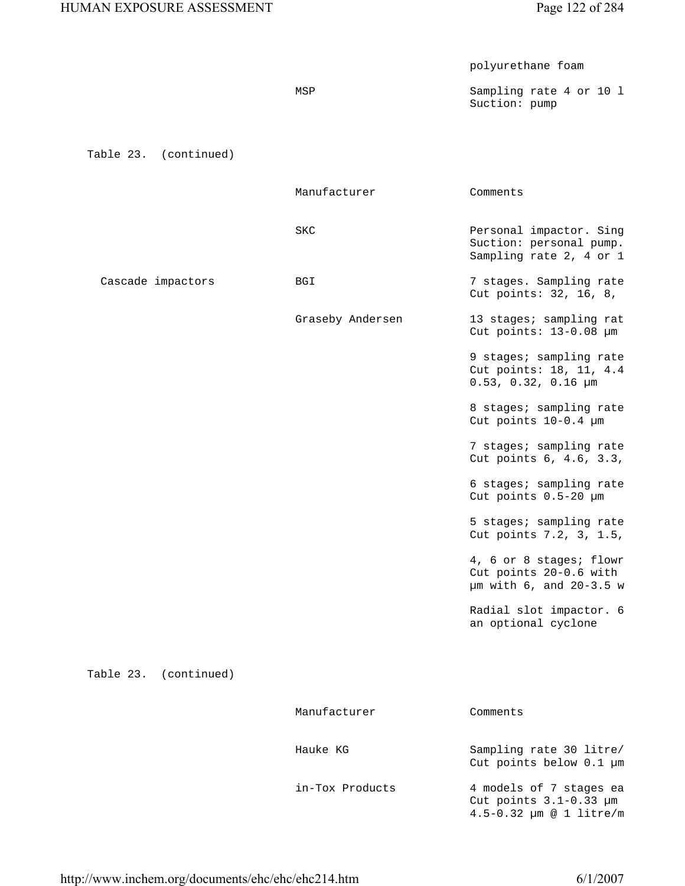| | | |
|---|---|---|
| | | polyurethane foam |
| | MSP | Sampling rate 4 or 10 l<br>Suction: pump |

Table 23. (continued)

| | Manufacturer | Comments |
|---|---|---|
| | SKC | Personal impactor. Sing<br>Suction: personal pump.<br>Sampling rate 2, 4 or 1 |
| Cascade impactors | BGI | 7 stages. Sampling rate<br>Cut points: 32, 16, 8, |
| | Graseby Andersen | 13 stages; sampling rat<br>Cut points: 13-0.08 µm |
| | | 9 stages; sampling rate<br>Cut points: 18, 11, 4.4<br>0.53, 0.32, 0.16 µm |
| | | 8 stages; sampling rate<br>Cut points 10-0.4 µm |
| | | 7 stages; sampling rate<br>Cut points 6, 4.6, 3.3, |
| | | 6 stages; sampling rate<br>Cut points 0.5-20 µm |
| | | 5 stages; sampling rate<br>Cut points 7.2, 3, 1.5, |
| | | 4, 6 or 8 stages; flowr<br>Cut points 20-0.6 with<br>µm with 6, and 20-3.5 w |
| | | Radial slot impactor. 6<br>an optional cyclone |

Table 23. (continued)

| | Manufacturer | Comments |
|---|---|---|
| | Hauke KG | Sampling rate 30 litre/<br>Cut points below 0.1 µm |
| | in-Tox Products | 4 models of 7 stages ea<br>Cut points 3.1-0.33 µm<br>4.5-0.32 µm @ 1 litre/m |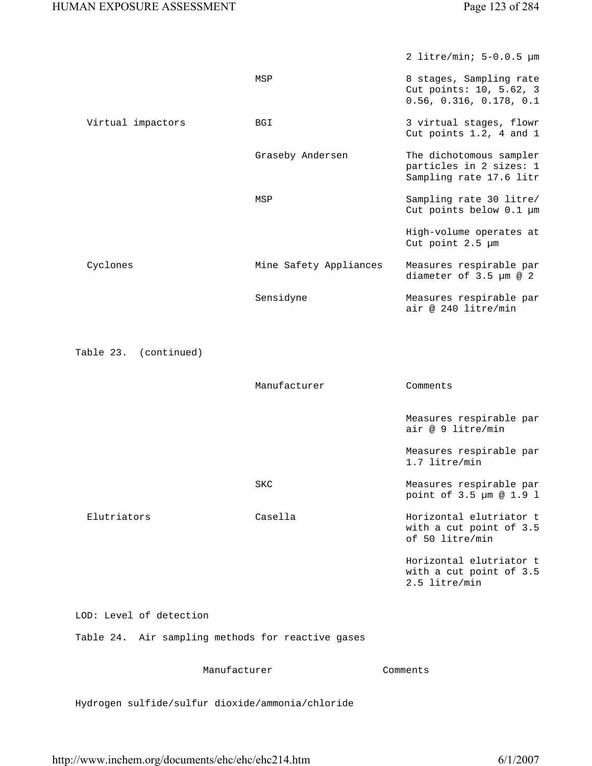| | | |
|---|---|---|
| | | 2 litre/min; 5-0.0.5 µm |
| | MSP | 8 stages, Sampling rate Cut points: 10, 5.62, 3 0.56, 0.316, 0.178, 0.1 |
| Virtual impactors | BGI | 3 virtual stages, flowr Cut points 1.2, 4 and 1 |
| | Graseby Andersen | The dichotomous sampler particles in 2 sizes: 1 Sampling rate 17.6 litr |
| | MSP | Sampling rate 30 litre/ Cut points below 0.1 µm |
| | | High-volume operates at Cut point 2.5 µm |
| Cyclones | Mine Safety Appliances | Measures respirable par diameter of 3.5 µm @ 2 |
| | Sensidyne | Measures respirable par air @ 240 litre/min |

Table 23. (continued)

| | Manufacturer | Comments |
|---|---|---|
| | | Measures respirable par air @ 9 litre/min |
| | | Measures respirable par 1.7 litre/min |
| | SKC | Measures respirable par point of 3.5 µm @ 1.9 l |
| Elutriators | Casella | Horizontal elutriator t with a cut point of 3.5 of 50 litre/min |
| | | Horizontal elutriator t with a cut point of 3.5 2.5 litre/min |

LOD: Level of detection

Table 24. Air sampling methods for reactive gases

| Manufacturer | Comments |
|---|---|
| Hydrogen sulfide/sulfur dioxide/ammonia/chloride | |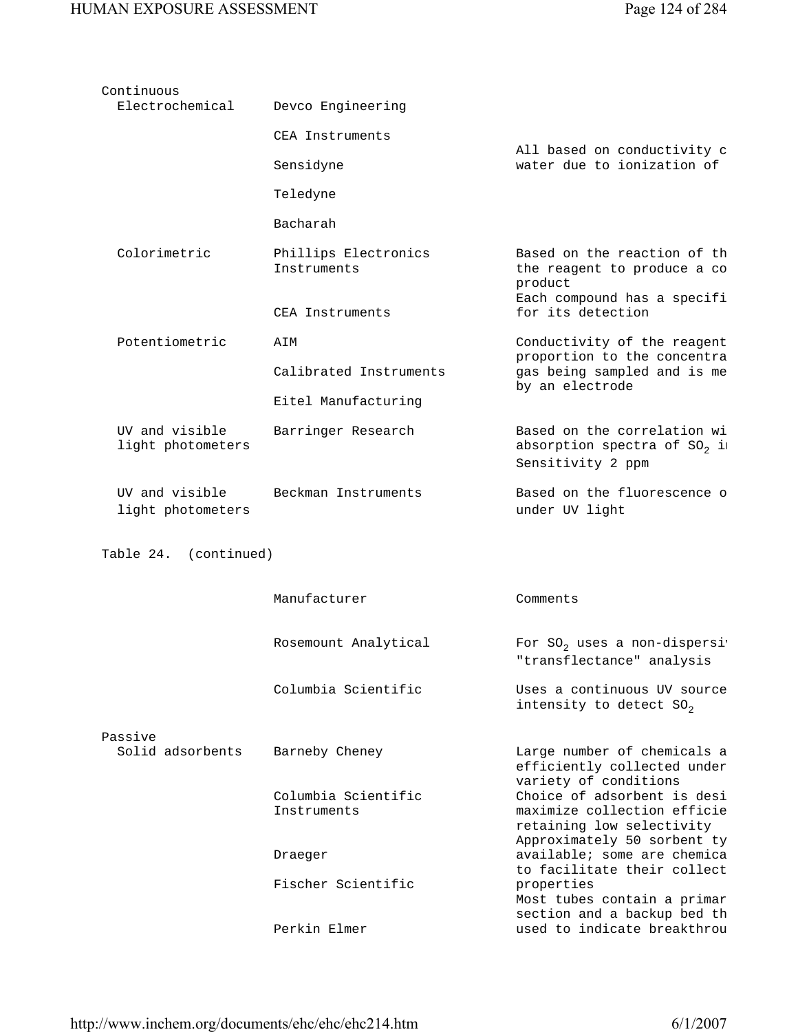| | Manufacturer | Comments |
|---|---|---|
| Continuous | | |
| Electrochemical | Devco Engineering | All based on conductivity c water due to ionization of |
| | CEA Instruments | |
| | Sensidyne | |
| | Teledyne | |
| | Bacharah | |
| Colorimetric | Phillips Electronics Instruments | Based on the reaction of th the reagent to produce a co product |
| | CEA Instruments | Each compound has a specifi for its detection |
| Potentiometric | AIM | Conductivity of the reagent proportion to the concentra gas being sampled and is me by an electrode |
| | Calibrated Instruments | |
| | Eitel Manufacturing | |
| UV and visible light photometers | Barringer Research | Based on the correlation wi absorption spectra of $SO_2$ i<br>Sensitivity 2 ppm |
| UV and visible light photometers | Beckman Instruments | Based on the fluorescence o under UV light |

Table 24. (continued)

| | Manufacturer | Comments |
|---|---|---|
| | Rosemount Analytical | For $SO_2$ uses a non-dispersi "transflectance" analysis |
| | Columbia Scientific | Uses a continuous UV source intensity to detect $SO_2$ |
| Passive | | |
| Solid adsorbents | Barneby Cheney | Large number of chemicals a efficiently collected under variety of conditions |
| | Columbia Scientific Instruments | Choice of adsorbent is desi maximize collection efficie retaining low selectivity |
| | Draeger | Approximately 50 sorbent ty available; some are chemica to facilitate their collect |
| | Fischer Scientific | properties<br>Most tubes contain a primar section and a backup bed th |
| | Perkin Elmer | used to indicate breakthrou |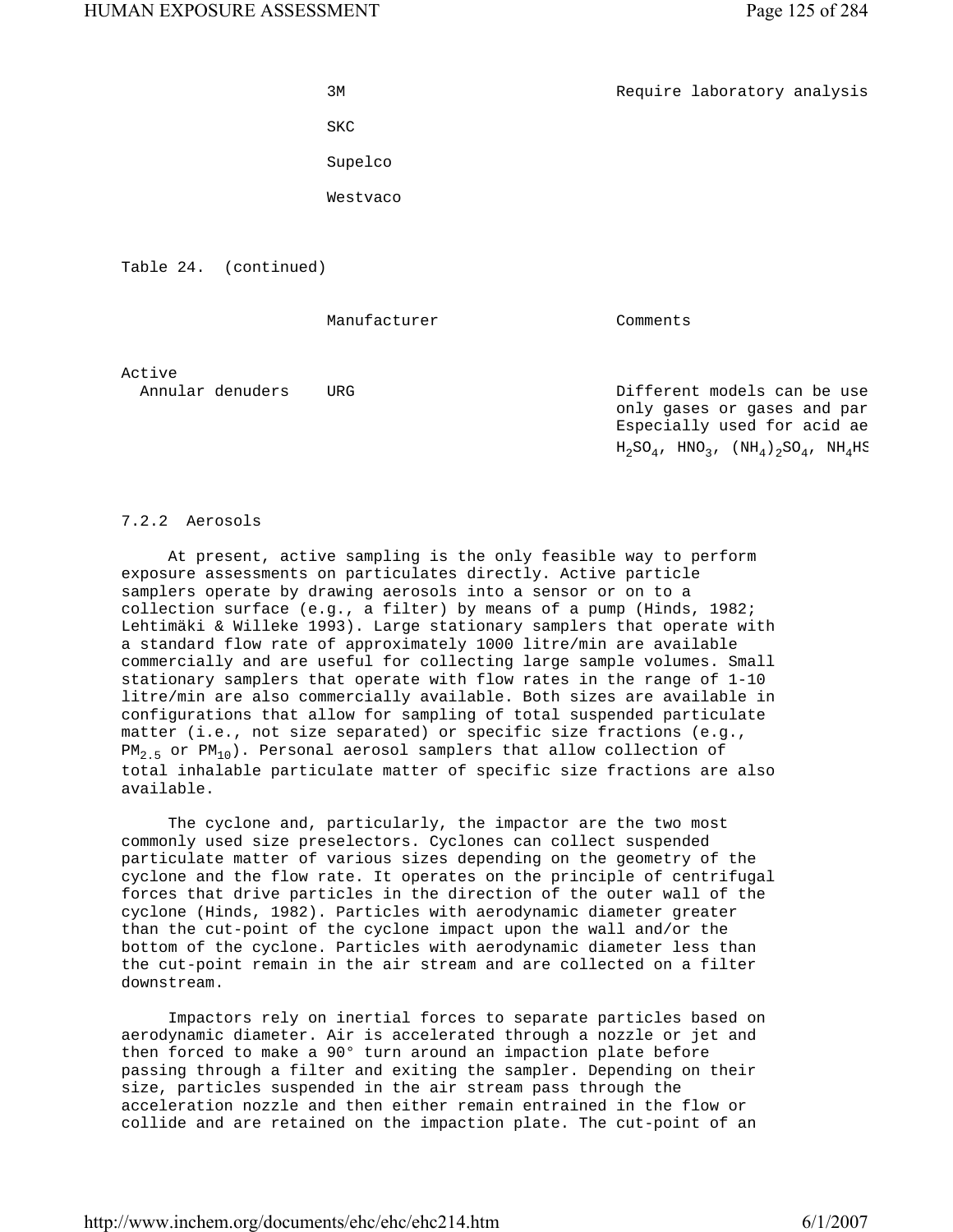| | Manufacturer | Comments |
|---|---|---|
| | 3M | Require laboratory analysis |
| | SKC | |
| | Supelco | |
| | Westvaco | |

Table 24. (continued)

| | Manufacturer | Comments |
|---|---|---|
| Active | | |
| Annular denuders | URG | Different models can be use only gases or gases and par Especially used for acid ae $H_2SO_4$, $HNO_3$, $(NH_4)_2SO_4$, $NH_4HS$ |

### 7.2.2 Aerosols

At present, active sampling is the only feasible way to perform exposure assessments on particulates directly. Active particle samplers operate by drawing aerosols into a sensor or on to a collection surface (e.g., a filter) by means of a pump (Hinds, 1982; Lehtimäki & Willeke 1993). Large stationary samplers that operate with a standard flow rate of approximately 1000 litre/min are available commercially and are useful for collecting large sample volumes. Small stationary samplers that operate with flow rates in the range of 1-10 litre/min are also commercially available. Both sizes are available in configurations that allow for sampling of total suspended particulate matter (i.e., not size separated) or specific size fractions (e.g., $PM_{2.5}$ or $PM_{10}$). Personal aerosol samplers that allow collection of total inhalable particulate matter of specific size fractions are also available.

The cyclone and, particularly, the impactor are the two most commonly used size preselectors. Cyclones can collect suspended particulate matter of various sizes depending on the geometry of the cyclone and the flow rate. It operates on the principle of centrifugal forces that drive particles in the direction of the outer wall of the cyclone (Hinds, 1982). Particles with aerodynamic diameter greater than the cut-point of the cyclone impact upon the wall and/or the bottom of the cyclone. Particles with aerodynamic diameter less than the cut-point remain in the air stream and are collected on a filter downstream.

Impactors rely on inertial forces to separate particles based on aerodynamic diameter. Air is accelerated through a nozzle or jet and then forced to make a 90° turn around an impaction plate before passing through a filter and exiting the sampler. Depending on their size, particles suspended in the air stream pass through the acceleration nozzle and then either remain entrained in the flow or collide and are retained on the impaction plate. The cut-point of an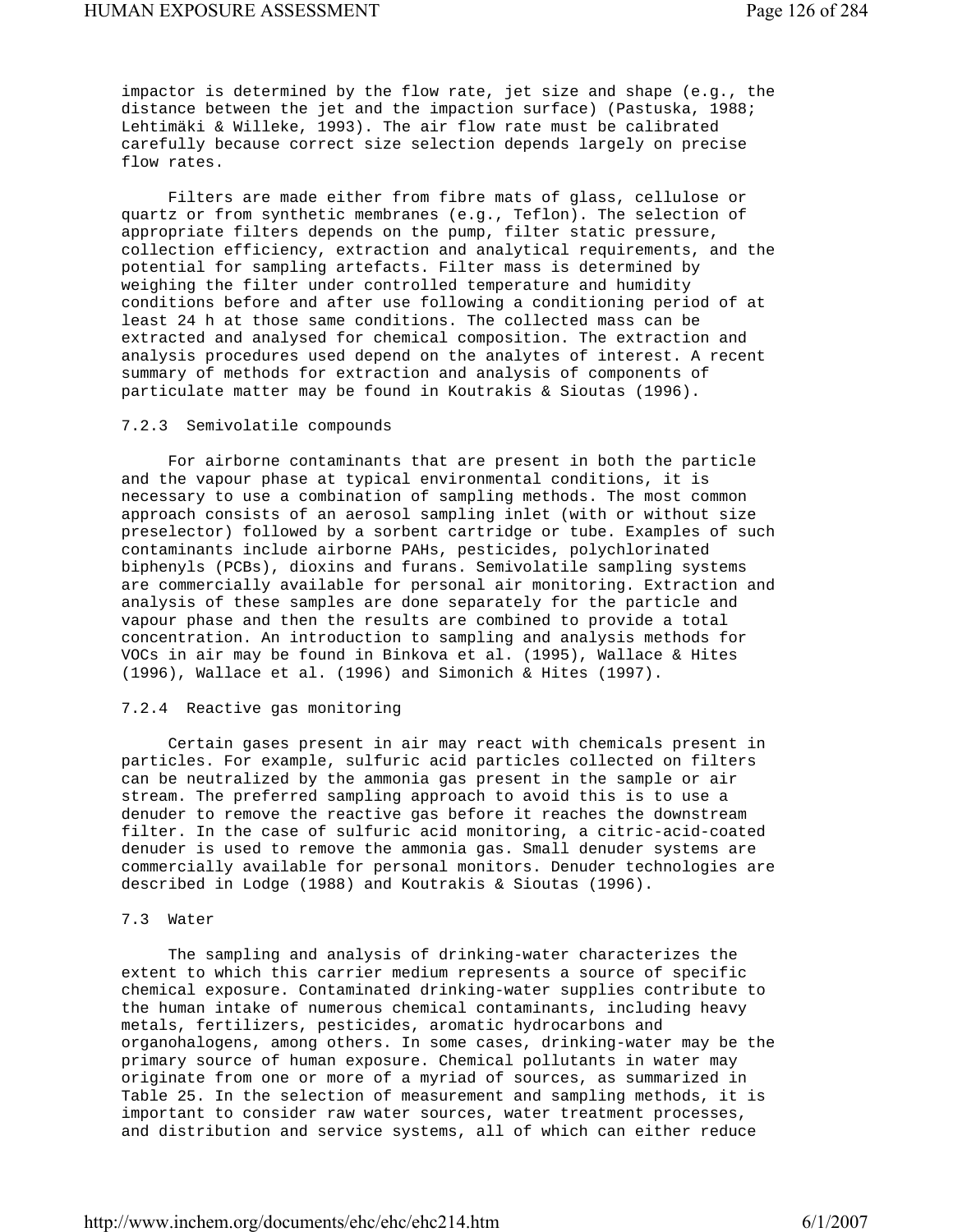impactor is determined by the flow rate, jet size and shape (e.g., the distance between the jet and the impaction surface) (Pastuska, 1988; Lehtimäki & Willeke, 1993). The air flow rate must be calibrated carefully because correct size selection depends largely on precise flow rates.

Filters are made either from fibre mats of glass, cellulose or quartz or from synthetic membranes (e.g., Teflon). The selection of appropriate filters depends on the pump, filter static pressure, collection efficiency, extraction and analytical requirements, and the potential for sampling artefacts. Filter mass is determined by weighing the filter under controlled temperature and humidity conditions before and after use following a conditioning period of at least 24 h at those same conditions. The collected mass can be extracted and analysed for chemical composition. The extraction and analysis procedures used depend on the analytes of interest. A recent summary of methods for extraction and analysis of components of particulate matter may be found in Koutrakis & Sioutas (1996).

### 7.2.3 Semivolatile compounds

For airborne contaminants that are present in both the particle and the vapour phase at typical environmental conditions, it is necessary to use a combination of sampling methods. The most common approach consists of an aerosol sampling inlet (with or without size preselector) followed by a sorbent cartridge or tube. Examples of such contaminants include airborne PAHs, pesticides, polychlorinated biphenyls (PCBs), dioxins and furans. Semivolatile sampling systems are commercially available for personal air monitoring. Extraction and analysis of these samples are done separately for the particle and vapour phase and then the results are combined to provide a total concentration. An introduction to sampling and analysis methods for VOCs in air may be found in Binkova et al. (1995), Wallace & Hites (1996), Wallace et al. (1996) and Simonich & Hites (1997).

### 7.2.4 Reactive gas monitoring

Certain gases present in air may react with chemicals present in particles. For example, sulfuric acid particles collected on filters can be neutralized by the ammonia gas present in the sample or air stream. The preferred sampling approach to avoid this is to use a denuder to remove the reactive gas before it reaches the downstream filter. In the case of sulfuric acid monitoring, a citric-acid-coated denuder is used to remove the ammonia gas. Small denuder systems are commercially available for personal monitors. Denuder technologies are described in Lodge (1988) and Koutrakis & Sioutas (1996).

## 7.3 Water

The sampling and analysis of drinking-water characterizes the extent to which this carrier medium represents a source of specific chemical exposure. Contaminated drinking-water supplies contribute to the human intake of numerous chemical contaminants, including heavy metals, fertilizers, pesticides, aromatic hydrocarbons and organohalogens, among others. In some cases, drinking-water may be the primary source of human exposure. Chemical pollutants in water may originate from one or more of a myriad of sources, as summarized in Table 25. In the selection of measurement and sampling methods, it is important to consider raw water sources, water treatment processes, and distribution and service systems, all of which can either reduce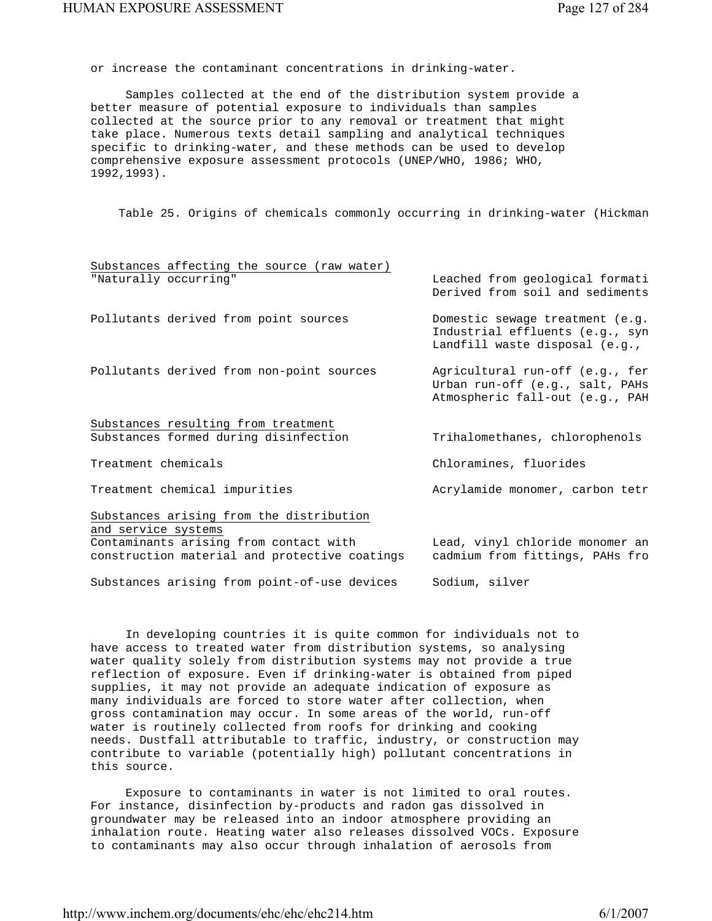or increase the contaminant concentrations in drinking-water.

Samples collected at the end of the distribution system provide a better measure of potential exposure to individuals than samples collected at the source prior to any removal or treatment that might take place. Numerous texts detail sampling and analytical techniques specific to drinking-water, and these methods can be used to develop comprehensive exposure assessment protocols (UNEP/WHO, 1986; WHO, 1992,1993).

Table 25. Origins of chemicals commonly occurring in drinking-water (Hickman

| | |
|---|---|
| Substances affecting the source (raw water) | |
| "Naturally occurring" | Leached from geological formati<br>Derived from soil and sediments |
| Pollutants derived from point sources | Domestic sewage treatment (e.g.<br>Industrial effluents (e.g., syn<br>Landfill waste disposal (e.g., |
| Pollutants derived from non-point sources | Agricultural run-off (e.g., fer<br>Urban run-off (e.g., salt, PAHs<br>Atmospheric fall-out (e.g., PAH |
| Substances resulting from treatment | |
| Substances formed during disinfection | Trihalomethanes, chlorophenols |
| Treatment chemicals | Chloramines, fluorides |
| Treatment chemical impurities | Acrylamide monomer, carbon tetr |
| Substances arising from the distribution and service systems | |
| Contaminants arising from contact with construction material and protective coatings | Lead, vinyl chloride monomer an<br>cadmium from fittings, PAHs fro |
| Substances arising from point-of-use devices | Sodium, silver |

In developing countries it is quite common for individuals not to have access to treated water from distribution systems, so analysing water quality solely from distribution systems may not provide a true reflection of exposure. Even if drinking-water is obtained from piped supplies, it may not provide an adequate indication of exposure as many individuals are forced to store water after collection, when gross contamination may occur. In some areas of the world, run-off water is routinely collected from roofs for drinking and cooking needs. Dustfall attributable to traffic, industry, or construction may contribute to variable (potentially high) pollutant concentrations in this source.

Exposure to contaminants in water is not limited to oral routes. For instance, disinfection by-products and radon gas dissolved in groundwater may be released into an indoor atmosphere providing an inhalation route. Heating water also releases dissolved VOCs. Exposure to contaminants may also occur through inhalation of aerosols from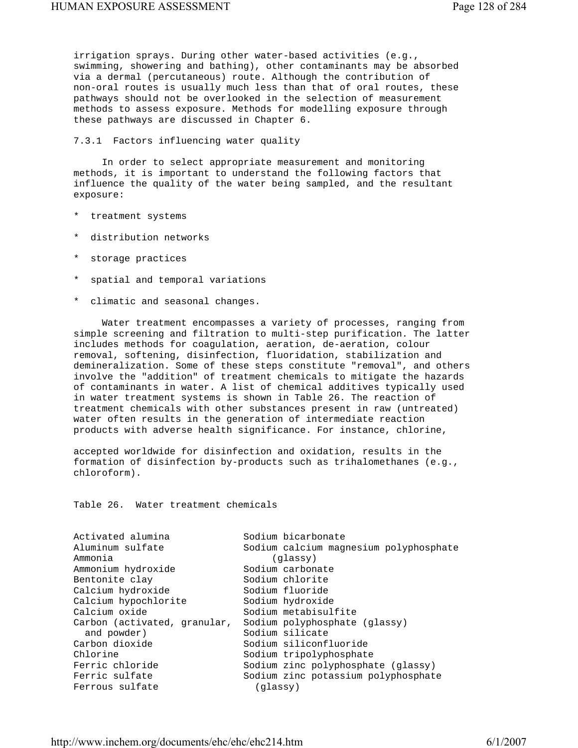irrigation sprays. During other water-based activities (e.g., swimming, showering and bathing), other contaminants may be absorbed via a dermal (percutaneous) route. Although the contribution of non-oral routes is usually much less than that of oral routes, these pathways should not be overlooked in the selection of measurement methods to assess exposure. Methods for modelling exposure through these pathways are discussed in Chapter 6.

### 7.3.1 Factors influencing water quality

In order to select appropriate measurement and monitoring methods, it is important to understand the following factors that influence the quality of the water being sampled, and the resultant exposure:

* treatment systems
* distribution networks
* storage practices
* spatial and temporal variations
* climatic and seasonal changes.

Water treatment encompasses a variety of processes, ranging from simple screening and filtration to multi-step purification. The latter includes methods for coagulation, aeration, de-aeration, colour removal, softening, disinfection, fluoridation, stabilization and demineralization. Some of these steps constitute "removal", and others involve the "addition" of treatment chemicals to mitigate the hazards of contaminants in water. A list of chemical additives typically used in water treatment systems is shown in Table 26. The reaction of treatment chemicals with other substances present in raw (untreated) water often results in the generation of intermediate reaction products with adverse health significance. For instance, chlorine, accepted worldwide for disinfection and oxidation, results in the formation of disinfection by-products such as trihalomethanes (e.g., chloroform).

Table 26. Water treatment chemicals

| | |
|---|---|
| Activated alumina | Sodium bicarbonate |
| Aluminum sulfate | Sodium calcium magnesium polyphosphate (glassy) |
| Ammonia | Sodium carbonate |
| Ammonium hydroxide | Sodium chlorite |
| Bentonite clay | Sodium fluoride |
| Calcium hydroxide | Sodium hydroxide |
| Calcium hypochlorite | Sodium metabisulfite |
| Calcium oxide | Sodium polyphosphate (glassy) |
| Carbon (activated, granular, and powder) | Sodium silicate |
| Carbon dioxide | Sodium siliconfluoride |
| Chlorine | Sodium tripolyphosphate |
| Ferric chloride | Sodium zinc polyphosphate (glassy) |
| Ferric sulfate | Sodium zinc potassium polyphosphate (glassy) |
| Ferrous sulfate | |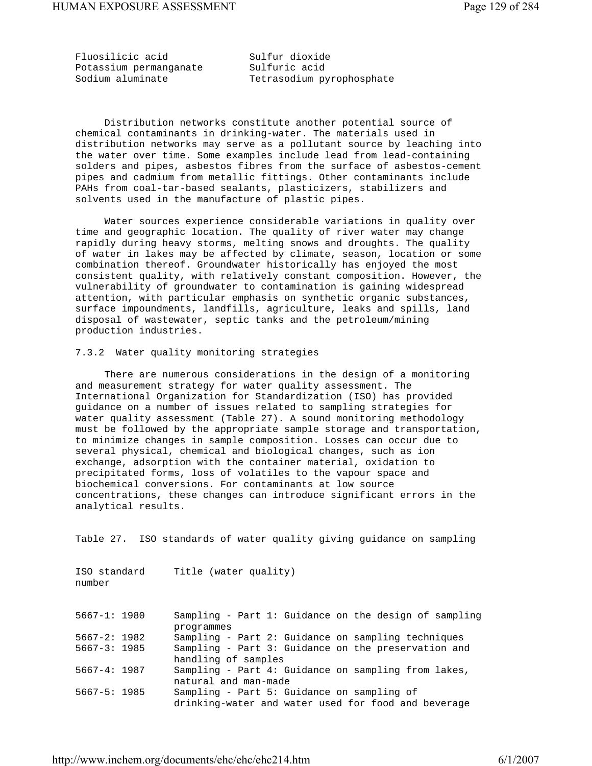| | |
|---|---|
| Fluosilicic acid | Sulfur dioxide |
| Potassium permanganate | Sulfuric acid |
| Sodium aluminate | Tetrasodium pyrophosphate |

Distribution networks constitute another potential source of chemical contaminants in drinking-water. The materials used in distribution networks may serve as a pollutant source by leaching into the water over time. Some examples include lead from lead-containing solders and pipes, asbestos fibres from the surface of asbestos-cement pipes and cadmium from metallic fittings. Other contaminants include PAHs from coal-tar-based sealants, plasticizers, stabilizers and solvents used in the manufacture of plastic pipes.

Water sources experience considerable variations in quality over time and geographic location. The quality of river water may change rapidly during heavy storms, melting snows and droughts. The quality of water in lakes may be affected by climate, season, location or some combination thereof. Groundwater historically has enjoyed the most consistent quality, with relatively constant composition. However, the vulnerability of groundwater to contamination is gaining widespread attention, with particular emphasis on synthetic organic substances, surface impoundments, landfills, agriculture, leaks and spills, land disposal of wastewater, septic tanks and the petroleum/mining production industries.

### 7.3.2 Water quality monitoring strategies

There are numerous considerations in the design of a monitoring and measurement strategy for water quality assessment. The International Organization for Standardization (ISO) has provided guidance on a number of issues related to sampling strategies for water quality assessment (Table 27). A sound monitoring methodology must be followed by the appropriate sample storage and transportation, to minimize changes in sample composition. Losses can occur due to several physical, chemical and biological changes, such as ion exchange, adsorption with the container material, oxidation to precipitated forms, loss of volatiles to the vapour space and biochemical conversions. For contaminants at low source concentrations, these changes can introduce significant errors in the analytical results.

Table 27. ISO standards of water quality giving guidance on sampling

| ISO standard number | Title (water quality) |
|---|---|
| 5667-1: 1980 | Sampling - Part 1: Guidance on the design of sampling programmes |
| 5667-2: 1982 | Sampling - Part 2: Guidance on sampling techniques |
| 5667-3: 1985 | Sampling - Part 3: Guidance on the preservation and handling of samples |
| 5667-4: 1987 | Sampling - Part 4: Guidance on sampling from lakes, natural and man-made |
| 5667-5: 1985 | Sampling - Part 5: Guidance on sampling of drinking-water and water used for food and beverage |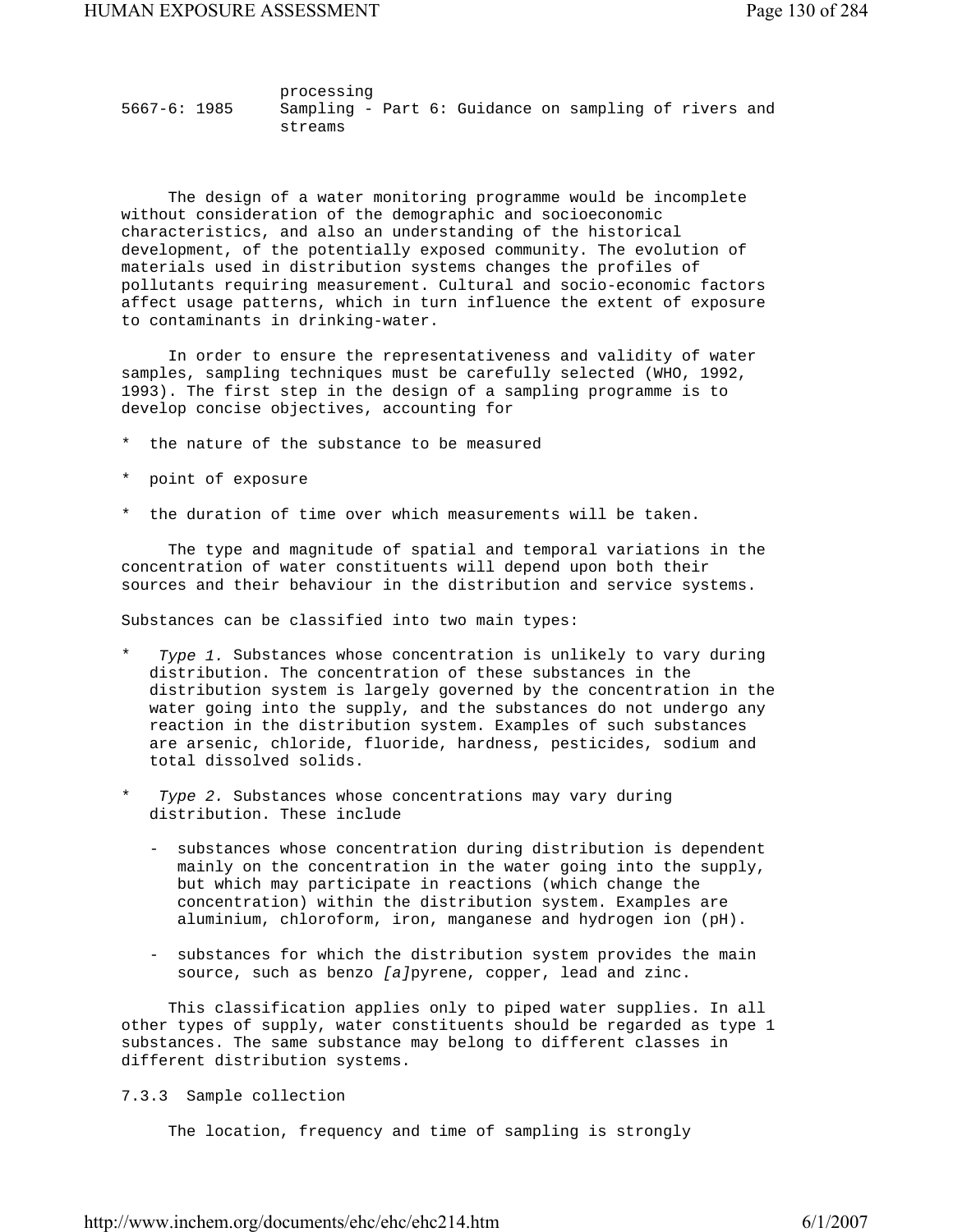| | processing |
|---|---|
| 5667-6: 1985 | Sampling - Part 6: Guidance on sampling of rivers and streams |

The design of a water monitoring programme would be incomplete without consideration of the demographic and socioeconomic characteristics, and also an understanding of the historical development, of the potentially exposed community. The evolution of materials used in distribution systems changes the profiles of pollutants requiring measurement. Cultural and socio-economic factors affect usage patterns, which in turn influence the extent of exposure to contaminants in drinking-water.

In order to ensure the representativeness and validity of water samples, sampling techniques must be carefully selected (WHO, 1992, 1993). The first step in the design of a sampling programme is to develop concise objectives, accounting for

* the nature of the substance to be measured
* point of exposure
* the duration of time over which measurements will be taken.

The type and magnitude of spatial and temporal variations in the concentration of water constituents will depend upon both their sources and their behaviour in the distribution and service systems.

Substances can be classified into two main types:

* *Type 1.* Substances whose concentration is unlikely to vary during distribution. The concentration of these substances in the distribution system is largely governed by the concentration in the water going into the supply, and the substances do not undergo any reaction in the distribution system. Examples of such substances are arsenic, chloride, fluoride, hardness, pesticides, sodium and total dissolved solids.
* *Type 2.* Substances whose concentrations may vary during distribution. These include
  - substances whose concentration during distribution is dependent mainly on the concentration in the water going into the supply, but which may participate in reactions (which change the concentration) within the distribution system. Examples are aluminium, chloroform, iron, manganese and hydrogen ion (pH).
  - substances for which the distribution system provides the main source, such as benzo *[a]*pyrene, copper, lead and zinc.

This classification applies only to piped water supplies. In all other types of supply, water constituents should be regarded as type 1 substances. The same substance may belong to different classes in different distribution systems.

### 7.3.3 Sample collection

The location, frequency and time of sampling is strongly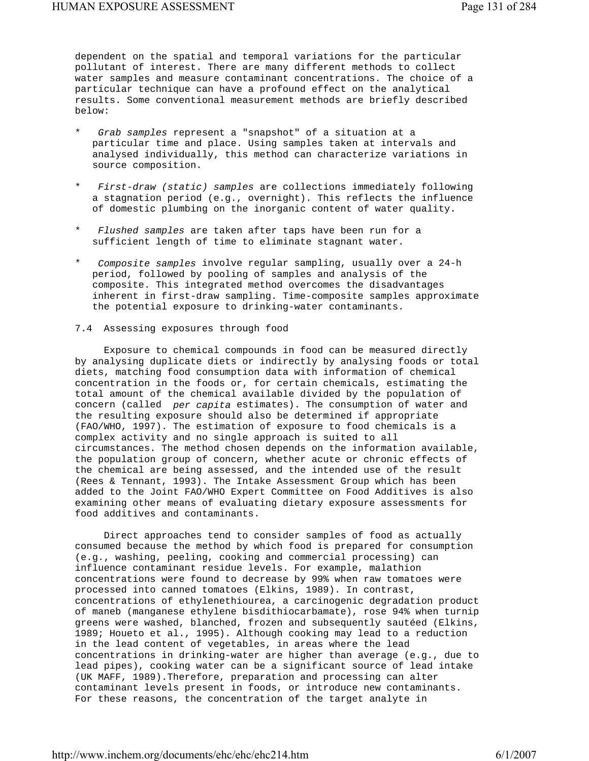dependent on the spatial and temporal variations for the particular pollutant of interest. There are many different methods to collect water samples and measure contaminant concentrations. The choice of a particular technique can have a profound effect on the analytical results. Some conventional measurement methods are briefly described below:

* *Grab samples* represent a "snapshot" of a situation at a particular time and place. Using samples taken at intervals and analysed individually, this method can characterize variations in source composition.
* *First-draw (static) samples* are collections immediately following a stagnation period (e.g., overnight). This reflects the influence of domestic plumbing on the inorganic content of water quality.
* *Flushed samples* are taken after taps have been run for a sufficient length of time to eliminate stagnant water.
* *Composite samples* involve regular sampling, usually over a 24-h period, followed by pooling of samples and analysis of the composite. This integrated method overcomes the disadvantages inherent in first-draw sampling. Time-composite samples approximate the potential exposure to drinking-water contaminants.

## 7.4 Assessing exposures through food

Exposure to chemical compounds in food can be measured directly by analysing duplicate diets or indirectly by analysing foods or total diets, matching food consumption data with information of chemical concentration in the foods or, for certain chemicals, estimating the total amount of the chemical available divided by the population of concern (called *per capita* estimates). The consumption of water and the resulting exposure should also be determined if appropriate (FAO/WHO, 1997). The estimation of exposure to food chemicals is a complex activity and no single approach is suited to all circumstances. The method chosen depends on the information available, the population group of concern, whether acute or chronic effects of the chemical are being assessed, and the intended use of the result (Rees & Tennant, 1993). The Intake Assessment Group which has been added to the Joint FAO/WHO Expert Committee on Food Additives is also examining other means of evaluating dietary exposure assessments for food additives and contaminants.

Direct approaches tend to consider samples of food as actually consumed because the method by which food is prepared for consumption (e.g., washing, peeling, cooking and commercial processing) can influence contaminant residue levels. For example, malathion concentrations were found to decrease by 99% when raw tomatoes were processed into canned tomatoes (Elkins, 1989). In contrast, concentrations of ethylenethiourea, a carcinogenic degradation product of maneb (manganese ethylene bisdithiocarbamate), rose 94% when turnip greens were washed, blanched, frozen and subsequently sautéed (Elkins, 1989; Houeto et al., 1995). Although cooking may lead to a reduction in the lead content of vegetables, in areas where the lead concentrations in drinking-water are higher than average (e.g., due to lead pipes), cooking water can be a significant source of lead intake (UK MAFF, 1989).Therefore, preparation and processing can alter contaminant levels present in foods, or introduce new contaminants. For these reasons, the concentration of the target analyte in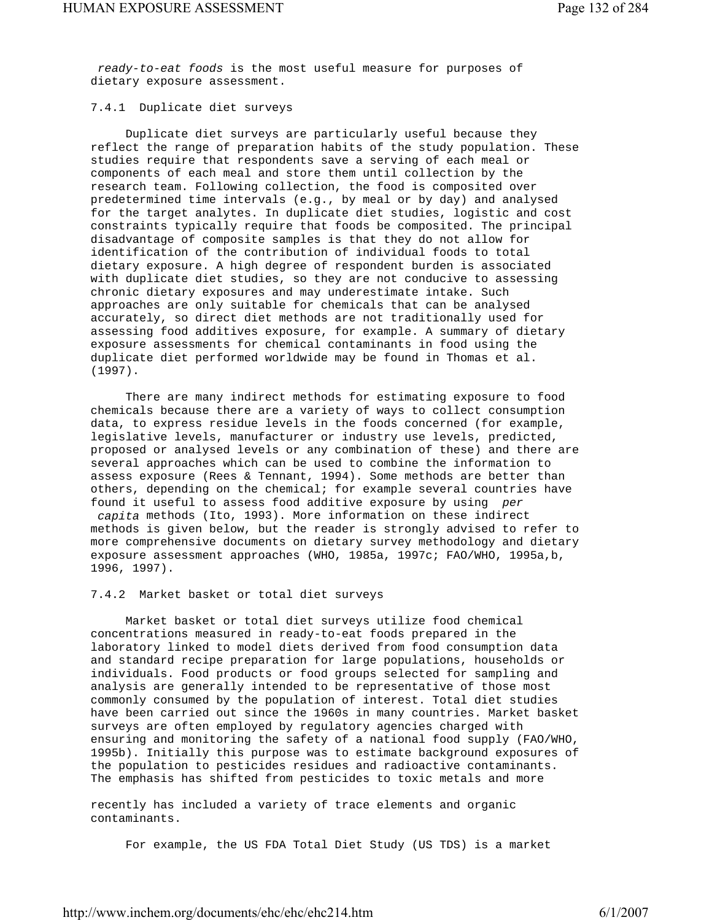*ready-to-eat foods* is the most useful measure for purposes of dietary exposure assessment.

### 7.4.1 Duplicate diet surveys

Duplicate diet surveys are particularly useful because they reflect the range of preparation habits of the study population. These studies require that respondents save a serving of each meal or components of each meal and store them until collection by the research team. Following collection, the food is composited over predetermined time intervals (e.g., by meal or by day) and analysed for the target analytes. In duplicate diet studies, logistic and cost constraints typically require that foods be composited. The principal disadvantage of composite samples is that they do not allow for identification of the contribution of individual foods to total dietary exposure. A high degree of respondent burden is associated with duplicate diet studies, so they are not conducive to assessing chronic dietary exposures and may underestimate intake. Such approaches are only suitable for chemicals that can be analysed accurately, so direct diet methods are not traditionally used for assessing food additives exposure, for example. A summary of dietary exposure assessments for chemical contaminants in food using the duplicate diet performed worldwide may be found in Thomas et al. (1997).

There are many indirect methods for estimating exposure to food chemicals because there are a variety of ways to collect consumption data, to express residue levels in the foods concerned (for example, legislative levels, manufacturer or industry use levels, predicted, proposed or analysed levels or any combination of these) and there are several approaches which can be used to combine the information to assess exposure (Rees & Tennant, 1994). Some methods are better than others, depending on the chemical; for example several countries have found it useful to assess food additive exposure by using *per capita* methods (Ito, 1993). More information on these indirect methods is given below, but the reader is strongly advised to refer to more comprehensive documents on dietary survey methodology and dietary exposure assessment approaches (WHO, 1985a, 1997c; FAO/WHO, 1995a,b, 1996, 1997).

### 7.4.2 Market basket or total diet surveys

Market basket or total diet surveys utilize food chemical concentrations measured in ready-to-eat foods prepared in the laboratory linked to model diets derived from food consumption data and standard recipe preparation for large populations, households or individuals. Food products or food groups selected for sampling and analysis are generally intended to be representative of those most commonly consumed by the population of interest. Total diet studies have been carried out since the 1960s in many countries. Market basket surveys are often employed by regulatory agencies charged with ensuring and monitoring the safety of a national food supply (FAO/WHO, 1995b). Initially this purpose was to estimate background exposures of the population to pesticides residues and radioactive contaminants. The emphasis has shifted from pesticides to toxic metals and more recently has included a variety of trace elements and organic contaminants.

For example, the US FDA Total Diet Study (US TDS) is a market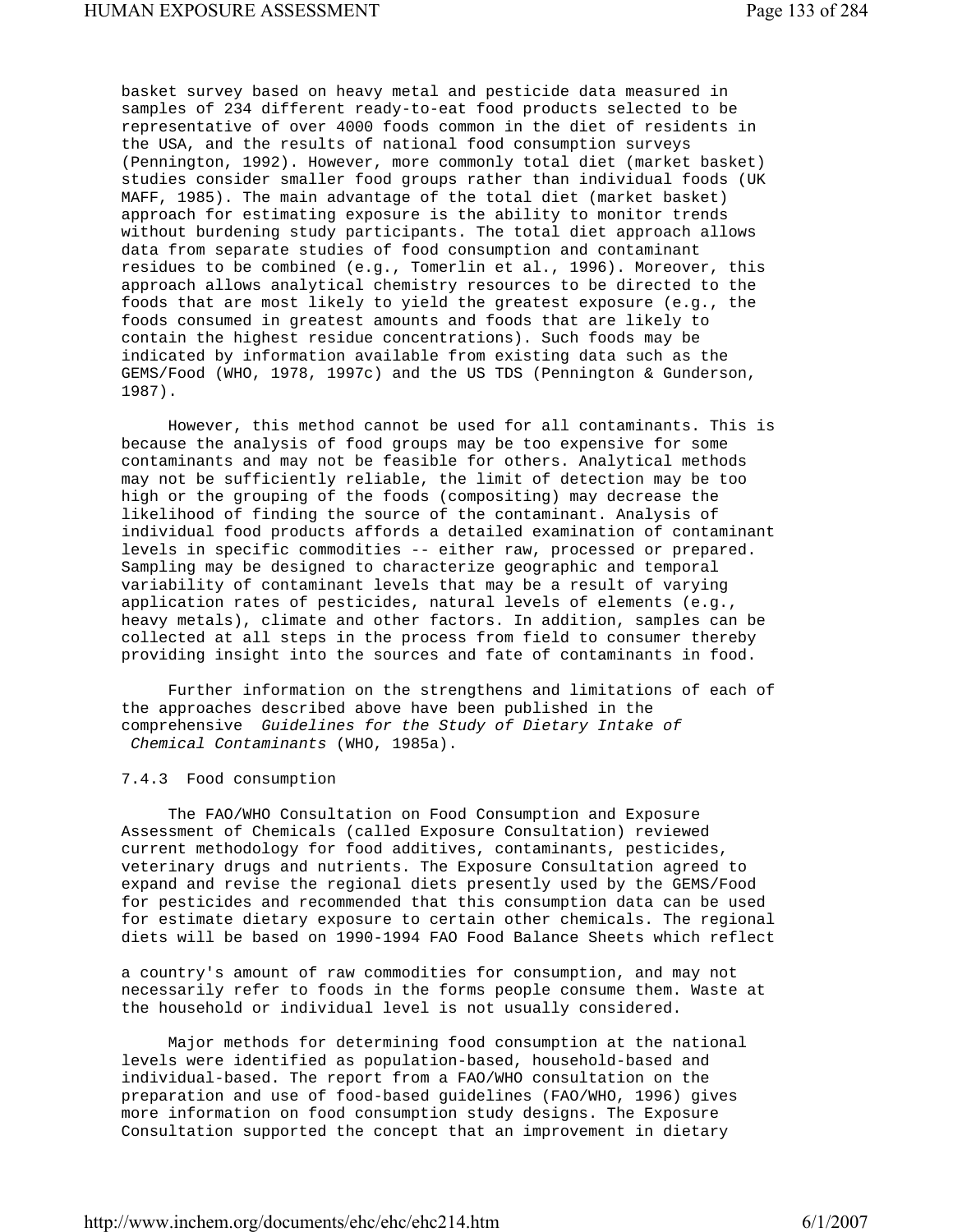basket survey based on heavy metal and pesticide data measured in samples of 234 different ready-to-eat food products selected to be representative of over 4000 foods common in the diet of residents in the USA, and the results of national food consumption surveys (Pennington, 1992). However, more commonly total diet (market basket) studies consider smaller food groups rather than individual foods (UK MAFF, 1985). The main advantage of the total diet (market basket) approach for estimating exposure is the ability to monitor trends without burdening study participants. The total diet approach allows data from separate studies of food consumption and contaminant residues to be combined (e.g., Tomerlin et al., 1996). Moreover, this approach allows analytical chemistry resources to be directed to the foods that are most likely to yield the greatest exposure (e.g., the foods consumed in greatest amounts and foods that are likely to contain the highest residue concentrations). Such foods may be indicated by information available from existing data such as the GEMS/Food (WHO, 1978, 1997c) and the US TDS (Pennington & Gunderson, 1987).

However, this method cannot be used for all contaminants. This is because the analysis of food groups may be too expensive for some contaminants and may not be feasible for others. Analytical methods may not be sufficiently reliable, the limit of detection may be too high or the grouping of the foods (compositing) may decrease the likelihood of finding the source of the contaminant. Analysis of individual food products affords a detailed examination of contaminant levels in specific commodities -- either raw, processed or prepared. Sampling may be designed to characterize geographic and temporal variability of contaminant levels that may be a result of varying application rates of pesticides, natural levels of elements (e.g., heavy metals), climate and other factors. In addition, samples can be collected at all steps in the process from field to consumer thereby providing insight into the sources and fate of contaminants in food.

Further information on the strengthens and limitations of each of the approaches described above have been published in the comprehensive *Guidelines for the Study of Dietary Intake of Chemical Contaminants* (WHO, 1985a).

### 7.4.3 Food consumption

The FAO/WHO Consultation on Food Consumption and Exposure Assessment of Chemicals (called Exposure Consultation) reviewed current methodology for food additives, contaminants, pesticides, veterinary drugs and nutrients. The Exposure Consultation agreed to expand and revise the regional diets presently used by the GEMS/Food for pesticides and recommended that this consumption data can be used for estimate dietary exposure to certain other chemicals. The regional diets will be based on 1990-1994 FAO Food Balance Sheets which reflect a country's amount of raw commodities for consumption, and may not necessarily refer to foods in the forms people consume them. Waste at the household or individual level is not usually considered.

Major methods for determining food consumption at the national levels were identified as population-based, household-based and individual-based. The report from a FAO/WHO consultation on the preparation and use of food-based guidelines (FAO/WHO, 1996) gives more information on food consumption study designs. The Exposure Consultation supported the concept that an improvement in dietary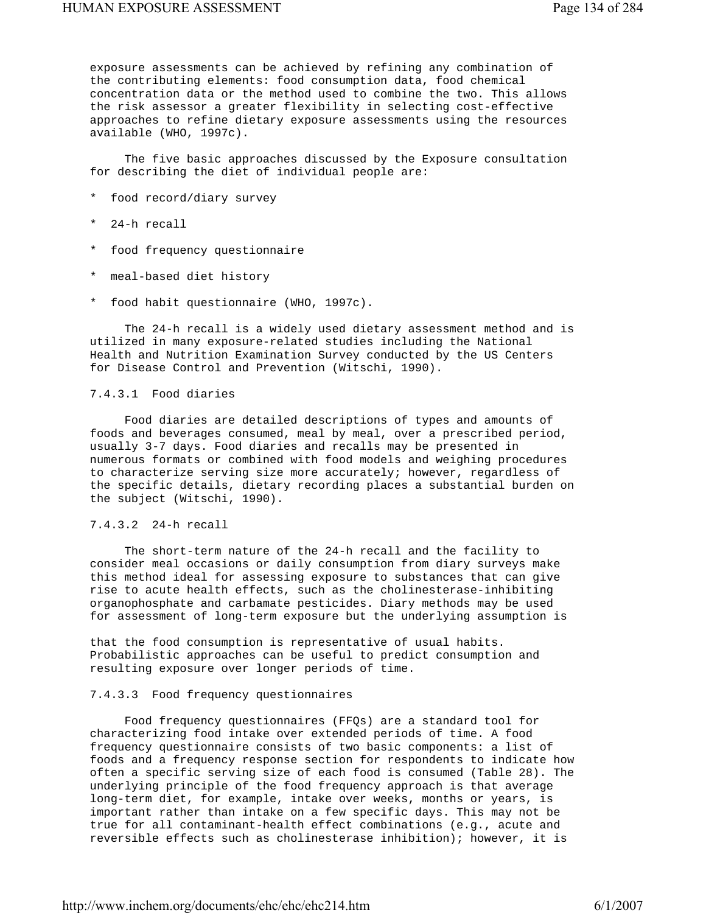exposure assessments can be achieved by refining any combination of the contributing elements: food consumption data, food chemical concentration data or the method used to combine the two. This allows the risk assessor a greater flexibility in selecting cost-effective approaches to refine dietary exposure assessments using the resources available (WHO, 1997c).

The five basic approaches discussed by the Exposure consultation for describing the diet of individual people are:

* food record/diary survey
* 24-h recall
* food frequency questionnaire
* meal-based diet history
* food habit questionnaire (WHO, 1997c).

The 24-h recall is a widely used dietary assessment method and is utilized in many exposure-related studies including the National Health and Nutrition Examination Survey conducted by the US Centers for Disease Control and Prevention (Witschi, 1990).

#### 7.4.3.1 Food diaries

Food diaries are detailed descriptions of types and amounts of foods and beverages consumed, meal by meal, over a prescribed period, usually 3-7 days. Food diaries and recalls may be presented in numerous formats or combined with food models and weighing procedures to characterize serving size more accurately; however, regardless of the specific details, dietary recording places a substantial burden on the subject (Witschi, 1990).

#### 7.4.3.2 24-h recall

The short-term nature of the 24-h recall and the facility to consider meal occasions or daily consumption from diary surveys make this method ideal for assessing exposure to substances that can give rise to acute health effects, such as the cholinesterase-inhibiting organophosphate and carbamate pesticides. Diary methods may be used for assessment of long-term exposure but the underlying assumption is that the food consumption is representative of usual habits. Probabilistic approaches can be useful to predict consumption and resulting exposure over longer periods of time.

#### 7.4.3.3 Food frequency questionnaires

Food frequency questionnaires (FFQs) are a standard tool for characterizing food intake over extended periods of time. A food frequency questionnaire consists of two basic components: a list of foods and a frequency response section for respondents to indicate how often a specific serving size of each food is consumed (Table 28). The underlying principle of the food frequency approach is that average long-term diet, for example, intake over weeks, months or years, is important rather than intake on a few specific days. This may not be true for all contaminant-health effect combinations (e.g., acute and reversible effects such as cholinesterase inhibition); however, it is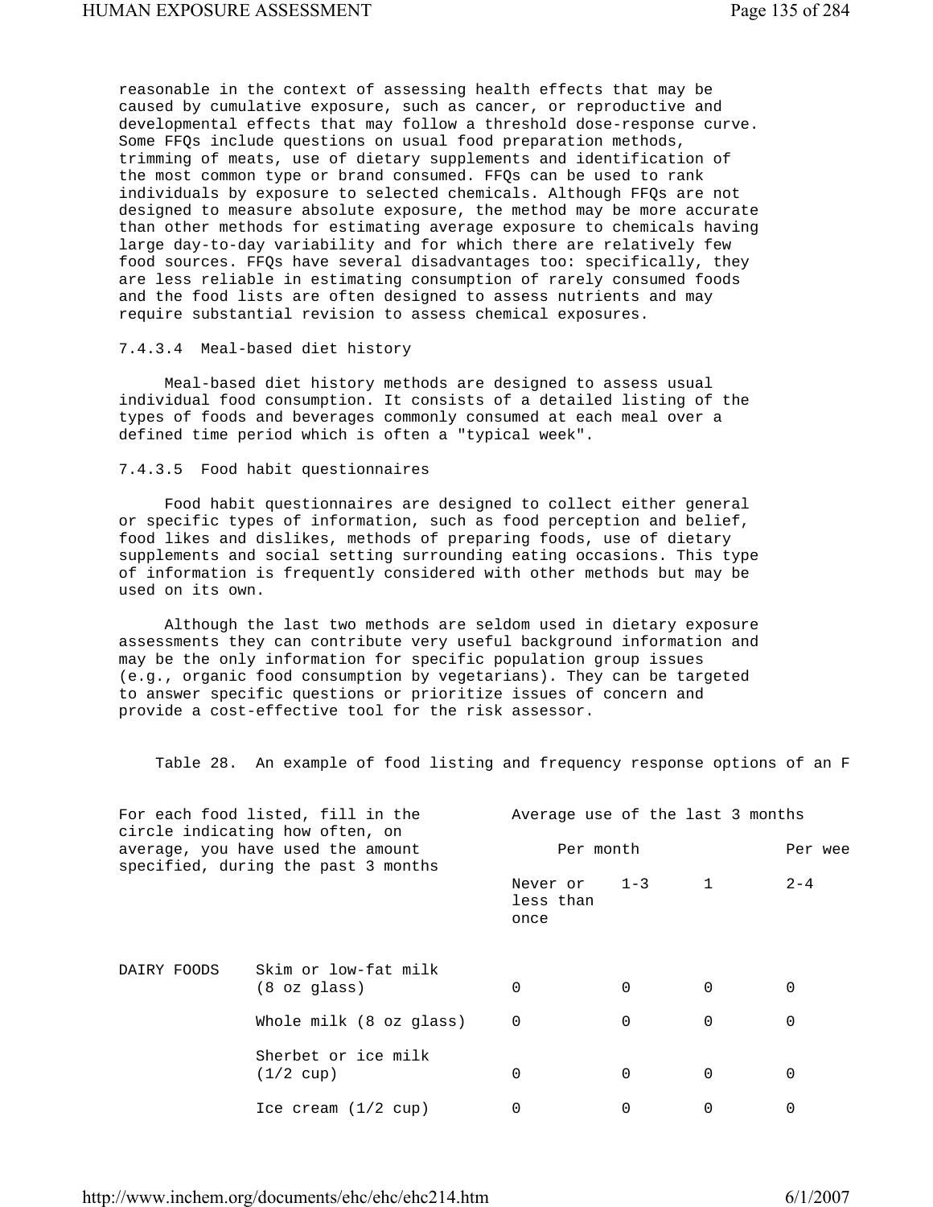reasonable in the context of assessing health effects that may be caused by cumulative exposure, such as cancer, or reproductive and developmental effects that may follow a threshold dose-response curve. Some FFQs include questions on usual food preparation methods, trimming of meats, use of dietary supplements and identification of the most common type or brand consumed. FFQs can be used to rank individuals by exposure to selected chemicals. Although FFQs are not designed to measure absolute exposure, the method may be more accurate than other methods for estimating average exposure to chemicals having large day-to-day variability and for which there are relatively few food sources. FFQs have several disadvantages too: specifically, they are less reliable in estimating consumption of rarely consumed foods and the food lists are often designed to assess nutrients and may require substantial revision to assess chemical exposures.

#### 7.4.3.4 Meal-based diet history

Meal-based diet history methods are designed to assess usual individual food consumption. It consists of a detailed listing of the types of foods and beverages commonly consumed at each meal over a defined time period which is often a "typical week".

#### 7.4.3.5 Food habit questionnaires

Food habit questionnaires are designed to collect either general or specific types of information, such as food perception and belief, food likes and dislikes, methods of preparing foods, use of dietary supplements and social setting surrounding eating occasions. This type of information is frequently considered with other methods but may be used on its own.

Although the last two methods are seldom used in dietary exposure assessments they can contribute very useful background information and may be the only information for specific population group issues (e.g., organic food consumption by vegetarians). They can be targeted to answer specific questions or prioritize issues of concern and provide a cost-effective tool for the risk assessor.

Table 28. An example of food listing and frequency response options of an F

| For each food listed, fill in the circle indicating how often, on average, you have used the amount specified, during the past 3 months | | Average use of the last 3 months | | | |
|---|---|---|---|---|---|
| | | Per month | | | Per wee |
| | | Never or less than once | 1-3 | 1 | 2-4 |
| DAIRY FOODS | Skim or low-fat milk (8 oz glass) | 0 | 0 | 0 | 0 |
| | Whole milk (8 oz glass) | 0 | 0 | 0 | 0 |
| | Sherbet or ice milk (1/2 cup) | 0 | 0 | 0 | 0 |
| | Ice cream (1/2 cup) | 0 | 0 | 0 | 0 |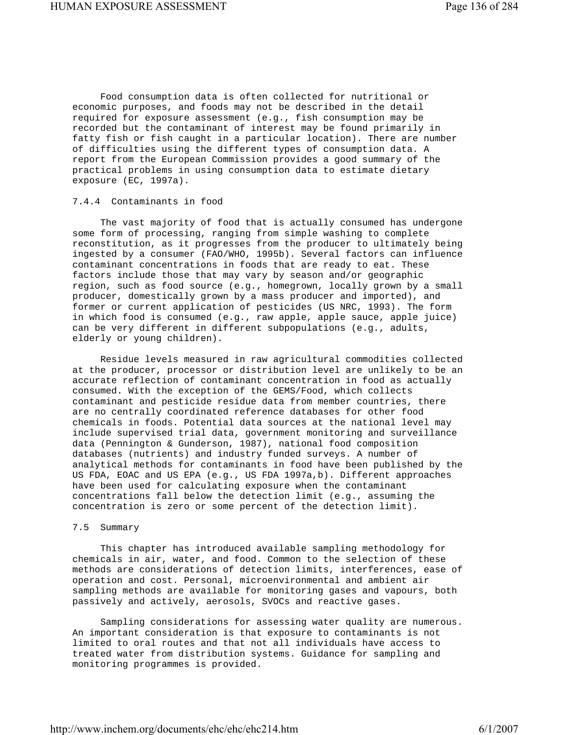Food consumption data is often collected for nutritional or economic purposes, and foods may not be described in the detail required for exposure assessment (e.g., fish consumption may be recorded but the contaminant of interest may be found primarily in fatty fish or fish caught in a particular location). There are number of difficulties using the different types of consumption data. A report from the European Commission provides a good summary of the practical problems in using consumption data to estimate dietary exposure (EC, 1997a).

### 7.4.4 Contaminants in food

The vast majority of food that is actually consumed has undergone some form of processing, ranging from simple washing to complete reconstitution, as it progresses from the producer to ultimately being ingested by a consumer (FAO/WHO, 1995b). Several factors can influence contaminant concentrations in foods that are ready to eat. These factors include those that may vary by season and/or geographic region, such as food source (e.g., homegrown, locally grown by a small producer, domestically grown by a mass producer and imported), and former or current application of pesticides (US NRC, 1993). The form in which food is consumed (e.g., raw apple, apple sauce, apple juice) can be very different in different subpopulations (e.g., adults, elderly or young children).

Residue levels measured in raw agricultural commodities collected at the producer, processor or distribution level are unlikely to be an accurate reflection of contaminant concentration in food as actually consumed. With the exception of the GEMS/Food, which collects contaminant and pesticide residue data from member countries, there are no centrally coordinated reference databases for other food chemicals in foods. Potential data sources at the national level may include supervised trial data, government monitoring and surveillance data (Pennington & Gunderson, 1987), national food composition databases (nutrients) and industry funded surveys. A number of analytical methods for contaminants in food have been published by the US FDA, EOAC and US EPA (e.g., US FDA 1997a,b). Different approaches have been used for calculating exposure when the contaminant concentrations fall below the detection limit (e.g., assuming the concentration is zero or some percent of the detection limit).

## 7.5 Summary

This chapter has introduced available sampling methodology for chemicals in air, water, and food. Common to the selection of these methods are considerations of detection limits, interferences, ease of operation and cost. Personal, microenvironmental and ambient air sampling methods are available for monitoring gases and vapours, both passively and actively, aerosols, SVOCs and reactive gases.

Sampling considerations for assessing water quality are numerous. An important consideration is that exposure to contaminants is not limited to oral routes and that not all individuals have access to treated water from distribution systems. Guidance for sampling and monitoring programmes is provided.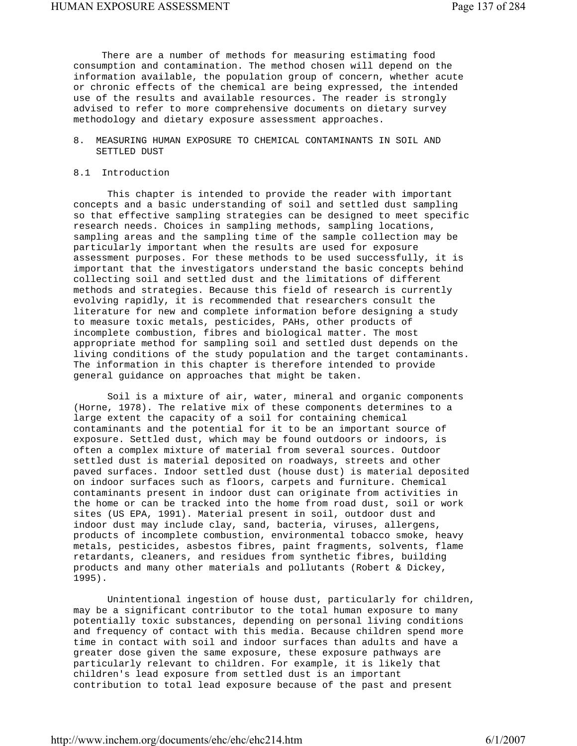There are a number of methods for measuring estimating food consumption and contamination. The method chosen will depend on the information available, the population group of concern, whether acute or chronic effects of the chemical are being expressed, the intended use of the results and available resources. The reader is strongly advised to refer to more comprehensive documents on dietary survey methodology and dietary exposure assessment approaches.

# 8. MEASURING HUMAN EXPOSURE TO CHEMICAL CONTAMINANTS IN SOIL AND SETTLED DUST

## 8.1 Introduction

This chapter is intended to provide the reader with important concepts and a basic understanding of soil and settled dust sampling so that effective sampling strategies can be designed to meet specific research needs. Choices in sampling methods, sampling locations, sampling areas and the sampling time of the sample collection may be particularly important when the results are used for exposure assessment purposes. For these methods to be used successfully, it is important that the investigators understand the basic concepts behind collecting soil and settled dust and the limitations of different methods and strategies. Because this field of research is currently evolving rapidly, it is recommended that researchers consult the literature for new and complete information before designing a study to measure toxic metals, pesticides, PAHs, other products of incomplete combustion, fibres and biological matter. The most appropriate method for sampling soil and settled dust depends on the living conditions of the study population and the target contaminants. The information in this chapter is therefore intended to provide general guidance on approaches that might be taken.

Soil is a mixture of air, water, mineral and organic components (Horne, 1978). The relative mix of these components determines to a large extent the capacity of a soil for containing chemical contaminants and the potential for it to be an important source of exposure. Settled dust, which may be found outdoors or indoors, is often a complex mixture of material from several sources. Outdoor settled dust is material deposited on roadways, streets and other paved surfaces. Indoor settled dust (house dust) is material deposited on indoor surfaces such as floors, carpets and furniture. Chemical contaminants present in indoor dust can originate from activities in the home or can be tracked into the home from road dust, soil or work sites (US EPA, 1991). Material present in soil, outdoor dust and indoor dust may include clay, sand, bacteria, viruses, allergens, products of incomplete combustion, environmental tobacco smoke, heavy metals, pesticides, asbestos fibres, paint fragments, solvents, flame retardants, cleaners, and residues from synthetic fibres, building products and many other materials and pollutants (Robert & Dickey, 1995).

Unintentional ingestion of house dust, particularly for children, may be a significant contributor to the total human exposure to many potentially toxic substances, depending on personal living conditions and frequency of contact with this media. Because children spend more time in contact with soil and indoor surfaces than adults and have a greater dose given the same exposure, these exposure pathways are particularly relevant to children. For example, it is likely that children's lead exposure from settled dust is an important contribution to total lead exposure because of the past and present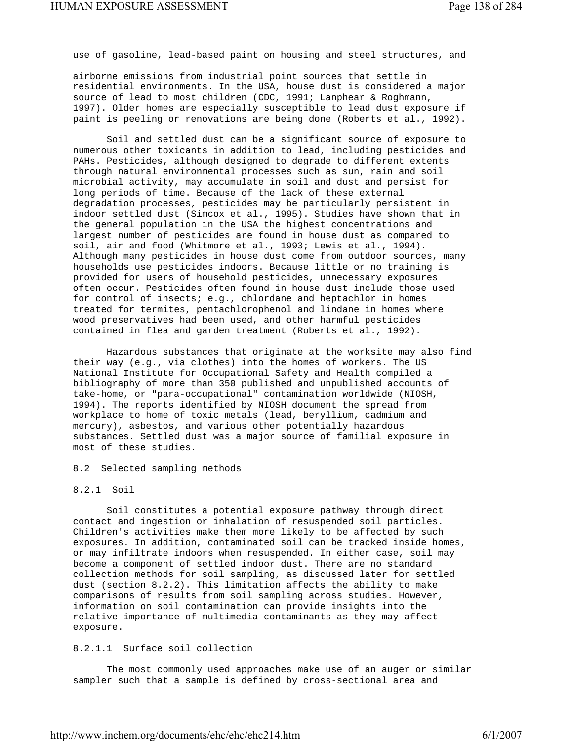use of gasoline, lead-based paint on housing and steel structures, and

airborne emissions from industrial point sources that settle in residential environments. In the USA, house dust is considered a major source of lead to most children (CDC, 1991; Lanphear & Roghmann, 1997). Older homes are especially susceptible to lead dust exposure if paint is peeling or renovations are being done (Roberts et al., 1992).

Soil and settled dust can be a significant source of exposure to numerous other toxicants in addition to lead, including pesticides and PAHs. Pesticides, although designed to degrade to different extents through natural environmental processes such as sun, rain and soil microbial activity, may accumulate in soil and dust and persist for long periods of time. Because of the lack of these external degradation processes, pesticides may be particularly persistent in indoor settled dust (Simcox et al., 1995). Studies have shown that in the general population in the USA the highest concentrations and largest number of pesticides are found in house dust as compared to soil, air and food (Whitmore et al., 1993; Lewis et al., 1994). Although many pesticides in house dust come from outdoor sources, many households use pesticides indoors. Because little or no training is provided for users of household pesticides, unnecessary exposures often occur. Pesticides often found in house dust include those used for control of insects; e.g., chlordane and heptachlor in homes treated for termites, pentachlorophenol and lindane in homes where wood preservatives had been used, and other harmful pesticides contained in flea and garden treatment (Roberts et al., 1992).

Hazardous substances that originate at the worksite may also find their way (e.g., via clothes) into the homes of workers. The US National Institute for Occupational Safety and Health compiled a bibliography of more than 350 published and unpublished accounts of take-home, or "para-occupational" contamination worldwide (NIOSH, 1994). The reports identified by NIOSH document the spread from workplace to home of toxic metals (lead, beryllium, cadmium and mercury), asbestos, and various other potentially hazardous substances. Settled dust was a major source of familial exposure in most of these studies.

## 8.2 Selected sampling methods

### 8.2.1 Soil

Soil constitutes a potential exposure pathway through direct contact and ingestion or inhalation of resuspended soil particles. Children's activities make them more likely to be affected by such exposures. In addition, contaminated soil can be tracked inside homes, or may infiltrate indoors when resuspended. In either case, soil may become a component of settled indoor dust. There are no standard collection methods for soil sampling, as discussed later for settled dust (section 8.2.2). This limitation affects the ability to make comparisons of results from soil sampling across studies. However, information on soil contamination can provide insights into the relative importance of multimedia contaminants as they may affect exposure.

#### 8.2.1.1 Surface soil collection

The most commonly used approaches make use of an auger or similar sampler such that a sample is defined by cross-sectional area and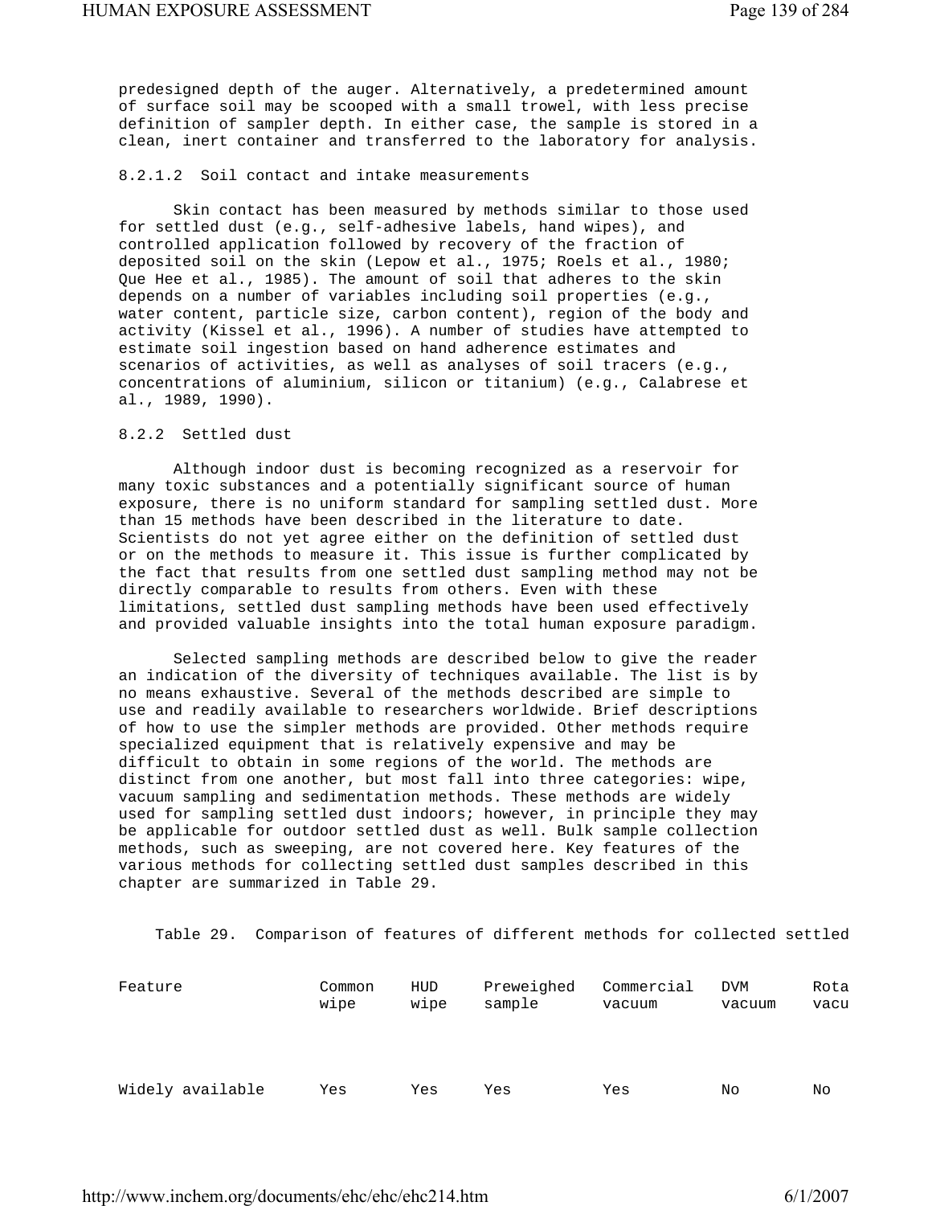predesigned depth of the auger. Alternatively, a predetermined amount of surface soil may be scooped with a small trowel, with less precise definition of sampler depth. In either case, the sample is stored in a clean, inert container and transferred to the laboratory for analysis.

#### 8.2.1.2 Soil contact and intake measurements

Skin contact has been measured by methods similar to those used for settled dust (e.g., self-adhesive labels, hand wipes), and controlled application followed by recovery of the fraction of deposited soil on the skin (Lepow et al., 1975; Roels et al., 1980; Que Hee et al., 1985). The amount of soil that adheres to the skin depends on a number of variables including soil properties (e.g., water content, particle size, carbon content), region of the body and activity (Kissel et al., 1996). A number of studies have attempted to estimate soil ingestion based on hand adherence estimates and scenarios of activities, as well as analyses of soil tracers (e.g., concentrations of aluminium, silicon or titanium) (e.g., Calabrese et al., 1989, 1990).

### 8.2.2 Settled dust

Although indoor dust is becoming recognized as a reservoir for many toxic substances and a potentially significant source of human exposure, there is no uniform standard for sampling settled dust. More than 15 methods have been described in the literature to date. Scientists do not yet agree either on the definition of settled dust or on the methods to measure it. This issue is further complicated by the fact that results from one settled dust sampling method may not be directly comparable to results from others. Even with these limitations, settled dust sampling methods have been used effectively and provided valuable insights into the total human exposure paradigm.

Selected sampling methods are described below to give the reader an indication of the diversity of techniques available. The list is by no means exhaustive. Several of the methods described are simple to use and readily available to researchers worldwide. Brief descriptions of how to use the simpler methods are provided. Other methods require specialized equipment that is relatively expensive and may be difficult to obtain in some regions of the world. The methods are distinct from one another, but most fall into three categories: wipe, vacuum sampling and sedimentation methods. These methods are widely used for sampling settled dust indoors; however, in principle they may be applicable for outdoor settled dust as well. Bulk sample collection methods, such as sweeping, are not covered here. Key features of the various methods for collecting settled dust samples described in this chapter are summarized in Table 29.

Table 29. Comparison of features of different methods for collected settled

| Feature | Common wipe | HUD wipe | Preweighed sample | Commercial vacuum | DVM vacuum | Rota vacu |
|---|---|---|---|---|---|---|
| Widely available | Yes | Yes | Yes | Yes | No | No |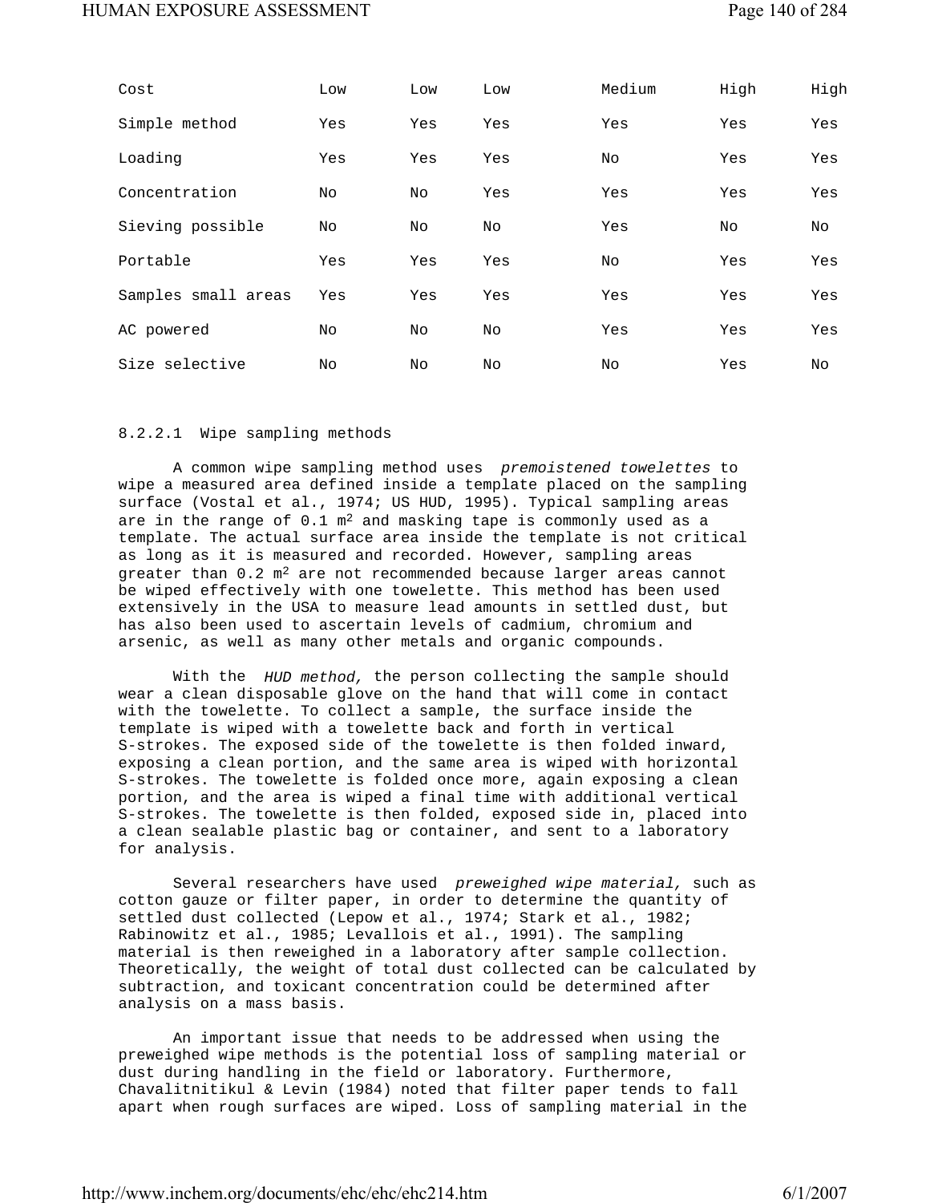| Cost | Low | Low | Low | Medium | High | High |
|---|---|---|---|---|---|---|
| Simple method | Yes | Yes | Yes | Yes | Yes | Yes |
| Loading | Yes | Yes | Yes | No | Yes | Yes |
| Concentration | No | No | Yes | Yes | Yes | Yes |
| Sieving possible | No | No | No | Yes | No | No |
| Portable | Yes | Yes | Yes | No | Yes | Yes |
| Samples small areas | Yes | Yes | Yes | Yes | Yes | Yes |
| AC powered | No | No | No | Yes | Yes | Yes |
| Size selective | No | No | No | No | Yes | No |

#### 8.2.2.1 Wipe sampling methods

A common wipe sampling method uses *premoistened towelettes* to wipe a measured area defined inside a template placed on the sampling surface (Vostal et al., 1974; US HUD, 1995). Typical sampling areas are in the range of 0.1 $m^2$ and masking tape is commonly used as a template. The actual surface area inside the template is not critical as long as it is measured and recorded. However, sampling areas greater than 0.2 $m^2$ are not recommended because larger areas cannot be wiped effectively with one towelette. This method has been used extensively in the USA to measure lead amounts in settled dust, but has also been used to ascertain levels of cadmium, chromium and arsenic, as well as many other metals and organic compounds.

With the *HUD method,* the person collecting the sample should wear a clean disposable glove on the hand that will come in contact with the towelette. To collect a sample, the surface inside the template is wiped with a towelette back and forth in vertical S-strokes. The exposed side of the towelette is then folded inward, exposing a clean portion, and the same area is wiped with horizontal S-strokes. The towelette is folded once more, again exposing a clean portion, and the area is wiped a final time with additional vertical S-strokes. The towelette is then folded, exposed side in, placed into a clean sealable plastic bag or container, and sent to a laboratory for analysis.

Several researchers have used *preweighed wipe material,* such as cotton gauze or filter paper, in order to determine the quantity of settled dust collected (Lepow et al., 1974; Stark et al., 1982; Rabinowitz et al., 1985; Levallois et al., 1991). The sampling material is then reweighed in a laboratory after sample collection. Theoretically, the weight of total dust collected can be calculated by subtraction, and toxicant concentration could be determined after analysis on a mass basis.

An important issue that needs to be addressed when using the preweighed wipe methods is the potential loss of sampling material or dust during handling in the field or laboratory. Furthermore, Chavalitnitikul & Levin (1984) noted that filter paper tends to fall apart when rough surfaces are wiped. Loss of sampling material in the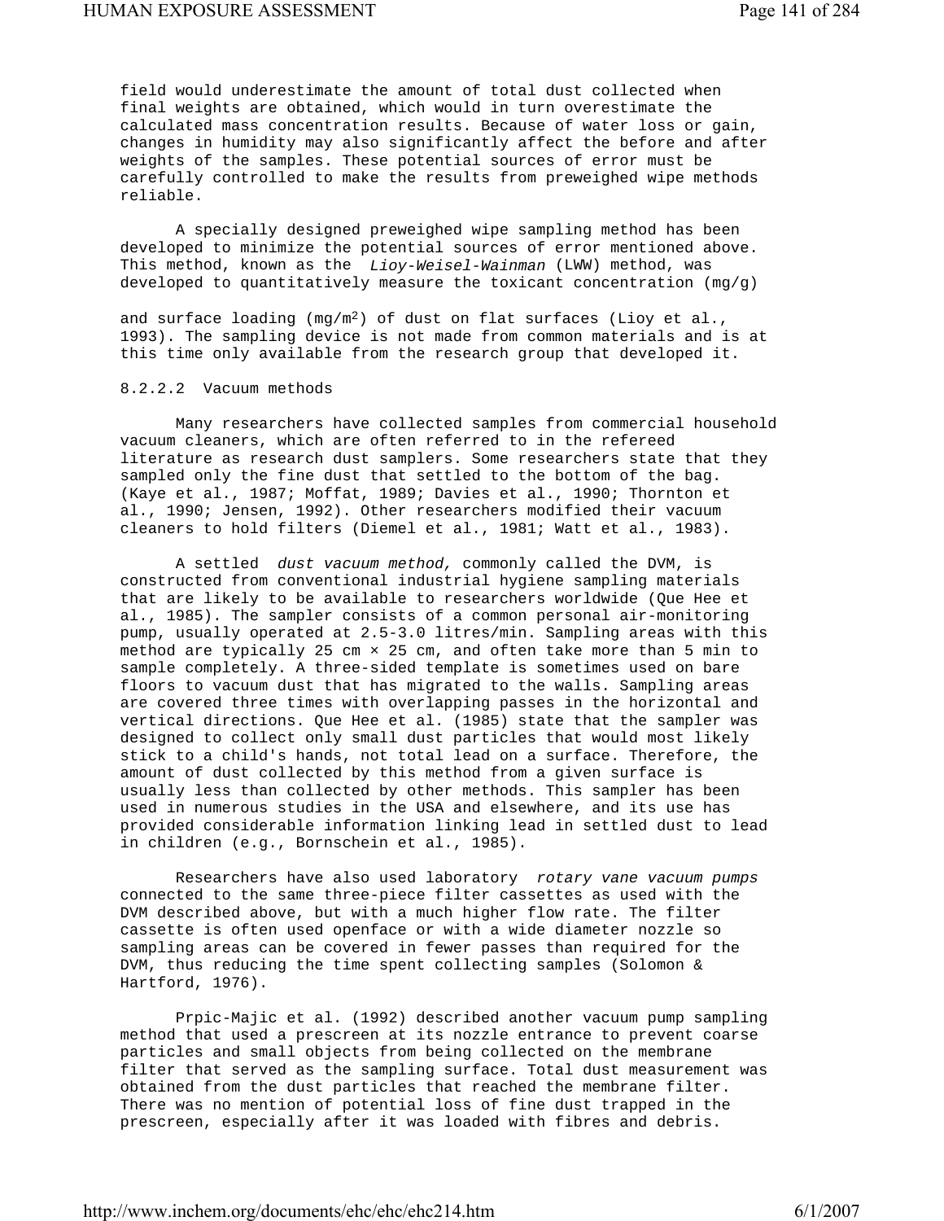field would underestimate the amount of total dust collected when final weights are obtained, which would in turn overestimate the calculated mass concentration results. Because of water loss or gain, changes in humidity may also significantly affect the before and after weights of the samples. These potential sources of error must be carefully controlled to make the results from preweighed wipe methods reliable.

A specially designed preweighed wipe sampling method has been developed to minimize the potential sources of error mentioned above. This method, known as the *Lioy-Weisel-Wainman* (LWW) method, was developed to quantitatively measure the toxicant concentration (mg/g) and surface loading (mg/m$^2$) of dust on flat surfaces (Lioy et al., 1993). The sampling device is not made from common materials and is at this time only available from the research group that developed it.

### 8.2.2.2 Vacuum methods

Many researchers have collected samples from commercial household vacuum cleaners, which are often referred to in the refereed literature as research dust samplers. Some researchers state that they sampled only the fine dust that settled to the bottom of the bag. (Kaye et al., 1987; Moffat, 1989; Davies et al., 1990; Thornton et al., 1990; Jensen, 1992). Other researchers modified their vacuum cleaners to hold filters (Diemel et al., 1981; Watt et al., 1983).

A settled *dust vacuum method,* commonly called the DVM, is constructed from conventional industrial hygiene sampling materials that are likely to be available to researchers worldwide (Que Hee et al., 1985). The sampler consists of a common personal air-monitoring pump, usually operated at 2.5-3.0 litres/min. Sampling areas with this method are typically 25 cm × 25 cm, and often take more than 5 min to sample completely. A three-sided template is sometimes used on bare floors to vacuum dust that has migrated to the walls. Sampling areas are covered three times with overlapping passes in the horizontal and vertical directions. Que Hee et al. (1985) state that the sampler was designed to collect only small dust particles that would most likely stick to a child's hands, not total lead on a surface. Therefore, the amount of dust collected by this method from a given surface is usually less than collected by other methods. This sampler has been used in numerous studies in the USA and elsewhere, and its use has provided considerable information linking lead in settled dust to lead in children (e.g., Bornschein et al., 1985).

Researchers have also used laboratory *rotary vane vacuum pumps* connected to the same three-piece filter cassettes as used with the DVM described above, but with a much higher flow rate. The filter cassette is often used openface or with a wide diameter nozzle so sampling areas can be covered in fewer passes than required for the DVM, thus reducing the time spent collecting samples (Solomon & Hartford, 1976).

Prpic-Majic et al. (1992) described another vacuum pump sampling method that used a prescreen at its nozzle entrance to prevent coarse particles and small objects from being collected on the membrane filter that served as the sampling surface. Total dust measurement was obtained from the dust particles that reached the membrane filter. There was no mention of potential loss of fine dust trapped in the prescreen, especially after it was loaded with fibres and debris.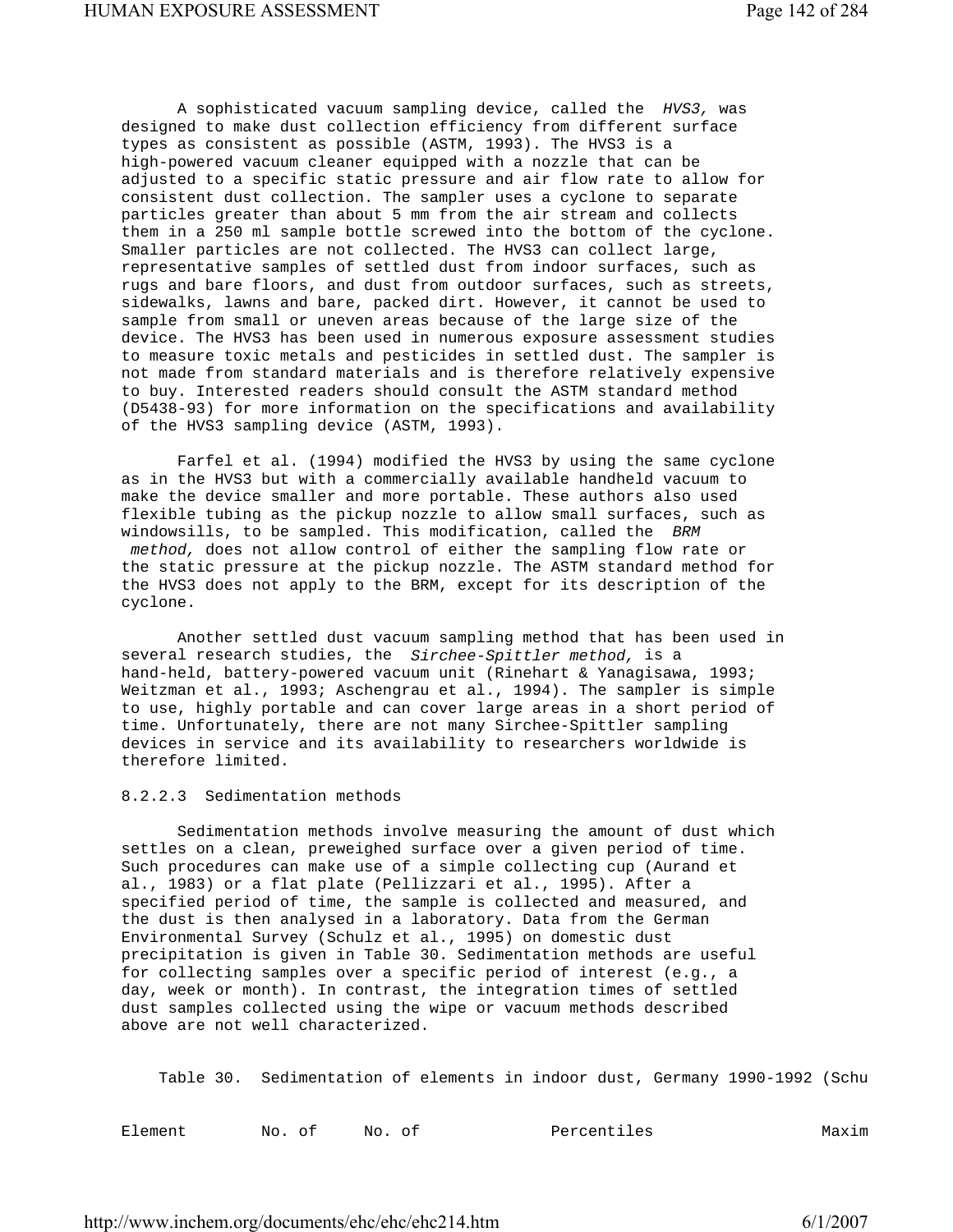A sophisticated vacuum sampling device, called the *HVS3,* was designed to make dust collection efficiency from different surface types as consistent as possible (ASTM, 1993). The HVS3 is a high-powered vacuum cleaner equipped with a nozzle that can be adjusted to a specific static pressure and air flow rate to allow for consistent dust collection. The sampler uses a cyclone to separate particles greater than about 5 mm from the air stream and collects them in a 250 ml sample bottle screwed into the bottom of the cyclone. Smaller particles are not collected. The HVS3 can collect large, representative samples of settled dust from indoor surfaces, such as rugs and bare floors, and dust from outdoor surfaces, such as streets, sidewalks, lawns and bare, packed dirt. However, it cannot be used to sample from small or uneven areas because of the large size of the device. The HVS3 has been used in numerous exposure assessment studies to measure toxic metals and pesticides in settled dust. The sampler is not made from standard materials and is therefore relatively expensive to buy. Interested readers should consult the ASTM standard method (D5438-93) for more information on the specifications and availability of the HVS3 sampling device (ASTM, 1993).

Farfel et al. (1994) modified the HVS3 by using the same cyclone as in the HVS3 but with a commercially available handheld vacuum to make the device smaller and more portable. These authors also used flexible tubing as the pickup nozzle to allow small surfaces, such as windowsills, to be sampled. This modification, called the *BRM method,* does not allow control of either the sampling flow rate or the static pressure at the pickup nozzle. The ASTM standard method for the HVS3 does not apply to the BRM, except for its description of the cyclone.

Another settled dust vacuum sampling method that has been used in several research studies, the *Sirchee-Spittler method,* is a hand-held, battery-powered vacuum unit (Rinehart & Yanagisawa, 1993; Weitzman et al., 1993; Aschengrau et al., 1994). The sampler is simple to use, highly portable and can cover large areas in a short period of time. Unfortunately, there are not many Sirchee-Spittler sampling devices in service and its availability to researchers worldwide is therefore limited.

#### 8.2.2.3 Sedimentation methods

Sedimentation methods involve measuring the amount of dust which settles on a clean, preweighed surface over a given period of time. Such procedures can make use of a simple collecting cup (Aurand et al., 1983) or a flat plate (Pellizzari et al., 1995). After a specified period of time, the sample is collected and measured, and the dust is then analysed in a laboratory. Data from the German Environmental Survey (Schulz et al., 1995) on domestic dust precipitation is given in Table 30. Sedimentation methods are useful for collecting samples over a specific period of interest (e.g., a day, week or month). In contrast, the integration times of settled dust samples collected using the wipe or vacuum methods described above are not well characterized.

Table 30. Sedimentation of elements in indoor dust, Germany 1990-1992 (Schu

| Element | No. of | No. of | Percentiles | Maxim |
|---|---|---|---|---|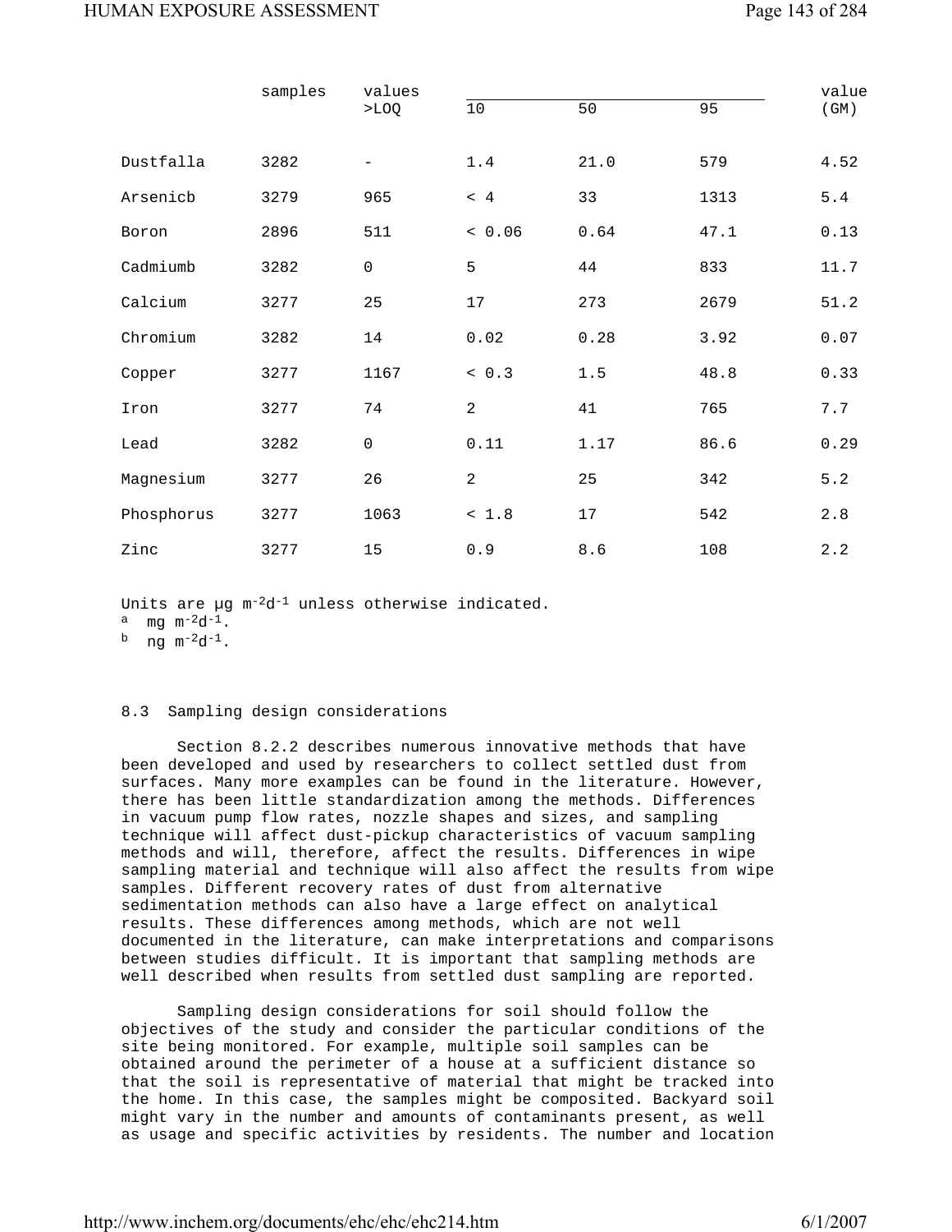| | samples | values >LOQ | 10 | 50 | 95 | value (GM) |
|---|---|---|---|---|---|---|
| Dustfall[a] | 3282 | - | 1.4 | 21.0 | 579 | 4.52 |
| Arsenic[b] | 3279 | 965 | < 4 | 33 | 1313 | 5.4 |
| Boron | 2896 | 511 | < 0.06 | 0.64 | 47.1 | 0.13 |
| Cadmium[b] | 3282 | 0 | 5 | 44 | 833 | 11.7 |
| Calcium | 3277 | 25 | 17 | 273 | 2679 | 51.2 |
| Chromium | 3282 | 14 | 0.02 | 0.28 | 3.92 | 0.07 |
| Copper | 3277 | 1167 | < 0.3 | 1.5 | 48.8 | 0.33 |
| Iron | 3277 | 74 | 2 | 41 | 765 | 7.7 |
| Lead | 3282 | 0 | 0.11 | 1.17 | 86.6 | 0.29 |
| Magnesium | 3277 | 26 | 2 | 25 | 342 | 5.2 |
| Phosphorus | 3277 | 1063 | < 1.8 | 17 | 542 | 2.8 |
| Zinc | 3277 | 15 | 0.9 | 8.6 | 108 | 2.2 |

Units are µg $m^{-2}d^{-1}$ unless otherwise indicated.
[a] mg $m^{-2}d^{-1}$.
[b] ng $m^{-2}d^{-1}$.

## 8.3 Sampling design considerations

Section 8.2.2 describes numerous innovative methods that have been developed and used by researchers to collect settled dust from surfaces. Many more examples can be found in the literature. However, there has been little standardization among the methods. Differences in vacuum pump flow rates, nozzle shapes and sizes, and sampling technique will affect dust-pickup characteristics of vacuum sampling methods and will, therefore, affect the results. Differences in wipe sampling material and technique will also affect the results from wipe samples. Different recovery rates of dust from alternative sedimentation methods can also have a large effect on analytical results. These differences among methods, which are not well documented in the literature, can make interpretations and comparisons between studies difficult. It is important that sampling methods are well described when results from settled dust sampling are reported.

Sampling design considerations for soil should follow the objectives of the study and consider the particular conditions of the site being monitored. For example, multiple soil samples can be obtained around the perimeter of a house at a sufficient distance so that the soil is representative of material that might be tracked into the home. In this case, the samples might be composited. Backyard soil might vary in the number and amounts of contaminants present, as well as usage and specific activities by residents. The number and location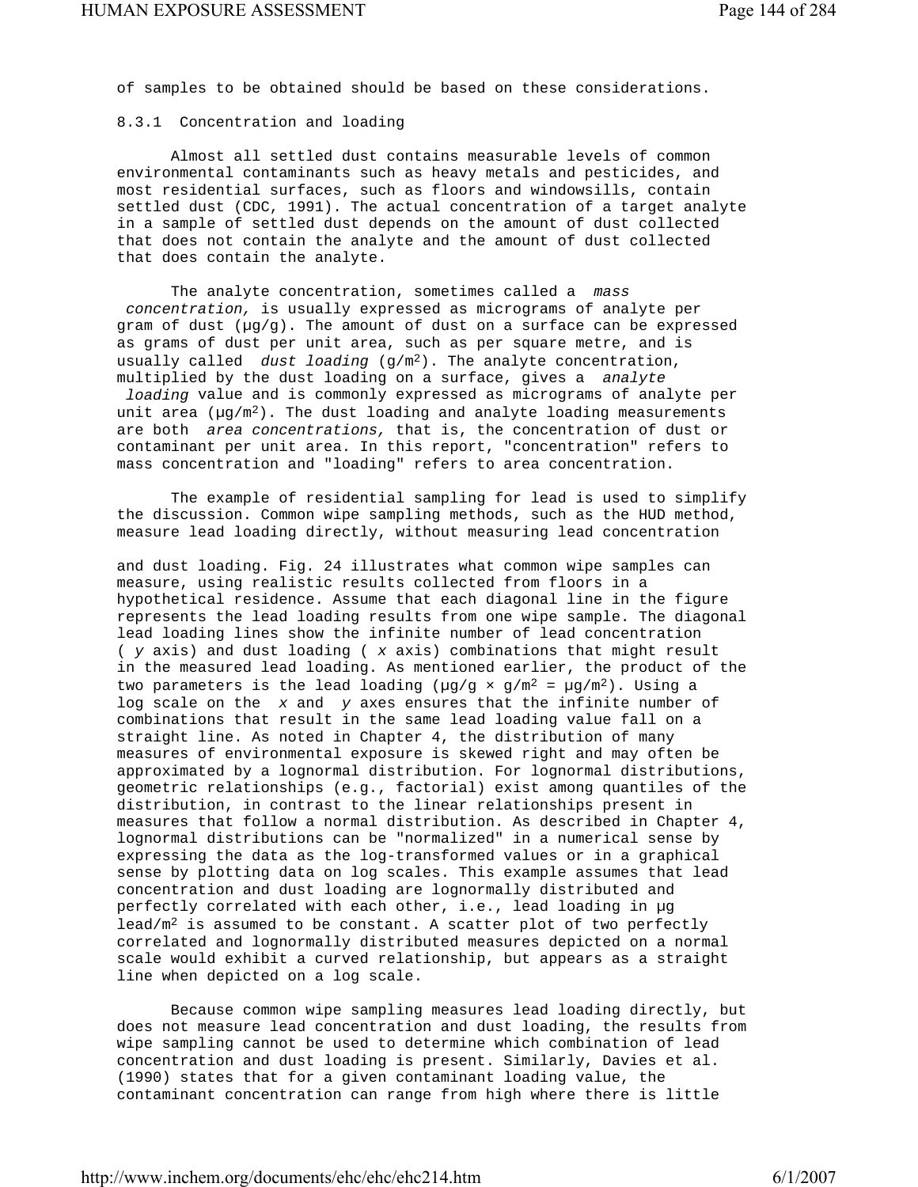of samples to be obtained should be based on these considerations.

### 8.3.1 Concentration and loading

Almost all settled dust contains measurable levels of common environmental contaminants such as heavy metals and pesticides, and most residential surfaces, such as floors and windowsills, contain settled dust (CDC, 1991). The actual concentration of a target analyte in a sample of settled dust depends on the amount of dust collected that does not contain the analyte and the amount of dust collected that does contain the analyte.

The analyte concentration, sometimes called a *mass concentration,* is usually expressed as micrograms of analyte per gram of dust (µg/g). The amount of dust on a surface can be expressed as grams of dust per unit area, such as per square metre, and is usually called *dust loading* ($g/m^2$). The analyte concentration, multiplied by the dust loading on a surface, gives a *analyte loading* value and is commonly expressed as micrograms of analyte per unit area ($\mu g/m^2$). The dust loading and analyte loading measurements are both *area concentrations,* that is, the concentration of dust or contaminant per unit area. In this report, "concentration" refers to mass concentration and "loading" refers to area concentration.

The example of residential sampling for lead is used to simplify the discussion. Common wipe sampling methods, such as the HUD method, measure lead loading directly, without measuring lead concentration and dust loading. Fig. 24 illustrates what common wipe samples can measure, using realistic results collected from floors in a hypothetical residence. Assume that each diagonal line in the figure represents the lead loading results from one wipe sample. The diagonal lead loading lines show the infinite number of lead concentration ( *y* axis) and dust loading ( *x* axis) combinations that might result in the measured lead loading. As mentioned earlier, the product of the two parameters is the lead loading ($\mu g/g \times g/m^2 = \mu g/m^2$). Using a log scale on the *x* and *y* axes ensures that the infinite number of combinations that result in the same lead loading value fall on a straight line. As noted in Chapter 4, the distribution of many measures of environmental exposure is skewed right and may often be approximated by a lognormal distribution. For lognormal distributions, geometric relationships (e.g., factorial) exist among quantiles of the distribution, in contrast to the linear relationships present in measures that follow a normal distribution. As described in Chapter 4, lognormal distributions can be "normalized" in a numerical sense by expressing the data as the log-transformed values or in a graphical sense by plotting data on log scales. This example assumes that lead concentration and dust loading are lognormally distributed and perfectly correlated with each other, i.e., lead loading in µg lead/$m^2$ is assumed to be constant. A scatter plot of two perfectly correlated and lognormally distributed measures depicted on a normal scale would exhibit a curved relationship, but appears as a straight line when depicted on a log scale.

Because common wipe sampling measures lead loading directly, but does not measure lead concentration and dust loading, the results from wipe sampling cannot be used to determine which combination of lead concentration and dust loading is present. Similarly, Davies et al. (1990) states that for a given contaminant loading value, the contaminant concentration can range from high where there is little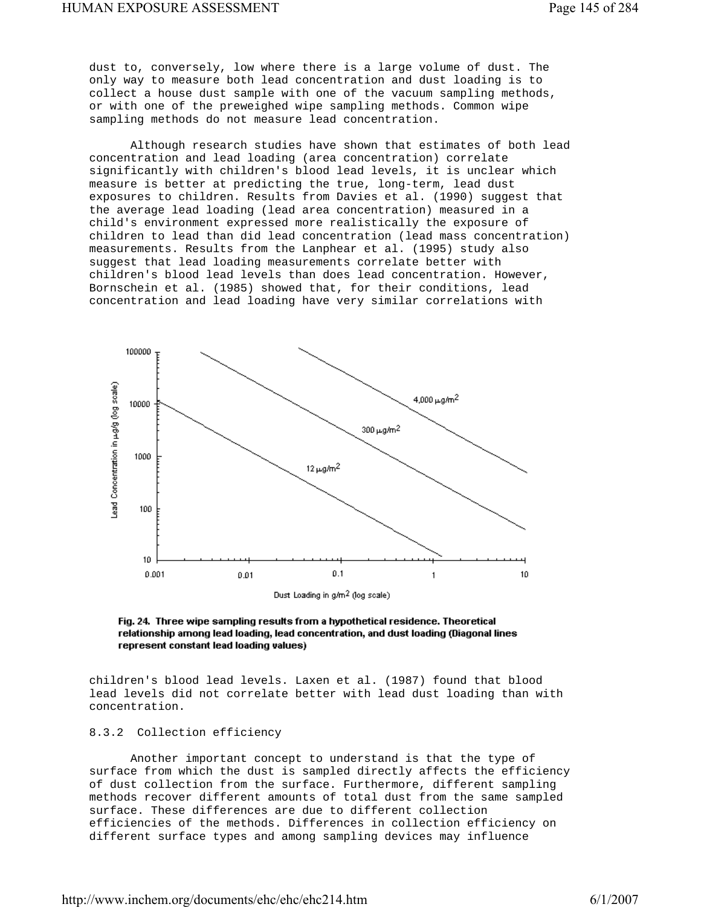dust to, conversely, low where there is a large volume of dust. The only way to measure both lead concentration and dust loading is to collect a house dust sample with one of the vacuum sampling methods, or with one of the preweighed wipe sampling methods. Common wipe sampling methods do not measure lead concentration.

Although research studies have shown that estimates of both lead concentration and lead loading (area concentration) correlate significantly with children's blood lead levels, it is unclear which measure is better at predicting the true, long-term, lead dust exposures to children. Results from Davies et al. (1990) suggest that the average lead loading (lead area concentration) measured in a child's environment expressed more realistically the exposure of children to lead than did lead concentration (lead mass concentration) measurements. Results from the Lanphear et al. (1995) study also suggest that lead loading measurements correlate better with children's blood lead levels than does lead concentration. However, Bornschein et al. (1985) showed that, for their conditions, lead concentration and lead loading have very similar correlations with

**Fig. 24. Three wipe sampling results from a hypothetical residence. Theoretical relationship among lead loading, lead concentration, and dust loading (Diagonal lines represent constant lead loading values)**

children's blood lead levels. Laxen et al. (1987) found that blood lead levels did not correlate better with lead dust loading than with concentration.

### 8.3.2 Collection efficiency

Another important concept to understand is that the type of surface from which the dust is sampled directly affects the efficiency of dust collection from the surface. Furthermore, different sampling methods recover different amounts of total dust from the same sampled surface. These differences are due to different collection efficiencies of the methods. Differences in collection efficiency on different surface types and among sampling devices may influence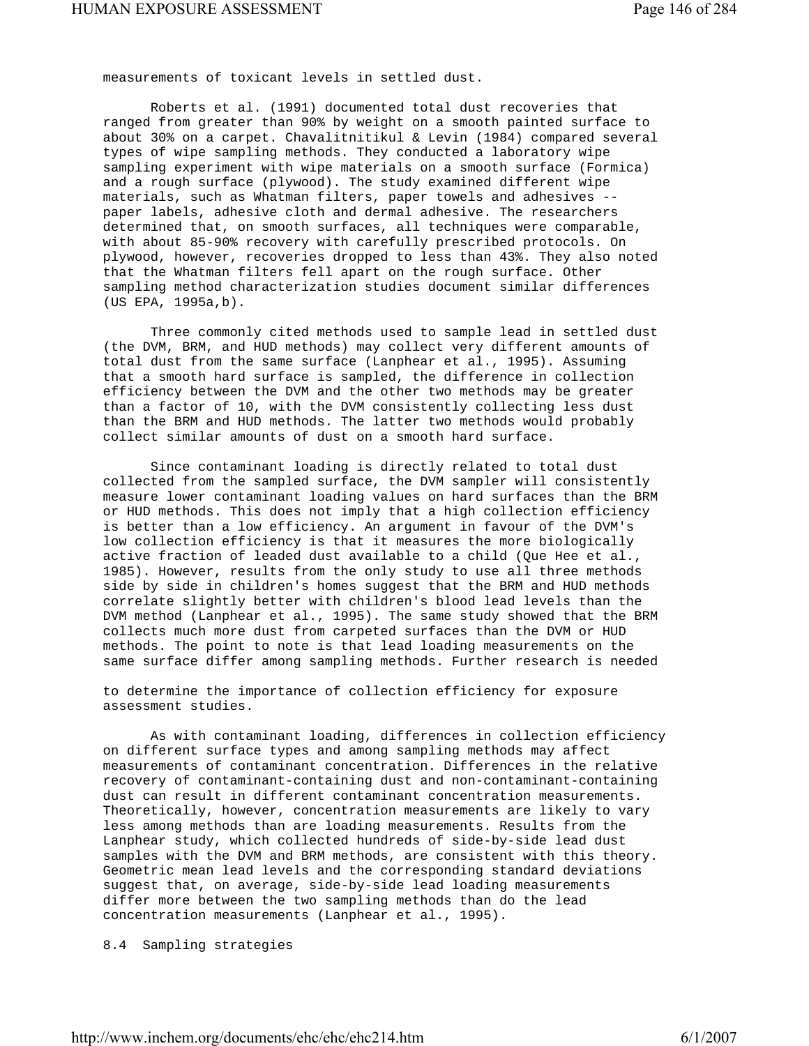measurements of toxicant levels in settled dust.

Roberts et al. (1991) documented total dust recoveries that ranged from greater than 90% by weight on a smooth painted surface to about 30% on a carpet. Chavalitnitikul & Levin (1984) compared several types of wipe sampling methods. They conducted a laboratory wipe sampling experiment with wipe materials on a smooth surface (Formica) and a rough surface (plywood). The study examined different wipe materials, such as Whatman filters, paper towels and adhesives -- paper labels, adhesive cloth and dermal adhesive. The researchers determined that, on smooth surfaces, all techniques were comparable, with about 85-90% recovery with carefully prescribed protocols. On plywood, however, recoveries dropped to less than 43%. They also noted that the Whatman filters fell apart on the rough surface. Other sampling method characterization studies document similar differences (US EPA, 1995a,b).

Three commonly cited methods used to sample lead in settled dust (the DVM, BRM, and HUD methods) may collect very different amounts of total dust from the same surface (Lanphear et al., 1995). Assuming that a smooth hard surface is sampled, the difference in collection efficiency between the DVM and the other two methods may be greater than a factor of 10, with the DVM consistently collecting less dust than the BRM and HUD methods. The latter two methods would probably collect similar amounts of dust on a smooth hard surface.

Since contaminant loading is directly related to total dust collected from the sampled surface, the DVM sampler will consistently measure lower contaminant loading values on hard surfaces than the BRM or HUD methods. This does not imply that a high collection efficiency is better than a low efficiency. An argument in favour of the DVM's low collection efficiency is that it measures the more biologically active fraction of leaded dust available to a child (Que Hee et al., 1985). However, results from the only study to use all three methods side by side in children's homes suggest that the BRM and HUD methods correlate slightly better with children's blood lead levels than the DVM method (Lanphear et al., 1995). The same study showed that the BRM collects much more dust from carpeted surfaces than the DVM or HUD methods. The point to note is that lead loading measurements on the same surface differ among sampling methods. Further research is needed to determine the importance of collection efficiency for exposure assessment studies.

As with contaminant loading, differences in collection efficiency on different surface types and among sampling methods may affect measurements of contaminant concentration. Differences in the relative recovery of contaminant-containing dust and non-contaminant-containing dust can result in different contaminant concentration measurements. Theoretically, however, concentration measurements are likely to vary less among methods than are loading measurements. Results from the Lanphear study, which collected hundreds of side-by-side lead dust samples with the DVM and BRM methods, are consistent with this theory. Geometric mean lead levels and the corresponding standard deviations suggest that, on average, side-by-side lead loading measurements differ more between the two sampling methods than do the lead concentration measurements (Lanphear et al., 1995).

## 8.4 Sampling strategies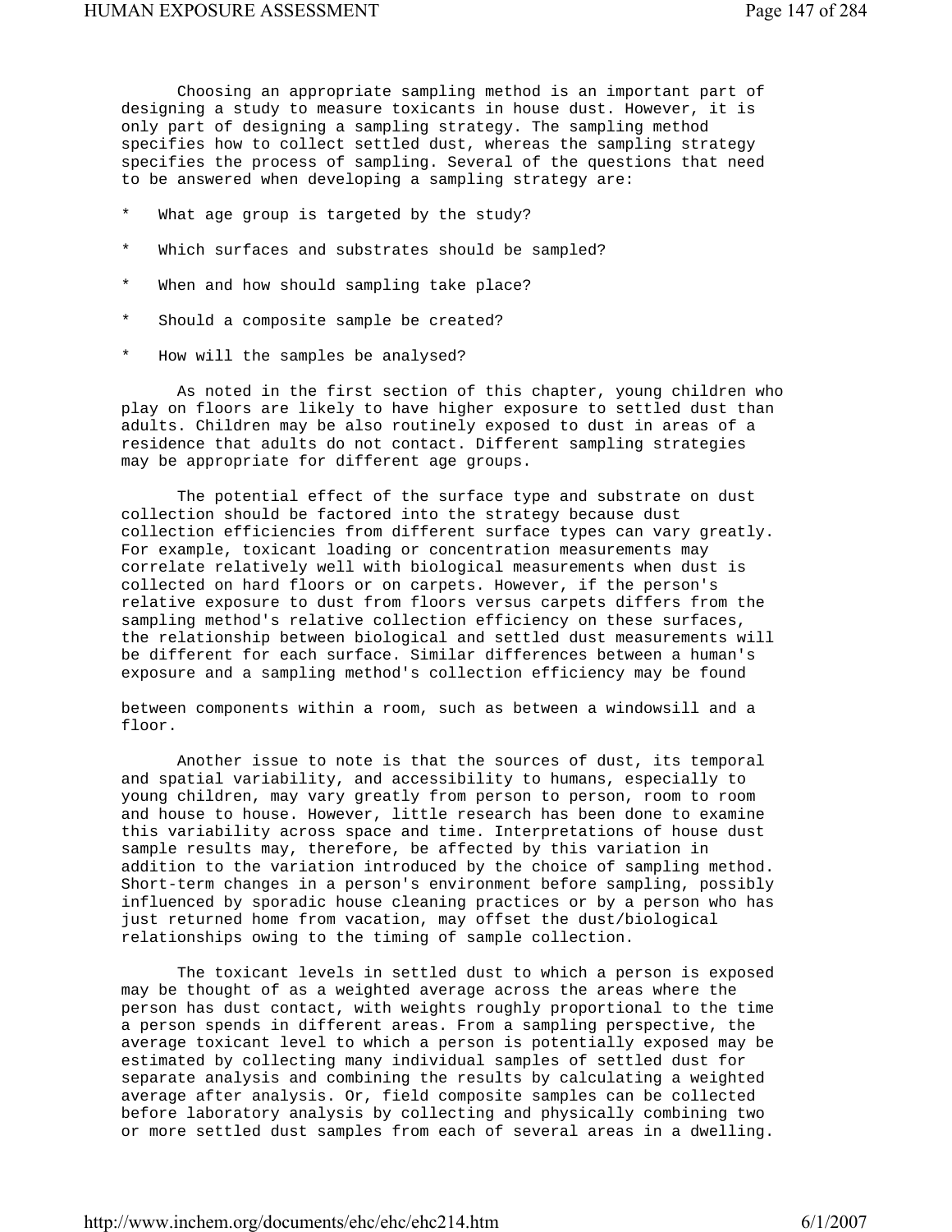Choosing an appropriate sampling method is an important part of designing a study to measure toxicants in house dust. However, it is only part of designing a sampling strategy. The sampling method specifies how to collect settled dust, whereas the sampling strategy specifies the process of sampling. Several of the questions that need to be answered when developing a sampling strategy are:

* What age group is targeted by the study?
* Which surfaces and substrates should be sampled?
* When and how should sampling take place?
* Should a composite sample be created?
* How will the samples be analysed?

As noted in the first section of this chapter, young children who play on floors are likely to have higher exposure to settled dust than adults. Children may be also routinely exposed to dust in areas of a residence that adults do not contact. Different sampling strategies may be appropriate for different age groups.

The potential effect of the surface type and substrate on dust collection should be factored into the strategy because dust collection efficiencies from different surface types can vary greatly. For example, toxicant loading or concentration measurements may correlate relatively well with biological measurements when dust is collected on hard floors or on carpets. However, if the person's relative exposure to dust from floors versus carpets differs from the sampling method's relative collection efficiency on these surfaces, the relationship between biological and settled dust measurements will be different for each surface. Similar differences between a human's exposure and a sampling method's collection efficiency may be found between components within a room, such as between a windowsill and a floor.

Another issue to note is that the sources of dust, its temporal and spatial variability, and accessibility to humans, especially to young children, may vary greatly from person to person, room to room and house to house. However, little research has been done to examine this variability across space and time. Interpretations of house dust sample results may, therefore, be affected by this variation in addition to the variation introduced by the choice of sampling method. Short-term changes in a person's environment before sampling, possibly influenced by sporadic house cleaning practices or by a person who has just returned home from vacation, may offset the dust/biological relationships owing to the timing of sample collection.

The toxicant levels in settled dust to which a person is exposed may be thought of as a weighted average across the areas where the person has dust contact, with weights roughly proportional to the time a person spends in different areas. From a sampling perspective, the average toxicant level to which a person is potentially exposed may be estimated by collecting many individual samples of settled dust for separate analysis and combining the results by calculating a weighted average after analysis. Or, field composite samples can be collected before laboratory analysis by collecting and physically combining two or more settled dust samples from each of several areas in a dwelling.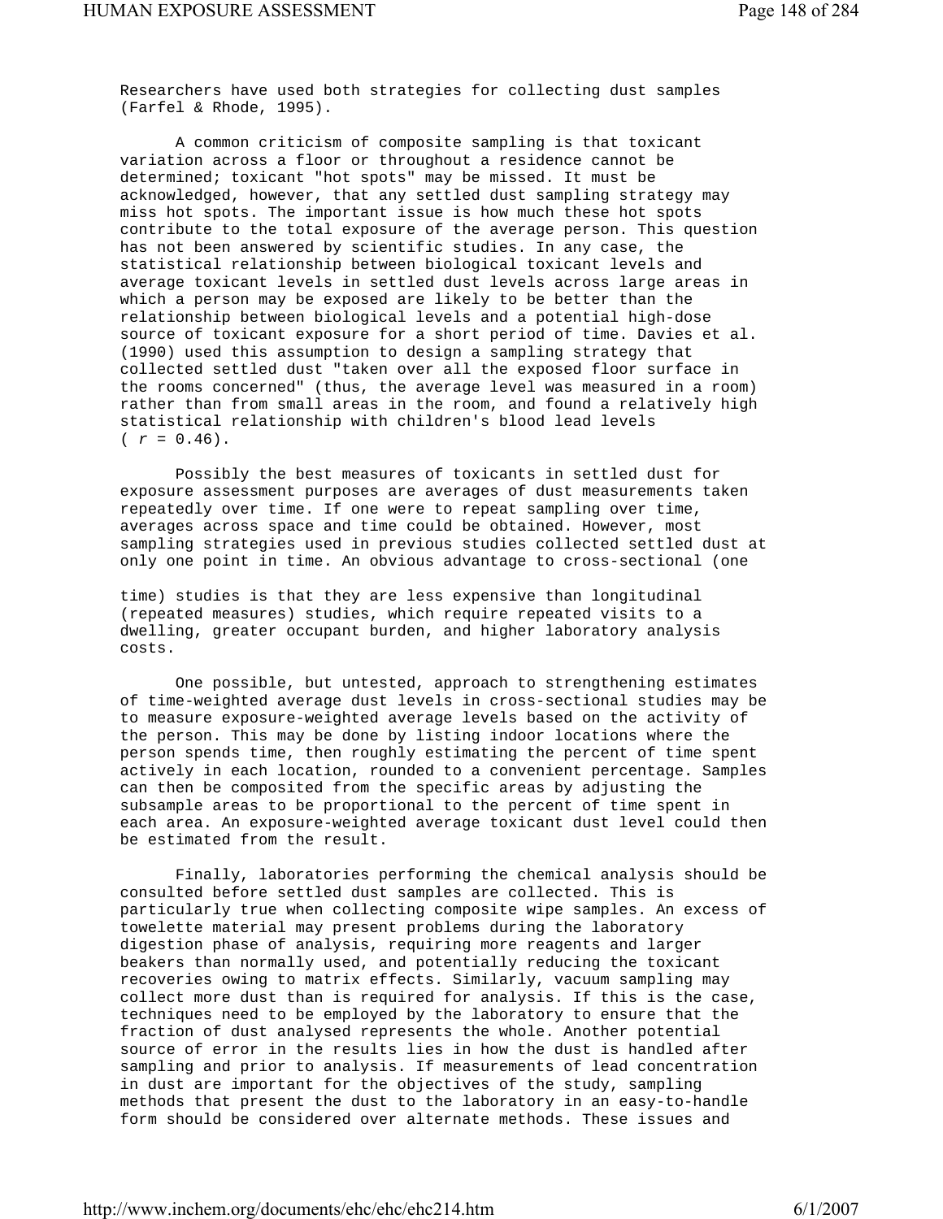Researchers have used both strategies for collecting dust samples (Farfel & Rhode, 1995).

A common criticism of composite sampling is that toxicant variation across a floor or throughout a residence cannot be determined; toxicant "hot spots" may be missed. It must be acknowledged, however, that any settled dust sampling strategy may miss hot spots. The important issue is how much these hot spots contribute to the total exposure of the average person. This question has not been answered by scientific studies. In any case, the statistical relationship between biological toxicant levels and average toxicant levels in settled dust levels across large areas in which a person may be exposed are likely to be better than the relationship between biological levels and a potential high-dose source of toxicant exposure for a short period of time. Davies et al. (1990) used this assumption to design a sampling strategy that collected settled dust "taken over all the exposed floor surface in the rooms concerned" (thus, the average level was measured in a room) rather than from small areas in the room, and found a relatively high statistical relationship with children's blood lead levels ( $r = 0.46$).

Possibly the best measures of toxicants in settled dust for exposure assessment purposes are averages of dust measurements taken repeatedly over time. If one were to repeat sampling over time, averages across space and time could be obtained. However, most sampling strategies used in previous studies collected settled dust at only one point in time. An obvious advantage to cross-sectional (one time) studies is that they are less expensive than longitudinal (repeated measures) studies, which require repeated visits to a dwelling, greater occupant burden, and higher laboratory analysis costs.

One possible, but untested, approach to strengthening estimates of time-weighted average dust levels in cross-sectional studies may be to measure exposure-weighted average levels based on the activity of the person. This may be done by listing indoor locations where the person spends time, then roughly estimating the percent of time spent actively in each location, rounded to a convenient percentage. Samples can then be composited from the specific areas by adjusting the subsample areas to be proportional to the percent of time spent in each area. An exposure-weighted average toxicant dust level could then be estimated from the result.

Finally, laboratories performing the chemical analysis should be consulted before settled dust samples are collected. This is particularly true when collecting composite wipe samples. An excess of towelette material may present problems during the laboratory digestion phase of analysis, requiring more reagents and larger beakers than normally used, and potentially reducing the toxicant recoveries owing to matrix effects. Similarly, vacuum sampling may collect more dust than is required for analysis. If this is the case, techniques need to be employed by the laboratory to ensure that the fraction of dust analysed represents the whole. Another potential source of error in the results lies in how the dust is handled after sampling and prior to analysis. If measurements of lead concentration in dust are important for the objectives of the study, sampling methods that present the dust to the laboratory in an easy-to-handle form should be considered over alternate methods. These issues and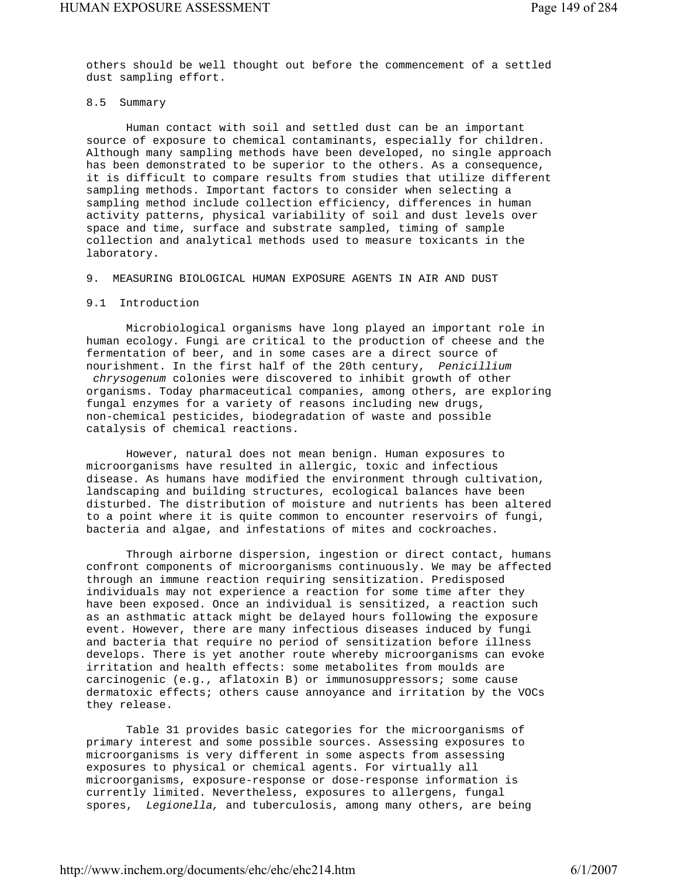others should be well thought out before the commencement of a settled dust sampling effort.

### 8.5 Summary

Human contact with soil and settled dust can be an important source of exposure to chemical contaminants, especially for children. Although many sampling methods have been developed, no single approach has been demonstrated to be superior to the others. As a consequence, it is difficult to compare results from studies that utilize different sampling methods. Important factors to consider when selecting a sampling method include collection efficiency, differences in human activity patterns, physical variability of soil and dust levels over space and time, surface and substrate sampled, timing of sample collection and analytical methods used to measure toxicants in the laboratory.

## 9. MEASURING BIOLOGICAL HUMAN EXPOSURE AGENTS IN AIR AND DUST

### 9.1 Introduction

Microbiological organisms have long played an important role in human ecology. Fungi are critical to the production of cheese and the fermentation of beer, and in some cases are a direct source of nourishment. In the first half of the 20th century, *Penicillium chrysogenum* colonies were discovered to inhibit growth of other organisms. Today pharmaceutical companies, among others, are exploring fungal enzymes for a variety of reasons including new drugs, non-chemical pesticides, biodegradation of waste and possible catalysis of chemical reactions.

However, natural does not mean benign. Human exposures to microorganisms have resulted in allergic, toxic and infectious disease. As humans have modified the environment through cultivation, landscaping and building structures, ecological balances have been disturbed. The distribution of moisture and nutrients has been altered to a point where it is quite common to encounter reservoirs of fungi, bacteria and algae, and infestations of mites and cockroaches.

Through airborne dispersion, ingestion or direct contact, humans confront components of microorganisms continuously. We may be affected through an immune reaction requiring sensitization. Predisposed individuals may not experience a reaction for some time after they have been exposed. Once an individual is sensitized, a reaction such as an asthmatic attack might be delayed hours following the exposure event. However, there are many infectious diseases induced by fungi and bacteria that require no period of sensitization before illness develops. There is yet another route whereby microorganisms can evoke irritation and health effects: some metabolites from moulds are carcinogenic (e.g., aflatoxin B) or immunosuppressors; some cause dermatoxic effects; others cause annoyance and irritation by the VOCs they release.

Table 31 provides basic categories for the microorganisms of primary interest and some possible sources. Assessing exposures to microorganisms is very different in some aspects from assessing exposures to physical or chemical agents. For virtually all microorganisms, exposure-response or dose-response information is currently limited. Nevertheless, exposures to allergens, fungal spores, *Legionella,* and tuberculosis, among many others, are being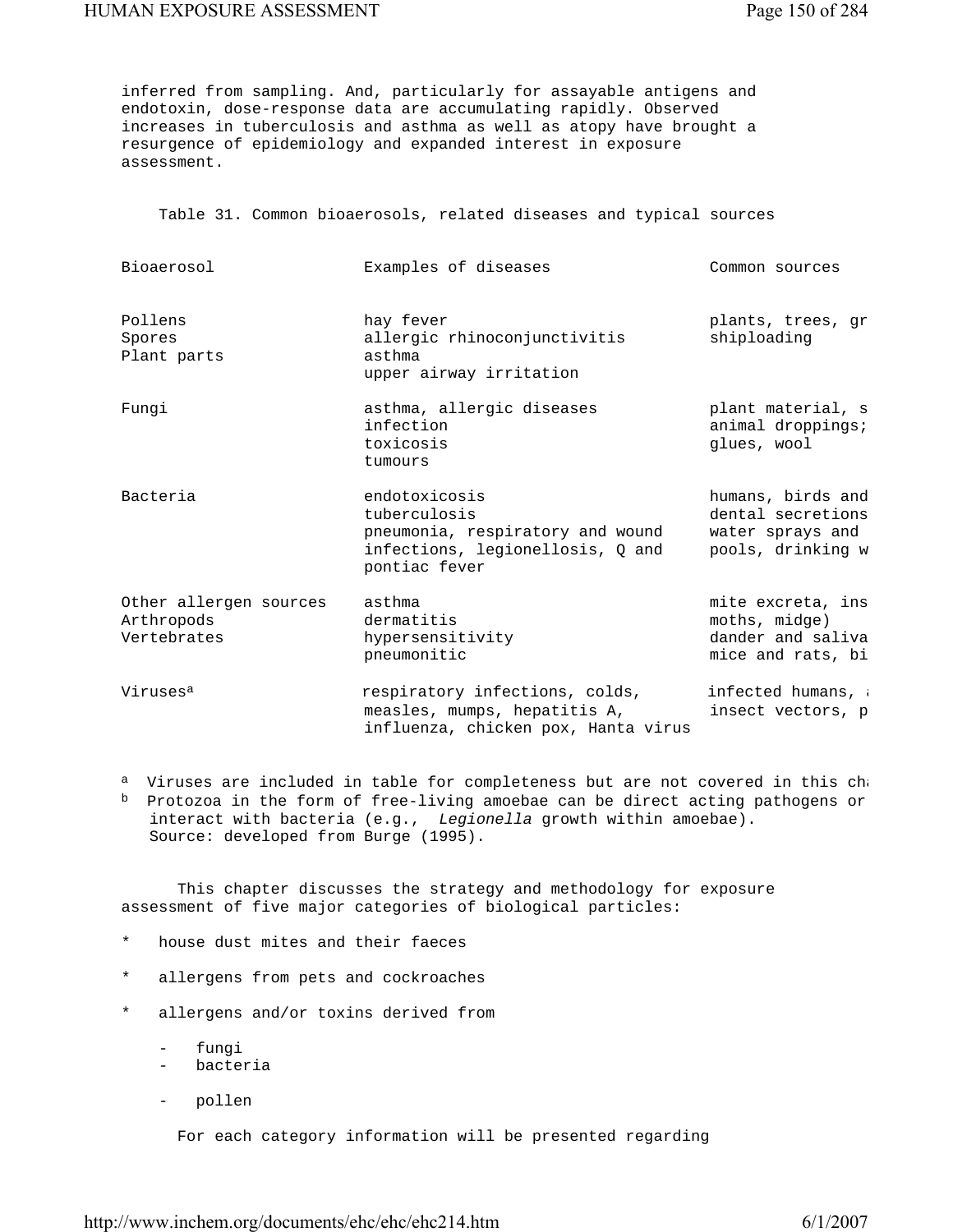inferred from sampling. And, particularly for assayable antigens and endotoxin, dose-response data are accumulating rapidly. Observed increases in tuberculosis and asthma as well as atopy have brought a resurgence of epidemiology and expanded interest in exposure assessment.

Table 31. Common bioaerosols, related diseases and typical sources

| Bioaerosol | Examples of diseases | Common sources |
|---|---|---|
| Pollens<br>Spores<br>Plant parts | hay fever<br>allergic rhinoconjunctivitis<br>asthma<br>upper airway irritation | plants, trees, gr<br>shiploading |
| Fungi | asthma, allergic diseases<br>infection<br>toxicosis<br>tumours | plant material, s<br>animal droppings;<br>glues, wool |
| Bacteria | endotoxicosis<br>tuberculosis<br>pneumonia, respiratory and wound infections, legionellosis, Q and pontiac fever | humans, birds and<br>dental secretions<br>water sprays and<br>pools, drinking w |
| Other allergen sources<br>Arthropods<br>Vertebrates | asthma<br>dermatitis<br>hypersensitivity<br>pneumonitic | mite excreta, ins<br>moths, midge)<br>dander and saliva<br>mice and rats, bi |
| Viruses[a] | respiratory infections, colds, measles, mumps, hepatitis A, influenza, chicken pox, Hanta virus | infected humans, a<br>insect vectors, p |

[a] Viruses are included in table for completeness but are not covered in this cha

[b] Protozoa in the form of free-living amoebae can be direct acting pathogens or interact with bacteria (e.g., *Legionella* growth within amoebae).
Source: developed from Burge (1995).

This chapter discusses the strategy and methodology for exposure assessment of five major categories of biological particles:

* house dust mites and their faeces
* allergens from pets and cockroaches
* allergens and/or toxins derived from
  - fungi
  - bacteria
  - pollen

For each category information will be presented regarding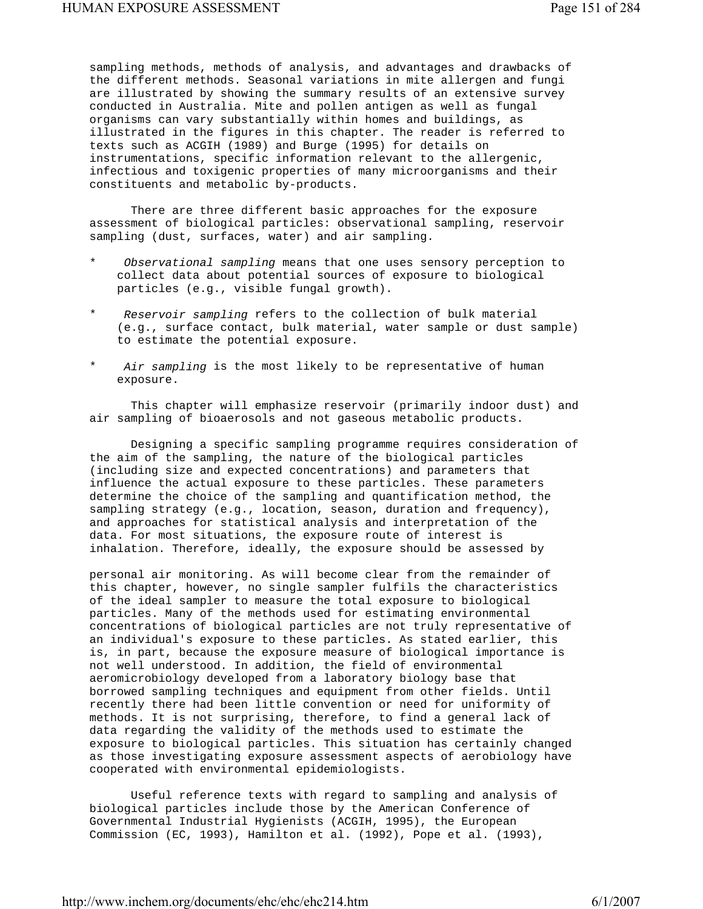sampling methods, methods of analysis, and advantages and drawbacks of the different methods. Seasonal variations in mite allergen and fungi are illustrated by showing the summary results of an extensive survey conducted in Australia. Mite and pollen antigen as well as fungal organisms can vary substantially within homes and buildings, as illustrated in the figures in this chapter. The reader is referred to texts such as ACGIH (1989) and Burge (1995) for details on instrumentations, specific information relevant to the allergenic, infectious and toxigenic properties of many microorganisms and their constituents and metabolic by-products.

There are three different basic approaches for the exposure assessment of biological particles: observational sampling, reservoir sampling (dust, surfaces, water) and air sampling.

* *Observational sampling* means that one uses sensory perception to collect data about potential sources of exposure to biological particles (e.g., visible fungal growth).

* *Reservoir sampling* refers to the collection of bulk material (e.g., surface contact, bulk material, water sample or dust sample) to estimate the potential exposure.

* *Air sampling* is the most likely to be representative of human exposure.

This chapter will emphasize reservoir (primarily indoor dust) and air sampling of bioaerosols and not gaseous metabolic products.

Designing a specific sampling programme requires consideration of the aim of the sampling, the nature of the biological particles (including size and expected concentrations) and parameters that influence the actual exposure to these particles. These parameters determine the choice of the sampling and quantification method, the sampling strategy (e.g., location, season, duration and frequency), and approaches for statistical analysis and interpretation of the data. For most situations, the exposure route of interest is inhalation. Therefore, ideally, the exposure should be assessed by personal air monitoring. As will become clear from the remainder of this chapter, however, no single sampler fulfils the characteristics of the ideal sampler to measure the total exposure to biological particles. Many of the methods used for estimating environmental concentrations of biological particles are not truly representative of an individual's exposure to these particles. As stated earlier, this is, in part, because the exposure measure of biological importance is not well understood. In addition, the field of environmental aeromicrobiology developed from a laboratory biology base that borrowed sampling techniques and equipment from other fields. Until recently there had been little convention or need for uniformity of methods. It is not surprising, therefore, to find a general lack of data regarding the validity of the methods used to estimate the exposure to biological particles. This situation has certainly changed as those investigating exposure assessment aspects of aerobiology have cooperated with environmental epidemiologists.

Useful reference texts with regard to sampling and analysis of biological particles include those by the American Conference of Governmental Industrial Hygienists (ACGIH, 1995), the European Commission (EC, 1993), Hamilton et al. (1992), Pope et al. (1993),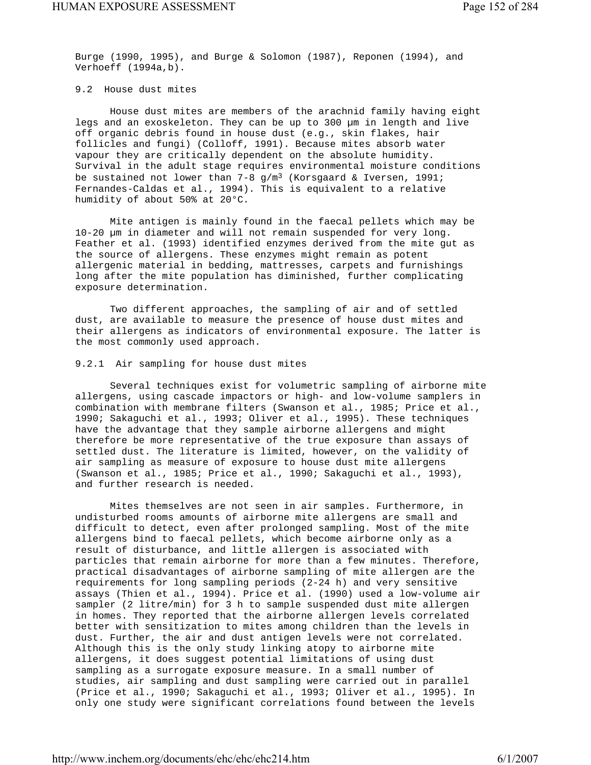Burge (1990, 1995), and Burge & Solomon (1987), Reponen (1994), and Verhoeff (1994a,b).

## 9.2 House dust mites

House dust mites are members of the arachnid family having eight legs and an exoskeleton. They can be up to 300 µm in length and live off organic debris found in house dust (e.g., skin flakes, hair follicles and fungi) (Colloff, 1991). Because mites absorb water vapour they are critically dependent on the absolute humidity. Survival in the adult stage requires environmental moisture conditions be sustained not lower than 7-8 $g/m^3$ (Korsgaard & Iversen, 1991; Fernandes-Caldas et al., 1994). This is equivalent to a relative humidity of about 50% at 20°C.

Mite antigen is mainly found in the faecal pellets which may be 10-20 µm in diameter and will not remain suspended for very long. Feather et al. (1993) identified enzymes derived from the mite gut as the source of allergens. These enzymes might remain as potent allergenic material in bedding, mattresses, carpets and furnishings long after the mite population has diminished, further complicating exposure determination.

Two different approaches, the sampling of air and of settled dust, are available to measure the presence of house dust mites and their allergens as indicators of environmental exposure. The latter is the most commonly used approach.

### 9.2.1 Air sampling for house dust mites

Several techniques exist for volumetric sampling of airborne mite allergens, using cascade impactors or high- and low-volume samplers in combination with membrane filters (Swanson et al., 1985; Price et al., 1990; Sakaguchi et al., 1993; Oliver et al., 1995). These techniques have the advantage that they sample airborne allergens and might therefore be more representative of the true exposure than assays of settled dust. The literature is limited, however, on the validity of air sampling as measure of exposure to house dust mite allergens (Swanson et al., 1985; Price et al., 1990; Sakaguchi et al., 1993), and further research is needed.

Mites themselves are not seen in air samples. Furthermore, in undisturbed rooms amounts of airborne mite allergens are small and difficult to detect, even after prolonged sampling. Most of the mite allergens bind to faecal pellets, which become airborne only as a result of disturbance, and little allergen is associated with particles that remain airborne for more than a few minutes. Therefore, practical disadvantages of airborne sampling of mite allergen are the requirements for long sampling periods (2-24 h) and very sensitive assays (Thien et al., 1994). Price et al. (1990) used a low-volume air sampler (2 litre/min) for 3 h to sample suspended dust mite allergen in homes. They reported that the airborne allergen levels correlated better with sensitization to mites among children than the levels in dust. Further, the air and dust antigen levels were not correlated. Although this is the only study linking atopy to airborne mite allergens, it does suggest potential limitations of using dust sampling as a surrogate exposure measure. In a small number of studies, air sampling and dust sampling were carried out in parallel (Price et al., 1990; Sakaguchi et al., 1993; Oliver et al., 1995). In only one study were significant correlations found between the levels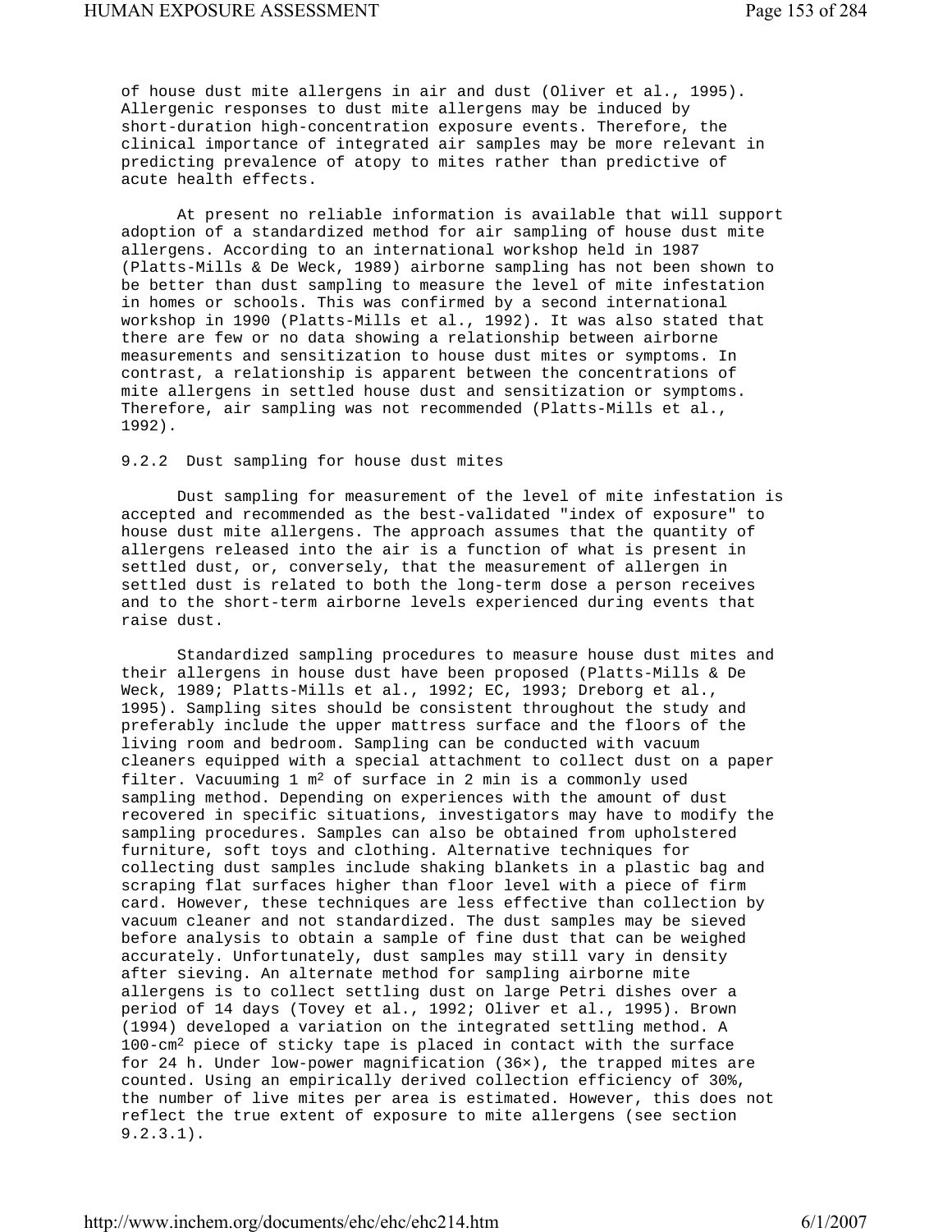of house dust mite allergens in air and dust (Oliver et al., 1995). Allergenic responses to dust mite allergens may be induced by short-duration high-concentration exposure events. Therefore, the clinical importance of integrated air samples may be more relevant in predicting prevalence of atopy to mites rather than predictive of acute health effects.

At present no reliable information is available that will support adoption of a standardized method for air sampling of house dust mite allergens. According to an international workshop held in 1987 (Platts-Mills & De Weck, 1989) airborne sampling has not been shown to be better than dust sampling to measure the level of mite infestation in homes or schools. This was confirmed by a second international workshop in 1990 (Platts-Mills et al., 1992). It was also stated that there are few or no data showing a relationship between airborne measurements and sensitization to house dust mites or symptoms. In contrast, a relationship is apparent between the concentrations of mite allergens in settled house dust and sensitization or symptoms. Therefore, air sampling was not recommended (Platts-Mills et al., 1992).

### 9.2.2 Dust sampling for house dust mites

Dust sampling for measurement of the level of mite infestation is accepted and recommended as the best-validated "index of exposure" to house dust mite allergens. The approach assumes that the quantity of allergens released into the air is a function of what is present in settled dust, or, conversely, that the measurement of allergen in settled dust is related to both the long-term dose a person receives and to the short-term airborne levels experienced during events that raise dust.

Standardized sampling procedures to measure house dust mites and their allergens in house dust have been proposed (Platts-Mills & De Weck, 1989; Platts-Mills et al., 1992; EC, 1993; Dreborg et al., 1995). Sampling sites should be consistent throughout the study and preferably include the upper mattress surface and the floors of the living room and bedroom. Sampling can be conducted with vacuum cleaners equipped with a special attachment to collect dust on a paper filter. Vacuuming 1 $m^2$ of surface in 2 min is a commonly used sampling method. Depending on experiences with the amount of dust recovered in specific situations, investigators may have to modify the sampling procedures. Samples can also be obtained from upholstered furniture, soft toys and clothing. Alternative techniques for collecting dust samples include shaking blankets in a plastic bag and scraping flat surfaces higher than floor level with a piece of firm card. However, these techniques are less effective than collection by vacuum cleaner and not standardized. The dust samples may be sieved before analysis to obtain a sample of fine dust that can be weighed accurately. Unfortunately, dust samples may still vary in density after sieving. An alternate method for sampling airborne mite allergens is to collect settling dust on large Petri dishes over a period of 14 days (Tovey et al., 1992; Oliver et al., 1995). Brown (1994) developed a variation on the integrated settling method. A 100-$cm^2$ piece of sticky tape is placed in contact with the surface for 24 h. Under low-power magnification (36×), the trapped mites are counted. Using an empirically derived collection efficiency of 30%, the number of live mites per area is estimated. However, this does not reflect the true extent of exposure to mite allergens (see section 9.2.3.1).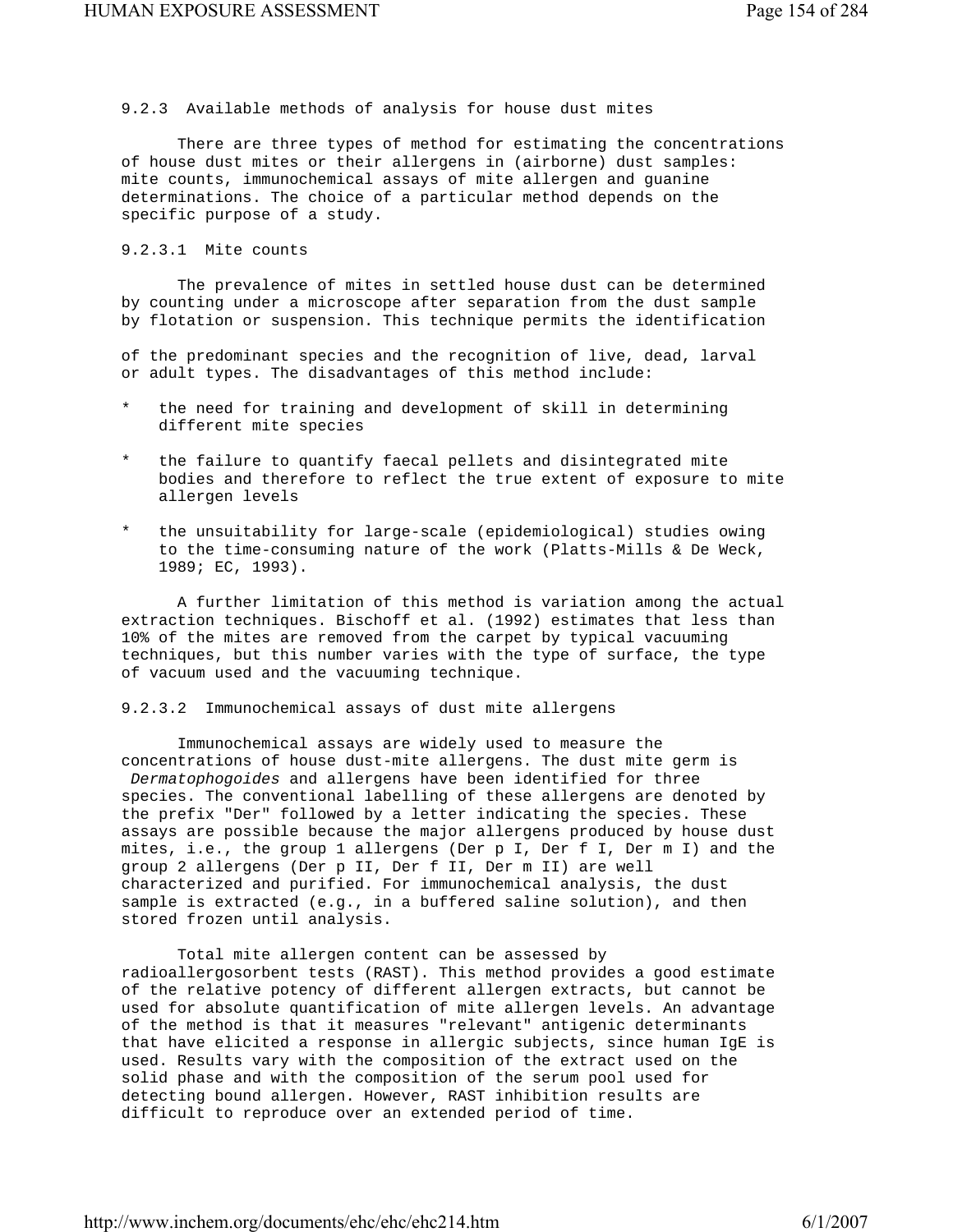### 9.2.3 Available methods of analysis for house dust mites

There are three types of method for estimating the concentrations of house dust mites or their allergens in (airborne) dust samples: mite counts, immunochemical assays of mite allergen and guanine determinations. The choice of a particular method depends on the specific purpose of a study.

#### 9.2.3.1 Mite counts

The prevalence of mites in settled house dust can be determined by counting under a microscope after separation from the dust sample by flotation or suspension. This technique permits the identification of the predominant species and the recognition of live, dead, larval or adult types. The disadvantages of this method include:

* the need for training and development of skill in determining different mite species
* the failure to quantify faecal pellets and disintegrated mite bodies and therefore to reflect the true extent of exposure to mite allergen levels
* the unsuitability for large-scale (epidemiological) studies owing to the time-consuming nature of the work (Platts-Mills & De Weck, 1989; EC, 1993).

A further limitation of this method is variation among the actual extraction techniques. Bischoff et al. (1992) estimates that less than 10% of the mites are removed from the carpet by typical vacuuming techniques, but this number varies with the type of surface, the type of vacuum used and the vacuuming technique.

#### 9.2.3.2 Immunochemical assays of dust mite allergens

Immunochemical assays are widely used to measure the concentrations of house dust-mite allergens. The dust mite germ is *Dermatophogoides* and allergens have been identified for three species. The conventional labelling of these allergens are denoted by the prefix "Der" followed by a letter indicating the species. These assays are possible because the major allergens produced by house dust mites, i.e., the group 1 allergens (Der p I, Der f I, Der m I) and the group 2 allergens (Der p II, Der f II, Der m II) are well characterized and purified. For immunochemical analysis, the dust sample is extracted (e.g., in a buffered saline solution), and then stored frozen until analysis.

Total mite allergen content can be assessed by radioallergosorbent tests (RAST). This method provides a good estimate of the relative potency of different allergen extracts, but cannot be used for absolute quantification of mite allergen levels. An advantage of the method is that it measures "relevant" antigenic determinants that have elicited a response in allergic subjects, since human IgE is used. Results vary with the composition of the extract used on the solid phase and with the composition of the serum pool used for detecting bound allergen. However, RAST inhibition results are difficult to reproduce over an extended period of time.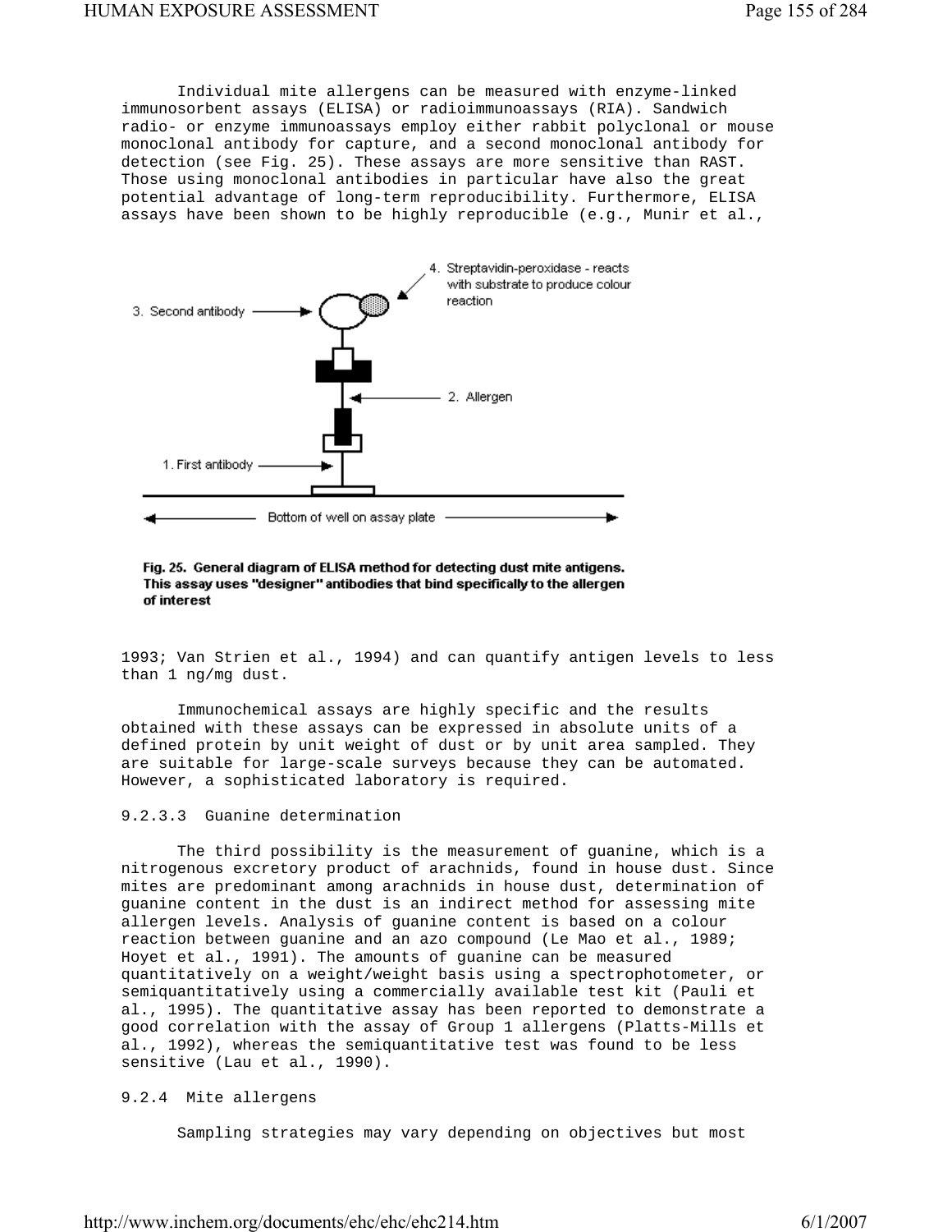Individual mite allergens can be measured with enzyme-linked immunosorbent assays (ELISA) or radioimmunoassays (RIA). Sandwich radio- or enzyme immunoassays employ either rabbit polyclonal or mouse monoclonal antibody for capture, and a second monoclonal antibody for detection (see Fig. 25). These assays are more sensitive than RAST. Those using monoclonal antibodies in particular have also the great potential advantage of long-term reproducibility. Furthermore, ELISA assays have been shown to be highly reproducible (e.g., Munir et al., 1993; Van Strien et al., 1994) and can quantify antigen levels to less than 1 ng/mg dust.

**Fig. 25. General diagram of ELISA method for detecting dust mite antigens. This assay uses "designer" antibodies that bind specifically to the allergen of interest**

Immunochemical assays are highly specific and the results obtained with these assays can be expressed in absolute units of a defined protein by unit weight of dust or by unit area sampled. They are suitable for large-scale surveys because they can be automated. However, a sophisticated laboratory is required.

### 9.2.3.3 Guanine determination

The third possibility is the measurement of guanine, which is a nitrogenous excretory product of arachnids, found in house dust. Since mites are predominant among arachnids in house dust, determination of guanine content in the dust is an indirect method for assessing mite allergen levels. Analysis of guanine content is based on a colour reaction between guanine and an azo compound (Le Mao et al., 1989; Hoyet et al., 1991). The amounts of guanine can be measured quantitatively on a weight/weight basis using a spectrophotometer, or semiquantitatively using a commercially available test kit (Pauli et al., 1995). The quantitative assay has been reported to demonstrate a good correlation with the assay of Group 1 allergens (Platts-Mills et al., 1992), whereas the semiquantitative test was found to be less sensitive (Lau et al., 1990).

### 9.2.4 Mite allergens

Sampling strategies may vary depending on objectives but most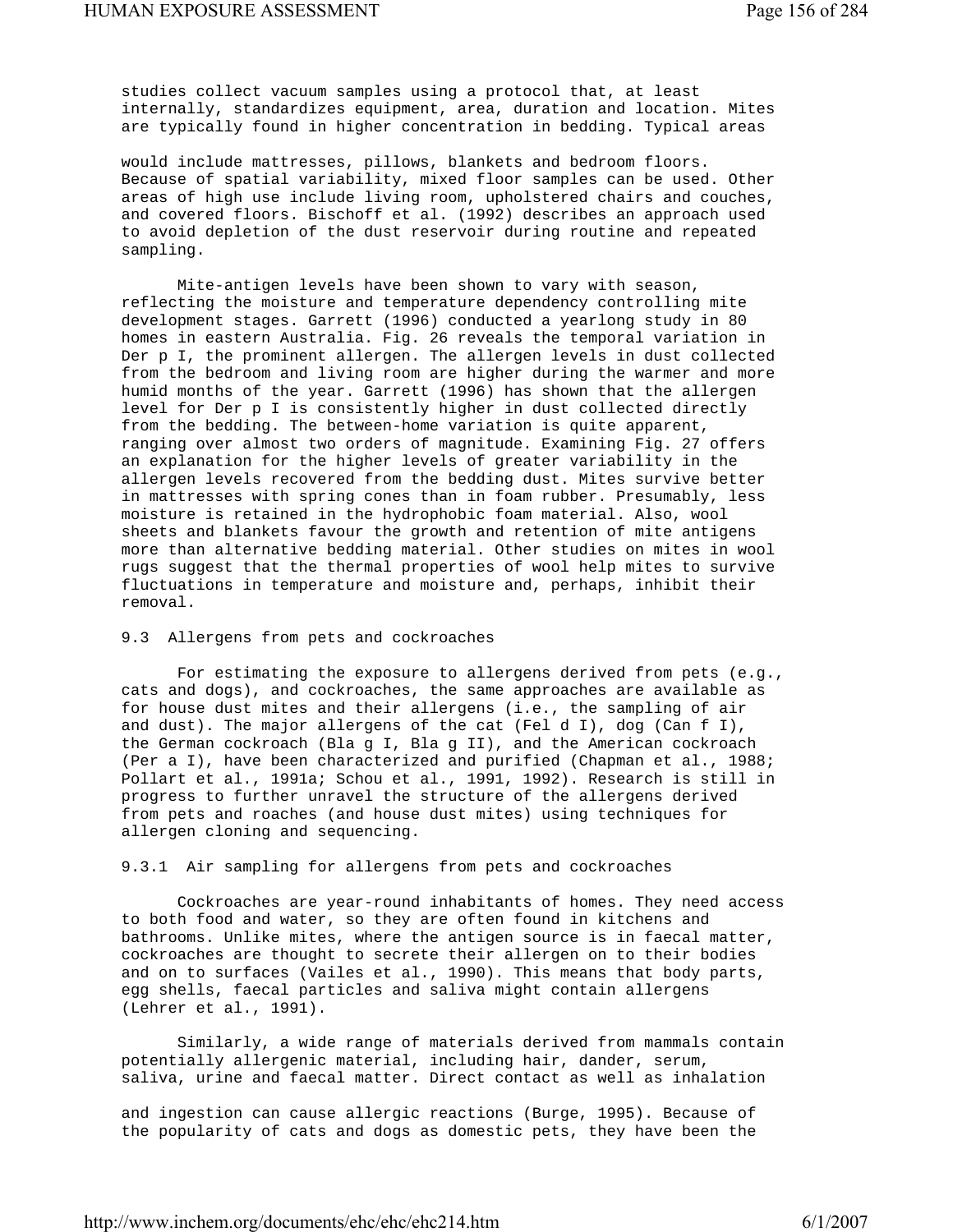studies collect vacuum samples using a protocol that, at least internally, standardizes equipment, area, duration and location. Mites are typically found in higher concentration in bedding. Typical areas would include mattresses, pillows, blankets and bedroom floors. Because of spatial variability, mixed floor samples can be used. Other areas of high use include living room, upholstered chairs and couches, and covered floors. Bischoff et al. (1992) describes an approach used to avoid depletion of the dust reservoir during routine and repeated sampling.

Mite-antigen levels have been shown to vary with season, reflecting the moisture and temperature dependency controlling mite development stages. Garrett (1996) conducted a yearlong study in 80 homes in eastern Australia. Fig. 26 reveals the temporal variation in Der p I, the prominent allergen. The allergen levels in dust collected from the bedroom and living room are higher during the warmer and more humid months of the year. Garrett (1996) has shown that the allergen level for Der p I is consistently higher in dust collected directly from the bedding. The between-home variation is quite apparent, ranging over almost two orders of magnitude. Examining Fig. 27 offers an explanation for the higher levels of greater variability in the allergen levels recovered from the bedding dust. Mites survive better in mattresses with spring cones than in foam rubber. Presumably, less moisture is retained in the hydrophobic foam material. Also, wool sheets and blankets favour the growth and retention of mite antigens more than alternative bedding material. Other studies on mites in wool rugs suggest that the thermal properties of wool help mites to survive fluctuations in temperature and moisture and, perhaps, inhibit their removal.

## 9.3 Allergens from pets and cockroaches

For estimating the exposure to allergens derived from pets (e.g., cats and dogs), and cockroaches, the same approaches are available as for house dust mites and their allergens (i.e., the sampling of air and dust). The major allergens of the cat (Fel d I), dog (Can f I), the German cockroach (Bla g I, Bla g II), and the American cockroach (Per a I), have been characterized and purified (Chapman et al., 1988; Pollart et al., 1991a; Schou et al., 1991, 1992). Research is still in progress to further unravel the structure of the allergens derived from pets and roaches (and house dust mites) using techniques for allergen cloning and sequencing.

### 9.3.1 Air sampling for allergens from pets and cockroaches

Cockroaches are year-round inhabitants of homes. They need access to both food and water, so they are often found in kitchens and bathrooms. Unlike mites, where the antigen source is in faecal matter, cockroaches are thought to secrete their allergen on to their bodies and on to surfaces (Vailes et al., 1990). This means that body parts, egg shells, faecal particles and saliva might contain allergens (Lehrer et al., 1991).

Similarly, a wide range of materials derived from mammals contain potentially allergenic material, including hair, dander, serum, saliva, urine and faecal matter. Direct contact as well as inhalation and ingestion can cause allergic reactions (Burge, 1995). Because of the popularity of cats and dogs as domestic pets, they have been the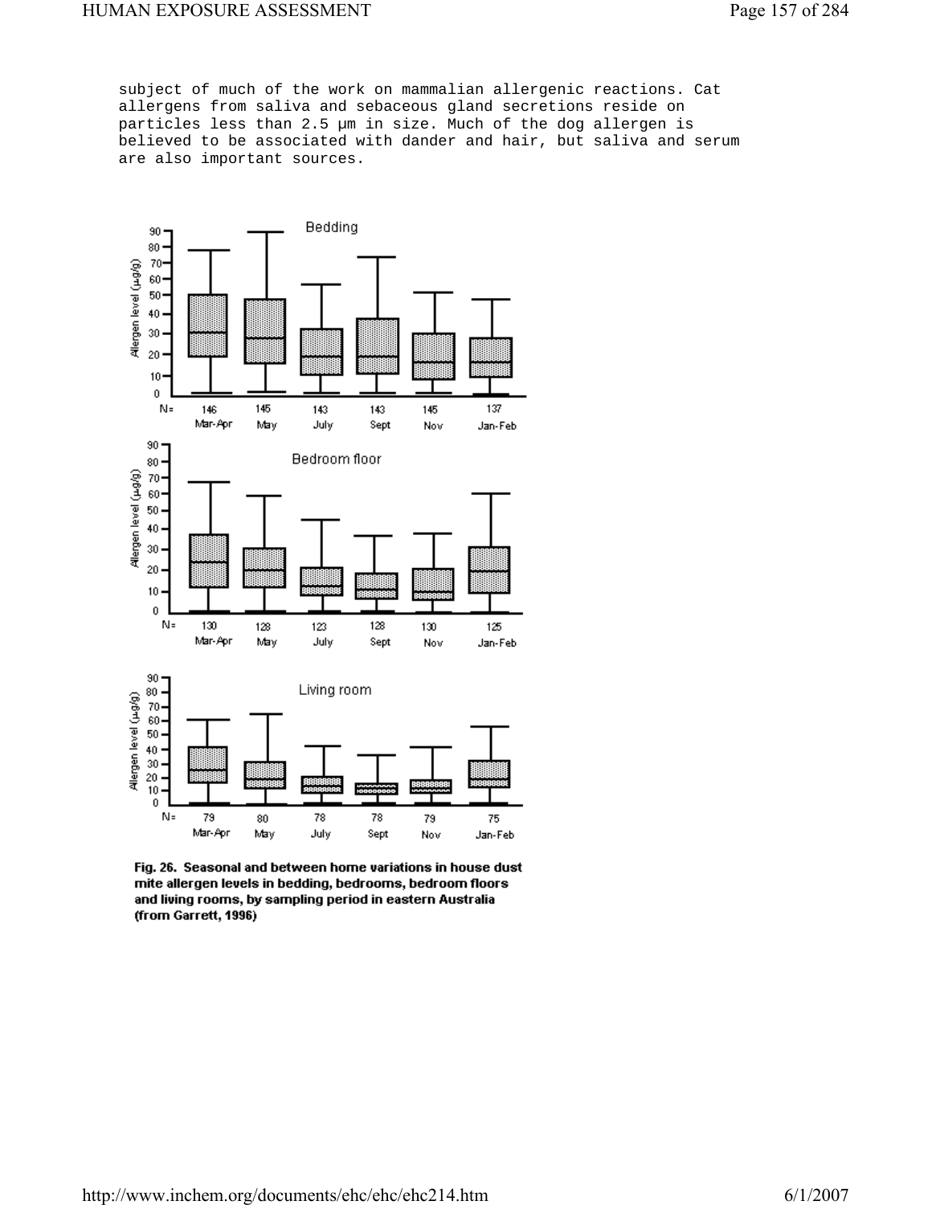subject of much of the work on mammalian allergenic reactions. Cat allergens from saliva and sebaceous gland secretions reside on particles less than 2.5 µm in size. Much of the dog allergen is believed to be associated with dander and hair, but saliva and serum are also important sources.

**Fig. 26. Seasonal and between home variations in house dust mite allergen levels in bedding, bedrooms, bedroom floors and living rooms, by sampling period in eastern Australia (from Garrett, 1996)**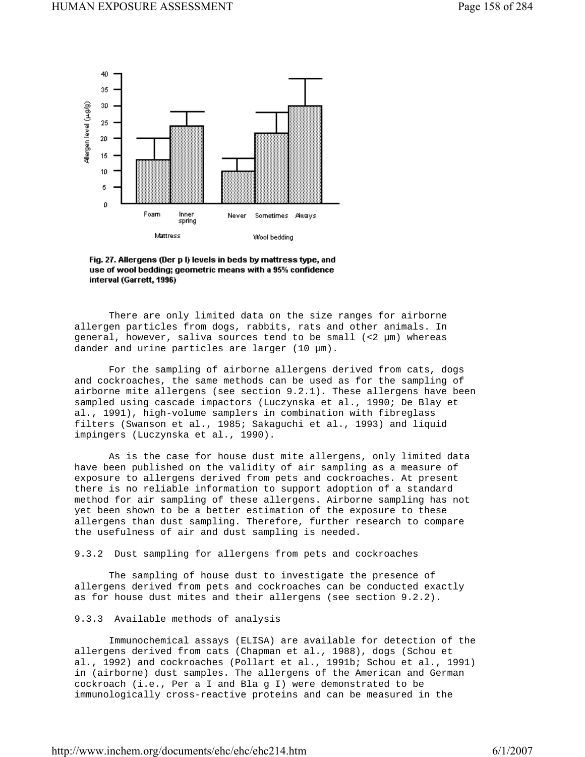Fig. 27. Allergens (Der p I) levels in beds by mattress type, and use of wool bedding; geometric means with a 95% confidence interval (Garrett, 1996)

There are only limited data on the size ranges for airborne allergen particles from dogs, rabbits, rats and other animals. In general, however, saliva sources tend to be small (<2 µm) whereas dander and urine particles are larger (10 µm).

For the sampling of airborne allergens derived from cats, dogs and cockroaches, the same methods can be used as for the sampling of airborne mite allergens (see section 9.2.1). These allergens have been sampled using cascade impactors (Luczynska et al., 1990; De Blay et al., 1991), high-volume samplers in combination with fibreglass filters (Swanson et al., 1985; Sakaguchi et al., 1993) and liquid impingers (Luczynska et al., 1990).

As is the case for house dust mite allergens, only limited data have been published on the validity of air sampling as a measure of exposure to allergens derived from pets and cockroaches. At present there is no reliable information to support adoption of a standard method for air sampling of these allergens. Airborne sampling has not yet been shown to be a better estimation of the exposure to these allergens than dust sampling. Therefore, further research to compare the usefulness of air and dust sampling is needed.

### 9.3.2 Dust sampling for allergens from pets and cockroaches

The sampling of house dust to investigate the presence of allergens derived from pets and cockroaches can be conducted exactly as for house dust mites and their allergens (see section 9.2.2).

### 9.3.3 Available methods of analysis

Immunochemical assays (ELISA) are available for detection of the allergens derived from cats (Chapman et al., 1988), dogs (Schou et al., 1992) and cockroaches (Pollart et al., 1991b; Schou et al., 1991) in (airborne) dust samples. The allergens of the American and German cockroach (i.e., Per a I and Bla g I) were demonstrated to be immunologically cross-reactive proteins and can be measured in the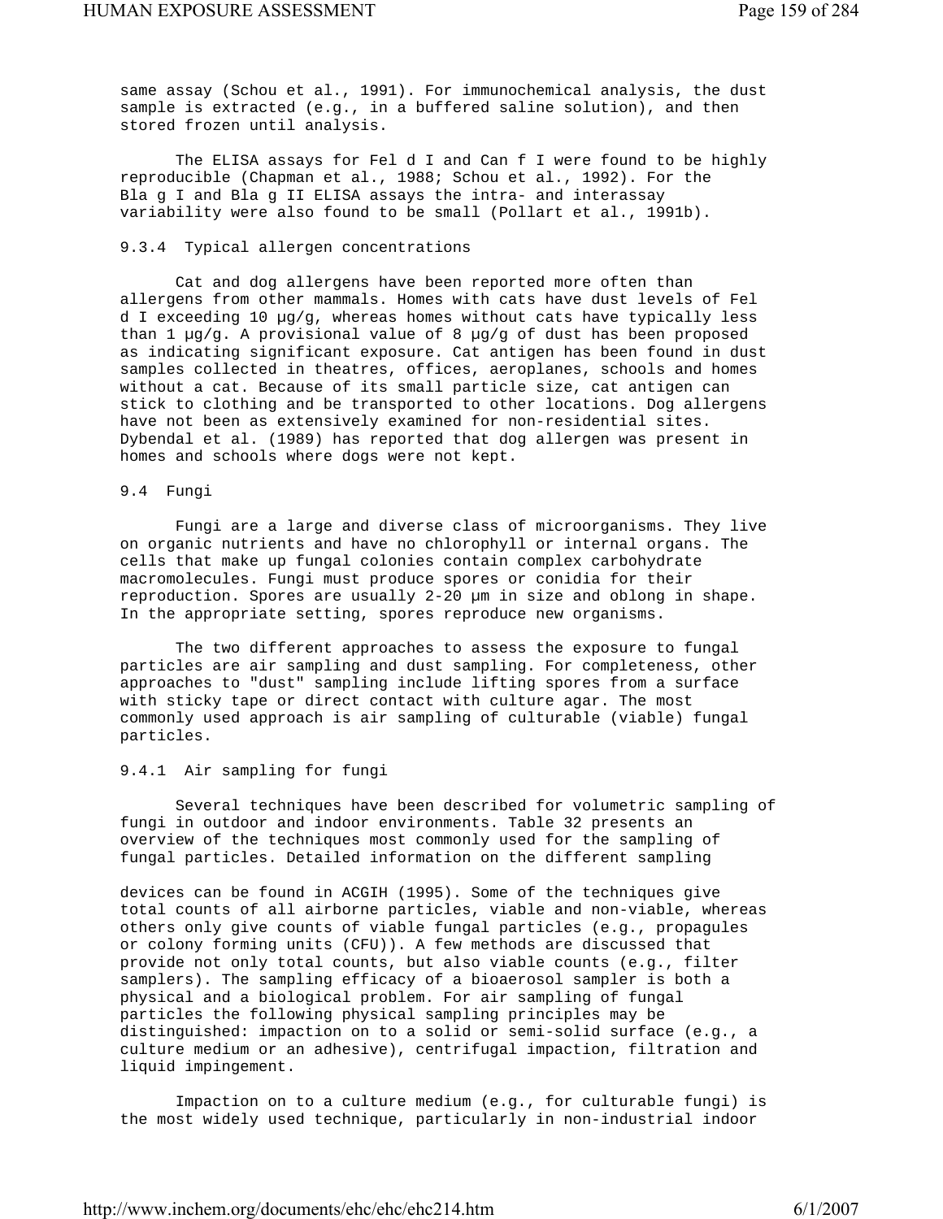same assay (Schou et al., 1991). For immunochemical analysis, the dust sample is extracted (e.g., in a buffered saline solution), and then stored frozen until analysis.

The ELISA assays for Fel d I and Can f I were found to be highly reproducible (Chapman et al., 1988; Schou et al., 1992). For the Bla g I and Bla g II ELISA assays the intra- and interassay variability were also found to be small (Pollart et al., 1991b).

### 9.3.4 Typical allergen concentrations

Cat and dog allergens have been reported more often than allergens from other mammals. Homes with cats have dust levels of Fel d I exceeding 10 µg/g, whereas homes without cats have typically less than 1 µg/g. A provisional value of 8 µg/g of dust has been proposed as indicating significant exposure. Cat antigen has been found in dust samples collected in theatres, offices, aeroplanes, schools and homes without a cat. Because of its small particle size, cat antigen can stick to clothing and be transported to other locations. Dog allergens have not been as extensively examined for non-residential sites. Dybendal et al. (1989) has reported that dog allergen was present in homes and schools where dogs were not kept.

## 9.4 Fungi

Fungi are a large and diverse class of microorganisms. They live on organic nutrients and have no chlorophyll or internal organs. The cells that make up fungal colonies contain complex carbohydrate macromolecules. Fungi must produce spores or conidia for their reproduction. Spores are usually 2-20 µm in size and oblong in shape. In the appropriate setting, spores reproduce new organisms.

The two different approaches to assess the exposure to fungal particles are air sampling and dust sampling. For completeness, other approaches to "dust" sampling include lifting spores from a surface with sticky tape or direct contact with culture agar. The most commonly used approach is air sampling of culturable (viable) fungal particles.

### 9.4.1 Air sampling for fungi

Several techniques have been described for volumetric sampling of fungi in outdoor and indoor environments. Table 32 presents an overview of the techniques most commonly used for the sampling of fungal particles. Detailed information on the different sampling devices can be found in ACGIH (1995). Some of the techniques give total counts of all airborne particles, viable and non-viable, whereas others only give counts of viable fungal particles (e.g., propagules or colony forming units (CFU)). A few methods are discussed that provide not only total counts, but also viable counts (e.g., filter samplers). The sampling efficacy of a bioaerosol sampler is both a physical and a biological problem. For air sampling of fungal particles the following physical sampling principles may be distinguished: impaction on to a solid or semi-solid surface (e.g., a culture medium or an adhesive), centrifugal impaction, filtration and liquid impingement.

Impaction on to a culture medium (e.g., for culturable fungi) is the most widely used technique, particularly in non-industrial indoor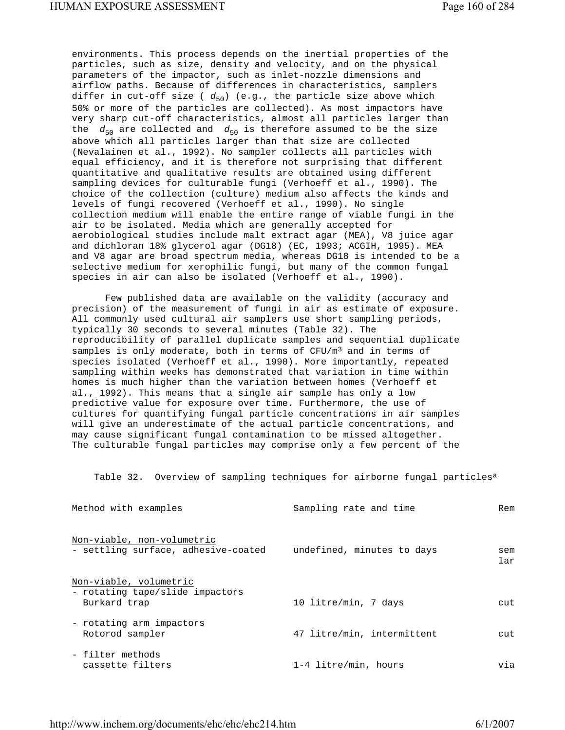environments. This process depends on the inertial properties of the particles, such as size, density and velocity, and on the physical parameters of the impactor, such as inlet-nozzle dimensions and airflow paths. Because of differences in characteristics, samplers differ in cut-off size ( $d_{50}$) (e.g., the particle size above which 50% or more of the particles are collected). As most impactors have very sharp cut-off characteristics, almost all particles larger than the $d_{50}$ are collected and $d_{50}$ is therefore assumed to be the size above which all particles larger than that size are collected (Nevalainen et al., 1992). No sampler collects all particles with equal efficiency, and it is therefore not surprising that different quantitative and qualitative results are obtained using different sampling devices for culturable fungi (Verhoeff et al., 1990). The choice of the collection (culture) medium also affects the kinds and levels of fungi recovered (Verhoeff et al., 1990). No single collection medium will enable the entire range of viable fungi in the air to be isolated. Media which are generally accepted for aerobiological studies include malt extract agar (MEA), V8 juice agar and dichloran 18% glycerol agar (DG18) (EC, 1993; ACGIH, 1995). MEA and V8 agar are broad spectrum media, whereas DG18 is intended to be a selective medium for xerophilic fungi, but many of the common fungal species in air can also be isolated (Verhoeff et al., 1990).

Few published data are available on the validity (accuracy and precision) of the measurement of fungi in air as estimate of exposure. All commonly used cultural air samplers use short sampling periods, typically 30 seconds to several minutes (Table 32). The reproducibility of parallel duplicate samples and sequential duplicate samples is only moderate, both in terms of CFU/m³ and in terms of species isolated (Verhoeff et al., 1990). More importantly, repeated sampling within weeks has demonstrated that variation in time within homes is much higher than the variation between homes (Verhoeff et al., 1992). This means that a single air sample has only a low predictive value for exposure over time. Furthermore, the use of cultures for quantifying fungal particle concentrations in air samples will give an underestimate of the actual particle concentrations, and may cause significant fungal contamination to be missed altogether. The culturable fungal particles may comprise only a few percent of the

Table 32. Overview of sampling techniques for airborne fungal particles[a]

| Method with examples | Sampling rate and time | Rem |
|---|---|---|
| Non-viable, non-volumetric | | |
| - settling surface, adhesive-coated | undefined, minutes to days | sem lar |
| Non-viable, volumetric | | |
| - rotating tape/slide impactors | | |
| Burkard trap | 10 litre/min, 7 days | cut |
| - rotating arm impactors | | |
| Rotorod sampler | 47 litre/min, intermittent | cut |
| - filter methods | | |
| cassette filters | 1-4 litre/min, hours | via |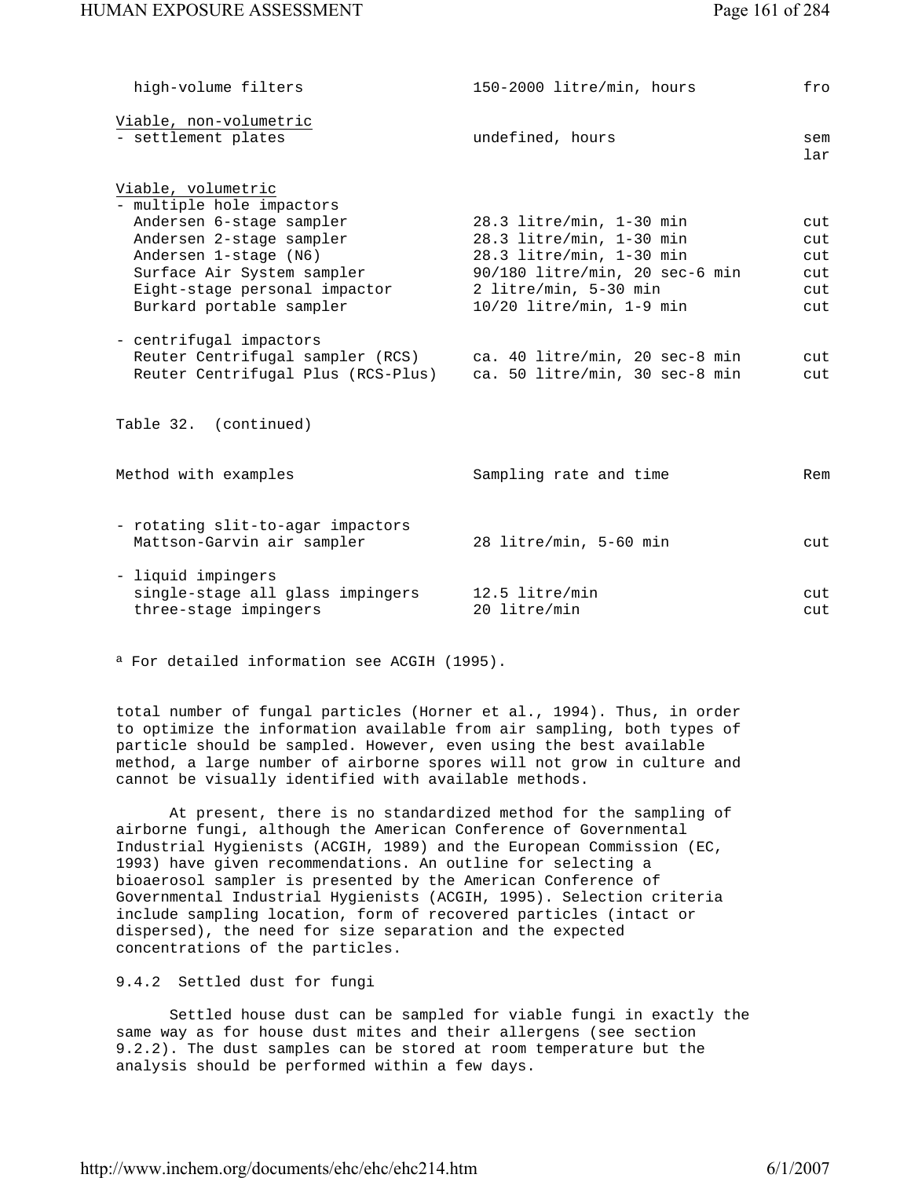| | | |
|---|---|---|
| high-volume filters | 150-2000 litre/min, hours | fro |
| *Viable, non-volumetric* | | |
| - settlement plates | undefined, hours | sem lar |
| *Viable, volumetric* | | |
| - multiple hole impactors | | |
| Andersen 6-stage sampler | 28.3 litre/min, 1-30 min | cut |
| Andersen 2-stage sampler | 28.3 litre/min, 1-30 min | cut |
| Andersen 1-stage (N6) | 28.3 litre/min, 1-30 min | cut |
| Surface Air System sampler | 90/180 litre/min, 20 sec-6 min | cut |
| Eight-stage personal impactor | 2 litre/min, 5-30 min | cut |
| Burkard portable sampler | 10/20 litre/min, 1-9 min | cut |
| - centrifugal impactors | | |
| Reuter Centrifugal sampler (RCS) | ca. 40 litre/min, 20 sec-8 min | cut |
| Reuter Centrifugal Plus (RCS-Plus) | ca. 50 litre/min, 30 sec-8 min | cut |

Table 32. (continued)

| Method with examples | Sampling rate and time | Rem |
|---|---|---|
| - rotating slit-to-agar impactors | | |
| Mattson-Garvin air sampler | 28 litre/min, 5-60 min | cut |
| - liquid impingers | | |
| single-stage all glass impingers | 12.5 litre/min | cut |
| three-stage impingers | 20 litre/min | cut |

[a] For detailed information see ACGIH (1995).

total number of fungal particles (Horner et al., 1994). Thus, in order to optimize the information available from air sampling, both types of particle should be sampled. However, even using the best available method, a large number of airborne spores will not grow in culture and cannot be visually identified with available methods.

At present, there is no standardized method for the sampling of airborne fungi, although the American Conference of Governmental Industrial Hygienists (ACGIH, 1989) and the European Commission (EC, 1993) have given recommendations. An outline for selecting a bioaerosol sampler is presented by the American Conference of Governmental Industrial Hygienists (ACGIH, 1995). Selection criteria include sampling location, form of recovered particles (intact or dispersed), the need for size separation and the expected concentrations of the particles.

### 9.4.2 Settled dust for fungi

Settled house dust can be sampled for viable fungi in exactly the same way as for house dust mites and their allergens (see section 9.2.2). The dust samples can be stored at room temperature but the analysis should be performed within a few days.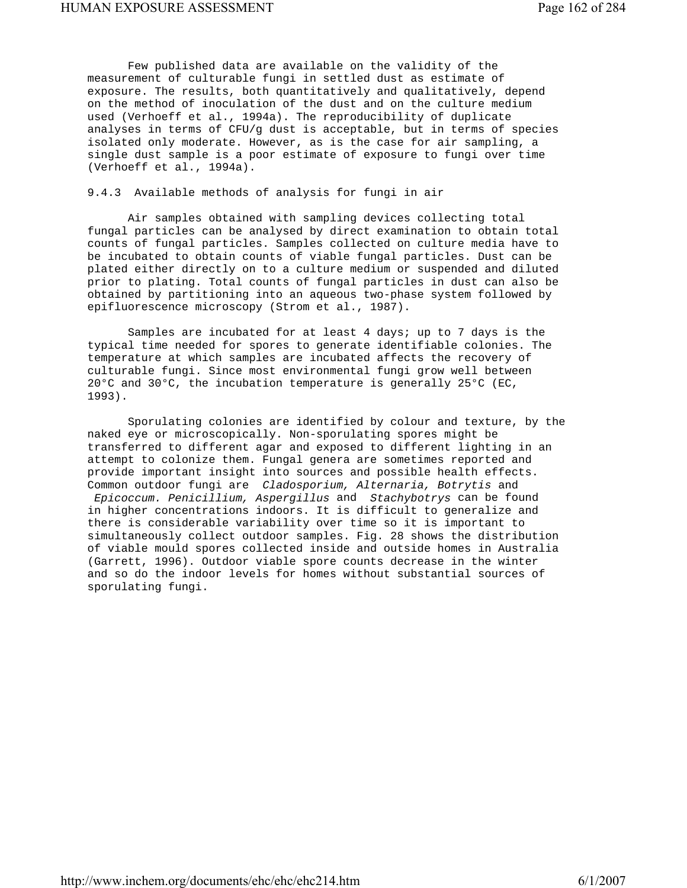Few published data are available on the validity of the measurement of culturable fungi in settled dust as estimate of exposure. The results, both quantitatively and qualitatively, depend on the method of inoculation of the dust and on the culture medium used (Verhoeff et al., 1994a). The reproducibility of duplicate analyses in terms of CFU/g dust is acceptable, but in terms of species isolated only moderate. However, as is the case for air sampling, a single dust sample is a poor estimate of exposure to fungi over time (Verhoeff et al., 1994a).

### 9.4.3 Available methods of analysis for fungi in air

Air samples obtained with sampling devices collecting total fungal particles can be analysed by direct examination to obtain total counts of fungal particles. Samples collected on culture media have to be incubated to obtain counts of viable fungal particles. Dust can be plated either directly on to a culture medium or suspended and diluted prior to plating. Total counts of fungal particles in dust can also be obtained by partitioning into an aqueous two-phase system followed by epifluorescence microscopy (Strom et al., 1987).

Samples are incubated for at least 4 days; up to 7 days is the typical time needed for spores to generate identifiable colonies. The temperature at which samples are incubated affects the recovery of culturable fungi. Since most environmental fungi grow well between 20°C and 30°C, the incubation temperature is generally 25°C (EC, 1993).

Sporulating colonies are identified by colour and texture, by the naked eye or microscopically. Non-sporulating spores might be transferred to different agar and exposed to different lighting in an attempt to colonize them. Fungal genera are sometimes reported and provide important insight into sources and possible health effects. Common outdoor fungi are *Cladosporium, Alternaria, Botrytis* and *Epicoccum. Penicillium, Aspergillus* and *Stachybotrys* can be found in higher concentrations indoors. It is difficult to generalize and there is considerable variability over time so it is important to simultaneously collect outdoor samples. Fig. 28 shows the distribution of viable mould spores collected inside and outside homes in Australia (Garrett, 1996). Outdoor viable spore counts decrease in the winter and so do the indoor levels for homes without substantial sources of sporulating fungi.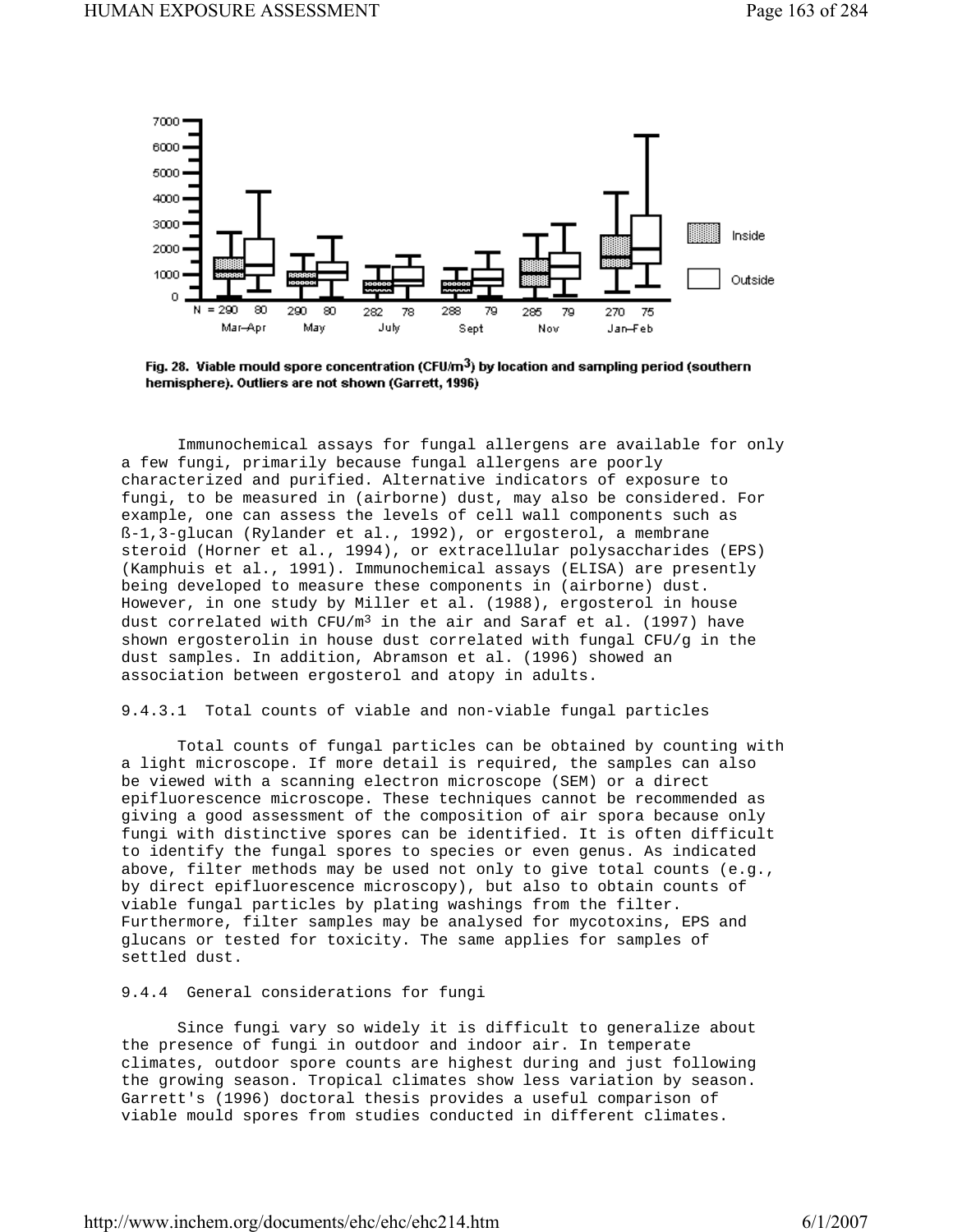Fig. 28. Viable mould spore concentration (CFU/m$^3$) by location and sampling period (southern hemisphere). Outliers are not shown (Garrett, 1996)

Immunochemical assays for fungal allergens are available for only a few fungi, primarily because fungal allergens are poorly characterized and purified. Alternative indicators of exposure to fungi, to be measured in (airborne) dust, may also be considered. For example, one can assess the levels of cell wall components such as ß-1,3-glucan (Rylander et al., 1992), or ergosterol, a membrane steroid (Horner et al., 1994), or extracellular polysaccharides (EPS) (Kamphuis et al., 1991). Immunochemical assays (ELISA) are presently being developed to measure these components in (airborne) dust. However, in one study by Miller et al. (1988), ergosterol in house dust correlated with CFU/m$^3$ in the air and Saraf et al. (1997) have shown ergosterolin in house dust correlated with fungal CFU/g in the dust samples. In addition, Abramson et al. (1996) showed an association between ergosterol and atopy in adults.

#### 9.4.3.1 Total counts of viable and non-viable fungal particles

Total counts of fungal particles can be obtained by counting with a light microscope. If more detail is required, the samples can also be viewed with a scanning electron microscope (SEM) or a direct epifluorescence microscope. These techniques cannot be recommended as giving a good assessment of the composition of air spora because only fungi with distinctive spores can be identified. It is often difficult to identify the fungal spores to species or even genus. As indicated above, filter methods may be used not only to give total counts (e.g., by direct epifluorescence microscopy), but also to obtain counts of viable fungal particles by plating washings from the filter. Furthermore, filter samples may be analysed for mycotoxins, EPS and glucans or tested for toxicity. The same applies for samples of settled dust.

### 9.4.4 General considerations for fungi

Since fungi vary so widely it is difficult to generalize about the presence of fungi in outdoor and indoor air. In temperate climates, outdoor spore counts are highest during and just following the growing season. Tropical climates show less variation by season. Garrett's (1996) doctoral thesis provides a useful comparison of viable mould spores from studies conducted in different climates.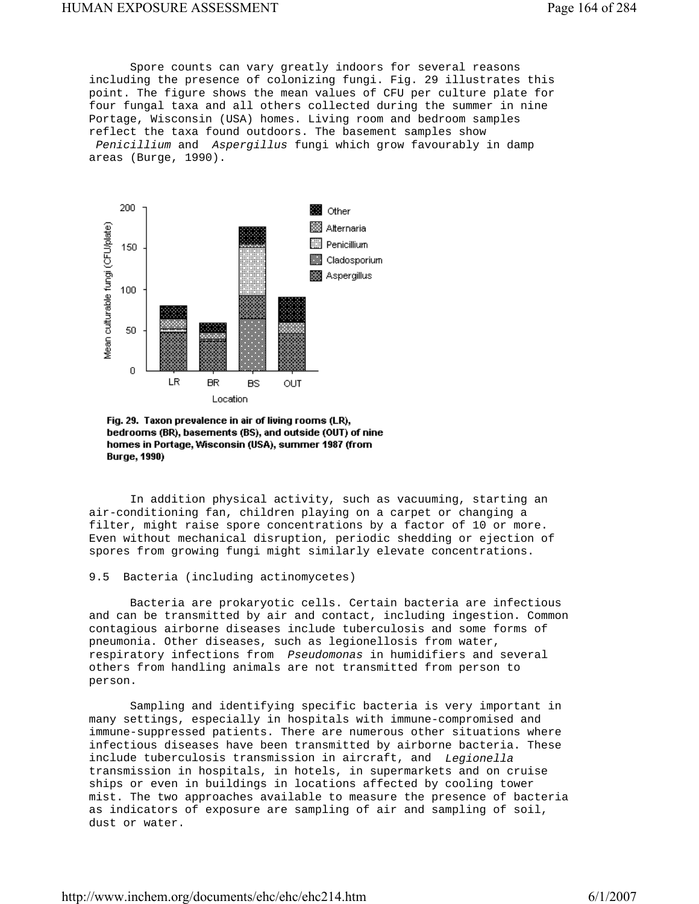Spore counts can vary greatly indoors for several reasons including the presence of colonizing fungi. Fig. 29 illustrates this point. The figure shows the mean values of CFU per culture plate for four fungal taxa and all others collected during the summer in nine Portage, Wisconsin (USA) homes. Living room and bedroom samples reflect the taxa found outdoors. The basement samples show *Penicillium* and *Aspergillus* fungi which grow favourably in damp areas (Burge, 1990).

**Fig. 29. Taxon prevalence in air of living rooms (LR), bedrooms (BR), basements (BS), and outside (OUT) of nine homes in Portage, Wisconsin (USA), summer 1987 (from Burge, 1990)**

In addition physical activity, such as vacuuming, starting an air-conditioning fan, children playing on a carpet or changing a filter, might raise spore concentrations by a factor of 10 or more. Even without mechanical disruption, periodic shedding or ejection of spores from growing fungi might similarly elevate concentrations.

## 9.5 Bacteria (including actinomycetes)

Bacteria are prokaryotic cells. Certain bacteria are infectious and can be transmitted by air and contact, including ingestion. Common contagious airborne diseases include tuberculosis and some forms of pneumonia. Other diseases, such as legionellosis from water, respiratory infections from *Pseudomonas* in humidifiers and several others from handling animals are not transmitted from person to person.

Sampling and identifying specific bacteria is very important in many settings, especially in hospitals with immune-compromised and immune-suppressed patients. There are numerous other situations where infectious diseases have been transmitted by airborne bacteria. These include tuberculosis transmission in aircraft, and *Legionella* transmission in hospitals, in hotels, in supermarkets and on cruise ships or even in buildings in locations affected by cooling tower mist. The two approaches available to measure the presence of bacteria as indicators of exposure are sampling of air and sampling of soil, dust or water.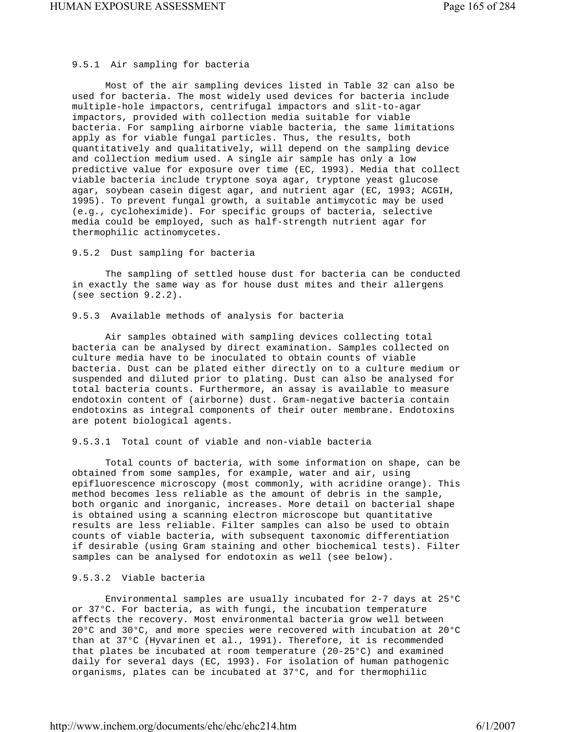### 9.5.1 Air sampling for bacteria

Most of the air sampling devices listed in Table 32 can also be used for bacteria. The most widely used devices for bacteria include multiple-hole impactors, centrifugal impactors and slit-to-agar impactors, provided with collection media suitable for viable bacteria. For sampling airborne viable bacteria, the same limitations apply as for viable fungal particles. Thus, the results, both quantitatively and qualitatively, will depend on the sampling device and collection medium used. A single air sample has only a low predictive value for exposure over time (EC, 1993). Media that collect viable bacteria include tryptone soya agar, tryptone yeast glucose agar, soybean casein digest agar, and nutrient agar (EC, 1993; ACGIH, 1995). To prevent fungal growth, a suitable antimycotic may be used (e.g., cycloheximide). For specific groups of bacteria, selective media could be employed, such as half-strength nutrient agar for thermophilic actinomycetes.

### 9.5.2 Dust sampling for bacteria

The sampling of settled house dust for bacteria can be conducted in exactly the same way as for house dust mites and their allergens (see section 9.2.2).

### 9.5.3 Available methods of analysis for bacteria

Air samples obtained with sampling devices collecting total bacteria can be analysed by direct examination. Samples collected on culture media have to be inoculated to obtain counts of viable bacteria. Dust can be plated either directly on to a culture medium or suspended and diluted prior to plating. Dust can also be analysed for total bacteria counts. Furthermore, an assay is available to measure endotoxin content of (airborne) dust. Gram-negative bacteria contain endotoxins as integral components of their outer membrane. Endotoxins are potent biological agents.

#### 9.5.3.1 Total count of viable and non-viable bacteria

Total counts of bacteria, with some information on shape, can be obtained from some samples, for example, water and air, using epifluorescence microscopy (most commonly, with acridine orange). This method becomes less reliable as the amount of debris in the sample, both organic and inorganic, increases. More detail on bacterial shape is obtained using a scanning electron microscope but quantitative results are less reliable. Filter samples can also be used to obtain counts of viable bacteria, with subsequent taxonomic differentiation if desirable (using Gram staining and other biochemical tests). Filter samples can be analysed for endotoxin as well (see below).

#### 9.5.3.2 Viable bacteria

Environmental samples are usually incubated for 2-7 days at 25°C or 37°C. For bacteria, as with fungi, the incubation temperature affects the recovery. Most environmental bacteria grow well between 20°C and 30°C, and more species were recovered with incubation at 20°C than at 37°C (Hyvarinen et al., 1991). Therefore, it is recommended that plates be incubated at room temperature (20-25°C) and examined daily for several days (EC, 1993). For isolation of human pathogenic organisms, plates can be incubated at 37°C, and for thermophilic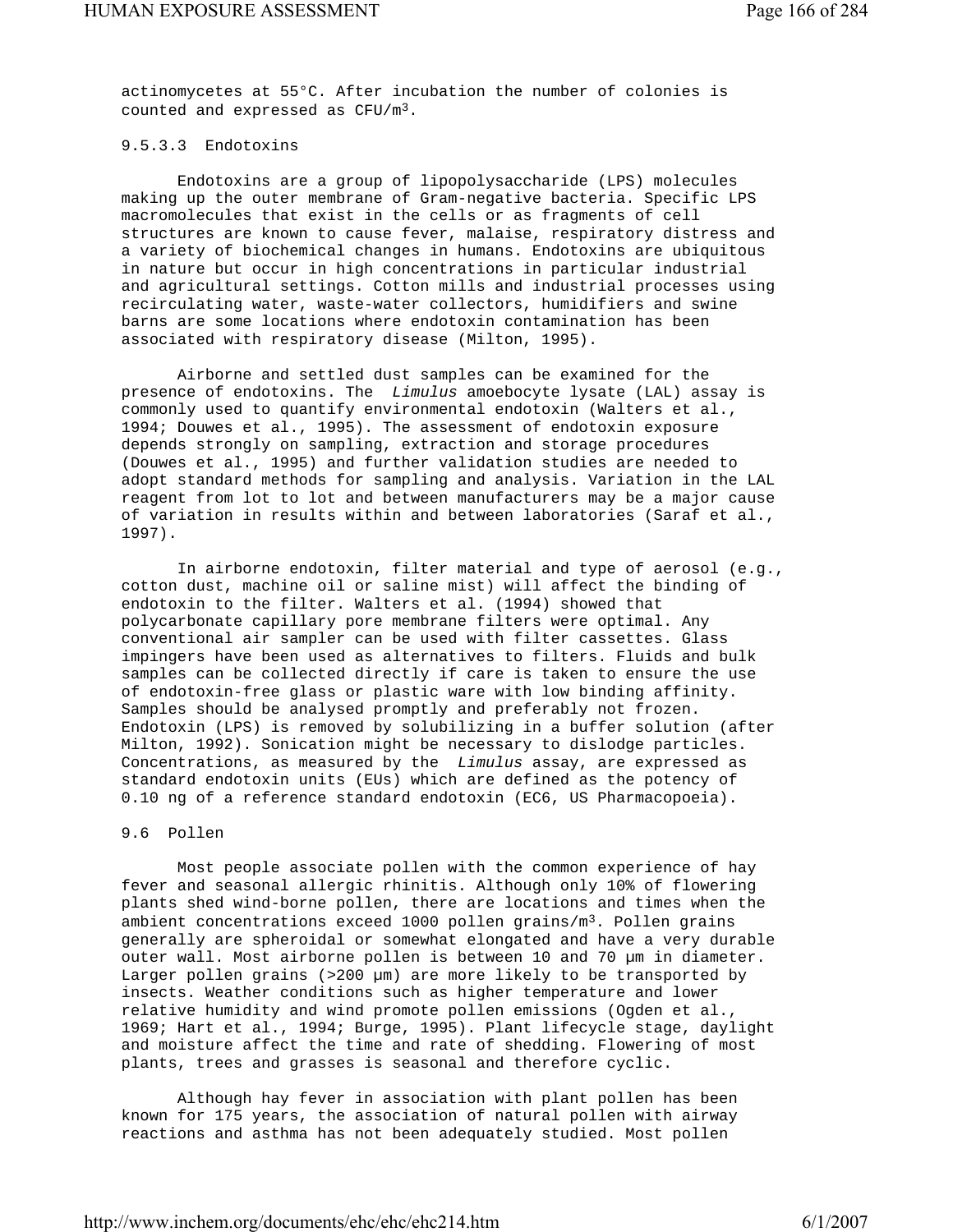actinomycetes at 55°C. After incubation the number of colonies is counted and expressed as CFU/$m^3$.

#### 9.5.3.3 Endotoxins

Endotoxins are a group of lipopolysaccharide (LPS) molecules making up the outer membrane of Gram-negative bacteria. Specific LPS macromolecules that exist in the cells or as fragments of cell structures are known to cause fever, malaise, respiratory distress and a variety of biochemical changes in humans. Endotoxins are ubiquitous in nature but occur in high concentrations in particular industrial and agricultural settings. Cotton mills and industrial processes using recirculating water, waste-water collectors, humidifiers and swine barns are some locations where endotoxin contamination has been associated with respiratory disease (Milton, 1995).

Airborne and settled dust samples can be examined for the presence of endotoxins. The *Limulus* amoebocyte lysate (LAL) assay is commonly used to quantify environmental endotoxin (Walters et al., 1994; Douwes et al., 1995). The assessment of endotoxin exposure depends strongly on sampling, extraction and storage procedures (Douwes et al., 1995) and further validation studies are needed to adopt standard methods for sampling and analysis. Variation in the LAL reagent from lot to lot and between manufacturers may be a major cause of variation in results within and between laboratories (Saraf et al., 1997).

In airborne endotoxin, filter material and type of aerosol (e.g., cotton dust, machine oil or saline mist) will affect the binding of endotoxin to the filter. Walters et al. (1994) showed that polycarbonate capillary pore membrane filters were optimal. Any conventional air sampler can be used with filter cassettes. Glass impingers have been used as alternatives to filters. Fluids and bulk samples can be collected directly if care is taken to ensure the use of endotoxin-free glass or plastic ware with low binding affinity. Samples should be analysed promptly and preferably not frozen. Endotoxin (LPS) is removed by solubilizing in a buffer solution (after Milton, 1992). Sonication might be necessary to dislodge particles. Concentrations, as measured by the *Limulus* assay, are expressed as standard endotoxin units (EUs) which are defined as the potency of 0.10 ng of a reference standard endotoxin (EC6, US Pharmacopoeia).

## 9.6 Pollen

Most people associate pollen with the common experience of hay fever and seasonal allergic rhinitis. Although only 10% of flowering plants shed wind-borne pollen, there are locations and times when the ambient concentrations exceed 1000 pollen grains/$m^3$. Pollen grains generally are spheroidal or somewhat elongated and have a very durable outer wall. Most airborne pollen is between 10 and 70 µm in diameter. Larger pollen grains (>200 µm) are more likely to be transported by insects. Weather conditions such as higher temperature and lower relative humidity and wind promote pollen emissions (Ogden et al., 1969; Hart et al., 1994; Burge, 1995). Plant lifecycle stage, daylight and moisture affect the time and rate of shedding. Flowering of most plants, trees and grasses is seasonal and therefore cyclic.

Although hay fever in association with plant pollen has been known for 175 years, the association of natural pollen with airway reactions and asthma has not been adequately studied. Most pollen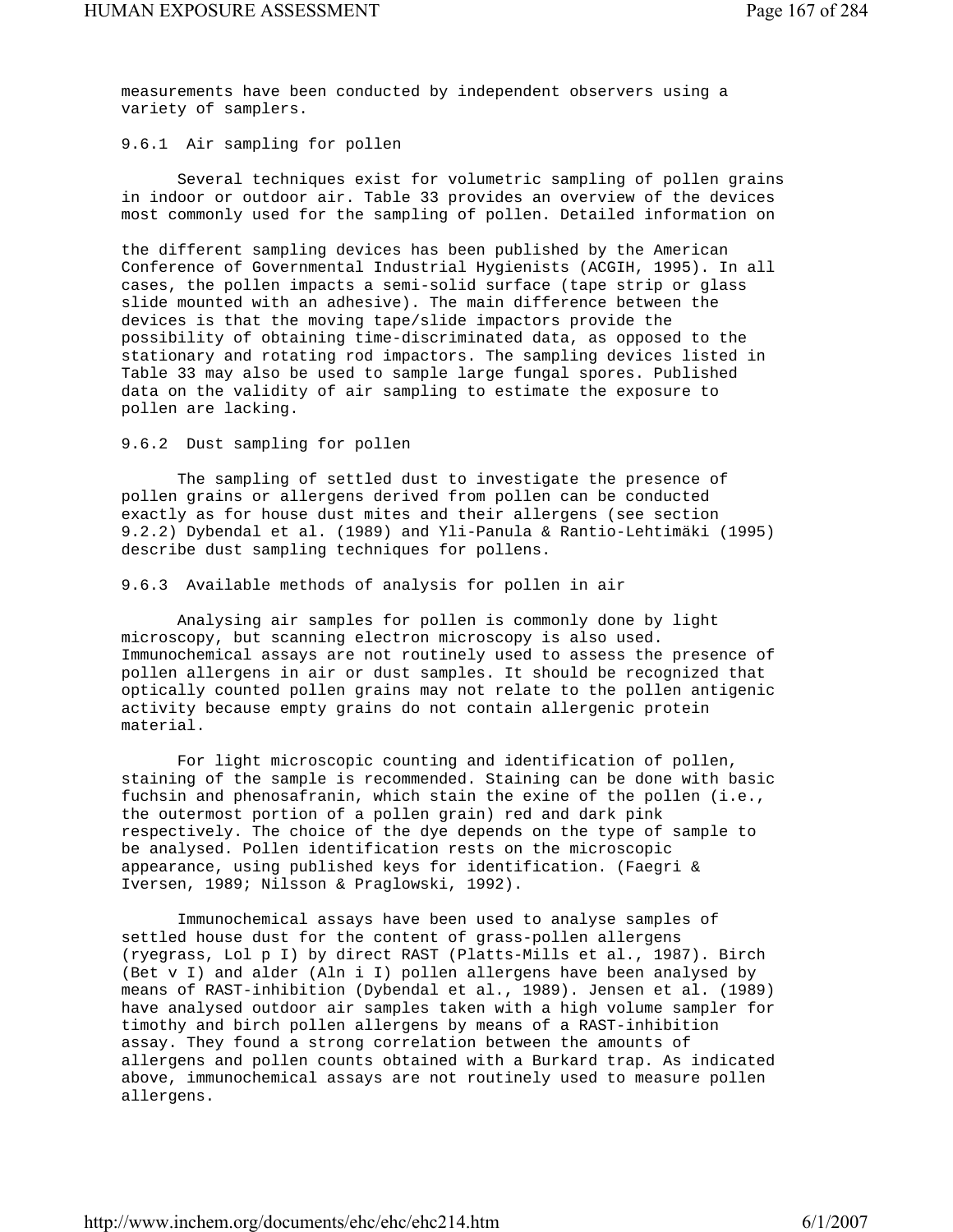measurements have been conducted by independent observers using a variety of samplers.

### 9.6.1 Air sampling for pollen

Several techniques exist for volumetric sampling of pollen grains in indoor or outdoor air. Table 33 provides an overview of the devices most commonly used for the sampling of pollen. Detailed information on the different sampling devices has been published by the American Conference of Governmental Industrial Hygienists (ACGIH, 1995). In all cases, the pollen impacts a semi-solid surface (tape strip or glass slide mounted with an adhesive). The main difference between the devices is that the moving tape/slide impactors provide the possibility of obtaining time-discriminated data, as opposed to the stationary and rotating rod impactors. The sampling devices listed in Table 33 may also be used to sample large fungal spores. Published data on the validity of air sampling to estimate the exposure to pollen are lacking.

### 9.6.2 Dust sampling for pollen

The sampling of settled dust to investigate the presence of pollen grains or allergens derived from pollen can be conducted exactly as for house dust mites and their allergens (see section 9.2.2) Dybendal et al. (1989) and Yli-Panula & Rantio-Lehtimäki (1995) describe dust sampling techniques for pollens.

### 9.6.3 Available methods of analysis for pollen in air

Analysing air samples for pollen is commonly done by light microscopy, but scanning electron microscopy is also used. Immunochemical assays are not routinely used to assess the presence of pollen allergens in air or dust samples. It should be recognized that optically counted pollen grains may not relate to the pollen antigenic activity because empty grains do not contain allergenic protein material.

For light microscopic counting and identification of pollen, staining of the sample is recommended. Staining can be done with basic fuchsin and phenosafranin, which stain the exine of the pollen (i.e., the outermost portion of a pollen grain) red and dark pink respectively. The choice of the dye depends on the type of sample to be analysed. Pollen identification rests on the microscopic appearance, using published keys for identification. (Faegri & Iversen, 1989; Nilsson & Praglowski, 1992).

Immunochemical assays have been used to analyse samples of settled house dust for the content of grass-pollen allergens (ryegrass, Lol p I) by direct RAST (Platts-Mills et al., 1987). Birch (Bet v I) and alder (Aln i I) pollen allergens have been analysed by means of RAST-inhibition (Dybendal et al., 1989). Jensen et al. (1989) have analysed outdoor air samples taken with a high volume sampler for timothy and birch pollen allergens by means of a RAST-inhibition assay. They found a strong correlation between the amounts of allergens and pollen counts obtained with a Burkard trap. As indicated above, immunochemical assays are not routinely used to measure pollen allergens.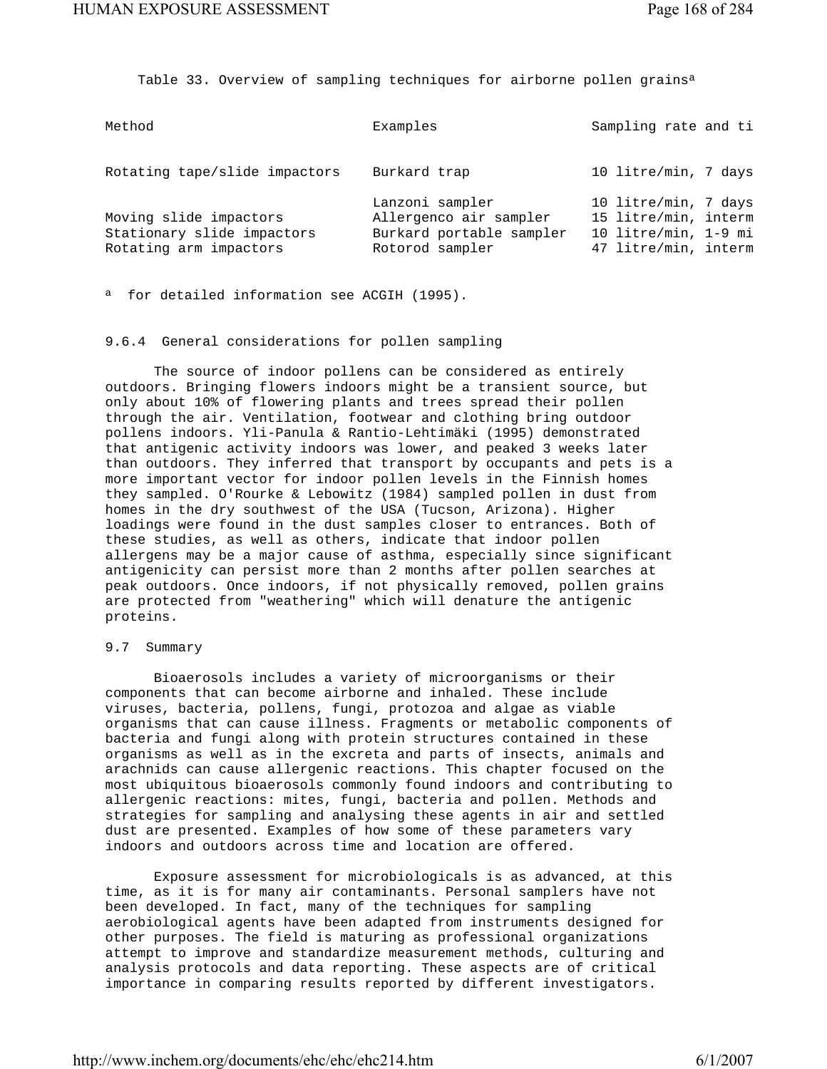Table 33. Overview of sampling techniques for airborne pollen grains[a]

| Method | Examples | Sampling rate and ti |
|---|---|---|
| Rotating tape/slide impactors | Burkard trap | 10 litre/min, 7 days |
| | Lanzoni sampler | 10 litre/min, 7 days |
| Moving slide impactors | Allergenco air sampler | 15 litre/min, interm |
| Stationary slide impactors | Burkard portable sampler | 10 litre/min, 1-9 mi |
| Rotating arm impactors | Rotorod sampler | 47 litre/min, interm |

[a] for detailed information see ACGIH (1995).

### 9.6.4 General considerations for pollen sampling

The source of indoor pollens can be considered as entirely outdoors. Bringing flowers indoors might be a transient source, but only about 10% of flowering plants and trees spread their pollen through the air. Ventilation, footwear and clothing bring outdoor pollens indoors. Yli-Panula & Rantio-Lehtimäki (1995) demonstrated that antigenic activity indoors was lower, and peaked 3 weeks later than outdoors. They inferred that transport by occupants and pets is a more important vector for indoor pollen levels in the Finnish homes they sampled. O'Rourke & Lebowitz (1984) sampled pollen in dust from homes in the dry southwest of the USA (Tucson, Arizona). Higher loadings were found in the dust samples closer to entrances. Both of these studies, as well as others, indicate that indoor pollen allergens may be a major cause of asthma, especially since significant antigenicity can persist more than 2 months after pollen searches at peak outdoors. Once indoors, if not physically removed, pollen grains are protected from "weathering" which will denature the antigenic proteins.

## 9.7 Summary

Bioaerosols includes a variety of microorganisms or their components that can become airborne and inhaled. These include viruses, bacteria, pollens, fungi, protozoa and algae as viable organisms that can cause illness. Fragments or metabolic components of bacteria and fungi along with protein structures contained in these organisms as well as in the excreta and parts of insects, animals and arachnids can cause allergenic reactions. This chapter focused on the most ubiquitous bioaerosols commonly found indoors and contributing to allergenic reactions: mites, fungi, bacteria and pollen. Methods and strategies for sampling and analysing these agents in air and settled dust are presented. Examples of how some of these parameters vary indoors and outdoors across time and location are offered.

Exposure assessment for microbiologicals is as advanced, at this time, as it is for many air contaminants. Personal samplers have not been developed. In fact, many of the techniques for sampling aerobiological agents have been adapted from instruments designed for other purposes. The field is maturing as professional organizations attempt to improve and standardize measurement methods, culturing and analysis protocols and data reporting. These aspects are of critical importance in comparing results reported by different investigators.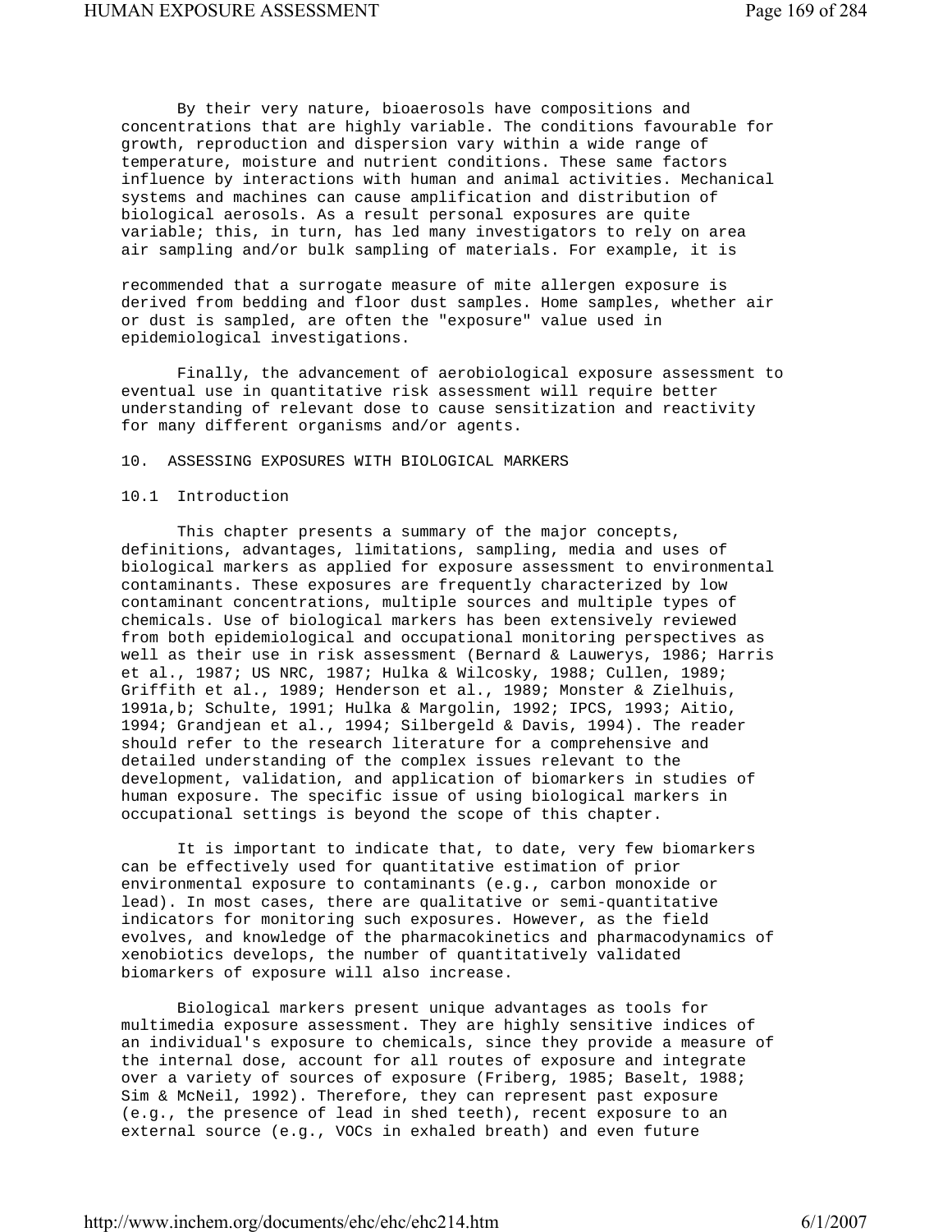By their very nature, bioaerosols have compositions and concentrations that are highly variable. The conditions favourable for growth, reproduction and dispersion vary within a wide range of temperature, moisture and nutrient conditions. These same factors influence by interactions with human and animal activities. Mechanical systems and machines can cause amplification and distribution of biological aerosols. As a result personal exposures are quite variable; this, in turn, has led many investigators to rely on area air sampling and/or bulk sampling of materials. For example, it is recommended that a surrogate measure of mite allergen exposure is derived from bedding and floor dust samples. Home samples, whether air or dust is sampled, are often the "exposure" value used in epidemiological investigations.

Finally, the advancement of aerobiological exposure assessment to eventual use in quantitative risk assessment will require better understanding of relevant dose to cause sensitization and reactivity for many different organisms and/or agents.

# 10. ASSESSING EXPOSURES WITH BIOLOGICAL MARKERS

## 10.1 Introduction

This chapter presents a summary of the major concepts, definitions, advantages, limitations, sampling, media and uses of biological markers as applied for exposure assessment to environmental contaminants. These exposures are frequently characterized by low contaminant concentrations, multiple sources and multiple types of chemicals. Use of biological markers has been extensively reviewed from both epidemiological and occupational monitoring perspectives as well as their use in risk assessment (Bernard & Lauwerys, 1986; Harris et al., 1987; US NRC, 1987; Hulka & Wilcosky, 1988; Cullen, 1989; Griffith et al., 1989; Henderson et al., 1989; Monster & Zielhuis, 1991a,b; Schulte, 1991; Hulka & Margolin, 1992; IPCS, 1993; Aitio, 1994; Grandjean et al., 1994; Silbergeld & Davis, 1994). The reader should refer to the research literature for a comprehensive and detailed understanding of the complex issues relevant to the development, validation, and application of biomarkers in studies of human exposure. The specific issue of using biological markers in occupational settings is beyond the scope of this chapter.

It is important to indicate that, to date, very few biomarkers can be effectively used for quantitative estimation of prior environmental exposure to contaminants (e.g., carbon monoxide or lead). In most cases, there are qualitative or semi-quantitative indicators for monitoring such exposures. However, as the field evolves, and knowledge of the pharmacokinetics and pharmacodynamics of xenobiotics develops, the number of quantitatively validated biomarkers of exposure will also increase.

Biological markers present unique advantages as tools for multimedia exposure assessment. They are highly sensitive indices of an individual's exposure to chemicals, since they provide a measure of the internal dose, account for all routes of exposure and integrate over a variety of sources of exposure (Friberg, 1985; Baselt, 1988; Sim & McNeil, 1992). Therefore, they can represent past exposure (e.g., the presence of lead in shed teeth), recent exposure to an external source (e.g., VOCs in exhaled breath) and even future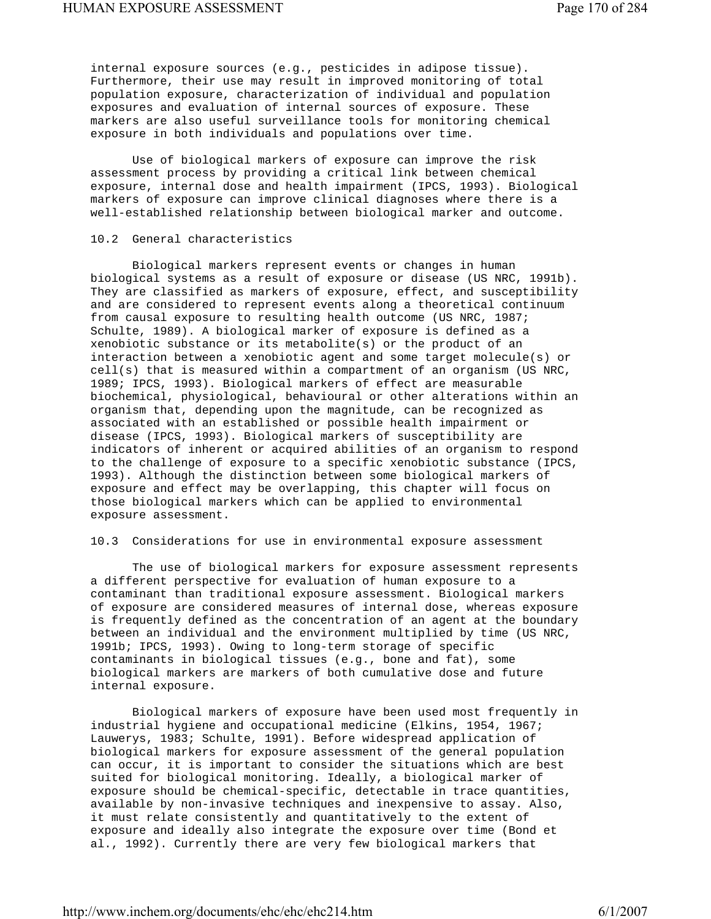internal exposure sources (e.g., pesticides in adipose tissue). Furthermore, their use may result in improved monitoring of total population exposure, characterization of individual and population exposures and evaluation of internal sources of exposure. These markers are also useful surveillance tools for monitoring chemical exposure in both individuals and populations over time.

Use of biological markers of exposure can improve the risk assessment process by providing a critical link between chemical exposure, internal dose and health impairment (IPCS, 1993). Biological markers of exposure can improve clinical diagnoses where there is a well-established relationship between biological marker and outcome.

## 10.2 General characteristics

Biological markers represent events or changes in human biological systems as a result of exposure or disease (US NRC, 1991b). They are classified as markers of exposure, effect, and susceptibility and are considered to represent events along a theoretical continuum from causal exposure to resulting health outcome (US NRC, 1987; Schulte, 1989). A biological marker of exposure is defined as a xenobiotic substance or its metabolite(s) or the product of an interaction between a xenobiotic agent and some target molecule(s) or cell(s) that is measured within a compartment of an organism (US NRC, 1989; IPCS, 1993). Biological markers of effect are measurable biochemical, physiological, behavioural or other alterations within an organism that, depending upon the magnitude, can be recognized as associated with an established or possible health impairment or disease (IPCS, 1993). Biological markers of susceptibility are indicators of inherent or acquired abilities of an organism to respond to the challenge of exposure to a specific xenobiotic substance (IPCS, 1993). Although the distinction between some biological markers of exposure and effect may be overlapping, this chapter will focus on those biological markers which can be applied to environmental exposure assessment.

## 10.3 Considerations for use in environmental exposure assessment

The use of biological markers for exposure assessment represents a different perspective for evaluation of human exposure to a contaminant than traditional exposure assessment. Biological markers of exposure are considered measures of internal dose, whereas exposure is frequently defined as the concentration of an agent at the boundary between an individual and the environment multiplied by time (US NRC, 1991b; IPCS, 1993). Owing to long-term storage of specific contaminants in biological tissues (e.g., bone and fat), some biological markers are markers of both cumulative dose and future internal exposure.

Biological markers of exposure have been used most frequently in industrial hygiene and occupational medicine (Elkins, 1954, 1967; Lauwerys, 1983; Schulte, 1991). Before widespread application of biological markers for exposure assessment of the general population can occur, it is important to consider the situations which are best suited for biological monitoring. Ideally, a biological marker of exposure should be chemical-specific, detectable in trace quantities, available by non-invasive techniques and inexpensive to assay. Also, it must relate consistently and quantitatively to the extent of exposure and ideally also integrate the exposure over time (Bond et al., 1992). Currently there are very few biological markers that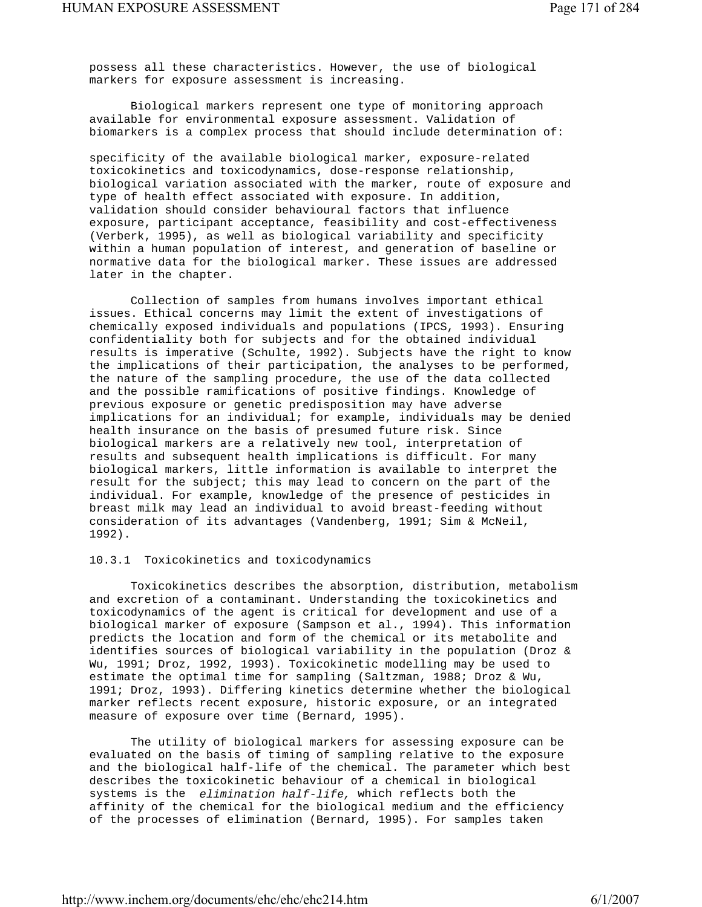possess all these characteristics. However, the use of biological markers for exposure assessment is increasing.

Biological markers represent one type of monitoring approach available for environmental exposure assessment. Validation of biomarkers is a complex process that should include determination of:

specificity of the available biological marker, exposure-related toxicokinetics and toxicodynamics, dose-response relationship, biological variation associated with the marker, route of exposure and type of health effect associated with exposure. In addition, validation should consider behavioural factors that influence exposure, participant acceptance, feasibility and cost-effectiveness (Verberk, 1995), as well as biological variability and specificity within a human population of interest, and generation of baseline or normative data for the biological marker. These issues are addressed later in the chapter.

Collection of samples from humans involves important ethical issues. Ethical concerns may limit the extent of investigations of chemically exposed individuals and populations (IPCS, 1993). Ensuring confidentiality both for subjects and for the obtained individual results is imperative (Schulte, 1992). Subjects have the right to know the implications of their participation, the analyses to be performed, the nature of the sampling procedure, the use of the data collected and the possible ramifications of positive findings. Knowledge of previous exposure or genetic predisposition may have adverse implications for an individual; for example, individuals may be denied health insurance on the basis of presumed future risk. Since biological markers are a relatively new tool, interpretation of results and subsequent health implications is difficult. For many biological markers, little information is available to interpret the result for the subject; this may lead to concern on the part of the individual. For example, knowledge of the presence of pesticides in breast milk may lead an individual to avoid breast-feeding without consideration of its advantages (Vandenberg, 1991; Sim & McNeil, 1992).

### 10.3.1 Toxicokinetics and toxicodynamics

Toxicokinetics describes the absorption, distribution, metabolism and excretion of a contaminant. Understanding the toxicokinetics and toxicodynamics of the agent is critical for development and use of a biological marker of exposure (Sampson et al., 1994). This information predicts the location and form of the chemical or its metabolite and identifies sources of biological variability in the population (Droz & Wu, 1991; Droz, 1992, 1993). Toxicokinetic modelling may be used to estimate the optimal time for sampling (Saltzman, 1988; Droz & Wu, 1991; Droz, 1993). Differing kinetics determine whether the biological marker reflects recent exposure, historic exposure, or an integrated measure of exposure over time (Bernard, 1995).

The utility of biological markers for assessing exposure can be evaluated on the basis of timing of sampling relative to the exposure and the biological half-life of the chemical. The parameter which best describes the toxicokinetic behaviour of a chemical in biological systems is the *elimination half-life,* which reflects both the affinity of the chemical for the biological medium and the efficiency of the processes of elimination (Bernard, 1995). For samples taken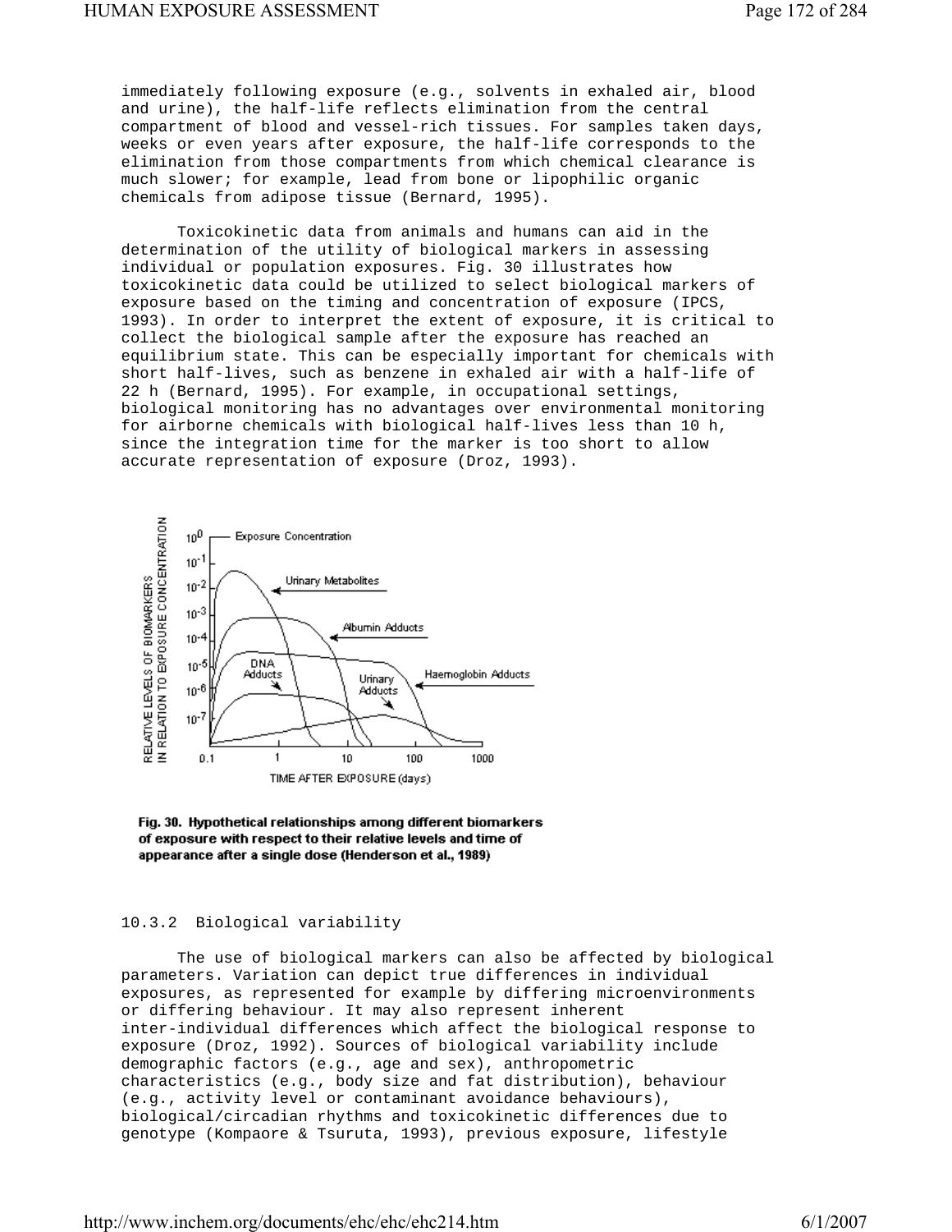immediately following exposure (e.g., solvents in exhaled air, blood and urine), the half-life reflects elimination from the central compartment of blood and vessel-rich tissues. For samples taken days, weeks or even years after exposure, the half-life corresponds to the elimination from those compartments from which chemical clearance is much slower; for example, lead from bone or lipophilic organic chemicals from adipose tissue (Bernard, 1995).

Toxicokinetic data from animals and humans can aid in the determination of the utility of biological markers in assessing individual or population exposures. Fig. 30 illustrates how toxicokinetic data could be utilized to select biological markers of exposure based on the timing and concentration of exposure (IPCS, 1993). In order to interpret the extent of exposure, it is critical to collect the biological sample after the exposure has reached an equilibrium state. This can be especially important for chemicals with short half-lives, such as benzene in exhaled air with a half-life of 22 h (Bernard, 1995). For example, in occupational settings, biological monitoring has no advantages over environmental monitoring for airborne chemicals with biological half-lives less than 10 h, since the integration time for the marker is too short to allow accurate representation of exposure (Droz, 1993).

**Fig. 30. Hypothetical relationships among different biomarkers of exposure with respect to their relative levels and time of appearance after a single dose (Henderson et al., 1989)**

### 10.3.2 Biological variability

The use of biological markers can also be affected by biological parameters. Variation can depict true differences in individual exposures, as represented for example by differing microenvironments or differing behaviour. It may also represent inherent inter-individual differences which affect the biological response to exposure (Droz, 1992). Sources of biological variability include demographic factors (e.g., age and sex), anthropometric characteristics (e.g., body size and fat distribution), behaviour (e.g., activity level or contaminant avoidance behaviours), biological/circadian rhythms and toxicokinetic differences due to genotype (Kompaore & Tsuruta, 1993), previous exposure, lifestyle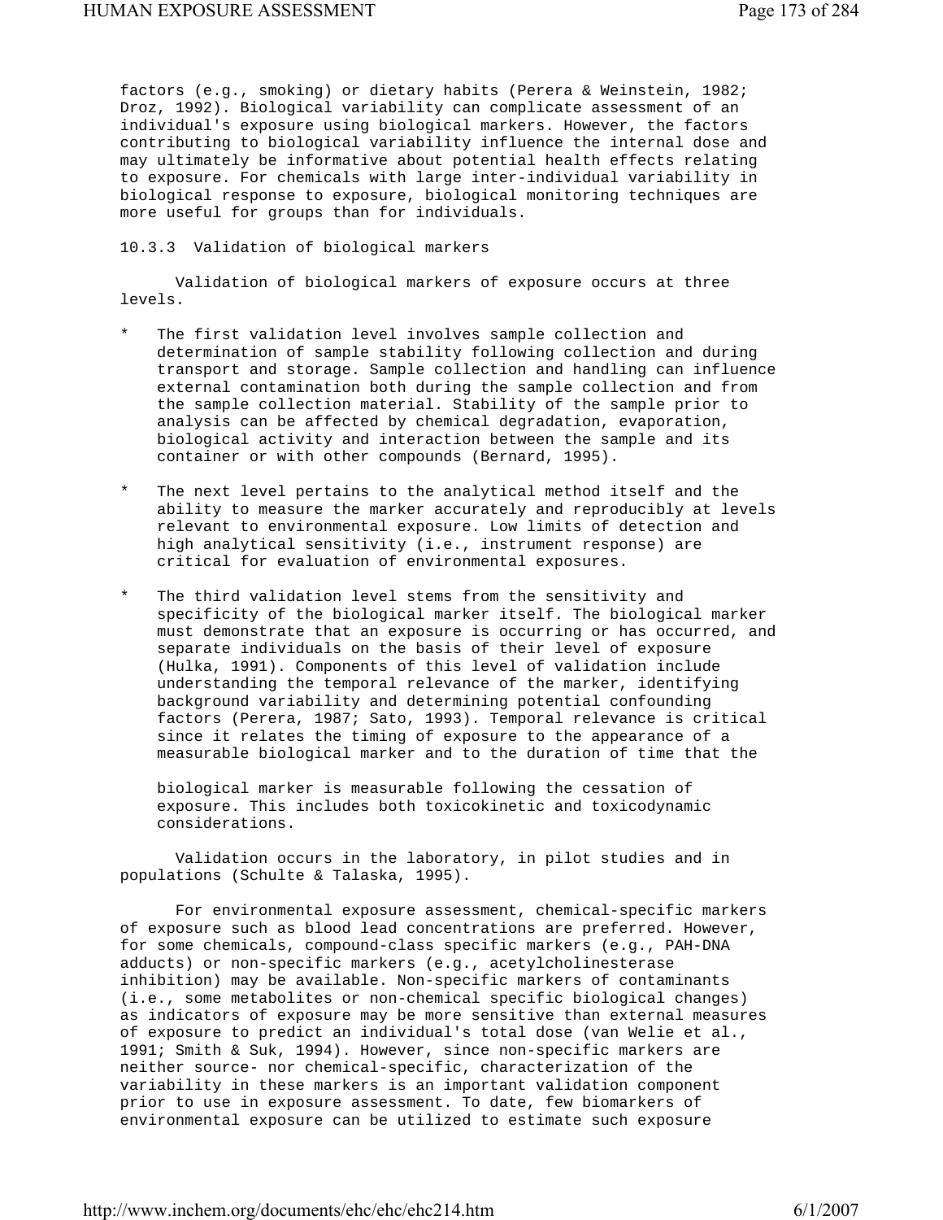factors (e.g., smoking) or dietary habits (Perera & Weinstein, 1982; Droz, 1992). Biological variability can complicate assessment of an individual's exposure using biological markers. However, the factors contributing to biological variability influence the internal dose and may ultimately be informative about potential health effects relating to exposure. For chemicals with large inter-individual variability in biological response to exposure, biological monitoring techniques are more useful for groups than for individuals.

### 10.3.3 Validation of biological markers

Validation of biological markers of exposure occurs at three levels.

* The first validation level involves sample collection and determination of sample stability following collection and during transport and storage. Sample collection and handling can influence external contamination both during the sample collection and from the sample collection material. Stability of the sample prior to analysis can be affected by chemical degradation, evaporation, biological activity and interaction between the sample and its container or with other compounds (Bernard, 1995).

* The next level pertains to the analytical method itself and the ability to measure the marker accurately and reproducibly at levels relevant to environmental exposure. Low limits of detection and high analytical sensitivity (i.e., instrument response) are critical for evaluation of environmental exposures.

* The third validation level stems from the sensitivity and specificity of the biological marker itself. The biological marker must demonstrate that an exposure is occurring or has occurred, and separate individuals on the basis of their level of exposure (Hulka, 1991). Components of this level of validation include understanding the temporal relevance of the marker, identifying background variability and determining potential confounding factors (Perera, 1987; Sato, 1993). Temporal relevance is critical since it relates the timing of exposure to the appearance of a measurable biological marker and to the duration of time that the biological marker is measurable following the cessation of exposure. This includes both toxicokinetic and toxicodynamic considerations.

Validation occurs in the laboratory, in pilot studies and in populations (Schulte & Talaska, 1995).

For environmental exposure assessment, chemical-specific markers of exposure such as blood lead concentrations are preferred. However, for some chemicals, compound-class specific markers (e.g., PAH-DNA adducts) or non-specific markers (e.g., acetylcholinesterase inhibition) may be available. Non-specific markers of contaminants (i.e., some metabolites or non-chemical specific biological changes) as indicators of exposure may be more sensitive than external measures of exposure to predict an individual's total dose (van Welie et al., 1991; Smith & Suk, 1994). However, since non-specific markers are neither source- nor chemical-specific, characterization of the variability in these markers is an important validation component prior to use in exposure assessment. To date, few biomarkers of environmental exposure can be utilized to estimate such exposure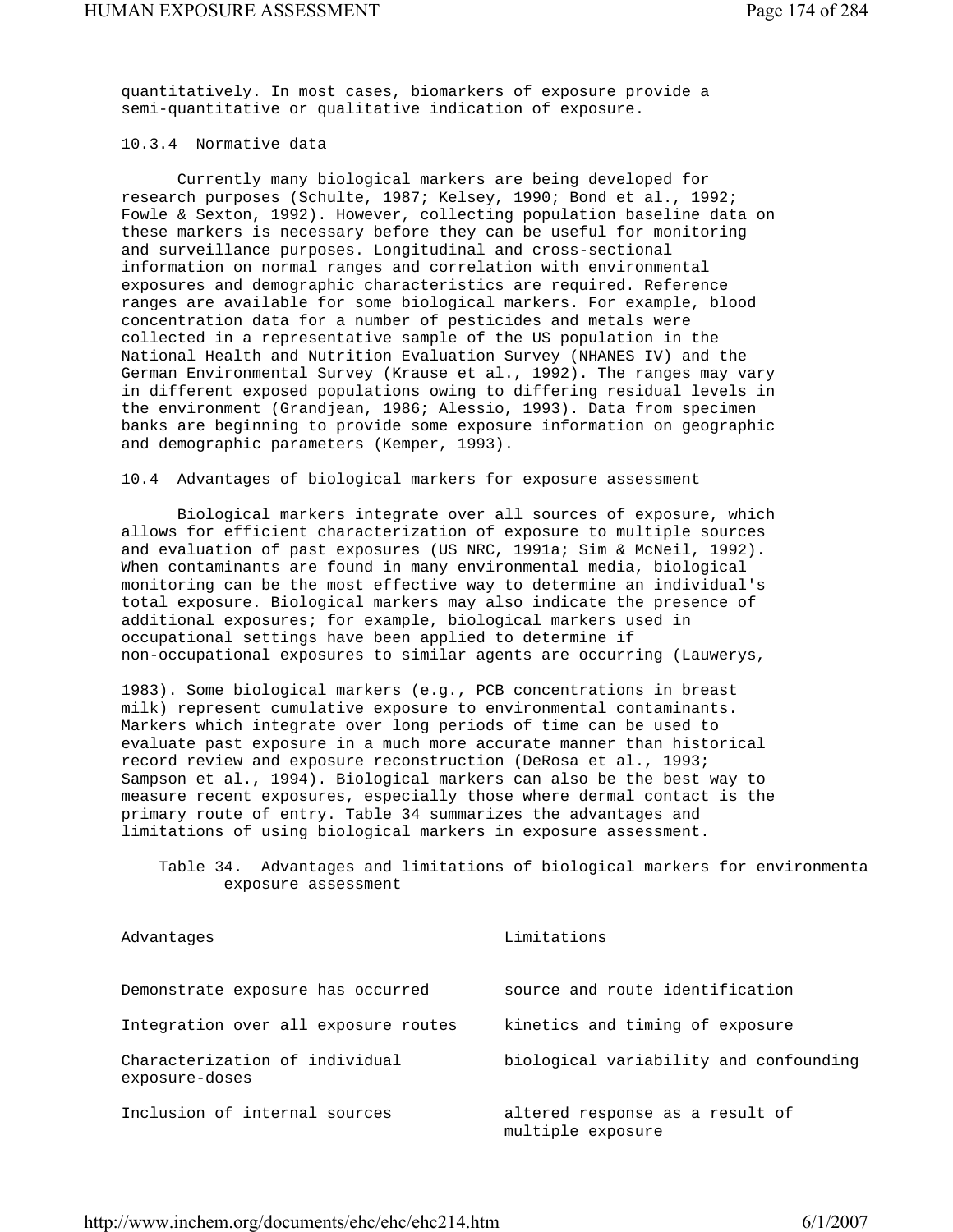quantitatively. In most cases, biomarkers of exposure provide a semi-quantitative or qualitative indication of exposure.

### 10.3.4 Normative data

Currently many biological markers are being developed for research purposes (Schulte, 1987; Kelsey, 1990; Bond et al., 1992; Fowle & Sexton, 1992). However, collecting population baseline data on these markers is necessary before they can be useful for monitoring and surveillance purposes. Longitudinal and cross-sectional information on normal ranges and correlation with environmental exposures and demographic characteristics are required. Reference ranges are available for some biological markers. For example, blood concentration data for a number of pesticides and metals were collected in a representative sample of the US population in the National Health and Nutrition Evaluation Survey (NHANES IV) and the German Environmental Survey (Krause et al., 1992). The ranges may vary in different exposed populations owing to differing residual levels in the environment (Grandjean, 1986; Alessio, 1993). Data from specimen banks are beginning to provide some exposure information on geographic and demographic parameters (Kemper, 1993).

## 10.4 Advantages of biological markers for exposure assessment

Biological markers integrate over all sources of exposure, which allows for efficient characterization of exposure to multiple sources and evaluation of past exposures (US NRC, 1991a; Sim & McNeil, 1992). When contaminants are found in many environmental media, biological monitoring can be the most effective way to determine an individual's total exposure. Biological markers may also indicate the presence of additional exposures; for example, biological markers used in occupational settings have been applied to determine if non-occupational exposures to similar agents are occurring (Lauwerys, 1983). Some biological markers (e.g., PCB concentrations in breast milk) represent cumulative exposure to environmental contaminants. Markers which integrate over long periods of time can be used to evaluate past exposure in a much more accurate manner than historical record review and exposure reconstruction (DeRosa et al., 1993; Sampson et al., 1994). Biological markers can also be the best way to measure recent exposures, especially those where dermal contact is the primary route of entry. Table 34 summarizes the advantages and limitations of using biological markers in exposure assessment.

Table 34. Advantages and limitations of biological markers for environmenta exposure assessment

| Advantages | Limitations |
|---|---|
| Demonstrate exposure has occurred | source and route identification |
| Integration over all exposure routes | kinetics and timing of exposure |
| Characterization of individual exposure-doses | biological variability and confounding |
| Inclusion of internal sources | altered response as a result of multiple exposure |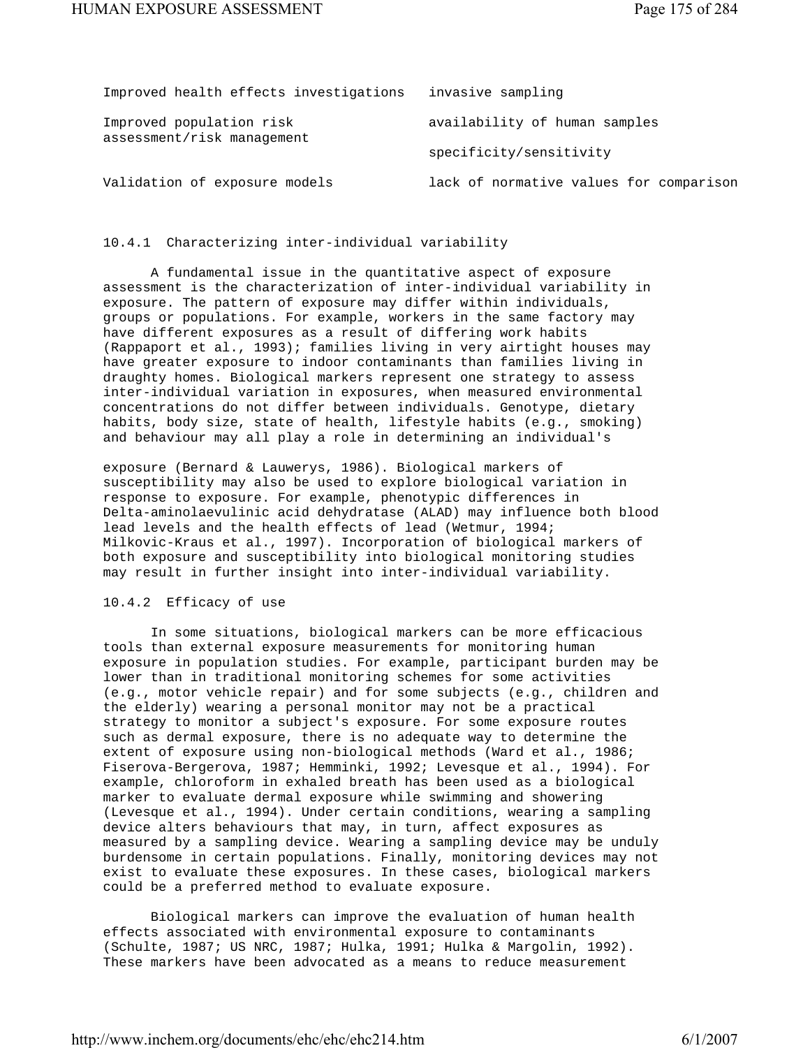| | |
|---|---|
| Improved health effects investigations | invasive sampling |
| Improved population risk assessment/risk management | availability of human samples |
| | specificity/sensitivity |
| Validation of exposure models | lack of normative values for comparison |

### 10.4.1 Characterizing inter-individual variability

A fundamental issue in the quantitative aspect of exposure assessment is the characterization of inter-individual variability in exposure. The pattern of exposure may differ within individuals, groups or populations. For example, workers in the same factory may have different exposures as a result of differing work habits (Rappaport et al., 1993); families living in very airtight houses may have greater exposure to indoor contaminants than families living in draughty homes. Biological markers represent one strategy to assess inter-individual variation in exposures, when measured environmental concentrations do not differ between individuals. Genotype, dietary habits, body size, state of health, lifestyle habits (e.g., smoking) and behaviour may all play a role in determining an individual's exposure (Bernard & Lauwerys, 1986). Biological markers of susceptibility may also be used to explore biological variation in response to exposure. For example, phenotypic differences in Delta-aminolaevulinic acid dehydratase (ALAD) may influence both blood lead levels and the health effects of lead (Wetmur, 1994; Milkovic-Kraus et al., 1997). Incorporation of biological markers of both exposure and susceptibility into biological monitoring studies may result in further insight into inter-individual variability.

### 10.4.2 Efficacy of use

In some situations, biological markers can be more efficacious tools than external exposure measurements for monitoring human exposure in population studies. For example, participant burden may be lower than in traditional monitoring schemes for some activities (e.g., motor vehicle repair) and for some subjects (e.g., children and the elderly) wearing a personal monitor may not be a practical strategy to monitor a subject's exposure. For some exposure routes such as dermal exposure, there is no adequate way to determine the extent of exposure using non-biological methods (Ward et al., 1986; Fiserova-Bergerova, 1987; Hemminki, 1992; Levesque et al., 1994). For example, chloroform in exhaled breath has been used as a biological marker to evaluate dermal exposure while swimming and showering (Levesque et al., 1994). Under certain conditions, wearing a sampling device alters behaviours that may, in turn, affect exposures as measured by a sampling device. Wearing a sampling device may be unduly burdensome in certain populations. Finally, monitoring devices may not exist to evaluate these exposures. In these cases, biological markers could be a preferred method to evaluate exposure.

Biological markers can improve the evaluation of human health effects associated with environmental exposure to contaminants (Schulte, 1987; US NRC, 1987; Hulka, 1991; Hulka & Margolin, 1992). These markers have been advocated as a means to reduce measurement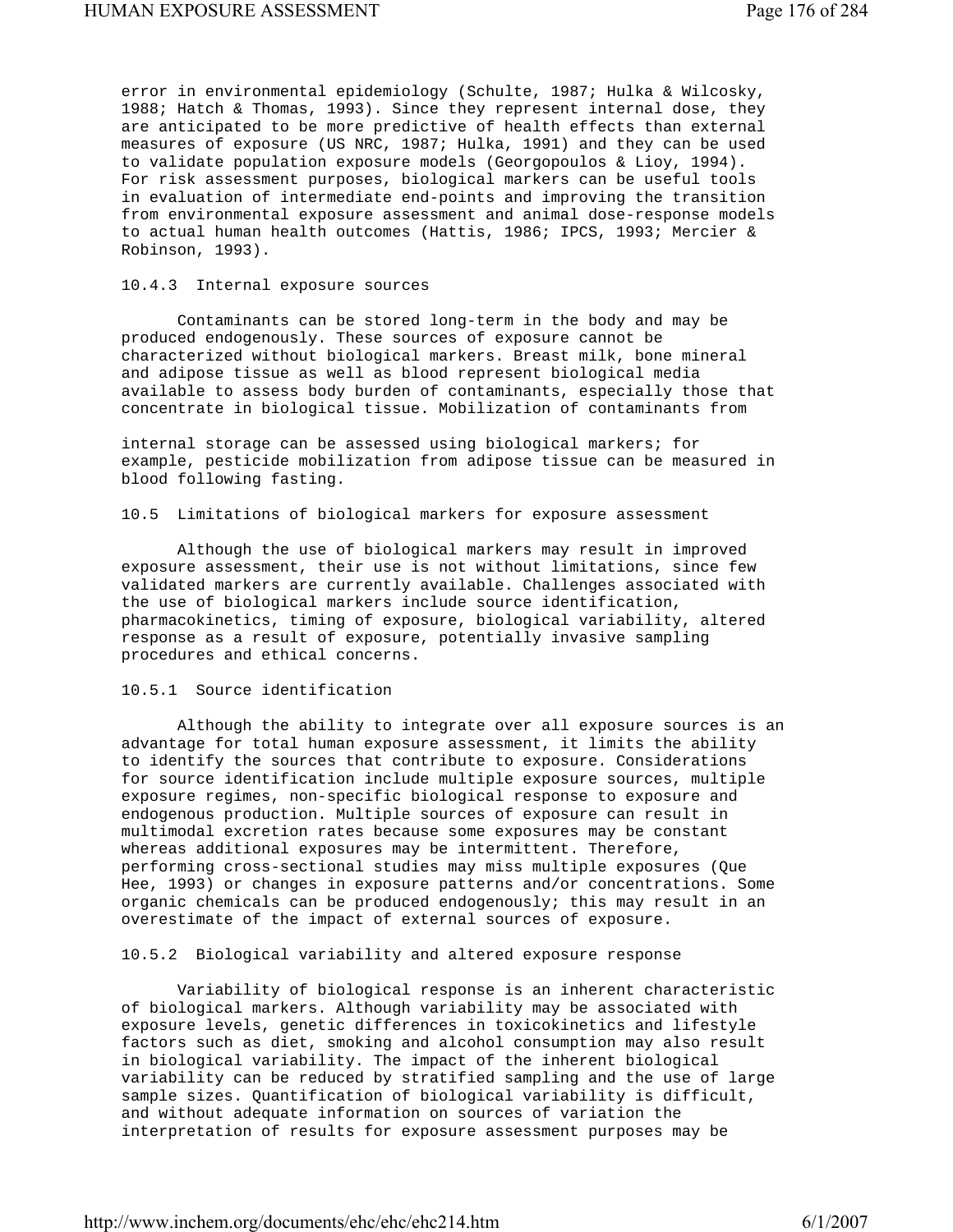error in environmental epidemiology (Schulte, 1987; Hulka & Wilcosky, 1988; Hatch & Thomas, 1993). Since they represent internal dose, they are anticipated to be more predictive of health effects than external measures of exposure (US NRC, 1987; Hulka, 1991) and they can be used to validate population exposure models (Georgopoulos & Lioy, 1994). For risk assessment purposes, biological markers can be useful tools in evaluation of intermediate end-points and improving the transition from environmental exposure assessment and animal dose-response models to actual human health outcomes (Hattis, 1986; IPCS, 1993; Mercier & Robinson, 1993).

### 10.4.3 Internal exposure sources

Contaminants can be stored long-term in the body and may be produced endogenously. These sources of exposure cannot be characterized without biological markers. Breast milk, bone mineral and adipose tissue as well as blood represent biological media available to assess body burden of contaminants, especially those that concentrate in biological tissue. Mobilization of contaminants from internal storage can be assessed using biological markers; for example, pesticide mobilization from adipose tissue can be measured in blood following fasting.

## 10.5 Limitations of biological markers for exposure assessment

Although the use of biological markers may result in improved exposure assessment, their use is not without limitations, since few validated markers are currently available. Challenges associated with the use of biological markers include source identification, pharmacokinetics, timing of exposure, biological variability, altered response as a result of exposure, potentially invasive sampling procedures and ethical concerns.

### 10.5.1 Source identification

Although the ability to integrate over all exposure sources is an advantage for total human exposure assessment, it limits the ability to identify the sources that contribute to exposure. Considerations for source identification include multiple exposure sources, multiple exposure regimes, non-specific biological response to exposure and endogenous production. Multiple sources of exposure can result in multimodal excretion rates because some exposures may be constant whereas additional exposures may be intermittent. Therefore, performing cross-sectional studies may miss multiple exposures (Que Hee, 1993) or changes in exposure patterns and/or concentrations. Some organic chemicals can be produced endogenously; this may result in an overestimate of the impact of external sources of exposure.

### 10.5.2 Biological variability and altered exposure response

Variability of biological response is an inherent characteristic of biological markers. Although variability may be associated with exposure levels, genetic differences in toxicokinetics and lifestyle factors such as diet, smoking and alcohol consumption may also result in biological variability. The impact of the inherent biological variability can be reduced by stratified sampling and the use of large sample sizes. Quantification of biological variability is difficult, and without adequate information on sources of variation the interpretation of results for exposure assessment purposes may be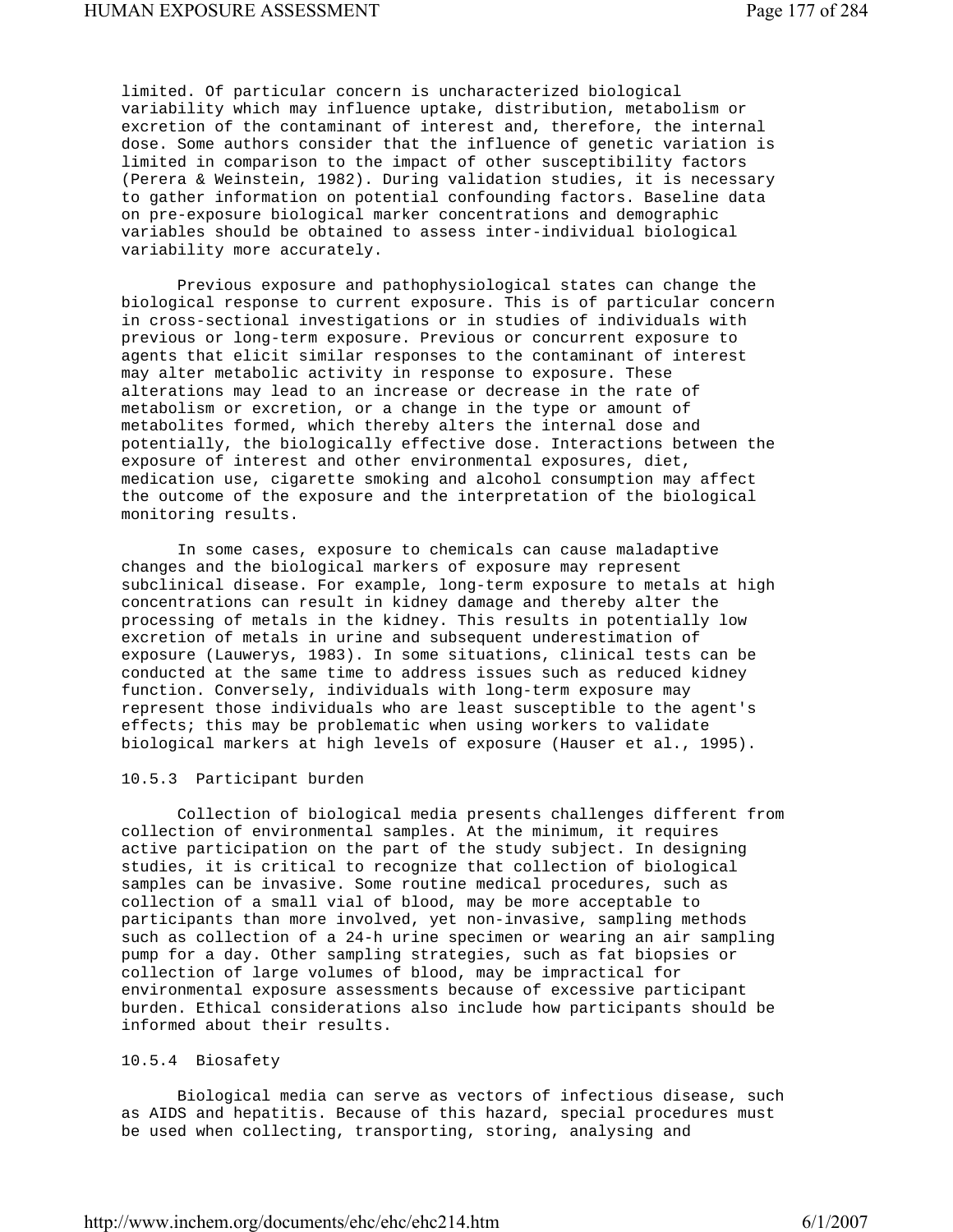limited. Of particular concern is uncharacterized biological variability which may influence uptake, distribution, metabolism or excretion of the contaminant of interest and, therefore, the internal dose. Some authors consider that the influence of genetic variation is limited in comparison to the impact of other susceptibility factors (Perera & Weinstein, 1982). During validation studies, it is necessary to gather information on potential confounding factors. Baseline data on pre-exposure biological marker concentrations and demographic variables should be obtained to assess inter-individual biological variability more accurately.

Previous exposure and pathophysiological states can change the biological response to current exposure. This is of particular concern in cross-sectional investigations or in studies of individuals with previous or long-term exposure. Previous or concurrent exposure to agents that elicit similar responses to the contaminant of interest may alter metabolic activity in response to exposure. These alterations may lead to an increase or decrease in the rate of metabolism or excretion, or a change in the type or amount of metabolites formed, which thereby alters the internal dose and potentially, the biologically effective dose. Interactions between the exposure of interest and other environmental exposures, diet, medication use, cigarette smoking and alcohol consumption may affect the outcome of the exposure and the interpretation of the biological monitoring results.

In some cases, exposure to chemicals can cause maladaptive changes and the biological markers of exposure may represent subclinical disease. For example, long-term exposure to metals at high concentrations can result in kidney damage and thereby alter the processing of metals in the kidney. This results in potentially low excretion of metals in urine and subsequent underestimation of exposure (Lauwerys, 1983). In some situations, clinical tests can be conducted at the same time to address issues such as reduced kidney function. Conversely, individuals with long-term exposure may represent those individuals who are least susceptible to the agent's effects; this may be problematic when using workers to validate biological markers at high levels of exposure (Hauser et al., 1995).

### 10.5.3 Participant burden

Collection of biological media presents challenges different from collection of environmental samples. At the minimum, it requires active participation on the part of the study subject. In designing studies, it is critical to recognize that collection of biological samples can be invasive. Some routine medical procedures, such as collection of a small vial of blood, may be more acceptable to participants than more involved, yet non-invasive, sampling methods such as collection of a 24-h urine specimen or wearing an air sampling pump for a day. Other sampling strategies, such as fat biopsies or collection of large volumes of blood, may be impractical for environmental exposure assessments because of excessive participant burden. Ethical considerations also include how participants should be informed about their results.

### 10.5.4 Biosafety

Biological media can serve as vectors of infectious disease, such as AIDS and hepatitis. Because of this hazard, special procedures must be used when collecting, transporting, storing, analysing and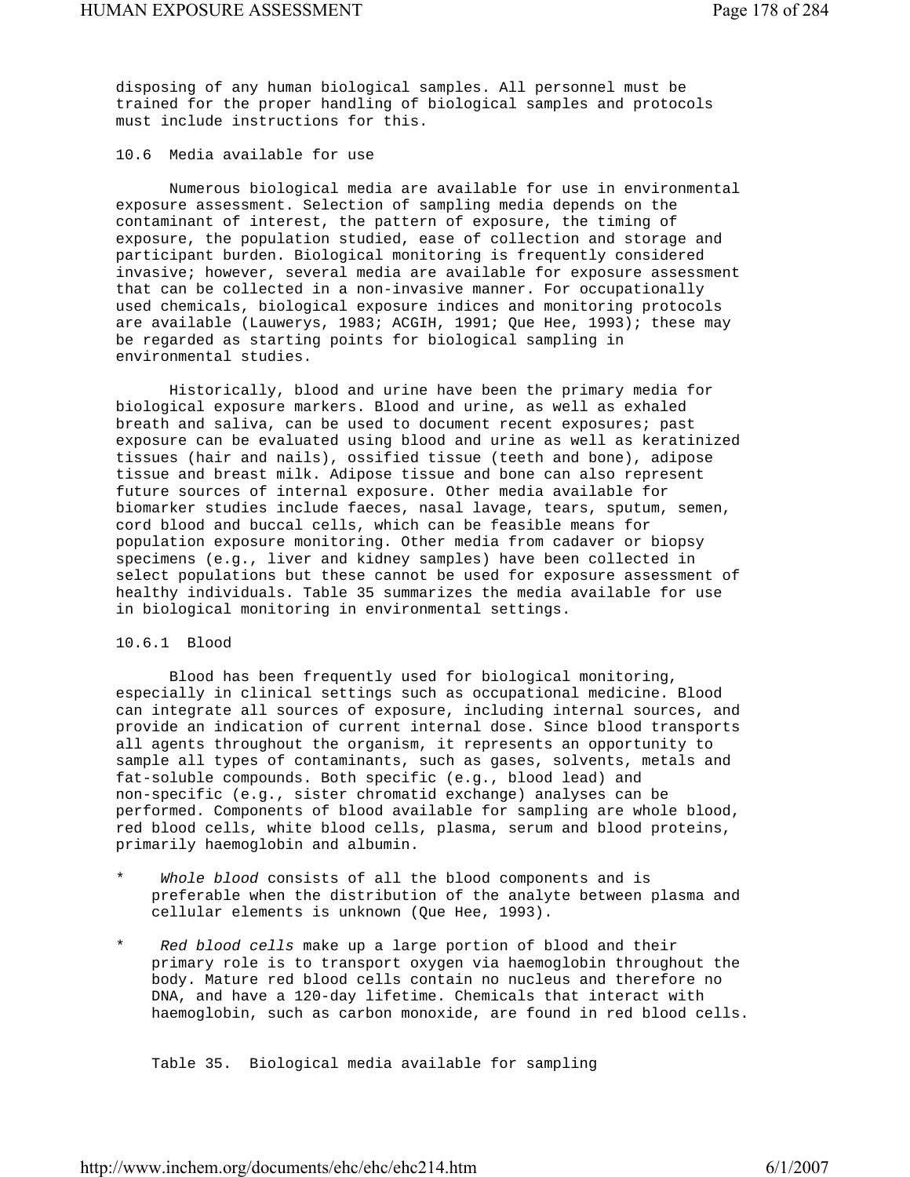disposing of any human biological samples. All personnel must be trained for the proper handling of biological samples and protocols must include instructions for this.

## 10.6 Media available for use

Numerous biological media are available for use in environmental exposure assessment. Selection of sampling media depends on the contaminant of interest, the pattern of exposure, the timing of exposure, the population studied, ease of collection and storage and participant burden. Biological monitoring is frequently considered invasive; however, several media are available for exposure assessment that can be collected in a non-invasive manner. For occupationally used chemicals, biological exposure indices and monitoring protocols are available (Lauwerys, 1983; ACGIH, 1991; Que Hee, 1993); these may be regarded as starting points for biological sampling in environmental studies.

Historically, blood and urine have been the primary media for biological exposure markers. Blood and urine, as well as exhaled breath and saliva, can be used to document recent exposures; past exposure can be evaluated using blood and urine as well as keratinized tissues (hair and nails), ossified tissue (teeth and bone), adipose tissue and breast milk. Adipose tissue and bone can also represent future sources of internal exposure. Other media available for biomarker studies include faeces, nasal lavage, tears, sputum, semen, cord blood and buccal cells, which can be feasible means for population exposure monitoring. Other media from cadaver or biopsy specimens (e.g., liver and kidney samples) have been collected in select populations but these cannot be used for exposure assessment of healthy individuals. Table 35 summarizes the media available for use in biological monitoring in environmental settings.

### 10.6.1 Blood

Blood has been frequently used for biological monitoring, especially in clinical settings such as occupational medicine. Blood can integrate all sources of exposure, including internal sources, and provide an indication of current internal dose. Since blood transports all agents throughout the organism, it represents an opportunity to sample all types of contaminants, such as gases, solvents, metals and fat-soluble compounds. Both specific (e.g., blood lead) and non-specific (e.g., sister chromatid exchange) analyses can be performed. Components of blood available for sampling are whole blood, red blood cells, white blood cells, plasma, serum and blood proteins, primarily haemoglobin and albumin.

* *Whole blood* consists of all the blood components and is preferable when the distribution of the analyte between plasma and cellular elements is unknown (Que Hee, 1993).

* *Red blood cells* make up a large portion of blood and their primary role is to transport oxygen via haemoglobin throughout the body. Mature red blood cells contain no nucleus and therefore no DNA, and have a 120-day lifetime. Chemicals that interact with haemoglobin, such as carbon monoxide, are found in red blood cells.

Table 35. Biological media available for sampling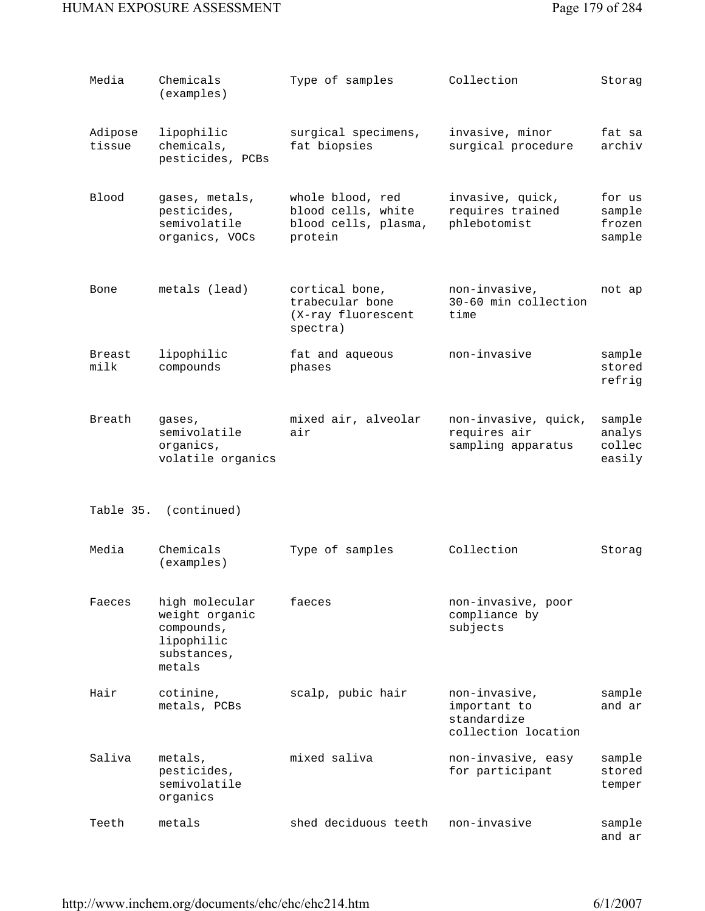| Media | Chemicals (examples) | Type of samples | Collection | Storag |
|---|---|---|---|---|
| Adipose tissue | lipophilic chemicals, pesticides, PCBs | surgical specimens, fat biopsies | invasive, minor surgical procedure | fat sa archiv |
| Blood | gases, metals, pesticides, semivolatile organics, VOCs | whole blood, red blood cells, white blood cells, plasma, protein | invasive, quick, requires trained phlebotomist | for us sample frozen sample |
| Bone | metals (lead) | cortical bone, trabecular bone (X-ray fluorescent spectra) | non-invasive, 30-60 min collection time | not ap |
| Breast milk | lipophilic compounds | fat and aqueous phases | non-invasive | sample stored refrig |
| Breath | gases, semivolatile organics, volatile organics | mixed air, alveolar air | non-invasive, quick, requires air sampling apparatus | sample analys collec easily |

Table 35. (continued)

| Media | Chemicals (examples) | Type of samples | Collection | Storag |
|---|---|---|---|---|
| Faeces | high molecular weight organic compounds, lipophilic substances, metals | faeces | non-invasive, poor compliance by subjects | |
| Hair | cotinine, metals, PCBs | scalp, pubic hair | non-invasive, important to standardize collection location | sample and ar |
| Saliva | metals, pesticides, semivolatile organics | mixed saliva | non-invasive, easy for participant | sample stored temper |
| Teeth | metals | shed deciduous teeth | non-invasive | sample and ar |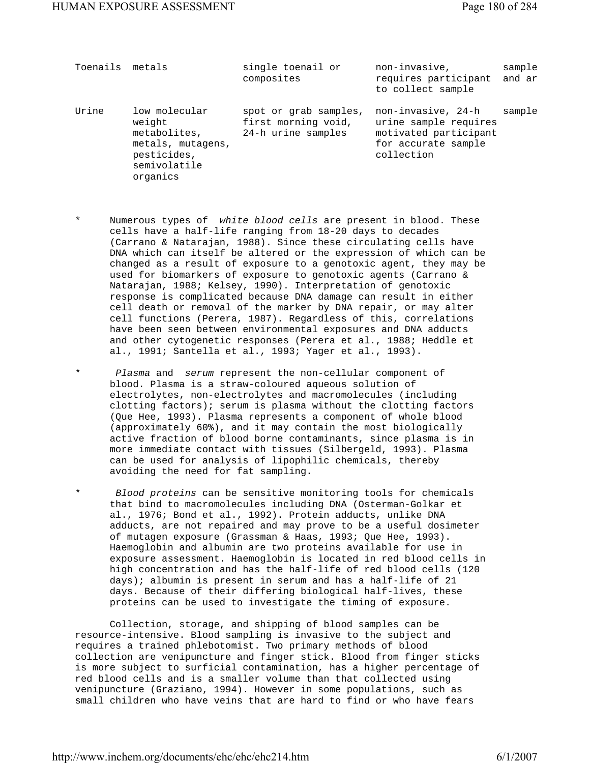| Toenails | metals | single toenail or composites | non-invasive, requires participant to collect sample | sample and ar |
|---|---|---|---|---|
| Urine | low molecular weight metabolites, metals, mutagens, pesticides, semivolatile organics | spot or grab samples, first morning void, 24-h urine samples | non-invasive, 24-h urine sample requires motivated participant for accurate sample collection | sample |

* *White blood cells* Numerous types of *white blood cells* are present in blood. These cells have a half-life ranging from 18-20 days to decades (Carrano & Natarajan, 1988). Since these circulating cells have DNA which can itself be altered or the expression of which can be changed as a result of exposure to a genotoxic agent, they may be used for biomarkers of exposure to genotoxic agents (Carrano & Natarajan, 1988; Kelsey, 1990). Interpretation of genotoxic response is complicated because DNA damage can result in either cell death or removal of the marker by DNA repair, or may alter cell functions (Perera, 1987). Regardless of this, correlations have been seen between environmental exposures and DNA adducts and other cytogenetic responses (Perera et al., 1988; Heddle et al., 1991; Santella et al., 1993; Yager et al., 1993).

* *Plasma* and *serum* represent the non-cellular component of blood. Plasma is a straw-coloured aqueous solution of electrolytes, non-electrolytes and macromolecules (including clotting factors); serum is plasma without the clotting factors (Que Hee, 1993). Plasma represents a component of whole blood (approximately 60%), and it may contain the most biologically active fraction of blood borne contaminants, since plasma is in more immediate contact with tissues (Silbergeld, 1993). Plasma can be used for analysis of lipophilic chemicals, thereby avoiding the need for fat sampling.

* *Blood proteins* can be sensitive monitoring tools for chemicals that bind to macromolecules including DNA (Osterman-Golkar et al., 1976; Bond et al., 1992). Protein adducts, unlike DNA adducts, are not repaired and may prove to be a useful dosimeter of mutagen exposure (Grassman & Haas, 1993; Que Hee, 1993). Haemoglobin and albumin are two proteins available for use in exposure assessment. Haemoglobin is located in red blood cells in high concentration and has the half-life of red blood cells (120 days); albumin is present in serum and has a half-life of 21 days. Because of their differing biological half-lives, these proteins can be used to investigate the timing of exposure.

Collection, storage, and shipping of blood samples can be resource-intensive. Blood sampling is invasive to the subject and requires a trained phlebotomist. Two primary methods of blood collection are venipuncture and finger stick. Blood from finger sticks is more subject to surficial contamination, has a higher percentage of red blood cells and is a smaller volume than that collected using venipuncture (Graziano, 1994). However in some populations, such as small children who have veins that are hard to find or who have fears

| Toenails | metals | single toenail or composites | non-invasive, requires participant to collect sample | sample and ar |
|---|---|---|---|---|
| Urine | low molecular weight metabolites, metals, mutagens, pesticides, semivolatile organics | spot or grab samples, first morning void, 24-h urine samples | non-invasive, 24-h urine sample requires motivated participant for accurate sample collection | sample |

* Numerous types of *white blood cells* are present in blood. These cells have a half-life ranging from 18-20 days to decades (Carrano & Natarajan, 1988). Since these circulating cells have DNA which can itself be altered or the expression of which can be changed as a result of exposure to a genotoxic agent, they may be used for biomarkers of exposure to genotoxic agents (Carrano & Natarajan, 1988; Kelsey, 1990). Interpretation of genotoxic response is complicated because DNA damage can result in either cell death or removal of the marker by DNA repair, or may alter cell functions (Perera, 1987). Regardless of this, correlations have been seen between environmental exposures and DNA adducts and other cytogenetic responses (Perera et al., 1988; Heddle et al., 1991; Santella et al., 1993; Yager et al., 1993).

* *Plasma* and *serum* represent the non-cellular component of blood. Plasma is a straw-coloured aqueous solution of electrolytes, non-electrolytes and macromolecules (including clotting factors); serum is plasma without the clotting factors (Que Hee, 1993). Plasma represents a component of whole blood (approximately 60%), and it may contain the most biologically active fraction of blood borne contaminants, since plasma is in more immediate contact with tissues (Silbergeld, 1993). Plasma can be used for analysis of lipophilic chemicals, thereby avoiding the need for fat sampling.

* *Blood proteins* can be sensitive monitoring tools for chemicals that bind to macromolecules including DNA (Osterman-Golkar et al., 1976; Bond et al., 1992). Protein adducts, unlike DNA adducts, are not repaired and may prove to be a useful dosimeter of mutagen exposure (Grassman & Haas, 1993; Que Hee, 1993). Haemoglobin and albumin are two proteins available for use in exposure assessment. Haemoglobin is located in red blood cells in high concentration and has the half-life of red blood cells (120 days); albumin is present in serum and has a half-life of 21 days. Because of their differing biological half-lives, these proteins can be used to investigate the timing of exposure.

Collection, storage, and shipping of blood samples can be resource-intensive. Blood sampling is invasive to the subject and requires a trained phlebotomist. Two primary methods of blood collection are venipuncture and finger stick. Blood from finger sticks is more subject to surficial contamination, has a higher percentage of red blood cells and is a smaller volume than that collected using venipuncture (Graziano, 1994). However in some populations, such as small children who have veins that are hard to find or who have fears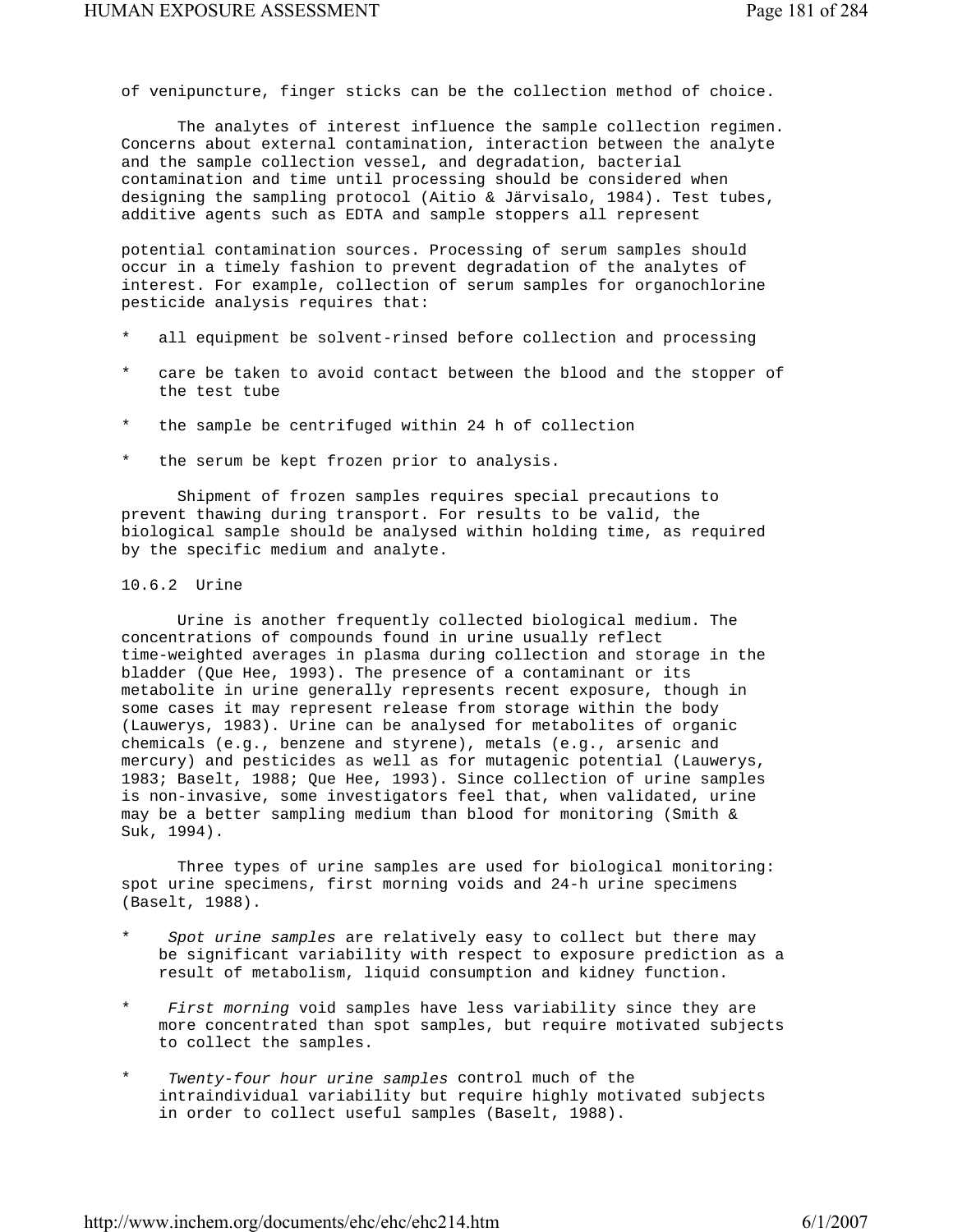of venipuncture, finger sticks can be the collection method of choice.

The analytes of interest influence the sample collection regimen. Concerns about external contamination, interaction between the analyte and the sample collection vessel, and degradation, bacterial contamination and time until processing should be considered when designing the sampling protocol (Aitio & Järvisalo, 1984). Test tubes, additive agents such as EDTA and sample stoppers all represent potential contamination sources. Processing of serum samples should occur in a timely fashion to prevent degradation of the analytes of interest. For example, collection of serum samples for organochlorine pesticide analysis requires that:

* all equipment be solvent-rinsed before collection and processing
* care be taken to avoid contact between the blood and the stopper of the test tube
* the sample be centrifuged within 24 h of collection
* the serum be kept frozen prior to analysis.

Shipment of frozen samples requires special precautions to prevent thawing during transport. For results to be valid, the biological sample should be analysed within holding time, as required by the specific medium and analyte.

### 10.6.2 Urine

Urine is another frequently collected biological medium. The concentrations of compounds found in urine usually reflect time-weighted averages in plasma during collection and storage in the bladder (Que Hee, 1993). The presence of a contaminant or its metabolite in urine generally represents recent exposure, though in some cases it may represent release from storage within the body (Lauwerys, 1983). Urine can be analysed for metabolites of organic chemicals (e.g., benzene and styrene), metals (e.g., arsenic and mercury) and pesticides as well as for mutagenic potential (Lauwerys, 1983; Baselt, 1988; Que Hee, 1993). Since collection of urine samples is non-invasive, some investigators feel that, when validated, urine may be a better sampling medium than blood for monitoring (Smith & Suk, 1994).

Three types of urine samples are used for biological monitoring: spot urine specimens, first morning voids and 24-h urine specimens (Baselt, 1988).

* *Spot urine samples* are relatively easy to collect but there may be significant variability with respect to exposure prediction as a result of metabolism, liquid consumption and kidney function.
* *First morning* void samples have less variability since they are more concentrated than spot samples, but require motivated subjects to collect the samples.
* *Twenty-four hour urine samples* control much of the intraindividual variability but require highly motivated subjects in order to collect useful samples (Baselt, 1988).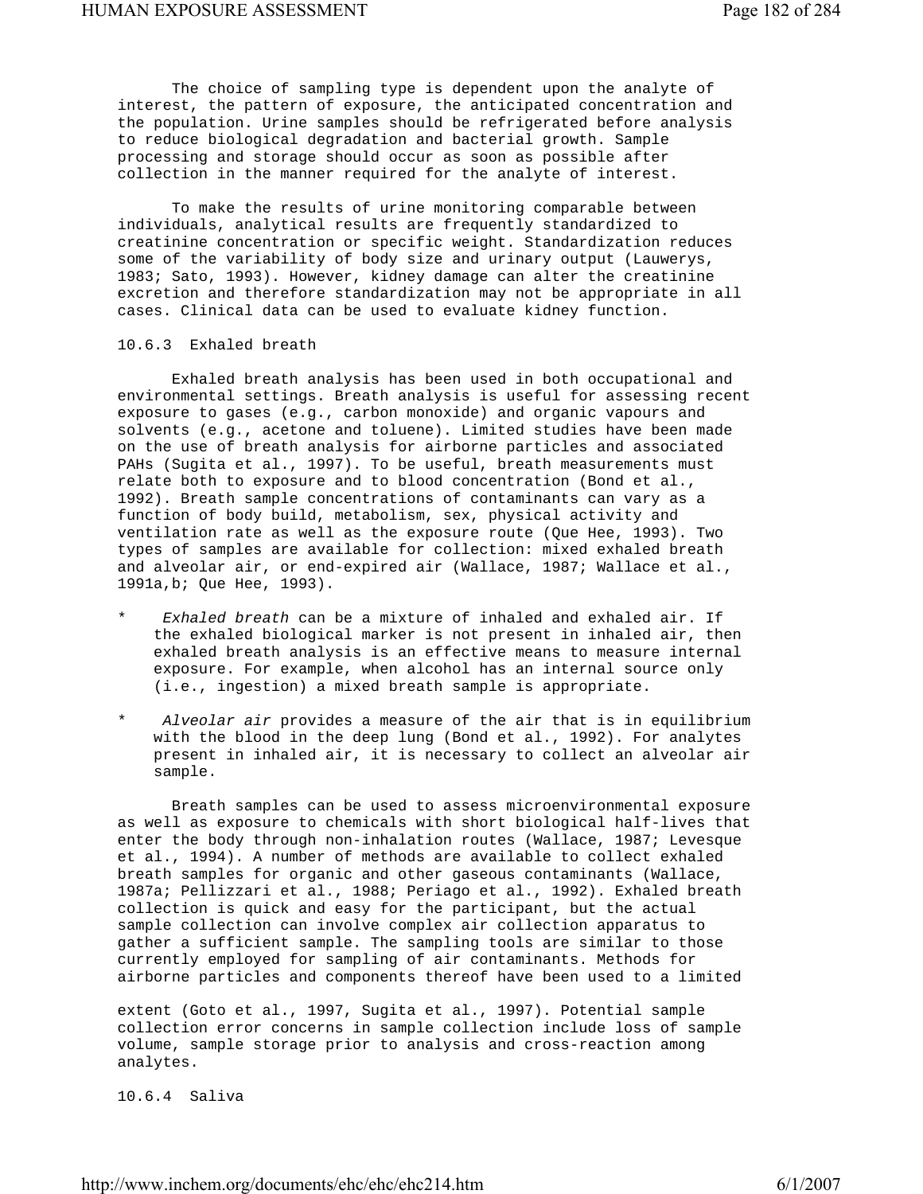The choice of sampling type is dependent upon the analyte of interest, the pattern of exposure, the anticipated concentration and the population. Urine samples should be refrigerated before analysis to reduce biological degradation and bacterial growth. Sample processing and storage should occur as soon as possible after collection in the manner required for the analyte of interest.

To make the results of urine monitoring comparable between individuals, analytical results are frequently standardized to creatinine concentration or specific weight. Standardization reduces some of the variability of body size and urinary output (Lauwerys, 1983; Sato, 1993). However, kidney damage can alter the creatinine excretion and therefore standardization may not be appropriate in all cases. Clinical data can be used to evaluate kidney function.

### 10.6.3 Exhaled breath

Exhaled breath analysis has been used in both occupational and environmental settings. Breath analysis is useful for assessing recent exposure to gases (e.g., carbon monoxide) and organic vapours and solvents (e.g., acetone and toluene). Limited studies have been made on the use of breath analysis for airborne particles and associated PAHs (Sugita et al., 1997). To be useful, breath measurements must relate both to exposure and to blood concentration (Bond et al., 1992). Breath sample concentrations of contaminants can vary as a function of body build, metabolism, sex, physical activity and ventilation rate as well as the exposure route (Que Hee, 1993). Two types of samples are available for collection: mixed exhaled breath and alveolar air, or end-expired air (Wallace, 1987; Wallace et al., 1991a,b; Que Hee, 1993).

* *Exhaled breath* can be a mixture of inhaled and exhaled air. If the exhaled biological marker is not present in inhaled air, then exhaled breath analysis is an effective means to measure internal exposure. For example, when alcohol has an internal source only (i.e., ingestion) a mixed breath sample is appropriate.

* *Alveolar air* provides a measure of the air that is in equilibrium with the blood in the deep lung (Bond et al., 1992). For analytes present in inhaled air, it is necessary to collect an alveolar air sample.

Breath samples can be used to assess microenvironmental exposure as well as exposure to chemicals with short biological half-lives that enter the body through non-inhalation routes (Wallace, 1987; Levesque et al., 1994). A number of methods are available to collect exhaled breath samples for organic and other gaseous contaminants (Wallace, 1987a; Pellizzari et al., 1988; Periago et al., 1992). Exhaled breath collection is quick and easy for the participant, but the actual sample collection can involve complex air collection apparatus to gather a sufficient sample. The sampling tools are similar to those currently employed for sampling of air contaminants. Methods for airborne particles and components thereof have been used to a limited extent (Goto et al., 1997, Sugita et al., 1997). Potential sample collection error concerns in sample collection include loss of sample volume, sample storage prior to analysis and cross-reaction among analytes.

### 10.6.4 Saliva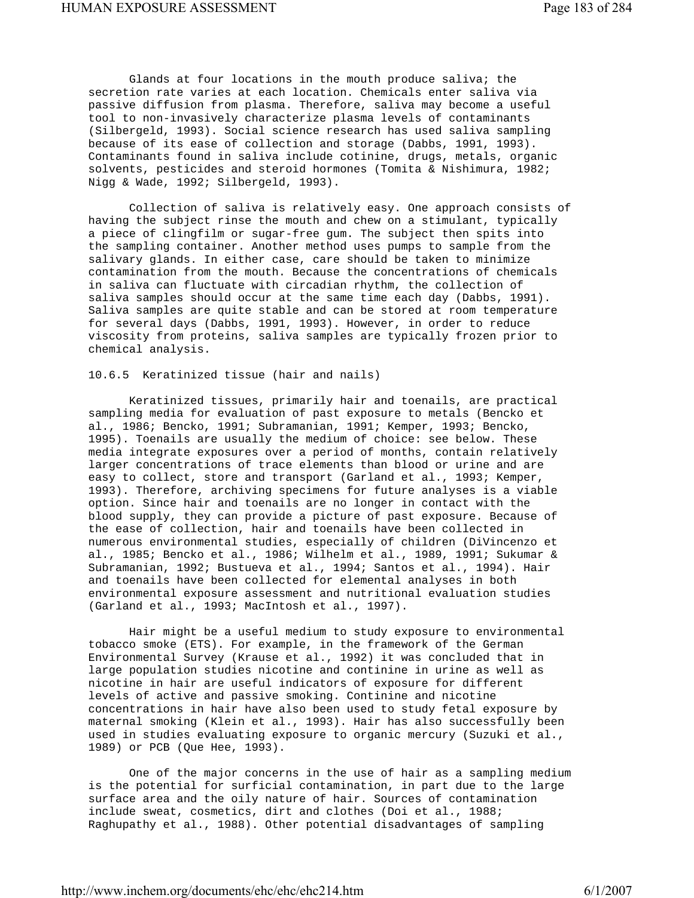Glands at four locations in the mouth produce saliva; the secretion rate varies at each location. Chemicals enter saliva via passive diffusion from plasma. Therefore, saliva may become a useful tool to non-invasively characterize plasma levels of contaminants (Silbergeld, 1993). Social science research has used saliva sampling because of its ease of collection and storage (Dabbs, 1991, 1993). Contaminants found in saliva include cotinine, drugs, metals, organic solvents, pesticides and steroid hormones (Tomita & Nishimura, 1982; Nigg & Wade, 1992; Silbergeld, 1993).

Collection of saliva is relatively easy. One approach consists of having the subject rinse the mouth and chew on a stimulant, typically a piece of clingfilm or sugar-free gum. The subject then spits into the sampling container. Another method uses pumps to sample from the salivary glands. In either case, care should be taken to minimize contamination from the mouth. Because the concentrations of chemicals in saliva can fluctuate with circadian rhythm, the collection of saliva samples should occur at the same time each day (Dabbs, 1991). Saliva samples are quite stable and can be stored at room temperature for several days (Dabbs, 1991, 1993). However, in order to reduce viscosity from proteins, saliva samples are typically frozen prior to chemical analysis.

### 10.6.5 Keratinized tissue (hair and nails)

Keratinized tissues, primarily hair and toenails, are practical sampling media for evaluation of past exposure to metals (Bencko et al., 1986; Bencko, 1991; Subramanian, 1991; Kemper, 1993; Bencko, 1995). Toenails are usually the medium of choice: see below. These media integrate exposures over a period of months, contain relatively larger concentrations of trace elements than blood or urine and are easy to collect, store and transport (Garland et al., 1993; Kemper, 1993). Therefore, archiving specimens for future analyses is a viable option. Since hair and toenails are no longer in contact with the blood supply, they can provide a picture of past exposure. Because of the ease of collection, hair and toenails have been collected in numerous environmental studies, especially of children (DiVincenzo et al., 1985; Bencko et al., 1986; Wilhelm et al., 1989, 1991; Sukumar & Subramanian, 1992; Bustueva et al., 1994; Santos et al., 1994). Hair and toenails have been collected for elemental analyses in both environmental exposure assessment and nutritional evaluation studies (Garland et al., 1993; MacIntosh et al., 1997).

Hair might be a useful medium to study exposure to environmental tobacco smoke (ETS). For example, in the framework of the German Environmental Survey (Krause et al., 1992) it was concluded that in large population studies nicotine and continine in urine as well as nicotine in hair are useful indicators of exposure for different levels of active and passive smoking. Continine and nicotine concentrations in hair have also been used to study fetal exposure by maternal smoking (Klein et al., 1993). Hair has also successfully been used in studies evaluating exposure to organic mercury (Suzuki et al., 1989) or PCB (Que Hee, 1993).

One of the major concerns in the use of hair as a sampling medium is the potential for surficial contamination, in part due to the large surface area and the oily nature of hair. Sources of contamination include sweat, cosmetics, dirt and clothes (Doi et al., 1988; Raghupathy et al., 1988). Other potential disadvantages of sampling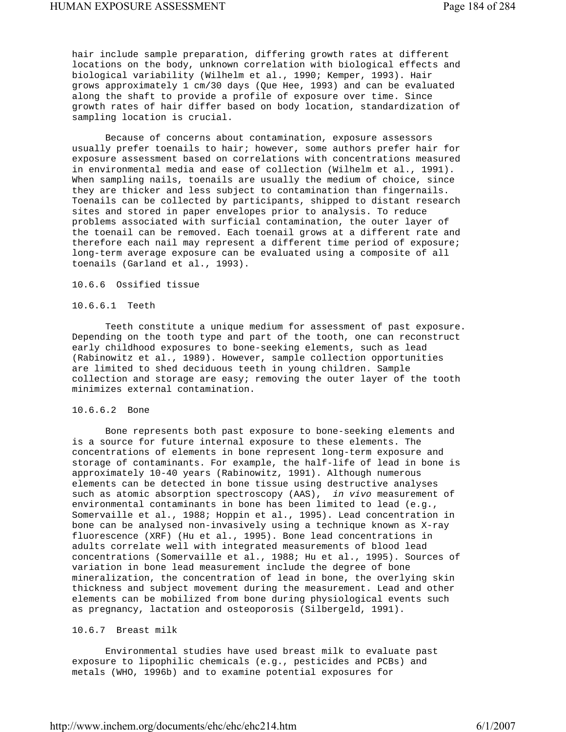hair include sample preparation, differing growth rates at different locations on the body, unknown correlation with biological effects and biological variability (Wilhelm et al., 1990; Kemper, 1993). Hair grows approximately 1 cm/30 days (Que Hee, 1993) and can be evaluated along the shaft to provide a profile of exposure over time. Since growth rates of hair differ based on body location, standardization of sampling location is crucial.

Because of concerns about contamination, exposure assessors usually prefer toenails to hair; however, some authors prefer hair for exposure assessment based on correlations with concentrations measured in environmental media and ease of collection (Wilhelm et al., 1991). When sampling nails, toenails are usually the medium of choice, since they are thicker and less subject to contamination than fingernails. Toenails can be collected by participants, shipped to distant research sites and stored in paper envelopes prior to analysis. To reduce problems associated with surficial contamination, the outer layer of the toenail can be removed. Each toenail grows at a different rate and therefore each nail may represent a different time period of exposure; long-term average exposure can be evaluated using a composite of all toenails (Garland et al., 1993).

### 10.6.6 Ossified tissue

#### 10.6.6.1 Teeth

Teeth constitute a unique medium for assessment of past exposure. Depending on the tooth type and part of the tooth, one can reconstruct early childhood exposures to bone-seeking elements, such as lead (Rabinowitz et al., 1989). However, sample collection opportunities are limited to shed deciduous teeth in young children. Sample collection and storage are easy; removing the outer layer of the tooth minimizes external contamination.

#### 10.6.6.2 Bone

Bone represents both past exposure to bone-seeking elements and is a source for future internal exposure to these elements. The concentrations of elements in bone represent long-term exposure and storage of contaminants. For example, the half-life of lead in bone is approximately 10-40 years (Rabinowitz, 1991). Although numerous elements can be detected in bone tissue using destructive analyses such as atomic absorption spectroscopy (AAS), *in vivo* measurement of environmental contaminants in bone has been limited to lead (e.g., Somervaille et al., 1988; Hoppin et al., 1995). Lead concentration in bone can be analysed non-invasively using a technique known as X-ray fluorescence (XRF) (Hu et al., 1995). Bone lead concentrations in adults correlate well with integrated measurements of blood lead concentrations (Somervaille et al., 1988; Hu et al., 1995). Sources of variation in bone lead measurement include the degree of bone mineralization, the concentration of lead in bone, the overlying skin thickness and subject movement during the measurement. Lead and other elements can be mobilized from bone during physiological events such as pregnancy, lactation and osteoporosis (Silbergeld, 1991).

### 10.6.7 Breast milk

Environmental studies have used breast milk to evaluate past exposure to lipophilic chemicals (e.g., pesticides and PCBs) and metals (WHO, 1996b) and to examine potential exposures for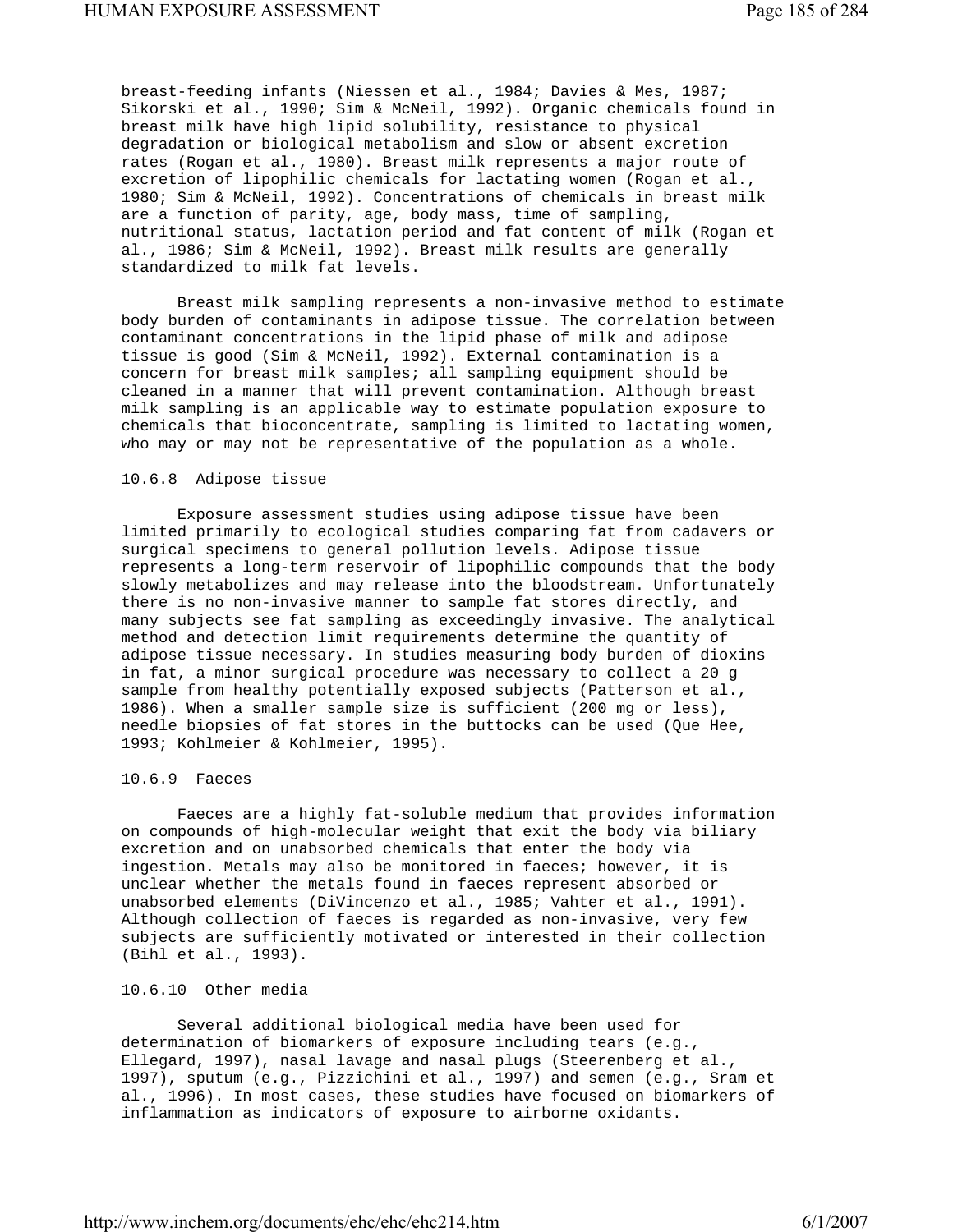breast-feeding infants (Niessen et al., 1984; Davies & Mes, 1987; Sikorski et al., 1990; Sim & McNeil, 1992). Organic chemicals found in breast milk have high lipid solubility, resistance to physical degradation or biological metabolism and slow or absent excretion rates (Rogan et al., 1980). Breast milk represents a major route of excretion of lipophilic chemicals for lactating women (Rogan et al., 1980; Sim & McNeil, 1992). Concentrations of chemicals in breast milk are a function of parity, age, body mass, time of sampling, nutritional status, lactation period and fat content of milk (Rogan et al., 1986; Sim & McNeil, 1992). Breast milk results are generally standardized to milk fat levels.

Breast milk sampling represents a non-invasive method to estimate body burden of contaminants in adipose tissue. The correlation between contaminant concentrations in the lipid phase of milk and adipose tissue is good (Sim & McNeil, 1992). External contamination is a concern for breast milk samples; all sampling equipment should be cleaned in a manner that will prevent contamination. Although breast milk sampling is an applicable way to estimate population exposure to chemicals that bioconcentrate, sampling is limited to lactating women, who may or may not be representative of the population as a whole.

### 10.6.8 Adipose tissue

Exposure assessment studies using adipose tissue have been limited primarily to ecological studies comparing fat from cadavers or surgical specimens to general pollution levels. Adipose tissue represents a long-term reservoir of lipophilic compounds that the body slowly metabolizes and may release into the bloodstream. Unfortunately there is no non-invasive manner to sample fat stores directly, and many subjects see fat sampling as exceedingly invasive. The analytical method and detection limit requirements determine the quantity of adipose tissue necessary. In studies measuring body burden of dioxins in fat, a minor surgical procedure was necessary to collect a 20 g sample from healthy potentially exposed subjects (Patterson et al., 1986). When a smaller sample size is sufficient (200 mg or less), needle biopsies of fat stores in the buttocks can be used (Que Hee, 1993; Kohlmeier & Kohlmeier, 1995).

### 10.6.9 Faeces

Faeces are a highly fat-soluble medium that provides information on compounds of high-molecular weight that exit the body via biliary excretion and on unabsorbed chemicals that enter the body via ingestion. Metals may also be monitored in faeces; however, it is unclear whether the metals found in faeces represent absorbed or unabsorbed elements (DiVincenzo et al., 1985; Vahter et al., 1991). Although collection of faeces is regarded as non-invasive, very few subjects are sufficiently motivated or interested in their collection (Bihl et al., 1993).

### 10.6.10 Other media

Several additional biological media have been used for determination of biomarkers of exposure including tears (e.g., Ellegard, 1997), nasal lavage and nasal plugs (Steerenberg et al., 1997), sputum (e.g., Pizzichini et al., 1997) and semen (e.g., Sram et al., 1996). In most cases, these studies have focused on biomarkers of inflammation as indicators of exposure to airborne oxidants.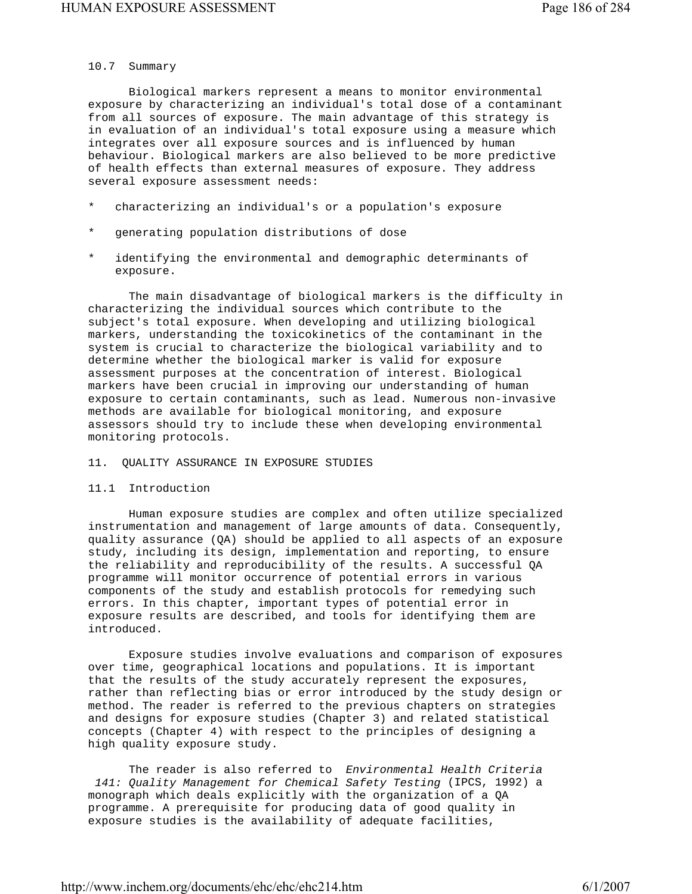### 10.7 Summary

Biological markers represent a means to monitor environmental exposure by characterizing an individual's total dose of a contaminant from all sources of exposure. The main advantage of this strategy is in evaluation of an individual's total exposure using a measure which integrates over all exposure sources and is influenced by human behaviour. Biological markers are also believed to be more predictive of health effects than external measures of exposure. They address several exposure assessment needs:

* characterizing an individual's or a population's exposure
* generating population distributions of dose
* identifying the environmental and demographic determinants of exposure.

The main disadvantage of biological markers is the difficulty in characterizing the individual sources which contribute to the subject's total exposure. When developing and utilizing biological markers, understanding the toxicokinetics of the contaminant in the system is crucial to characterize the biological variability and to determine whether the biological marker is valid for exposure assessment purposes at the concentration of interest. Biological markers have been crucial in improving our understanding of human exposure to certain contaminants, such as lead. Numerous non-invasive methods are available for biological monitoring, and exposure assessors should try to include these when developing environmental monitoring protocols.

## 11. QUALITY ASSURANCE IN EXPOSURE STUDIES

### 11.1 Introduction

Human exposure studies are complex and often utilize specialized instrumentation and management of large amounts of data. Consequently, quality assurance (QA) should be applied to all aspects of an exposure study, including its design, implementation and reporting, to ensure the reliability and reproducibility of the results. A successful QA programme will monitor occurrence of potential errors in various components of the study and establish protocols for remedying such errors. In this chapter, important types of potential error in exposure results are described, and tools for identifying them are introduced.

Exposure studies involve evaluations and comparison of exposures over time, geographical locations and populations. It is important that the results of the study accurately represent the exposures, rather than reflecting bias or error introduced by the study design or method. The reader is referred to the previous chapters on strategies and designs for exposure studies (Chapter 3) and related statistical concepts (Chapter 4) with respect to the principles of designing a high quality exposure study.

The reader is also referred to *Environmental Health Criteria 141: Quality Management for Chemical Safety Testing* (IPCS, 1992) a monograph which deals explicitly with the organization of a QA programme. A prerequisite for producing data of good quality in exposure studies is the availability of adequate facilities,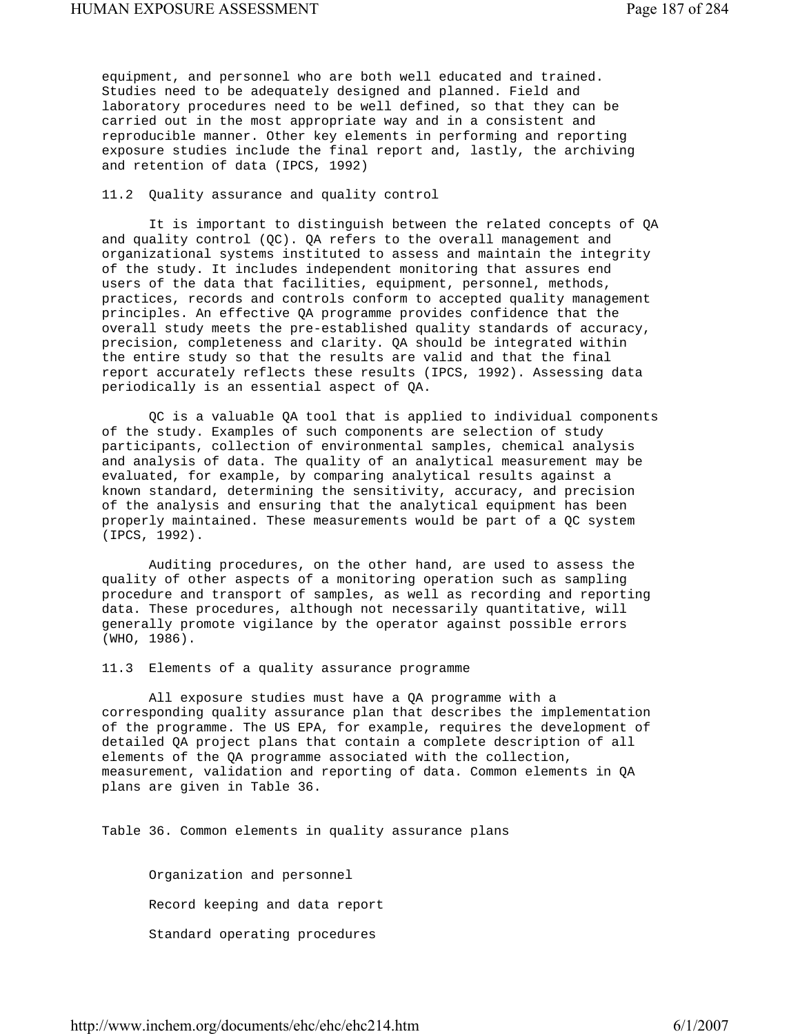equipment, and personnel who are both well educated and trained. Studies need to be adequately designed and planned. Field and laboratory procedures need to be well defined, so that they can be carried out in the most appropriate way and in a consistent and reproducible manner. Other key elements in performing and reporting exposure studies include the final report and, lastly, the archiving and retention of data (IPCS, 1992)

## 11.2 Quality assurance and quality control

It is important to distinguish between the related concepts of QA and quality control (QC). QA refers to the overall management and organizational systems instituted to assess and maintain the integrity of the study. It includes independent monitoring that assures end users of the data that facilities, equipment, personnel, methods, practices, records and controls conform to accepted quality management principles. An effective QA programme provides confidence that the overall study meets the pre-established quality standards of accuracy, precision, completeness and clarity. QA should be integrated within the entire study so that the results are valid and that the final report accurately reflects these results (IPCS, 1992). Assessing data periodically is an essential aspect of QA.

QC is a valuable QA tool that is applied to individual components of the study. Examples of such components are selection of study participants, collection of environmental samples, chemical analysis and analysis of data. The quality of an analytical measurement may be evaluated, for example, by comparing analytical results against a known standard, determining the sensitivity, accuracy, and precision of the analysis and ensuring that the analytical equipment has been properly maintained. These measurements would be part of a QC system (IPCS, 1992).

Auditing procedures, on the other hand, are used to assess the quality of other aspects of a monitoring operation such as sampling procedure and transport of samples, as well as recording and reporting data. These procedures, although not necessarily quantitative, will generally promote vigilance by the operator against possible errors (WHO, 1986).

## 11.3 Elements of a quality assurance programme

All exposure studies must have a QA programme with a corresponding quality assurance plan that describes the implementation of the programme. The US EPA, for example, requires the development of detailed QA project plans that contain a complete description of all elements of the QA programme associated with the collection, measurement, validation and reporting of data. Common elements in QA plans are given in Table 36.

Table 36. Common elements in quality assurance plans

Organization and personnel

Record keeping and data report

Standard operating procedures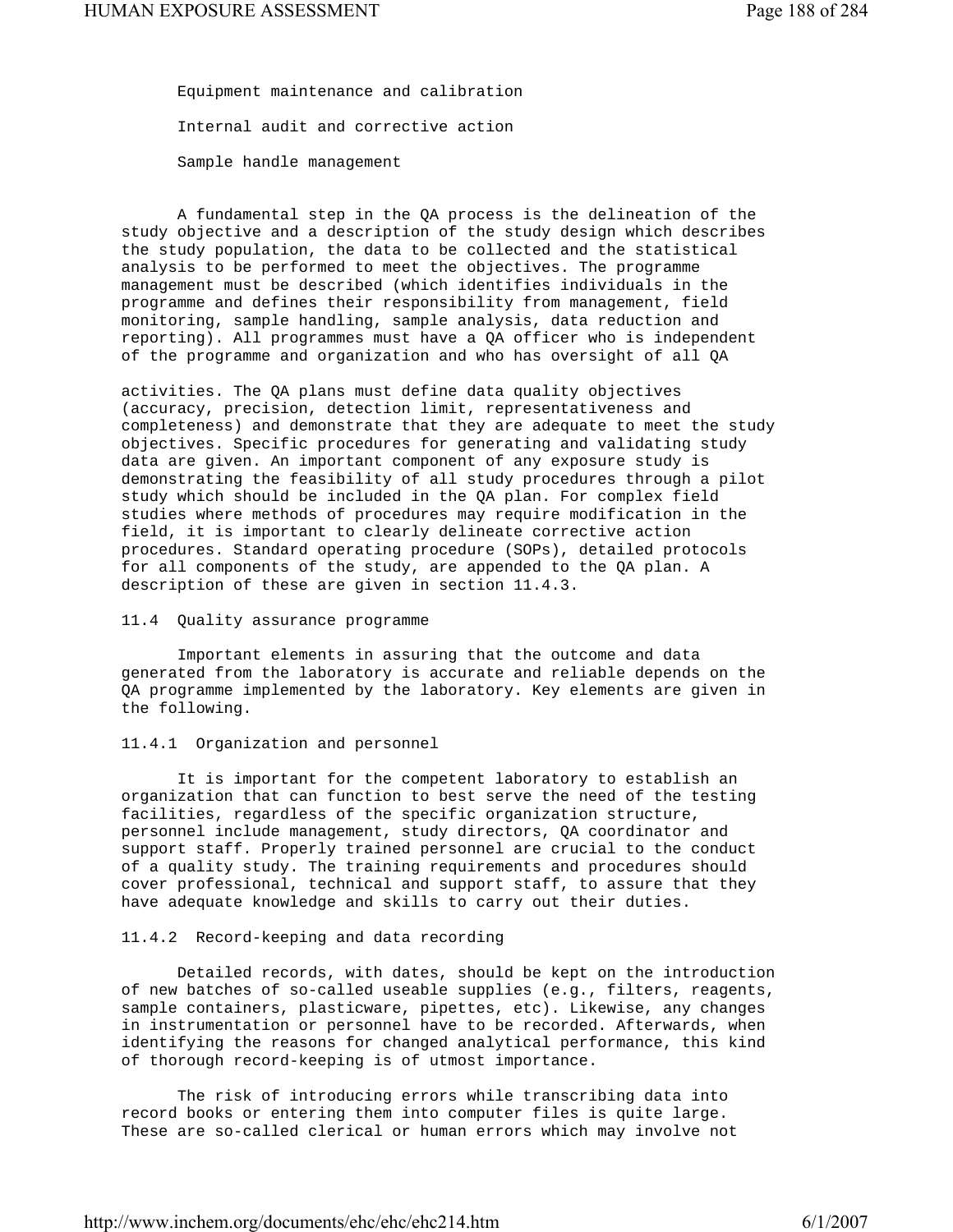Equipment maintenance and calibration

Internal audit and corrective action

Sample handle management

A fundamental step in the QA process is the delineation of the study objective and a description of the study design which describes the study population, the data to be collected and the statistical analysis to be performed to meet the objectives. The programme management must be described (which identifies individuals in the programme and defines their responsibility from management, field monitoring, sample handling, sample analysis, data reduction and reporting). All programmes must have a QA officer who is independent of the programme and organization and who has oversight of all QA activities. The QA plans must define data quality objectives (accuracy, precision, detection limit, representativeness and completeness) and demonstrate that they are adequate to meet the study objectives. Specific procedures for generating and validating study data are given. An important component of any exposure study is demonstrating the feasibility of all study procedures through a pilot study which should be included in the QA plan. For complex field studies where methods of procedures may require modification in the field, it is important to clearly delineate corrective action procedures. Standard operating procedure (SOPs), detailed protocols for all components of the study, are appended to the QA plan. A description of these are given in section 11.4.3.

## 11.4 Quality assurance programme

Important elements in assuring that the outcome and data generated from the laboratory is accurate and reliable depends on the QA programme implemented by the laboratory. Key elements are given in the following.

### 11.4.1 Organization and personnel

It is important for the competent laboratory to establish an organization that can function to best serve the need of the testing facilities, regardless of the specific organization structure, personnel include management, study directors, QA coordinator and support staff. Properly trained personnel are crucial to the conduct of a quality study. The training requirements and procedures should cover professional, technical and support staff, to assure that they have adequate knowledge and skills to carry out their duties.

### 11.4.2 Record-keeping and data recording

Detailed records, with dates, should be kept on the introduction of new batches of so-called useable supplies (e.g., filters, reagents, sample containers, plasticware, pipettes, etc). Likewise, any changes in instrumentation or personnel have to be recorded. Afterwards, when identifying the reasons for changed analytical performance, this kind of thorough record-keeping is of utmost importance.

The risk of introducing errors while transcribing data into record books or entering them into computer files is quite large. These are so-called clerical or human errors which may involve not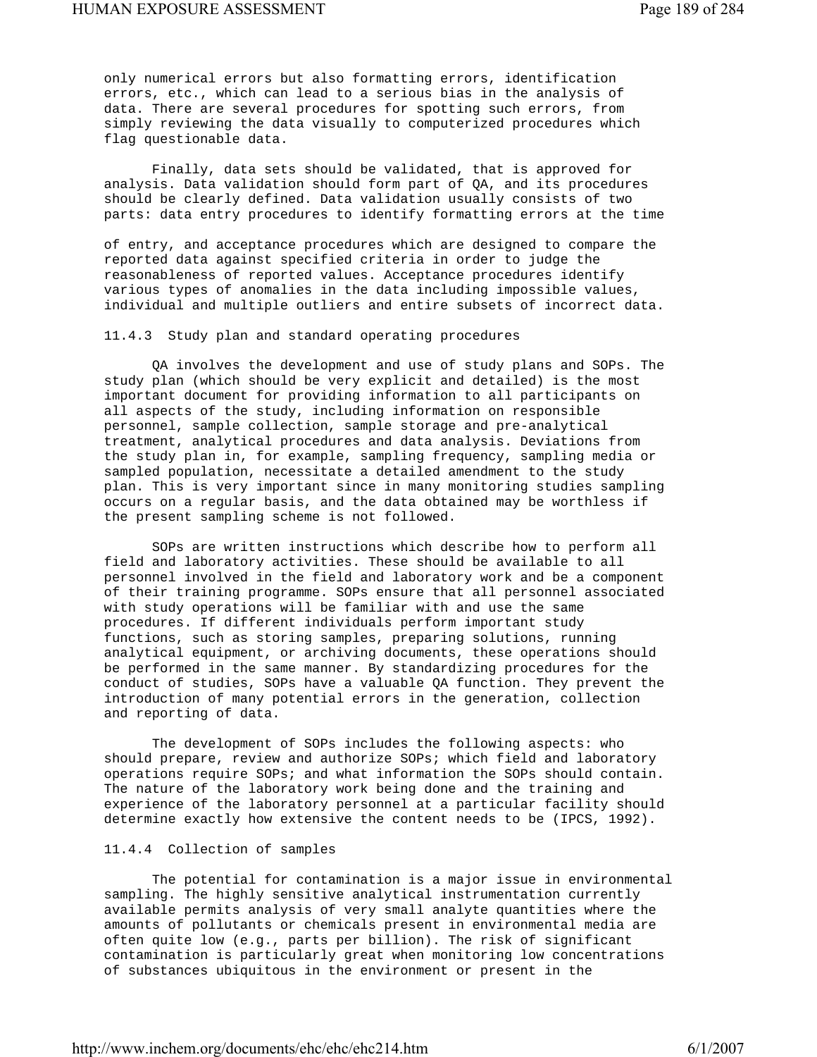only numerical errors but also formatting errors, identification errors, etc., which can lead to a serious bias in the analysis of data. There are several procedures for spotting such errors, from simply reviewing the data visually to computerized procedures which flag questionable data.

Finally, data sets should be validated, that is approved for analysis. Data validation should form part of QA, and its procedures should be clearly defined. Data validation usually consists of two parts: data entry procedures to identify formatting errors at the time of entry, and acceptance procedures which are designed to compare the reported data against specified criteria in order to judge the reasonableness of reported values. Acceptance procedures identify various types of anomalies in the data including impossible values, individual and multiple outliers and entire subsets of incorrect data.

### 11.4.3 Study plan and standard operating procedures

QA involves the development and use of study plans and SOPs. The study plan (which should be very explicit and detailed) is the most important document for providing information to all participants on all aspects of the study, including information on responsible personnel, sample collection, sample storage and pre-analytical treatment, analytical procedures and data analysis. Deviations from the study plan in, for example, sampling frequency, sampling media or sampled population, necessitate a detailed amendment to the study plan. This is very important since in many monitoring studies sampling occurs on a regular basis, and the data obtained may be worthless if the present sampling scheme is not followed.

SOPs are written instructions which describe how to perform all field and laboratory activities. These should be available to all personnel involved in the field and laboratory work and be a component of their training programme. SOPs ensure that all personnel associated with study operations will be familiar with and use the same procedures. If different individuals perform important study functions, such as storing samples, preparing solutions, running analytical equipment, or archiving documents, these operations should be performed in the same manner. By standardizing procedures for the conduct of studies, SOPs have a valuable QA function. They prevent the introduction of many potential errors in the generation, collection and reporting of data.

The development of SOPs includes the following aspects: who should prepare, review and authorize SOPs; which field and laboratory operations require SOPs; and what information the SOPs should contain. The nature of the laboratory work being done and the training and experience of the laboratory personnel at a particular facility should determine exactly how extensive the content needs to be (IPCS, 1992).

### 11.4.4 Collection of samples

The potential for contamination is a major issue in environmental sampling. The highly sensitive analytical instrumentation currently available permits analysis of very small analyte quantities where the amounts of pollutants or chemicals present in environmental media are often quite low (e.g., parts per billion). The risk of significant contamination is particularly great when monitoring low concentrations of substances ubiquitous in the environment or present in the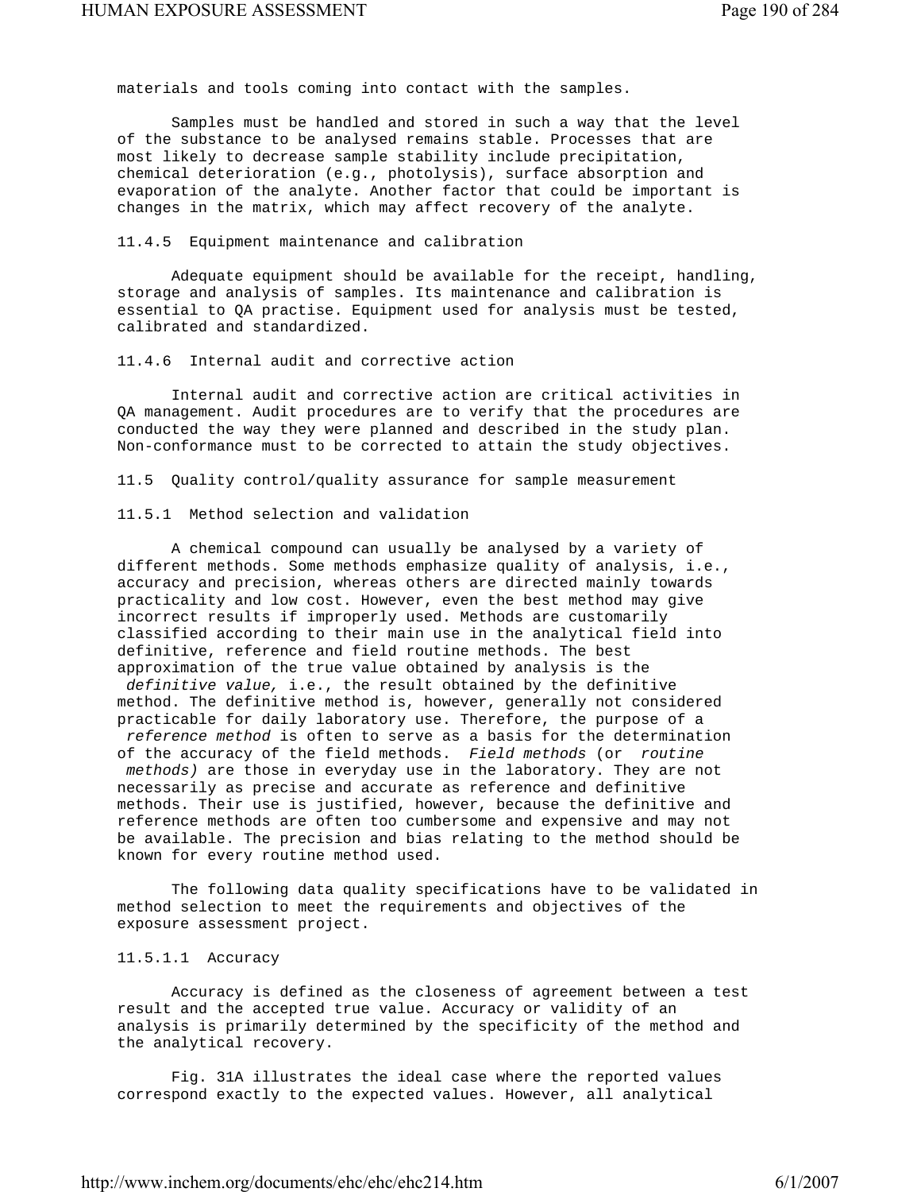materials and tools coming into contact with the samples.

Samples must be handled and stored in such a way that the level of the substance to be analysed remains stable. Processes that are most likely to decrease sample stability include precipitation, chemical deterioration (e.g., photolysis), surface absorption and evaporation of the analyte. Another factor that could be important is changes in the matrix, which may affect recovery of the analyte.

#### 11.4.5 Equipment maintenance and calibration

Adequate equipment should be available for the receipt, handling, storage and analysis of samples. Its maintenance and calibration is essential to QA practise. Equipment used for analysis must be tested, calibrated and standardized.

#### 11.4.6 Internal audit and corrective action

Internal audit and corrective action are critical activities in QA management. Audit procedures are to verify that the procedures are conducted the way they were planned and described in the study plan. Non-conformance must to be corrected to attain the study objectives.

### 11.5 Quality control/quality assurance for sample measurement

#### 11.5.1 Method selection and validation

A chemical compound can usually be analysed by a variety of different methods. Some methods emphasize quality of analysis, i.e., accuracy and precision, whereas others are directed mainly towards practicality and low cost. However, even the best method may give incorrect results if improperly used. Methods are customarily classified according to their main use in the analytical field into definitive, reference and field routine methods. The best approximation of the true value obtained by analysis is the *definitive value,* i.e., the result obtained by the definitive method. The definitive method is, however, generally not considered practicable for daily laboratory use. Therefore, the purpose of a *reference method* is often to serve as a basis for the determination of the accuracy of the field methods. *Field methods* (or *routine methods)* are those in everyday use in the laboratory. They are not necessarily as precise and accurate as reference and definitive methods. Their use is justified, however, because the definitive and reference methods are often too cumbersome and expensive and may not be available. The precision and bias relating to the method should be known for every routine method used.

The following data quality specifications have to be validated in method selection to meet the requirements and objectives of the exposure assessment project.

##### 11.5.1.1 Accuracy

Accuracy is defined as the closeness of agreement between a test result and the accepted true value. Accuracy or validity of an analysis is primarily determined by the specificity of the method and the analytical recovery.

Fig. 31A illustrates the ideal case where the reported values correspond exactly to the expected values. However, all analytical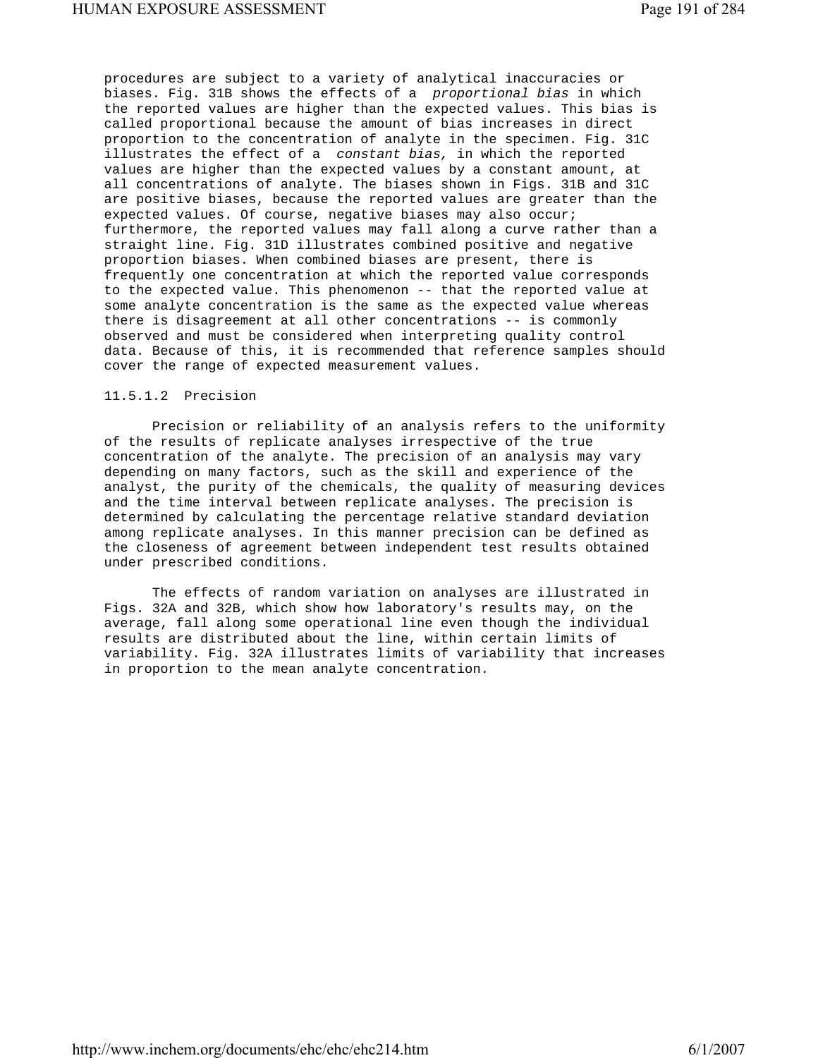procedures are subject to a variety of analytical inaccuracies or biases. Fig. 31B shows the effects of a *proportional bias* in which the reported values are higher than the expected values. This bias is called proportional because the amount of bias increases in direct proportion to the concentration of analyte in the specimen. Fig. 31C illustrates the effect of a *constant bias,* in which the reported values are higher than the expected values by a constant amount, at all concentrations of analyte. The biases shown in Figs. 31B and 31C are positive biases, because the reported values are greater than the expected values. Of course, negative biases may also occur; furthermore, the reported values may fall along a curve rather than a straight line. Fig. 31D illustrates combined positive and negative proportion biases. When combined biases are present, there is frequently one concentration at which the reported value corresponds to the expected value. This phenomenon -- that the reported value at some analyte concentration is the same as the expected value whereas there is disagreement at all other concentrations -- is commonly observed and must be considered when interpreting quality control data. Because of this, it is recommended that reference samples should cover the range of expected measurement values.

#### 11.5.1.2 Precision

Precision or reliability of an analysis refers to the uniformity of the results of replicate analyses irrespective of the true concentration of the analyte. The precision of an analysis may vary depending on many factors, such as the skill and experience of the analyst, the purity of the chemicals, the quality of measuring devices and the time interval between replicate analyses. The precision is determined by calculating the percentage relative standard deviation among replicate analyses. In this manner precision can be defined as the closeness of agreement between independent test results obtained under prescribed conditions.

The effects of random variation on analyses are illustrated in Figs. 32A and 32B, which show how laboratory's results may, on the average, fall along some operational line even though the individual results are distributed about the line, within certain limits of variability. Fig. 32A illustrates limits of variability that increases in proportion to the mean analyte concentration.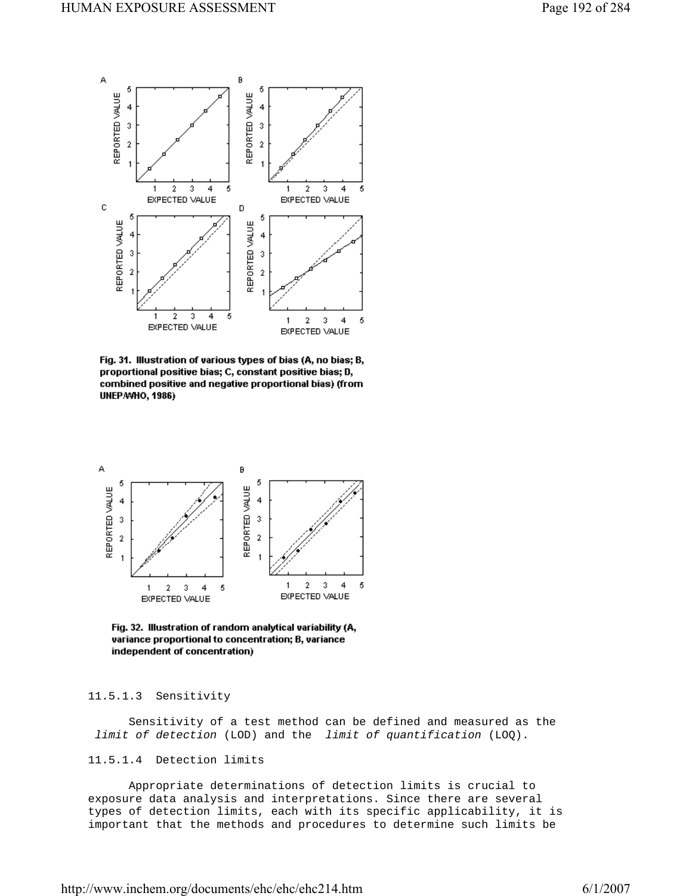Fig. 31. Illustration of various types of bias (A, no bias; B, proportional positive bias; C, constant positive bias; D, combined positive and negative proportional bias) (from UNEP/WHO, 1986)

Fig. 32. Illustration of random analytical variability (A, variance proportional to concentration; B, variance independent of concentration)

#### 11.5.1.3 Sensitivity

Sensitivity of a test method can be defined and measured as the *limit of detection* (LOD) and the *limit of quantification* (LOQ).

#### 11.5.1.4 Detection limits

Appropriate determinations of detection limits is crucial to exposure data analysis and interpretations. Since there are several types of detection limits, each with its specific applicability, it is important that the methods and procedures to determine such limits be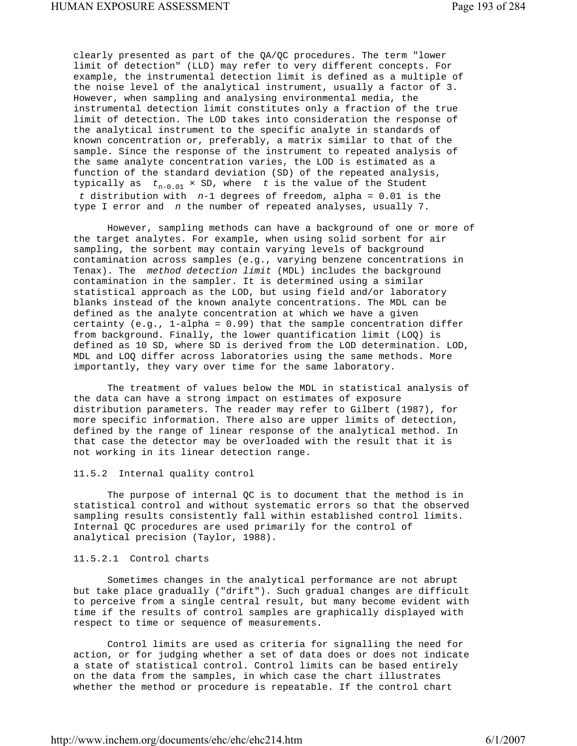clearly presented as part of the QA/QC procedures. The term "lower limit of detection" (LLD) may refer to very different concepts. For example, the instrumental detection limit is defined as a multiple of the noise level of the analytical instrument, usually a factor of 3. However, when sampling and analysing environmental media, the instrumental detection limit constitutes only a fraction of the true limit of detection. The LOD takes into consideration the response of the analytical instrument to the specific analyte in standards of known concentration or, preferably, a matrix similar to that of the sample. Since the response of the instrument to repeated analysis of the same analyte concentration varies, the LOD is estimated as a function of the standard deviation (SD) of the repeated analysis, typically as $t_{n-0.01} \times$ SD, where $t$ is the value of the Student $t$ distribution with $n$-1 degrees of freedom, alpha = 0.01 is the type I error and $n$ the number of repeated analyses, usually 7.

However, sampling methods can have a background of one or more of the target analytes. For example, when using solid sorbent for air sampling, the sorbent may contain varying levels of background contamination across samples (e.g., varying benzene concentrations in Tenax). The *method detection limit* (MDL) includes the background contamination in the sampler. It is determined using a similar statistical approach as the LOD, but using field and/or laboratory blanks instead of the known analyte concentrations. The MDL can be defined as the analyte concentration at which we have a given certainty (e.g., 1-alpha = 0.99) that the sample concentration differ from background. Finally, the lower quantification limit (LOQ) is defined as 10 SD, where SD is derived from the LOD determination. LOD, MDL and LOQ differ across laboratories using the same methods. More importantly, they vary over time for the same laboratory.

The treatment of values below the MDL in statistical analysis of the data can have a strong impact on estimates of exposure distribution parameters. The reader may refer to Gilbert (1987), for more specific information. There also are upper limits of detection, defined by the range of linear response of the analytical method. In that case the detector may be overloaded with the result that it is not working in its linear detection range.

### 11.5.2 Internal quality control

The purpose of internal QC is to document that the method is in statistical control and without systematic errors so that the observed sampling results consistently fall within established control limits. Internal QC procedures are used primarily for the control of analytical precision (Taylor, 1988).

#### 11.5.2.1 Control charts

Sometimes changes in the analytical performance are not abrupt but take place gradually ("drift"). Such gradual changes are difficult to perceive from a single central result, but many become evident with time if the results of control samples are graphically displayed with respect to time or sequence of measurements.

Control limits are used as criteria for signalling the need for action, or for judging whether a set of data does or does not indicate a state of statistical control. Control limits can be based entirely on the data from the samples, in which case the chart illustrates whether the method or procedure is repeatable. If the control chart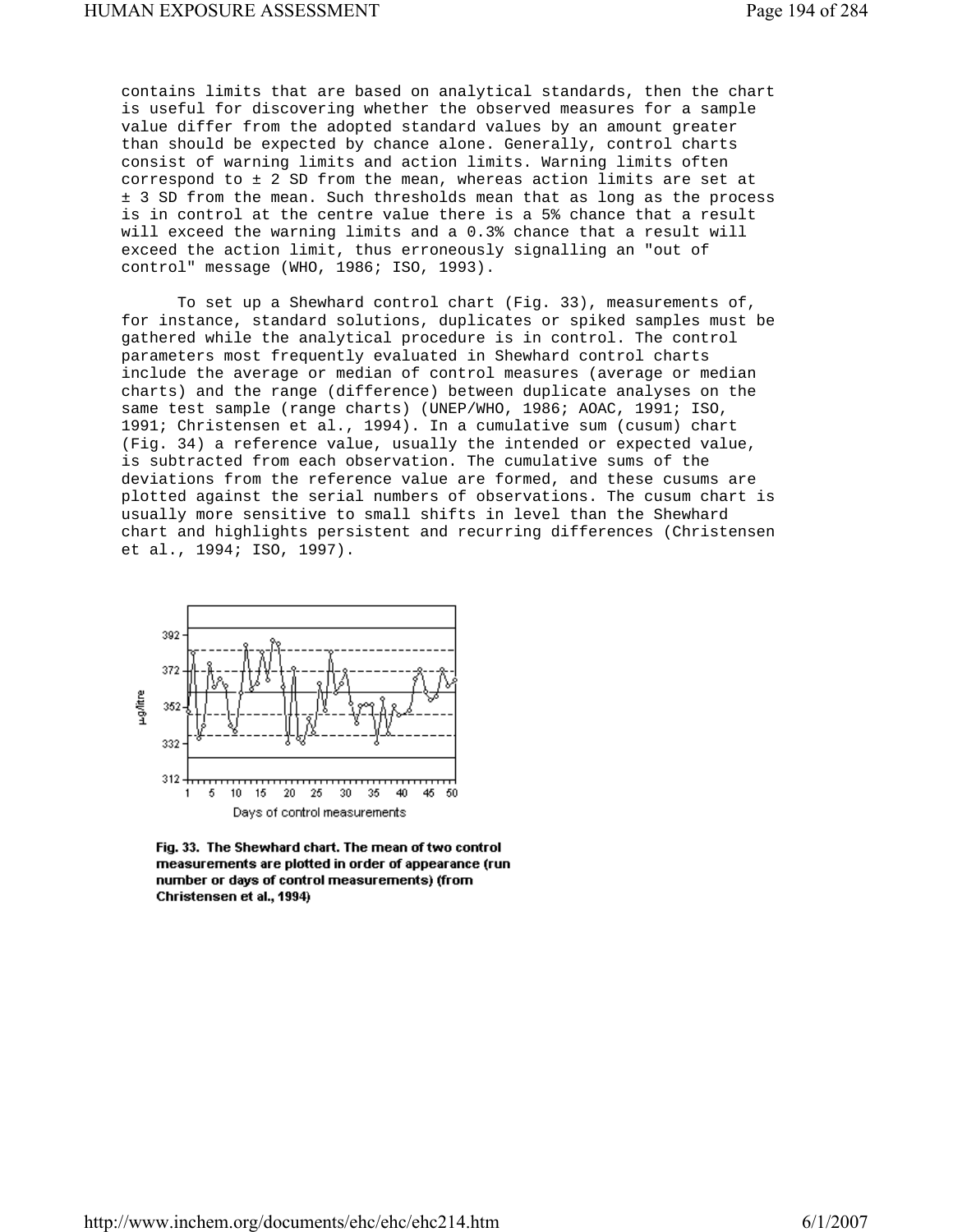contains limits that are based on analytical standards, then the chart is useful for discovering whether the observed measures for a sample value differ from the adopted standard values by an amount greater than should be expected by chance alone. Generally, control charts consist of warning limits and action limits. Warning limits often correspond to ± 2 SD from the mean, whereas action limits are set at ± 3 SD from the mean. Such thresholds mean that as long as the process is in control at the centre value there is a 5% chance that a result will exceed the warning limits and a 0.3% chance that a result will exceed the action limit, thus erroneously signalling an "out of control" message (WHO, 1986; ISO, 1993).

To set up a Shewhard control chart (Fig. 33), measurements of, for instance, standard solutions, duplicates or spiked samples must be gathered while the analytical procedure is in control. The control parameters most frequently evaluated in Shewhard control charts include the average or median of control measures (average or median charts) and the range (difference) between duplicate analyses on the same test sample (range charts) (UNEP/WHO, 1986; AOAC, 1991; ISO, 1991; Christensen et al., 1994). In a cumulative sum (cusum) chart (Fig. 34) a reference value, usually the intended or expected value, is subtracted from each observation. The cumulative sums of the deviations from the reference value are formed, and these cusums are plotted against the serial numbers of observations. The cusum chart is usually more sensitive to small shifts in level than the Shewhard chart and highlights persistent and recurring differences (Christensen et al., 1994; ISO, 1997).

**Fig. 33. The Shewhard chart. The mean of two control measurements are plotted in order of appearance (run number or days of control measurements) (from Christensen et al., 1994)**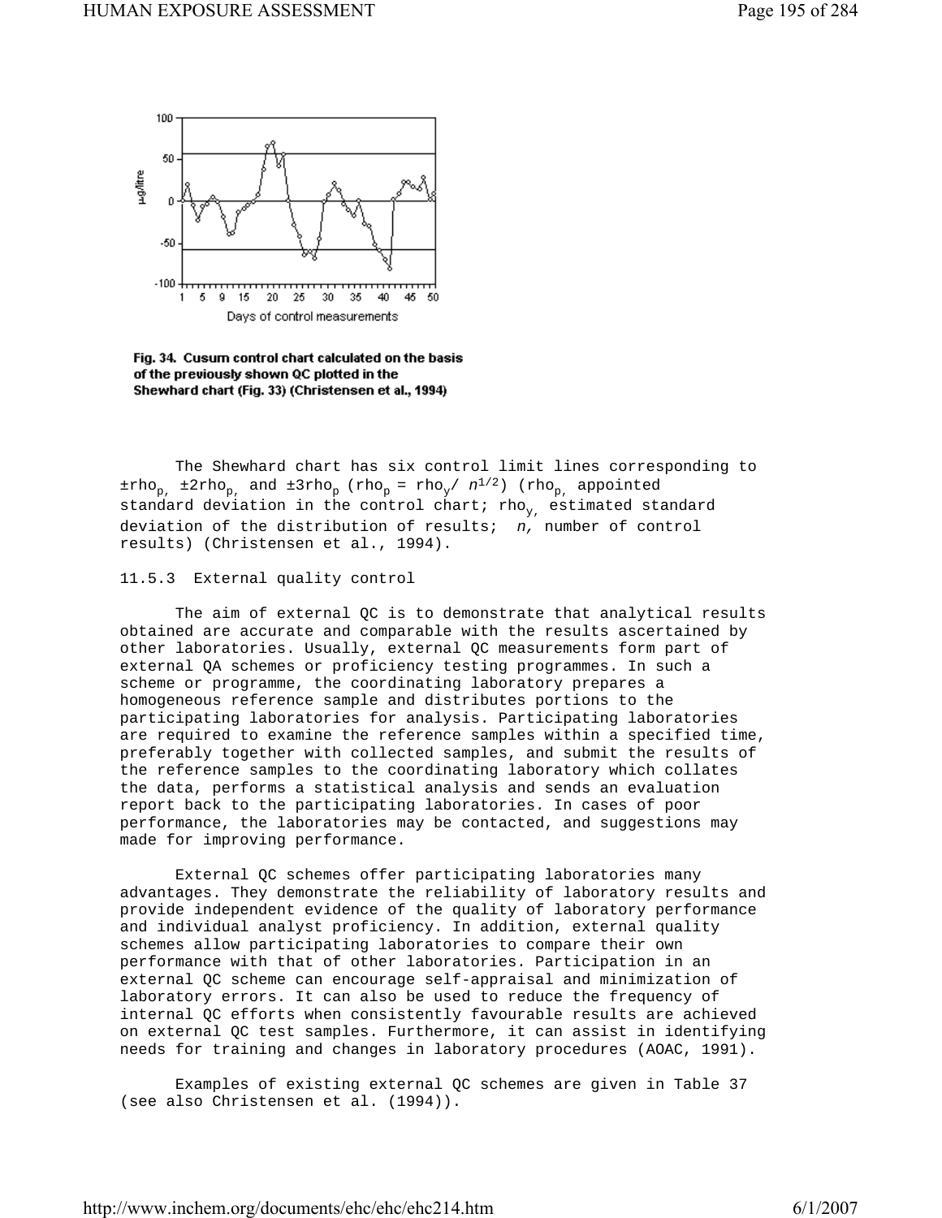Fig. 34. Cusum control chart calculated on the basis of the previously shown QC plotted in the Shewhard chart (Fig. 33) (Christensen et al., 1994)

The Shewhard chart has six control limit lines corresponding to $\pm rho_p$, $\pm 2rho_p$, and $\pm 3rho_p$ ($rho_p = rho_y / n^{1/2}$) ($rho_p$, appointed standard deviation in the control chart; $rho_y$, estimated standard deviation of the distribution of results; *n*, number of control results) (Christensen et al., 1994).

### 11.5.3 External quality control

The aim of external QC is to demonstrate that analytical results obtained are accurate and comparable with the results ascertained by other laboratories. Usually, external QC measurements form part of external QA schemes or proficiency testing programmes. In such a scheme or programme, the coordinating laboratory prepares a homogeneous reference sample and distributes portions to the participating laboratories for analysis. Participating laboratories are required to examine the reference samples within a specified time, preferably together with collected samples, and submit the results of the reference samples to the coordinating laboratory which collates the data, performs a statistical analysis and sends an evaluation report back to the participating laboratories. In cases of poor performance, the laboratories may be contacted, and suggestions may made for improving performance.

External QC schemes offer participating laboratories many advantages. They demonstrate the reliability of laboratory results and provide independent evidence of the quality of laboratory performance and individual analyst proficiency. In addition, external quality schemes allow participating laboratories to compare their own performance with that of other laboratories. Participation in an external QC scheme can encourage self-appraisal and minimization of laboratory errors. It can also be used to reduce the frequency of internal QC efforts when consistently favourable results are achieved on external QC test samples. Furthermore, it can assist in identifying needs for training and changes in laboratory procedures (AOAC, 1991).

Examples of existing external QC schemes are given in Table 37 (see also Christensen et al. (1994)).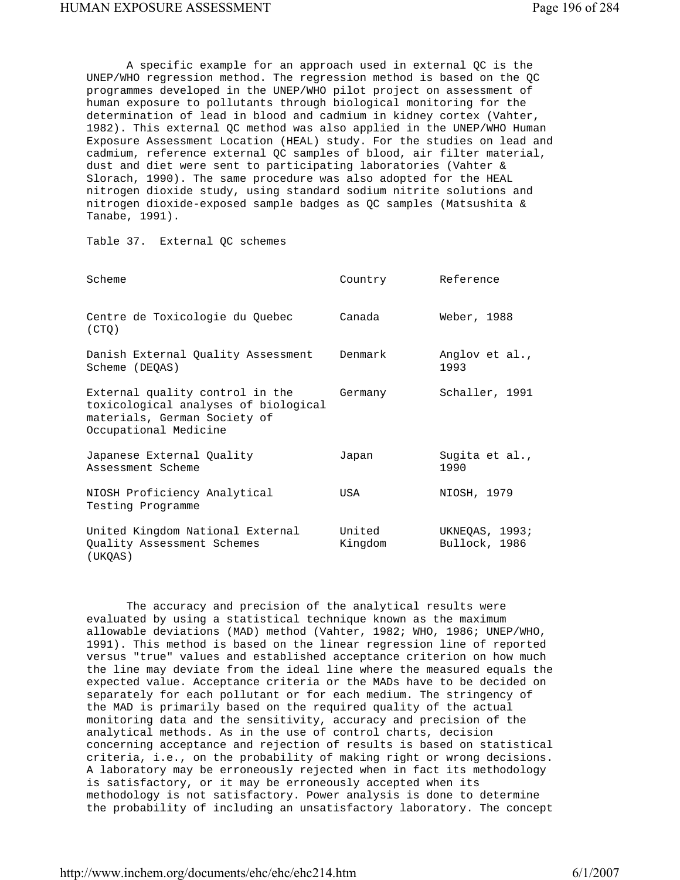A specific example for an approach used in external QC is the UNEP/WHO regression method. The regression method is based on the QC programmes developed in the UNEP/WHO pilot project on assessment of human exposure to pollutants through biological monitoring for the determination of lead in blood and cadmium in kidney cortex (Vahter, 1982). This external QC method was also applied in the UNEP/WHO Human Exposure Assessment Location (HEAL) study. For the studies on lead and cadmium, reference external QC samples of blood, air filter material, dust and diet were sent to participating laboratories (Vahter & Slorach, 1990). The same procedure was also adopted for the HEAL nitrogen dioxide study, using standard sodium nitrite solutions and nitrogen dioxide-exposed sample badges as QC samples (Matsushita & Tanabe, 1991).

Table 37. External QC schemes

| Scheme | Country | Reference |
|---|---|---|
| Centre de Toxicologie du Quebec (CTQ) | Canada | Weber, 1988 |
| Danish External Quality Assessment Scheme (DEQAS) | Denmark | Anglov et al., 1993 |
| External quality control in the toxicological analyses of biological materials, German Society of Occupational Medicine | Germany | Schaller, 1991 |
| Japanese External Quality Assessment Scheme | Japan | Sugita et al., 1990 |
| NIOSH Proficiency Analytical Testing Programme | USA | NIOSH, 1979 |
| United Kingdom National External Quality Assessment Schemes (UKQAS) | United Kingdom | UKNEQAS, 1993; Bullock, 1986 |

The accuracy and precision of the analytical results were evaluated by using a statistical technique known as the maximum allowable deviations (MAD) method (Vahter, 1982; WHO, 1986; UNEP/WHO, 1991). This method is based on the linear regression line of reported versus "true" values and established acceptance criterion on how much the line may deviate from the ideal line where the measured equals the expected value. Acceptance criteria or the MADs have to be decided on separately for each pollutant or for each medium. The stringency of the MAD is primarily based on the required quality of the actual monitoring data and the sensitivity, accuracy and precision of the analytical methods. As in the use of control charts, decision concerning acceptance and rejection of results is based on statistical criteria, i.e., on the probability of making right or wrong decisions. A laboratory may be erroneously rejected when in fact its methodology is satisfactory, or it may be erroneously accepted when its methodology is not satisfactory. Power analysis is done to determine the probability of including an unsatisfactory laboratory. The concept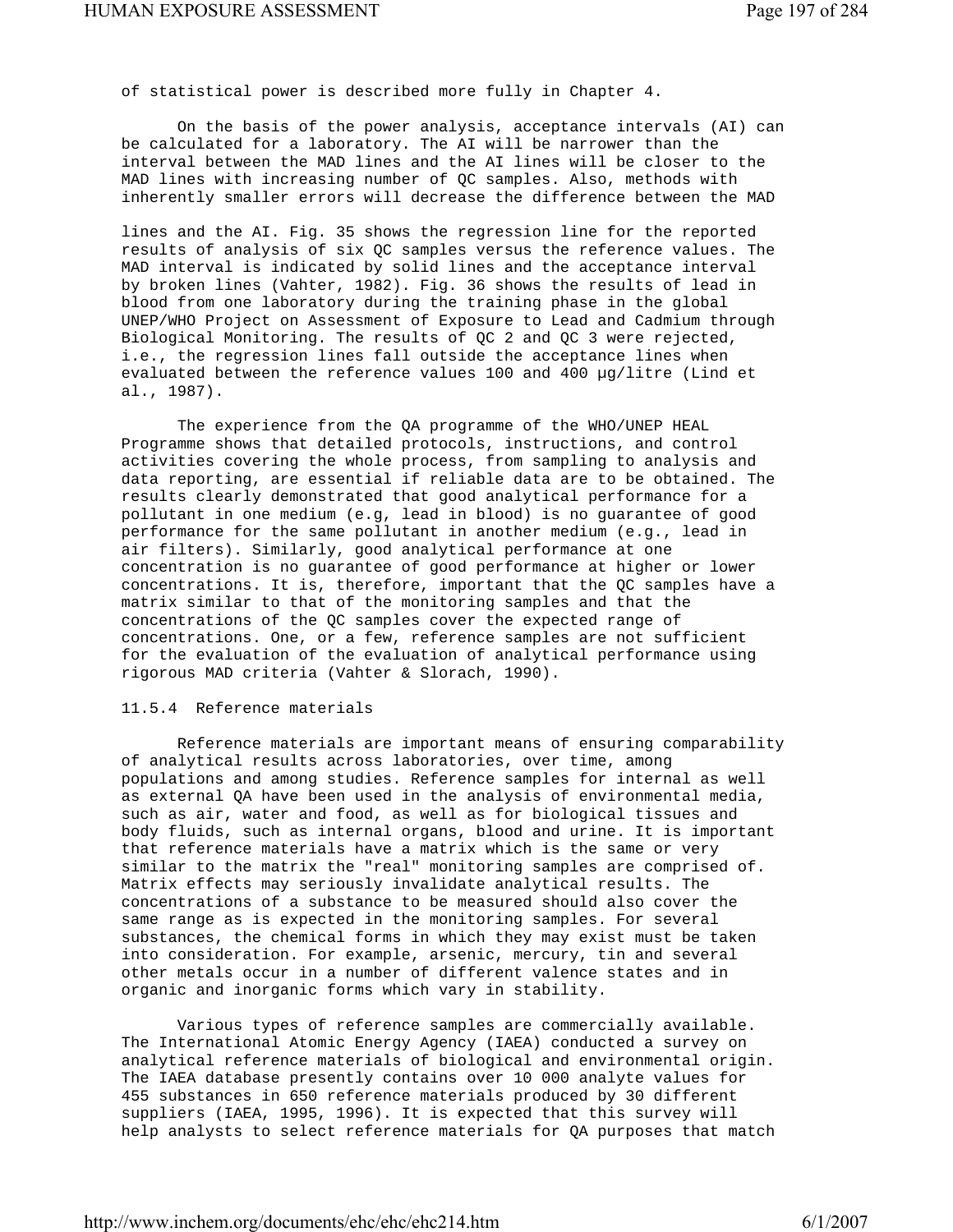of statistical power is described more fully in Chapter 4.

On the basis of the power analysis, acceptance intervals (AI) can be calculated for a laboratory. The AI will be narrower than the interval between the MAD lines and the AI lines will be closer to the MAD lines with increasing number of QC samples. Also, methods with inherently smaller errors will decrease the difference between the MAD lines and the AI. Fig. 35 shows the regression line for the reported results of analysis of six QC samples versus the reference values. The MAD interval is indicated by solid lines and the acceptance interval by broken lines (Vahter, 1982). Fig. 36 shows the results of lead in blood from one laboratory during the training phase in the global UNEP/WHO Project on Assessment of Exposure to Lead and Cadmium through Biological Monitoring. The results of QC 2 and QC 3 were rejected, i.e., the regression lines fall outside the acceptance lines when evaluated between the reference values 100 and 400 µg/litre (Lind et al., 1987).

The experience from the QA programme of the WHO/UNEP HEAL Programme shows that detailed protocols, instructions, and control activities covering the whole process, from sampling to analysis and data reporting, are essential if reliable data are to be obtained. The results clearly demonstrated that good analytical performance for a pollutant in one medium (e.g, lead in blood) is no guarantee of good performance for the same pollutant in another medium (e.g., lead in air filters). Similarly, good analytical performance at one concentration is no guarantee of good performance at higher or lower concentrations. It is, therefore, important that the QC samples have a matrix similar to that of the monitoring samples and that the concentrations of the QC samples cover the expected range of concentrations. One, or a few, reference samples are not sufficient for the evaluation of the evaluation of analytical performance using rigorous MAD criteria (Vahter & Slorach, 1990).

### 11.5.4 Reference materials

Reference materials are important means of ensuring comparability of analytical results across laboratories, over time, among populations and among studies. Reference samples for internal as well as external QA have been used in the analysis of environmental media, such as air, water and food, as well as for biological tissues and body fluids, such as internal organs, blood and urine. It is important that reference materials have a matrix which is the same or very similar to the matrix the "real" monitoring samples are comprised of. Matrix effects may seriously invalidate analytical results. The concentrations of a substance to be measured should also cover the same range as is expected in the monitoring samples. For several substances, the chemical forms in which they may exist must be taken into consideration. For example, arsenic, mercury, tin and several other metals occur in a number of different valence states and in organic and inorganic forms which vary in stability.

Various types of reference samples are commercially available. The International Atomic Energy Agency (IAEA) conducted a survey on analytical reference materials of biological and environmental origin. The IAEA database presently contains over 10 000 analyte values for 455 substances in 650 reference materials produced by 30 different suppliers (IAEA, 1995, 1996). It is expected that this survey will help analysts to select reference materials for QA purposes that match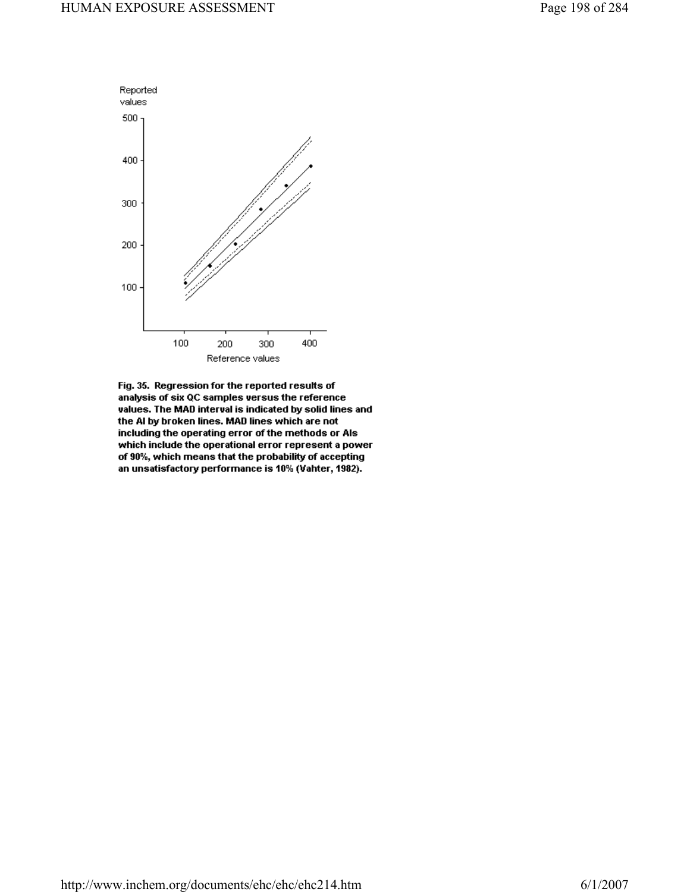Fig. 35. Regression for the reported results of analysis of six QC samples versus the reference values. The MAD interval is indicated by solid lines and the AI by broken lines. MAD lines which are not including the operating error of the methods or AIs which include the operational error represent a power of 90%, which means that the probability of accepting an unsatisfactory performance is 10% (Vahter, 1982).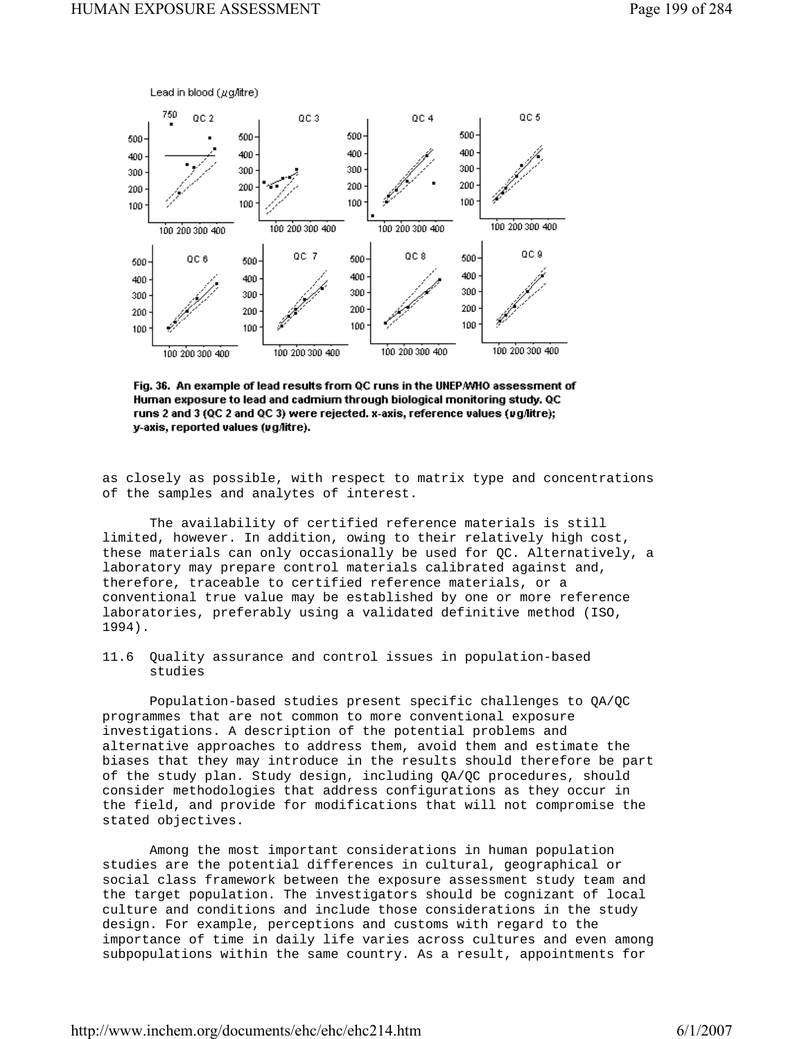Fig. 36. An example of lead results from QC runs in the UNEP/WHO assessment of Human exposure to lead and cadmium through biological monitoring study. QC runs 2 and 3 (QC 2 and QC 3) were rejected. x-axis, reference values (µg/litre); y-axis, reported values (µg/litre).

as closely as possible, with respect to matrix type and concentrations of the samples and analytes of interest.

The availability of certified reference materials is still limited, however. In addition, owing to their relatively high cost, these materials can only occasionally be used for QC. Alternatively, a laboratory may prepare control materials calibrated against and, therefore, traceable to certified reference materials, or a conventional true value may be established by one or more reference laboratories, preferably using a validated definitive method (ISO, 1994).

## 11.6 Quality assurance and control issues in population-based studies

Population-based studies present specific challenges to QA/QC programmes that are not common to more conventional exposure investigations. A description of the potential problems and alternative approaches to address them, avoid them and estimate the biases that they may introduce in the results should therefore be part of the study plan. Study design, including QA/QC procedures, should consider methodologies that address configurations as they occur in the field, and provide for modifications that will not compromise the stated objectives.

Among the most important considerations in human population studies are the potential differences in cultural, geographical or social class framework between the exposure assessment study team and the target population. The investigators should be cognizant of local culture and conditions and include those considerations in the study design. For example, perceptions and customs with regard to the importance of time in daily life varies across cultures and even among subpopulations within the same country. As a result, appointments for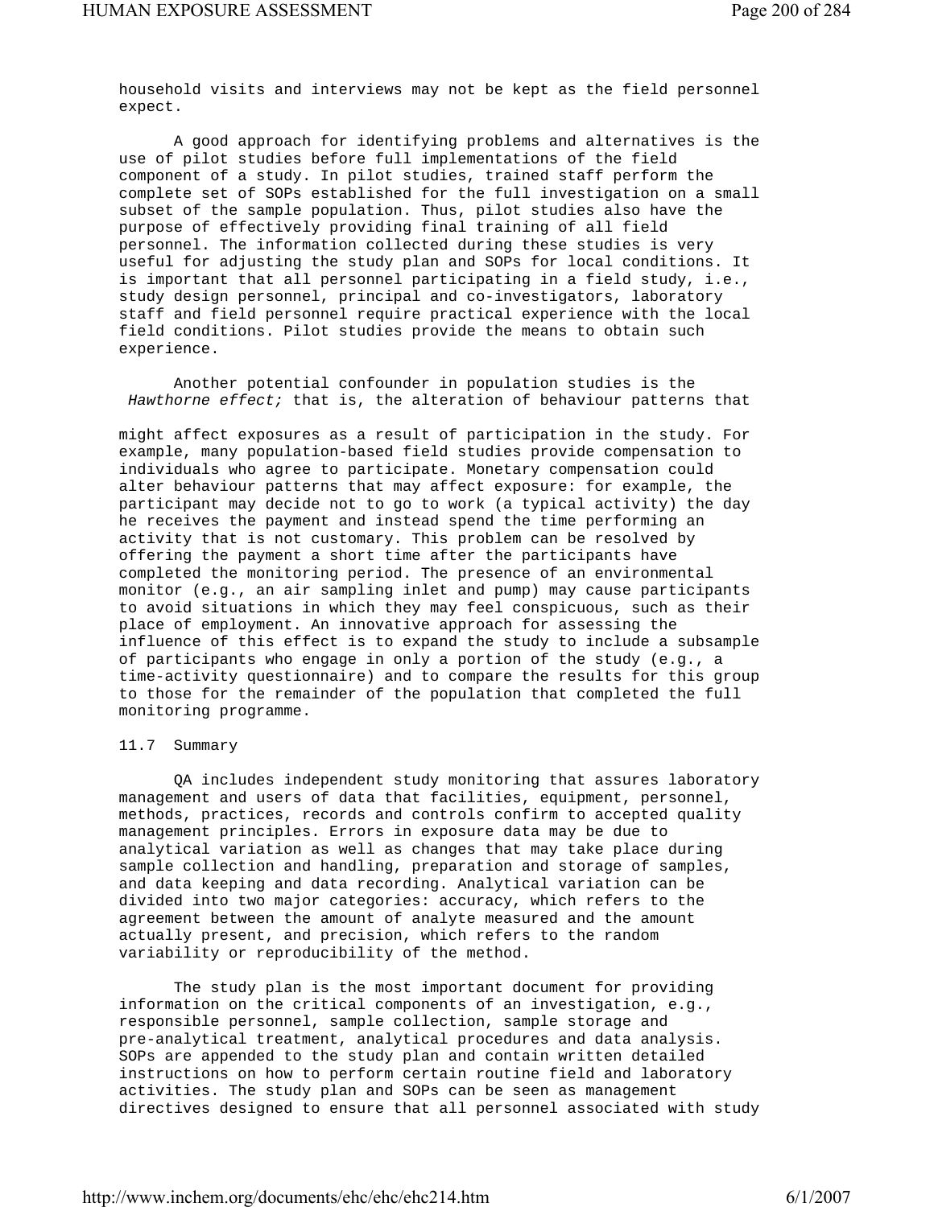household visits and interviews may not be kept as the field personnel expect.

A good approach for identifying problems and alternatives is the use of pilot studies before full implementations of the field component of a study. In pilot studies, trained staff perform the complete set of SOPs established for the full investigation on a small subset of the sample population. Thus, pilot studies also have the purpose of effectively providing final training of all field personnel. The information collected during these studies is very useful for adjusting the study plan and SOPs for local conditions. It is important that all personnel participating in a field study, i.e., study design personnel, principal and co-investigators, laboratory staff and field personnel require practical experience with the local field conditions. Pilot studies provide the means to obtain such experience.

Another potential confounder in population studies is the *Hawthorne effect;* that is, the alteration of behaviour patterns that might affect exposures as a result of participation in the study. For example, many population-based field studies provide compensation to individuals who agree to participate. Monetary compensation could alter behaviour patterns that may affect exposure: for example, the participant may decide not to go to work (a typical activity) the day he receives the payment and instead spend the time performing an activity that is not customary. This problem can be resolved by offering the payment a short time after the participants have completed the monitoring period. The presence of an environmental monitor (e.g., an air sampling inlet and pump) may cause participants to avoid situations in which they may feel conspicuous, such as their place of employment. An innovative approach for assessing the influence of this effect is to expand the study to include a subsample of participants who engage in only a portion of the study (e.g., a time-activity questionnaire) and to compare the results for this group to those for the remainder of the population that completed the full monitoring programme.

## 11.7 Summary

QA includes independent study monitoring that assures laboratory management and users of data that facilities, equipment, personnel, methods, practices, records and controls confirm to accepted quality management principles. Errors in exposure data may be due to analytical variation as well as changes that may take place during sample collection and handling, preparation and storage of samples, and data keeping and data recording. Analytical variation can be divided into two major categories: accuracy, which refers to the agreement between the amount of analyte measured and the amount actually present, and precision, which refers to the random variability or reproducibility of the method.

The study plan is the most important document for providing information on the critical components of an investigation, e.g., responsible personnel, sample collection, sample storage and pre-analytical treatment, analytical procedures and data analysis. SOPs are appended to the study plan and contain written detailed instructions on how to perform certain routine field and laboratory activities. The study plan and SOPs can be seen as management directives designed to ensure that all personnel associated with study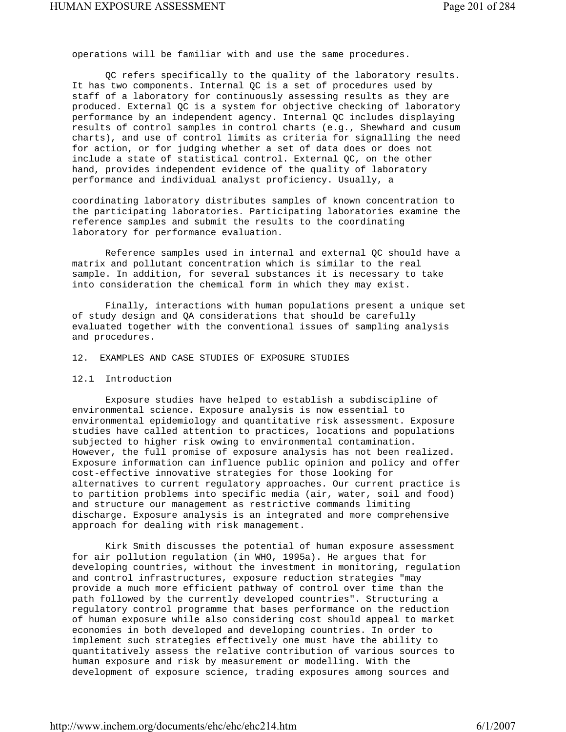operations will be familiar with and use the same procedures.

QC refers specifically to the quality of the laboratory results. It has two components. Internal QC is a set of procedures used by staff of a laboratory for continuously assessing results as they are produced. External QC is a system for objective checking of laboratory performance by an independent agency. Internal QC includes displaying results of control samples in control charts (e.g., Shewhard and cusum charts), and use of control limits as criteria for signalling the need for action, or for judging whether a set of data does or does not include a state of statistical control. External QC, on the other hand, provides independent evidence of the quality of laboratory performance and individual analyst proficiency. Usually, a coordinating laboratory distributes samples of known concentration to the participating laboratories. Participating laboratories examine the reference samples and submit the results to the coordinating laboratory for performance evaluation.

Reference samples used in internal and external QC should have a matrix and pollutant concentration which is similar to the real sample. In addition, for several substances it is necessary to take into consideration the chemical form in which they may exist.

Finally, interactions with human populations present a unique set of study design and QA considerations that should be carefully evaluated together with the conventional issues of sampling analysis and procedures.

## 12. EXAMPLES AND CASE STUDIES OF EXPOSURE STUDIES

### 12.1 Introduction

Exposure studies have helped to establish a subdiscipline of environmental science. Exposure analysis is now essential to environmental epidemiology and quantitative risk assessment. Exposure studies have called attention to practices, locations and populations subjected to higher risk owing to environmental contamination. However, the full promise of exposure analysis has not been realized. Exposure information can influence public opinion and policy and offer cost-effective innovative strategies for those looking for alternatives to current regulatory approaches. Our current practice is to partition problems into specific media (air, water, soil and food) and structure our management as restrictive commands limiting discharge. Exposure analysis is an integrated and more comprehensive approach for dealing with risk management.

Kirk Smith discusses the potential of human exposure assessment for air pollution regulation (in WHO, 1995a). He argues that for developing countries, without the investment in monitoring, regulation and control infrastructures, exposure reduction strategies "may provide a much more efficient pathway of control over time than the path followed by the currently developed countries". Structuring a regulatory control programme that bases performance on the reduction of human exposure while also considering cost should appeal to market economies in both developed and developing countries. In order to implement such strategies effectively one must have the ability to quantitatively assess the relative contribution of various sources to human exposure and risk by measurement or modelling. With the development of exposure science, trading exposures among sources and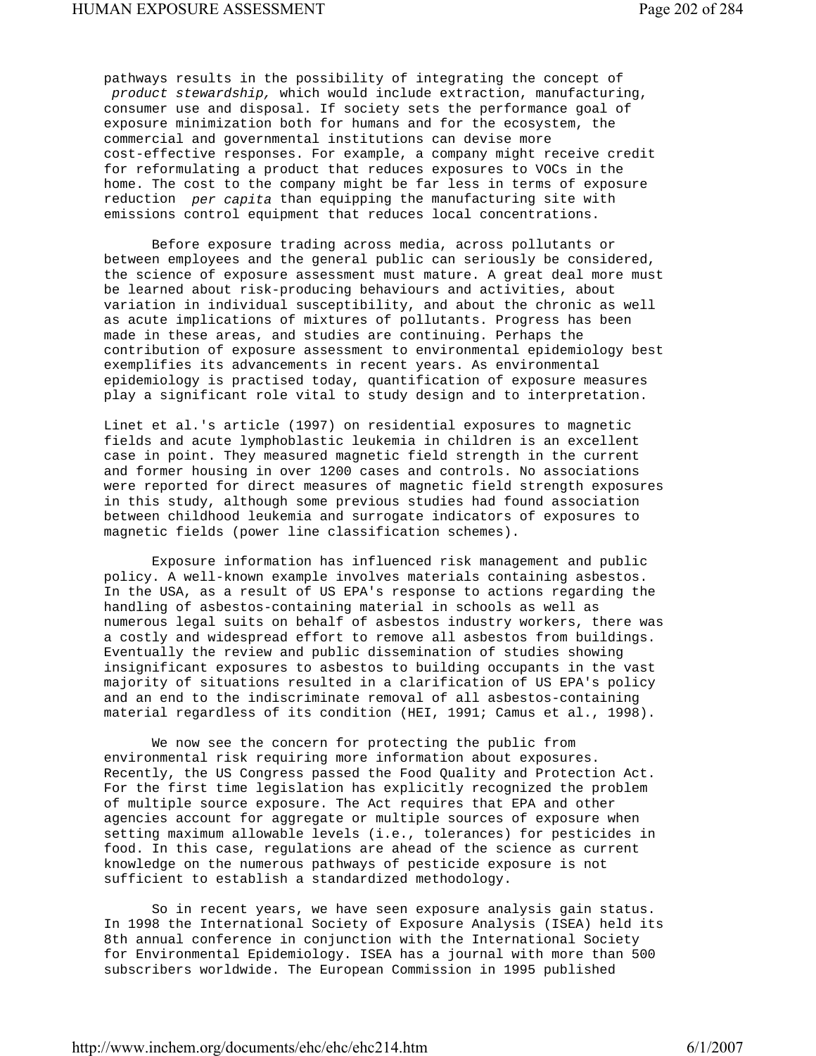pathways results in the possibility of integrating the concept of *product stewardship,* which would include extraction, manufacturing, consumer use and disposal. If society sets the performance goal of exposure minimization both for humans and for the ecosystem, the commercial and governmental institutions can devise more cost-effective responses. For example, a company might receive credit for reformulating a product that reduces exposures to VOCs in the home. The cost to the company might be far less in terms of exposure reduction *per capita* than equipping the manufacturing site with emissions control equipment that reduces local concentrations.

Before exposure trading across media, across pollutants or between employees and the general public can seriously be considered, the science of exposure assessment must mature. A great deal more must be learned about risk-producing behaviours and activities, about variation in individual susceptibility, and about the chronic as well as acute implications of mixtures of pollutants. Progress has been made in these areas, and studies are continuing. Perhaps the contribution of exposure assessment to environmental epidemiology best exemplifies its advancements in recent years. As environmental epidemiology is practised today, quantification of exposure measures play a significant role vital to study design and to interpretation.

Linet et al.'s article (1997) on residential exposures to magnetic fields and acute lymphoblastic leukemia in children is an excellent case in point. They measured magnetic field strength in the current and former housing in over 1200 cases and controls. No associations were reported for direct measures of magnetic field strength exposures in this study, although some previous studies had found association between childhood leukemia and surrogate indicators of exposures to magnetic fields (power line classification schemes).

Exposure information has influenced risk management and public policy. A well-known example involves materials containing asbestos. In the USA, as a result of US EPA's response to actions regarding the handling of asbestos-containing material in schools as well as numerous legal suits on behalf of asbestos industry workers, there was a costly and widespread effort to remove all asbestos from buildings. Eventually the review and public dissemination of studies showing insignificant exposures to asbestos to building occupants in the vast majority of situations resulted in a clarification of US EPA's policy and an end to the indiscriminate removal of all asbestos-containing material regardless of its condition (HEI, 1991; Camus et al., 1998).

We now see the concern for protecting the public from environmental risk requiring more information about exposures. Recently, the US Congress passed the Food Quality and Protection Act. For the first time legislation has explicitly recognized the problem of multiple source exposure. The Act requires that EPA and other agencies account for aggregate or multiple sources of exposure when setting maximum allowable levels (i.e., tolerances) for pesticides in food. In this case, regulations are ahead of the science as current knowledge on the numerous pathways of pesticide exposure is not sufficient to establish a standardized methodology.

So in recent years, we have seen exposure analysis gain status. In 1998 the International Society of Exposure Analysis (ISEA) held its 8th annual conference in conjunction with the International Society for Environmental Epidemiology. ISEA has a journal with more than 500 subscribers worldwide. The European Commission in 1995 published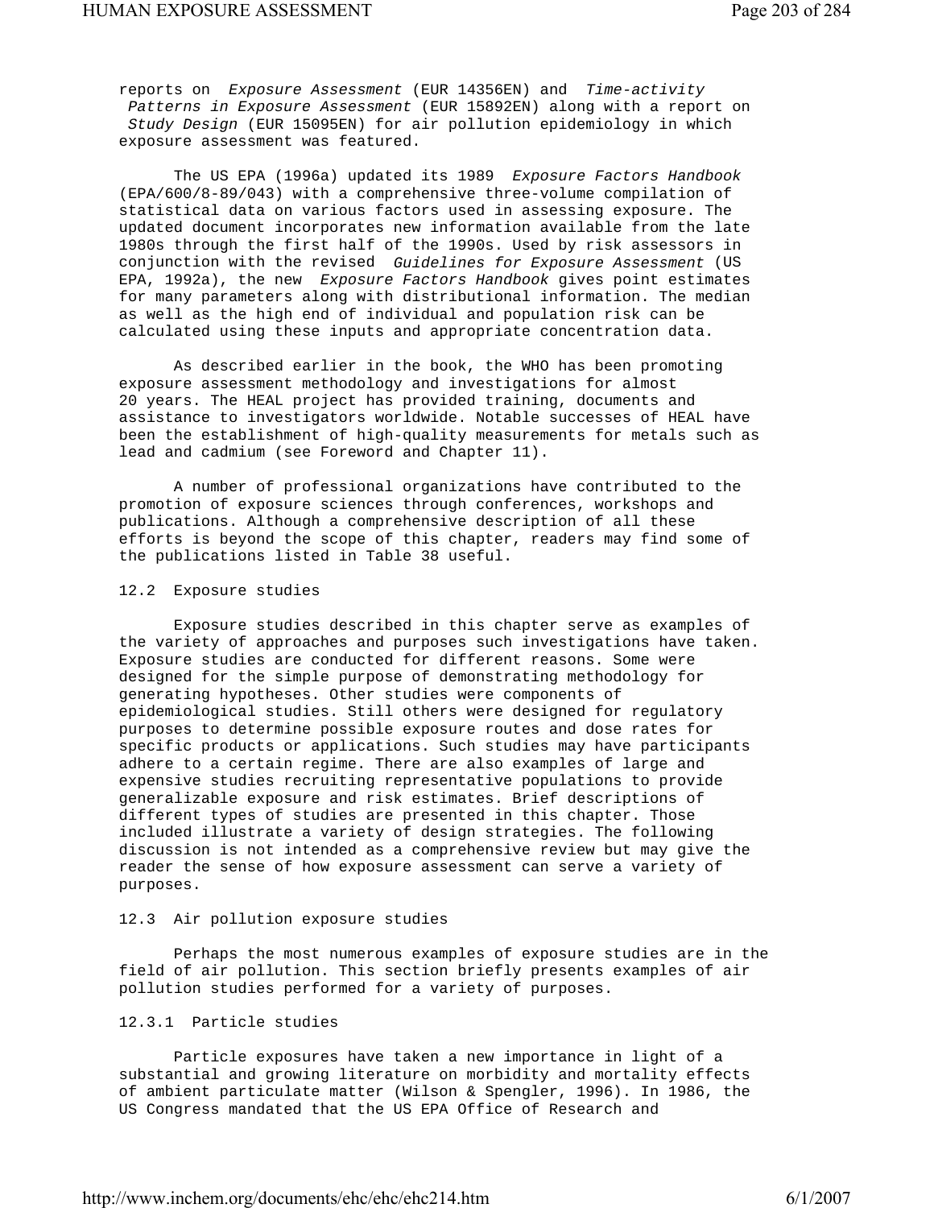reports on *Exposure Assessment* (EUR 14356EN) and *Time-activity Patterns in Exposure Assessment* (EUR 15892EN) along with a report on *Study Design* (EUR 15095EN) for air pollution epidemiology in which exposure assessment was featured.

The US EPA (1996a) updated its 1989 *Exposure Factors Handbook* (EPA/600/8-89/043) with a comprehensive three-volume compilation of statistical data on various factors used in assessing exposure. The updated document incorporates new information available from the late 1980s through the first half of the 1990s. Used by risk assessors in conjunction with the revised *Guidelines for Exposure Assessment* (US EPA, 1992a), the new *Exposure Factors Handbook* gives point estimates for many parameters along with distributional information. The median as well as the high end of individual and population risk can be calculated using these inputs and appropriate concentration data.

As described earlier in the book, the WHO has been promoting exposure assessment methodology and investigations for almost 20 years. The HEAL project has provided training, documents and assistance to investigators worldwide. Notable successes of HEAL have been the establishment of high-quality measurements for metals such as lead and cadmium (see Foreword and Chapter 11).

A number of professional organizations have contributed to the promotion of exposure sciences through conferences, workshops and publications. Although a comprehensive description of all these efforts is beyond the scope of this chapter, readers may find some of the publications listed in Table 38 useful.

## 12.2 Exposure studies

Exposure studies described in this chapter serve as examples of the variety of approaches and purposes such investigations have taken. Exposure studies are conducted for different reasons. Some were designed for the simple purpose of demonstrating methodology for generating hypotheses. Other studies were components of epidemiological studies. Still others were designed for regulatory purposes to determine possible exposure routes and dose rates for specific products or applications. Such studies may have participants adhere to a certain regime. There are also examples of large and expensive studies recruiting representative populations to provide generalizable exposure and risk estimates. Brief descriptions of different types of studies are presented in this chapter. Those included illustrate a variety of design strategies. The following discussion is not intended as a comprehensive review but may give the reader the sense of how exposure assessment can serve a variety of purposes.

## 12.3 Air pollution exposure studies

Perhaps the most numerous examples of exposure studies are in the field of air pollution. This section briefly presents examples of air pollution studies performed for a variety of purposes.

### 12.3.1 Particle studies

Particle exposures have taken a new importance in light of a substantial and growing literature on morbidity and mortality effects of ambient particulate matter (Wilson & Spengler, 1996). In 1986, the US Congress mandated that the US EPA Office of Research and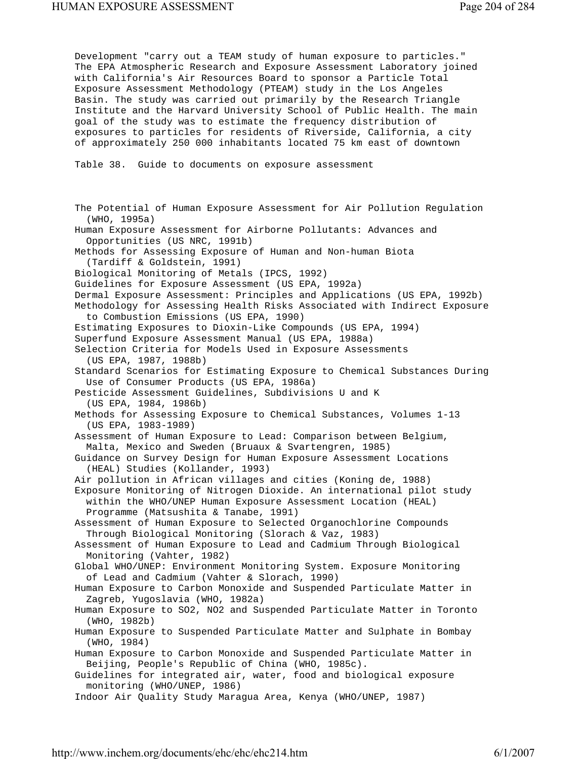Development "carry out a TEAM study of human exposure to particles." The EPA Atmospheric Research and Exposure Assessment Laboratory joined with California's Air Resources Board to sponsor a Particle Total Exposure Assessment Methodology (PTEAM) study in the Los Angeles Basin. The study was carried out primarily by the Research Triangle Institute and the Harvard University School of Public Health. The main goal of the study was to estimate the frequency distribution of exposures to particles for residents of Riverside, California, a city of approximately 250 000 inhabitants located 75 km east of downtown

Table 38. Guide to documents on exposure assessment

- The Potential of Human Exposure Assessment for Air Pollution Regulation (WHO, 1995a)
- Human Exposure Assessment for Airborne Pollutants: Advances and Opportunities (US NRC, 1991b)
- Methods for Assessing Exposure of Human and Non-human Biota (Tardiff & Goldstein, 1991)
- Biological Monitoring of Metals (IPCS, 1992)
- Guidelines for Exposure Assessment (US EPA, 1992a)
- Dermal Exposure Assessment: Principles and Applications (US EPA, 1992b)
- Methodology for Assessing Health Risks Associated with Indirect Exposure to Combustion Emissions (US EPA, 1990)
- Estimating Exposures to Dioxin-Like Compounds (US EPA, 1994)
- Superfund Exposure Assessment Manual (US EPA, 1988a)
- Selection Criteria for Models Used in Exposure Assessments (US EPA, 1987, 1988b)
- Standard Scenarios for Estimating Exposure to Chemical Substances During Use of Consumer Products (US EPA, 1986a)
- Pesticide Assessment Guidelines, Subdivisions U and K (US EPA, 1984, 1986b)
- Methods for Assessing Exposure to Chemical Substances, Volumes 1-13 (US EPA, 1983-1989)
- Assessment of Human Exposure to Lead: Comparison between Belgium, Malta, Mexico and Sweden (Bruaux & Svartengren, 1985)
- Guidance on Survey Design for Human Exposure Assessment Locations (HEAL) Studies (Kollander, 1993)
- Air pollution in African villages and cities (Koning de, 1988)
- Exposure Monitoring of Nitrogen Dioxide. An international pilot study within the WHO/UNEP Human Exposure Assessment Location (HEAL) Programme (Matsushita & Tanabe, 1991)
- Assessment of Human Exposure to Selected Organochlorine Compounds Through Biological Monitoring (Slorach & Vaz, 1983)
- Assessment of Human Exposure to Lead and Cadmium Through Biological Monitoring (Vahter, 1982)
- Global WHO/UNEP: Environment Monitoring System. Exposure Monitoring of Lead and Cadmium (Vahter & Slorach, 1990)
- Human Exposure to Carbon Monoxide and Suspended Particulate Matter in Zagreb, Yugoslavia (WHO, 1982a)
- Human Exposure to SO2, NO2 and Suspended Particulate Matter in Toronto (WHO, 1982b)
- Human Exposure to Suspended Particulate Matter and Sulphate in Bombay (WHO, 1984)
- Human Exposure to Carbon Monoxide and Suspended Particulate Matter in Beijing, People's Republic of China (WHO, 1985c).
- Guidelines for integrated air, water, food and biological exposure monitoring (WHO/UNEP, 1986)
- Indoor Air Quality Study Maragua Area, Kenya (WHO/UNEP, 1987)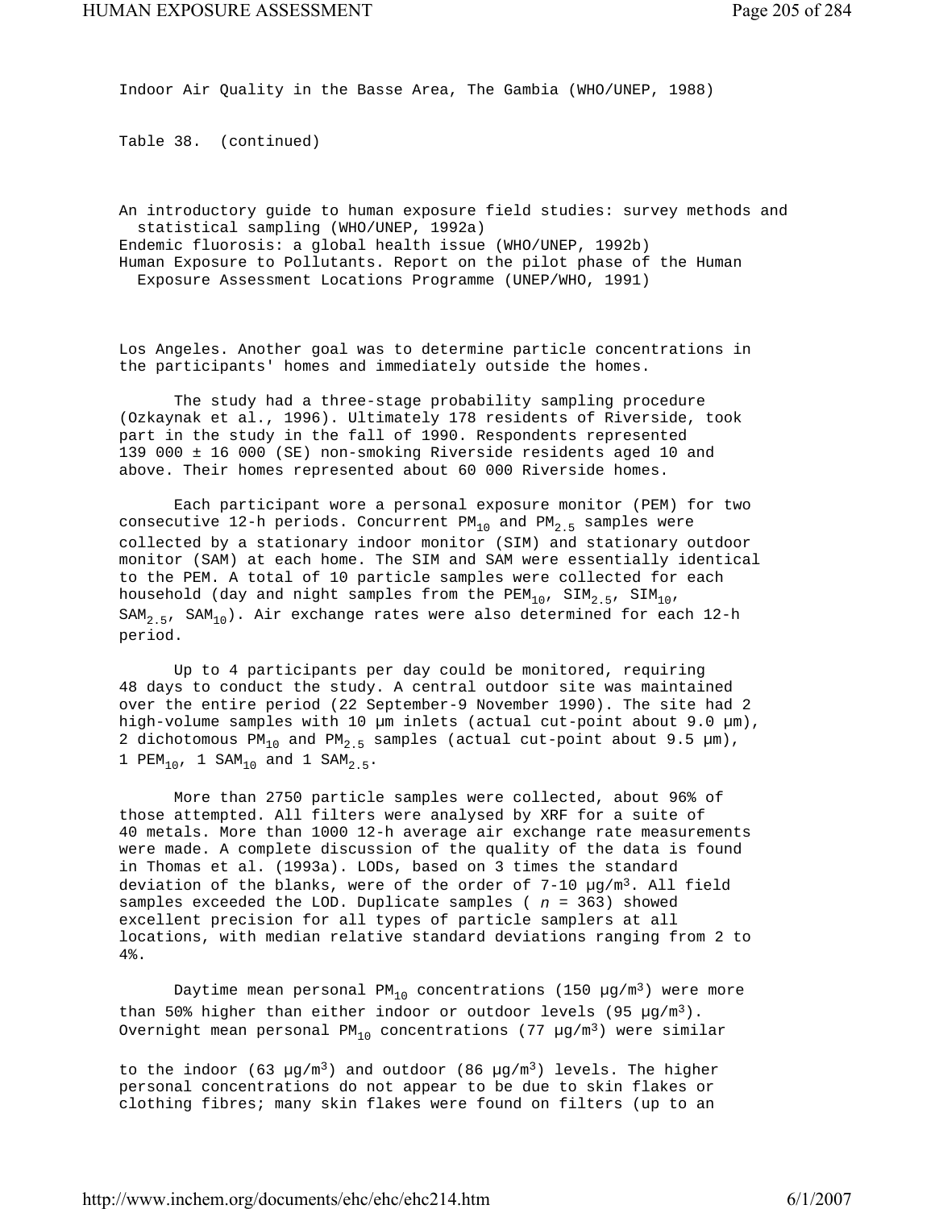Indoor Air Quality in the Basse Area, The Gambia (WHO/UNEP, 1988)

Table 38. (continued)

An introductory guide to human exposure field studies: survey methods and statistical sampling (WHO/UNEP, 1992a)
Endemic fluorosis: a global health issue (WHO/UNEP, 1992b)
Human Exposure to Pollutants. Report on the pilot phase of the Human Exposure Assessment Locations Programme (UNEP/WHO, 1991)

Los Angeles. Another goal was to determine particle concentrations in the participants' homes and immediately outside the homes.

The study had a three-stage probability sampling procedure (Ozkaynak et al., 1996). Ultimately 178 residents of Riverside, took part in the study in the fall of 1990. Respondents represented 139 000 ± 16 000 (SE) non-smoking Riverside residents aged 10 and above. Their homes represented about 60 000 Riverside homes.

Each participant wore a personal exposure monitor (PEM) for two consecutive 12-h periods. Concurrent $PM_{10}$ and $PM_{2.5}$ samples were collected by a stationary indoor monitor (SIM) and stationary outdoor monitor (SAM) at each home. The SIM and SAM were essentially identical to the PEM. A total of 10 particle samples were collected for each household (day and night samples from the $PEM_{10}$, $SIM_{2.5}$, $SIM_{10}$, $SAM_{2.5}$, $SAM_{10}$). Air exchange rates were also determined for each 12-h period.

Up to 4 participants per day could be monitored, requiring 48 days to conduct the study. A central outdoor site was maintained over the entire period (22 September-9 November 1990). The site had 2 high-volume samples with 10 µm inlets (actual cut-point about 9.0 µm), 2 dichotomous $PM_{10}$ and $PM_{2.5}$ samples (actual cut-point about 9.5 µm), 1 $PEM_{10}$, 1 $SAM_{10}$ and 1 $SAM_{2.5}$.

More than 2750 particle samples were collected, about 96% of those attempted. All filters were analysed by XRF for a suite of 40 metals. More than 1000 12-h average air exchange rate measurements were made. A complete discussion of the quality of the data is found in Thomas et al. (1993a). LODs, based on 3 times the standard deviation of the blanks, were of the order of 7-10 µg/m³. All field samples exceeded the LOD. Duplicate samples ( $n$ = 363) showed excellent precision for all types of particle samplers at all locations, with median relative standard deviations ranging from 2 to 4%.

Daytime mean personal $PM_{10}$ concentrations (150 µg/m³) were more than 50% higher than either indoor or outdoor levels (95 µg/m³). Overnight mean personal $PM_{10}$ concentrations (77 µg/m³) were similar to the indoor (63 µg/m³) and outdoor (86 µg/m³) levels. The higher personal concentrations do not appear to be due to skin flakes or clothing fibres; many skin flakes were found on filters (up to an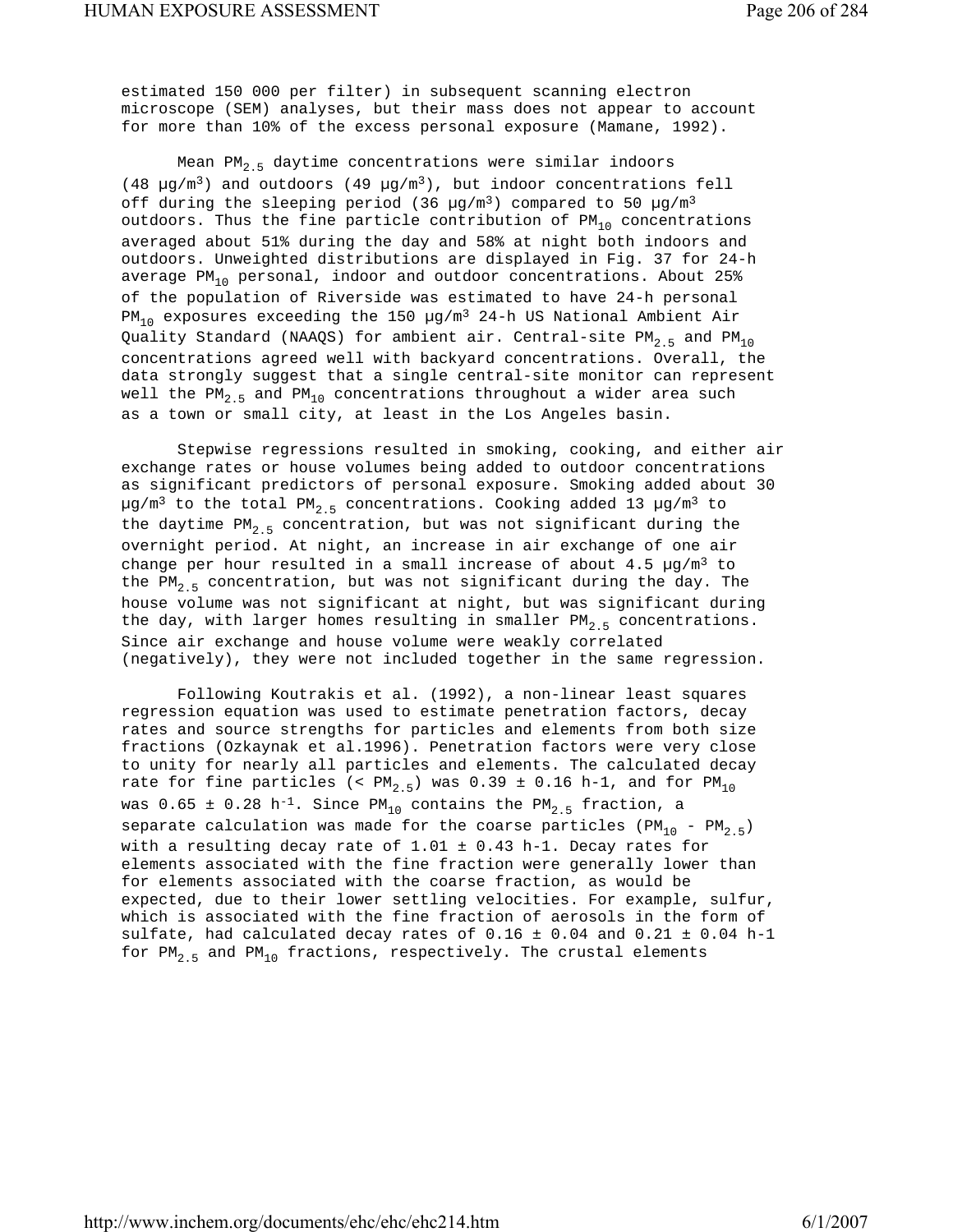estimated 150 000 per filter) in subsequent scanning electron microscope (SEM) analyses, but their mass does not appear to account for more than 10% of the excess personal exposure (Mamane, 1992).

Mean $PM_{2.5}$ daytime concentrations were similar indoors (48 µg/m$^3$) and outdoors (49 µg/m$^3$), but indoor concentrations fell off during the sleeping period (36 µg/m$^3$) compared to 50 µg/m$^3$ outdoors. Thus the fine particle contribution of $PM_{10}$ concentrations averaged about 51% during the day and 58% at night both indoors and outdoors. Unweighted distributions are displayed in Fig. 37 for 24-h average $PM_{10}$ personal, indoor and outdoor concentrations. About 25% of the population of Riverside was estimated to have 24-h personal $PM_{10}$ exposures exceeding the 150 µg/m$^3$ 24-h US National Ambient Air Quality Standard (NAAQS) for ambient air. Central-site $PM_{2.5}$ and $PM_{10}$ concentrations agreed well with backyard concentrations. Overall, the data strongly suggest that a single central-site monitor can represent well the $PM_{2.5}$ and $PM_{10}$ concentrations throughout a wider area such as a town or small city, at least in the Los Angeles basin.

Stepwise regressions resulted in smoking, cooking, and either air exchange rates or house volumes being added to outdoor concentrations as significant predictors of personal exposure. Smoking added about 30 µg/m$^3$ to the total $PM_{2.5}$ concentrations. Cooking added 13 µg/m$^3$ to the daytime $PM_{2.5}$ concentration, but was not significant during the overnight period. At night, an increase in air exchange of one air change per hour resulted in a small increase of about 4.5 µg/m$^3$ to the $PM_{2.5}$ concentration, but was not significant during the day. The house volume was not significant at night, but was significant during the day, with larger homes resulting in smaller $PM_{2.5}$ concentrations. Since air exchange and house volume were weakly correlated (negatively), they were not included together in the same regression.

Following Koutrakis et al. (1992), a non-linear least squares regression equation was used to estimate penetration factors, decay rates and source strengths for particles and elements from both size fractions (Ozkaynak et al.1996). Penetration factors were very close to unity for nearly all particles and elements. The calculated decay rate for fine particles (< $PM_{2.5}$) was 0.39 ± 0.16 h-1, and for $PM_{10}$ was 0.65 ± 0.28 h$^{-1}$. Since $PM_{10}$ contains the $PM_{2.5}$ fraction, a separate calculation was made for the coarse particles ($PM_{10}$ - $PM_{2.5}$) with a resulting decay rate of 1.01 ± 0.43 h-1. Decay rates for elements associated with the fine fraction were generally lower than for elements associated with the coarse fraction, as would be expected, due to their lower settling velocities. For example, sulfur, which is associated with the fine fraction of aerosols in the form of sulfate, had calculated decay rates of 0.16 ± 0.04 and 0.21 ± 0.04 h-1 for $PM_{2.5}$ and $PM_{10}$ fractions, respectively. The crustal elements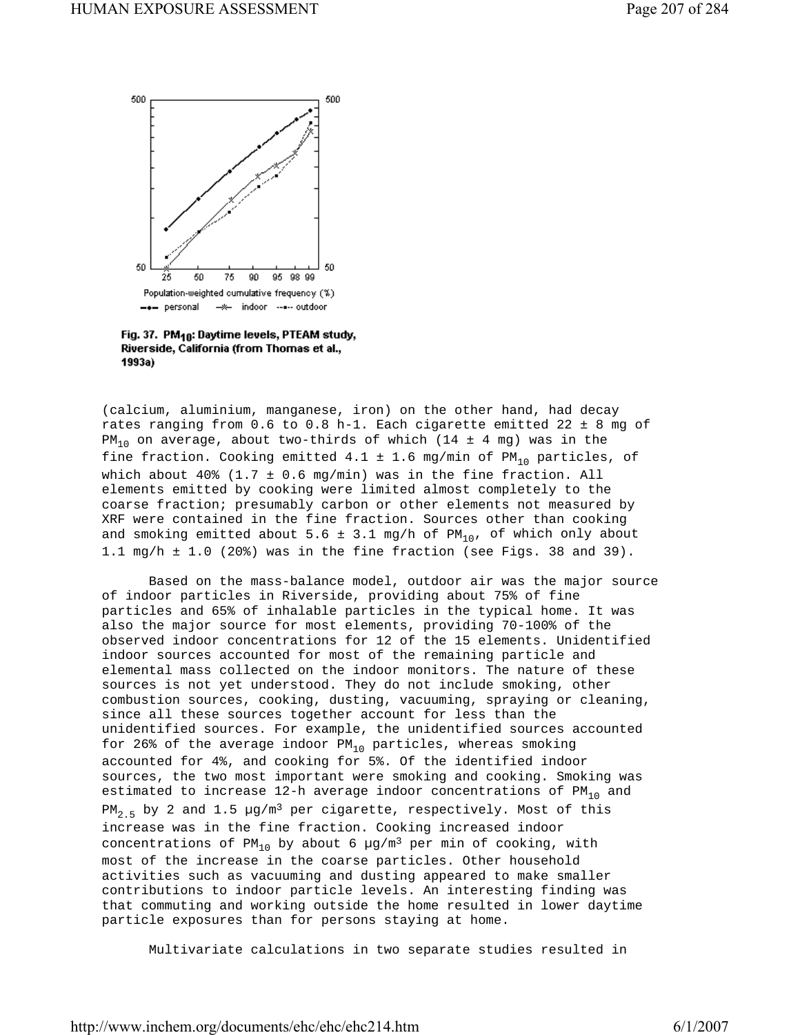Fig. 37. $PM_{10}$: Daytime levels, PTEAM study, Riverside, California (from Thomas et al., 1993a)

(calcium, aluminium, manganese, iron) on the other hand, had decay rates ranging from 0.6 to 0.8 h-1. Each cigarette emitted 22 ± 8 mg of $PM_{10}$ on average, about two-thirds of which (14 ± 4 mg) was in the fine fraction. Cooking emitted 4.1 ± 1.6 mg/min of $PM_{10}$ particles, of which about 40% (1.7 ± 0.6 mg/min) was in the fine fraction. All elements emitted by cooking were limited almost completely to the coarse fraction; presumably carbon or other elements not measured by XRF were contained in the fine fraction. Sources other than cooking and smoking emitted about 5.6 ± 3.1 mg/h of $PM_{10}$, of which only about 1.1 mg/h ± 1.0 (20%) was in the fine fraction (see Figs. 38 and 39).

Based on the mass-balance model, outdoor air was the major source of indoor particles in Riverside, providing about 75% of fine particles and 65% of inhalable particles in the typical home. It was also the major source for most elements, providing 70-100% of the observed indoor concentrations for 12 of the 15 elements. Unidentified indoor sources accounted for most of the remaining particle and elemental mass collected on the indoor monitors. The nature of these sources is not yet understood. They do not include smoking, other combustion sources, cooking, dusting, vacuuming, spraying or cleaning, since all these sources together account for less than the unidentified sources. For example, the unidentified sources accounted for 26% of the average indoor $PM_{10}$ particles, whereas smoking accounted for 4%, and cooking for 5%. Of the identified indoor sources, the two most important were smoking and cooking. Smoking was estimated to increase 12-h average indoor concentrations of $PM_{10}$ and $PM_{2.5}$ by 2 and 1.5 µg/m³ per cigarette, respectively. Most of this increase was in the fine fraction. Cooking increased indoor concentrations of $PM_{10}$ by about 6 µg/m³ per min of cooking, with most of the increase in the coarse particles. Other household activities such as vacuuming and dusting appeared to make smaller contributions to indoor particle levels. An interesting finding was that commuting and working outside the home resulted in lower daytime particle exposures than for persons staying at home.

Multivariate calculations in two separate studies resulted in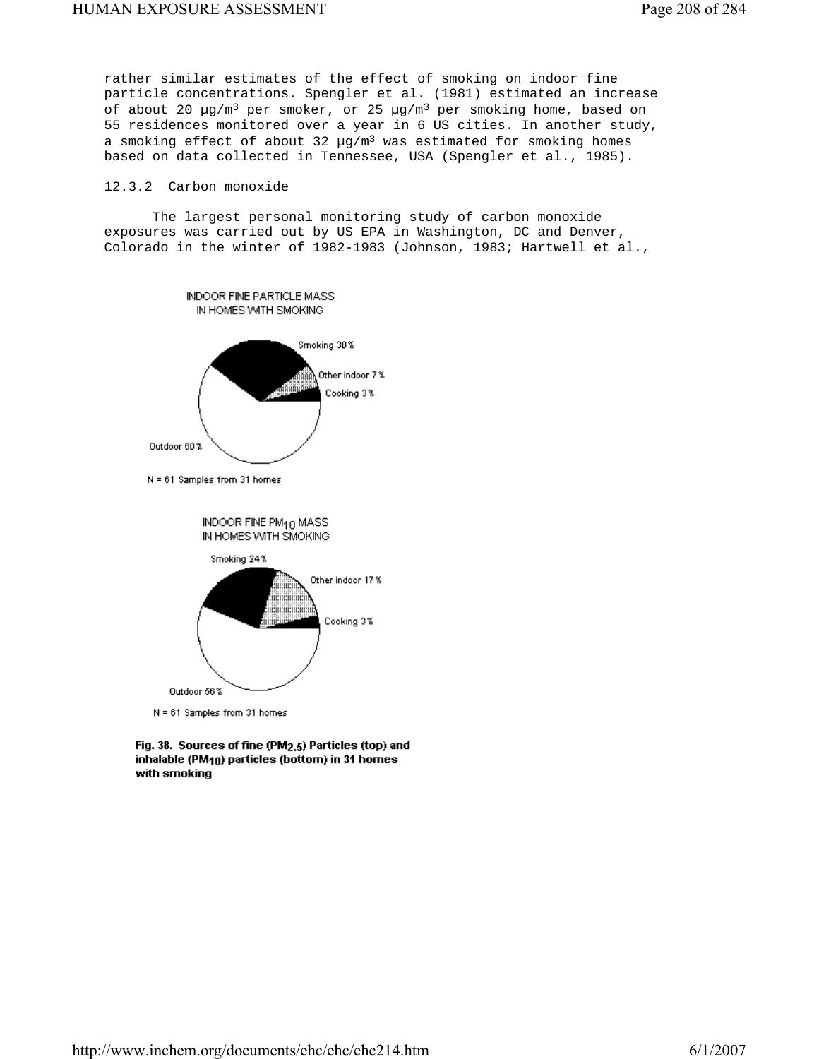rather similar estimates of the effect of smoking on indoor fine particle concentrations. Spengler et al. (1981) estimated an increase of about 20 µg/m³ per smoker, or 25 µg/m³ per smoking home, based on 55 residences monitored over a year in 6 US cities. In another study, a smoking effect of about 32 µg/m³ was estimated for smoking homes based on data collected in Tennessee, USA (Spengler et al., 1985).

### 12.3.2 Carbon monoxide

The largest personal monitoring study of carbon monoxide exposures was carried out by US EPA in Washington, DC and Denver, Colorado in the winter of 1982-1983 (Johnson, 1983; Hartwell et al.,

INDOOR FINE PARTICLE MASS IN HOMES WITH SMOKING

Smoking 30 %
Other indoor 7 %
Cooking 3 %
Outdoor 60 %

N = 61 Samples from 31 homes

INDOOR FINE $PM_{10}$ MASS IN HOMES WITH SMOKING

Smoking 24 %
Other indoor 17 %
Cooking 3 %
Outdoor 56 %

N = 61 Samples from 31 homes

**Fig. 38. Sources of fine ($PM_{2.5}$) Particles (top) and inhalable ($PM_{10}$) particles (bottom) in 31 homes with smoking**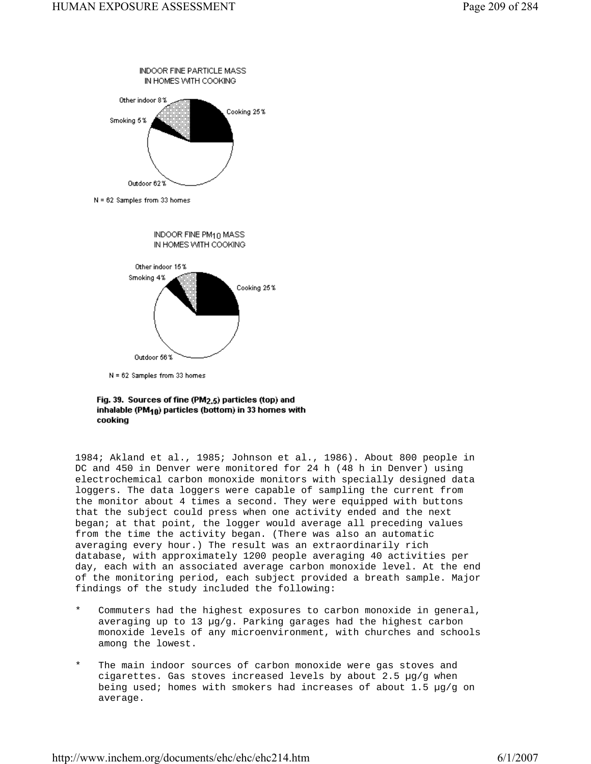INDOOR FINE PARTICLE MASS IN HOMES WITH COOKING

Other indoor 8%
Cooking 25%
Smoking 5%
Outdoor 62%

N = 62 Samples from 33 homes

INDOOR FINE $PM_{10}$ MASS IN HOMES WITH COOKING

Other indoor 15%
Smoking 4%
Cooking 25%
Outdoor 56%

N = 62 Samples from 33 homes

**Fig. 39. Sources of fine ($PM_{2.5}$) particles (top) and inhalable ($PM_{10}$) particles (bottom) in 33 homes with cooking**

1984; Akland et al., 1985; Johnson et al., 1986). About 800 people in DC and 450 in Denver were monitored for 24 h (48 h in Denver) using electrochemical carbon monoxide monitors with specially designed data loggers. The data loggers were capable of sampling the current from the monitor about 4 times a second. They were equipped with buttons that the subject could press when one activity ended and the next began; at that point, the logger would average all preceding values from the time the activity began. (There was also an automatic averaging every hour.) The result was an extraordinarily rich database, with approximately 1200 people averaging 40 activities per day, each with an associated average carbon monoxide level. At the end of the monitoring period, each subject provided a breath sample. Major findings of the study included the following:

* Commuters had the highest exposures to carbon monoxide in general, averaging up to 13 µg/g. Parking garages had the highest carbon monoxide levels of any microenvironment, with churches and schools among the lowest.

* The main indoor sources of carbon monoxide were gas stoves and cigarettes. Gas stoves increased levels by about 2.5 µg/g when being used; homes with smokers had increases of about 1.5 µg/g on average.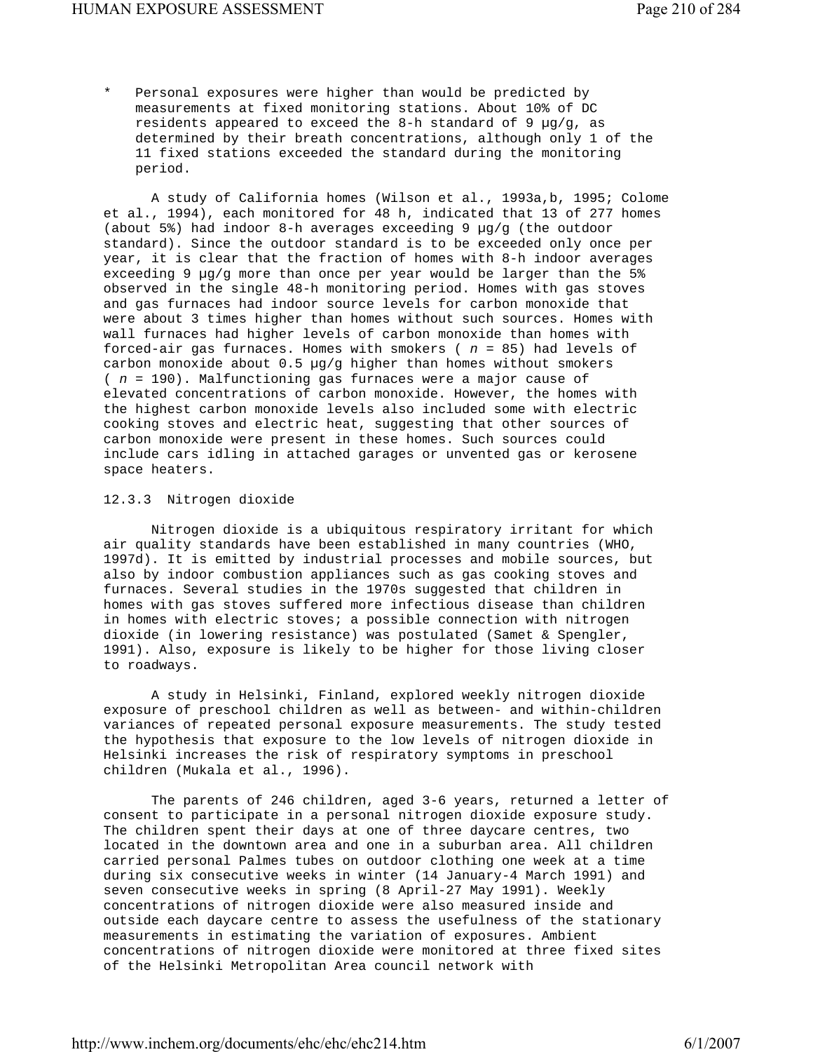* Personal exposures were higher than would be predicted by measurements at fixed monitoring stations. About 10% of DC residents appeared to exceed the 8-h standard of 9 µg/g, as determined by their breath concentrations, although only 1 of the 11 fixed stations exceeded the standard during the monitoring period.

A study of California homes (Wilson et al., 1993a,b, 1995; Colome et al., 1994), each monitored for 48 h, indicated that 13 of 277 homes (about 5%) had indoor 8-h averages exceeding 9 µg/g (the outdoor standard). Since the outdoor standard is to be exceeded only once per year, it is clear that the fraction of homes with 8-h indoor averages exceeding 9 µg/g more than once per year would be larger than the 5% observed in the single 48-h monitoring period. Homes with gas stoves and gas furnaces had indoor source levels for carbon monoxide that were about 3 times higher than homes without such sources. Homes with wall furnaces had higher levels of carbon monoxide than homes with forced-air gas furnaces. Homes with smokers ( $n$ = 85) had levels of carbon monoxide about 0.5 µg/g higher than homes without smokers ( $n$ = 190). Malfunctioning gas furnaces were a major cause of elevated concentrations of carbon monoxide. However, the homes with the highest carbon monoxide levels also included some with electric cooking stoves and electric heat, suggesting that other sources of carbon monoxide were present in these homes. Such sources could include cars idling in attached garages or unvented gas or kerosene space heaters.

### 12.3.3 Nitrogen dioxide

Nitrogen dioxide is a ubiquitous respiratory irritant for which air quality standards have been established in many countries (WHO, 1997d). It is emitted by industrial processes and mobile sources, but also by indoor combustion appliances such as gas cooking stoves and furnaces. Several studies in the 1970s suggested that children in homes with gas stoves suffered more infectious disease than children in homes with electric stoves; a possible connection with nitrogen dioxide (in lowering resistance) was postulated (Samet & Spengler, 1991). Also, exposure is likely to be higher for those living closer to roadways.

A study in Helsinki, Finland, explored weekly nitrogen dioxide exposure of preschool children as well as between- and within-children variances of repeated personal exposure measurements. The study tested the hypothesis that exposure to the low levels of nitrogen dioxide in Helsinki increases the risk of respiratory symptoms in preschool children (Mukala et al., 1996).

The parents of 246 children, aged 3-6 years, returned a letter of consent to participate in a personal nitrogen dioxide exposure study. The children spent their days at one of three daycare centres, two located in the downtown area and one in a suburban area. All children carried personal Palmes tubes on outdoor clothing one week at a time during six consecutive weeks in winter (14 January-4 March 1991) and seven consecutive weeks in spring (8 April-27 May 1991). Weekly concentrations of nitrogen dioxide were also measured inside and outside each daycare centre to assess the usefulness of the stationary measurements in estimating the variation of exposures. Ambient concentrations of nitrogen dioxide were monitored at three fixed sites of the Helsinki Metropolitan Area council network with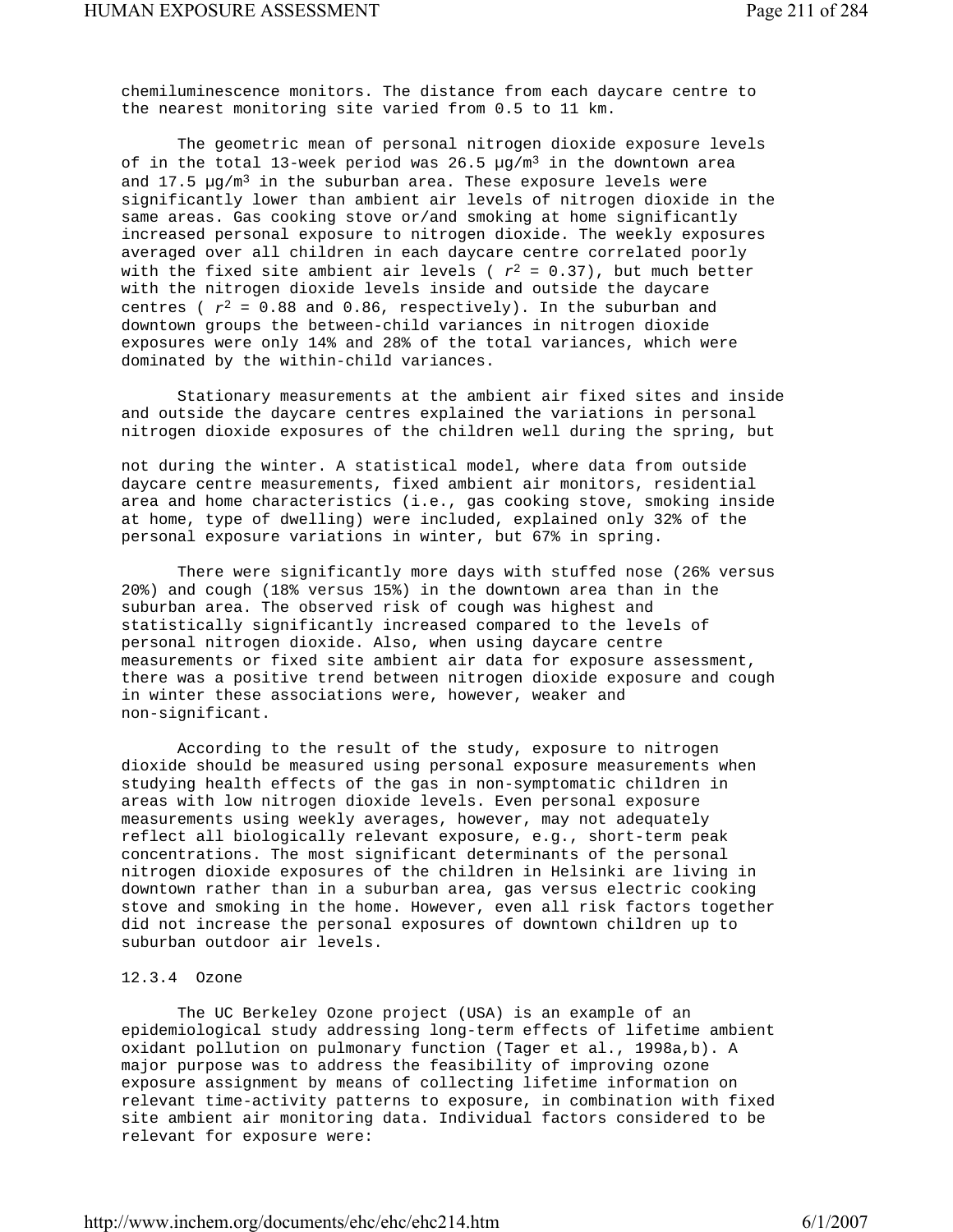chemiluminescence monitors. The distance from each daycare centre to the nearest monitoring site varied from 0.5 to 11 km.

The geometric mean of personal nitrogen dioxide exposure levels of in the total 13-week period was 26.5 µg/m³ in the downtown area and 17.5 µg/m³ in the suburban area. These exposure levels were significantly lower than ambient air levels of nitrogen dioxide in the same areas. Gas cooking stove or/and smoking at home significantly increased personal exposure to nitrogen dioxide. The weekly exposures averaged over all children in each daycare centre correlated poorly with the fixed site ambient air levels ( $r^2 = 0.37$), but much better with the nitrogen dioxide levels inside and outside the daycare centres ( $r^2 = 0.88$ and 0.86, respectively). In the suburban and downtown groups the between-child variances in nitrogen dioxide exposures were only 14% and 28% of the total variances, which were dominated by the within-child variances.

Stationary measurements at the ambient air fixed sites and inside and outside the daycare centres explained the variations in personal nitrogen dioxide exposures of the children well during the spring, but not during the winter. A statistical model, where data from outside daycare centre measurements, fixed ambient air monitors, residential area and home characteristics (i.e., gas cooking stove, smoking inside at home, type of dwelling) were included, explained only 32% of the personal exposure variations in winter, but 67% in spring.

There were significantly more days with stuffed nose (26% versus 20%) and cough (18% versus 15%) in the downtown area than in the suburban area. The observed risk of cough was highest and statistically significantly increased compared to the levels of personal nitrogen dioxide. Also, when using daycare centre measurements or fixed site ambient air data for exposure assessment, there was a positive trend between nitrogen dioxide exposure and cough in winter these associations were, however, weaker and non-significant.

According to the result of the study, exposure to nitrogen dioxide should be measured using personal exposure measurements when studying health effects of the gas in non-symptomatic children in areas with low nitrogen dioxide levels. Even personal exposure measurements using weekly averages, however, may not adequately reflect all biologically relevant exposure, e.g., short-term peak concentrations. The most significant determinants of the personal nitrogen dioxide exposures of the children in Helsinki are living in downtown rather than in a suburban area, gas versus electric cooking stove and smoking in the home. However, even all risk factors together did not increase the personal exposures of downtown children up to suburban outdoor air levels.

### 12.3.4 Ozone

The UC Berkeley Ozone project (USA) is an example of an epidemiological study addressing long-term effects of lifetime ambient oxidant pollution on pulmonary function (Tager et al., 1998a,b). A major purpose was to address the feasibility of improving ozone exposure assignment by means of collecting lifetime information on relevant time-activity patterns to exposure, in combination with fixed site ambient air monitoring data. Individual factors considered to be relevant for exposure were: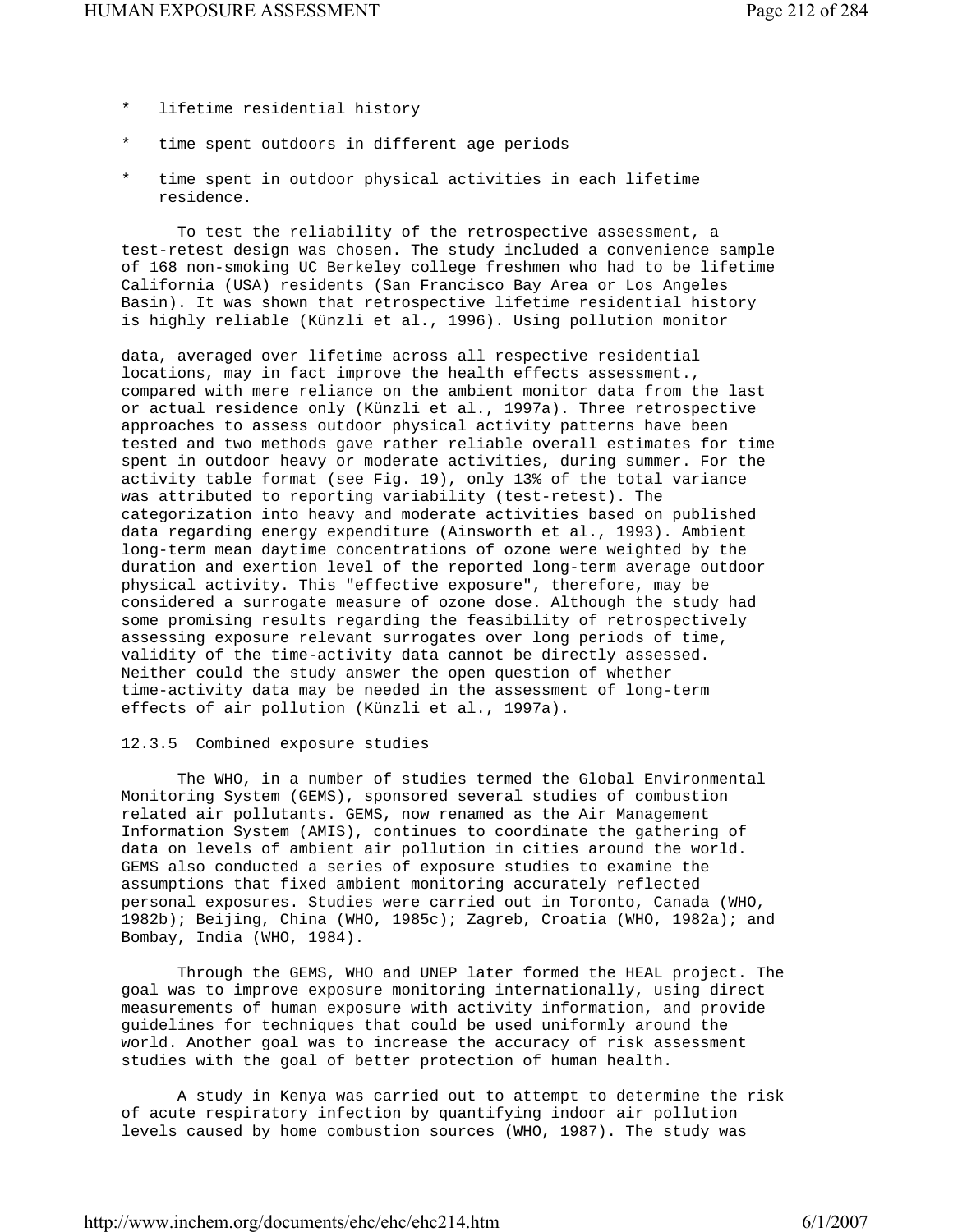* lifetime residential history
* time spent outdoors in different age periods
* time spent in outdoor physical activities in each lifetime residence.

To test the reliability of the retrospective assessment, a test-retest design was chosen. The study included a convenience sample of 168 non-smoking UC Berkeley college freshmen who had to be lifetime California (USA) residents (San Francisco Bay Area or Los Angeles Basin). It was shown that retrospective lifetime residential history is highly reliable (Künzli et al., 1996). Using pollution monitor

data, averaged over lifetime across all respective residential locations, may in fact improve the health effects assessment., compared with mere reliance on the ambient monitor data from the last or actual residence only (Künzli et al., 1997a). Three retrospective approaches to assess outdoor physical activity patterns have been tested and two methods gave rather reliable overall estimates for time spent in outdoor heavy or moderate activities, during summer. For the activity table format (see Fig. 19), only 13% of the total variance was attributed to reporting variability (test-retest). The categorization into heavy and moderate activities based on published data regarding energy expenditure (Ainsworth et al., 1993). Ambient long-term mean daytime concentrations of ozone were weighted by the duration and exertion level of the reported long-term average outdoor physical activity. This "effective exposure", therefore, may be considered a surrogate measure of ozone dose. Although the study had some promising results regarding the feasibility of retrospectively assessing exposure relevant surrogates over long periods of time, validity of the time-activity data cannot be directly assessed. Neither could the study answer the open question of whether time-activity data may be needed in the assessment of long-term effects of air pollution (Künzli et al., 1997a).

### 12.3.5 Combined exposure studies

The WHO, in a number of studies termed the Global Environmental Monitoring System (GEMS), sponsored several studies of combustion related air pollutants. GEMS, now renamed as the Air Management Information System (AMIS), continues to coordinate the gathering of data on levels of ambient air pollution in cities around the world. GEMS also conducted a series of exposure studies to examine the assumptions that fixed ambient monitoring accurately reflected personal exposures. Studies were carried out in Toronto, Canada (WHO, 1982b); Beijing, China (WHO, 1985c); Zagreb, Croatia (WHO, 1982a); and Bombay, India (WHO, 1984).

Through the GEMS, WHO and UNEP later formed the HEAL project. The goal was to improve exposure monitoring internationally, using direct measurements of human exposure with activity information, and provide guidelines for techniques that could be used uniformly around the world. Another goal was to increase the accuracy of risk assessment studies with the goal of better protection of human health.

A study in Kenya was carried out to attempt to determine the risk of acute respiratory infection by quantifying indoor air pollution levels caused by home combustion sources (WHO, 1987). The study was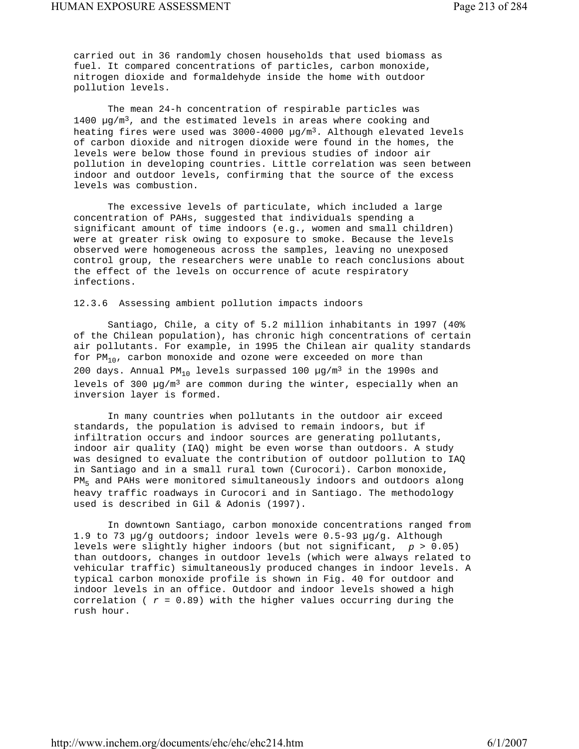carried out in 36 randomly chosen households that used biomass as fuel. It compared concentrations of particles, carbon monoxide, nitrogen dioxide and formaldehyde inside the home with outdoor pollution levels.

The mean 24-h concentration of respirable particles was 1400 µg/m$^3$, and the estimated levels in areas where cooking and heating fires were used was 3000-4000 µg/m$^3$. Although elevated levels of carbon dioxide and nitrogen dioxide were found in the homes, the levels were below those found in previous studies of indoor air pollution in developing countries. Little correlation was seen between indoor and outdoor levels, confirming that the source of the excess levels was combustion.

The excessive levels of particulate, which included a large concentration of PAHs, suggested that individuals spending a significant amount of time indoors (e.g., women and small children) were at greater risk owing to exposure to smoke. Because the levels observed were homogeneous across the samples, leaving no unexposed control group, the researchers were unable to reach conclusions about the effect of the levels on occurrence of acute respiratory infections.

### 12.3.6 Assessing ambient pollution impacts indoors

Santiago, Chile, a city of 5.2 million inhabitants in 1997 (40% of the Chilean population), has chronic high concentrations of certain air pollutants. For example, in 1995 the Chilean air quality standards for $PM_{10}$, carbon monoxide and ozone were exceeded on more than 200 days. Annual $PM_{10}$ levels surpassed 100 µg/m$^3$ in the 1990s and levels of 300 µg/m$^3$ are common during the winter, especially when an inversion layer is formed.

In many countries when pollutants in the outdoor air exceed standards, the population is advised to remain indoors, but if infiltration occurs and indoor sources are generating pollutants, indoor air quality (IAQ) might be even worse than outdoors. A study was designed to evaluate the contribution of outdoor pollution to IAQ in Santiago and in a small rural town (Curocori). Carbon monoxide, $PM_5$ and PAHs were monitored simultaneously indoors and outdoors along heavy traffic roadways in Curocori and in Santiago. The methodology used is described in Gil & Adonis (1997).

In downtown Santiago, carbon monoxide concentrations ranged from 1.9 to 73 µg/g outdoors; indoor levels were 0.5-93 µg/g. Although levels were slightly higher indoors (but not significant, $p > 0.05$) than outdoors, changes in outdoor levels (which were always related to vehicular traffic) simultaneously produced changes in indoor levels. A typical carbon monoxide profile is shown in Fig. 40 for outdoor and indoor levels in an office. Outdoor and indoor levels showed a high correlation ( $r = 0.89$) with the higher values occurring during the rush hour.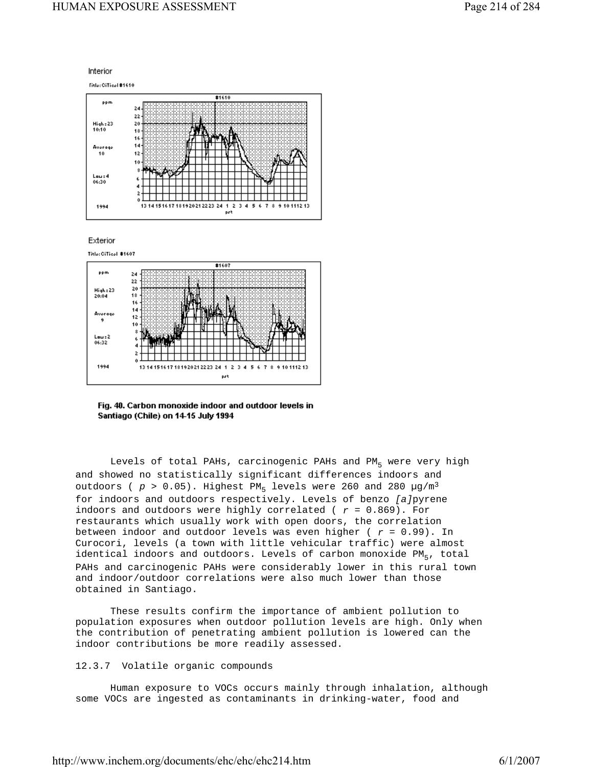Interior

Exterior

**Fig. 40. Carbon monoxide indoor and outdoor levels in Santiago (Chile) on 14-15 July 1994**

Levels of total PAHs, carcinogenic PAHs and $PM_5$ were very high and showed no statistically significant differences indoors and outdoors ( $p > 0.05$). Highest $PM_5$ levels were 260 and 280 µg/m$^3$ for indoors and outdoors respectively. Levels of benzo *[a]*pyrene indoors and outdoors were highly correlated ( $r = 0.869$). For restaurants which usually work with open doors, the correlation between indoor and outdoor levels was even higher ( $r = 0.99$). In Curocori, levels (a town with little vehicular traffic) were almost identical indoors and outdoors. Levels of carbon monoxide $PM_5$, total PAHs and carcinogenic PAHs were considerably lower in this rural town and indoor/outdoor correlations were also much lower than those obtained in Santiago.

These results confirm the importance of ambient pollution to population exposures when outdoor pollution levels are high. Only when the contribution of penetrating ambient pollution is lowered can the indoor contributions be more readily assessed.

### 12.3.7 Volatile organic compounds

Human exposure to VOCs occurs mainly through inhalation, although some VOCs are ingested as contaminants in drinking-water, food and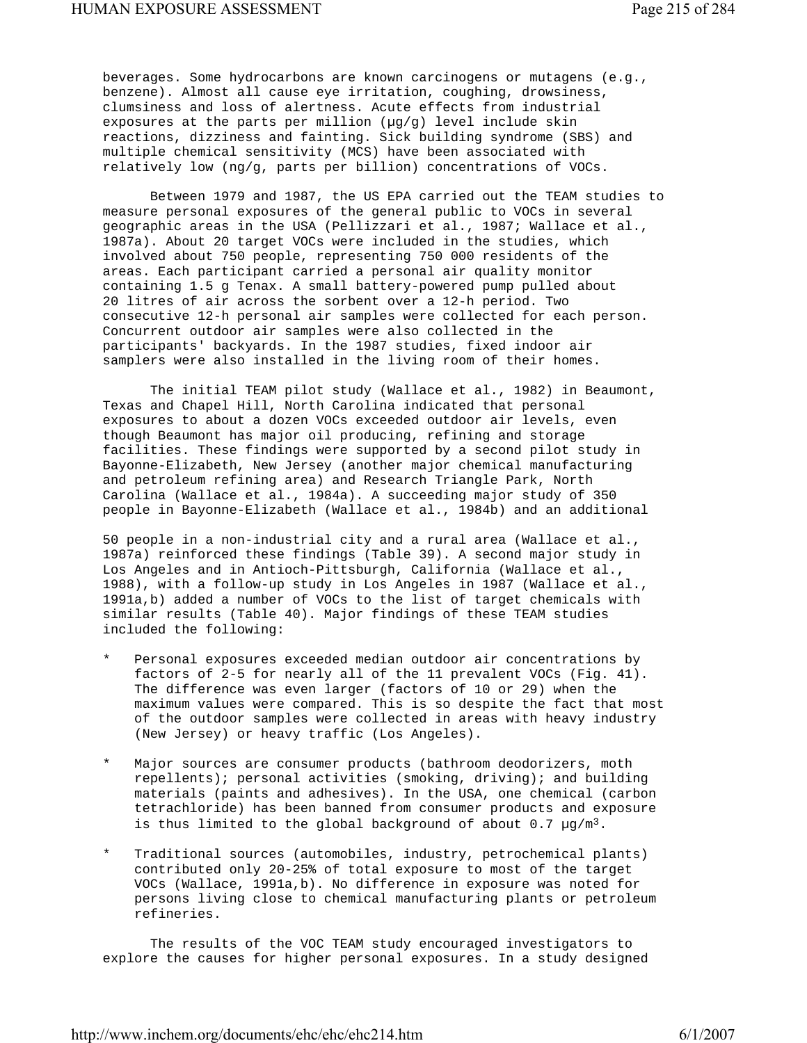beverages. Some hydrocarbons are known carcinogens or mutagens (e.g., benzene). Almost all cause eye irritation, coughing, drowsiness, clumsiness and loss of alertness. Acute effects from industrial exposures at the parts per million (µg/g) level include skin reactions, dizziness and fainting. Sick building syndrome (SBS) and multiple chemical sensitivity (MCS) have been associated with relatively low (ng/g, parts per billion) concentrations of VOCs.

Between 1979 and 1987, the US EPA carried out the TEAM studies to measure personal exposures of the general public to VOCs in several geographic areas in the USA (Pellizzari et al., 1987; Wallace et al., 1987a). About 20 target VOCs were included in the studies, which involved about 750 people, representing 750 000 residents of the areas. Each participant carried a personal air quality monitor containing 1.5 g Tenax. A small battery-powered pump pulled about 20 litres of air across the sorbent over a 12-h period. Two consecutive 12-h personal air samples were collected for each person. Concurrent outdoor air samples were also collected in the participants' backyards. In the 1987 studies, fixed indoor air samplers were also installed in the living room of their homes.

The initial TEAM pilot study (Wallace et al., 1982) in Beaumont, Texas and Chapel Hill, North Carolina indicated that personal exposures to about a dozen VOCs exceeded outdoor air levels, even though Beaumont has major oil producing, refining and storage facilities. These findings were supported by a second pilot study in Bayonne-Elizabeth, New Jersey (another major chemical manufacturing and petroleum refining area) and Research Triangle Park, North Carolina (Wallace et al., 1984a). A succeeding major study of 350 people in Bayonne-Elizabeth (Wallace et al., 1984b) and an additional 50 people in a non-industrial city and a rural area (Wallace et al., 1987a) reinforced these findings (Table 39). A second major study in Los Angeles and in Antioch-Pittsburgh, California (Wallace et al., 1988), with a follow-up study in Los Angeles in 1987 (Wallace et al., 1991a,b) added a number of VOCs to the list of target chemicals with similar results (Table 40). Major findings of these TEAM studies included the following:

* Personal exposures exceeded median outdoor air concentrations by factors of 2-5 for nearly all of the 11 prevalent VOCs (Fig. 41). The difference was even larger (factors of 10 or 29) when the maximum values were compared. This is so despite the fact that most of the outdoor samples were collected in areas with heavy industry (New Jersey) or heavy traffic (Los Angeles).

* Major sources are consumer products (bathroom deodorizers, moth repellents); personal activities (smoking, driving); and building materials (paints and adhesives). In the USA, one chemical (carbon tetrachloride) has been banned from consumer products and exposure is thus limited to the global background of about 0.7 µg/m$^3$.

* Traditional sources (automobiles, industry, petrochemical plants) contributed only 20-25% of total exposure to most of the target VOCs (Wallace, 1991a,b). No difference in exposure was noted for persons living close to chemical manufacturing plants or petroleum refineries.

The results of the VOC TEAM study encouraged investigators to explore the causes for higher personal exposures. In a study designed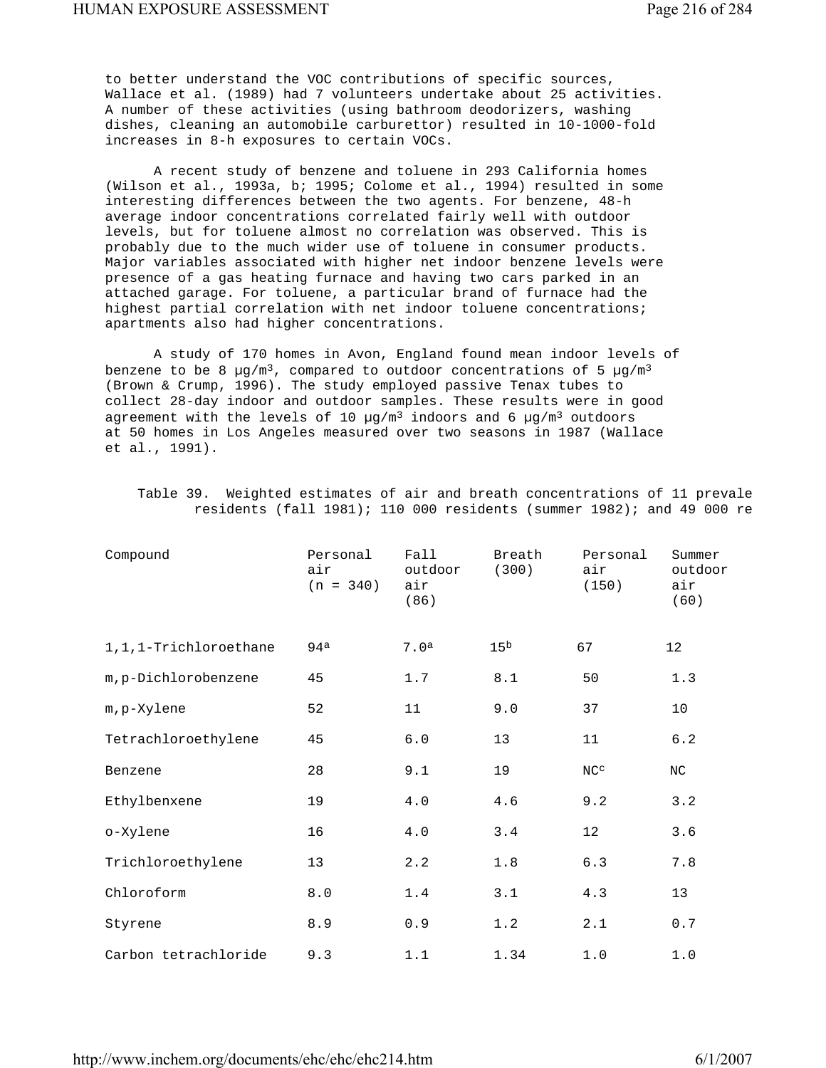to better understand the VOC contributions of specific sources, Wallace et al. (1989) had 7 volunteers undertake about 25 activities. A number of these activities (using bathroom deodorizers, washing dishes, cleaning an automobile carburettor) resulted in 10-1000-fold increases in 8-h exposures to certain VOCs.

A recent study of benzene and toluene in 293 California homes (Wilson et al., 1993a, b; 1995; Colome et al., 1994) resulted in some interesting differences between the two agents. For benzene, 48-h average indoor concentrations correlated fairly well with outdoor levels, but for toluene almost no correlation was observed. This is probably due to the much wider use of toluene in consumer products. Major variables associated with higher net indoor benzene levels were presence of a gas heating furnace and having two cars parked in an attached garage. For toluene, a particular brand of furnace had the highest partial correlation with net indoor toluene concentrations; apartments also had higher concentrations.

A study of 170 homes in Avon, England found mean indoor levels of benzene to be 8 µg/m³, compared to outdoor concentrations of 5 µg/m³ (Brown & Crump, 1996). The study employed passive Tenax tubes to collect 28-day indoor and outdoor samples. These results were in good agreement with the levels of 10 µg/m³ indoors and 6 µg/m³ outdoors at 50 homes in Los Angeles measured over two seasons in 1987 (Wallace et al., 1991).

Table 39. Weighted estimates of air and breath concentrations of 11 prevale residents (fall 1981); 110 000 residents (summer 1982); and 49 000 re

| Compound | Personal air (n = 340) | Fall outdoor air (86) | Breath (300) | Personal air (150) | Summer outdoor air (60) |
|---|---|---|---|---|---|
| 1,1,1-Trichloroethane | 94[a] | 7.0[a] | 15[b] | 67 | 12 |
| m,p-Dichlorobenzene | 45 | 1.7 | 8.1 | 50 | 1.3 |
| m,p-Xylene | 52 | 11 | 9.0 | 37 | 10 |
| Tetrachloroethylene | 45 | 6.0 | 13 | 11 | 6.2 |
| Benzene | 28 | 9.1 | 19 | NC[c] | NC |
| Ethylbenxene | 19 | 4.0 | 4.6 | 9.2 | 3.2 |
| o-Xylene | 16 | 4.0 | 3.4 | 12 | 3.6 |
| Trichloroethylene | 13 | 2.2 | 1.8 | 6.3 | 7.8 |
| Chloroform | 8.0 | 1.4 | 3.1 | 4.3 | 13 |
| Styrene | 8.9 | 0.9 | 1.2 | 2.1 | 0.7 |
| Carbon tetrachloride | 9.3 | 1.1 | 1.34 | 1.0 | 1.0 |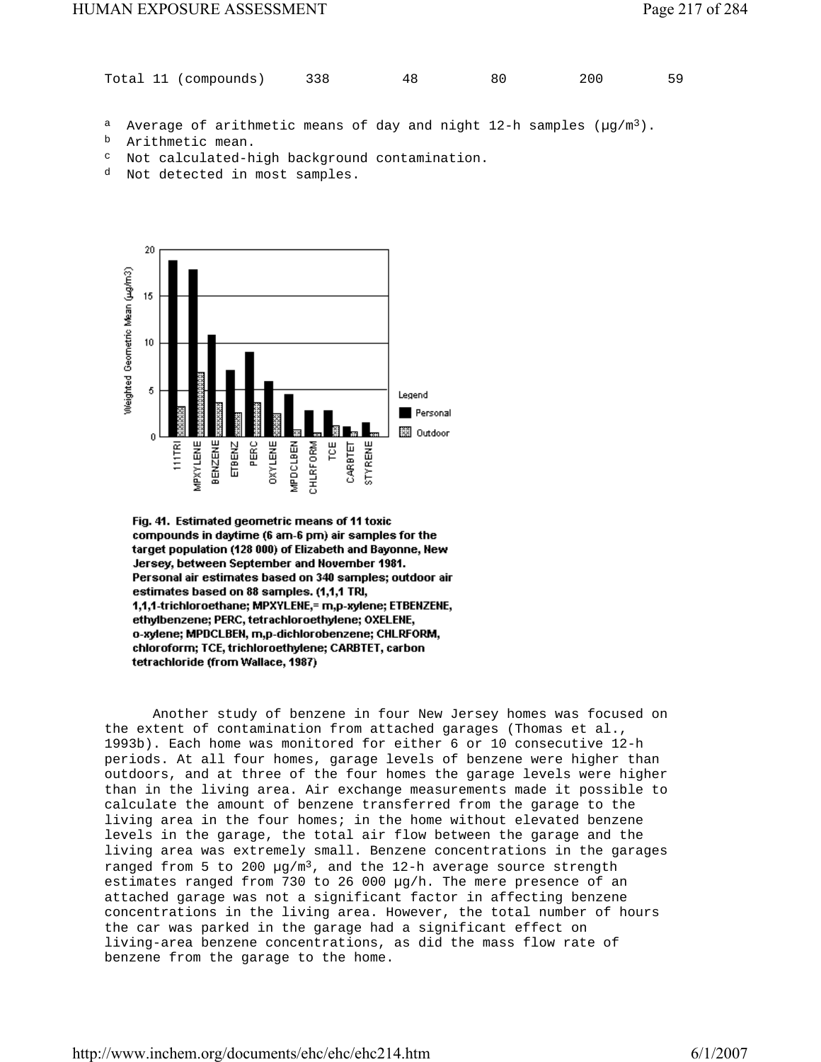| Total 11 (compounds) | 338 | 48 | 80 | 200 | 59 |
|---|---|---|---|---|---|

[a] Average of arithmetic means of day and night 12-h samples (μg/m³).
[b] Arithmetic mean.
[c] Not calculated-high background contamination.
[d] Not detected in most samples.

Fig. 41. Estimated geometric means of 11 toxic compounds in daytime (6 am-6 pm) air samples for the target population (128 000) of Elizabeth and Bayonne, New Jersey, between September and November 1981. Personal air estimates based on 340 samples; outdoor air estimates based on 88 samples. (1,1,1 TRI, 1,1,1-trichloroethane; MPXYLENE,= m,p-xylene; ETBENZENE, ethylbenzene; PERC, tetrachloroethylene; OXELENE, o-xylene; MPDCLBEN, m,p-dichlorobenzene; CHLRFORM, chloroform; TCE, trichloroethylene; CARBTET, carbon tetrachloride (from Wallace, 1987)

Another study of benzene in four New Jersey homes was focused on the extent of contamination from attached garages (Thomas et al., 1993b). Each home was monitored for either 6 or 10 consecutive 12-h periods. At all four homes, garage levels of benzene were higher than outdoors, and at three of the four homes the garage levels were higher than in the living area. Air exchange measurements made it possible to calculate the amount of benzene transferred from the garage to the living area in the four homes; in the home without elevated benzene levels in the garage, the total air flow between the garage and the living area was extremely small. Benzene concentrations in the garages ranged from 5 to 200 μg/m³, and the 12-h average source strength estimates ranged from 730 to 26 000 μg/h. The mere presence of an attached garage was not a significant factor in affecting benzene concentrations in the living area. However, the total number of hours the car was parked in the garage had a significant effect on living-area benzene concentrations, as did the mass flow rate of benzene from the garage to the home.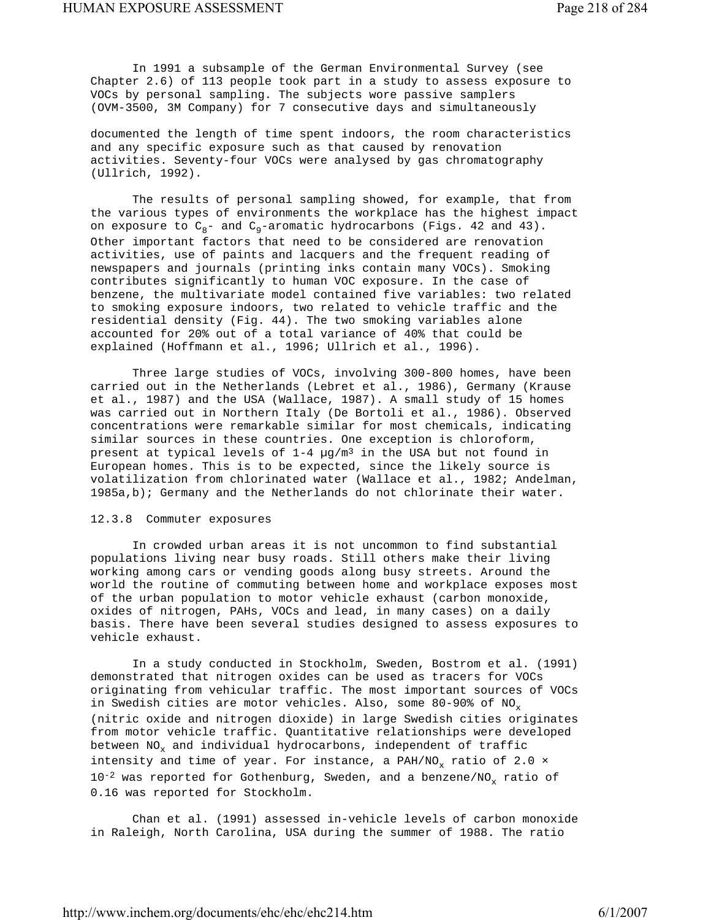In 1991 a subsample of the German Environmental Survey (see Chapter 2.6) of 113 people took part in a study to assess exposure to VOCs by personal sampling. The subjects wore passive samplers (OVM-3500, 3M Company) for 7 consecutive days and simultaneously

documented the length of time spent indoors, the room characteristics and any specific exposure such as that caused by renovation activities. Seventy-four VOCs were analysed by gas chromatography (Ullrich, 1992).

The results of personal sampling showed, for example, that from the various types of environments the workplace has the highest impact on exposure to $C_8$- and $C_9$-aromatic hydrocarbons (Figs. 42 and 43). Other important factors that need to be considered are renovation activities, use of paints and lacquers and the frequent reading of newspapers and journals (printing inks contain many VOCs). Smoking contributes significantly to human VOC exposure. In the case of benzene, the multivariate model contained five variables: two related to smoking exposure indoors, two related to vehicle traffic and the residential density (Fig. 44). The two smoking variables alone accounted for 20% out of a total variance of 40% that could be explained (Hoffmann et al., 1996; Ullrich et al., 1996).

Three large studies of VOCs, involving 300-800 homes, have been carried out in the Netherlands (Lebret et al., 1986), Germany (Krause et al., 1987) and the USA (Wallace, 1987). A small study of 15 homes was carried out in Northern Italy (De Bortoli et al., 1986). Observed concentrations were remarkable similar for most chemicals, indicating similar sources in these countries. One exception is chloroform, present at typical levels of 1-4 µg/m³ in the USA but not found in European homes. This is to be expected, since the likely source is volatilization from chlorinated water (Wallace et al., 1982; Andelman, 1985a,b); Germany and the Netherlands do not chlorinate their water.

### 12.3.8 Commuter exposures

In crowded urban areas it is not uncommon to find substantial populations living near busy roads. Still others make their living working among cars or vending goods along busy streets. Around the world the routine of commuting between home and workplace exposes most of the urban population to motor vehicle exhaust (carbon monoxide, oxides of nitrogen, PAHs, VOCs and lead, in many cases) on a daily basis. There have been several studies designed to assess exposures to vehicle exhaust.

In a study conducted in Stockholm, Sweden, Bostrom et al. (1991) demonstrated that nitrogen oxides can be used as tracers for VOCs originating from vehicular traffic. The most important sources of VOCs in Swedish cities are motor vehicles. Also, some 80-90% of $NO_x$ (nitric oxide and nitrogen dioxide) in large Swedish cities originates from motor vehicle traffic. Quantitative relationships were developed between $NO_x$ and individual hydrocarbons, independent of traffic intensity and time of year. For instance, a PAH/$NO_x$ ratio of $2.0 \times 10^{-2}$ was reported for Gothenburg, Sweden, and a benzene/$NO_x$ ratio of 0.16 was reported for Stockholm.

Chan et al. (1991) assessed in-vehicle levels of carbon monoxide in Raleigh, North Carolina, USA during the summer of 1988. The ratio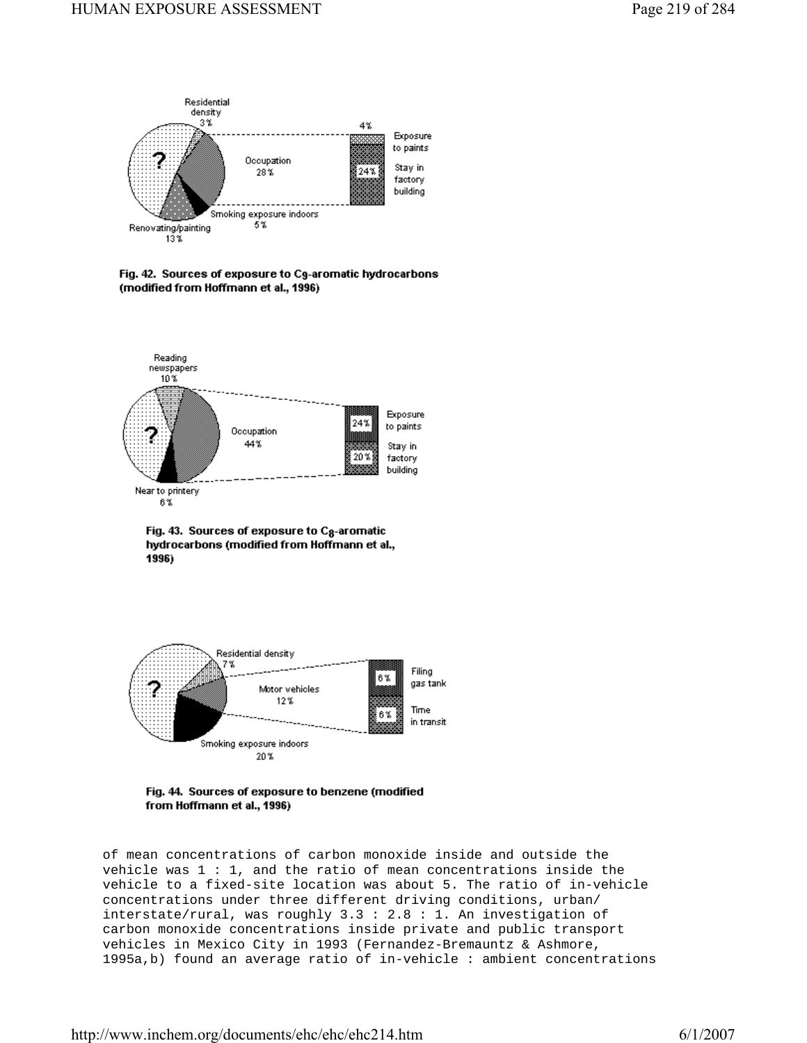Fig. 42. Sources of exposure to $C_9$-aromatic hydrocarbons (modified from Hoffmann et al., 1996)

Fig. 43. Sources of exposure to $C_8$-aromatic hydrocarbons (modified from Hoffmann et al., 1996)

Fig. 44. Sources of exposure to benzene (modified from Hoffmann et al., 1996)

of mean concentrations of carbon monoxide inside and outside the vehicle was 1 : 1, and the ratio of mean concentrations inside the vehicle to a fixed-site location was about 5. The ratio of in-vehicle concentrations under three different driving conditions, urban/ interstate/rural, was roughly 3.3 : 2.8 : 1. An investigation of carbon monoxide concentrations inside private and public transport vehicles in Mexico City in 1993 (Fernandez-Bremauntz & Ashmore, 1995a,b) found an average ratio of in-vehicle : ambient concentrations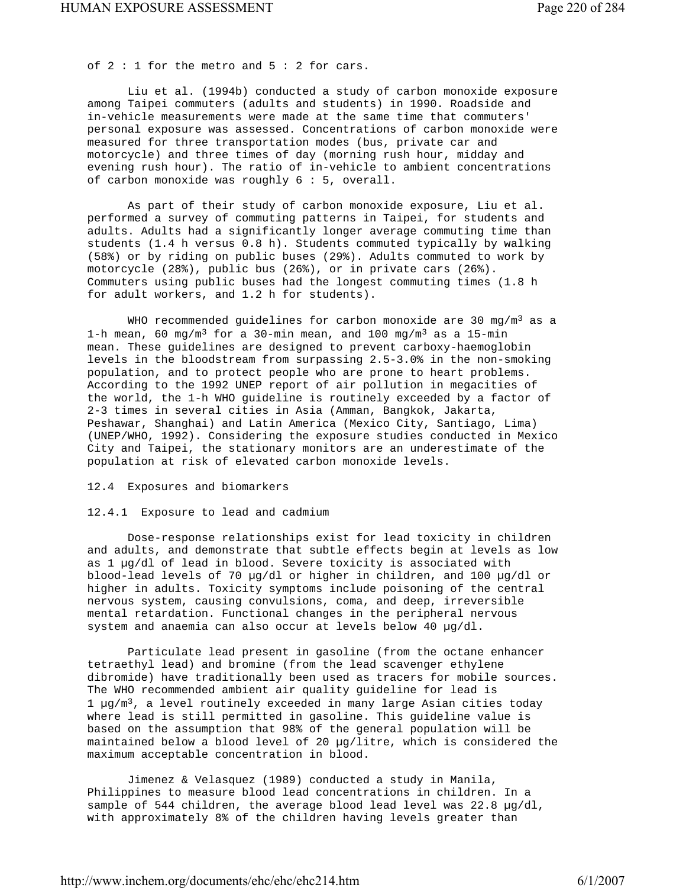of 2 : 1 for the metro and 5 : 2 for cars.

Liu et al. (1994b) conducted a study of carbon monoxide exposure among Taipei commuters (adults and students) in 1990. Roadside and in-vehicle measurements were made at the same time that commuters' personal exposure was assessed. Concentrations of carbon monoxide were measured for three transportation modes (bus, private car and motorcycle) and three times of day (morning rush hour, midday and evening rush hour). The ratio of in-vehicle to ambient concentrations of carbon monoxide was roughly 6 : 5, overall.

As part of their study of carbon monoxide exposure, Liu et al. performed a survey of commuting patterns in Taipei, for students and adults. Adults had a significantly longer average commuting time than students (1.4 h versus 0.8 h). Students commuted typically by walking (58%) or by riding on public buses (29%). Adults commuted to work by motorcycle (28%), public bus (26%), or in private cars (26%). Commuters using public buses had the longest commuting times (1.8 h for adult workers, and 1.2 h for students).

WHO recommended guidelines for carbon monoxide are 30 $mg/m^3$ as a 1-h mean, 60 $mg/m^3$ for a 30-min mean, and 100 $mg/m^3$ as a 15-min mean. These guidelines are designed to prevent carboxy-haemoglobin levels in the bloodstream from surpassing 2.5-3.0% in the non-smoking population, and to protect people who are prone to heart problems. According to the 1992 UNEP report of air pollution in megacities of the world, the 1-h WHO guideline is routinely exceeded by a factor of 2-3 times in several cities in Asia (Amman, Bangkok, Jakarta, Peshawar, Shanghai) and Latin America (Mexico City, Santiago, Lima) (UNEP/WHO, 1992). Considering the exposure studies conducted in Mexico City and Taipei, the stationary monitors are an underestimate of the population at risk of elevated carbon monoxide levels.

## 12.4 Exposures and biomarkers

### 12.4.1 Exposure to lead and cadmium

Dose-response relationships exist for lead toxicity in children and adults, and demonstrate that subtle effects begin at levels as low as 1 µg/dl of lead in blood. Severe toxicity is associated with blood-lead levels of 70 µg/dl or higher in children, and 100 µg/dl or higher in adults. Toxicity symptoms include poisoning of the central nervous system, causing convulsions, coma, and deep, irreversible mental retardation. Functional changes in the peripheral nervous system and anaemia can also occur at levels below 40 µg/dl.

Particulate lead present in gasoline (from the octane enhancer tetraethyl lead) and bromine (from the lead scavenger ethylene dibromide) have traditionally been used as tracers for mobile sources. The WHO recommended ambient air quality guideline for lead is 1 $\mu g/m^3$, a level routinely exceeded in many large Asian cities today where lead is still permitted in gasoline. This guideline value is based on the assumption that 98% of the general population will be maintained below a blood level of 20 µg/litre, which is considered the maximum acceptable concentration in blood.

Jimenez & Velasquez (1989) conducted a study in Manila, Philippines to measure blood lead concentrations in children. In a sample of 544 children, the average blood lead level was 22.8 µg/dl, with approximately 8% of the children having levels greater than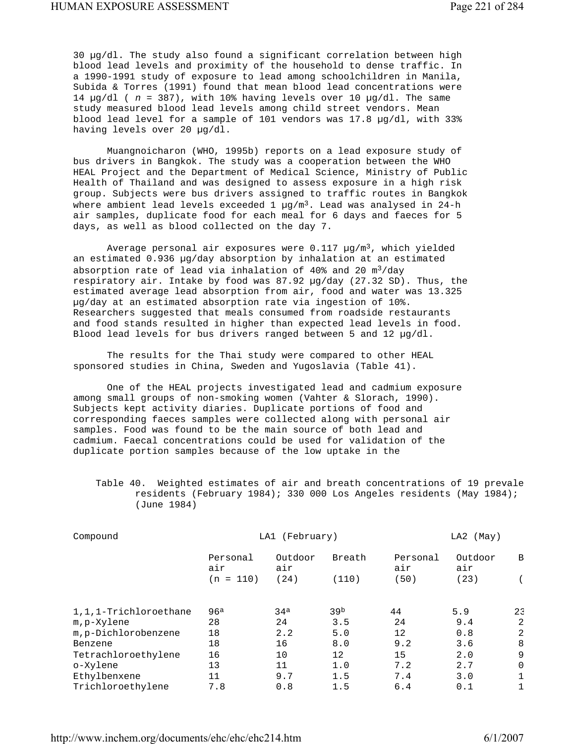30 µg/dl. The study also found a significant correlation between high blood lead levels and proximity of the household to dense traffic. In a 1990-1991 study of exposure to lead among schoolchildren in Manila, Subida & Torres (1991) found that mean blood lead concentrations were 14 µg/dl ( *n* = 387), with 10% having levels over 10 µg/dl. The same study measured blood lead levels among child street vendors. Mean blood lead level for a sample of 101 vendors was 17.8 µg/dl, with 33% having levels over 20 µg/dl.

Muangnoicharon (WHO, 1995b) reports on a lead exposure study of bus drivers in Bangkok. The study was a cooperation between the WHO HEAL Project and the Department of Medical Science, Ministry of Public Health of Thailand and was designed to assess exposure in a high risk group. Subjects were bus drivers assigned to traffic routes in Bangkok where ambient lead levels exceeded 1 µg/m$^3$. Lead was analysed in 24-h air samples, duplicate food for each meal for 6 days and faeces for 5 days, as well as blood collected on the day 7.

Average personal air exposures were 0.117 µg/m$^3$, which yielded an estimated 0.936 µg/day absorption by inhalation at an estimated absorption rate of lead via inhalation of 40% and 20 m$^3$/day respiratory air. Intake by food was 87.92 µg/day (27.32 SD). Thus, the estimated average lead absorption from air, food and water was 13.325 µg/day at an estimated absorption rate via ingestion of 10%. Researchers suggested that meals consumed from roadside restaurants and food stands resulted in higher than expected lead levels in food. Blood lead levels for bus drivers ranged between 5 and 12 µg/dl.

The results for the Thai study were compared to other HEAL sponsored studies in China, Sweden and Yugoslavia (Table 41).

One of the HEAL projects investigated lead and cadmium exposure among small groups of non-smoking women (Vahter & Slorach, 1990). Subjects kept activity diaries. Duplicate portions of food and corresponding faeces samples were collected along with personal air samples. Food was found to be the main source of both lead and cadmium. Faecal concentrations could be used for validation of the duplicate portion samples because of the low uptake in the

Table 40. Weighted estimates of air and breath concentrations of 19 prevale residents (February 1984); 330 000 Los Angeles residents (May 1984); (June 1984)

| Compound | LA1 (February) | | | LA2 (May) | | |
|---|---|---|---|---|---|---|
| | Personal air (n = 110) | Outdoor air (24) | Breath (110) | Personal air (50) | Outdoor air (23) | B ( |
| 1,1,1-Trichloroethane | 96[a] | 34[a] | 39[b] | 44 | 5.9 | 23 |
| m,p-Xylene | 28 | 24 | 3.5 | 24 | 9.4 | 2 |
| m,p-Dichlorobenzene | 18 | 2.2 | 5.0 | 12 | 0.8 | 2 |
| Benzene | 18 | 16 | 8.0 | 9.2 | 3.6 | 8 |
| Tetrachloroethylene | 16 | 10 | 12 | 15 | 2.0 | 9 |
| o-Xylene | 13 | 11 | 1.0 | 7.2 | 2.7 | 0 |
| Ethylbenxene | 11 | 9.7 | 1.5 | 7.4 | 3.0 | 1 |
| Trichloroethylene | 7.8 | 0.8 | 1.5 | 6.4 | 0.1 | 1 |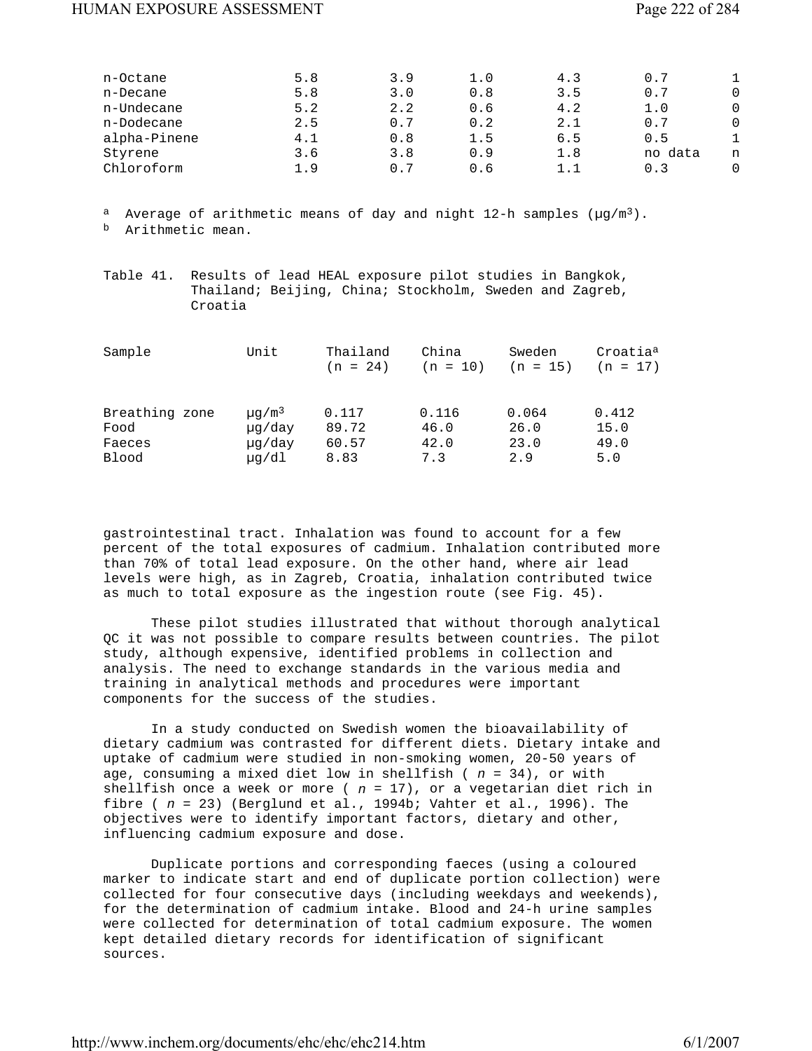| | | | | | | |
|---|---|---|---|---|---|---|
| n-Octane | 5.8 | 3.9 | 1.0 | 4.3 | 0.7 | 1 |
| n-Decane | 5.8 | 3.0 | 0.8 | 3.5 | 0.7 | 0 |
| n-Undecane | 5.2 | 2.2 | 0.6 | 4.2 | 1.0 | 0 |
| n-Dodecane | 2.5 | 0.7 | 0.2 | 2.1 | 0.7 | 0 |
| alpha-Pinene | 4.1 | 0.8 | 1.5 | 6.5 | 0.5 | 1 |
| Styrene | 3.6 | 3.8 | 0.9 | 1.8 | no data | n |
| Chloroform | 1.9 | 0.7 | 0.6 | 1.1 | 0.3 | 0 |

[a] Average of arithmetic means of day and night 12-h samples (μg/m³).
[b] Arithmetic mean.

Table 41. Results of lead HEAL exposure pilot studies in Bangkok, Thailand; Beijing, China; Stockholm, Sweden and Zagreb, Croatia

| Sample | Unit | Thailand (n = 24) | China (n = 10) | Sweden (n = 15) | Croatia[a] (n = 17) |
|---|---|---|---|---|---|
| Breathing zone | μg/m³ | 0.117 | 0.116 | 0.064 | 0.412 |
| Food | μg/day | 89.72 | 46.0 | 26.0 | 15.0 |
| Faeces | μg/day | 60.57 | 42.0 | 23.0 | 49.0 |
| Blood | μg/dl | 8.83 | 7.3 | 2.9 | 5.0 |

gastrointestinal tract. Inhalation was found to account for a few percent of the total exposures of cadmium. Inhalation contributed more than 70% of total lead exposure. On the other hand, where air lead levels were high, as in Zagreb, Croatia, inhalation contributed twice as much to total exposure as the ingestion route (see Fig. 45).

These pilot studies illustrated that without thorough analytical QC it was not possible to compare results between countries. The pilot study, although expensive, identified problems in collection and analysis. The need to exchange standards in the various media and training in analytical methods and procedures were important components for the success of the studies.

In a study conducted on Swedish women the bioavailability of dietary cadmium was contrasted for different diets. Dietary intake and uptake of cadmium were studied in non-smoking women, 20-50 years of age, consuming a mixed diet low in shellfish ( *n* = 34), or with shellfish once a week or more ( *n* = 17), or a vegetarian diet rich in fibre ( *n* = 23) (Berglund et al., 1994b; Vahter et al., 1996). The objectives were to identify important factors, dietary and other, influencing cadmium exposure and dose.

Duplicate portions and corresponding faeces (using a coloured marker to indicate start and end of duplicate portion collection) were collected for four consecutive days (including weekdays and weekends), for the determination of cadmium intake. Blood and 24-h urine samples were collected for determination of total cadmium exposure. The women kept detailed dietary records for identification of significant sources.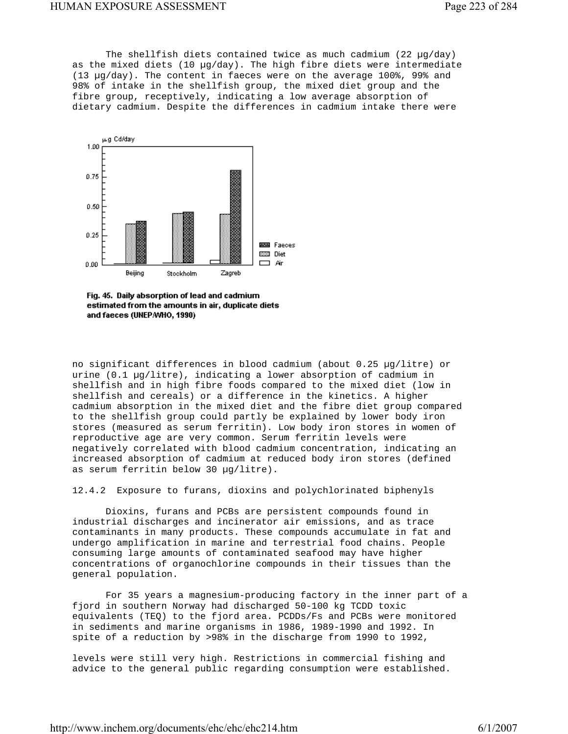The shellfish diets contained twice as much cadmium (22 µg/day) as the mixed diets (10 µg/day). The high fibre diets were intermediate (13 µg/day). The content in faeces were on the average 100%, 99% and 98% of intake in the shellfish group, the mixed diet group and the fibre group, receptively, indicating a low average absorption of dietary cadmium. Despite the differences in cadmium intake there were

Fig. 45. Daily absorption of lead and cadmium estimated from the amounts in air, duplicate diets and faeces (UNEP/WHO, 1990)

no significant differences in blood cadmium (about 0.25 µg/litre) or urine (0.1 µg/litre), indicating a lower absorption of cadmium in shellfish and in high fibre foods compared to the mixed diet (low in shellfish and cereals) or a difference in the kinetics. A higher cadmium absorption in the mixed diet and the fibre diet group compared to the shellfish group could partly be explained by lower body iron stores (measured as serum ferritin). Low body iron stores in women of reproductive age are very common. Serum ferritin levels were negatively correlated with blood cadmium concentration, indicating an increased absorption of cadmium at reduced body iron stores (defined as serum ferritin below 30 µg/litre).

### 12.4.2 Exposure to furans, dioxins and polychlorinated biphenyls

Dioxins, furans and PCBs are persistent compounds found in industrial discharges and incinerator air emissions, and as trace contaminants in many products. These compounds accumulate in fat and undergo amplification in marine and terrestrial food chains. People consuming large amounts of contaminated seafood may have higher concentrations of organochlorine compounds in their tissues than the general population.

For 35 years a magnesium-producing factory in the inner part of a fjord in southern Norway had discharged 50-100 kg TCDD toxic equivalents (TEQ) to the fjord area. PCDDs/Fs and PCBs were monitored in sediments and marine organisms in 1986, 1989-1990 and 1992. In spite of a reduction by >98% in the discharge from 1990 to 1992,

levels were still very high. Restrictions in commercial fishing and advice to the general public regarding consumption were established.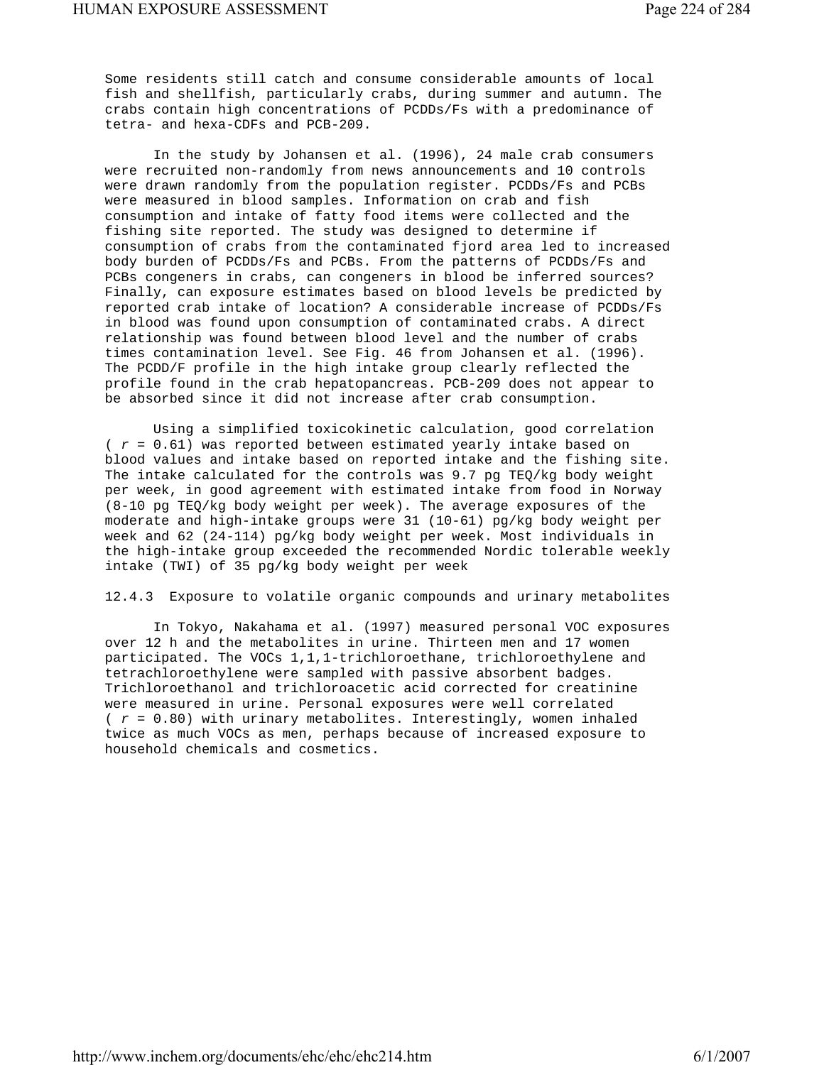Some residents still catch and consume considerable amounts of local fish and shellfish, particularly crabs, during summer and autumn. The crabs contain high concentrations of PCDDs/Fs with a predominance of tetra- and hexa-CDFs and PCB-209.

In the study by Johansen et al. (1996), 24 male crab consumers were recruited non-randomly from news announcements and 10 controls were drawn randomly from the population register. PCDDs/Fs and PCBs were measured in blood samples. Information on crab and fish consumption and intake of fatty food items were collected and the fishing site reported. The study was designed to determine if consumption of crabs from the contaminated fjord area led to increased body burden of PCDDs/Fs and PCBs. From the patterns of PCDDs/Fs and PCBs congeners in crabs, can congeners in blood be inferred sources? Finally, can exposure estimates based on blood levels be predicted by reported crab intake of location? A considerable increase of PCDDs/Fs in blood was found upon consumption of contaminated crabs. A direct relationship was found between blood level and the number of crabs times contamination level. See Fig. 46 from Johansen et al. (1996). The PCDD/F profile in the high intake group clearly reflected the profile found in the crab hepatopancreas. PCB-209 does not appear to be absorbed since it did not increase after crab consumption.

Using a simplified toxicokinetic calculation, good correlation ( $r$ = 0.61) was reported between estimated yearly intake based on blood values and intake based on reported intake and the fishing site. The intake calculated for the controls was 9.7 pg TEQ/kg body weight per week, in good agreement with estimated intake from food in Norway (8-10 pg TEQ/kg body weight per week). The average exposures of the moderate and high-intake groups were 31 (10-61) pg/kg body weight per week and 62 (24-114) pg/kg body weight per week. Most individuals in the high-intake group exceeded the recommended Nordic tolerable weekly intake (TWI) of 35 pg/kg body weight per week

### 12.4.3 Exposure to volatile organic compounds and urinary metabolites

In Tokyo, Nakahama et al. (1997) measured personal VOC exposures over 12 h and the metabolites in urine. Thirteen men and 17 women participated. The VOCs 1,1,1-trichloroethane, trichloroethylene and tetrachloroethylene were sampled with passive absorbent badges. Trichloroethanol and trichloroacetic acid corrected for creatinine were measured in urine. Personal exposures were well correlated ( $r$ = 0.80) with urinary metabolites. Interestingly, women inhaled twice as much VOCs as men, perhaps because of increased exposure to household chemicals and cosmetics.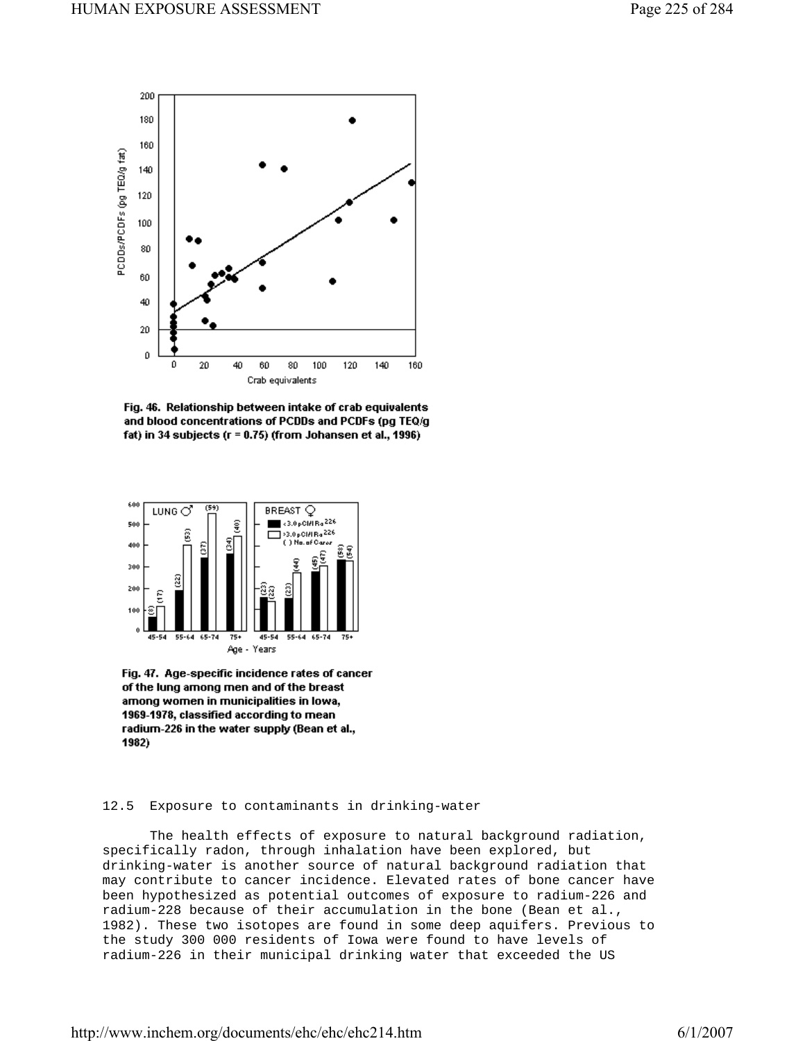Fig. 46. Relationship between intake of crab equivalents and blood concentrations of PCDDs and PCDFs (pg TEQ/g fat) in 34 subjects (r = 0.75) (from Johansen et al., 1996)

Fig. 47. Age-specific incidence rates of cancer of the lung among men and of the breast among women in municipalities in Iowa, 1969-1978, classified according to mean radium-226 in the water supply (Bean et al., 1982)

### 12.5 Exposure to contaminants in drinking-water

The health effects of exposure to natural background radiation, specifically radon, through inhalation have been explored, but drinking-water is another source of natural background radiation that may contribute to cancer incidence. Elevated rates of bone cancer have been hypothesized as potential outcomes of exposure to radium-226 and radium-228 because of their accumulation in the bone (Bean et al., 1982). These two isotopes are found in some deep aquifers. Previous to the study 300 000 residents of Iowa were found to have levels of radium-226 in their municipal drinking water that exceeded the US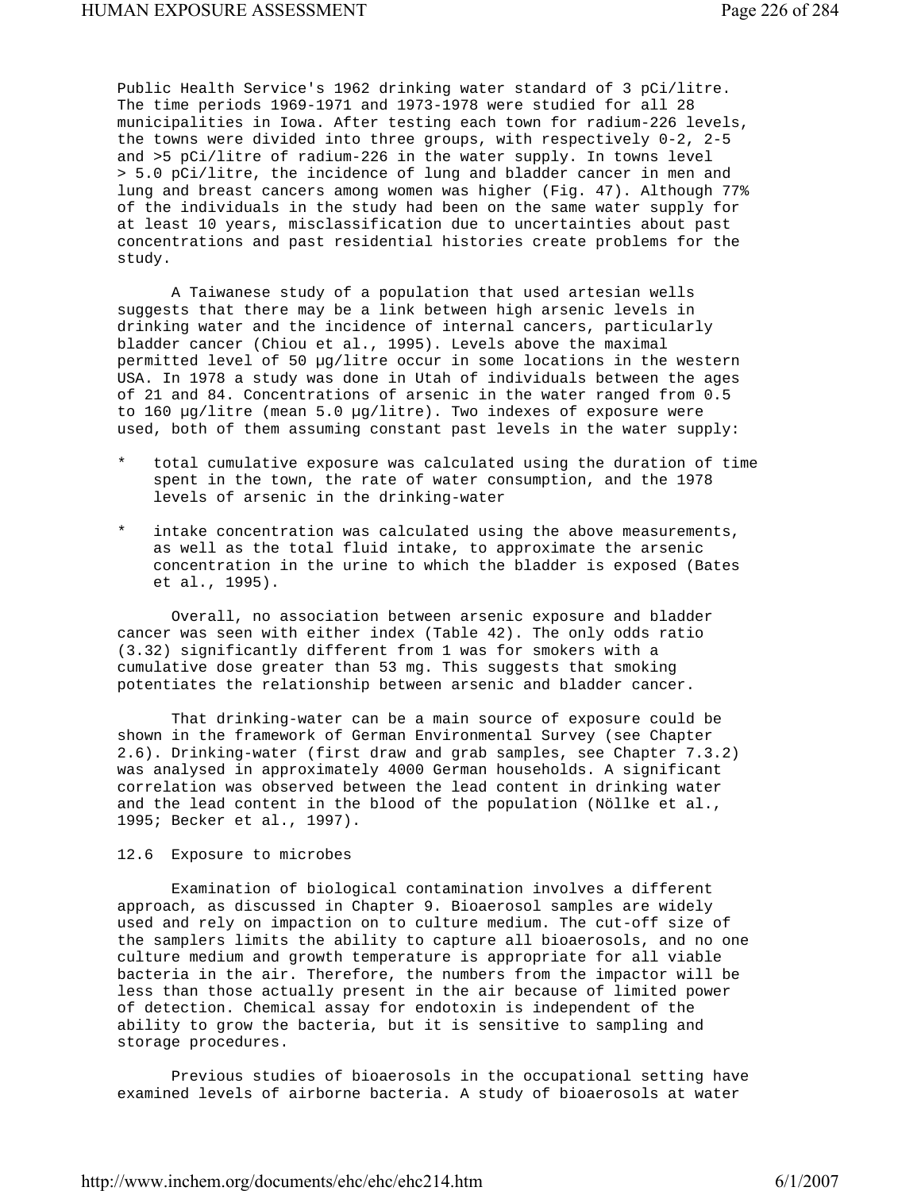Public Health Service's 1962 drinking water standard of 3 pCi/litre. The time periods 1969-1971 and 1973-1978 were studied for all 28 municipalities in Iowa. After testing each town for radium-226 levels, the towns were divided into three groups, with respectively 0-2, 2-5 and >5 pCi/litre of radium-226 in the water supply. In towns level > 5.0 pCi/litre, the incidence of lung and bladder cancer in men and lung and breast cancers among women was higher (Fig. 47). Although 77% of the individuals in the study had been on the same water supply for at least 10 years, misclassification due to uncertainties about past concentrations and past residential histories create problems for the study.

A Taiwanese study of a population that used artesian wells suggests that there may be a link between high arsenic levels in drinking water and the incidence of internal cancers, particularly bladder cancer (Chiou et al., 1995). Levels above the maximal permitted level of 50 µg/litre occur in some locations in the western USA. In 1978 a study was done in Utah of individuals between the ages of 21 and 84. Concentrations of arsenic in the water ranged from 0.5 to 160 µg/litre (mean 5.0 µg/litre). Two indexes of exposure were used, both of them assuming constant past levels in the water supply:

* total cumulative exposure was calculated using the duration of time spent in the town, the rate of water consumption, and the 1978 levels of arsenic in the drinking-water
* intake concentration was calculated using the above measurements, as well as the total fluid intake, to approximate the arsenic concentration in the urine to which the bladder is exposed (Bates et al., 1995).

Overall, no association between arsenic exposure and bladder cancer was seen with either index (Table 42). The only odds ratio (3.32) significantly different from 1 was for smokers with a cumulative dose greater than 53 mg. This suggests that smoking potentiates the relationship between arsenic and bladder cancer.

That drinking-water can be a main source of exposure could be shown in the framework of German Environmental Survey (see Chapter 2.6). Drinking-water (first draw and grab samples, see Chapter 7.3.2) was analysed in approximately 4000 German households. A significant correlation was observed between the lead content in drinking water and the lead content in the blood of the population (Nöllke et al., 1995; Becker et al., 1997).

## 12.6 Exposure to microbes

Examination of biological contamination involves a different approach, as discussed in Chapter 9. Bioaerosol samples are widely used and rely on impaction on to culture medium. The cut-off size of the samplers limits the ability to capture all bioaerosols, and no one culture medium and growth temperature is appropriate for all viable bacteria in the air. Therefore, the numbers from the impactor will be less than those actually present in the air because of limited power of detection. Chemical assay for endotoxin is independent of the ability to grow the bacteria, but it is sensitive to sampling and storage procedures.

Previous studies of bioaerosols in the occupational setting have examined levels of airborne bacteria. A study of bioaerosols at water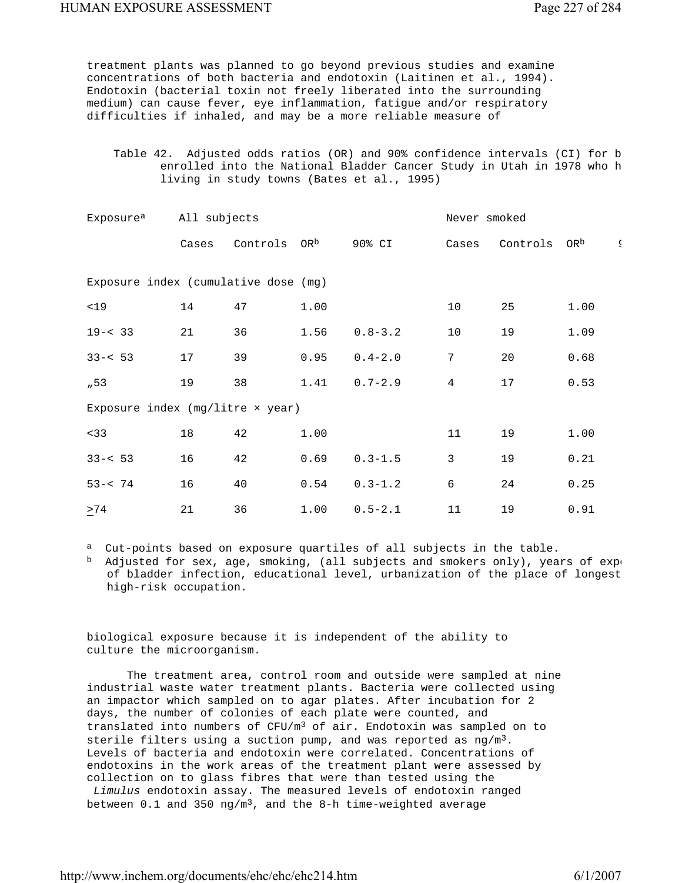treatment plants was planned to go beyond previous studies and examine concentrations of both bacteria and endotoxin (Laitinen et al., 1994). Endotoxin (bacterial toxin not freely liberated into the surrounding medium) can cause fever, eye inflammation, fatigue and/or respiratory difficulties if inhaled, and may be a more reliable measure of

Table 42. Adjusted odds ratios (OR) and 90% confidence intervals (CI) for b enrolled into the National Bladder Cancer Study in Utah in 1978 who h living in study towns (Bates et al., 1995)

| Exposure[a] | All subjects | | | | Never smoked | | | |
|---|---|---|---|---|---|---|---|---|
| | Cases | Controls | OR[b] | 90% CI | Cases | Controls | OR[b] | 9 |
| Exposure index (cumulative dose (mg) | | | | | | | | |
| <19 | 14 | 47 | 1.00 | | 10 | 25 | 1.00 | |
| 19-< 33 | 21 | 36 | 1.56 | 0.8-3.2 | 10 | 19 | 1.09 | |
| 33-< 53 | 17 | 39 | 0.95 | 0.4-2.0 | 7 | 20 | 0.68 | |
| „53 | 19 | 38 | 1.41 | 0.7-2.9 | 4 | 17 | 0.53 | |
| Exposure index (mg/litre × year) | | | | | | | | |
| <33 | 18 | 42 | 1.00 | | 11 | 19 | 1.00 | |
| 33-< 53 | 16 | 42 | 0.69 | 0.3-1.5 | 3 | 19 | 0.21 | |
| 53-< 74 | 16 | 40 | 0.54 | 0.3-1.2 | 6 | 24 | 0.25 | |
| >74 | 21 | 36 | 1.00 | 0.5-2.1 | 11 | 19 | 0.91 | |

[a] Cut-points based on exposure quartiles of all subjects in the table.
[b] Adjusted for sex, age, smoking, (all subjects and smokers only), years of exp of bladder infection, educational level, urbanization of the place of longest high-risk occupation.

biological exposure because it is independent of the ability to culture the microorganism.

The treatment area, control room and outside were sampled at nine industrial waste water treatment plants. Bacteria were collected using an impactor which sampled on to agar plates. After incubation for 2 days, the number of colonies of each plate were counted, and translated into numbers of CFU/m$^3$ of air. Endotoxin was sampled on to sterile filters using a suction pump, and was reported as ng/m$^3$. Levels of bacteria and endotoxin were correlated. Concentrations of endotoxins in the work areas of the treatment plant were assessed by collection on to glass fibres that were than tested using the *Limulus* endotoxin assay. The measured levels of endotoxin ranged between 0.1 and 350 ng/m$^3$, and the 8-h time-weighted average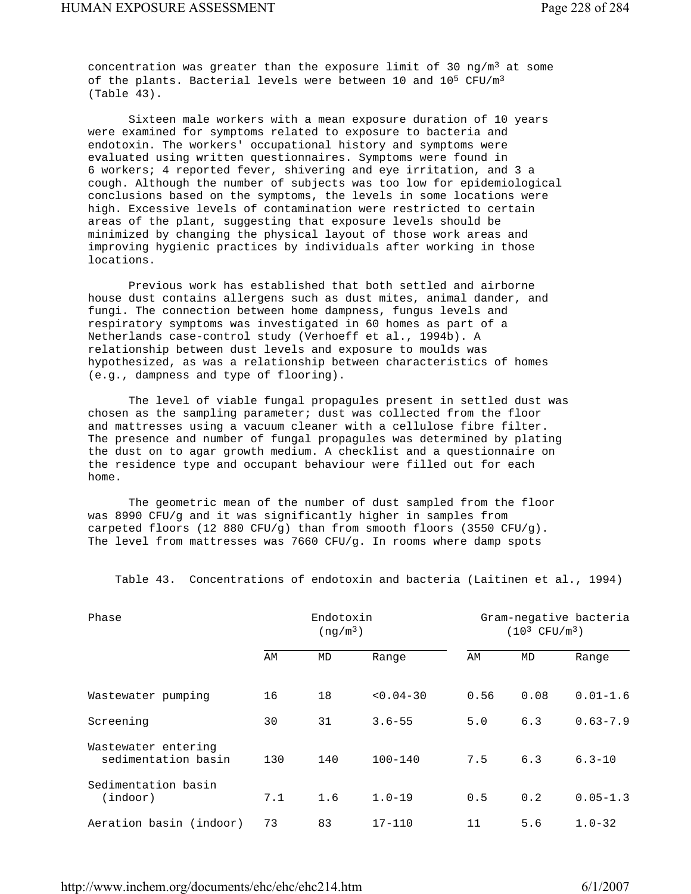concentration was greater than the exposure limit of 30 ng/$m^3$ at some of the plants. Bacterial levels were between 10 and $10^5$ CFU/$m^3$ (Table 43).

Sixteen male workers with a mean exposure duration of 10 years were examined for symptoms related to exposure to bacteria and endotoxin. The workers' occupational history and symptoms were evaluated using written questionnaires. Symptoms were found in 6 workers; 4 reported fever, shivering and eye irritation, and 3 a cough. Although the number of subjects was too low for epidemiological conclusions based on the symptoms, the levels in some locations were high. Excessive levels of contamination were restricted to certain areas of the plant, suggesting that exposure levels should be minimized by changing the physical layout of those work areas and improving hygienic practices by individuals after working in those locations.

Previous work has established that both settled and airborne house dust contains allergens such as dust mites, animal dander, and fungi. The connection between home dampness, fungus levels and respiratory symptoms was investigated in 60 homes as part of a Netherlands case-control study (Verhoeff et al., 1994b). A relationship between dust levels and exposure to moulds was hypothesized, as was a relationship between characteristics of homes (e.g., dampness and type of flooring).

The level of viable fungal propagules present in settled dust was chosen as the sampling parameter; dust was collected from the floor and mattresses using a vacuum cleaner with a cellulose fibre filter. The presence and number of fungal propagules was determined by plating the dust on to agar growth medium. A checklist and a questionnaire on the residence type and occupant behaviour were filled out for each home.

The geometric mean of the number of dust sampled from the floor was 8990 CFU/g and it was significantly higher in samples from carpeted floors (12 880 CFU/g) than from smooth floors (3550 CFU/g). The level from mattresses was 7660 CFU/g. In rooms where damp spots

Table 43. Concentrations of endotoxin and bacteria (Laitinen et al., 1994)

| Phase | Endotoxin (ng/$m^3$) | | | Gram-negative bacteria ($10^3$ CFU/$m^3$) | | |
|---|---|---|---|---|---|---|
| | AM | MD | Range | AM | MD | Range |
| Wastewater pumping | 16 | 18 | <0.04-30 | 0.56 | 0.08 | 0.01-1.6 |
| Screening | 30 | 31 | 3.6-55 | 5.0 | 6.3 | 0.63-7.9 |
| Wastewater entering sedimentation basin | 130 | 140 | 100-140 | 7.5 | 6.3 | 6.3-10 |
| Sedimentation basin (indoor) | 7.1 | 1.6 | 1.0-19 | 0.5 | 0.2 | 0.05-1.3 |
| Aeration basin (indoor) | 73 | 83 | 17-110 | 11 | 5.6 | 1.0-32 |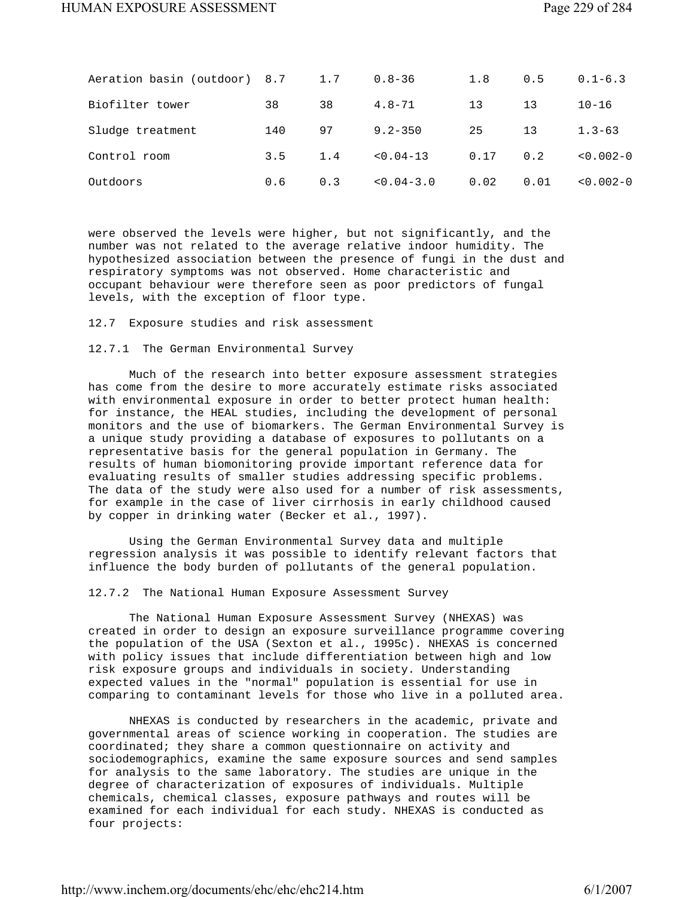| | | | | | | |
|---|---|---|---|---|---|---|
| Aeration basin (outdoor) | 8.7 | 1.7 | 0.8-36 | 1.8 | 0.5 | 0.1-6.3 |
| Biofilter tower | 38 | 38 | 4.8-71 | 13 | 13 | 10-16 |
| Sludge treatment | 140 | 97 | 9.2-350 | 25 | 13 | 1.3-63 |
| Control room | 3.5 | 1.4 | <0.04-13 | 0.17 | 0.2 | <0.002-0 |
| Outdoors | 0.6 | 0.3 | <0.04-3.0 | 0.02 | 0.01 | <0.002-0 |

were observed the levels were higher, but not significantly, and the number was not related to the average relative indoor humidity. The hypothesized association between the presence of fungi in the dust and respiratory symptoms was not observed. Home characteristic and occupant behaviour were therefore seen as poor predictors of fungal levels, with the exception of floor type.

## 12.7 Exposure studies and risk assessment

### 12.7.1 The German Environmental Survey

Much of the research into better exposure assessment strategies has come from the desire to more accurately estimate risks associated with environmental exposure in order to better protect human health: for instance, the HEAL studies, including the development of personal monitors and the use of biomarkers. The German Environmental Survey is a unique study providing a database of exposures to pollutants on a representative basis for the general population in Germany. The results of human biomonitoring provide important reference data for evaluating results of smaller studies addressing specific problems. The data of the study were also used for a number of risk assessments, for example in the case of liver cirrhosis in early childhood caused by copper in drinking water (Becker et al., 1997).

Using the German Environmental Survey data and multiple regression analysis it was possible to identify relevant factors that influence the body burden of pollutants of the general population.

### 12.7.2 The National Human Exposure Assessment Survey

The National Human Exposure Assessment Survey (NHEXAS) was created in order to design an exposure surveillance programme covering the population of the USA (Sexton et al., 1995c). NHEXAS is concerned with policy issues that include differentiation between high and low risk exposure groups and individuals in society. Understanding expected values in the "normal" population is essential for use in comparing to contaminant levels for those who live in a polluted area.

NHEXAS is conducted by researchers in the academic, private and governmental areas of science working in cooperation. The studies are coordinated; they share a common questionnaire on activity and sociodemographics, examine the same exposure sources and send samples for analysis to the same laboratory. The studies are unique in the degree of characterization of exposures of individuals. Multiple chemicals, chemical classes, exposure pathways and routes will be examined for each individual for each study. NHEXAS is conducted as four projects: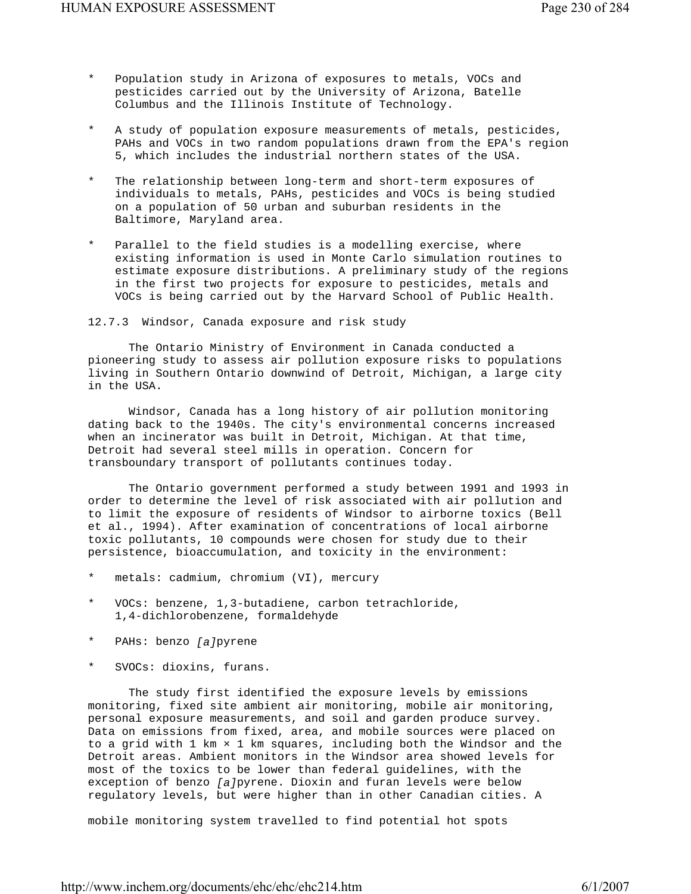* Population study in Arizona of exposures to metals, VOCs and pesticides carried out by the University of Arizona, Batelle Columbus and the Illinois Institute of Technology.

* A study of population exposure measurements of metals, pesticides, PAHs and VOCs in two random populations drawn from the EPA's region 5, which includes the industrial northern states of the USA.

* The relationship between long-term and short-term exposures of individuals to metals, PAHs, pesticides and VOCs is being studied on a population of 50 urban and suburban residents in the Baltimore, Maryland area.

* Parallel to the field studies is a modelling exercise, where existing information is used in Monte Carlo simulation routines to estimate exposure distributions. A preliminary study of the regions in the first two projects for exposure to pesticides, metals and VOCs is being carried out by the Harvard School of Public Health.

### 12.7.3 Windsor, Canada exposure and risk study

The Ontario Ministry of Environment in Canada conducted a pioneering study to assess air pollution exposure risks to populations living in Southern Ontario downwind of Detroit, Michigan, a large city in the USA.

Windsor, Canada has a long history of air pollution monitoring dating back to the 1940s. The city's environmental concerns increased when an incinerator was built in Detroit, Michigan. At that time, Detroit had several steel mills in operation. Concern for transboundary transport of pollutants continues today.

The Ontario government performed a study between 1991 and 1993 in order to determine the level of risk associated with air pollution and to limit the exposure of residents of Windsor to airborne toxics (Bell et al., 1994). After examination of concentrations of local airborne toxic pollutants, 10 compounds were chosen for study due to their persistence, bioaccumulation, and toxicity in the environment:

* metals: cadmium, chromium (VI), mercury

* VOCs: benzene, 1,3-butadiene, carbon tetrachloride, 1,4-dichlorobenzene, formaldehyde

* PAHs: benzo *[a]*pyrene

* SVOCs: dioxins, furans.

The study first identified the exposure levels by emissions monitoring, fixed site ambient air monitoring, mobile air monitoring, personal exposure measurements, and soil and garden produce survey. Data on emissions from fixed, area, and mobile sources were placed on to a grid with 1 km × 1 km squares, including both the Windsor and the Detroit areas. Ambient monitors in the Windsor area showed levels for most of the toxics to be lower than federal guidelines, with the exception of benzo *[a]*pyrene. Dioxin and furan levels were below regulatory levels, but were higher than in other Canadian cities. A mobile monitoring system travelled to find potential hot spots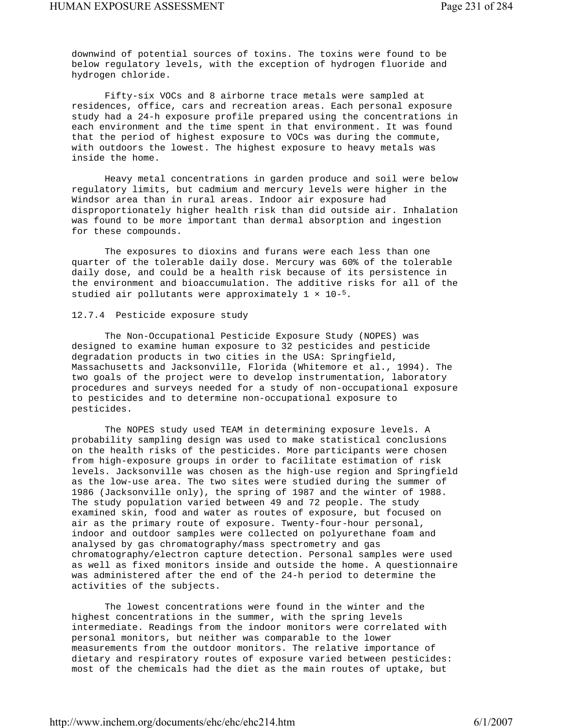downwind of potential sources of toxins. The toxins were found to be below regulatory levels, with the exception of hydrogen fluoride and hydrogen chloride.

Fifty-six VOCs and 8 airborne trace metals were sampled at residences, office, cars and recreation areas. Each personal exposure study had a 24-h exposure profile prepared using the concentrations in each environment and the time spent in that environment. It was found that the period of highest exposure to VOCs was during the commute, with outdoors the lowest. The highest exposure to heavy metals was inside the home.

Heavy metal concentrations in garden produce and soil were below regulatory limits, but cadmium and mercury levels were higher in the Windsor area than in rural areas. Indoor air exposure had disproportionately higher health risk than did outside air. Inhalation was found to be more important than dermal absorption and ingestion for these compounds.

The exposures to dioxins and furans were each less than one quarter of the tolerable daily dose. Mercury was 60% of the tolerable daily dose, and could be a health risk because of its persistence in the environment and bioaccumulation. The additive risks for all of the studied air pollutants were approximately $1 \times 10^{-5}$.

### 12.7.4 Pesticide exposure study

The Non-Occupational Pesticide Exposure Study (NOPES) was designed to examine human exposure to 32 pesticides and pesticide degradation products in two cities in the USA: Springfield, Massachusetts and Jacksonville, Florida (Whitemore et al., 1994). The two goals of the project were to develop instrumentation, laboratory procedures and surveys needed for a study of non-occupational exposure to pesticides and to determine non-occupational exposure to pesticides.

The NOPES study used TEAM in determining exposure levels. A probability sampling design was used to make statistical conclusions on the health risks of the pesticides. More participants were chosen from high-exposure groups in order to facilitate estimation of risk levels. Jacksonville was chosen as the high-use region and Springfield as the low-use area. The two sites were studied during the summer of 1986 (Jacksonville only), the spring of 1987 and the winter of 1988. The study population varied between 49 and 72 people. The study examined skin, food and water as routes of exposure, but focused on air as the primary route of exposure. Twenty-four-hour personal, indoor and outdoor samples were collected on polyurethane foam and analysed by gas chromatography/mass spectrometry and gas chromatography/electron capture detection. Personal samples were used as well as fixed monitors inside and outside the home. A questionnaire was administered after the end of the 24-h period to determine the activities of the subjects.

The lowest concentrations were found in the winter and the highest concentrations in the summer, with the spring levels intermediate. Readings from the indoor monitors were correlated with personal monitors, but neither was comparable to the lower measurements from the outdoor monitors. The relative importance of dietary and respiratory routes of exposure varied between pesticides: most of the chemicals had the diet as the main routes of uptake, but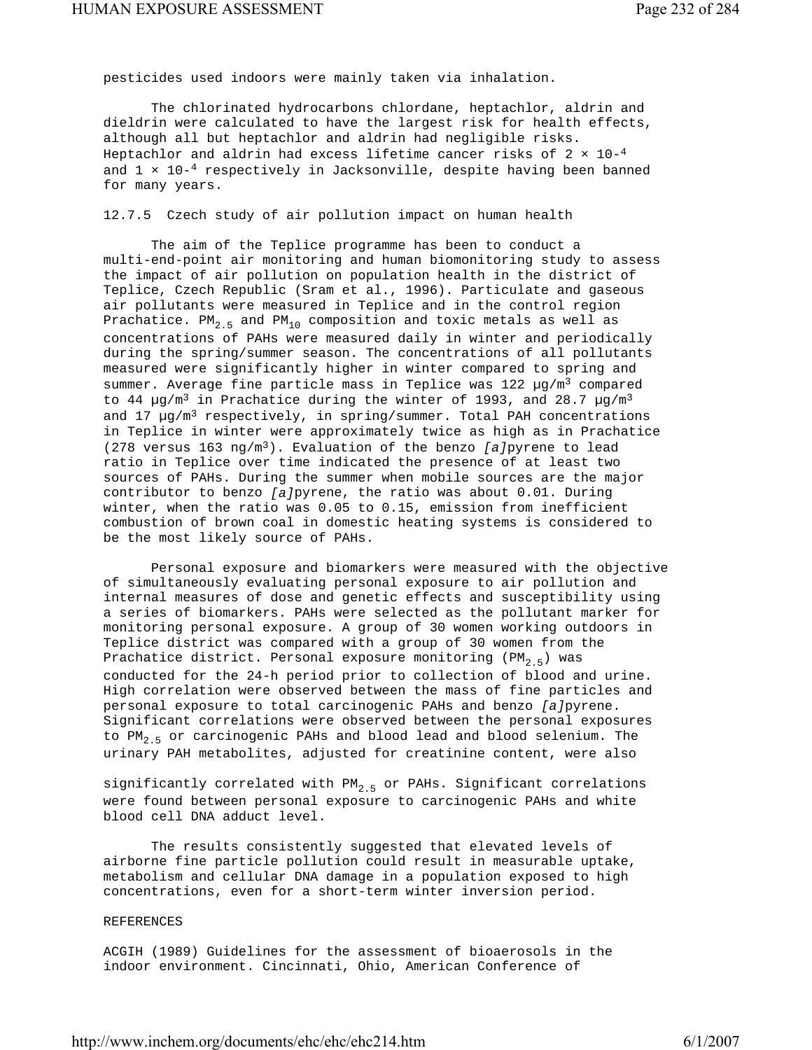pesticides used indoors were mainly taken via inhalation.

The chlorinated hydrocarbons chlordane, heptachlor, aldrin and dieldrin were calculated to have the largest risk for health effects, although all but heptachlor and aldrin had negligible risks. Heptachlor and aldrin had excess lifetime cancer risks of $2 \times 10^{-4}$ and $1 \times 10^{-4}$ respectively in Jacksonville, despite having been banned for many years.

### 12.7.5 Czech study of air pollution impact on human health

The aim of the Teplice programme has been to conduct a multi-end-point air monitoring and human biomonitoring study to assess the impact of air pollution on population health in the district of Teplice, Czech Republic (Sram et al., 1996). Particulate and gaseous air pollutants were measured in Teplice and in the control region Prachatice. $PM_{2.5}$ and $PM_{10}$ composition and toxic metals as well as concentrations of PAHs were measured daily in winter and periodically during the spring/summer season. The concentrations of all pollutants measured were significantly higher in winter compared to spring and summer. Average fine particle mass in Teplice was 122 $\mu g/m^3$ compared to 44 $\mu g/m^3$ in Prachatice during the winter of 1993, and 28.7 $\mu g/m^3$ and 17 $\mu g/m^3$ respectively, in spring/summer. Total PAH concentrations in Teplice in winter were approximately twice as high as in Prachatice (278 versus 163 $ng/m^3$). Evaluation of the benzo *[a]*pyrene to lead ratio in Teplice over time indicated the presence of at least two sources of PAHs. During the summer when mobile sources are the major contributor to benzo *[a]*pyrene, the ratio was about 0.01. During winter, when the ratio was 0.05 to 0.15, emission from inefficient combustion of brown coal in domestic heating systems is considered to be the most likely source of PAHs.

Personal exposure and biomarkers were measured with the objective of simultaneously evaluating personal exposure to air pollution and internal measures of dose and genetic effects and susceptibility using a series of biomarkers. PAHs were selected as the pollutant marker for monitoring personal exposure. A group of 30 women working outdoors in Teplice district was compared with a group of 30 women from the Prachatice district. Personal exposure monitoring ($PM_{2.5}$) was conducted for the 24-h period prior to collection of blood and urine. High correlation were observed between the mass of fine particles and personal exposure to total carcinogenic PAHs and benzo *[a]*pyrene. Significant correlations were observed between the personal exposures to $PM_{2.5}$ or carcinogenic PAHs and blood lead and blood selenium. The urinary PAH metabolites, adjusted for creatinine content, were also significantly correlated with $PM_{2.5}$ or PAHs. Significant correlations were found between personal exposure to carcinogenic PAHs and white blood cell DNA adduct level.

The results consistently suggested that elevated levels of airborne fine particle pollution could result in measurable uptake, metabolism and cellular DNA damage in a population exposed to high concentrations, even for a short-term winter inversion period.

## REFERENCES

ACGIH (1989) Guidelines for the assessment of bioaerosols in the indoor environment. Cincinnati, Ohio, American Conference of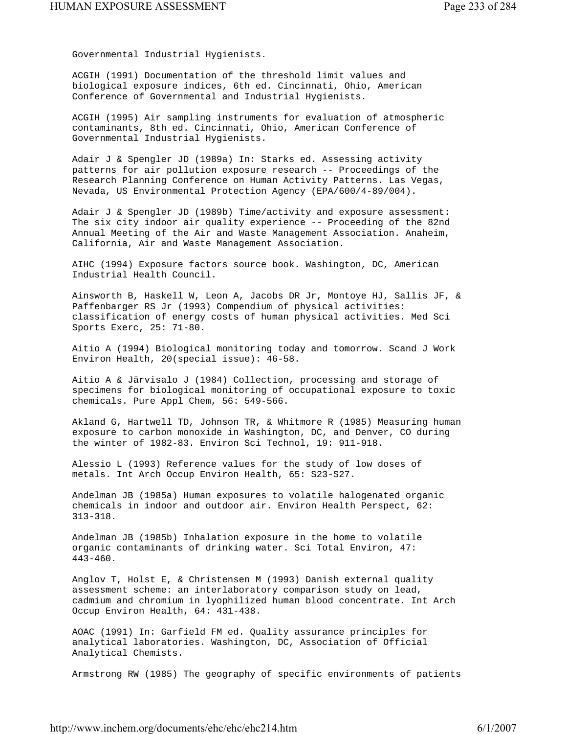Governmental Industrial Hygienists.

ACGIH (1991) Documentation of the threshold limit values and biological exposure indices, 6th ed. Cincinnati, Ohio, American Conference of Governmental and Industrial Hygienists.

ACGIH (1995) Air sampling instruments for evaluation of atmospheric contaminants, 8th ed. Cincinnati, Ohio, American Conference of Governmental Industrial Hygienists.

Adair J & Spengler JD (1989a) In: Starks ed. Assessing activity patterns for air pollution exposure research -- Proceedings of the Research Planning Conference on Human Activity Patterns. Las Vegas, Nevada, US Environmental Protection Agency (EPA/600/4-89/004).

Adair J & Spengler JD (1989b) Time/activity and exposure assessment: The six city indoor air quality experience -- Proceeding of the 82nd Annual Meeting of the Air and Waste Management Association. Anaheim, California, Air and Waste Management Association.

AIHC (1994) Exposure factors source book. Washington, DC, American Industrial Health Council.

Ainsworth B, Haskell W, Leon A, Jacobs DR Jr, Montoye HJ, Sallis JF, & Paffenbarger RS Jr (1993) Compendium of physical activities: classification of energy costs of human physical activities. Med Sci Sports Exerc, 25: 71-80.

Aitio A (1994) Biological monitoring today and tomorrow. Scand J Work Environ Health, 20(special issue): 46-58.

Aitio A & Järvisalo J (1984) Collection, processing and storage of specimens for biological monitoring of occupational exposure to toxic chemicals. Pure Appl Chem, 56: 549-566.

Akland G, Hartwell TD, Johnson TR, & Whitmore R (1985) Measuring human exposure to carbon monoxide in Washington, DC, and Denver, CO during the winter of 1982-83. Environ Sci Technol, 19: 911-918.

Alessio L (1993) Reference values for the study of low doses of metals. Int Arch Occup Environ Health, 65: S23-S27.

Andelman JB (1985a) Human exposures to volatile halogenated organic chemicals in indoor and outdoor air. Environ Health Perspect, 62: 313-318.

Andelman JB (1985b) Inhalation exposure in the home to volatile organic contaminants of drinking water. Sci Total Environ, 47: 443-460.

Anglov T, Holst E, & Christensen M (1993) Danish external quality assessment scheme: an interlaboratory comparison study on lead, cadmium and chromium in lyophilized human blood concentrate. Int Arch Occup Environ Health, 64: 431-438.

AOAC (1991) In: Garfield FM ed. Quality assurance principles for analytical laboratories. Washington, DC, Association of Official Analytical Chemists.

Armstrong RW (1985) The geography of specific environments of patients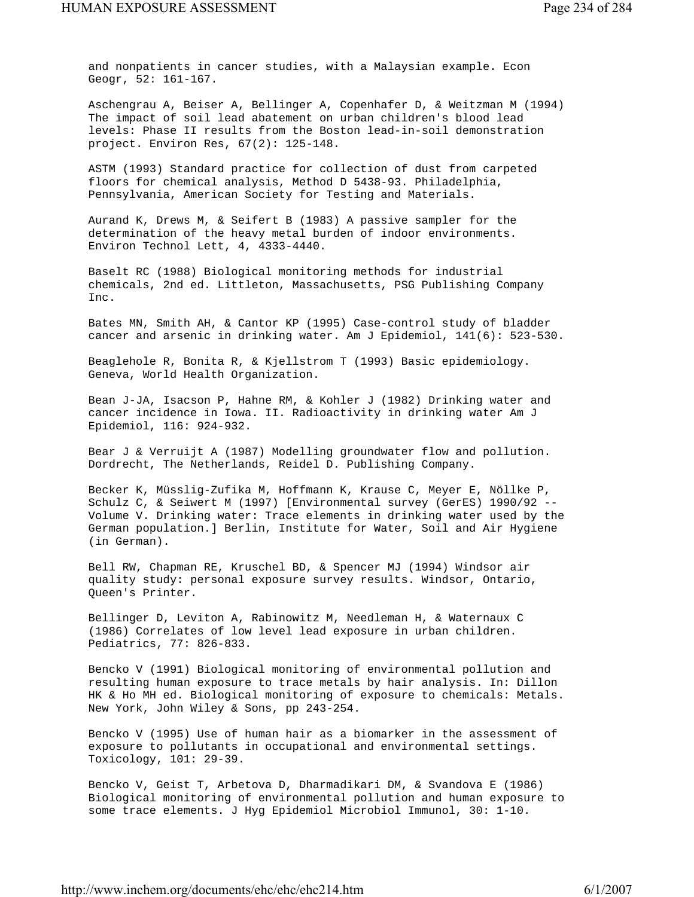and nonpatients in cancer studies, with a Malaysian example. Econ Geogr, 52: 161-167.

Aschengrau A, Beiser A, Bellinger A, Copenhafer D, & Weitzman M (1994) The impact of soil lead abatement on urban children's blood lead levels: Phase II results from the Boston lead-in-soil demonstration project. Environ Res, 67(2): 125-148.

ASTM (1993) Standard practice for collection of dust from carpeted floors for chemical analysis, Method D 5438-93. Philadelphia, Pennsylvania, American Society for Testing and Materials.

Aurand K, Drews M, & Seifert B (1983) A passive sampler for the determination of the heavy metal burden of indoor environments. Environ Technol Lett, 4, 4333-4440.

Baselt RC (1988) Biological monitoring methods for industrial chemicals, 2nd ed. Littleton, Massachusetts, PSG Publishing Company Inc.

Bates MN, Smith AH, & Cantor KP (1995) Case-control study of bladder cancer and arsenic in drinking water. Am J Epidemiol, 141(6): 523-530.

Beaglehole R, Bonita R, & Kjellstrom T (1993) Basic epidemiology. Geneva, World Health Organization.

Bean J-JA, Isacson P, Hahne RM, & Kohler J (1982) Drinking water and cancer incidence in Iowa. II. Radioactivity in drinking water Am J Epidemiol, 116: 924-932.

Bear J & Verruijt A (1987) Modelling groundwater flow and pollution. Dordrecht, The Netherlands, Reidel D. Publishing Company.

Becker K, Müsslig-Zufika M, Hoffmann K, Krause C, Meyer E, Nöllke P, Schulz C, & Seiwert M (1997) [Environmental survey (GerES) 1990/92 -- Volume V. Drinking water: Trace elements in drinking water used by the German population.] Berlin, Institute for Water, Soil and Air Hygiene (in German).

Bell RW, Chapman RE, Kruschel BD, & Spencer MJ (1994) Windsor air quality study: personal exposure survey results. Windsor, Ontario, Queen's Printer.

Bellinger D, Leviton A, Rabinowitz M, Needleman H, & Waternaux C (1986) Correlates of low level lead exposure in urban children. Pediatrics, 77: 826-833.

Bencko V (1991) Biological monitoring of environmental pollution and resulting human exposure to trace metals by hair analysis. In: Dillon HK & Ho MH ed. Biological monitoring of exposure to chemicals: Metals. New York, John Wiley & Sons, pp 243-254.

Bencko V (1995) Use of human hair as a biomarker in the assessment of exposure to pollutants in occupational and environmental settings. Toxicology, 101: 29-39.

Bencko V, Geist T, Arbetova D, Dharmadikari DM, & Svandova E (1986) Biological monitoring of environmental pollution and human exposure to some trace elements. J Hyg Epidemiol Microbiol Immunol, 30: 1-10.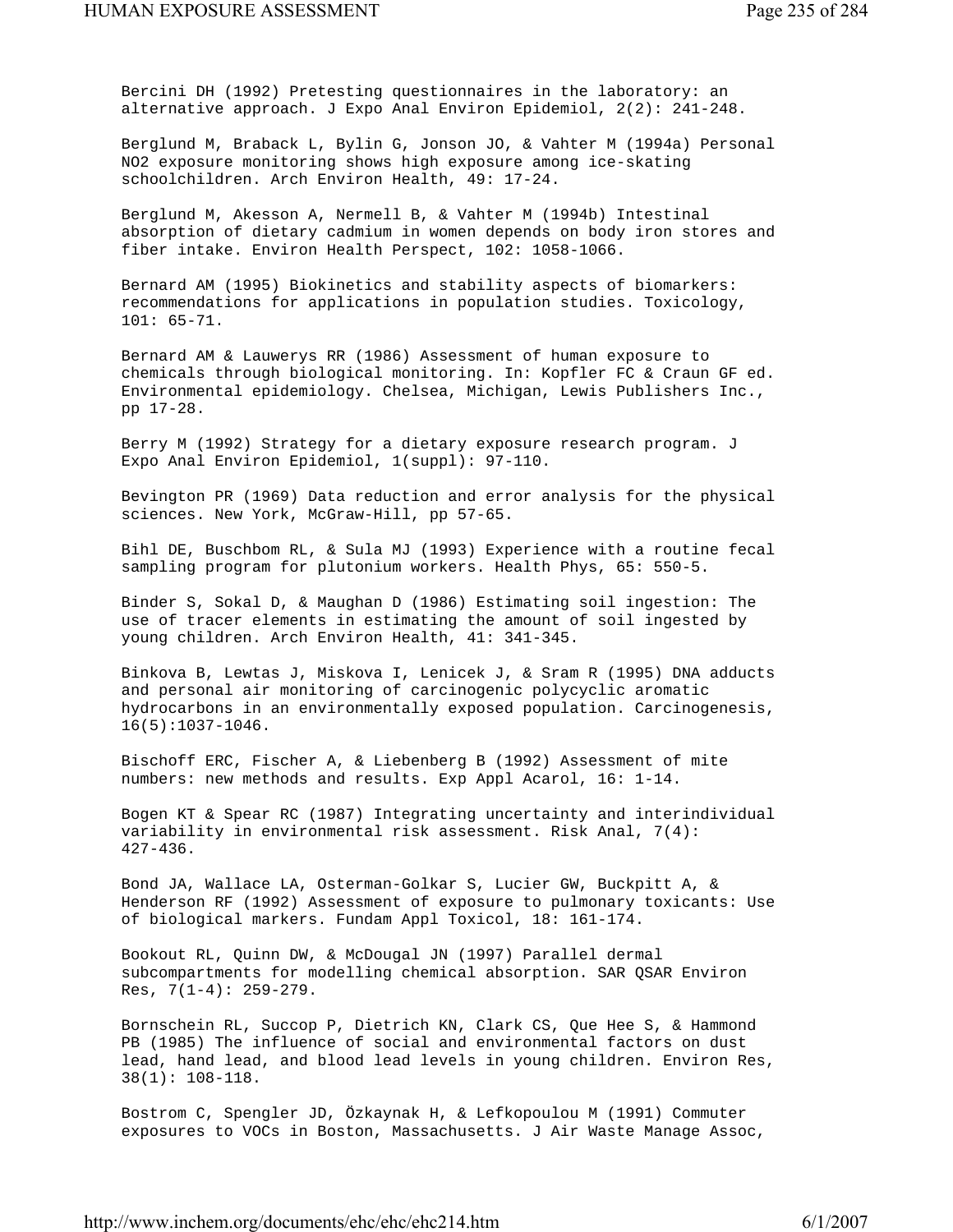Bercini DH (1992) Pretesting questionnaires in the laboratory: an alternative approach. J Expo Anal Environ Epidemiol, 2(2): 241-248.

Berglund M, Braback L, Bylin G, Jonson JO, & Vahter M (1994a) Personal NO2 exposure monitoring shows high exposure among ice-skating schoolchildren. Arch Environ Health, 49: 17-24.

Berglund M, Akesson A, Nermell B, & Vahter M (1994b) Intestinal absorption of dietary cadmium in women depends on body iron stores and fiber intake. Environ Health Perspect, 102: 1058-1066.

Bernard AM (1995) Biokinetics and stability aspects of biomarkers: recommendations for applications in population studies. Toxicology, 101: 65-71.

Bernard AM & Lauwerys RR (1986) Assessment of human exposure to chemicals through biological monitoring. In: Kopfler FC & Craun GF ed. Environmental epidemiology. Chelsea, Michigan, Lewis Publishers Inc., pp 17-28.

Berry M (1992) Strategy for a dietary exposure research program. J Expo Anal Environ Epidemiol, 1(suppl): 97-110.

Bevington PR (1969) Data reduction and error analysis for the physical sciences. New York, McGraw-Hill, pp 57-65.

Bihl DE, Buschbom RL, & Sula MJ (1993) Experience with a routine fecal sampling program for plutonium workers. Health Phys, 65: 550-5.

Binder S, Sokal D, & Maughan D (1986) Estimating soil ingestion: The use of tracer elements in estimating the amount of soil ingested by young children. Arch Environ Health, 41: 341-345.

Binkova B, Lewtas J, Miskova I, Lenicek J, & Sram R (1995) DNA adducts and personal air monitoring of carcinogenic polycyclic aromatic hydrocarbons in an environmentally exposed population. Carcinogenesis, 16(5):1037-1046.

Bischoff ERC, Fischer A, & Liebenberg B (1992) Assessment of mite numbers: new methods and results. Exp Appl Acarol, 16: 1-14.

Bogen KT & Spear RC (1987) Integrating uncertainty and interindividual variability in environmental risk assessment. Risk Anal, 7(4): 427-436.

Bond JA, Wallace LA, Osterman-Golkar S, Lucier GW, Buckpitt A, & Henderson RF (1992) Assessment of exposure to pulmonary toxicants: Use of biological markers. Fundam Appl Toxicol, 18: 161-174.

Bookout RL, Quinn DW, & McDougal JN (1997) Parallel dermal subcompartments for modelling chemical absorption. SAR QSAR Environ Res, 7(1-4): 259-279.

Bornschein RL, Succop P, Dietrich KN, Clark CS, Que Hee S, & Hammond PB (1985) The influence of social and environmental factors on dust lead, hand lead, and blood lead levels in young children. Environ Res, 38(1): 108-118.

Bostrom C, Spengler JD, Özkaynak H, & Lefkopoulou M (1991) Commuter exposures to VOCs in Boston, Massachusetts. J Air Waste Manage Assoc,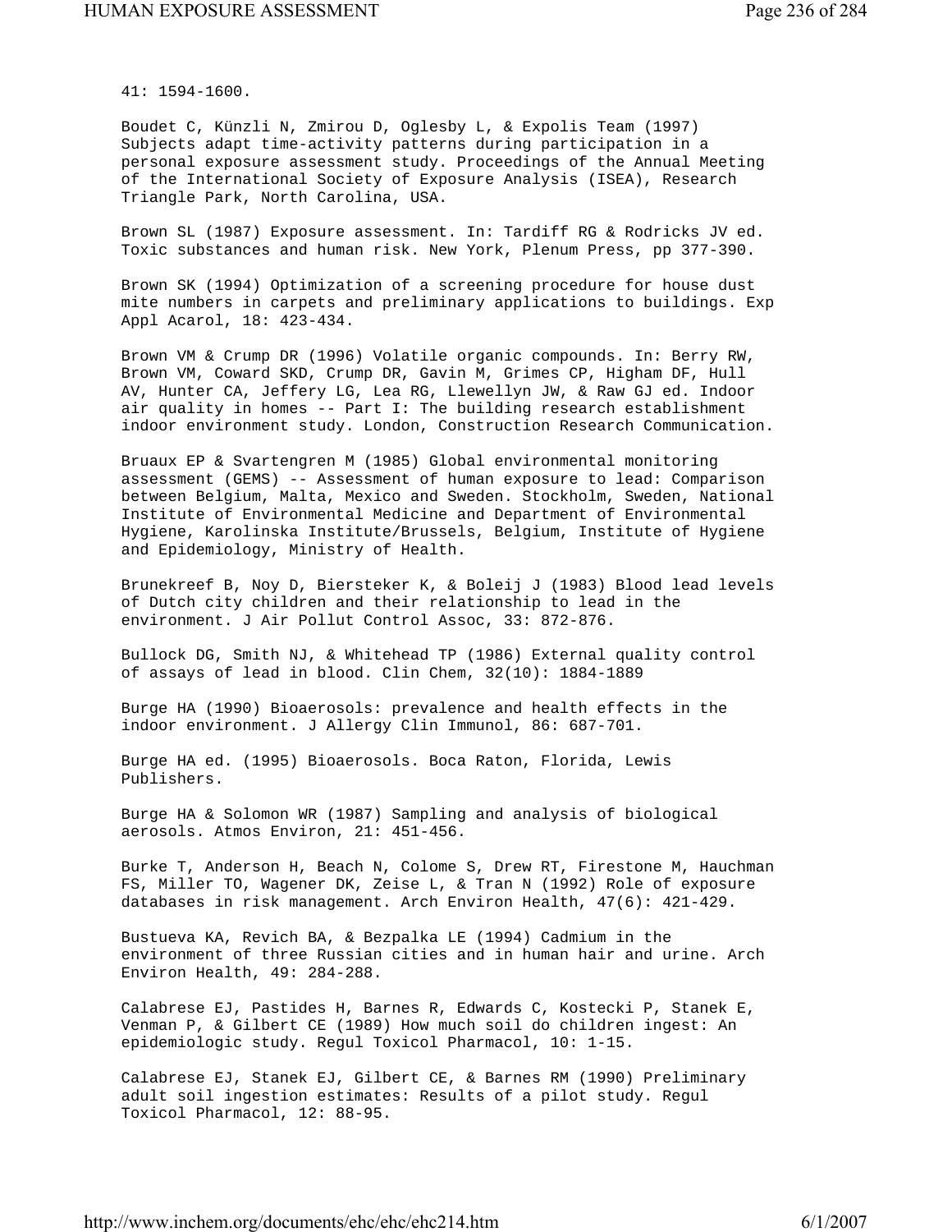41: 1594-1600.

Boudet C, Künzli N, Zmirou D, Oglesby L, & Expolis Team (1997) Subjects adapt time-activity patterns during participation in a personal exposure assessment study. Proceedings of the Annual Meeting of the International Society of Exposure Analysis (ISEA), Research Triangle Park, North Carolina, USA.

Brown SL (1987) Exposure assessment. In: Tardiff RG & Rodricks JV ed. Toxic substances and human risk. New York, Plenum Press, pp 377-390.

Brown SK (1994) Optimization of a screening procedure for house dust mite numbers in carpets and preliminary applications to buildings. Exp Appl Acarol, 18: 423-434.

Brown VM & Crump DR (1996) Volatile organic compounds. In: Berry RW, Brown VM, Coward SKD, Crump DR, Gavin M, Grimes CP, Higham DF, Hull AV, Hunter CA, Jeffery LG, Lea RG, Llewellyn JW, & Raw GJ ed. Indoor air quality in homes -- Part I: The building research establishment indoor environment study. London, Construction Research Communication.

Bruaux EP & Svartengren M (1985) Global environmental monitoring assessment (GEMS) -- Assessment of human exposure to lead: Comparison between Belgium, Malta, Mexico and Sweden. Stockholm, Sweden, National Institute of Environmental Medicine and Department of Environmental Hygiene, Karolinska Institute/Brussels, Belgium, Institute of Hygiene and Epidemiology, Ministry of Health.

Brunekreef B, Noy D, Biersteker K, & Boleij J (1983) Blood lead levels of Dutch city children and their relationship to lead in the environment. J Air Pollut Control Assoc, 33: 872-876.

Bullock DG, Smith NJ, & Whitehead TP (1986) External quality control of assays of lead in blood. Clin Chem, 32(10): 1884-1889

Burge HA (1990) Bioaerosols: prevalence and health effects in the indoor environment. J Allergy Clin Immunol, 86: 687-701.

Burge HA ed. (1995) Bioaerosols. Boca Raton, Florida, Lewis Publishers.

Burge HA & Solomon WR (1987) Sampling and analysis of biological aerosols. Atmos Environ, 21: 451-456.

Burke T, Anderson H, Beach N, Colome S, Drew RT, Firestone M, Hauchman FS, Miller TO, Wagener DK, Zeise L, & Tran N (1992) Role of exposure databases in risk management. Arch Environ Health, 47(6): 421-429.

Bustueva KA, Revich BA, & Bezpalka LE (1994) Cadmium in the environment of three Russian cities and in human hair and urine. Arch Environ Health, 49: 284-288.

Calabrese EJ, Pastides H, Barnes R, Edwards C, Kostecki P, Stanek E, Venman P, & Gilbert CE (1989) How much soil do children ingest: An epidemiologic study. Regul Toxicol Pharmacol, 10: 1-15.

Calabrese EJ, Stanek EJ, Gilbert CE, & Barnes RM (1990) Preliminary adult soil ingestion estimates: Results of a pilot study. Regul Toxicol Pharmacol, 12: 88-95.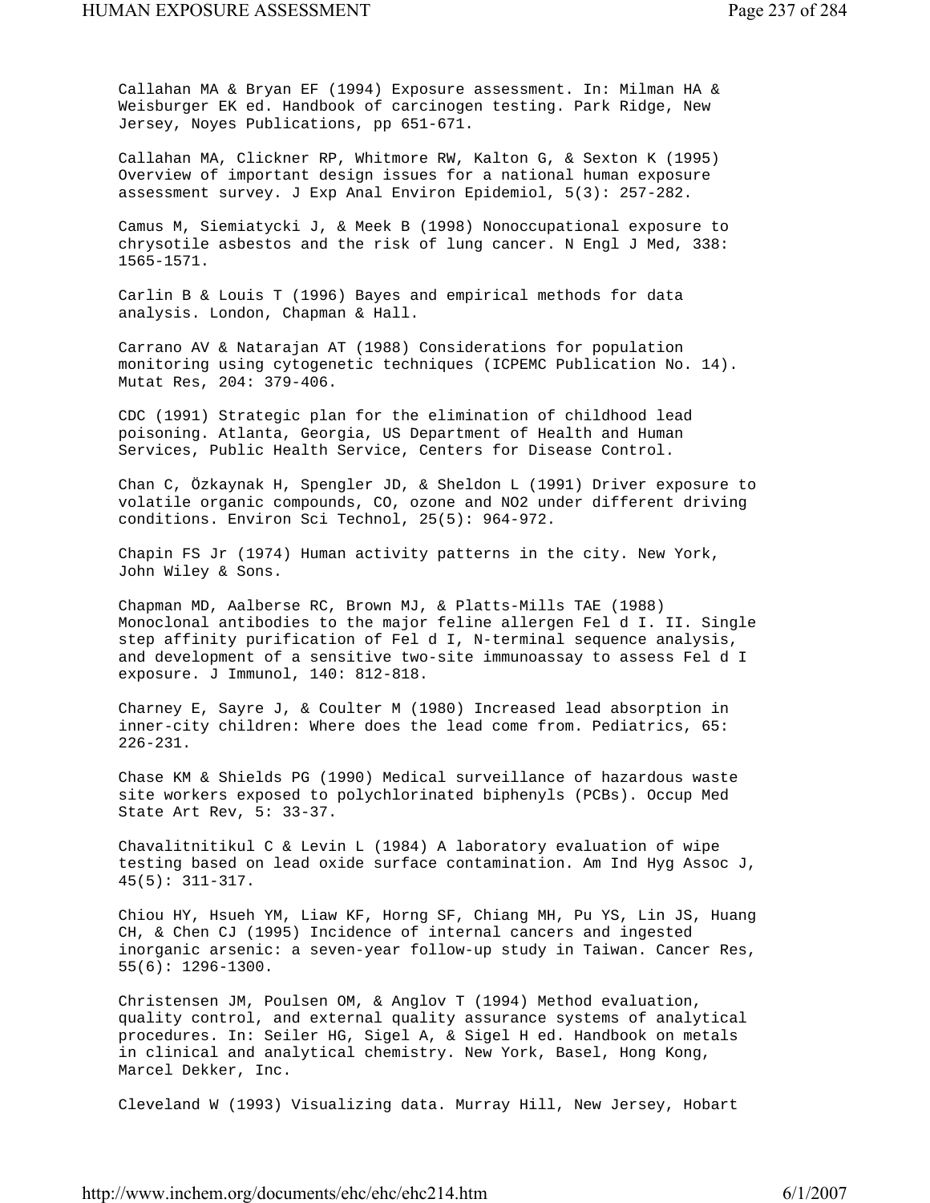Callahan MA & Bryan EF (1994) Exposure assessment. In: Milman HA & Weisburger EK ed. Handbook of carcinogen testing. Park Ridge, New Jersey, Noyes Publications, pp 651-671.

Callahan MA, Clickner RP, Whitmore RW, Kalton G, & Sexton K (1995) Overview of important design issues for a national human exposure assessment survey. J Exp Anal Environ Epidemiol, 5(3): 257-282.

Camus M, Siemiatycki J, & Meek B (1998) Nonoccupational exposure to chrysotile asbestos and the risk of lung cancer. N Engl J Med, 338: 1565-1571.

Carlin B & Louis T (1996) Bayes and empirical methods for data analysis. London, Chapman & Hall.

Carrano AV & Natarajan AT (1988) Considerations for population monitoring using cytogenetic techniques (ICPEMC Publication No. 14). Mutat Res, 204: 379-406.

CDC (1991) Strategic plan for the elimination of childhood lead poisoning. Atlanta, Georgia, US Department of Health and Human Services, Public Health Service, Centers for Disease Control.

Chan C, Özkaynak H, Spengler JD, & Sheldon L (1991) Driver exposure to volatile organic compounds, CO, ozone and NO2 under different driving conditions. Environ Sci Technol, 25(5): 964-972.

Chapin FS Jr (1974) Human activity patterns in the city. New York, John Wiley & Sons.

Chapman MD, Aalberse RC, Brown MJ, & Platts-Mills TAE (1988) Monoclonal antibodies to the major feline allergen Fel d I. II. Single step affinity purification of Fel d I, N-terminal sequence analysis, and development of a sensitive two-site immunoassay to assess Fel d I exposure. J Immunol, 140: 812-818.

Charney E, Sayre J, & Coulter M (1980) Increased lead absorption in inner-city children: Where does the lead come from. Pediatrics, 65: 226-231.

Chase KM & Shields PG (1990) Medical surveillance of hazardous waste site workers exposed to polychlorinated biphenyls (PCBs). Occup Med State Art Rev, 5: 33-37.

Chavalitnitikul C & Levin L (1984) A laboratory evaluation of wipe testing based on lead oxide surface contamination. Am Ind Hyg Assoc J, 45(5): 311-317.

Chiou HY, Hsueh YM, Liaw KF, Horng SF, Chiang MH, Pu YS, Lin JS, Huang CH, & Chen CJ (1995) Incidence of internal cancers and ingested inorganic arsenic: a seven-year follow-up study in Taiwan. Cancer Res, 55(6): 1296-1300.

Christensen JM, Poulsen OM, & Anglov T (1994) Method evaluation, quality control, and external quality assurance systems of analytical procedures. In: Seiler HG, Sigel A, & Sigel H ed. Handbook on metals in clinical and analytical chemistry. New York, Basel, Hong Kong, Marcel Dekker, Inc.

Cleveland W (1993) Visualizing data. Murray Hill, New Jersey, Hobart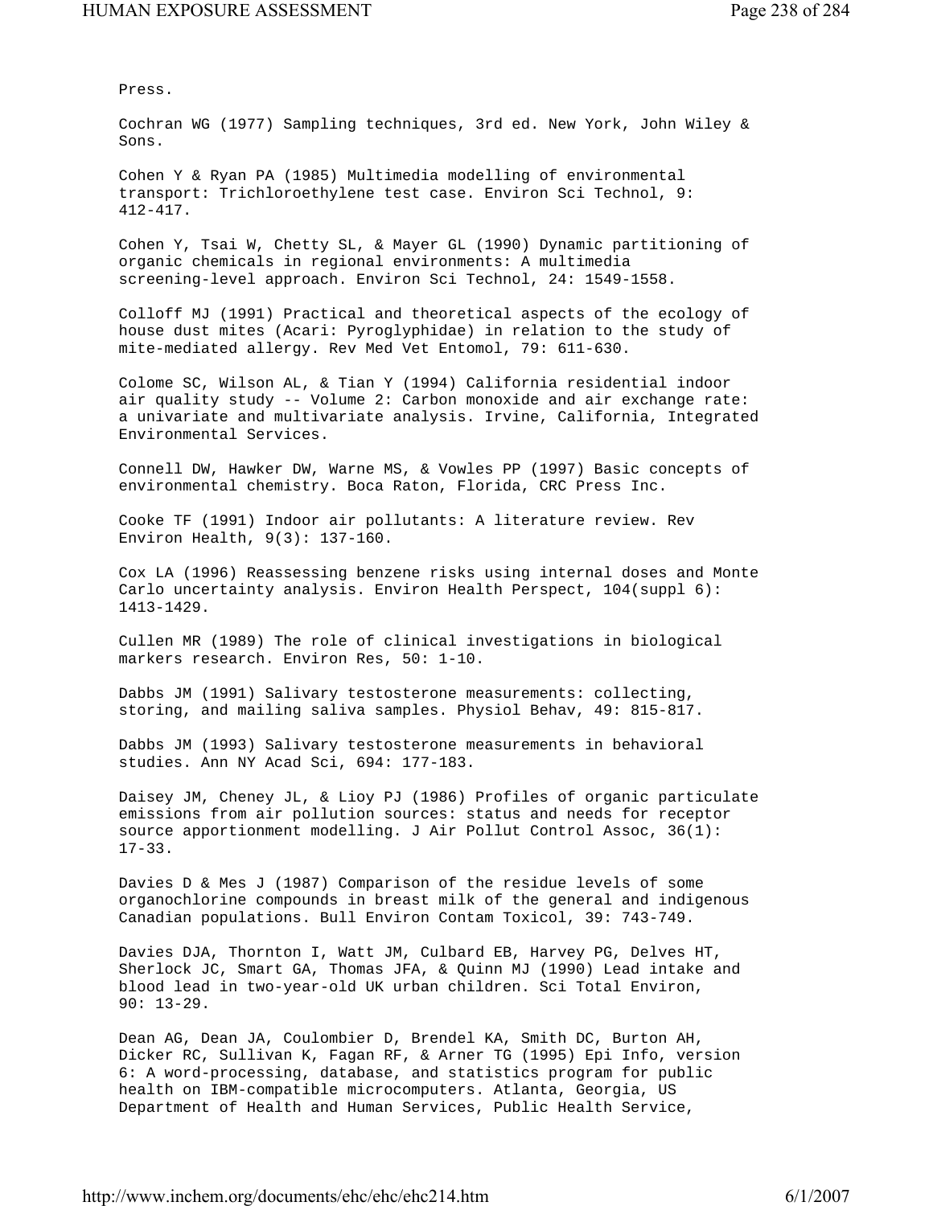Press.

Cochran WG (1977) Sampling techniques, 3rd ed. New York, John Wiley & Sons.

Cohen Y & Ryan PA (1985) Multimedia modelling of environmental transport: Trichloroethylene test case. Environ Sci Technol, 9: 412-417.

Cohen Y, Tsai W, Chetty SL, & Mayer GL (1990) Dynamic partitioning of organic chemicals in regional environments: A multimedia screening-level approach. Environ Sci Technol, 24: 1549-1558.

Colloff MJ (1991) Practical and theoretical aspects of the ecology of house dust mites (Acari: Pyroglyphidae) in relation to the study of mite-mediated allergy. Rev Med Vet Entomol, 79: 611-630.

Colome SC, Wilson AL, & Tian Y (1994) California residential indoor air quality study -- Volume 2: Carbon monoxide and air exchange rate: a univariate and multivariate analysis. Irvine, California, Integrated Environmental Services.

Connell DW, Hawker DW, Warne MS, & Vowles PP (1997) Basic concepts of environmental chemistry. Boca Raton, Florida, CRC Press Inc.

Cooke TF (1991) Indoor air pollutants: A literature review. Rev Environ Health, 9(3): 137-160.

Cox LA (1996) Reassessing benzene risks using internal doses and Monte Carlo uncertainty analysis. Environ Health Perspect, 104(suppl 6): 1413-1429.

Cullen MR (1989) The role of clinical investigations in biological markers research. Environ Res, 50: 1-10.

Dabbs JM (1991) Salivary testosterone measurements: collecting, storing, and mailing saliva samples. Physiol Behav, 49: 815-817.

Dabbs JM (1993) Salivary testosterone measurements in behavioral studies. Ann NY Acad Sci, 694: 177-183.

Daisey JM, Cheney JL, & Lioy PJ (1986) Profiles of organic particulate emissions from air pollution sources: status and needs for receptor source apportionment modelling. J Air Pollut Control Assoc, 36(1): 17-33.

Davies D & Mes J (1987) Comparison of the residue levels of some organochlorine compounds in breast milk of the general and indigenous Canadian populations. Bull Environ Contam Toxicol, 39: 743-749.

Davies DJA, Thornton I, Watt JM, Culbard EB, Harvey PG, Delves HT, Sherlock JC, Smart GA, Thomas JFA, & Quinn MJ (1990) Lead intake and blood lead in two-year-old UK urban children. Sci Total Environ, 90: 13-29.

Dean AG, Dean JA, Coulombier D, Brendel KA, Smith DC, Burton AH, Dicker RC, Sullivan K, Fagan RF, & Arner TG (1995) Epi Info, version 6: A word-processing, database, and statistics program for public health on IBM-compatible microcomputers. Atlanta, Georgia, US Department of Health and Human Services, Public Health Service,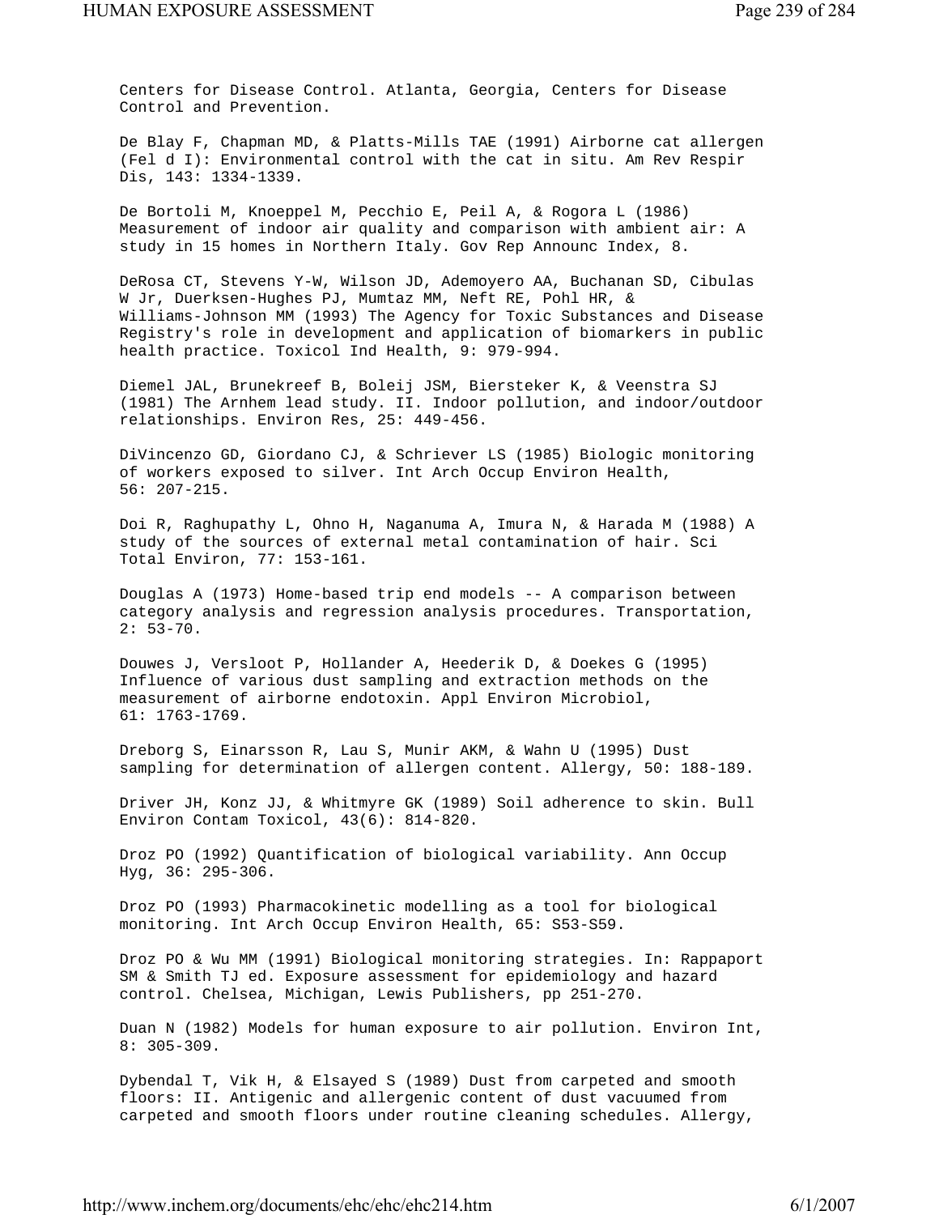Centers for Disease Control. Atlanta, Georgia, Centers for Disease Control and Prevention.

De Blay F, Chapman MD, & Platts-Mills TAE (1991) Airborne cat allergen (Fel d I): Environmental control with the cat in situ. Am Rev Respir Dis, 143: 1334-1339.

De Bortoli M, Knoeppel M, Pecchio E, Peil A, & Rogora L (1986) Measurement of indoor air quality and comparison with ambient air: A study in 15 homes in Northern Italy. Gov Rep Announc Index, 8.

DeRosa CT, Stevens Y-W, Wilson JD, Ademoyero AA, Buchanan SD, Cibulas W Jr, Duerksen-Hughes PJ, Mumtaz MM, Neft RE, Pohl HR, & Williams-Johnson MM (1993) The Agency for Toxic Substances and Disease Registry's role in development and application of biomarkers in public health practice. Toxicol Ind Health, 9: 979-994.

Diemel JAL, Brunekreef B, Boleij JSM, Biersteker K, & Veenstra SJ (1981) The Arnhem lead study. II. Indoor pollution, and indoor/outdoor relationships. Environ Res, 25: 449-456.

DiVincenzo GD, Giordano CJ, & Schriever LS (1985) Biologic monitoring of workers exposed to silver. Int Arch Occup Environ Health, 56: 207-215.

Doi R, Raghupathy L, Ohno H, Naganuma A, Imura N, & Harada M (1988) A study of the sources of external metal contamination of hair. Sci Total Environ, 77: 153-161.

Douglas A (1973) Home-based trip end models -- A comparison between category analysis and regression analysis procedures. Transportation, 2: 53-70.

Douwes J, Versloot P, Hollander A, Heederik D, & Doekes G (1995) Influence of various dust sampling and extraction methods on the measurement of airborne endotoxin. Appl Environ Microbiol, 61: 1763-1769.

Dreborg S, Einarsson R, Lau S, Munir AKM, & Wahn U (1995) Dust sampling for determination of allergen content. Allergy, 50: 188-189.

Driver JH, Konz JJ, & Whitmyre GK (1989) Soil adherence to skin. Bull Environ Contam Toxicol, 43(6): 814-820.

Droz PO (1992) Quantification of biological variability. Ann Occup Hyg, 36: 295-306.

Droz PO (1993) Pharmacokinetic modelling as a tool for biological monitoring. Int Arch Occup Environ Health, 65: S53-S59.

Droz PO & Wu MM (1991) Biological monitoring strategies. In: Rappaport SM & Smith TJ ed. Exposure assessment for epidemiology and hazard control. Chelsea, Michigan, Lewis Publishers, pp 251-270.

Duan N (1982) Models for human exposure to air pollution. Environ Int, 8: 305-309.

Dybendal T, Vik H, & Elsayed S (1989) Dust from carpeted and smooth floors: II. Antigenic and allergenic content of dust vacuumed from carpeted and smooth floors under routine cleaning schedules. Allergy,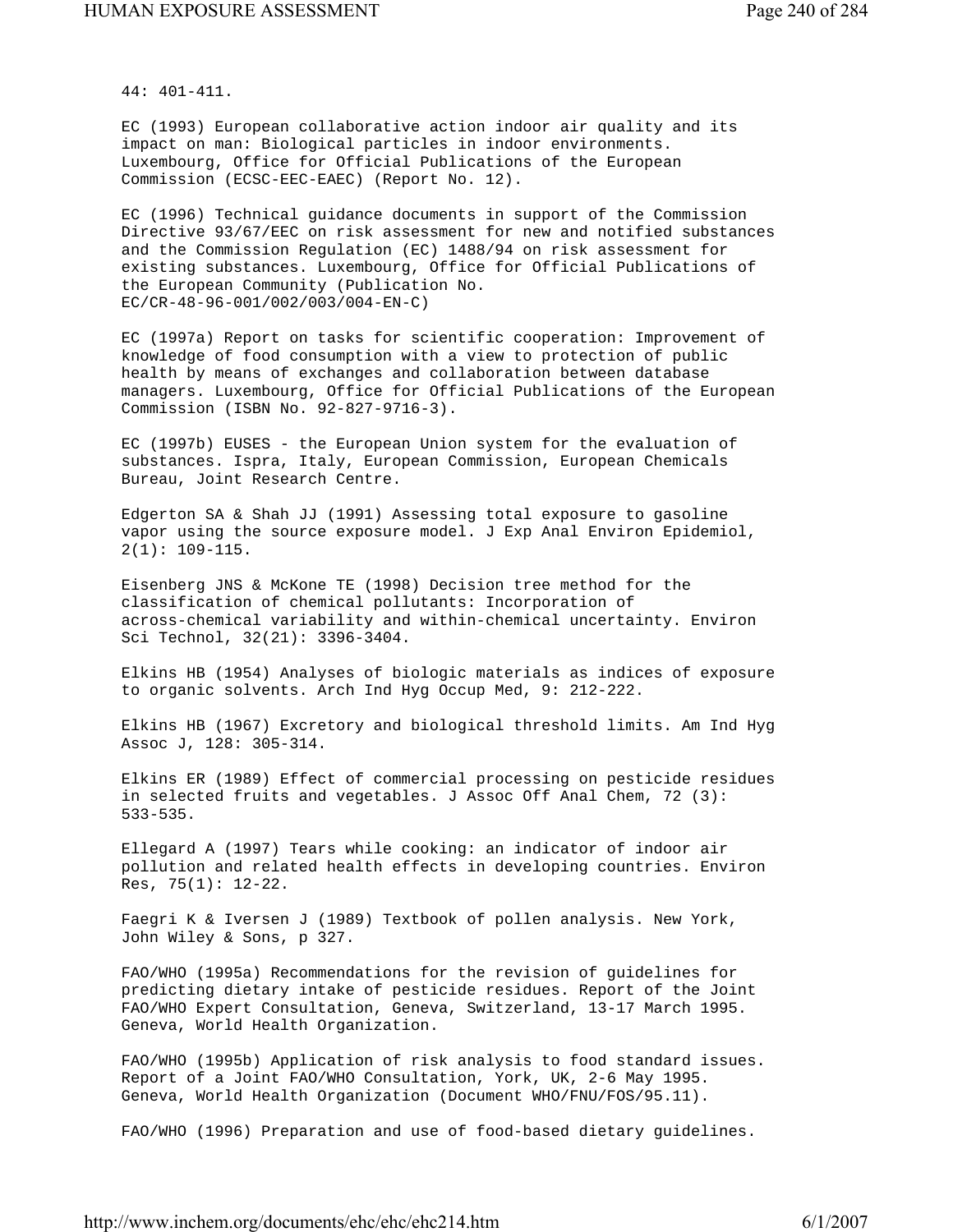44: 401-411.

EC (1993) European collaborative action indoor air quality and its impact on man: Biological particles in indoor environments. Luxembourg, Office for Official Publications of the European Commission (ECSC-EEC-EAEC) (Report No. 12).

EC (1996) Technical guidance documents in support of the Commission Directive 93/67/EEC on risk assessment for new and notified substances and the Commission Regulation (EC) 1488/94 on risk assessment for existing substances. Luxembourg, Office for Official Publications of the European Community (Publication No. EC/CR-48-96-001/002/003/004-EN-C)

EC (1997a) Report on tasks for scientific cooperation: Improvement of knowledge of food consumption with a view to protection of public health by means of exchanges and collaboration between database managers. Luxembourg, Office for Official Publications of the European Commission (ISBN No. 92-827-9716-3).

EC (1997b) EUSES - the European Union system for the evaluation of substances. Ispra, Italy, European Commission, European Chemicals Bureau, Joint Research Centre.

Edgerton SA & Shah JJ (1991) Assessing total exposure to gasoline vapor using the source exposure model. J Exp Anal Environ Epidemiol, 2(1): 109-115.

Eisenberg JNS & McKone TE (1998) Decision tree method for the classification of chemical pollutants: Incorporation of across-chemical variability and within-chemical uncertainty. Environ Sci Technol, 32(21): 3396-3404.

Elkins HB (1954) Analyses of biologic materials as indices of exposure to organic solvents. Arch Ind Hyg Occup Med, 9: 212-222.

Elkins HB (1967) Excretory and biological threshold limits. Am Ind Hyg Assoc J, 128: 305-314.

Elkins ER (1989) Effect of commercial processing on pesticide residues in selected fruits and vegetables. J Assoc Off Anal Chem, 72 (3): 533-535.

Ellegard A (1997) Tears while cooking: an indicator of indoor air pollution and related health effects in developing countries. Environ Res, 75(1): 12-22.

Faegri K & Iversen J (1989) Textbook of pollen analysis. New York, John Wiley & Sons, p 327.

FAO/WHO (1995a) Recommendations for the revision of guidelines for predicting dietary intake of pesticide residues. Report of the Joint FAO/WHO Expert Consultation, Geneva, Switzerland, 13-17 March 1995. Geneva, World Health Organization.

FAO/WHO (1995b) Application of risk analysis to food standard issues. Report of a Joint FAO/WHO Consultation, York, UK, 2-6 May 1995. Geneva, World Health Organization (Document WHO/FNU/FOS/95.11).

FAO/WHO (1996) Preparation and use of food-based dietary guidelines.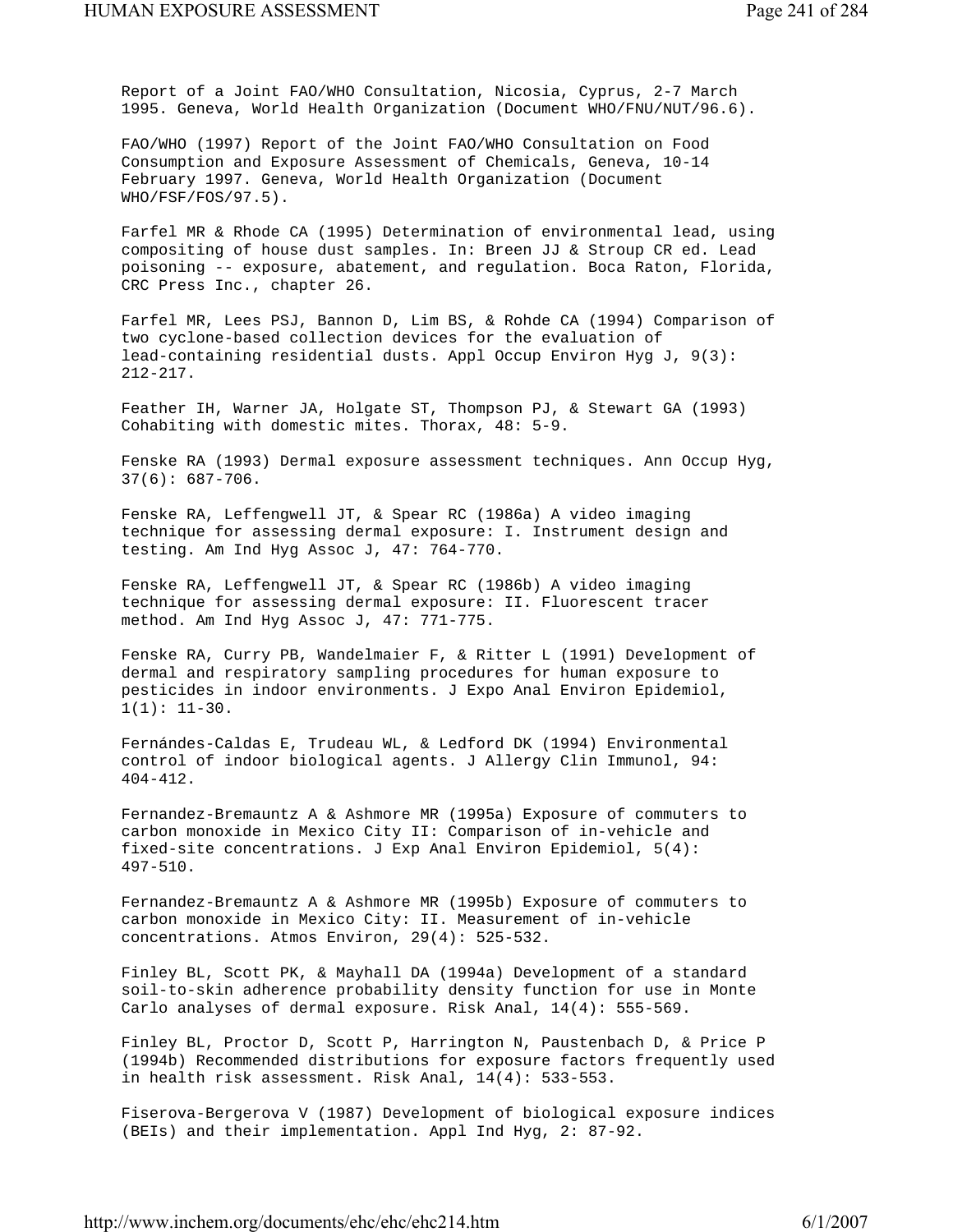Report of a Joint FAO/WHO Consultation, Nicosia, Cyprus, 2-7 March 1995. Geneva, World Health Organization (Document WHO/FNU/NUT/96.6).

FAO/WHO (1997) Report of the Joint FAO/WHO Consultation on Food Consumption and Exposure Assessment of Chemicals, Geneva, 10-14 February 1997. Geneva, World Health Organization (Document WHO/FSF/FOS/97.5).

Farfel MR & Rhode CA (1995) Determination of environmental lead, using compositing of house dust samples. In: Breen JJ & Stroup CR ed. Lead poisoning -- exposure, abatement, and regulation. Boca Raton, Florida, CRC Press Inc., chapter 26.

Farfel MR, Lees PSJ, Bannon D, Lim BS, & Rohde CA (1994) Comparison of two cyclone-based collection devices for the evaluation of lead-containing residential dusts. Appl Occup Environ Hyg J, 9(3): 212-217.

Feather IH, Warner JA, Holgate ST, Thompson PJ, & Stewart GA (1993) Cohabiting with domestic mites. Thorax, 48: 5-9.

Fenske RA (1993) Dermal exposure assessment techniques. Ann Occup Hyg, 37(6): 687-706.

Fenske RA, Leffengwell JT, & Spear RC (1986a) A video imaging technique for assessing dermal exposure: I. Instrument design and testing. Am Ind Hyg Assoc J, 47: 764-770.

Fenske RA, Leffengwell JT, & Spear RC (1986b) A video imaging technique for assessing dermal exposure: II. Fluorescent tracer method. Am Ind Hyg Assoc J, 47: 771-775.

Fenske RA, Curry PB, Wandelmaier F, & Ritter L (1991) Development of dermal and respiratory sampling procedures for human exposure to pesticides in indoor environments. J Expo Anal Environ Epidemiol, 1(1): 11-30.

Fernándes-Caldas E, Trudeau WL, & Ledford DK (1994) Environmental control of indoor biological agents. J Allergy Clin Immunol, 94: 404-412.

Fernandez-Bremauntz A & Ashmore MR (1995a) Exposure of commuters to carbon monoxide in Mexico City II: Comparison of in-vehicle and fixed-site concentrations. J Exp Anal Environ Epidemiol, 5(4): 497-510.

Fernandez-Bremauntz A & Ashmore MR (1995b) Exposure of commuters to carbon monoxide in Mexico City: II. Measurement of in-vehicle concentrations. Atmos Environ, 29(4): 525-532.

Finley BL, Scott PK, & Mayhall DA (1994a) Development of a standard soil-to-skin adherence probability density function for use in Monte Carlo analyses of dermal exposure. Risk Anal, 14(4): 555-569.

Finley BL, Proctor D, Scott P, Harrington N, Paustenbach D, & Price P (1994b) Recommended distributions for exposure factors frequently used in health risk assessment. Risk Anal, 14(4): 533-553.

Fiserova-Bergerova V (1987) Development of biological exposure indices (BEIs) and their implementation. Appl Ind Hyg, 2: 87-92.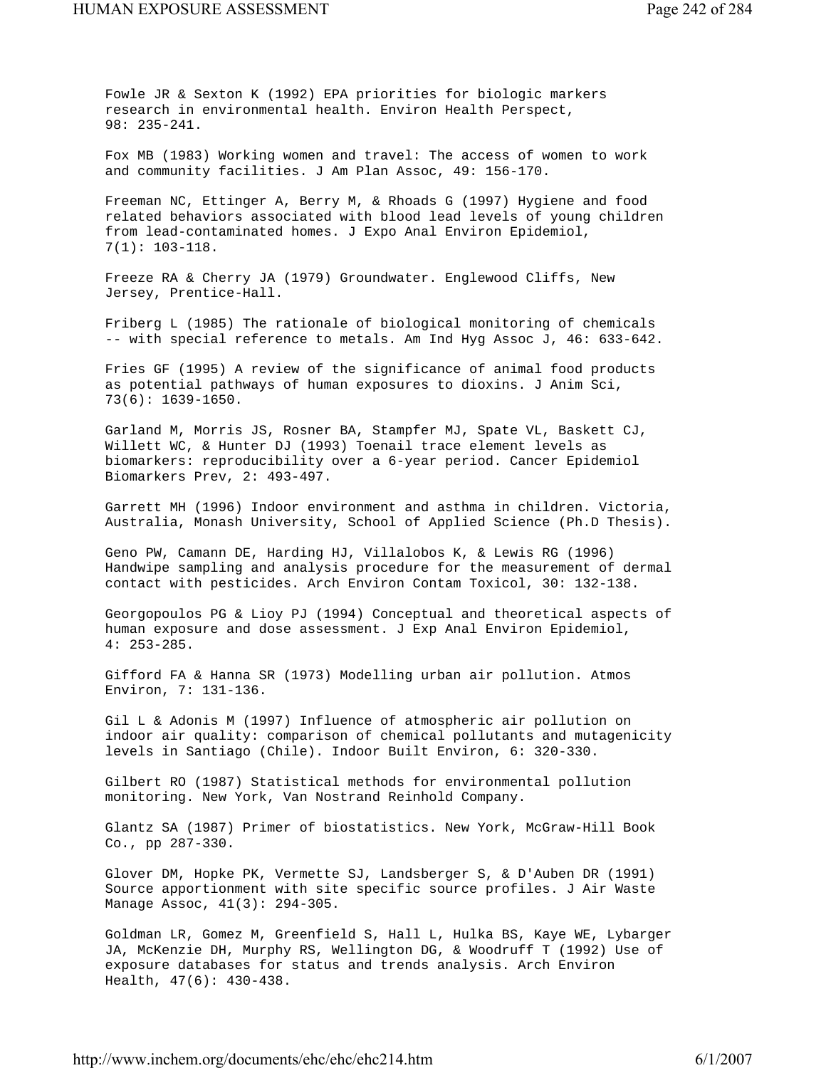Fowle JR & Sexton K (1992) EPA priorities for biologic markers research in environmental health. Environ Health Perspect, 98: 235-241.

Fox MB (1983) Working women and travel: The access of women to work and community facilities. J Am Plan Assoc, 49: 156-170.

Freeman NC, Ettinger A, Berry M, & Rhoads G (1997) Hygiene and food related behaviors associated with blood lead levels of young children from lead-contaminated homes. J Expo Anal Environ Epidemiol, 7(1): 103-118.

Freeze RA & Cherry JA (1979) Groundwater. Englewood Cliffs, New Jersey, Prentice-Hall.

Friberg L (1985) The rationale of biological monitoring of chemicals -- with special reference to metals. Am Ind Hyg Assoc J, 46: 633-642.

Fries GF (1995) A review of the significance of animal food products as potential pathways of human exposures to dioxins. J Anim Sci, 73(6): 1639-1650.

Garland M, Morris JS, Rosner BA, Stampfer MJ, Spate VL, Baskett CJ, Willett WC, & Hunter DJ (1993) Toenail trace element levels as biomarkers: reproducibility over a 6-year period. Cancer Epidemiol Biomarkers Prev, 2: 493-497.

Garrett MH (1996) Indoor environment and asthma in children. Victoria, Australia, Monash University, School of Applied Science (Ph.D Thesis).

Geno PW, Camann DE, Harding HJ, Villalobos K, & Lewis RG (1996) Handwipe sampling and analysis procedure for the measurement of dermal contact with pesticides. Arch Environ Contam Toxicol, 30: 132-138.

Georgopoulos PG & Lioy PJ (1994) Conceptual and theoretical aspects of human exposure and dose assessment. J Exp Anal Environ Epidemiol, 4: 253-285.

Gifford FA & Hanna SR (1973) Modelling urban air pollution. Atmos Environ, 7: 131-136.

Gil L & Adonis M (1997) Influence of atmospheric air pollution on indoor air quality: comparison of chemical pollutants and mutagenicity levels in Santiago (Chile). Indoor Built Environ, 6: 320-330.

Gilbert RO (1987) Statistical methods for environmental pollution monitoring. New York, Van Nostrand Reinhold Company.

Glantz SA (1987) Primer of biostatistics. New York, McGraw-Hill Book Co., pp 287-330.

Glover DM, Hopke PK, Vermette SJ, Landsberger S, & D'Auben DR (1991) Source apportionment with site specific source profiles. J Air Waste Manage Assoc, 41(3): 294-305.

Goldman LR, Gomez M, Greenfield S, Hall L, Hulka BS, Kaye WE, Lybarger JA, McKenzie DH, Murphy RS, Wellington DG, & Woodruff T (1992) Use of exposure databases for status and trends analysis. Arch Environ Health, 47(6): 430-438.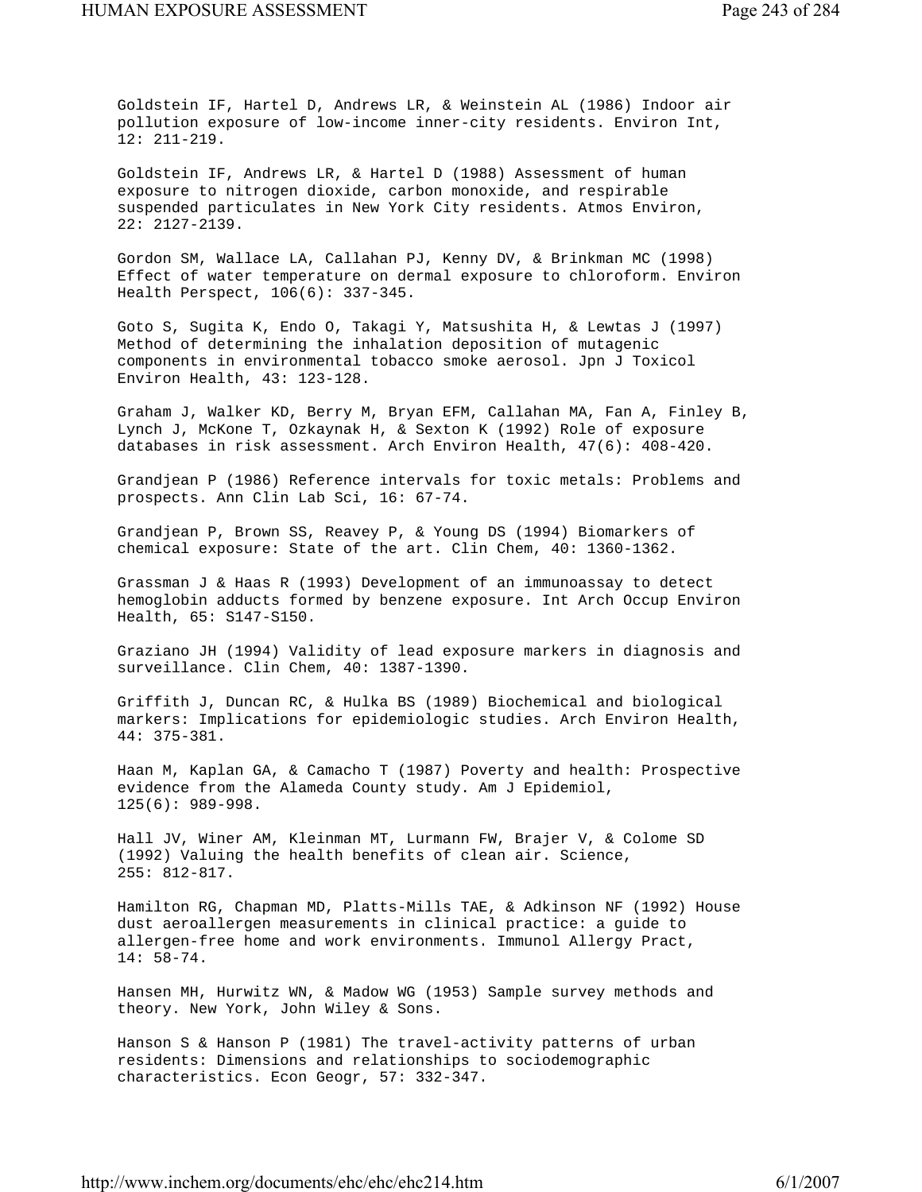Goldstein IF, Hartel D, Andrews LR, & Weinstein AL (1986) Indoor air pollution exposure of low-income inner-city residents. Environ Int, 12: 211-219.

Goldstein IF, Andrews LR, & Hartel D (1988) Assessment of human exposure to nitrogen dioxide, carbon monoxide, and respirable suspended particulates in New York City residents. Atmos Environ, 22: 2127-2139.

Gordon SM, Wallace LA, Callahan PJ, Kenny DV, & Brinkman MC (1998) Effect of water temperature on dermal exposure to chloroform. Environ Health Perspect, 106(6): 337-345.

Goto S, Sugita K, Endo O, Takagi Y, Matsushita H, & Lewtas J (1997) Method of determining the inhalation deposition of mutagenic components in environmental tobacco smoke aerosol. Jpn J Toxicol Environ Health, 43: 123-128.

Graham J, Walker KD, Berry M, Bryan EFM, Callahan MA, Fan A, Finley B, Lynch J, McKone T, Ozkaynak H, & Sexton K (1992) Role of exposure databases in risk assessment. Arch Environ Health, 47(6): 408-420.

Grandjean P (1986) Reference intervals for toxic metals: Problems and prospects. Ann Clin Lab Sci, 16: 67-74.

Grandjean P, Brown SS, Reavey P, & Young DS (1994) Biomarkers of chemical exposure: State of the art. Clin Chem, 40: 1360-1362.

Grassman J & Haas R (1993) Development of an immunoassay to detect hemoglobin adducts formed by benzene exposure. Int Arch Occup Environ Health, 65: S147-S150.

Graziano JH (1994) Validity of lead exposure markers in diagnosis and surveillance. Clin Chem, 40: 1387-1390.

Griffith J, Duncan RC, & Hulka BS (1989) Biochemical and biological markers: Implications for epidemiologic studies. Arch Environ Health, 44: 375-381.

Haan M, Kaplan GA, & Camacho T (1987) Poverty and health: Prospective evidence from the Alameda County study. Am J Epidemiol, 125(6): 989-998.

Hall JV, Winer AM, Kleinman MT, Lurmann FW, Brajer V, & Colome SD (1992) Valuing the health benefits of clean air. Science, 255: 812-817.

Hamilton RG, Chapman MD, Platts-Mills TAE, & Adkinson NF (1992) House dust aeroallergen measurements in clinical practice: a guide to allergen-free home and work environments. Immunol Allergy Pract, 14: 58-74.

Hansen MH, Hurwitz WN, & Madow WG (1953) Sample survey methods and theory. New York, John Wiley & Sons.

Hanson S & Hanson P (1981) The travel-activity patterns of urban residents: Dimensions and relationships to sociodemographic characteristics. Econ Geogr, 57: 332-347.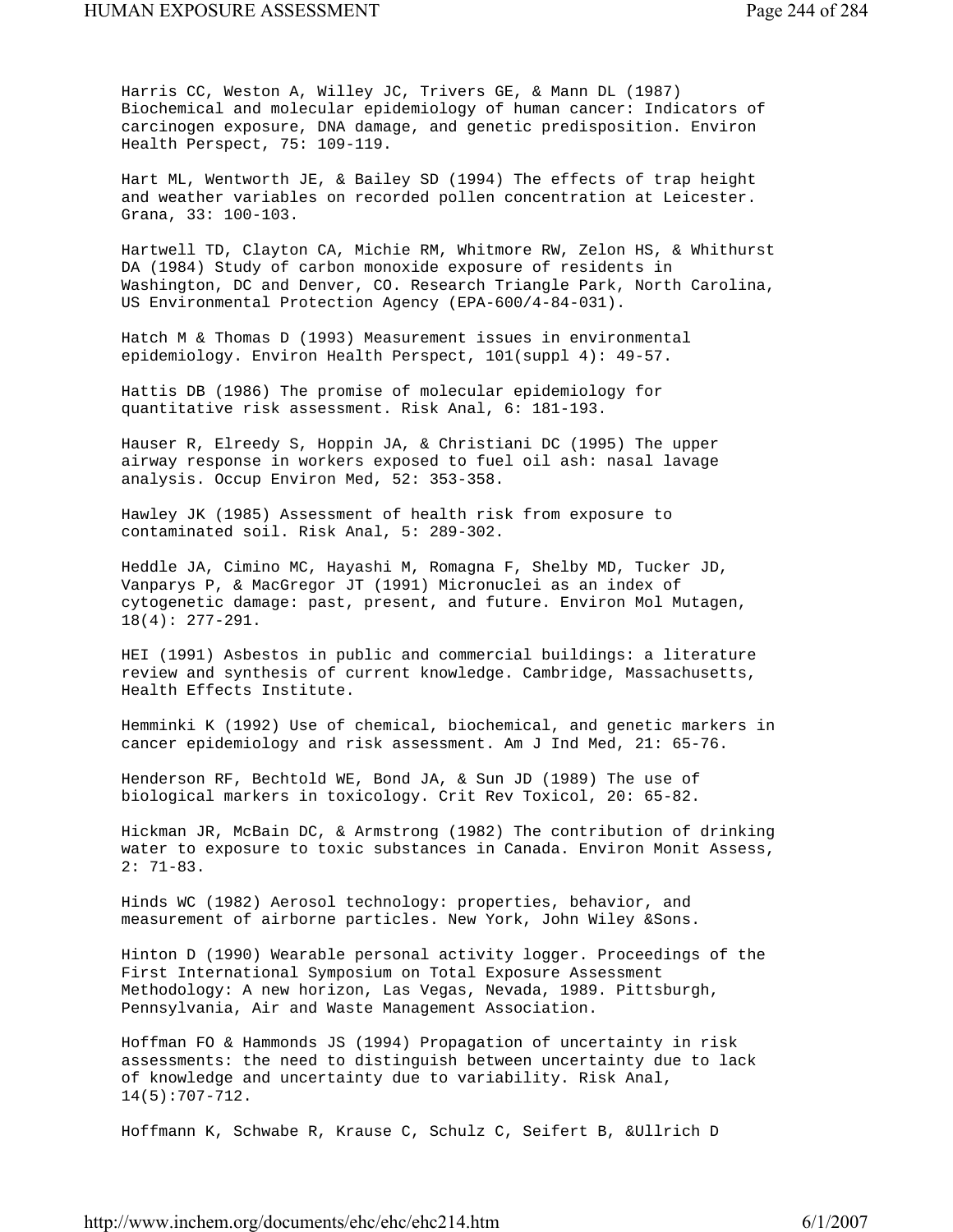Harris CC, Weston A, Willey JC, Trivers GE, & Mann DL (1987) Biochemical and molecular epidemiology of human cancer: Indicators of carcinogen exposure, DNA damage, and genetic predisposition. Environ Health Perspect, 75: 109-119.

Hart ML, Wentworth JE, & Bailey SD (1994) The effects of trap height and weather variables on recorded pollen concentration at Leicester. Grana, 33: 100-103.

Hartwell TD, Clayton CA, Michie RM, Whitmore RW, Zelon HS, & Whithurst DA (1984) Study of carbon monoxide exposure of residents in Washington, DC and Denver, CO. Research Triangle Park, North Carolina, US Environmental Protection Agency (EPA-600/4-84-031).

Hatch M & Thomas D (1993) Measurement issues in environmental epidemiology. Environ Health Perspect, 101(suppl 4): 49-57.

Hattis DB (1986) The promise of molecular epidemiology for quantitative risk assessment. Risk Anal, 6: 181-193.

Hauser R, Elreedy S, Hoppin JA, & Christiani DC (1995) The upper airway response in workers exposed to fuel oil ash: nasal lavage analysis. Occup Environ Med, 52: 353-358.

Hawley JK (1985) Assessment of health risk from exposure to contaminated soil. Risk Anal, 5: 289-302.

Heddle JA, Cimino MC, Hayashi M, Romagna F, Shelby MD, Tucker JD, Vanparys P, & MacGregor JT (1991) Micronuclei as an index of cytogenetic damage: past, present, and future. Environ Mol Mutagen, 18(4): 277-291.

HEI (1991) Asbestos in public and commercial buildings: a literature review and synthesis of current knowledge. Cambridge, Massachusetts, Health Effects Institute.

Hemminki K (1992) Use of chemical, biochemical, and genetic markers in cancer epidemiology and risk assessment. Am J Ind Med, 21: 65-76.

Henderson RF, Bechtold WE, Bond JA, & Sun JD (1989) The use of biological markers in toxicology. Crit Rev Toxicol, 20: 65-82.

Hickman JR, McBain DC, & Armstrong (1982) The contribution of drinking water to exposure to toxic substances in Canada. Environ Monit Assess, 2: 71-83.

Hinds WC (1982) Aerosol technology: properties, behavior, and measurement of airborne particles. New York, John Wiley &Sons.

Hinton D (1990) Wearable personal activity logger. Proceedings of the First International Symposium on Total Exposure Assessment Methodology: A new horizon, Las Vegas, Nevada, 1989. Pittsburgh, Pennsylvania, Air and Waste Management Association.

Hoffman FO & Hammonds JS (1994) Propagation of uncertainty in risk assessments: the need to distinguish between uncertainty due to lack of knowledge and uncertainty due to variability. Risk Anal, 14(5):707-712.

Hoffmann K, Schwabe R, Krause C, Schulz C, Seifert B, &Ullrich D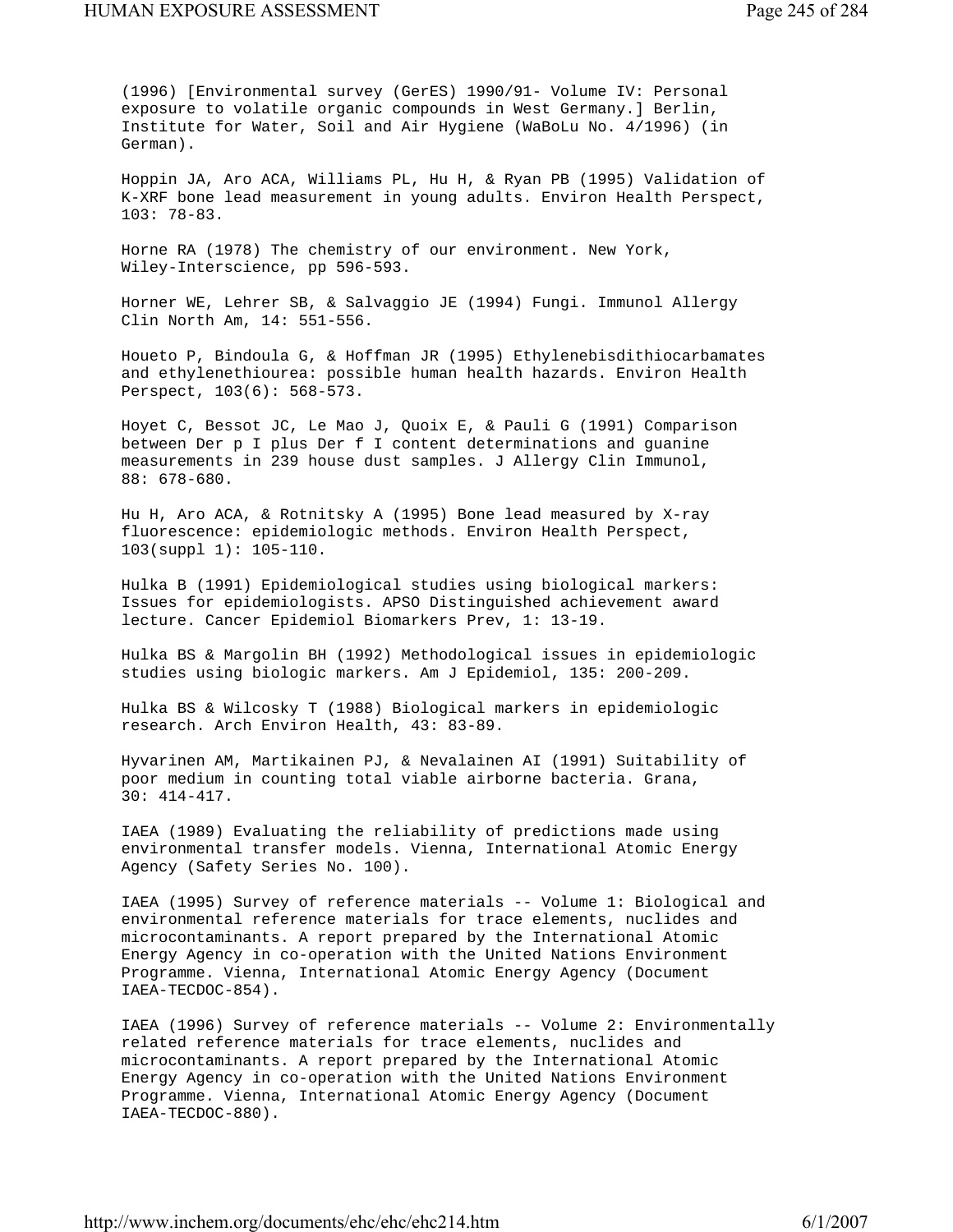(1996) [Environmental survey (GerES) 1990/91- Volume IV: Personal exposure to volatile organic compounds in West Germany.] Berlin, Institute for Water, Soil and Air Hygiene (WaBoLu No. 4/1996) (in German).

Hoppin JA, Aro ACA, Williams PL, Hu H, & Ryan PB (1995) Validation of K-XRF bone lead measurement in young adults. Environ Health Perspect, 103: 78-83.

Horne RA (1978) The chemistry of our environment. New York, Wiley-Interscience, pp 596-593.

Horner WE, Lehrer SB, & Salvaggio JE (1994) Fungi. Immunol Allergy Clin North Am, 14: 551-556.

Houeto P, Bindoula G, & Hoffman JR (1995) Ethylenebisdithiocarbamates and ethylenethiourea: possible human health hazards. Environ Health Perspect, 103(6): 568-573.

Hoyet C, Bessot JC, Le Mao J, Quoix E, & Pauli G (1991) Comparison between Der p I plus Der f I content determinations and guanine measurements in 239 house dust samples. J Allergy Clin Immunol, 88: 678-680.

Hu H, Aro ACA, & Rotnitsky A (1995) Bone lead measured by X-ray fluorescence: epidemiologic methods. Environ Health Perspect, 103(suppl 1): 105-110.

Hulka B (1991) Epidemiological studies using biological markers: Issues for epidemiologists. APSO Distinguished achievement award lecture. Cancer Epidemiol Biomarkers Prev, 1: 13-19.

Hulka BS & Margolin BH (1992) Methodological issues in epidemiologic studies using biologic markers. Am J Epidemiol, 135: 200-209.

Hulka BS & Wilcosky T (1988) Biological markers in epidemiologic research. Arch Environ Health, 43: 83-89.

Hyvarinen AM, Martikainen PJ, & Nevalainen AI (1991) Suitability of poor medium in counting total viable airborne bacteria. Grana, 30: 414-417.

IAEA (1989) Evaluating the reliability of predictions made using environmental transfer models. Vienna, International Atomic Energy Agency (Safety Series No. 100).

IAEA (1995) Survey of reference materials -- Volume 1: Biological and environmental reference materials for trace elements, nuclides and microcontaminants. A report prepared by the International Atomic Energy Agency in co-operation with the United Nations Environment Programme. Vienna, International Atomic Energy Agency (Document IAEA-TECDOC-854).

IAEA (1996) Survey of reference materials -- Volume 2: Environmentally related reference materials for trace elements, nuclides and microcontaminants. A report prepared by the International Atomic Energy Agency in co-operation with the United Nations Environment Programme. Vienna, International Atomic Energy Agency (Document IAEA-TECDOC-880).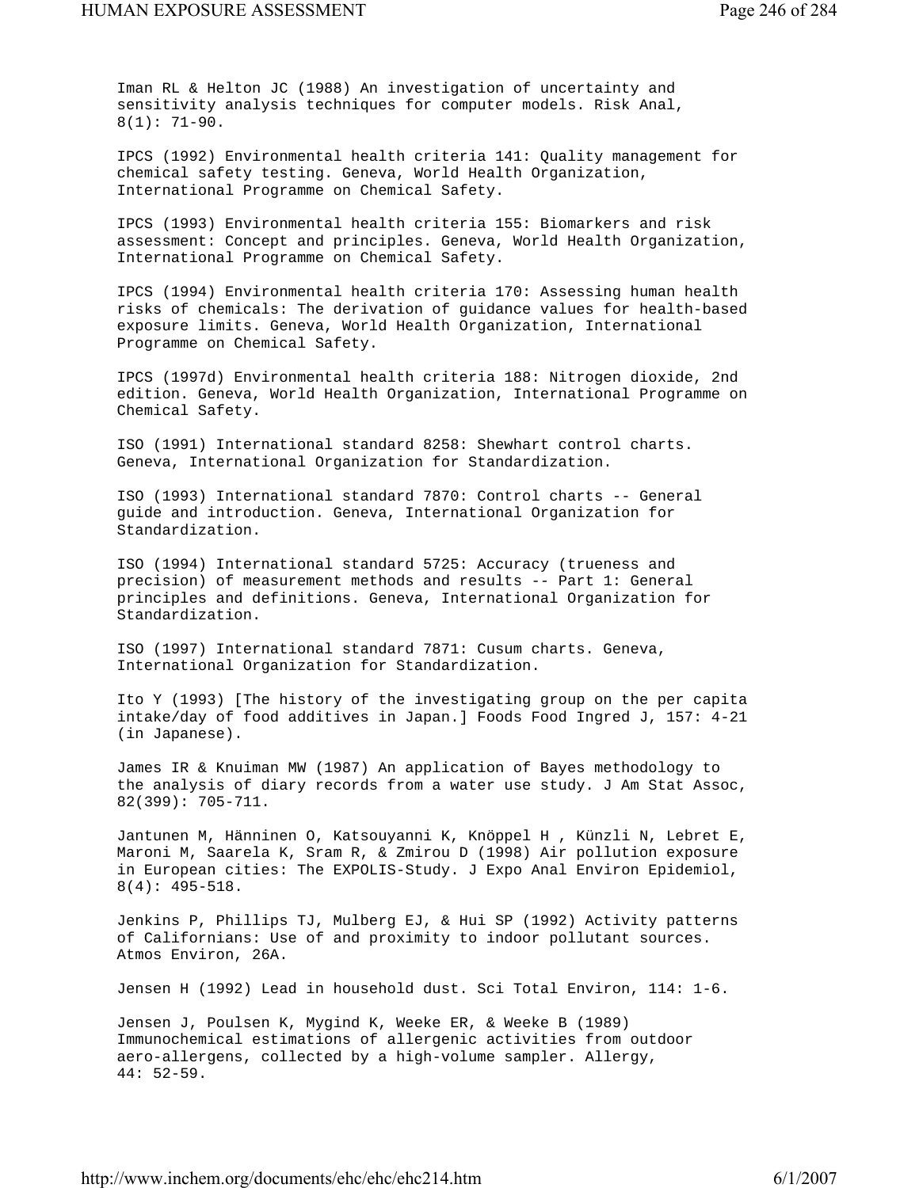Iman RL & Helton JC (1988) An investigation of uncertainty and sensitivity analysis techniques for computer models. Risk Anal, 8(1): 71-90.

IPCS (1992) Environmental health criteria 141: Quality management for chemical safety testing. Geneva, World Health Organization, International Programme on Chemical Safety.

IPCS (1993) Environmental health criteria 155: Biomarkers and risk assessment: Concept and principles. Geneva, World Health Organization, International Programme on Chemical Safety.

IPCS (1994) Environmental health criteria 170: Assessing human health risks of chemicals: The derivation of guidance values for health-based exposure limits. Geneva, World Health Organization, International Programme on Chemical Safety.

IPCS (1997d) Environmental health criteria 188: Nitrogen dioxide, 2nd edition. Geneva, World Health Organization, International Programme on Chemical Safety.

ISO (1991) International standard 8258: Shewhart control charts. Geneva, International Organization for Standardization.

ISO (1993) International standard 7870: Control charts -- General guide and introduction. Geneva, International Organization for Standardization.

ISO (1994) International standard 5725: Accuracy (trueness and precision) of measurement methods and results -- Part 1: General principles and definitions. Geneva, International Organization for Standardization.

ISO (1997) International standard 7871: Cusum charts. Geneva, International Organization for Standardization.

Ito Y (1993) [The history of the investigating group on the per capita intake/day of food additives in Japan.] Foods Food Ingred J, 157: 4-21 (in Japanese).

James IR & Knuiman MW (1987) An application of Bayes methodology to the analysis of diary records from a water use study. J Am Stat Assoc, 82(399): 705-711.

Jantunen M, Hänninen O, Katsouyanni K, Knöppel H , Künzli N, Lebret E, Maroni M, Saarela K, Sram R, & Zmirou D (1998) Air pollution exposure in European cities: The EXPOLIS-Study. J Expo Anal Environ Epidemiol, 8(4): 495-518.

Jenkins P, Phillips TJ, Mulberg EJ, & Hui SP (1992) Activity patterns of Californians: Use of and proximity to indoor pollutant sources. Atmos Environ, 26A.

Jensen H (1992) Lead in household dust. Sci Total Environ, 114: 1-6.

Jensen J, Poulsen K, Mygind K, Weeke ER, & Weeke B (1989) Immunochemical estimations of allergenic activities from outdoor aero-allergens, collected by a high-volume sampler. Allergy, 44: 52-59.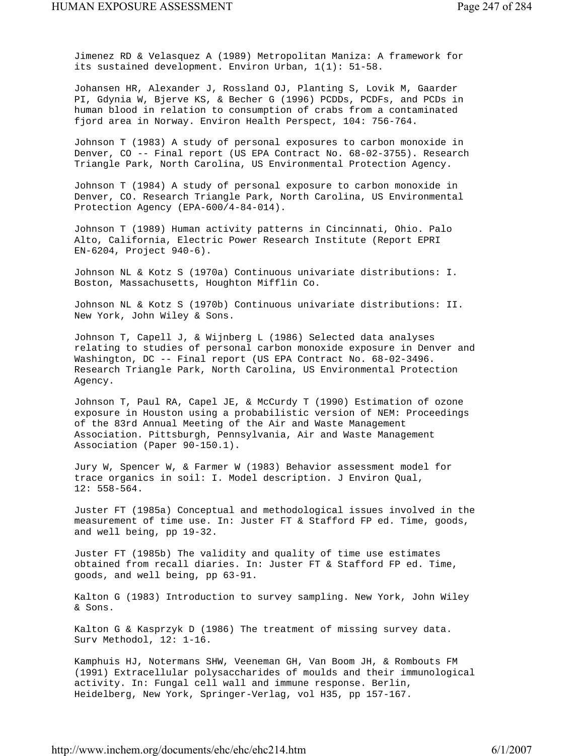Jimenez RD & Velasquez A (1989) Metropolitan Maniza: A framework for its sustained development. Environ Urban, 1(1): 51-58.

Johansen HR, Alexander J, Rossland OJ, Planting S, Lovik M, Gaarder PI, Gdynia W, Bjerve KS, & Becher G (1996) PCDDs, PCDFs, and PCDs in human blood in relation to consumption of crabs from a contaminated fjord area in Norway. Environ Health Perspect, 104: 756-764.

Johnson T (1983) A study of personal exposures to carbon monoxide in Denver, CO -- Final report (US EPA Contract No. 68-02-3755). Research Triangle Park, North Carolina, US Environmental Protection Agency.

Johnson T (1984) A study of personal exposure to carbon monoxide in Denver, CO. Research Triangle Park, North Carolina, US Environmental Protection Agency (EPA-600/4-84-014).

Johnson T (1989) Human activity patterns in Cincinnati, Ohio. Palo Alto, California, Electric Power Research Institute (Report EPRI EN-6204, Project 940-6).

Johnson NL & Kotz S (1970a) Continuous univariate distributions: I. Boston, Massachusetts, Houghton Mifflin Co.

Johnson NL & Kotz S (1970b) Continuous univariate distributions: II. New York, John Wiley & Sons.

Johnson T, Capell J, & Wijnberg L (1986) Selected data analyses relating to studies of personal carbon monoxide exposure in Denver and Washington, DC -- Final report (US EPA Contract No. 68-02-3496. Research Triangle Park, North Carolina, US Environmental Protection Agency.

Johnson T, Paul RA, Capel JE, & McCurdy T (1990) Estimation of ozone exposure in Houston using a probabilistic version of NEM: Proceedings of the 83rd Annual Meeting of the Air and Waste Management Association. Pittsburgh, Pennsylvania, Air and Waste Management Association (Paper 90-150.1).

Jury W, Spencer W, & Farmer W (1983) Behavior assessment model for trace organics in soil: I. Model description. J Environ Qual, 12: 558-564.

Juster FT (1985a) Conceptual and methodological issues involved in the measurement of time use. In: Juster FT & Stafford FP ed. Time, goods, and well being, pp 19-32.

Juster FT (1985b) The validity and quality of time use estimates obtained from recall diaries. In: Juster FT & Stafford FP ed. Time, goods, and well being, pp 63-91.

Kalton G (1983) Introduction to survey sampling. New York, John Wiley & Sons.

Kalton G & Kasprzyk D (1986) The treatment of missing survey data. Surv Methodol, 12: 1-16.

Kamphuis HJ, Notermans SHW, Veeneman GH, Van Boom JH, & Rombouts FM (1991) Extracellular polysaccharides of moulds and their immunological activity. In: Fungal cell wall and immune response. Berlin, Heidelberg, New York, Springer-Verlag, vol H35, pp 157-167.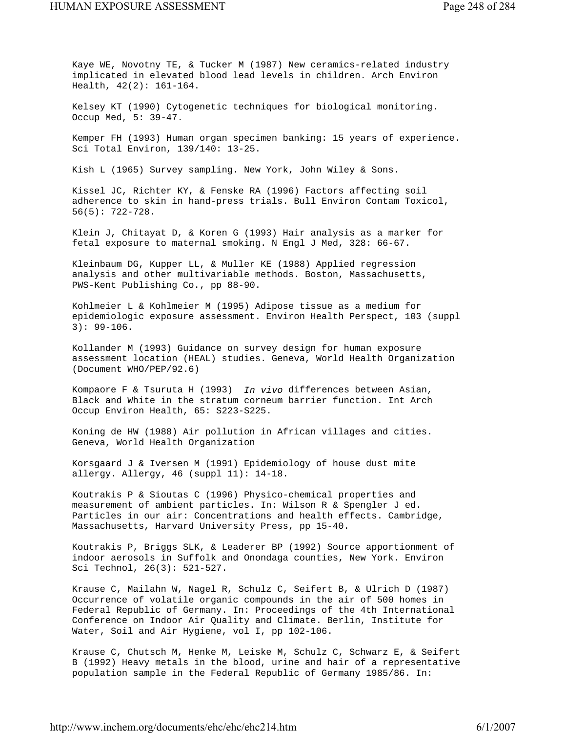Kaye WE, Novotny TE, & Tucker M (1987) New ceramics-related industry implicated in elevated blood lead levels in children. Arch Environ Health, 42(2): 161-164.

Kelsey KT (1990) Cytogenetic techniques for biological monitoring. Occup Med, 5: 39-47.

Kemper FH (1993) Human organ specimen banking: 15 years of experience. Sci Total Environ, 139/140: 13-25.

Kish L (1965) Survey sampling. New York, John Wiley & Sons.

Kissel JC, Richter KY, & Fenske RA (1996) Factors affecting soil adherence to skin in hand-press trials. Bull Environ Contam Toxicol, 56(5): 722-728.

Klein J, Chitayat D, & Koren G (1993) Hair analysis as a marker for fetal exposure to maternal smoking. N Engl J Med, 328: 66-67.

Kleinbaum DG, Kupper LL, & Muller KE (1988) Applied regression analysis and other multivariable methods. Boston, Massachusetts, PWS-Kent Publishing Co., pp 88-90.

Kohlmeier L & Kohlmeier M (1995) Adipose tissue as a medium for epidemiologic exposure assessment. Environ Health Perspect, 103 (suppl 3): 99-106.

Kollander M (1993) Guidance on survey design for human exposure assessment location (HEAL) studies. Geneva, World Health Organization (Document WHO/PEP/92.6)

Kompaore F & Tsuruta H (1993) *In vivo* differences between Asian, Black and White in the stratum corneum barrier function. Int Arch Occup Environ Health, 65: S223-S225.

Koning de HW (1988) Air pollution in African villages and cities. Geneva, World Health Organization

Korsgaard J & Iversen M (1991) Epidemiology of house dust mite allergy. Allergy, 46 (suppl 11): 14-18.

Koutrakis P & Sioutas C (1996) Physico-chemical properties and measurement of ambient particles. In: Wilson R & Spengler J ed. Particles in our air: Concentrations and health effects. Cambridge, Massachusetts, Harvard University Press, pp 15-40.

Koutrakis P, Briggs SLK, & Leaderer BP (1992) Source apportionment of indoor aerosols in Suffolk and Onondaga counties, New York. Environ Sci Technol, 26(3): 521-527.

Krause C, Mailahn W, Nagel R, Schulz C, Seifert B, & Ulrich D (1987) Occurrence of volatile organic compounds in the air of 500 homes in Federal Republic of Germany. In: Proceedings of the 4th International Conference on Indoor Air Quality and Climate. Berlin, Institute for Water, Soil and Air Hygiene, vol I, pp 102-106.

Krause C, Chutsch M, Henke M, Leiske M, Schulz C, Schwarz E, & Seifert B (1992) Heavy metals in the blood, urine and hair of a representative population sample in the Federal Republic of Germany 1985/86. In: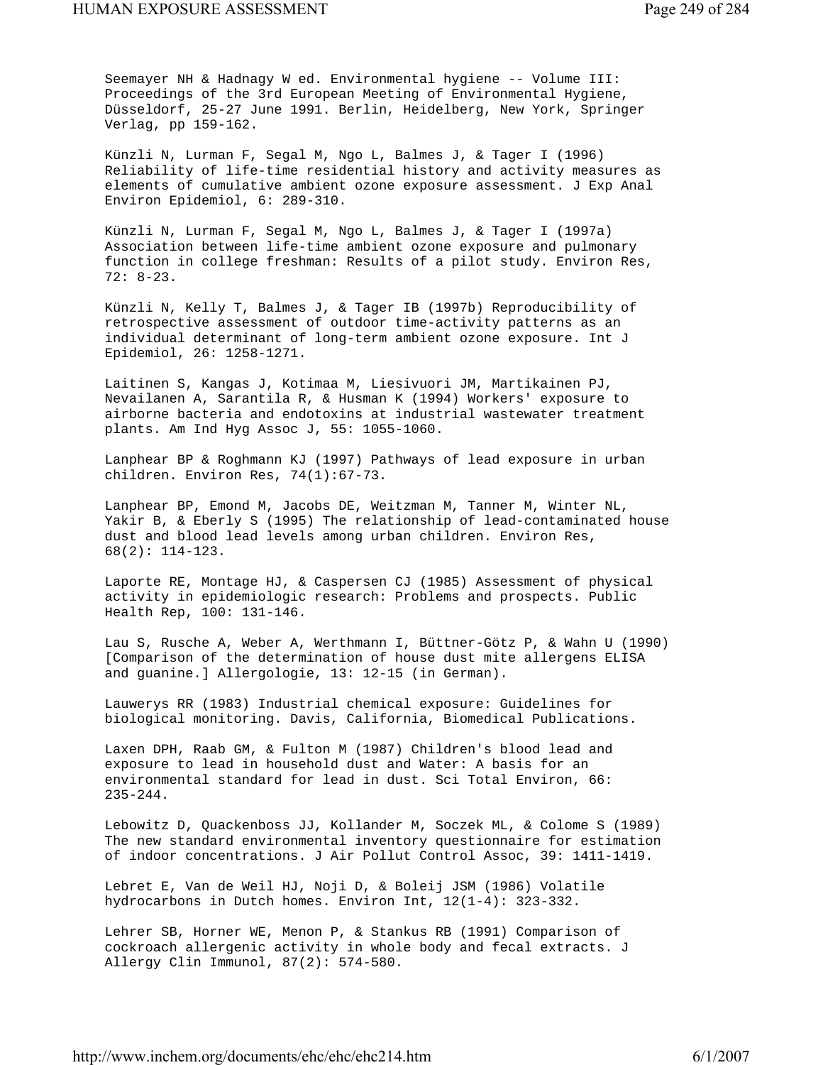Seemayer NH & Hadnagy W ed. Environmental hygiene -- Volume III: Proceedings of the 3rd European Meeting of Environmental Hygiene, Düsseldorf, 25-27 June 1991. Berlin, Heidelberg, New York, Springer Verlag, pp 159-162.

Künzli N, Lurman F, Segal M, Ngo L, Balmes J, & Tager I (1996) Reliability of life-time residential history and activity measures as elements of cumulative ambient ozone exposure assessment. J Exp Anal Environ Epidemiol, 6: 289-310.

Künzli N, Lurman F, Segal M, Ngo L, Balmes J, & Tager I (1997a) Association between life-time ambient ozone exposure and pulmonary function in college freshman: Results of a pilot study. Environ Res, 72: 8-23.

Künzli N, Kelly T, Balmes J, & Tager IB (1997b) Reproducibility of retrospective assessment of outdoor time-activity patterns as an individual determinant of long-term ambient ozone exposure. Int J Epidemiol, 26: 1258-1271.

Laitinen S, Kangas J, Kotimaa M, Liesivuori JM, Martikainen PJ, Nevailanen A, Sarantila R, & Husman K (1994) Workers' exposure to airborne bacteria and endotoxins at industrial wastewater treatment plants. Am Ind Hyg Assoc J, 55: 1055-1060.

Lanphear BP & Roghmann KJ (1997) Pathways of lead exposure in urban children. Environ Res, 74(1):67-73.

Lanphear BP, Emond M, Jacobs DE, Weitzman M, Tanner M, Winter NL, Yakir B, & Eberly S (1995) The relationship of lead-contaminated house dust and blood lead levels among urban children. Environ Res, 68(2): 114-123.

Laporte RE, Montage HJ, & Caspersen CJ (1985) Assessment of physical activity in epidemiologic research: Problems and prospects. Public Health Rep, 100: 131-146.

Lau S, Rusche A, Weber A, Werthmann I, Büttner-Götz P, & Wahn U (1990) [Comparison of the determination of house dust mite allergens ELISA and guanine.] Allergologie, 13: 12-15 (in German).

Lauwerys RR (1983) Industrial chemical exposure: Guidelines for biological monitoring. Davis, California, Biomedical Publications.

Laxen DPH, Raab GM, & Fulton M (1987) Children's blood lead and exposure to lead in household dust and Water: A basis for an environmental standard for lead in dust. Sci Total Environ, 66: 235-244.

Lebowitz D, Quackenboss JJ, Kollander M, Soczek ML, & Colome S (1989) The new standard environmental inventory questionnaire for estimation of indoor concentrations. J Air Pollut Control Assoc, 39: 1411-1419.

Lebret E, Van de Weil HJ, Noji D, & Boleij JSM (1986) Volatile hydrocarbons in Dutch homes. Environ Int, 12(1-4): 323-332.

Lehrer SB, Horner WE, Menon P, & Stankus RB (1991) Comparison of cockroach allergenic activity in whole body and fecal extracts. J Allergy Clin Immunol, 87(2): 574-580.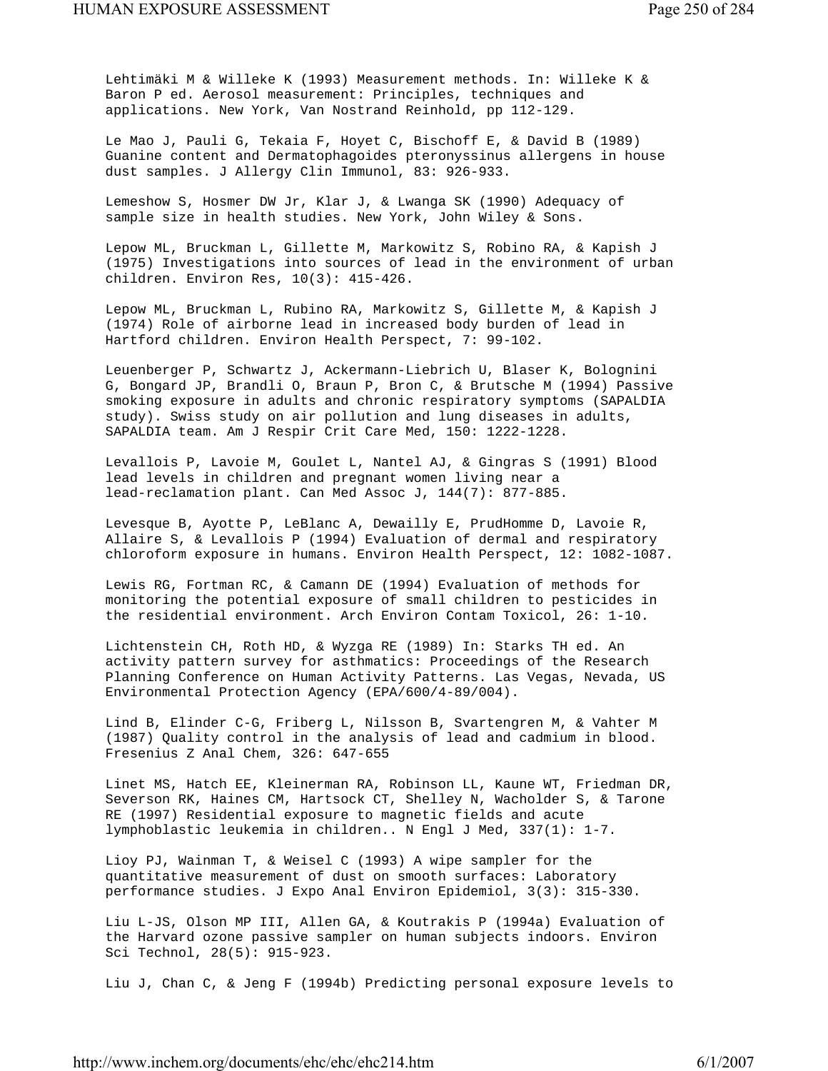Lehtimäki M & Willeke K (1993) Measurement methods. In: Willeke K & Baron P ed. Aerosol measurement: Principles, techniques and applications. New York, Van Nostrand Reinhold, pp 112-129.

Le Mao J, Pauli G, Tekaia F, Hoyet C, Bischoff E, & David B (1989) Guanine content and Dermatophagoides pteronyssinus allergens in house dust samples. J Allergy Clin Immunol, 83: 926-933.

Lemeshow S, Hosmer DW Jr, Klar J, & Lwanga SK (1990) Adequacy of sample size in health studies. New York, John Wiley & Sons.

Lepow ML, Bruckman L, Gillette M, Markowitz S, Robino RA, & Kapish J (1975) Investigations into sources of lead in the environment of urban children. Environ Res, 10(3): 415-426.

Lepow ML, Bruckman L, Rubino RA, Markowitz S, Gillette M, & Kapish J (1974) Role of airborne lead in increased body burden of lead in Hartford children. Environ Health Perspect, 7: 99-102.

Leuenberger P, Schwartz J, Ackermann-Liebrich U, Blaser K, Bolognini G, Bongard JP, Brandli O, Braun P, Bron C, & Brutsche M (1994) Passive smoking exposure in adults and chronic respiratory symptoms (SAPALDIA study). Swiss study on air pollution and lung diseases in adults, SAPALDIA team. Am J Respir Crit Care Med, 150: 1222-1228.

Levallois P, Lavoie M, Goulet L, Nantel AJ, & Gingras S (1991) Blood lead levels in children and pregnant women living near a lead-reclamation plant. Can Med Assoc J, 144(7): 877-885.

Levesque B, Ayotte P, LeBlanc A, Dewailly E, PrudHomme D, Lavoie R, Allaire S, & Levallois P (1994) Evaluation of dermal and respiratory chloroform exposure in humans. Environ Health Perspect, 12: 1082-1087.

Lewis RG, Fortman RC, & Camann DE (1994) Evaluation of methods for monitoring the potential exposure of small children to pesticides in the residential environment. Arch Environ Contam Toxicol, 26: 1-10.

Lichtenstein CH, Roth HD, & Wyzga RE (1989) In: Starks TH ed. An activity pattern survey for asthmatics: Proceedings of the Research Planning Conference on Human Activity Patterns. Las Vegas, Nevada, US Environmental Protection Agency (EPA/600/4-89/004).

Lind B, Elinder C-G, Friberg L, Nilsson B, Svartengren M, & Vahter M (1987) Quality control in the analysis of lead and cadmium in blood. Fresenius Z Anal Chem, 326: 647-655

Linet MS, Hatch EE, Kleinerman RA, Robinson LL, Kaune WT, Friedman DR, Severson RK, Haines CM, Hartsock CT, Shelley N, Wacholder S, & Tarone RE (1997) Residential exposure to magnetic fields and acute lymphoblastic leukemia in children.. N Engl J Med, 337(1): 1-7.

Lioy PJ, Wainman T, & Weisel C (1993) A wipe sampler for the quantitative measurement of dust on smooth surfaces: Laboratory performance studies. J Expo Anal Environ Epidemiol, 3(3): 315-330.

Liu L-JS, Olson MP III, Allen GA, & Koutrakis P (1994a) Evaluation of the Harvard ozone passive sampler on human subjects indoors. Environ Sci Technol, 28(5): 915-923.

Liu J, Chan C, & Jeng F (1994b) Predicting personal exposure levels to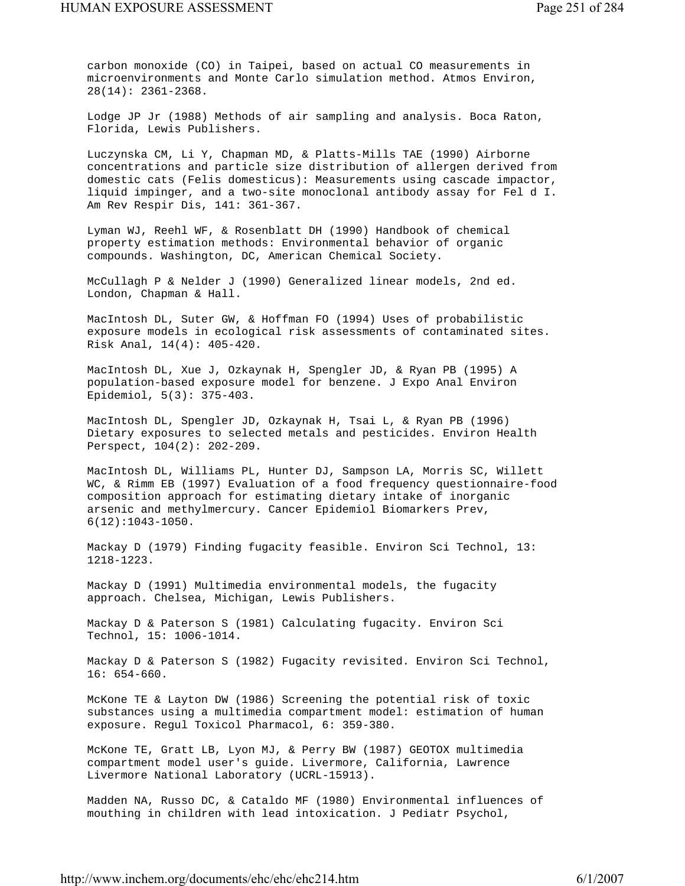carbon monoxide (CO) in Taipei, based on actual CO measurements in microenvironments and Monte Carlo simulation method. Atmos Environ, 28(14): 2361-2368.

Lodge JP Jr (1988) Methods of air sampling and analysis. Boca Raton, Florida, Lewis Publishers.

Luczynska CM, Li Y, Chapman MD, & Platts-Mills TAE (1990) Airborne concentrations and particle size distribution of allergen derived from domestic cats (Felis domesticus): Measurements using cascade impactor, liquid impinger, and a two-site monoclonal antibody assay for Fel d I. Am Rev Respir Dis, 141: 361-367.

Lyman WJ, Reehl WF, & Rosenblatt DH (1990) Handbook of chemical property estimation methods: Environmental behavior of organic compounds. Washington, DC, American Chemical Society.

McCullagh P & Nelder J (1990) Generalized linear models, 2nd ed. London, Chapman & Hall.

MacIntosh DL, Suter GW, & Hoffman FO (1994) Uses of probabilistic exposure models in ecological risk assessments of contaminated sites. Risk Anal, 14(4): 405-420.

MacIntosh DL, Xue J, Ozkaynak H, Spengler JD, & Ryan PB (1995) A population-based exposure model for benzene. J Expo Anal Environ Epidemiol, 5(3): 375-403.

MacIntosh DL, Spengler JD, Ozkaynak H, Tsai L, & Ryan PB (1996) Dietary exposures to selected metals and pesticides. Environ Health Perspect, 104(2): 202-209.

MacIntosh DL, Williams PL, Hunter DJ, Sampson LA, Morris SC, Willett WC, & Rimm EB (1997) Evaluation of a food frequency questionnaire-food composition approach for estimating dietary intake of inorganic arsenic and methylmercury. Cancer Epidemiol Biomarkers Prev, 6(12):1043-1050.

Mackay D (1979) Finding fugacity feasible. Environ Sci Technol, 13: 1218-1223.

Mackay D (1991) Multimedia environmental models, the fugacity approach. Chelsea, Michigan, Lewis Publishers.

Mackay D & Paterson S (1981) Calculating fugacity. Environ Sci Technol, 15: 1006-1014.

Mackay D & Paterson S (1982) Fugacity revisited. Environ Sci Technol, 16: 654-660.

McKone TE & Layton DW (1986) Screening the potential risk of toxic substances using a multimedia compartment model: estimation of human exposure. Regul Toxicol Pharmacol, 6: 359-380.

McKone TE, Gratt LB, Lyon MJ, & Perry BW (1987) GEOTOX multimedia compartment model user's guide. Livermore, California, Lawrence Livermore National Laboratory (UCRL-15913).

Madden NA, Russo DC, & Cataldo MF (1980) Environmental influences of mouthing in children with lead intoxication. J Pediatr Psychol,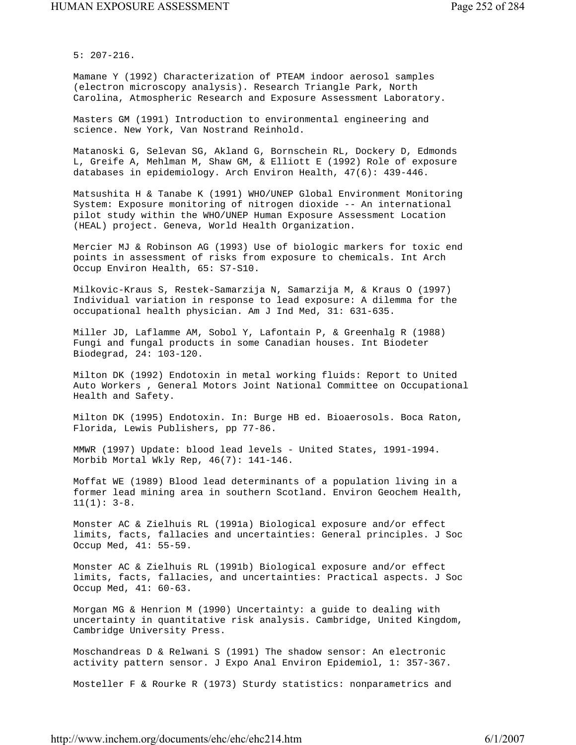5: 207-216.

Mamane Y (1992) Characterization of PTEAM indoor aerosol samples (electron microscopy analysis). Research Triangle Park, North Carolina, Atmospheric Research and Exposure Assessment Laboratory.

Masters GM (1991) Introduction to environmental engineering and science. New York, Van Nostrand Reinhold.

Matanoski G, Selevan SG, Akland G, Bornschein RL, Dockery D, Edmonds L, Greife A, Mehlman M, Shaw GM, & Elliott E (1992) Role of exposure databases in epidemiology. Arch Environ Health, 47(6): 439-446.

Matsushita H & Tanabe K (1991) WHO/UNEP Global Environment Monitoring System: Exposure monitoring of nitrogen dioxide -- An international pilot study within the WHO/UNEP Human Exposure Assessment Location (HEAL) project. Geneva, World Health Organization.

Mercier MJ & Robinson AG (1993) Use of biologic markers for toxic end points in assessment of risks from exposure to chemicals. Int Arch Occup Environ Health, 65: S7-S10.

Milkovic-Kraus S, Restek-Samarzija N, Samarzija M, & Kraus O (1997) Individual variation in response to lead exposure: A dilemma for the occupational health physician. Am J Ind Med, 31: 631-635.

Miller JD, Laflamme AM, Sobol Y, Lafontain P, & Greenhalg R (1988) Fungi and fungal products in some Canadian houses. Int Biodeter Biodegrad, 24: 103-120.

Milton DK (1992) Endotoxin in metal working fluids: Report to United Auto Workers , General Motors Joint National Committee on Occupational Health and Safety.

Milton DK (1995) Endotoxin. In: Burge HB ed. Bioaerosols. Boca Raton, Florida, Lewis Publishers, pp 77-86.

MMWR (1997) Update: blood lead levels - United States, 1991-1994. Morbib Mortal Wkly Rep, 46(7): 141-146.

Moffat WE (1989) Blood lead determinants of a population living in a former lead mining area in southern Scotland. Environ Geochem Health, 11(1): 3-8.

Monster AC & Zielhuis RL (1991a) Biological exposure and/or effect limits, facts, fallacies and uncertainties: General principles. J Soc Occup Med, 41: 55-59.

Monster AC & Zielhuis RL (1991b) Biological exposure and/or effect limits, facts, fallacies, and uncertainties: Practical aspects. J Soc Occup Med, 41: 60-63.

Morgan MG & Henrion M (1990) Uncertainty: a guide to dealing with uncertainty in quantitative risk analysis. Cambridge, United Kingdom, Cambridge University Press.

Moschandreas D & Relwani S (1991) The shadow sensor: An electronic activity pattern sensor. J Expo Anal Environ Epidemiol, 1: 357-367.

Mosteller F & Rourke R (1973) Sturdy statistics: nonparametrics and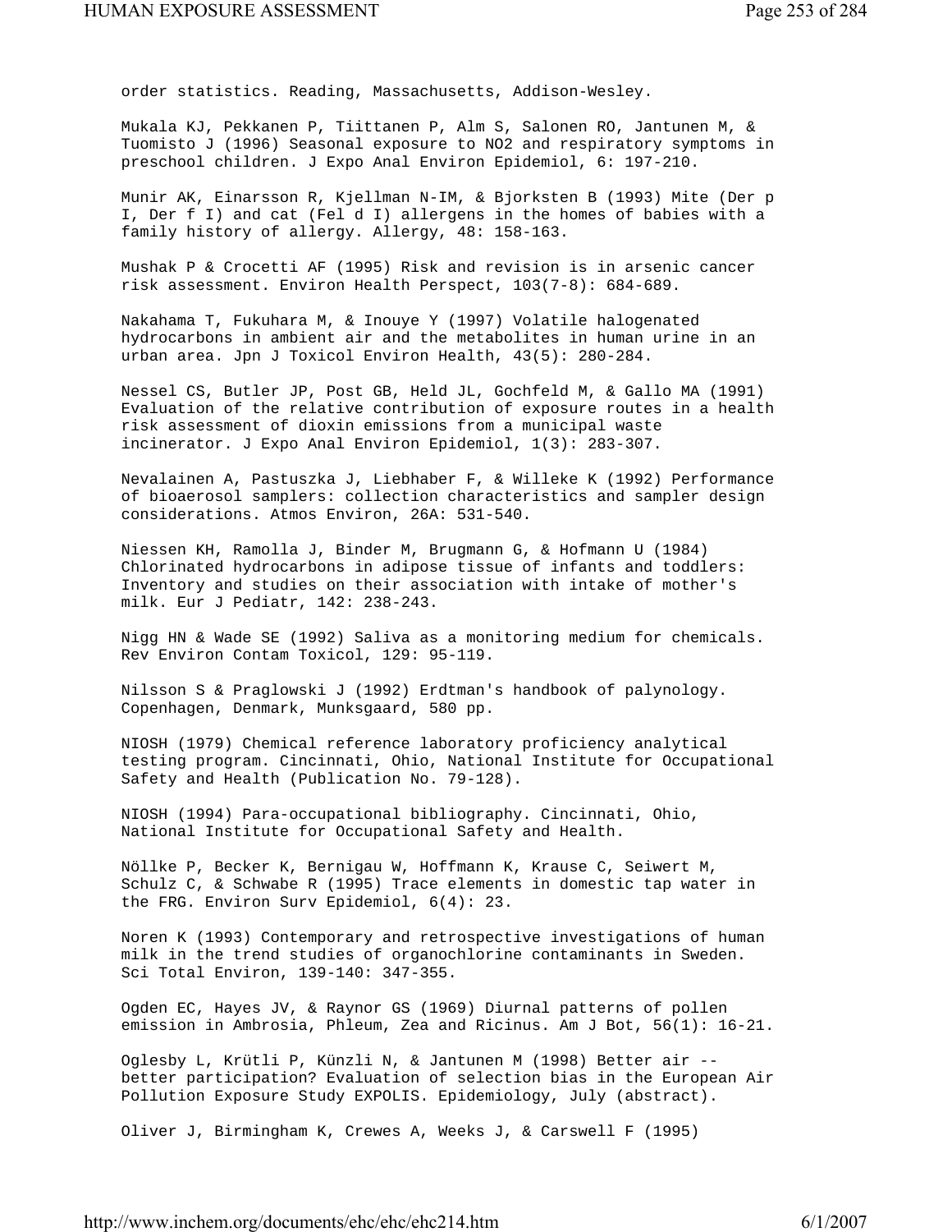order statistics. Reading, Massachusetts, Addison-Wesley.

Mukala KJ, Pekkanen P, Tiittanen P, Alm S, Salonen RO, Jantunen M, & Tuomisto J (1996) Seasonal exposure to NO2 and respiratory symptoms in preschool children. J Expo Anal Environ Epidemiol, 6: 197-210.

Munir AK, Einarsson R, Kjellman N-IM, & Bjorksten B (1993) Mite (Der p I, Der f I) and cat (Fel d I) allergens in the homes of babies with a family history of allergy. Allergy, 48: 158-163.

Mushak P & Crocetti AF (1995) Risk and revision is in arsenic cancer risk assessment. Environ Health Perspect, 103(7-8): 684-689.

Nakahama T, Fukuhara M, & Inouye Y (1997) Volatile halogenated hydrocarbons in ambient air and the metabolites in human urine in an urban area. Jpn J Toxicol Environ Health, 43(5): 280-284.

Nessel CS, Butler JP, Post GB, Held JL, Gochfeld M, & Gallo MA (1991) Evaluation of the relative contribution of exposure routes in a health risk assessment of dioxin emissions from a municipal waste incinerator. J Expo Anal Environ Epidemiol, 1(3): 283-307.

Nevalainen A, Pastuszka J, Liebhaber F, & Willeke K (1992) Performance of bioaerosol samplers: collection characteristics and sampler design considerations. Atmos Environ, 26A: 531-540.

Niessen KH, Ramolla J, Binder M, Brugmann G, & Hofmann U (1984) Chlorinated hydrocarbons in adipose tissue of infants and toddlers: Inventory and studies on their association with intake of mother's milk. Eur J Pediatr, 142: 238-243.

Nigg HN & Wade SE (1992) Saliva as a monitoring medium for chemicals. Rev Environ Contam Toxicol, 129: 95-119.

Nilsson S & Praglowski J (1992) Erdtman's handbook of palynology. Copenhagen, Denmark, Munksgaard, 580 pp.

NIOSH (1979) Chemical reference laboratory proficiency analytical testing program. Cincinnati, Ohio, National Institute for Occupational Safety and Health (Publication No. 79-128).

NIOSH (1994) Para-occupational bibliography. Cincinnati, Ohio, National Institute for Occupational Safety and Health.

Nöllke P, Becker K, Bernigau W, Hoffmann K, Krause C, Seiwert M, Schulz C, & Schwabe R (1995) Trace elements in domestic tap water in the FRG. Environ Surv Epidemiol, 6(4): 23.

Noren K (1993) Contemporary and retrospective investigations of human milk in the trend studies of organochlorine contaminants in Sweden. Sci Total Environ, 139-140: 347-355.

Ogden EC, Hayes JV, & Raynor GS (1969) Diurnal patterns of pollen emission in Ambrosia, Phleum, Zea and Ricinus. Am J Bot, 56(1): 16-21.

Oglesby L, Krütli P, Künzli N, & Jantunen M (1998) Better air -- better participation? Evaluation of selection bias in the European Air Pollution Exposure Study EXPOLIS. Epidemiology, July (abstract).

Oliver J, Birmingham K, Crewes A, Weeks J, & Carswell F (1995)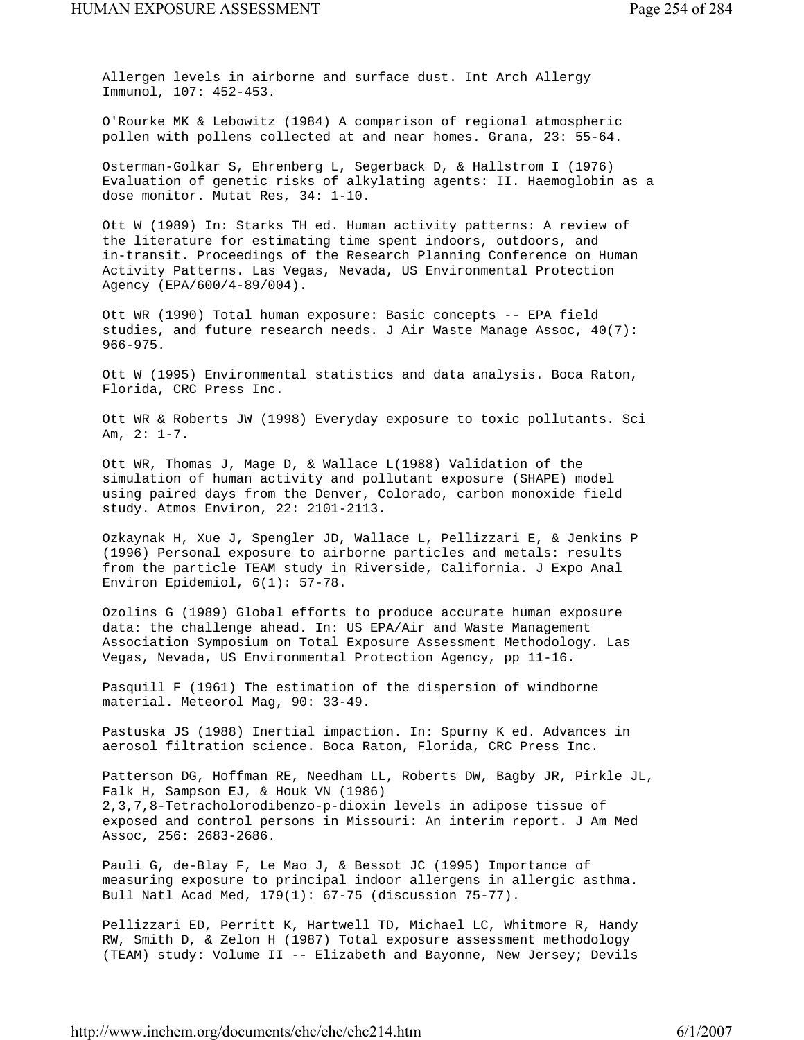Allergen levels in airborne and surface dust. Int Arch Allergy Immunol, 107: 452-453.

O'Rourke MK & Lebowitz (1984) A comparison of regional atmospheric pollen with pollens collected at and near homes. Grana, 23: 55-64.

Osterman-Golkar S, Ehrenberg L, Segerback D, & Hallstrom I (1976) Evaluation of genetic risks of alkylating agents: II. Haemoglobin as a dose monitor. Mutat Res, 34: 1-10.

Ott W (1989) In: Starks TH ed. Human activity patterns: A review of the literature for estimating time spent indoors, outdoors, and in-transit. Proceedings of the Research Planning Conference on Human Activity Patterns. Las Vegas, Nevada, US Environmental Protection Agency (EPA/600/4-89/004).

Ott WR (1990) Total human exposure: Basic concepts -- EPA field studies, and future research needs. J Air Waste Manage Assoc, 40(7): 966-975.

Ott W (1995) Environmental statistics and data analysis. Boca Raton, Florida, CRC Press Inc.

Ott WR & Roberts JW (1998) Everyday exposure to toxic pollutants. Sci Am, 2: 1-7.

Ott WR, Thomas J, Mage D, & Wallace L(1988) Validation of the simulation of human activity and pollutant exposure (SHAPE) model using paired days from the Denver, Colorado, carbon monoxide field study. Atmos Environ, 22: 2101-2113.

Ozkaynak H, Xue J, Spengler JD, Wallace L, Pellizzari E, & Jenkins P (1996) Personal exposure to airborne particles and metals: results from the particle TEAM study in Riverside, California. J Expo Anal Environ Epidemiol, 6(1): 57-78.

Ozolins G (1989) Global efforts to produce accurate human exposure data: the challenge ahead. In: US EPA/Air and Waste Management Association Symposium on Total Exposure Assessment Methodology. Las Vegas, Nevada, US Environmental Protection Agency, pp 11-16.

Pasquill F (1961) The estimation of the dispersion of windborne material. Meteorol Mag, 90: 33-49.

Pastuska JS (1988) Inertial impaction. In: Spurny K ed. Advances in aerosol filtration science. Boca Raton, Florida, CRC Press Inc.

Patterson DG, Hoffman RE, Needham LL, Roberts DW, Bagby JR, Pirkle JL, Falk H, Sampson EJ, & Houk VN (1986) 2,3,7,8-Tetracholorodibenzo-p-dioxin levels in adipose tissue of exposed and control persons in Missouri: An interim report. J Am Med Assoc, 256: 2683-2686.

Pauli G, de-Blay F, Le Mao J, & Bessot JC (1995) Importance of measuring exposure to principal indoor allergens in allergic asthma. Bull Natl Acad Med, 179(1): 67-75 (discussion 75-77).

Pellizzari ED, Perritt K, Hartwell TD, Michael LC, Whitmore R, Handy RW, Smith D, & Zelon H (1987) Total exposure assessment methodology (TEAM) study: Volume II -- Elizabeth and Bayonne, New Jersey; Devils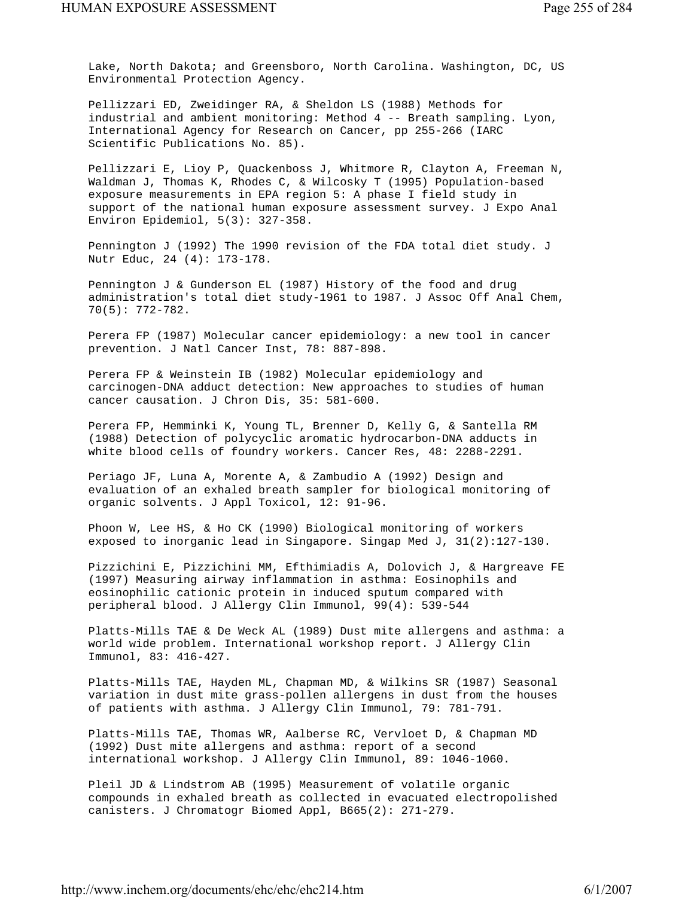Lake, North Dakota; and Greensboro, North Carolina. Washington, DC, US Environmental Protection Agency.

Pellizzari ED, Zweidinger RA, & Sheldon LS (1988) Methods for industrial and ambient monitoring: Method 4 -- Breath sampling. Lyon, International Agency for Research on Cancer, pp 255-266 (IARC Scientific Publications No. 85).

Pellizzari E, Lioy P, Quackenboss J, Whitmore R, Clayton A, Freeman N, Waldman J, Thomas K, Rhodes C, & Wilcosky T (1995) Population-based exposure measurements in EPA region 5: A phase I field study in support of the national human exposure assessment survey. J Expo Anal Environ Epidemiol, 5(3): 327-358.

Pennington J (1992) The 1990 revision of the FDA total diet study. J Nutr Educ, 24 (4): 173-178.

Pennington J & Gunderson EL (1987) History of the food and drug administration's total diet study-1961 to 1987. J Assoc Off Anal Chem, 70(5): 772-782.

Perera FP (1987) Molecular cancer epidemiology: a new tool in cancer prevention. J Natl Cancer Inst, 78: 887-898.

Perera FP & Weinstein IB (1982) Molecular epidemiology and carcinogen-DNA adduct detection: New approaches to studies of human cancer causation. J Chron Dis, 35: 581-600.

Perera FP, Hemminki K, Young TL, Brenner D, Kelly G, & Santella RM (1988) Detection of polycyclic aromatic hydrocarbon-DNA adducts in white blood cells of foundry workers. Cancer Res, 48: 2288-2291.

Periago JF, Luna A, Morente A, & Zambudio A (1992) Design and evaluation of an exhaled breath sampler for biological monitoring of organic solvents. J Appl Toxicol, 12: 91-96.

Phoon W, Lee HS, & Ho CK (1990) Biological monitoring of workers exposed to inorganic lead in Singapore. Singap Med J, 31(2):127-130.

Pizzichini E, Pizzichini MM, Efthimiadis A, Dolovich J, & Hargreave FE (1997) Measuring airway inflammation in asthma: Eosinophils and eosinophilic cationic protein in induced sputum compared with peripheral blood. J Allergy Clin Immunol, 99(4): 539-544

Platts-Mills TAE & De Weck AL (1989) Dust mite allergens and asthma: a world wide problem. International workshop report. J Allergy Clin Immunol, 83: 416-427.

Platts-Mills TAE, Hayden ML, Chapman MD, & Wilkins SR (1987) Seasonal variation in dust mite grass-pollen allergens in dust from the houses of patients with asthma. J Allergy Clin Immunol, 79: 781-791.

Platts-Mills TAE, Thomas WR, Aalberse RC, Vervloet D, & Chapman MD (1992) Dust mite allergens and asthma: report of a second international workshop. J Allergy Clin Immunol, 89: 1046-1060.

Pleil JD & Lindstrom AB (1995) Measurement of volatile organic compounds in exhaled breath as collected in evacuated electropolished canisters. J Chromatogr Biomed Appl, B665(2): 271-279.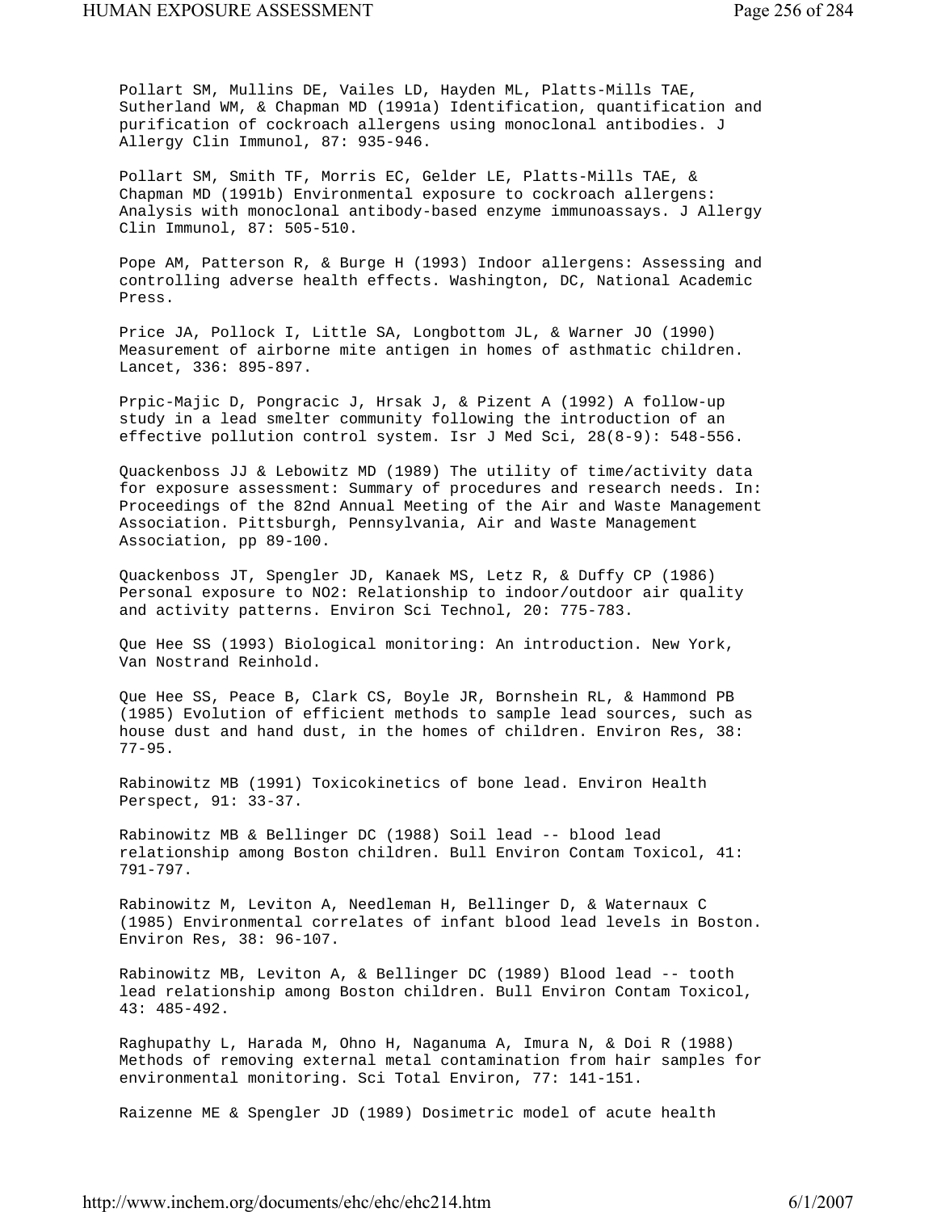Pollart SM, Mullins DE, Vailes LD, Hayden ML, Platts-Mills TAE, Sutherland WM, & Chapman MD (1991a) Identification, quantification and purification of cockroach allergens using monoclonal antibodies. J Allergy Clin Immunol, 87: 935-946.

Pollart SM, Smith TF, Morris EC, Gelder LE, Platts-Mills TAE, & Chapman MD (1991b) Environmental exposure to cockroach allergens: Analysis with monoclonal antibody-based enzyme immunoassays. J Allergy Clin Immunol, 87: 505-510.

Pope AM, Patterson R, & Burge H (1993) Indoor allergens: Assessing and controlling adverse health effects. Washington, DC, National Academic Press.

Price JA, Pollock I, Little SA, Longbottom JL, & Warner JO (1990) Measurement of airborne mite antigen in homes of asthmatic children. Lancet, 336: 895-897.

Prpic-Majic D, Pongracic J, Hrsak J, & Pizent A (1992) A follow-up study in a lead smelter community following the introduction of an effective pollution control system. Isr J Med Sci, 28(8-9): 548-556.

Quackenboss JJ & Lebowitz MD (1989) The utility of time/activity data for exposure assessment: Summary of procedures and research needs. In: Proceedings of the 82nd Annual Meeting of the Air and Waste Management Association. Pittsburgh, Pennsylvania, Air and Waste Management Association, pp 89-100.

Quackenboss JT, Spengler JD, Kanaek MS, Letz R, & Duffy CP (1986) Personal exposure to NO2: Relationship to indoor/outdoor air quality and activity patterns. Environ Sci Technol, 20: 775-783.

Que Hee SS (1993) Biological monitoring: An introduction. New York, Van Nostrand Reinhold.

Que Hee SS, Peace B, Clark CS, Boyle JR, Bornshein RL, & Hammond PB (1985) Evolution of efficient methods to sample lead sources, such as house dust and hand dust, in the homes of children. Environ Res, 38: 77-95.

Rabinowitz MB (1991) Toxicokinetics of bone lead. Environ Health Perspect, 91: 33-37.

Rabinowitz MB & Bellinger DC (1988) Soil lead -- blood lead relationship among Boston children. Bull Environ Contam Toxicol, 41: 791-797.

Rabinowitz M, Leviton A, Needleman H, Bellinger D, & Waternaux C (1985) Environmental correlates of infant blood lead levels in Boston. Environ Res, 38: 96-107.

Rabinowitz MB, Leviton A, & Bellinger DC (1989) Blood lead -- tooth lead relationship among Boston children. Bull Environ Contam Toxicol, 43: 485-492.

Raghupathy L, Harada M, Ohno H, Naganuma A, Imura N, & Doi R (1988) Methods of removing external metal contamination from hair samples for environmental monitoring. Sci Total Environ, 77: 141-151.

Raizenne ME & Spengler JD (1989) Dosimetric model of acute health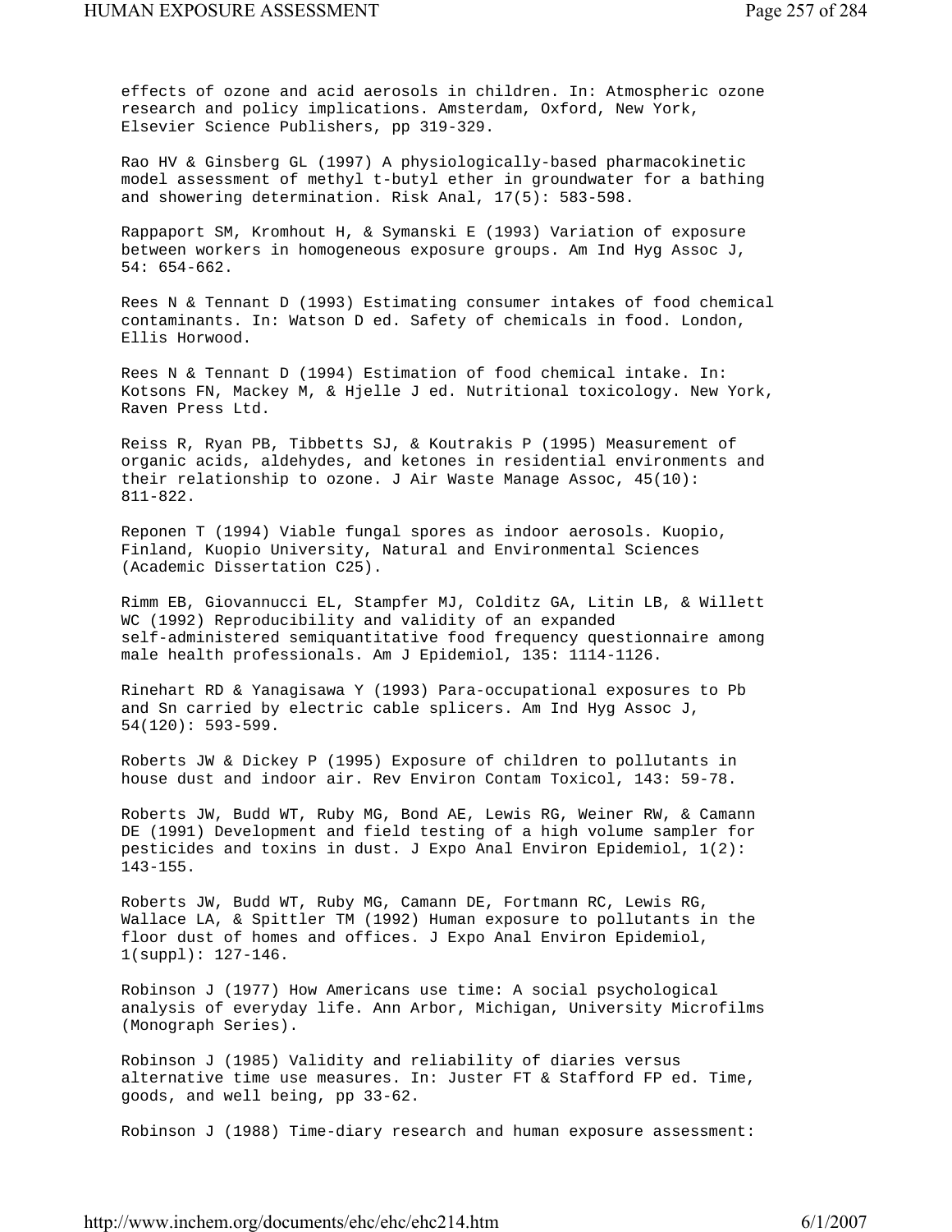effects of ozone and acid aerosols in children. In: Atmospheric ozone research and policy implications. Amsterdam, Oxford, New York, Elsevier Science Publishers, pp 319-329.

Rao HV & Ginsberg GL (1997) A physiologically-based pharmacokinetic model assessment of methyl t-butyl ether in groundwater for a bathing and showering determination. Risk Anal, 17(5): 583-598.

Rappaport SM, Kromhout H, & Symanski E (1993) Variation of exposure between workers in homogeneous exposure groups. Am Ind Hyg Assoc J, 54: 654-662.

Rees N & Tennant D (1993) Estimating consumer intakes of food chemical contaminants. In: Watson D ed. Safety of chemicals in food. London, Ellis Horwood.

Rees N & Tennant D (1994) Estimation of food chemical intake. In: Kotsons FN, Mackey M, & Hjelle J ed. Nutritional toxicology. New York, Raven Press Ltd.

Reiss R, Ryan PB, Tibbetts SJ, & Koutrakis P (1995) Measurement of organic acids, aldehydes, and ketones in residential environments and their relationship to ozone. J Air Waste Manage Assoc, 45(10): 811-822.

Reponen T (1994) Viable fungal spores as indoor aerosols. Kuopio, Finland, Kuopio University, Natural and Environmental Sciences (Academic Dissertation C25).

Rimm EB, Giovannucci EL, Stampfer MJ, Colditz GA, Litin LB, & Willett WC (1992) Reproducibility and validity of an expanded self-administered semiquantitative food frequency questionnaire among male health professionals. Am J Epidemiol, 135: 1114-1126.

Rinehart RD & Yanagisawa Y (1993) Para-occupational exposures to Pb and Sn carried by electric cable splicers. Am Ind Hyg Assoc J, 54(120): 593-599.

Roberts JW & Dickey P (1995) Exposure of children to pollutants in house dust and indoor air. Rev Environ Contam Toxicol, 143: 59-78.

Roberts JW, Budd WT, Ruby MG, Bond AE, Lewis RG, Weiner RW, & Camann DE (1991) Development and field testing of a high volume sampler for pesticides and toxins in dust. J Expo Anal Environ Epidemiol, 1(2): 143-155.

Roberts JW, Budd WT, Ruby MG, Camann DE, Fortmann RC, Lewis RG, Wallace LA, & Spittler TM (1992) Human exposure to pollutants in the floor dust of homes and offices. J Expo Anal Environ Epidemiol, 1(suppl): 127-146.

Robinson J (1977) How Americans use time: A social psychological analysis of everyday life. Ann Arbor, Michigan, University Microfilms (Monograph Series).

Robinson J (1985) Validity and reliability of diaries versus alternative time use measures. In: Juster FT & Stafford FP ed. Time, goods, and well being, pp 33-62.

Robinson J (1988) Time-diary research and human exposure assessment: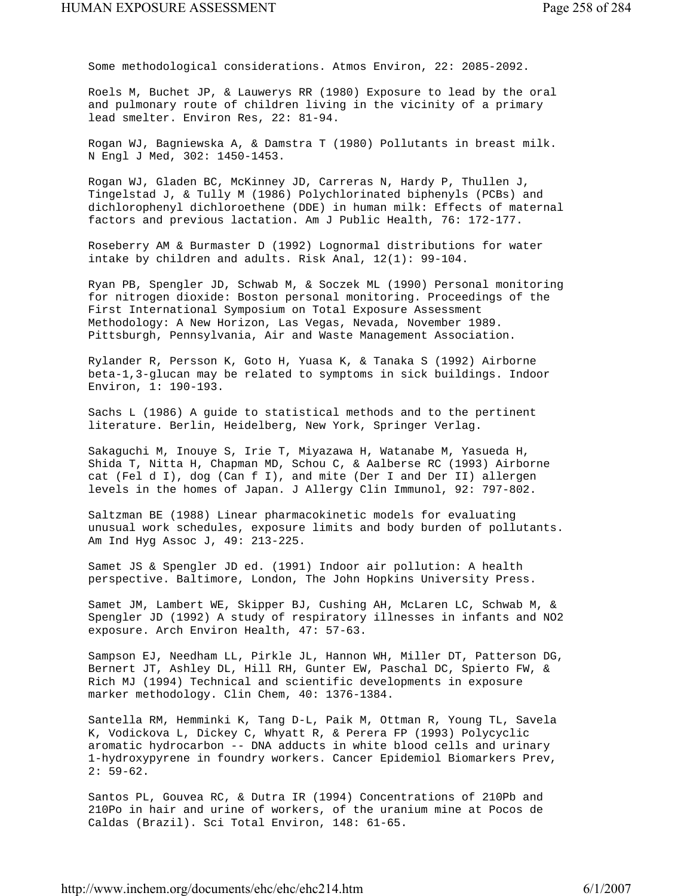Some methodological considerations. Atmos Environ, 22: 2085-2092.

Roels M, Buchet JP, & Lauwerys RR (1980) Exposure to lead by the oral and pulmonary route of children living in the vicinity of a primary lead smelter. Environ Res, 22: 81-94.

Rogan WJ, Bagniewska A, & Damstra T (1980) Pollutants in breast milk. N Engl J Med, 302: 1450-1453.

Rogan WJ, Gladen BC, McKinney JD, Carreras N, Hardy P, Thullen J, Tingelstad J, & Tully M (1986) Polychlorinated biphenyls (PCBs) and dichlorophenyl dichloroethene (DDE) in human milk: Effects of maternal factors and previous lactation. Am J Public Health, 76: 172-177.

Roseberry AM & Burmaster D (1992) Lognormal distributions for water intake by children and adults. Risk Anal, 12(1): 99-104.

Ryan PB, Spengler JD, Schwab M, & Soczek ML (1990) Personal monitoring for nitrogen dioxide: Boston personal monitoring. Proceedings of the First International Symposium on Total Exposure Assessment Methodology: A New Horizon, Las Vegas, Nevada, November 1989. Pittsburgh, Pennsylvania, Air and Waste Management Association.

Rylander R, Persson K, Goto H, Yuasa K, & Tanaka S (1992) Airborne beta-1,3-glucan may be related to symptoms in sick buildings. Indoor Environ, 1: 190-193.

Sachs L (1986) A guide to statistical methods and to the pertinent literature. Berlin, Heidelberg, New York, Springer Verlag.

Sakaguchi M, Inouye S, Irie T, Miyazawa H, Watanabe M, Yasueda H, Shida T, Nitta H, Chapman MD, Schou C, & Aalberse RC (1993) Airborne cat (Fel d I), dog (Can f I), and mite (Der I and Der II) allergen levels in the homes of Japan. J Allergy Clin Immunol, 92: 797-802.

Saltzman BE (1988) Linear pharmacokinetic models for evaluating unusual work schedules, exposure limits and body burden of pollutants. Am Ind Hyg Assoc J, 49: 213-225.

Samet JS & Spengler JD ed. (1991) Indoor air pollution: A health perspective. Baltimore, London, The John Hopkins University Press.

Samet JM, Lambert WE, Skipper BJ, Cushing AH, McLaren LC, Schwab M, & Spengler JD (1992) A study of respiratory illnesses in infants and NO2 exposure. Arch Environ Health, 47: 57-63.

Sampson EJ, Needham LL, Pirkle JL, Hannon WH, Miller DT, Patterson DG, Bernert JT, Ashley DL, Hill RH, Gunter EW, Paschal DC, Spierto FW, & Rich MJ (1994) Technical and scientific developments in exposure marker methodology. Clin Chem, 40: 1376-1384.

Santella RM, Hemminki K, Tang D-L, Paik M, Ottman R, Young TL, Savela K, Vodickova L, Dickey C, Whyatt R, & Perera FP (1993) Polycyclic aromatic hydrocarbon -- DNA adducts in white blood cells and urinary 1-hydroxypyrene in foundry workers. Cancer Epidemiol Biomarkers Prev, 2: 59-62.

Santos PL, Gouvea RC, & Dutra IR (1994) Concentrations of 210Pb and 210Po in hair and urine of workers, of the uranium mine at Pocos de Caldas (Brazil). Sci Total Environ, 148: 61-65.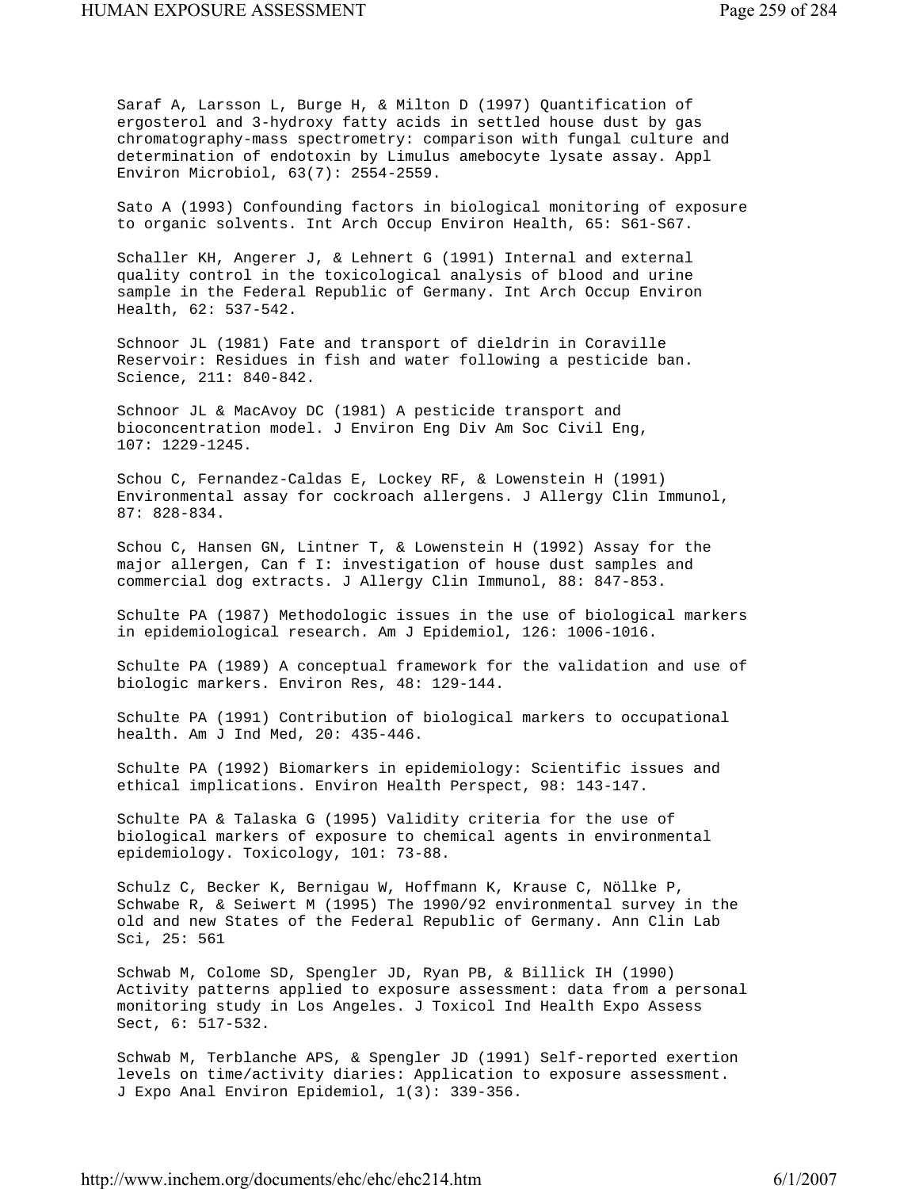Saraf A, Larsson L, Burge H, & Milton D (1997) Quantification of ergosterol and 3-hydroxy fatty acids in settled house dust by gas chromatography-mass spectrometry: comparison with fungal culture and determination of endotoxin by Limulus amebocyte lysate assay. Appl Environ Microbiol, 63(7): 2554-2559.

Sato A (1993) Confounding factors in biological monitoring of exposure to organic solvents. Int Arch Occup Environ Health, 65: S61-S67.

Schaller KH, Angerer J, & Lehnert G (1991) Internal and external quality control in the toxicological analysis of blood and urine sample in the Federal Republic of Germany. Int Arch Occup Environ Health, 62: 537-542.

Schnoor JL (1981) Fate and transport of dieldrin in Coraville Reservoir: Residues in fish and water following a pesticide ban. Science, 211: 840-842.

Schnoor JL & MacAvoy DC (1981) A pesticide transport and bioconcentration model. J Environ Eng Div Am Soc Civil Eng, 107: 1229-1245.

Schou C, Fernandez-Caldas E, Lockey RF, & Lowenstein H (1991) Environmental assay for cockroach allergens. J Allergy Clin Immunol, 87: 828-834.

Schou C, Hansen GN, Lintner T, & Lowenstein H (1992) Assay for the major allergen, Can f I: investigation of house dust samples and commercial dog extracts. J Allergy Clin Immunol, 88: 847-853.

Schulte PA (1987) Methodologic issues in the use of biological markers in epidemiological research. Am J Epidemiol, 126: 1006-1016.

Schulte PA (1989) A conceptual framework for the validation and use of biologic markers. Environ Res, 48: 129-144.

Schulte PA (1991) Contribution of biological markers to occupational health. Am J Ind Med, 20: 435-446.

Schulte PA (1992) Biomarkers in epidemiology: Scientific issues and ethical implications. Environ Health Perspect, 98: 143-147.

Schulte PA & Talaska G (1995) Validity criteria for the use of biological markers of exposure to chemical agents in environmental epidemiology. Toxicology, 101: 73-88.

Schulz C, Becker K, Bernigau W, Hoffmann K, Krause C, Nöllke P, Schwabe R, & Seiwert M (1995) The 1990/92 environmental survey in the old and new States of the Federal Republic of Germany. Ann Clin Lab Sci, 25: 561

Schwab M, Colome SD, Spengler JD, Ryan PB, & Billick IH (1990) Activity patterns applied to exposure assessment: data from a personal monitoring study in Los Angeles. J Toxicol Ind Health Expo Assess Sect, 6: 517-532.

Schwab M, Terblanche APS, & Spengler JD (1991) Self-reported exertion levels on time/activity diaries: Application to exposure assessment. J Expo Anal Environ Epidemiol, 1(3): 339-356.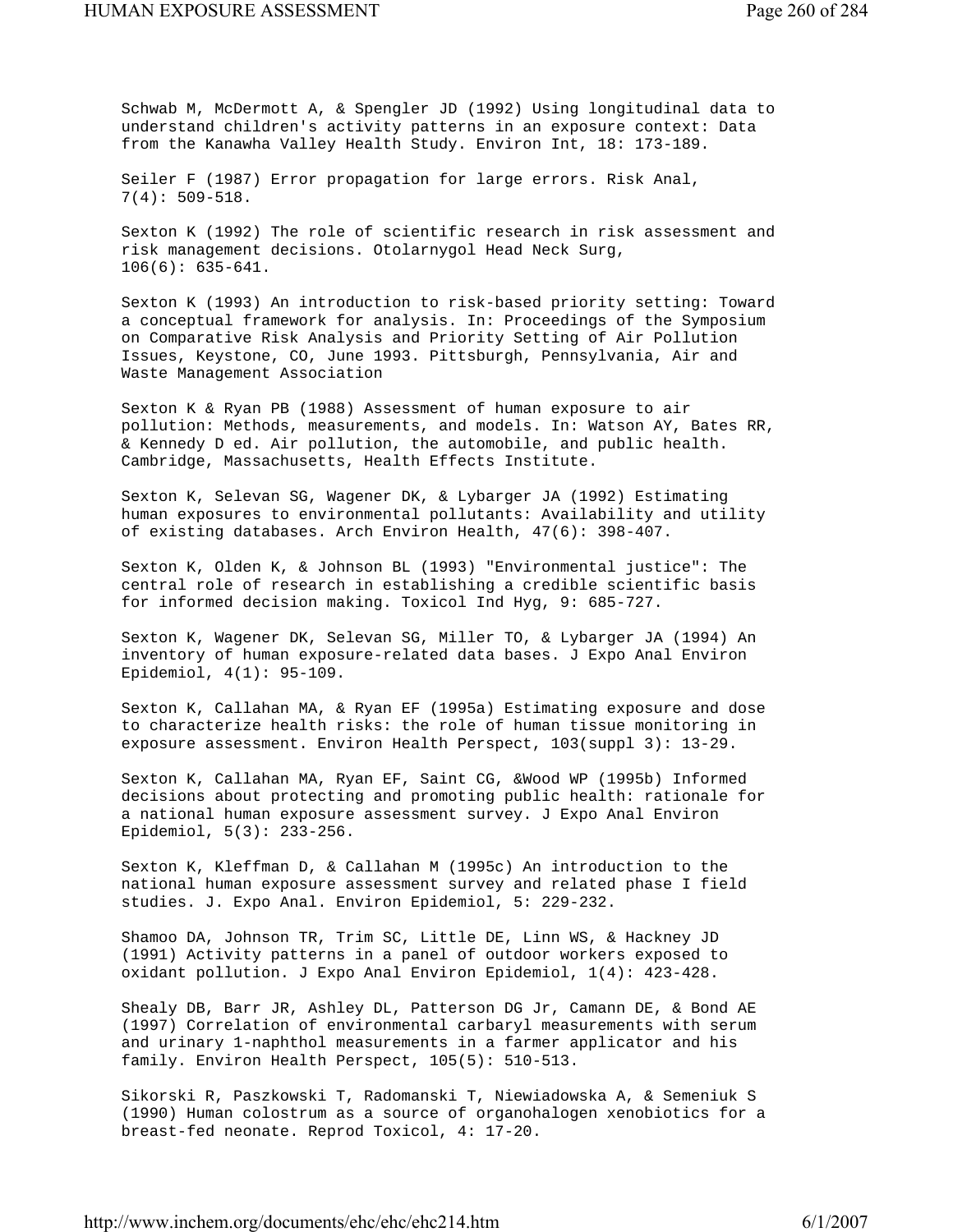Schwab M, McDermott A, & Spengler JD (1992) Using longitudinal data to understand children's activity patterns in an exposure context: Data from the Kanawha Valley Health Study. Environ Int, 18: 173-189.

Seiler F (1987) Error propagation for large errors. Risk Anal, 7(4): 509-518.

Sexton K (1992) The role of scientific research in risk assessment and risk management decisions. Otolarnygol Head Neck Surg, 106(6): 635-641.

Sexton K (1993) An introduction to risk-based priority setting: Toward a conceptual framework for analysis. In: Proceedings of the Symposium on Comparative Risk Analysis and Priority Setting of Air Pollution Issues, Keystone, CO, June 1993. Pittsburgh, Pennsylvania, Air and Waste Management Association

Sexton K & Ryan PB (1988) Assessment of human exposure to air pollution: Methods, measurements, and models. In: Watson AY, Bates RR, & Kennedy D ed. Air pollution, the automobile, and public health. Cambridge, Massachusetts, Health Effects Institute.

Sexton K, Selevan SG, Wagener DK, & Lybarger JA (1992) Estimating human exposures to environmental pollutants: Availability and utility of existing databases. Arch Environ Health, 47(6): 398-407.

Sexton K, Olden K, & Johnson BL (1993) "Environmental justice": The central role of research in establishing a credible scientific basis for informed decision making. Toxicol Ind Hyg, 9: 685-727.

Sexton K, Wagener DK, Selevan SG, Miller TO, & Lybarger JA (1994) An inventory of human exposure-related data bases. J Expo Anal Environ Epidemiol, 4(1): 95-109.

Sexton K, Callahan MA, & Ryan EF (1995a) Estimating exposure and dose to characterize health risks: the role of human tissue monitoring in exposure assessment. Environ Health Perspect, 103(suppl 3): 13-29.

Sexton K, Callahan MA, Ryan EF, Saint CG, &Wood WP (1995b) Informed decisions about protecting and promoting public health: rationale for a national human exposure assessment survey. J Expo Anal Environ Epidemiol, 5(3): 233-256.

Sexton K, Kleffman D, & Callahan M (1995c) An introduction to the national human exposure assessment survey and related phase I field studies. J. Expo Anal. Environ Epidemiol, 5: 229-232.

Shamoo DA, Johnson TR, Trim SC, Little DE, Linn WS, & Hackney JD (1991) Activity patterns in a panel of outdoor workers exposed to oxidant pollution. J Expo Anal Environ Epidemiol, 1(4): 423-428.

Shealy DB, Barr JR, Ashley DL, Patterson DG Jr, Camann DE, & Bond AE (1997) Correlation of environmental carbaryl measurements with serum and urinary 1-naphthol measurements in a farmer applicator and his family. Environ Health Perspect, 105(5): 510-513.

Sikorski R, Paszkowski T, Radomanski T, Niewiadowska A, & Semeniuk S (1990) Human colostrum as a source of organohalogen xenobiotics for a breast-fed neonate. Reprod Toxicol, 4: 17-20.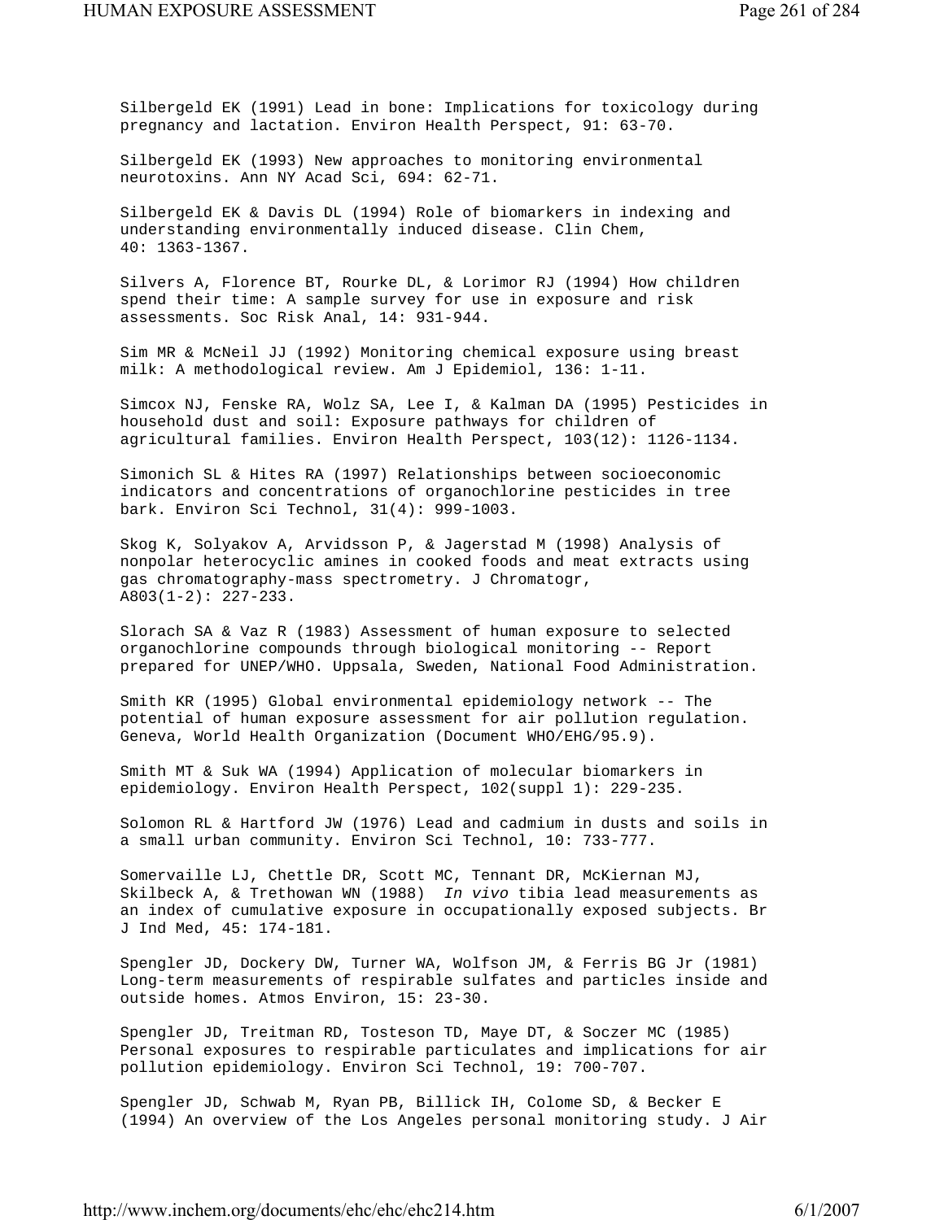Silbergeld EK (1991) Lead in bone: Implications for toxicology during pregnancy and lactation. Environ Health Perspect, 91: 63-70.

Silbergeld EK (1993) New approaches to monitoring environmental neurotoxins. Ann NY Acad Sci, 694: 62-71.

Silbergeld EK & Davis DL (1994) Role of biomarkers in indexing and understanding environmentally induced disease. Clin Chem, 40: 1363-1367.

Silvers A, Florence BT, Rourke DL, & Lorimor RJ (1994) How children spend their time: A sample survey for use in exposure and risk assessments. Soc Risk Anal, 14: 931-944.

Sim MR & McNeil JJ (1992) Monitoring chemical exposure using breast milk: A methodological review. Am J Epidemiol, 136: 1-11.

Simcox NJ, Fenske RA, Wolz SA, Lee I, & Kalman DA (1995) Pesticides in household dust and soil: Exposure pathways for children of agricultural families. Environ Health Perspect, 103(12): 1126-1134.

Simonich SL & Hites RA (1997) Relationships between socioeconomic indicators and concentrations of organochlorine pesticides in tree bark. Environ Sci Technol, 31(4): 999-1003.

Skog K, Solyakov A, Arvidsson P, & Jagerstad M (1998) Analysis of nonpolar heterocyclic amines in cooked foods and meat extracts using gas chromatography-mass spectrometry. J Chromatogr, A803(1-2): 227-233.

Slorach SA & Vaz R (1983) Assessment of human exposure to selected organochlorine compounds through biological monitoring -- Report prepared for UNEP/WHO. Uppsala, Sweden, National Food Administration.

Smith KR (1995) Global environmental epidemiology network -- The potential of human exposure assessment for air pollution regulation. Geneva, World Health Organization (Document WHO/EHG/95.9).

Smith MT & Suk WA (1994) Application of molecular biomarkers in epidemiology. Environ Health Perspect, 102(suppl 1): 229-235.

Solomon RL & Hartford JW (1976) Lead and cadmium in dusts and soils in a small urban community. Environ Sci Technol, 10: 733-777.

Somervaille LJ, Chettle DR, Scott MC, Tennant DR, McKiernan MJ, Skilbeck A, & Trethowan WN (1988) *In vivo* tibia lead measurements as an index of cumulative exposure in occupationally exposed subjects. Br J Ind Med, 45: 174-181.

Spengler JD, Dockery DW, Turner WA, Wolfson JM, & Ferris BG Jr (1981) Long-term measurements of respirable sulfates and particles inside and outside homes. Atmos Environ, 15: 23-30.

Spengler JD, Treitman RD, Tosteson TD, Maye DT, & Soczer MC (1985) Personal exposures to respirable particulates and implications for air pollution epidemiology. Environ Sci Technol, 19: 700-707.

Spengler JD, Schwab M, Ryan PB, Billick IH, Colome SD, & Becker E (1994) An overview of the Los Angeles personal monitoring study. J Air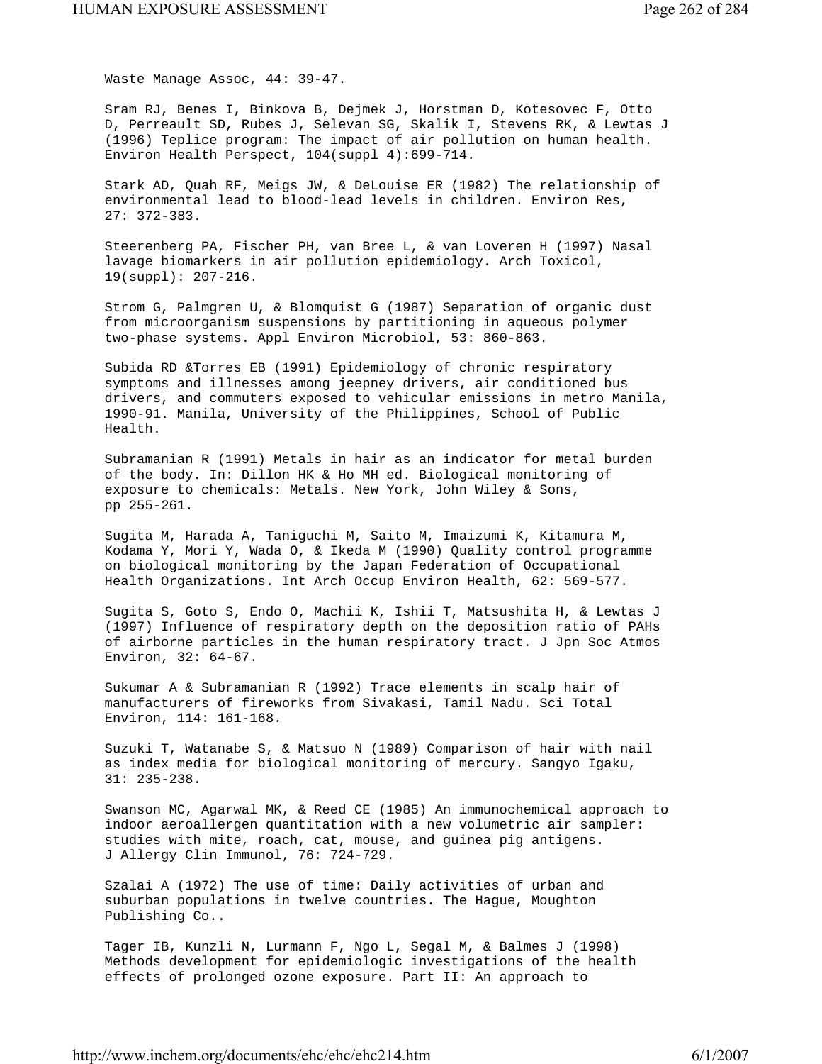Waste Manage Assoc, 44: 39-47.

Sram RJ, Benes I, Binkova B, Dejmek J, Horstman D, Kotesovec F, Otto D, Perreault SD, Rubes J, Selevan SG, Skalik I, Stevens RK, & Lewtas J (1996) Teplice program: The impact of air pollution on human health. Environ Health Perspect, 104(suppl 4):699-714.

Stark AD, Quah RF, Meigs JW, & DeLouise ER (1982) The relationship of environmental lead to blood-lead levels in children. Environ Res, 27: 372-383.

Steerenberg PA, Fischer PH, van Bree L, & van Loveren H (1997) Nasal lavage biomarkers in air pollution epidemiology. Arch Toxicol, 19(suppl): 207-216.

Strom G, Palmgren U, & Blomquist G (1987) Separation of organic dust from microorganism suspensions by partitioning in aqueous polymer two-phase systems. Appl Environ Microbiol, 53: 860-863.

Subida RD &Torres EB (1991) Epidemiology of chronic respiratory symptoms and illnesses among jeepney drivers, air conditioned bus drivers, and commuters exposed to vehicular emissions in metro Manila, 1990-91. Manila, University of the Philippines, School of Public Health.

Subramanian R (1991) Metals in hair as an indicator for metal burden of the body. In: Dillon HK & Ho MH ed. Biological monitoring of exposure to chemicals: Metals. New York, John Wiley & Sons, pp 255-261.

Sugita M, Harada A, Taniguchi M, Saito M, Imaizumi K, Kitamura M, Kodama Y, Mori Y, Wada O, & Ikeda M (1990) Quality control programme on biological monitoring by the Japan Federation of Occupational Health Organizations. Int Arch Occup Environ Health, 62: 569-577.

Sugita S, Goto S, Endo O, Machii K, Ishii T, Matsushita H, & Lewtas J (1997) Influence of respiratory depth on the deposition ratio of PAHs of airborne particles in the human respiratory tract. J Jpn Soc Atmos Environ, 32: 64-67.

Sukumar A & Subramanian R (1992) Trace elements in scalp hair of manufacturers of fireworks from Sivakasi, Tamil Nadu. Sci Total Environ, 114: 161-168.

Suzuki T, Watanabe S, & Matsuo N (1989) Comparison of hair with nail as index media for biological monitoring of mercury. Sangyo Igaku, 31: 235-238.

Swanson MC, Agarwal MK, & Reed CE (1985) An immunochemical approach to indoor aeroallergen quantitation with a new volumetric air sampler: studies with mite, roach, cat, mouse, and guinea pig antigens. J Allergy Clin Immunol, 76: 724-729.

Szalai A (1972) The use of time: Daily activities of urban and suburban populations in twelve countries. The Hague, Moughton Publishing Co..

Tager IB, Kunzli N, Lurmann F, Ngo L, Segal M, & Balmes J (1998) Methods development for epidemiologic investigations of the health effects of prolonged ozone exposure. Part II: An approach to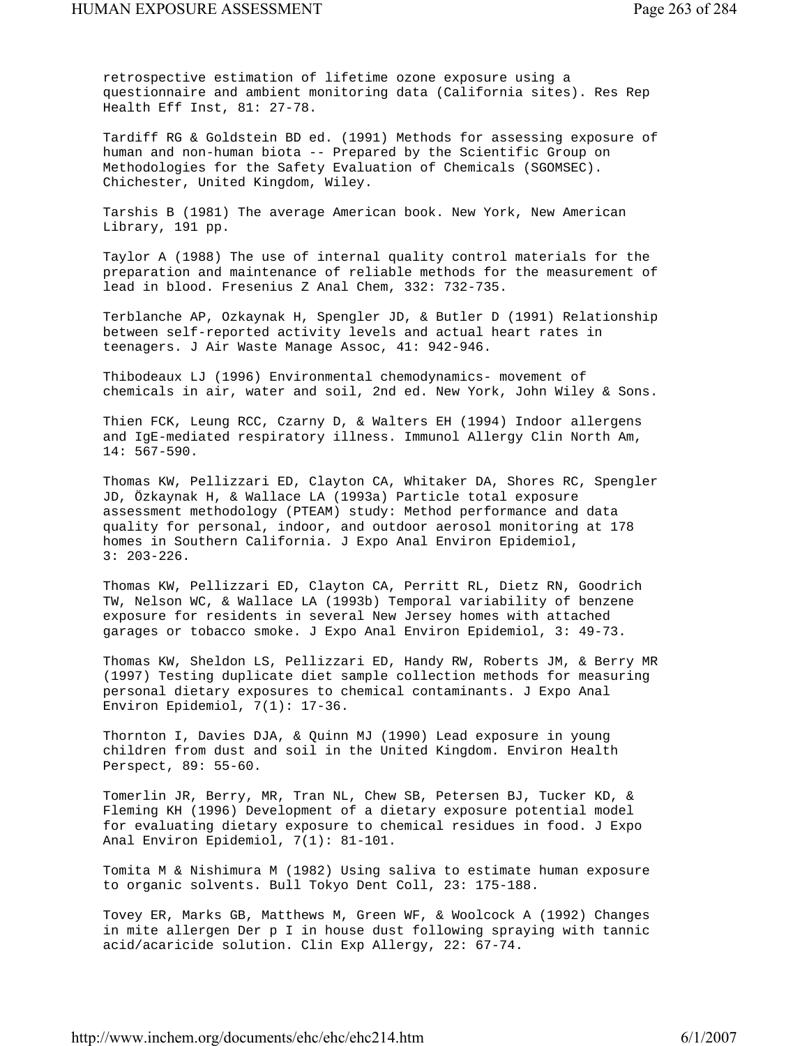retrospective estimation of lifetime ozone exposure using a questionnaire and ambient monitoring data (California sites). Res Rep Health Eff Inst, 81: 27-78.

Tardiff RG & Goldstein BD ed. (1991) Methods for assessing exposure of human and non-human biota -- Prepared by the Scientific Group on Methodologies for the Safety Evaluation of Chemicals (SGOMSEC). Chichester, United Kingdom, Wiley.

Tarshis B (1981) The average American book. New York, New American Library, 191 pp.

Taylor A (1988) The use of internal quality control materials for the preparation and maintenance of reliable methods for the measurement of lead in blood. Fresenius Z Anal Chem, 332: 732-735.

Terblanche AP, Ozkaynak H, Spengler JD, & Butler D (1991) Relationship between self-reported activity levels and actual heart rates in teenagers. J Air Waste Manage Assoc, 41: 942-946.

Thibodeaux LJ (1996) Environmental chemodynamics- movement of chemicals in air, water and soil, 2nd ed. New York, John Wiley & Sons.

Thien FCK, Leung RCC, Czarny D, & Walters EH (1994) Indoor allergens and IgE-mediated respiratory illness. Immunol Allergy Clin North Am, 14: 567-590.

Thomas KW, Pellizzari ED, Clayton CA, Whitaker DA, Shores RC, Spengler JD, Özkaynak H, & Wallace LA (1993a) Particle total exposure assessment methodology (PTEAM) study: Method performance and data quality for personal, indoor, and outdoor aerosol monitoring at 178 homes in Southern California. J Expo Anal Environ Epidemiol, 3: 203-226.

Thomas KW, Pellizzari ED, Clayton CA, Perritt RL, Dietz RN, Goodrich TW, Nelson WC, & Wallace LA (1993b) Temporal variability of benzene exposure for residents in several New Jersey homes with attached garages or tobacco smoke. J Expo Anal Environ Epidemiol, 3: 49-73.

Thomas KW, Sheldon LS, Pellizzari ED, Handy RW, Roberts JM, & Berry MR (1997) Testing duplicate diet sample collection methods for measuring personal dietary exposures to chemical contaminants. J Expo Anal Environ Epidemiol, 7(1): 17-36.

Thornton I, Davies DJA, & Quinn MJ (1990) Lead exposure in young children from dust and soil in the United Kingdom. Environ Health Perspect, 89: 55-60.

Tomerlin JR, Berry, MR, Tran NL, Chew SB, Petersen BJ, Tucker KD, & Fleming KH (1996) Development of a dietary exposure potential model for evaluating dietary exposure to chemical residues in food. J Expo Anal Environ Epidemiol, 7(1): 81-101.

Tomita M & Nishimura M (1982) Using saliva to estimate human exposure to organic solvents. Bull Tokyo Dent Coll, 23: 175-188.

Tovey ER, Marks GB, Matthews M, Green WF, & Woolcock A (1992) Changes in mite allergen Der p I in house dust following spraying with tannic acid/acaricide solution. Clin Exp Allergy, 22: 67-74.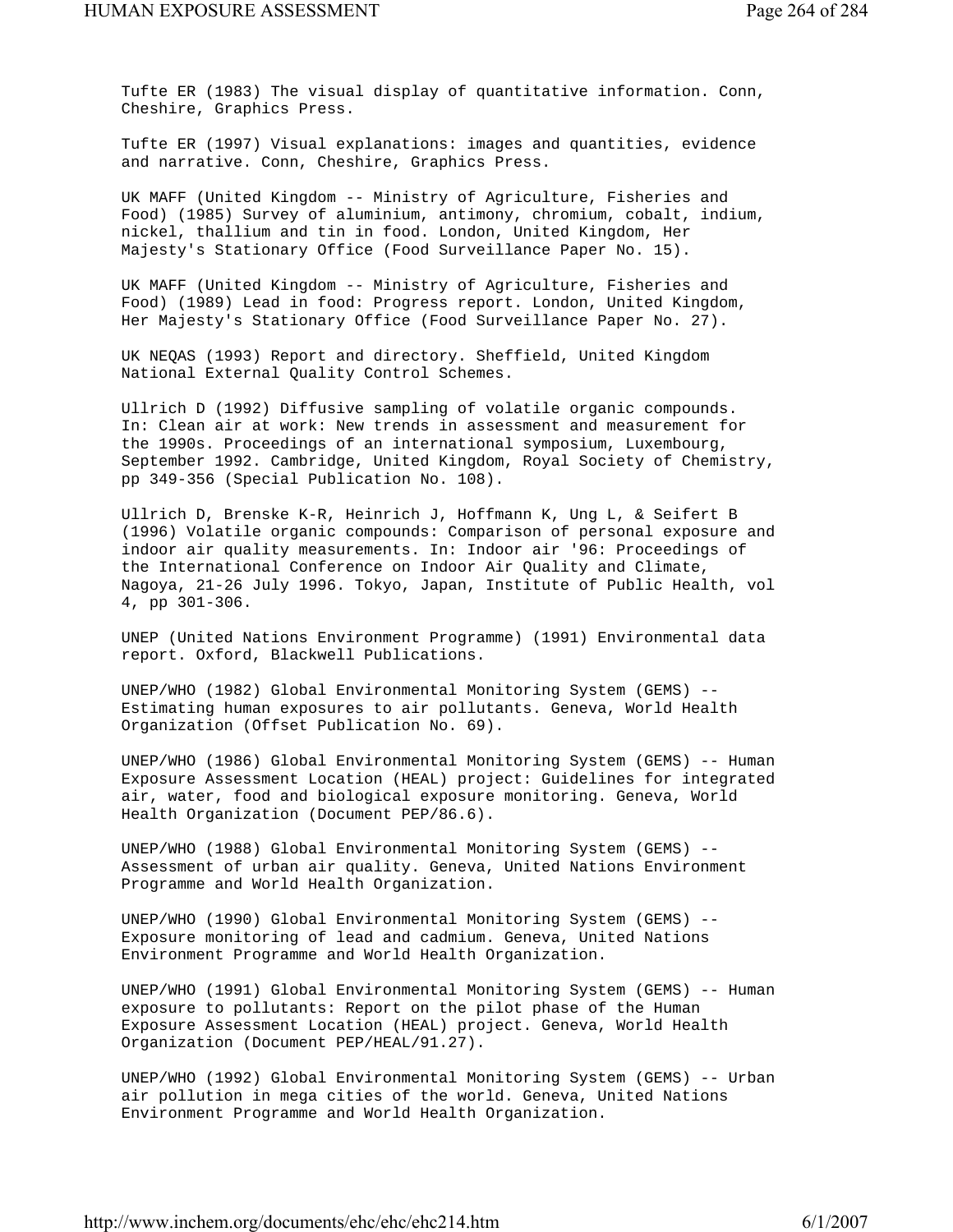Tufte ER (1983) The visual display of quantitative information. Conn, Cheshire, Graphics Press.

Tufte ER (1997) Visual explanations: images and quantities, evidence and narrative. Conn, Cheshire, Graphics Press.

UK MAFF (United Kingdom -- Ministry of Agriculture, Fisheries and Food) (1985) Survey of aluminium, antimony, chromium, cobalt, indium, nickel, thallium and tin in food. London, United Kingdom, Her Majesty's Stationary Office (Food Surveillance Paper No. 15).

UK MAFF (United Kingdom -- Ministry of Agriculture, Fisheries and Food) (1989) Lead in food: Progress report. London, United Kingdom, Her Majesty's Stationary Office (Food Surveillance Paper No. 27).

UK NEQAS (1993) Report and directory. Sheffield, United Kingdom National External Quality Control Schemes.

Ullrich D (1992) Diffusive sampling of volatile organic compounds. In: Clean air at work: New trends in assessment and measurement for the 1990s. Proceedings of an international symposium, Luxembourg, September 1992. Cambridge, United Kingdom, Royal Society of Chemistry, pp 349-356 (Special Publication No. 108).

Ullrich D, Brenske K-R, Heinrich J, Hoffmann K, Ung L, & Seifert B (1996) Volatile organic compounds: Comparison of personal exposure and indoor air quality measurements. In: Indoor air '96: Proceedings of the International Conference on Indoor Air Quality and Climate, Nagoya, 21-26 July 1996. Tokyo, Japan, Institute of Public Health, vol 4, pp 301-306.

UNEP (United Nations Environment Programme) (1991) Environmental data report. Oxford, Blackwell Publications.

UNEP/WHO (1982) Global Environmental Monitoring System (GEMS) -- Estimating human exposures to air pollutants. Geneva, World Health Organization (Offset Publication No. 69).

UNEP/WHO (1986) Global Environmental Monitoring System (GEMS) -- Human Exposure Assessment Location (HEAL) project: Guidelines for integrated air, water, food and biological exposure monitoring. Geneva, World Health Organization (Document PEP/86.6).

UNEP/WHO (1988) Global Environmental Monitoring System (GEMS) -- Assessment of urban air quality. Geneva, United Nations Environment Programme and World Health Organization.

UNEP/WHO (1990) Global Environmental Monitoring System (GEMS) -- Exposure monitoring of lead and cadmium. Geneva, United Nations Environment Programme and World Health Organization.

UNEP/WHO (1991) Global Environmental Monitoring System (GEMS) -- Human exposure to pollutants: Report on the pilot phase of the Human Exposure Assessment Location (HEAL) project. Geneva, World Health Organization (Document PEP/HEAL/91.27).

UNEP/WHO (1992) Global Environmental Monitoring System (GEMS) -- Urban air pollution in mega cities of the world. Geneva, United Nations Environment Programme and World Health Organization.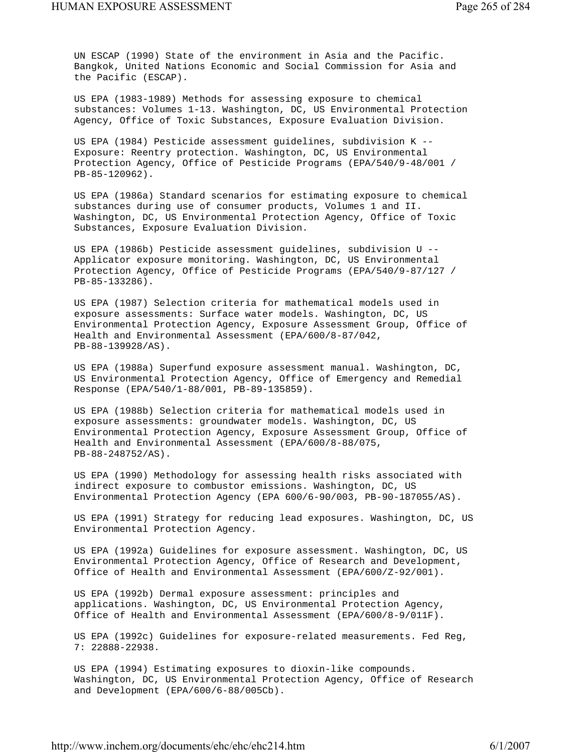UN ESCAP (1990) State of the environment in Asia and the Pacific. Bangkok, United Nations Economic and Social Commission for Asia and the Pacific (ESCAP).

US EPA (1983-1989) Methods for assessing exposure to chemical substances: Volumes 1-13. Washington, DC, US Environmental Protection Agency, Office of Toxic Substances, Exposure Evaluation Division.

US EPA (1984) Pesticide assessment guidelines, subdivision K -- Exposure: Reentry protection. Washington, DC, US Environmental Protection Agency, Office of Pesticide Programs (EPA/540/9-48/001 / PB-85-120962).

US EPA (1986a) Standard scenarios for estimating exposure to chemical substances during use of consumer products, Volumes 1 and II. Washington, DC, US Environmental Protection Agency, Office of Toxic Substances, Exposure Evaluation Division.

US EPA (1986b) Pesticide assessment guidelines, subdivision U -- Applicator exposure monitoring. Washington, DC, US Environmental Protection Agency, Office of Pesticide Programs (EPA/540/9-87/127 / PB-85-133286).

US EPA (1987) Selection criteria for mathematical models used in exposure assessments: Surface water models. Washington, DC, US Environmental Protection Agency, Exposure Assessment Group, Office of Health and Environmental Assessment (EPA/600/8-87/042, PB-88-139928/AS).

US EPA (1988a) Superfund exposure assessment manual. Washington, DC, US Environmental Protection Agency, Office of Emergency and Remedial Response (EPA/540/1-88/001, PB-89-135859).

US EPA (1988b) Selection criteria for mathematical models used in exposure assessments: groundwater models. Washington, DC, US Environmental Protection Agency, Exposure Assessment Group, Office of Health and Environmental Assessment (EPA/600/8-88/075, PB-88-248752/AS).

US EPA (1990) Methodology for assessing health risks associated with indirect exposure to combustor emissions. Washington, DC, US Environmental Protection Agency (EPA 600/6-90/003, PB-90-187055/AS).

US EPA (1991) Strategy for reducing lead exposures. Washington, DC, US Environmental Protection Agency.

US EPA (1992a) Guidelines for exposure assessment. Washington, DC, US Environmental Protection Agency, Office of Research and Development, Office of Health and Environmental Assessment (EPA/600/Z-92/001).

US EPA (1992b) Dermal exposure assessment: principles and applications. Washington, DC, US Environmental Protection Agency, Office of Health and Environmental Assessment (EPA/600/8-9/011F).

US EPA (1992c) Guidelines for exposure-related measurements. Fed Reg, 7: 22888-22938.

US EPA (1994) Estimating exposures to dioxin-like compounds. Washington, DC, US Environmental Protection Agency, Office of Research and Development (EPA/600/6-88/005Cb).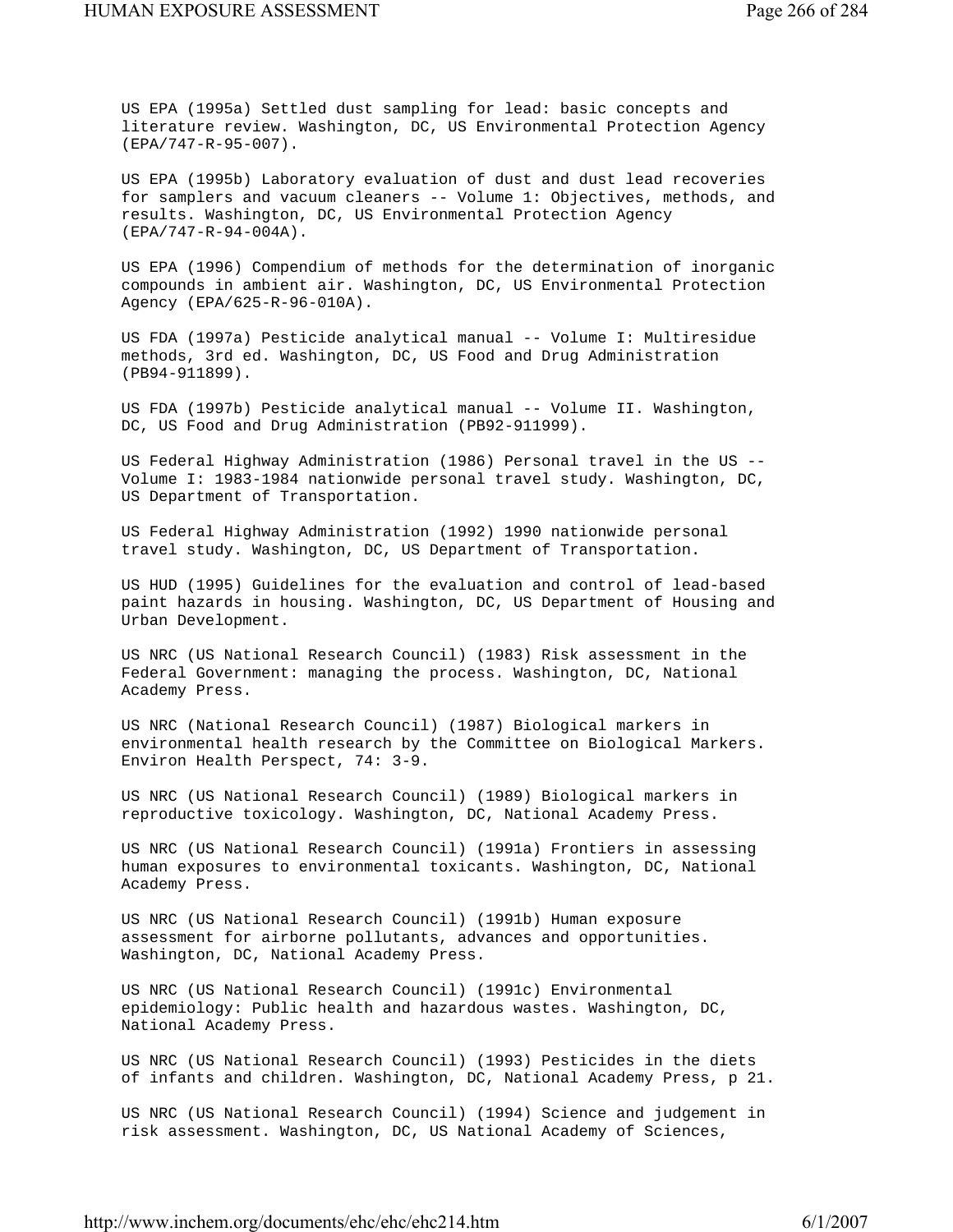US EPA (1995a) Settled dust sampling for lead: basic concepts and literature review. Washington, DC, US Environmental Protection Agency (EPA/747-R-95-007).

US EPA (1995b) Laboratory evaluation of dust and dust lead recoveries for samplers and vacuum cleaners -- Volume 1: Objectives, methods, and results. Washington, DC, US Environmental Protection Agency (EPA/747-R-94-004A).

US EPA (1996) Compendium of methods for the determination of inorganic compounds in ambient air. Washington, DC, US Environmental Protection Agency (EPA/625-R-96-010A).

US FDA (1997a) Pesticide analytical manual -- Volume I: Multiresidue methods, 3rd ed. Washington, DC, US Food and Drug Administration (PB94-911899).

US FDA (1997b) Pesticide analytical manual -- Volume II. Washington, DC, US Food and Drug Administration (PB92-911999).

US Federal Highway Administration (1986) Personal travel in the US -- Volume I: 1983-1984 nationwide personal travel study. Washington, DC, US Department of Transportation.

US Federal Highway Administration (1992) 1990 nationwide personal travel study. Washington, DC, US Department of Transportation.

US HUD (1995) Guidelines for the evaluation and control of lead-based paint hazards in housing. Washington, DC, US Department of Housing and Urban Development.

US NRC (US National Research Council) (1983) Risk assessment in the Federal Government: managing the process. Washington, DC, National Academy Press.

US NRC (National Research Council) (1987) Biological markers in environmental health research by the Committee on Biological Markers. Environ Health Perspect, 74: 3-9.

US NRC (US National Research Council) (1989) Biological markers in reproductive toxicology. Washington, DC, National Academy Press.

US NRC (US National Research Council) (1991a) Frontiers in assessing human exposures to environmental toxicants. Washington, DC, National Academy Press.

US NRC (US National Research Council) (1991b) Human exposure assessment for airborne pollutants, advances and opportunities. Washington, DC, National Academy Press.

US NRC (US National Research Council) (1991c) Environmental epidemiology: Public health and hazardous wastes. Washington, DC, National Academy Press.

US NRC (US National Research Council) (1993) Pesticides in the diets of infants and children. Washington, DC, National Academy Press, p 21.

US NRC (US National Research Council) (1994) Science and judgement in risk assessment. Washington, DC, US National Academy of Sciences,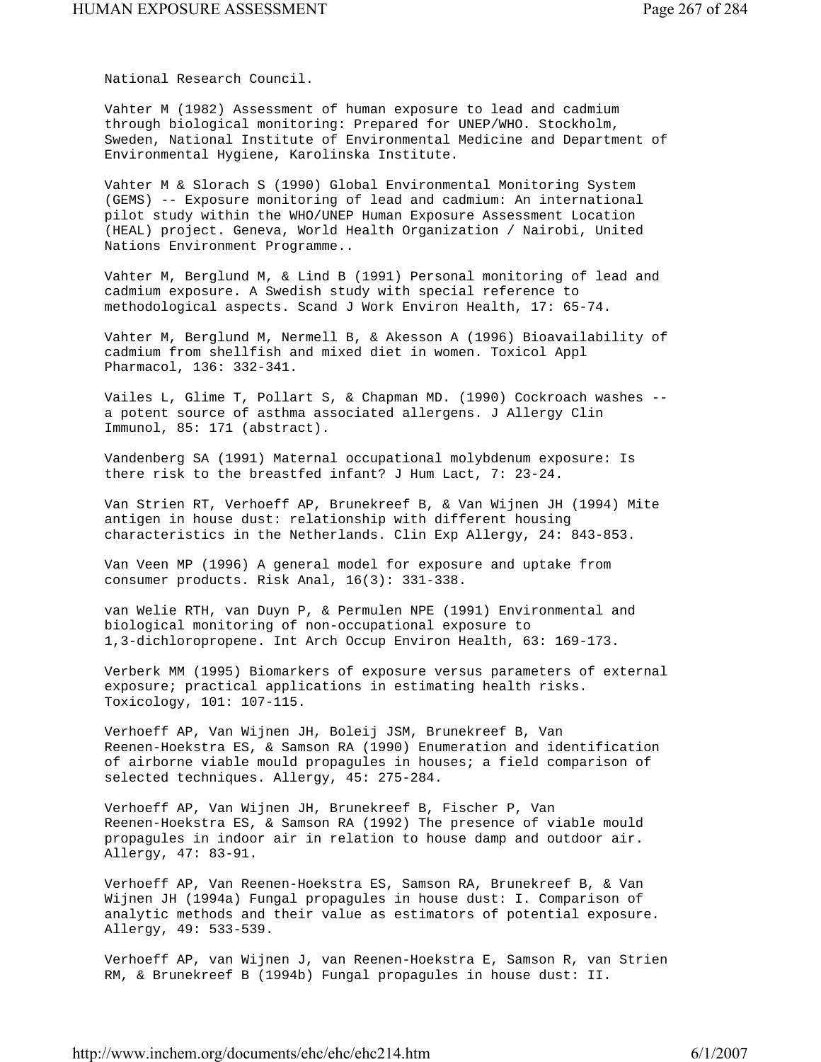National Research Council.

Vahter M (1982) Assessment of human exposure to lead and cadmium through biological monitoring: Prepared for UNEP/WHO. Stockholm, Sweden, National Institute of Environmental Medicine and Department of Environmental Hygiene, Karolinska Institute.

Vahter M & Slorach S (1990) Global Environmental Monitoring System (GEMS) -- Exposure monitoring of lead and cadmium: An international pilot study within the WHO/UNEP Human Exposure Assessment Location (HEAL) project. Geneva, World Health Organization / Nairobi, United Nations Environment Programme..

Vahter M, Berglund M, & Lind B (1991) Personal monitoring of lead and cadmium exposure. A Swedish study with special reference to methodological aspects. Scand J Work Environ Health, 17: 65-74.

Vahter M, Berglund M, Nermell B, & Akesson A (1996) Bioavailability of cadmium from shellfish and mixed diet in women. Toxicol Appl Pharmacol, 136: 332-341.

Vailes L, Glime T, Pollart S, & Chapman MD. (1990) Cockroach washes -- a potent source of asthma associated allergens. J Allergy Clin Immunol, 85: 171 (abstract).

Vandenberg SA (1991) Maternal occupational molybdenum exposure: Is there risk to the breastfed infant? J Hum Lact, 7: 23-24.

Van Strien RT, Verhoeff AP, Brunekreef B, & Van Wijnen JH (1994) Mite antigen in house dust: relationship with different housing characteristics in the Netherlands. Clin Exp Allergy, 24: 843-853.

Van Veen MP (1996) A general model for exposure and uptake from consumer products. Risk Anal, 16(3): 331-338.

van Welie RTH, van Duyn P, & Permulen NPE (1991) Environmental and biological monitoring of non-occupational exposure to 1,3-dichloropropene. Int Arch Occup Environ Health, 63: 169-173.

Verberk MM (1995) Biomarkers of exposure versus parameters of external exposure; practical applications in estimating health risks. Toxicology, 101: 107-115.

Verhoeff AP, Van Wijnen JH, Boleij JSM, Brunekreef B, Van Reenen-Hoekstra ES, & Samson RA (1990) Enumeration and identification of airborne viable mould propagules in houses; a field comparison of selected techniques. Allergy, 45: 275-284.

Verhoeff AP, Van Wijnen JH, Brunekreef B, Fischer P, Van Reenen-Hoekstra ES, & Samson RA (1992) The presence of viable mould propagules in indoor air in relation to house damp and outdoor air. Allergy, 47: 83-91.

Verhoeff AP, Van Reenen-Hoekstra ES, Samson RA, Brunekreef B, & Van Wijnen JH (1994a) Fungal propagules in house dust: I. Comparison of analytic methods and their value as estimators of potential exposure. Allergy, 49: 533-539.

Verhoeff AP, van Wijnen J, van Reenen-Hoekstra E, Samson R, van Strien RM, & Brunekreef B (1994b) Fungal propagules in house dust: II.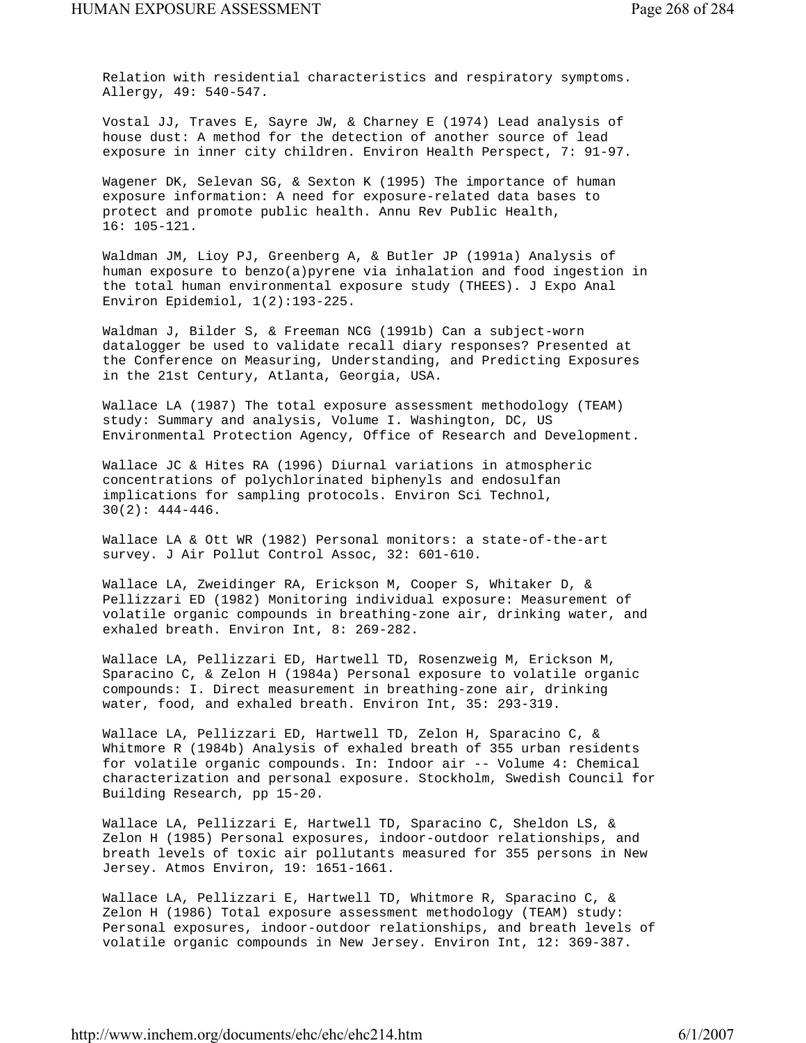Relation with residential characteristics and respiratory symptoms. Allergy, 49: 540-547.

Vostal JJ, Traves E, Sayre JW, & Charney E (1974) Lead analysis of house dust: A method for the detection of another source of lead exposure in inner city children. Environ Health Perspect, 7: 91-97.

Wagener DK, Selevan SG, & Sexton K (1995) The importance of human exposure information: A need for exposure-related data bases to protect and promote public health. Annu Rev Public Health, 16: 105-121.

Waldman JM, Lioy PJ, Greenberg A, & Butler JP (1991a) Analysis of human exposure to benzo(a)pyrene via inhalation and food ingestion in the total human environmental exposure study (THEES). J Expo Anal Environ Epidemiol, 1(2):193-225.

Waldman J, Bilder S, & Freeman NCG (1991b) Can a subject-worn datalogger be used to validate recall diary responses? Presented at the Conference on Measuring, Understanding, and Predicting Exposures in the 21st Century, Atlanta, Georgia, USA.

Wallace LA (1987) The total exposure assessment methodology (TEAM) study: Summary and analysis, Volume I. Washington, DC, US Environmental Protection Agency, Office of Research and Development.

Wallace JC & Hites RA (1996) Diurnal variations in atmospheric concentrations of polychlorinated biphenyls and endosulfan implications for sampling protocols. Environ Sci Technol, 30(2): 444-446.

Wallace LA & Ott WR (1982) Personal monitors: a state-of-the-art survey. J Air Pollut Control Assoc, 32: 601-610.

Wallace LA, Zweidinger RA, Erickson M, Cooper S, Whitaker D, & Pellizzari ED (1982) Monitoring individual exposure: Measurement of volatile organic compounds in breathing-zone air, drinking water, and exhaled breath. Environ Int, 8: 269-282.

Wallace LA, Pellizzari ED, Hartwell TD, Rosenzweig M, Erickson M, Sparacino C, & Zelon H (1984a) Personal exposure to volatile organic compounds: I. Direct measurement in breathing-zone air, drinking water, food, and exhaled breath. Environ Int, 35: 293-319.

Wallace LA, Pellizzari ED, Hartwell TD, Zelon H, Sparacino C, & Whitmore R (1984b) Analysis of exhaled breath of 355 urban residents for volatile organic compounds. In: Indoor air -- Volume 4: Chemical characterization and personal exposure. Stockholm, Swedish Council for Building Research, pp 15-20.

Wallace LA, Pellizzari E, Hartwell TD, Sparacino C, Sheldon LS, & Zelon H (1985) Personal exposures, indoor-outdoor relationships, and breath levels of toxic air pollutants measured for 355 persons in New Jersey. Atmos Environ, 19: 1651-1661.

Wallace LA, Pellizzari E, Hartwell TD, Whitmore R, Sparacino C, & Zelon H (1986) Total exposure assessment methodology (TEAM) study: Personal exposures, indoor-outdoor relationships, and breath levels of volatile organic compounds in New Jersey. Environ Int, 12: 369-387.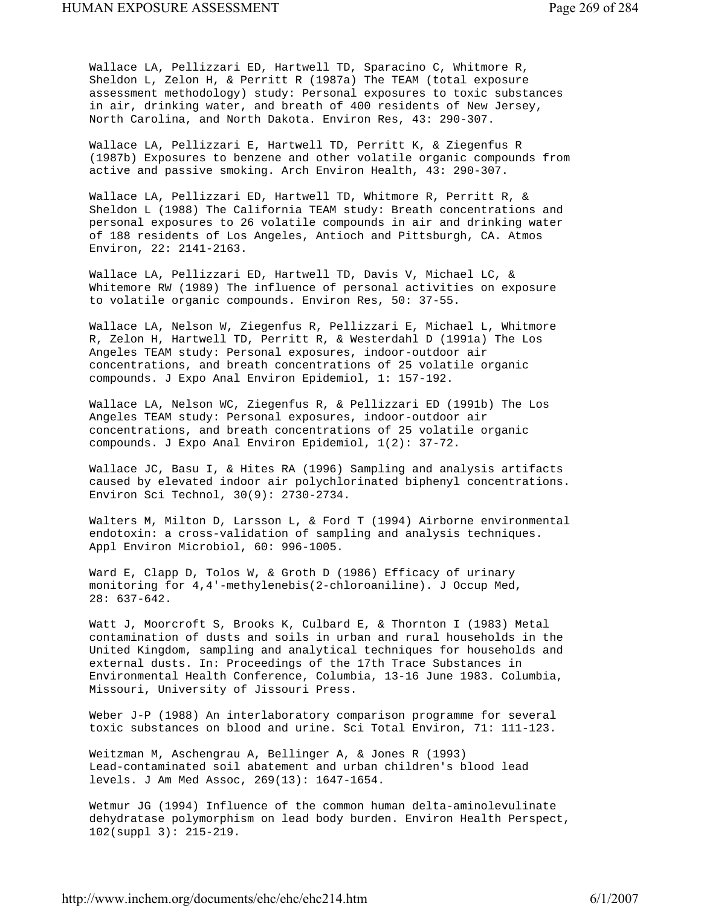Wallace LA, Pellizzari ED, Hartwell TD, Sparacino C, Whitmore R, Sheldon L, Zelon H, & Perritt R (1987a) The TEAM (total exposure assessment methodology) study: Personal exposures to toxic substances in air, drinking water, and breath of 400 residents of New Jersey, North Carolina, and North Dakota. Environ Res, 43: 290-307.

Wallace LA, Pellizzari E, Hartwell TD, Perritt K, & Ziegenfus R (1987b) Exposures to benzene and other volatile organic compounds from active and passive smoking. Arch Environ Health, 43: 290-307.

Wallace LA, Pellizzari ED, Hartwell TD, Whitmore R, Perritt R, & Sheldon L (1988) The California TEAM study: Breath concentrations and personal exposures to 26 volatile compounds in air and drinking water of 188 residents of Los Angeles, Antioch and Pittsburgh, CA. Atmos Environ, 22: 2141-2163.

Wallace LA, Pellizzari ED, Hartwell TD, Davis V, Michael LC, & Whitemore RW (1989) The influence of personal activities on exposure to volatile organic compounds. Environ Res, 50: 37-55.

Wallace LA, Nelson W, Ziegenfus R, Pellizzari E, Michael L, Whitmore R, Zelon H, Hartwell TD, Perritt R, & Westerdahl D (1991a) The Los Angeles TEAM study: Personal exposures, indoor-outdoor air concentrations, and breath concentrations of 25 volatile organic compounds. J Expo Anal Environ Epidemiol, 1: 157-192.

Wallace LA, Nelson WC, Ziegenfus R, & Pellizzari ED (1991b) The Los Angeles TEAM study: Personal exposures, indoor-outdoor air concentrations, and breath concentrations of 25 volatile organic compounds. J Expo Anal Environ Epidemiol, 1(2): 37-72.

Wallace JC, Basu I, & Hites RA (1996) Sampling and analysis artifacts caused by elevated indoor air polychlorinated biphenyl concentrations. Environ Sci Technol, 30(9): 2730-2734.

Walters M, Milton D, Larsson L, & Ford T (1994) Airborne environmental endotoxin: a cross-validation of sampling and analysis techniques. Appl Environ Microbiol, 60: 996-1005.

Ward E, Clapp D, Tolos W, & Groth D (1986) Efficacy of urinary monitoring for 4,4'-methylenebis(2-chloroaniline). J Occup Med, 28: 637-642.

Watt J, Moorcroft S, Brooks K, Culbard E, & Thornton I (1983) Metal contamination of dusts and soils in urban and rural households in the United Kingdom, sampling and analytical techniques for households and external dusts. In: Proceedings of the 17th Trace Substances in Environmental Health Conference, Columbia, 13-16 June 1983. Columbia, Missouri, University of Jissouri Press.

Weber J-P (1988) An interlaboratory comparison programme for several toxic substances on blood and urine. Sci Total Environ, 71: 111-123.

Weitzman M, Aschengrau A, Bellinger A, & Jones R (1993) Lead-contaminated soil abatement and urban children's blood lead levels. J Am Med Assoc, 269(13): 1647-1654.

Wetmur JG (1994) Influence of the common human delta-aminolevulinate dehydratase polymorphism on lead body burden. Environ Health Perspect, 102(suppl 3): 215-219.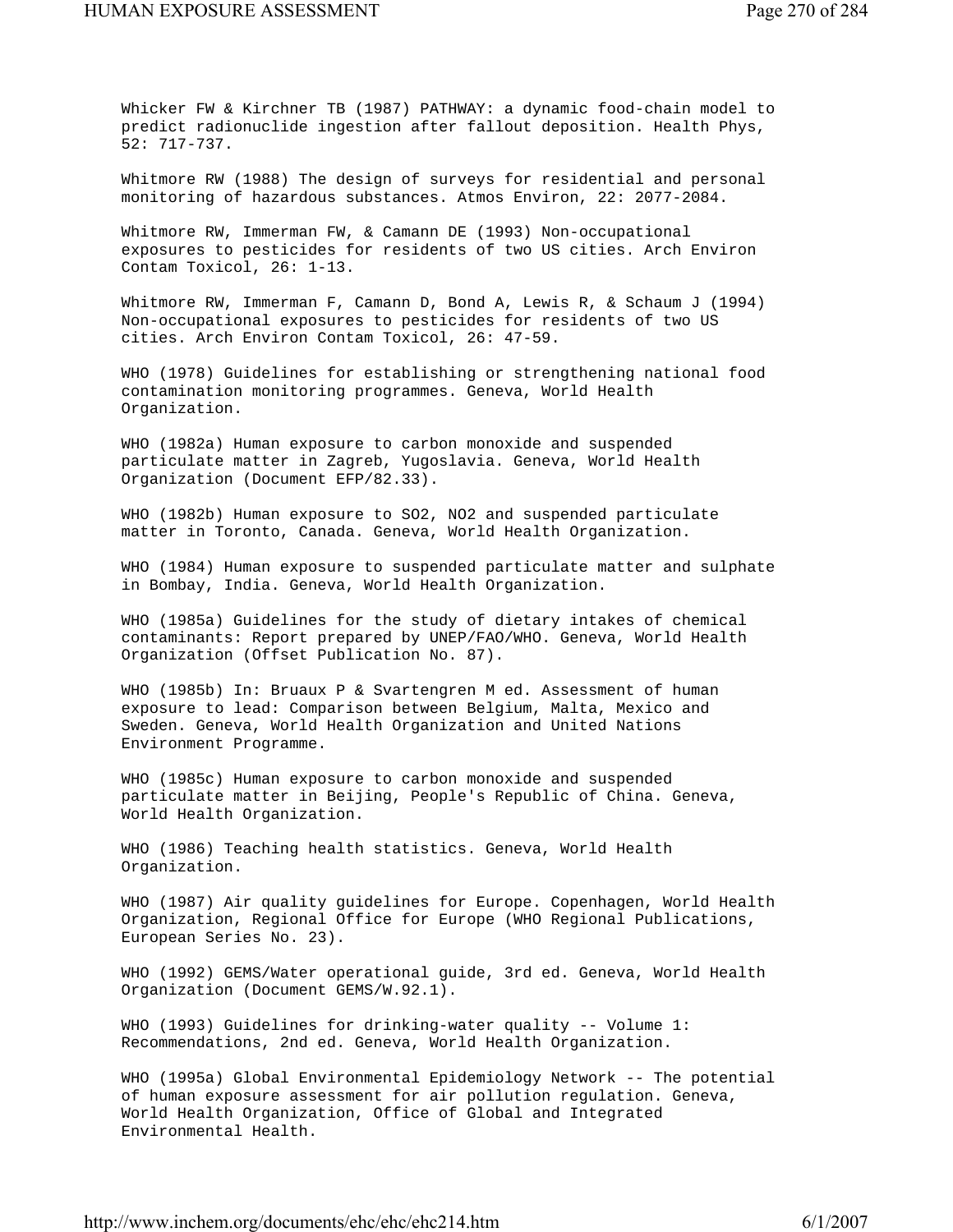Whicker FW & Kirchner TB (1987) PATHWAY: a dynamic food-chain model to predict radionuclide ingestion after fallout deposition. Health Phys, 52: 717-737.

Whitmore RW (1988) The design of surveys for residential and personal monitoring of hazardous substances. Atmos Environ, 22: 2077-2084.

Whitmore RW, Immerman FW, & Camann DE (1993) Non-occupational exposures to pesticides for residents of two US cities. Arch Environ Contam Toxicol, 26: 1-13.

Whitmore RW, Immerman F, Camann D, Bond A, Lewis R, & Schaum J (1994) Non-occupational exposures to pesticides for residents of two US cities. Arch Environ Contam Toxicol, 26: 47-59.

WHO (1978) Guidelines for establishing or strengthening national food contamination monitoring programmes. Geneva, World Health Organization.

WHO (1982a) Human exposure to carbon monoxide and suspended particulate matter in Zagreb, Yugoslavia. Geneva, World Health Organization (Document EFP/82.33).

WHO (1982b) Human exposure to $SO_2$, $NO_2$ and suspended particulate matter in Toronto, Canada. Geneva, World Health Organization.

WHO (1984) Human exposure to suspended particulate matter and sulphate in Bombay, India. Geneva, World Health Organization.

WHO (1985a) Guidelines for the study of dietary intakes of chemical contaminants: Report prepared by UNEP/FAO/WHO. Geneva, World Health Organization (Offset Publication No. 87).

WHO (1985b) In: Bruaux P & Svartengren M ed. Assessment of human exposure to lead: Comparison between Belgium, Malta, Mexico and Sweden. Geneva, World Health Organization and United Nations Environment Programme.

WHO (1985c) Human exposure to carbon monoxide and suspended particulate matter in Beijing, People's Republic of China. Geneva, World Health Organization.

WHO (1986) Teaching health statistics. Geneva, World Health Organization.

WHO (1987) Air quality guidelines for Europe. Copenhagen, World Health Organization, Regional Office for Europe (WHO Regional Publications, European Series No. 23).

WHO (1992) GEMS/Water operational guide, 3rd ed. Geneva, World Health Organization (Document GEMS/W.92.1).

WHO (1993) Guidelines for drinking-water quality -- Volume 1: Recommendations, 2nd ed. Geneva, World Health Organization.

WHO (1995a) Global Environmental Epidemiology Network -- The potential of human exposure assessment for air pollution regulation. Geneva, World Health Organization, Office of Global and Integrated Environmental Health.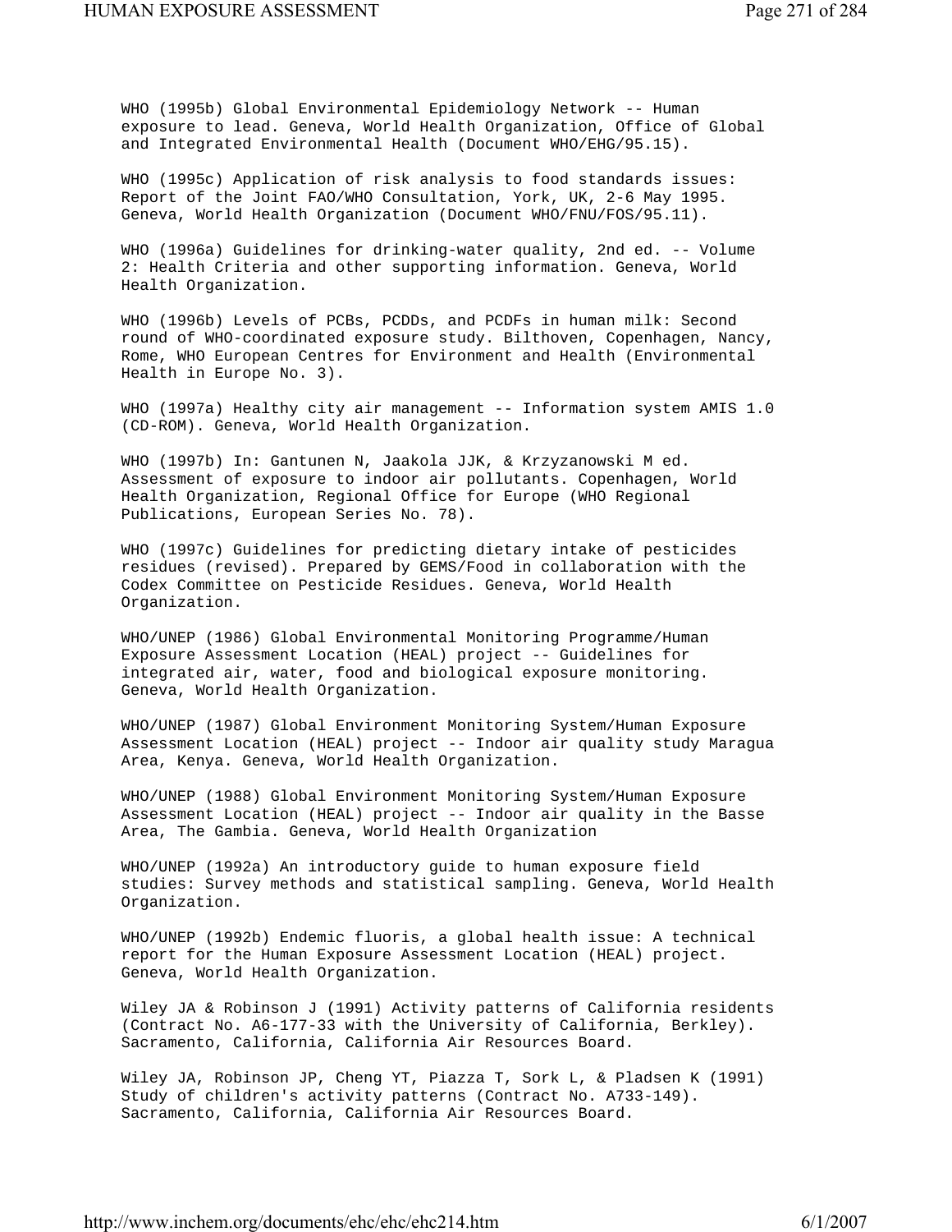WHO (1995b) Global Environmental Epidemiology Network -- Human exposure to lead. Geneva, World Health Organization, Office of Global and Integrated Environmental Health (Document WHO/EHG/95.15).

WHO (1995c) Application of risk analysis to food standards issues: Report of the Joint FAO/WHO Consultation, York, UK, 2-6 May 1995. Geneva, World Health Organization (Document WHO/FNU/FOS/95.11).

WHO (1996a) Guidelines for drinking-water quality, 2nd ed. -- Volume 2: Health Criteria and other supporting information. Geneva, World Health Organization.

WHO (1996b) Levels of PCBs, PCDDs, and PCDFs in human milk: Second round of WHO-coordinated exposure study. Bilthoven, Copenhagen, Nancy, Rome, WHO European Centres for Environment and Health (Environmental Health in Europe No. 3).

WHO (1997a) Healthy city air management -- Information system AMIS 1.0 (CD-ROM). Geneva, World Health Organization.

WHO (1997b) In: Gantunen N, Jaakola JJK, & Krzyzanowski M ed. Assessment of exposure to indoor air pollutants. Copenhagen, World Health Organization, Regional Office for Europe (WHO Regional Publications, European Series No. 78).

WHO (1997c) Guidelines for predicting dietary intake of pesticides residues (revised). Prepared by GEMS/Food in collaboration with the Codex Committee on Pesticide Residues. Geneva, World Health Organization.

WHO/UNEP (1986) Global Environmental Monitoring Programme/Human Exposure Assessment Location (HEAL) project -- Guidelines for integrated air, water, food and biological exposure monitoring. Geneva, World Health Organization.

WHO/UNEP (1987) Global Environment Monitoring System/Human Exposure Assessment Location (HEAL) project -- Indoor air quality study Maragua Area, Kenya. Geneva, World Health Organization.

WHO/UNEP (1988) Global Environment Monitoring System/Human Exposure Assessment Location (HEAL) project -- Indoor air quality in the Basse Area, The Gambia. Geneva, World Health Organization

WHO/UNEP (1992a) An introductory guide to human exposure field studies: Survey methods and statistical sampling. Geneva, World Health Organization.

WHO/UNEP (1992b) Endemic fluoris, a global health issue: A technical report for the Human Exposure Assessment Location (HEAL) project. Geneva, World Health Organization.

Wiley JA & Robinson J (1991) Activity patterns of California residents (Contract No. A6-177-33 with the University of California, Berkley). Sacramento, California, California Air Resources Board.

Wiley JA, Robinson JP, Cheng YT, Piazza T, Sork L, & Pladsen K (1991) Study of children's activity patterns (Contract No. A733-149). Sacramento, California, California Air Resources Board.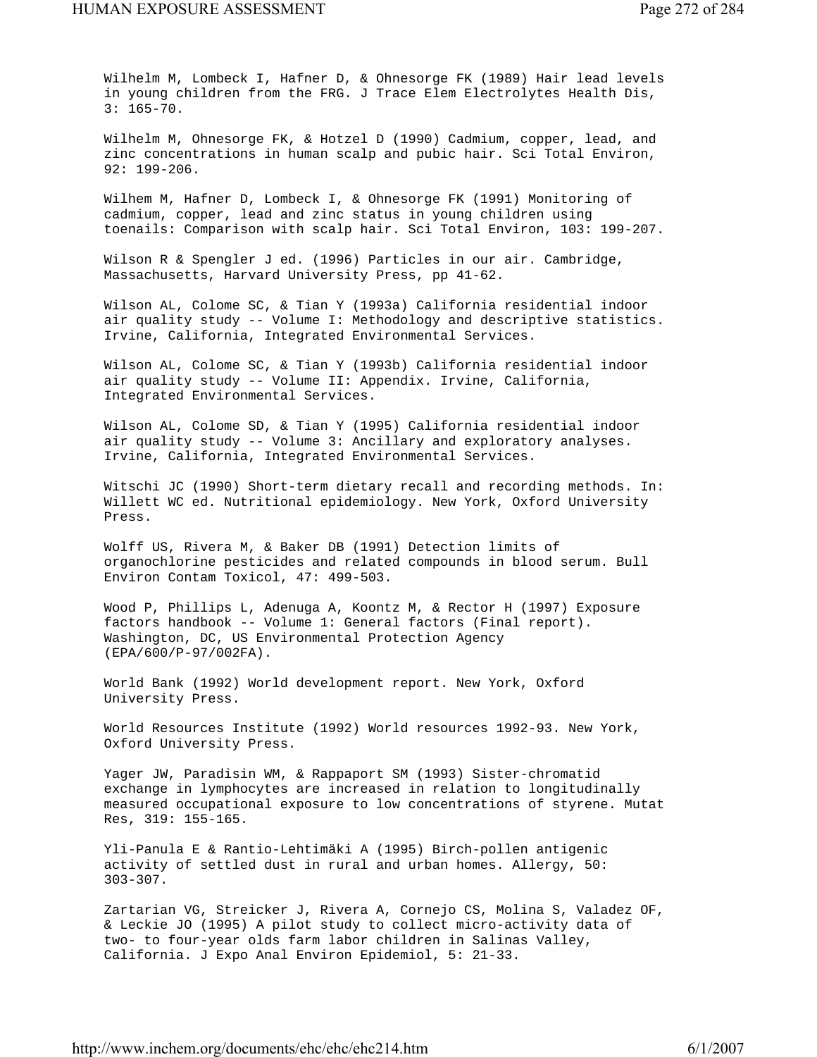Wilhelm M, Lombeck I, Hafner D, & Ohnesorge FK (1989) Hair lead levels in young children from the FRG. J Trace Elem Electrolytes Health Dis, 3: 165-70.

Wilhelm M, Ohnesorge FK, & Hotzel D (1990) Cadmium, copper, lead, and zinc concentrations in human scalp and pubic hair. Sci Total Environ, 92: 199-206.

Wilhem M, Hafner D, Lombeck I, & Ohnesorge FK (1991) Monitoring of cadmium, copper, lead and zinc status in young children using toenails: Comparison with scalp hair. Sci Total Environ, 103: 199-207.

Wilson R & Spengler J ed. (1996) Particles in our air. Cambridge, Massachusetts, Harvard University Press, pp 41-62.

Wilson AL, Colome SC, & Tian Y (1993a) California residential indoor air quality study -- Volume I: Methodology and descriptive statistics. Irvine, California, Integrated Environmental Services.

Wilson AL, Colome SC, & Tian Y (1993b) California residential indoor air quality study -- Volume II: Appendix. Irvine, California, Integrated Environmental Services.

Wilson AL, Colome SD, & Tian Y (1995) California residential indoor air quality study -- Volume 3: Ancillary and exploratory analyses. Irvine, California, Integrated Environmental Services.

Witschi JC (1990) Short-term dietary recall and recording methods. In: Willett WC ed. Nutritional epidemiology. New York, Oxford University Press.

Wolff US, Rivera M, & Baker DB (1991) Detection limits of organochlorine pesticides and related compounds in blood serum. Bull Environ Contam Toxicol, 47: 499-503.

Wood P, Phillips L, Adenuga A, Koontz M, & Rector H (1997) Exposure factors handbook -- Volume 1: General factors (Final report). Washington, DC, US Environmental Protection Agency (EPA/600/P-97/002FA).

World Bank (1992) World development report. New York, Oxford University Press.

World Resources Institute (1992) World resources 1992-93. New York, Oxford University Press.

Yager JW, Paradisin WM, & Rappaport SM (1993) Sister-chromatid exchange in lymphocytes are increased in relation to longitudinally measured occupational exposure to low concentrations of styrene. Mutat Res, 319: 155-165.

Yli-Panula E & Rantio-Lehtimäki A (1995) Birch-pollen antigenic activity of settled dust in rural and urban homes. Allergy, 50: 303-307.

Zartarian VG, Streicker J, Rivera A, Cornejo CS, Molina S, Valadez OF, & Leckie JO (1995) A pilot study to collect micro-activity data of two- to four-year olds farm labor children in Salinas Valley, California. J Expo Anal Environ Epidemiol, 5: 21-33.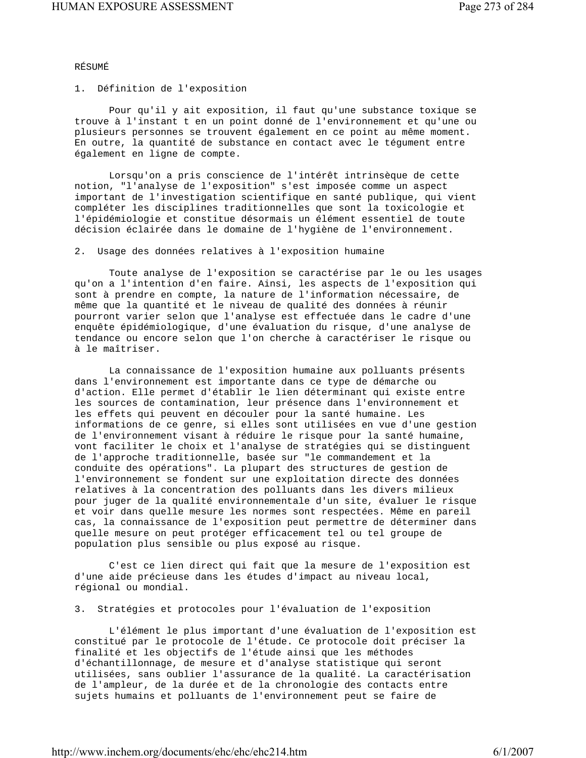# RÉSUMÉ

## 1. Définition de l'exposition

Pour qu'il y ait exposition, il faut qu'une substance toxique se trouve à l'instant t en un point donné de l'environnement et qu'une ou plusieurs personnes se trouvent également en ce point au même moment. En outre, la quantité de substance en contact avec le tégument entre également en ligne de compte.

Lorsqu'on a pris conscience de l'intérêt intrinsèque de cette notion, "l'analyse de l'exposition" s'est imposée comme un aspect important de l'investigation scientifique en santé publique, qui vient compléter les disciplines traditionnelles que sont la toxicologie et l'épidémiologie et constitue désormais un élément essentiel de toute décision éclairée dans le domaine de l'hygiène de l'environnement.

## 2. Usage des données relatives à l'exposition humaine

Toute analyse de l'exposition se caractérise par le ou les usages qu'on a l'intention d'en faire. Ainsi, les aspects de l'exposition qui sont à prendre en compte, la nature de l'information nécessaire, de même que la quantité et le niveau de qualité des données à réunir pourront varier selon que l'analyse est effectuée dans le cadre d'une enquête épidémiologique, d'une évaluation du risque, d'une analyse de tendance ou encore selon que l'on cherche à caractériser le risque ou à le maîtriser.

La connaissance de l'exposition humaine aux polluants présents dans l'environnement est importante dans ce type de démarche ou d'action. Elle permet d'établir le lien déterminant qui existe entre les sources de contamination, leur présence dans l'environnement et les effets qui peuvent en découler pour la santé humaine. Les informations de ce genre, si elles sont utilisées en vue d'une gestion de l'environnement visant à réduire le risque pour la santé humaine, vont faciliter le choix et l'analyse de stratégies qui se distinguent de l'approche traditionnelle, basée sur "le commandement et la conduite des opérations". La plupart des structures de gestion de l'environnement se fondent sur une exploitation directe des données relatives à la concentration des polluants dans les divers milieux pour juger de la qualité environnementale d'un site, évaluer le risque et voir dans quelle mesure les normes sont respectées. Même en pareil cas, la connaissance de l'exposition peut permettre de déterminer dans quelle mesure on peut protéger efficacement tel ou tel groupe de population plus sensible ou plus exposé au risque.

C'est ce lien direct qui fait que la mesure de l'exposition est d'une aide précieuse dans les études d'impact au niveau local, régional ou mondial.

## 3. Stratégies et protocoles pour l'évaluation de l'exposition

L'élément le plus important d'une évaluation de l'exposition est constitué par le protocole de l'étude. Ce protocole doit préciser la finalité et les objectifs de l'étude ainsi que les méthodes d'échantillonnage, de mesure et d'analyse statistique qui seront utilisées, sans oublier l'assurance de la qualité. La caractérisation de l'ampleur, de la durée et de la chronologie des contacts entre sujets humains et polluants de l'environnement peut se faire de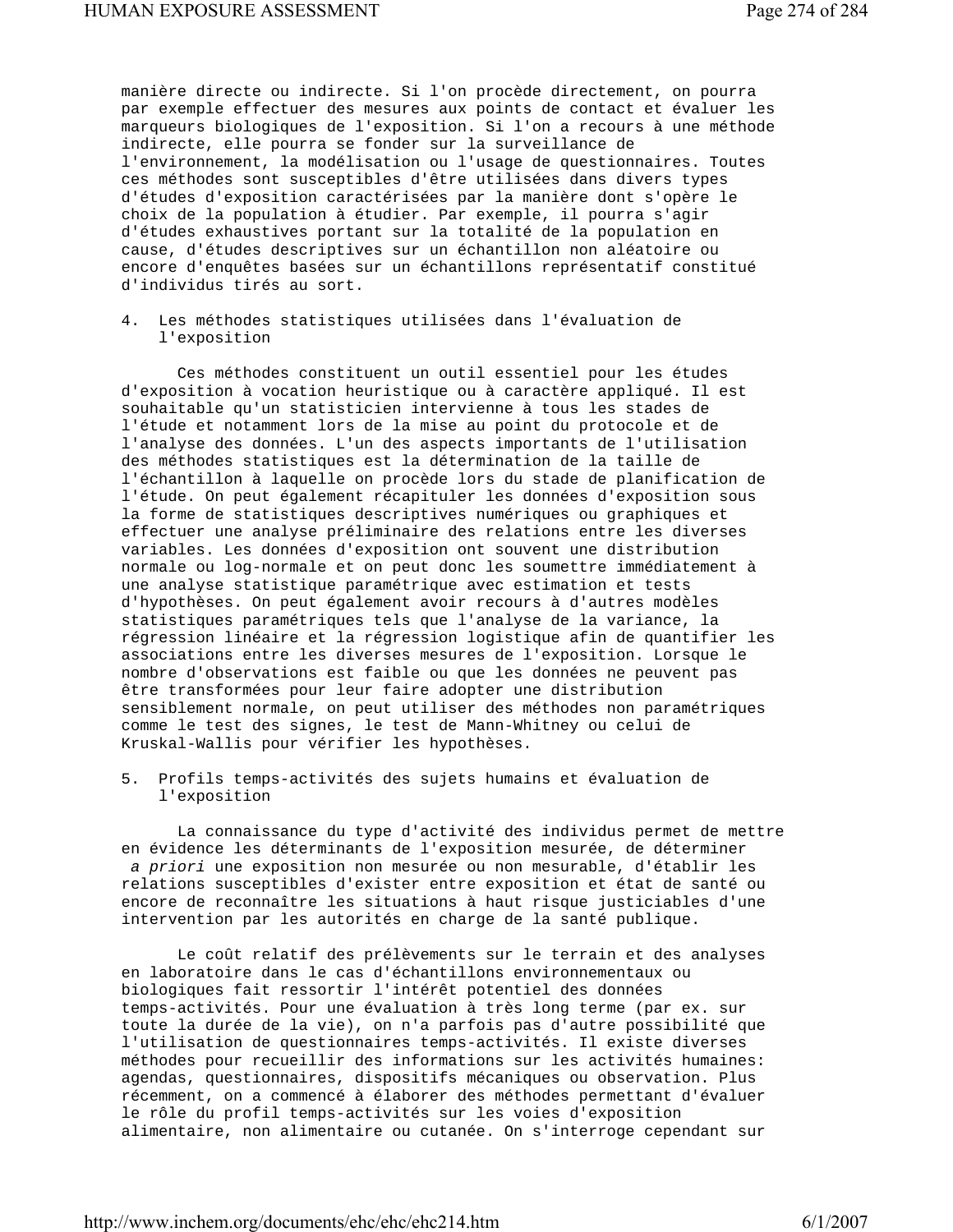manière directe ou indirecte. Si l'on procède directement, on pourra par exemple effectuer des mesures aux points de contact et évaluer les marqueurs biologiques de l'exposition. Si l'on a recours à une méthode indirecte, elle pourra se fonder sur la surveillance de l'environnement, la modélisation ou l'usage de questionnaires. Toutes ces méthodes sont susceptibles d'être utilisées dans divers types d'études d'exposition caractérisées par la manière dont s'opère le choix de la population à étudier. Par exemple, il pourra s'agir d'études exhaustives portant sur la totalité de la population en cause, d'études descriptives sur un échantillon non aléatoire ou encore d'enquêtes basées sur un échantillons représentatif constitué d'individus tirés au sort.

## 4. Les méthodes statistiques utilisées dans l'évaluation de l'exposition

Ces méthodes constituent un outil essentiel pour les études d'exposition à vocation heuristique ou à caractère appliqué. Il est souhaitable qu'un statisticien intervienne à tous les stades de l'étude et notamment lors de la mise au point du protocole et de l'analyse des données. L'un des aspects importants de l'utilisation des méthodes statistiques est la détermination de la taille de l'échantillon à laquelle on procède lors du stade de planification de l'étude. On peut également récapituler les données d'exposition sous la forme de statistiques descriptives numériques ou graphiques et effectuer une analyse préliminaire des relations entre les diverses variables. Les données d'exposition ont souvent une distribution normale ou log-normale et on peut donc les soumettre immédiatement à une analyse statistique paramétrique avec estimation et tests d'hypothèses. On peut également avoir recours à d'autres modèles statistiques paramétriques tels que l'analyse de la variance, la régression linéaire et la régression logistique afin de quantifier les associations entre les diverses mesures de l'exposition. Lorsque le nombre d'observations est faible ou que les données ne peuvent pas être transformées pour leur faire adopter une distribution sensiblement normale, on peut utiliser des méthodes non paramétriques comme le test des signes, le test de Mann-Whitney ou celui de Kruskal-Wallis pour vérifier les hypothèses.

## 5. Profils temps-activités des sujets humains et évaluation de l'exposition

La connaissance du type d'activité des individus permet de mettre en évidence les déterminants de l'exposition mesurée, de déterminer *a priori* une exposition non mesurée ou non mesurable, d'établir les relations susceptibles d'exister entre exposition et état de santé ou encore de reconnaître les situations à haut risque justiciables d'une intervention par les autorités en charge de la santé publique.

Le coût relatif des prélèvements sur le terrain et des analyses en laboratoire dans le cas d'échantillons environnementaux ou biologiques fait ressortir l'intérêt potentiel des données temps-activités. Pour une évaluation à très long terme (par ex. sur toute la durée de la vie), on n'a parfois pas d'autre possibilité que l'utilisation de questionnaires temps-activités. Il existe diverses méthodes pour recueillir des informations sur les activités humaines: agendas, questionnaires, dispositifs mécaniques ou observation. Plus récemment, on a commencé à élaborer des méthodes permettant d'évaluer le rôle du profil temps-activités sur les voies d'exposition alimentaire, non alimentaire ou cutanée. On s'interroge cependant sur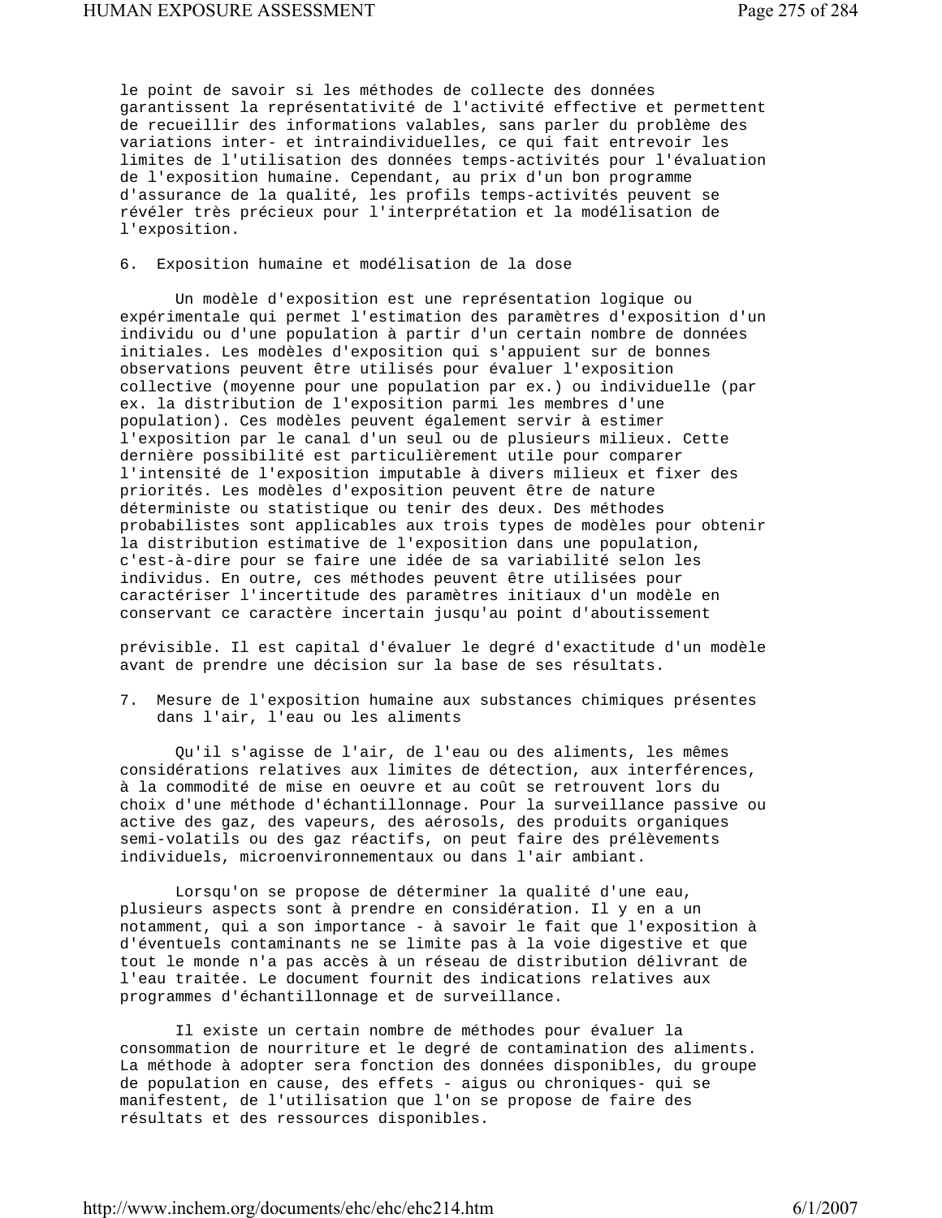le point de savoir si les méthodes de collecte des données garantissent la représentativité de l'activité effective et permettent de recueillir des informations valables, sans parler du problème des variations inter- et intraindividuelles, ce qui fait entrevoir les limites de l'utilisation des données temps-activités pour l'évaluation de l'exposition humaine. Cependant, au prix d'un bon programme d'assurance de la qualité, les profils temps-activités peuvent se révéler très précieux pour l'interprétation et la modélisation de l'exposition.

## 6. Exposition humaine et modélisation de la dose

Un modèle d'exposition est une représentation logique ou expérimentale qui permet l'estimation des paramètres d'exposition d'un individu ou d'une population à partir d'un certain nombre de données initiales. Les modèles d'exposition qui s'appuient sur de bonnes observations peuvent être utilisés pour évaluer l'exposition collective (moyenne pour une population par ex.) ou individuelle (par ex. la distribution de l'exposition parmi les membres d'une population). Ces modèles peuvent également servir à estimer l'exposition par le canal d'un seul ou de plusieurs milieux. Cette dernière possibilité est particulièrement utile pour comparer l'intensité de l'exposition imputable à divers milieux et fixer des priorités. Les modèles d'exposition peuvent être de nature déterministe ou statistique ou tenir des deux. Des méthodes probabilistes sont applicables aux trois types de modèles pour obtenir la distribution estimative de l'exposition dans une population, c'est-à-dire pour se faire une idée de sa variabilité selon les individus. En outre, ces méthodes peuvent être utilisées pour caractériser l'incertitude des paramètres initiaux d'un modèle en conservant ce caractère incertain jusqu'au point d'aboutissement prévisible. Il est capital d'évaluer le degré d'exactitude d'un modèle avant de prendre une décision sur la base de ses résultats.

## 7. Mesure de l'exposition humaine aux substances chimiques présentes dans l'air, l'eau ou les aliments

Qu'il s'agisse de l'air, de l'eau ou des aliments, les mêmes considérations relatives aux limites de détection, aux interférences, à la commodité de mise en oeuvre et au coût se retrouvent lors du choix d'une méthode d'échantillonnage. Pour la surveillance passive ou active des gaz, des vapeurs, des aérosols, des produits organiques semi-volatils ou des gaz réactifs, on peut faire des prélèvements individuels, microenvironnementaux ou dans l'air ambiant.

Lorsqu'on se propose de déterminer la qualité d'une eau, plusieurs aspects sont à prendre en considération. Il y en a un notamment, qui a son importance - à savoir le fait que l'exposition à d'éventuels contaminants ne se limite pas à la voie digestive et que tout le monde n'a pas accès à un réseau de distribution délivrant de l'eau traitée. Le document fournit des indications relatives aux programmes d'échantillonnage et de surveillance.

Il existe un certain nombre de méthodes pour évaluer la consommation de nourriture et le degré de contamination des aliments. La méthode à adopter sera fonction des données disponibles, du groupe de population en cause, des effets - aigus ou chroniques- qui se manifestent, de l'utilisation que l'on se propose de faire des résultats et des ressources disponibles.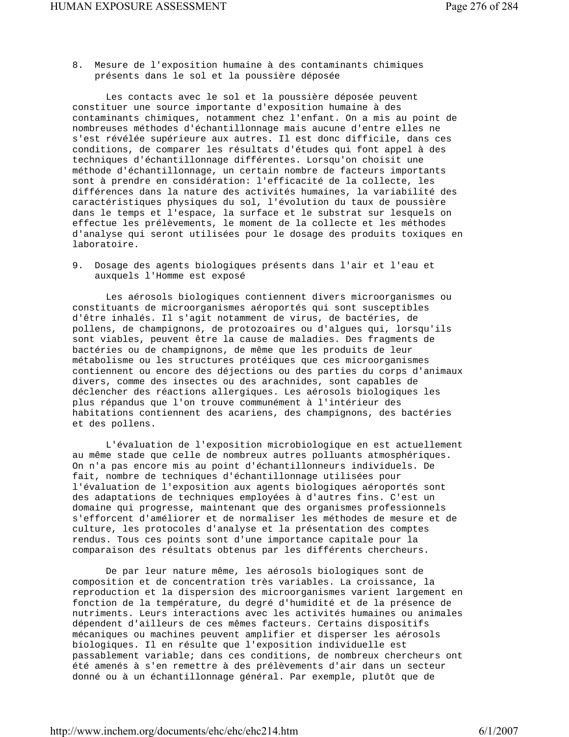8. Mesure de l'exposition humaine à des contaminants chimiques présents dans le sol et la poussière déposée

Les contacts avec le sol et la poussière déposée peuvent constituer une source importante d'exposition humaine à des contaminants chimiques, notamment chez l'enfant. On a mis au point de nombreuses méthodes d'échantillonnage mais aucune d'entre elles ne s'est révélée supérieure aux autres. Il est donc difficile, dans ces conditions, de comparer les résultats d'études qui font appel à des techniques d'échantillonnage différentes. Lorsqu'on choisit une méthode d'échantillonnage, un certain nombre de facteurs importants sont à prendre en considération: l'efficacité de la collecte, les différences dans la nature des activités humaines, la variabilité des caractéristiques physiques du sol, l'évolution du taux de poussière dans le temps et l'espace, la surface et le substrat sur lesquels on effectue les prélèvements, le moment de la collecte et les méthodes d'analyse qui seront utilisées pour le dosage des produits toxiques en laboratoire.

9. Dosage des agents biologiques présents dans l'air et l'eau et auxquels l'Homme est exposé

Les aérosols biologiques contiennent divers microorganismes ou constituants de microorganismes aéroportés qui sont susceptibles d'être inhalés. Il s'agit notamment de virus, de bactéries, de pollens, de champignons, de protozoaires ou d'algues qui, lorsqu'ils sont viables, peuvent être la cause de maladies. Des fragments de bactéries ou de champignons, de même que les produits de leur métabolisme ou les structures protéiques que ces microorganismes contiennent ou encore des déjections ou des parties du corps d'animaux divers, comme des insectes ou des arachnides, sont capables de déclencher des réactions allergiques. Les aérosols biologiques les plus répandus que l'on trouve communément à l'intérieur des habitations contiennent des acariens, des champignons, des bactéries et des pollens.

L'évaluation de l'exposition microbiologique en est actuellement au même stade que celle de nombreux autres polluants atmosphériques. On n'a pas encore mis au point d'échantillonneurs individuels. De fait, nombre de techniques d'échantillonnage utilisées pour l'évaluation de l'exposition aux agents biologiques aéroportés sont des adaptations de techniques employées à d'autres fins. C'est un domaine qui progresse, maintenant que des organismes professionnels s'efforcent d'améliorer et de normaliser les méthodes de mesure et de culture, les protocoles d'analyse et la présentation des comptes rendus. Tous ces points sont d'une importance capitale pour la comparaison des résultats obtenus par les différents chercheurs.

De par leur nature même, les aérosols biologiques sont de composition et de concentration très variables. La croissance, la reproduction et la dispersion des microorganismes varient largement en fonction de la température, du degré d'humidité et de la présence de nutriments. Leurs interactions avec les activités humaines ou animales dépendent d'ailleurs de ces mêmes facteurs. Certains dispositifs mécaniques ou machines peuvent amplifier et disperser les aérosols biologiques. Il en résulte que l'exposition individuelle est passablement variable; dans ces conditions, de nombreux chercheurs ont été amenés à s'en remettre à des prélèvements d'air dans un secteur donné ou à un échantillonnage général. Par exemple, plutôt que de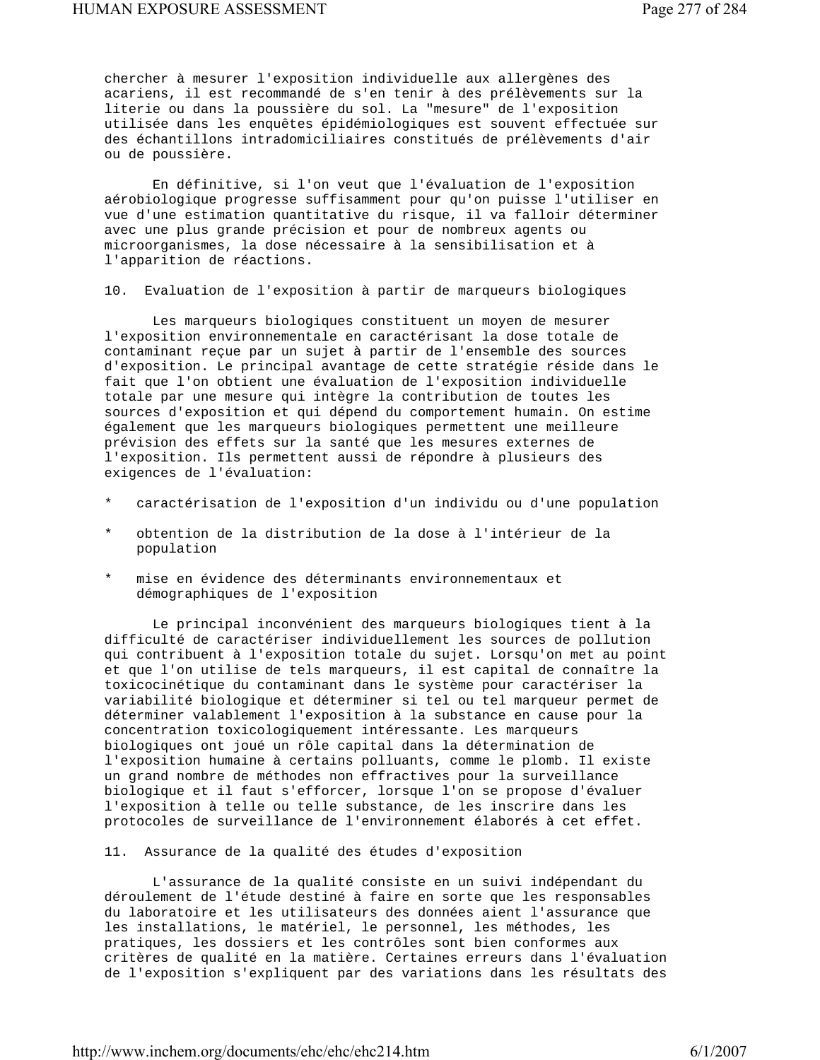chercher à mesurer l'exposition individuelle aux allergènes des acariens, il est recommandé de s'en tenir à des prélèvements sur la literie ou dans la poussière du sol. La "mesure" de l'exposition utilisée dans les enquêtes épidémiologiques est souvent effectuée sur des échantillons intradomiciliaires constitués de prélèvements d'air ou de poussière.

En définitive, si l'on veut que l'évaluation de l'exposition aérobiologique progresse suffisamment pour qu'on puisse l'utiliser en vue d'une estimation quantitative du risque, il va falloir déterminer avec une plus grande précision et pour de nombreux agents ou microorganismes, la dose nécessaire à la sensibilisation et à l'apparition de réactions.

## 10. Evaluation de l'exposition à partir de marqueurs biologiques

Les marqueurs biologiques constituent un moyen de mesurer l'exposition environnementale en caractérisant la dose totale de contaminant reçue par un sujet à partir de l'ensemble des sources d'exposition. Le principal avantage de cette stratégie réside dans le fait que l'on obtient une évaluation de l'exposition individuelle totale par une mesure qui intègre la contribution de toutes les sources d'exposition et qui dépend du comportement humain. On estime également que les marqueurs biologiques permettent une meilleure prévision des effets sur la santé que les mesures externes de l'exposition. Ils permettent aussi de répondre à plusieurs des exigences de l'évaluation:

* caractérisation de l'exposition d'un individu ou d'une population
* obtention de la distribution de la dose à l'intérieur de la population
* mise en évidence des déterminants environnementaux et démographiques de l'exposition

Le principal inconvénient des marqueurs biologiques tient à la difficulté de caractériser individuellement les sources de pollution qui contribuent à l'exposition totale du sujet. Lorsqu'on met au point et que l'on utilise de tels marqueurs, il est capital de connaître la toxicocinétique du contaminant dans le système pour caractériser la variabilité biologique et déterminer si tel ou tel marqueur permet de déterminer valablement l'exposition à la substance en cause pour la concentration toxicologiquement intéressante. Les marqueurs biologiques ont joué un rôle capital dans la détermination de l'exposition humaine à certains polluants, comme le plomb. Il existe un grand nombre de méthodes non effractives pour la surveillance biologique et il faut s'efforcer, lorsque l'on se propose d'évaluer l'exposition à telle ou telle substance, de les inscrire dans les protocoles de surveillance de l'environnement élaborés à cet effet.

## 11. Assurance de la qualité des études d'exposition

L'assurance de la qualité consiste en un suivi indépendant du déroulement de l'étude destiné à faire en sorte que les responsables du laboratoire et les utilisateurs des données aient l'assurance que les installations, le matériel, le personnel, les méthodes, les pratiques, les dossiers et les contrôles sont bien conformes aux critères de qualité en la matière. Certaines erreurs dans l'évaluation de l'exposition s'expliquent par des variations dans les résultats des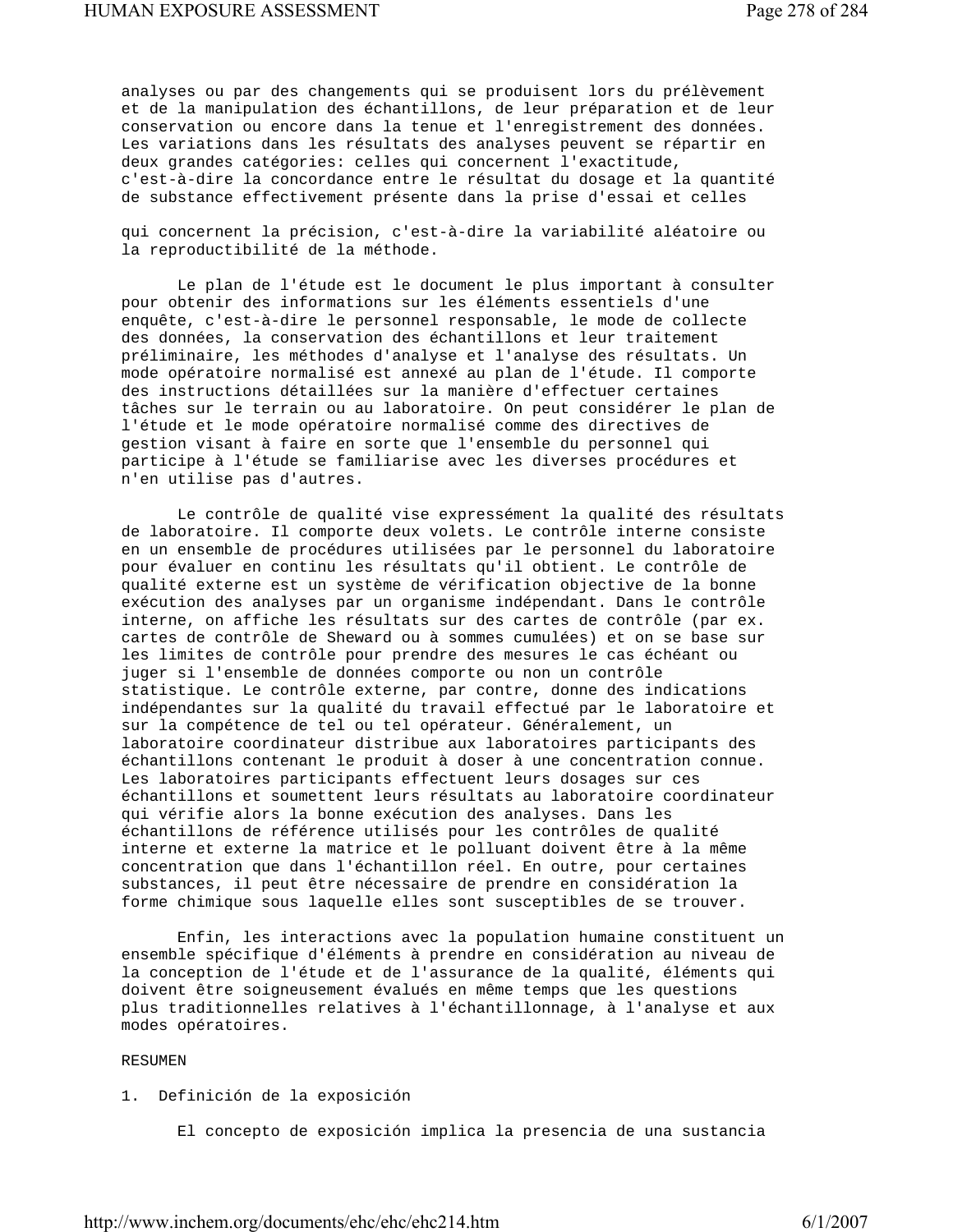analyses ou par des changements qui se produisent lors du prélèvement et de la manipulation des échantillons, de leur préparation et de leur conservation ou encore dans la tenue et l'enregistrement des données. Les variations dans les résultats des analyses peuvent se répartir en deux grandes catégories: celles qui concernent l'exactitude, c'est-à-dire la concordance entre le résultat du dosage et la quantité de substance effectivement présente dans la prise d'essai et celles qui concernent la précision, c'est-à-dire la variabilité aléatoire ou la reproductibilité de la méthode.

Le plan de l'étude est le document le plus important à consulter pour obtenir des informations sur les éléments essentiels d'une enquête, c'est-à-dire le personnel responsable, le mode de collecte des données, la conservation des échantillons et leur traitement préliminaire, les méthodes d'analyse et l'analyse des résultats. Un mode opératoire normalisé est annexé au plan de l'étude. Il comporte des instructions détaillées sur la manière d'effectuer certaines tâches sur le terrain ou au laboratoire. On peut considérer le plan de l'étude et le mode opératoire normalisé comme des directives de gestion visant à faire en sorte que l'ensemble du personnel qui participe à l'étude se familiarise avec les diverses procédures et n'en utilise pas d'autres.

Le contrôle de qualité vise expressément la qualité des résultats de laboratoire. Il comporte deux volets. Le contrôle interne consiste en un ensemble de procédures utilisées par le personnel du laboratoire pour évaluer en continu les résultats qu'il obtient. Le contrôle de qualité externe est un système de vérification objective de la bonne exécution des analyses par un organisme indépendant. Dans le contrôle interne, on affiche les résultats sur des cartes de contrôle (par ex. cartes de contrôle de Sheward ou à sommes cumulées) et on se base sur les limites de contrôle pour prendre des mesures le cas échéant ou juger si l'ensemble de données comporte ou non un contrôle statistique. Le contrôle externe, par contre, donne des indications indépendantes sur la qualité du travail effectué par le laboratoire et sur la compétence de tel ou tel opérateur. Généralement, un laboratoire coordinateur distribue aux laboratoires participants des échantillons contenant le produit à doser à une concentration connue. Les laboratoires participants effectuent leurs dosages sur ces échantillons et soumettent leurs résultats au laboratoire coordinateur qui vérifie alors la bonne exécution des analyses. Dans les échantillons de référence utilisés pour les contrôles de qualité interne et externe la matrice et le polluant doivent être à la même concentration que dans l'échantillon réel. En outre, pour certaines substances, il peut être nécessaire de prendre en considération la forme chimique sous laquelle elles sont susceptibles de se trouver.

Enfin, les interactions avec la population humaine constituent un ensemble spécifique d'éléments à prendre en considération au niveau de la conception de l'étude et de l'assurance de la qualité, éléments qui doivent être soigneusement évalués en même temps que les questions plus traditionnelles relatives à l'échantillonnage, à l'analyse et aux modes opératoires.

## RESUMEN

### 1. Definición de la exposición

El concepto de exposición implica la presencia de una sustancia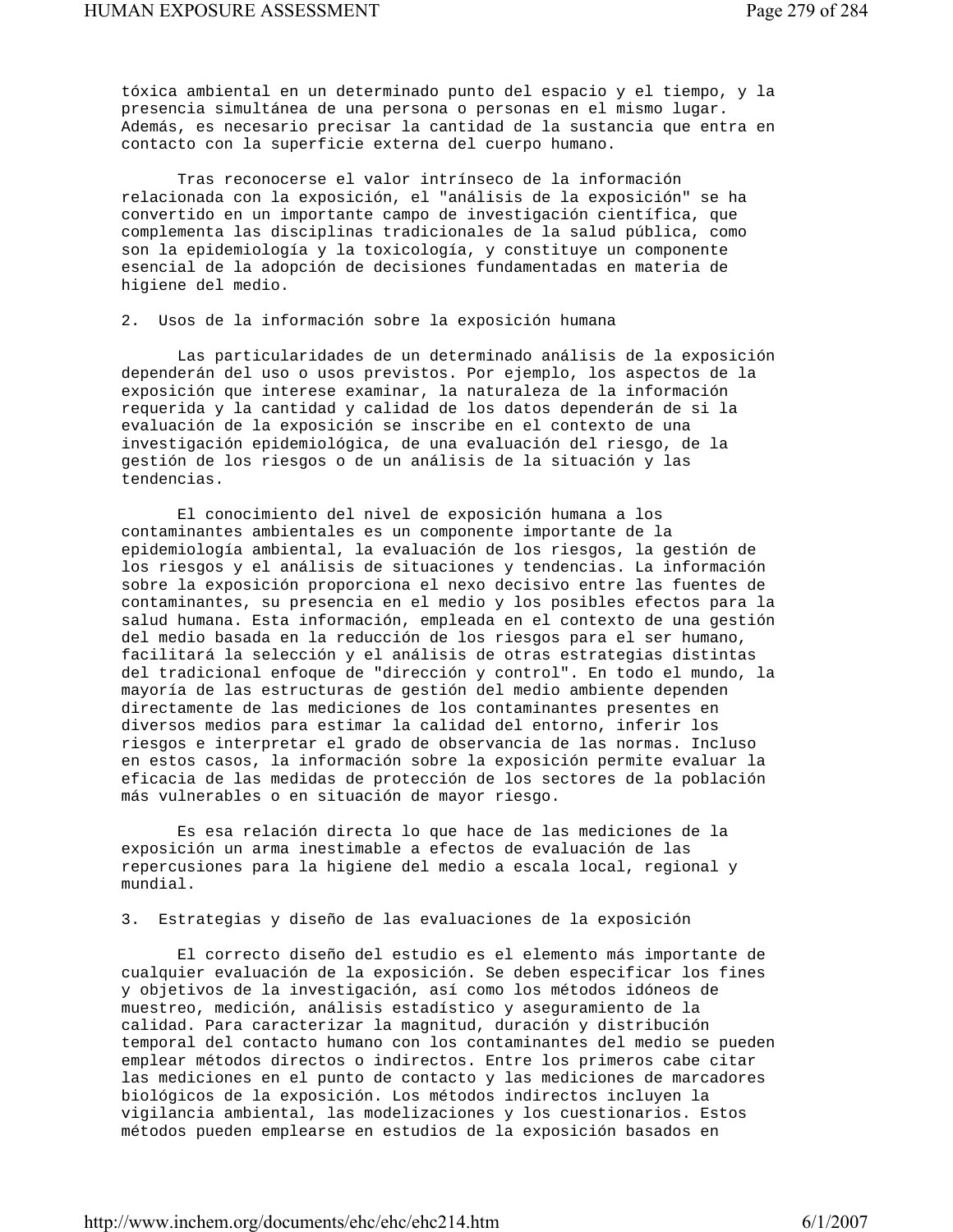tóxica ambiental en un determinado punto del espacio y el tiempo, y la presencia simultánea de una persona o personas en el mismo lugar. Además, es necesario precisar la cantidad de la sustancia que entra en contacto con la superficie externa del cuerpo humano.

Tras reconocerse el valor intrínseco de la información relacionada con la exposición, el "análisis de la exposición" se ha convertido en un importante campo de investigación científica, que complementa las disciplinas tradicionales de la salud pública, como son la epidemiología y la toxicología, y constituye un componente esencial de la adopción de decisiones fundamentadas en materia de higiene del medio.

## 2. Usos de la información sobre la exposición humana

Las particularidades de un determinado análisis de la exposición dependerán del uso o usos previstos. Por ejemplo, los aspectos de la exposición que interese examinar, la naturaleza de la información requerida y la cantidad y calidad de los datos dependerán de si la evaluación de la exposición se inscribe en el contexto de una investigación epidemiológica, de una evaluación del riesgo, de la gestión de los riesgos o de un análisis de la situación y las tendencias.

El conocimiento del nivel de exposición humana a los contaminantes ambientales es un componente importante de la epidemiología ambiental, la evaluación de los riesgos, la gestión de los riesgos y el análisis de situaciones y tendencias. La información sobre la exposición proporciona el nexo decisivo entre las fuentes de contaminantes, su presencia en el medio y los posibles efectos para la salud humana. Esta información, empleada en el contexto de una gestión del medio basada en la reducción de los riesgos para el ser humano, facilitará la selección y el análisis de otras estrategias distintas del tradicional enfoque de "dirección y control". En todo el mundo, la mayoría de las estructuras de gestión del medio ambiente dependen directamente de las mediciones de los contaminantes presentes en diversos medios para estimar la calidad del entorno, inferir los riesgos e interpretar el grado de observancia de las normas. Incluso en estos casos, la información sobre la exposición permite evaluar la eficacia de las medidas de protección de los sectores de la población más vulnerables o en situación de mayor riesgo.

Es esa relación directa lo que hace de las mediciones de la exposición un arma inestimable a efectos de evaluación de las repercusiones para la higiene del medio a escala local, regional y mundial.

## 3. Estrategias y diseño de las evaluaciones de la exposición

El correcto diseño del estudio es el elemento más importante de cualquier evaluación de la exposición. Se deben especificar los fines y objetivos de la investigación, así como los métodos idóneos de muestreo, medición, análisis estadístico y aseguramiento de la calidad. Para caracterizar la magnitud, duración y distribución temporal del contacto humano con los contaminantes del medio se pueden emplear métodos directos o indirectos. Entre los primeros cabe citar las mediciones en el punto de contacto y las mediciones de marcadores biológicos de la exposición. Los métodos indirectos incluyen la vigilancia ambiental, las modelizaciones y los cuestionarios. Estos métodos pueden emplearse en estudios de la exposición basados en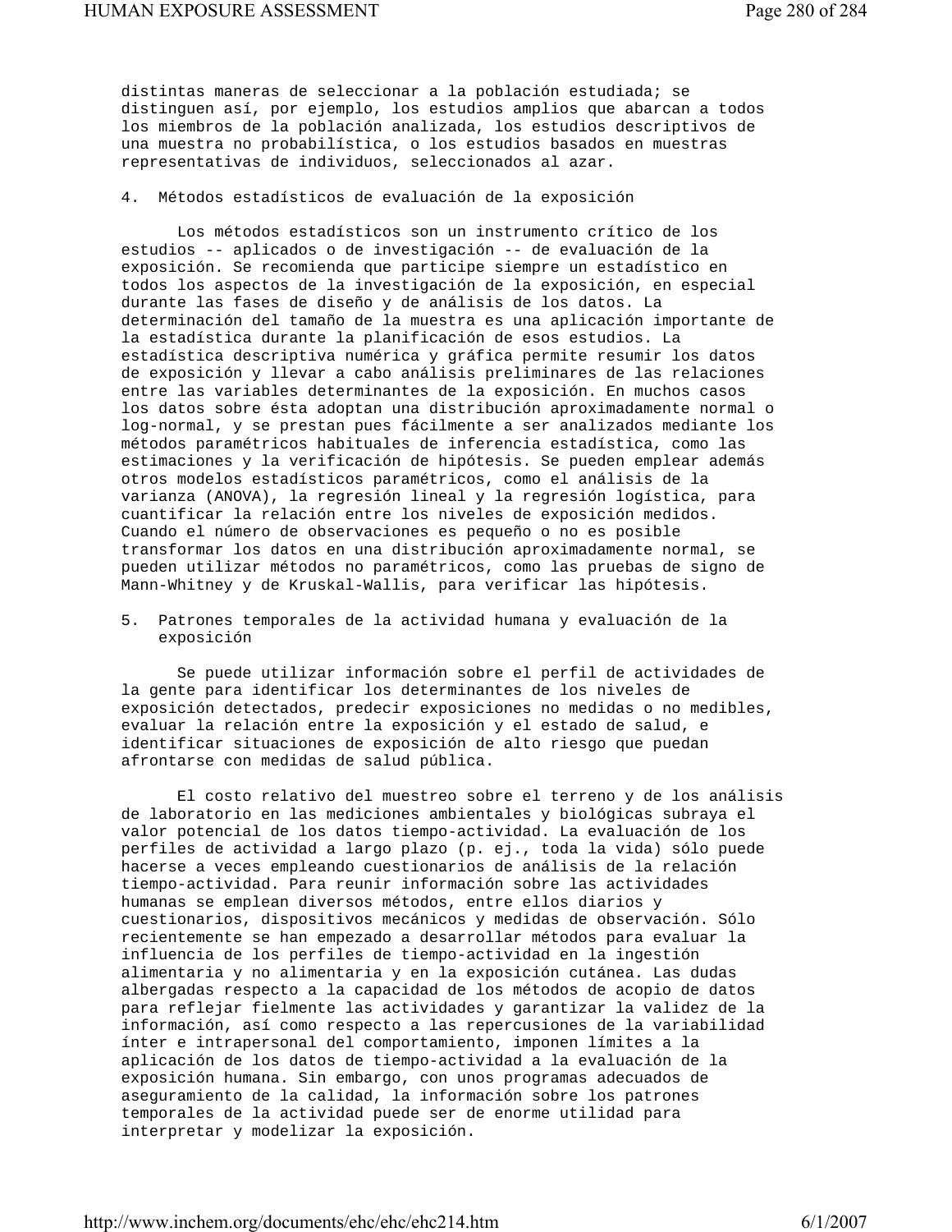distintas maneras de seleccionar a la población estudiada; se distinguen así, por ejemplo, los estudios amplios que abarcan a todos los miembros de la población analizada, los estudios descriptivos de una muestra no probabilística, o los estudios basados en muestras representativas de individuos, seleccionados al azar.

## 4. Métodos estadísticos de evaluación de la exposición

Los métodos estadísticos son un instrumento crítico de los estudios -- aplicados o de investigación -- de evaluación de la exposición. Se recomienda que participe siempre un estadístico en todos los aspectos de la investigación de la exposición, en especial durante las fases de diseño y de análisis de los datos. La determinación del tamaño de la muestra es una aplicación importante de la estadística durante la planificación de esos estudios. La estadística descriptiva numérica y gráfica permite resumir los datos de exposición y llevar a cabo análisis preliminares de las relaciones entre las variables determinantes de la exposición. En muchos casos los datos sobre ésta adoptan una distribución aproximadamente normal o log-normal, y se prestan pues fácilmente a ser analizados mediante los métodos paramétricos habituales de inferencia estadística, como las estimaciones y la verificación de hipótesis. Se pueden emplear además otros modelos estadísticos paramétricos, como el análisis de la varianza (ANOVA), la regresión lineal y la regresión logística, para cuantificar la relación entre los niveles de exposición medidos. Cuando el número de observaciones es pequeño o no es posible transformar los datos en una distribución aproximadamente normal, se pueden utilizar métodos no paramétricos, como las pruebas de signo de Mann-Whitney y de Kruskal-Wallis, para verificar las hipótesis.

## 5. Patrones temporales de la actividad humana y evaluación de la exposición

Se puede utilizar información sobre el perfil de actividades de la gente para identificar los determinantes de los niveles de exposición detectados, predecir exposiciones no medidas o no medibles, evaluar la relación entre la exposición y el estado de salud, e identificar situaciones de exposición de alto riesgo que puedan afrontarse con medidas de salud pública.

El costo relativo del muestreo sobre el terreno y de los análisis de laboratorio en las mediciones ambientales y biológicas subraya el valor potencial de los datos tiempo-actividad. La evaluación de los perfiles de actividad a largo plazo (p. ej., toda la vida) sólo puede hacerse a veces empleando cuestionarios de análisis de la relación tiempo-actividad. Para reunir información sobre las actividades humanas se emplean diversos métodos, entre ellos diarios y cuestionarios, dispositivos mecánicos y medidas de observación. Sólo recientemente se han empezado a desarrollar métodos para evaluar la influencia de los perfiles de tiempo-actividad en la ingestión alimentaria y no alimentaria y en la exposición cutánea. Las dudas albergadas respecto a la capacidad de los métodos de acopio de datos para reflejar fielmente las actividades y garantizar la validez de la información, así como respecto a las repercusiones de la variabilidad ínter e intrapersonal del comportamiento, imponen límites a la aplicación de los datos de tiempo-actividad a la evaluación de la exposición humana. Sin embargo, con unos programas adecuados de aseguramiento de la calidad, la información sobre los patrones temporales de la actividad puede ser de enorme utilidad para interpretar y modelizar la exposición.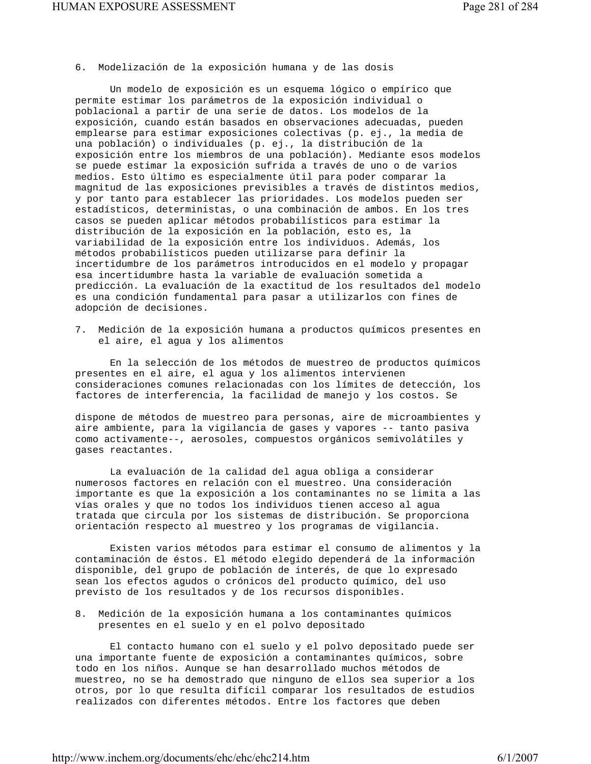## 6. Modelización de la exposición humana y de las dosis

Un modelo de exposición es un esquema lógico o empírico que permite estimar los parámetros de la exposición individual o poblacional a partir de una serie de datos. Los modelos de la exposición, cuando están basados en observaciones adecuadas, pueden emplearse para estimar exposiciones colectivas (p. ej., la media de una población) o individuales (p. ej., la distribución de la exposición entre los miembros de una población). Mediante esos modelos se puede estimar la exposición sufrida a través de uno o de varios medios. Esto último es especialmente útil para poder comparar la magnitud de las exposiciones previsibles a través de distintos medios, y por tanto para establecer las prioridades. Los modelos pueden ser estadísticos, deterministas, o una combinación de ambos. En los tres casos se pueden aplicar métodos probabilísticos para estimar la distribución de la exposición en la población, esto es, la variabilidad de la exposición entre los individuos. Además, los métodos probabilísticos pueden utilizarse para definir la incertidumbre de los parámetros introducidos en el modelo y propagar esa incertidumbre hasta la variable de evaluación sometida a predicción. La evaluación de la exactitud de los resultados del modelo es una condición fundamental para pasar a utilizarlos con fines de adopción de decisiones.

## 7. Medición de la exposición humana a productos químicos presentes en el aire, el agua y los alimentos

En la selección de los métodos de muestreo de productos químicos presentes en el aire, el agua y los alimentos intervienen consideraciones comunes relacionadas con los límites de detección, los factores de interferencia, la facilidad de manejo y los costos. Se dispone de métodos de muestreo para personas, aire de microambientes y aire ambiente, para la vigilancia de gases y vapores -- tanto pasiva como activamente--, aerosoles, compuestos orgánicos semivolátiles y gases reactantes.

La evaluación de la calidad del agua obliga a considerar numerosos factores en relación con el muestreo. Una consideración importante es que la exposición a los contaminantes no se limita a las vías orales y que no todos los individuos tienen acceso al agua tratada que circula por los sistemas de distribución. Se proporciona orientación respecto al muestreo y los programas de vigilancia.

Existen varios métodos para estimar el consumo de alimentos y la contaminación de éstos. El método elegido dependerá de la información disponible, del grupo de población de interés, de que lo expresado sean los efectos agudos o crónicos del producto químico, del uso previsto de los resultados y de los recursos disponibles.

## 8. Medición de la exposición humana a los contaminantes químicos presentes en el suelo y en el polvo depositado

El contacto humano con el suelo y el polvo depositado puede ser una importante fuente de exposición a contaminantes químicos, sobre todo en los niños. Aunque se han desarrollado muchos métodos de muestreo, no se ha demostrado que ninguno de ellos sea superior a los otros, por lo que resulta difícil comparar los resultados de estudios realizados con diferentes métodos. Entre los factores que deben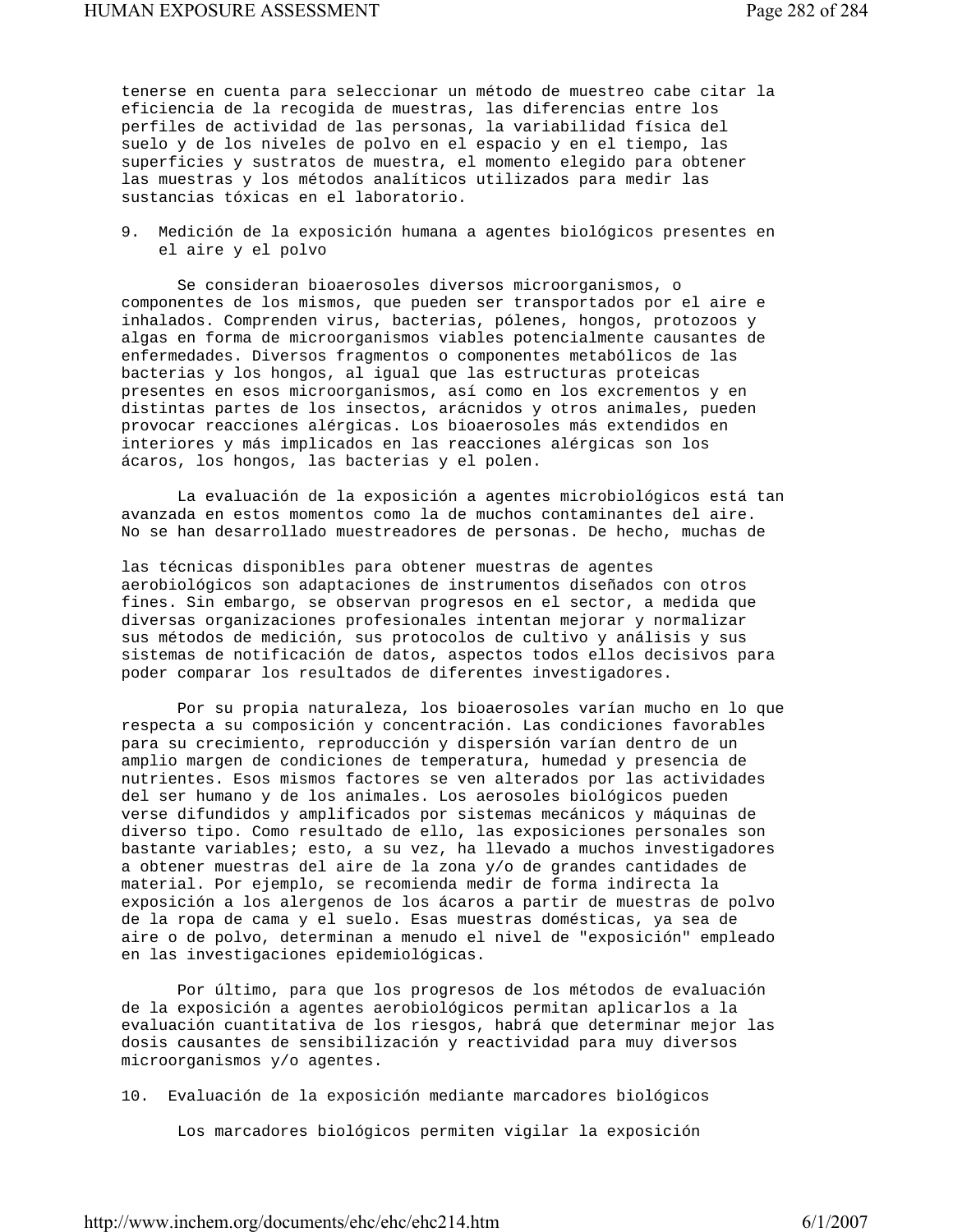tenerse en cuenta para seleccionar un método de muestreo cabe citar la eficiencia de la recogida de muestras, las diferencias entre los perfiles de actividad de las personas, la variabilidad física del suelo y de los niveles de polvo en el espacio y en el tiempo, las superficies y sustratos de muestra, el momento elegido para obtener las muestras y los métodos analíticos utilizados para medir las sustancias tóxicas en el laboratorio.

## 9. Medición de la exposición humana a agentes biológicos presentes en el aire y el polvo

Se consideran bioaerosoles diversos microorganismos, o componentes de los mismos, que pueden ser transportados por el aire e inhalados. Comprenden virus, bacterias, pólenes, hongos, protozoos y algas en forma de microorganismos viables potencialmente causantes de enfermedades. Diversos fragmentos o componentes metabólicos de las bacterias y los hongos, al igual que las estructuras proteicas presentes en esos microorganismos, así como en los excrementos y en distintas partes de los insectos, arácnidos y otros animales, pueden provocar reacciones alérgicas. Los bioaerosoles más extendidos en interiores y más implicados en las reacciones alérgicas son los ácaros, los hongos, las bacterias y el polen.

La evaluación de la exposición a agentes microbiológicos está tan avanzada en estos momentos como la de muchos contaminantes del aire. No se han desarrollado muestreadores de personas. De hecho, muchas de las técnicas disponibles para obtener muestras de agentes aerobiológicos son adaptaciones de instrumentos diseñados con otros fines. Sin embargo, se observan progresos en el sector, a medida que diversas organizaciones profesionales intentan mejorar y normalizar sus métodos de medición, sus protocolos de cultivo y análisis y sus sistemas de notificación de datos, aspectos todos ellos decisivos para poder comparar los resultados de diferentes investigadores.

Por su propia naturaleza, los bioaerosoles varían mucho en lo que respecta a su composición y concentración. Las condiciones favorables para su crecimiento, reproducción y dispersión varían dentro de un amplio margen de condiciones de temperatura, humedad y presencia de nutrientes. Esos mismos factores se ven alterados por las actividades del ser humano y de los animales. Los aerosoles biológicos pueden verse difundidos y amplificados por sistemas mecánicos y máquinas de diverso tipo. Como resultado de ello, las exposiciones personales son bastante variables; esto, a su vez, ha llevado a muchos investigadores a obtener muestras del aire de la zona y/o de grandes cantidades de material. Por ejemplo, se recomienda medir de forma indirecta la exposición a los alergenos de los ácaros a partir de muestras de polvo de la ropa de cama y el suelo. Esas muestras domésticas, ya sea de aire o de polvo, determinan a menudo el nivel de "exposición" empleado en las investigaciones epidemiológicas.

Por último, para que los progresos de los métodos de evaluación de la exposición a agentes aerobiológicos permitan aplicarlos a la evaluación cuantitativa de los riesgos, habrá que determinar mejor las dosis causantes de sensibilización y reactividad para muy diversos microorganismos y/o agentes.

## 10. Evaluación de la exposición mediante marcadores biológicos

Los marcadores biológicos permiten vigilar la exposición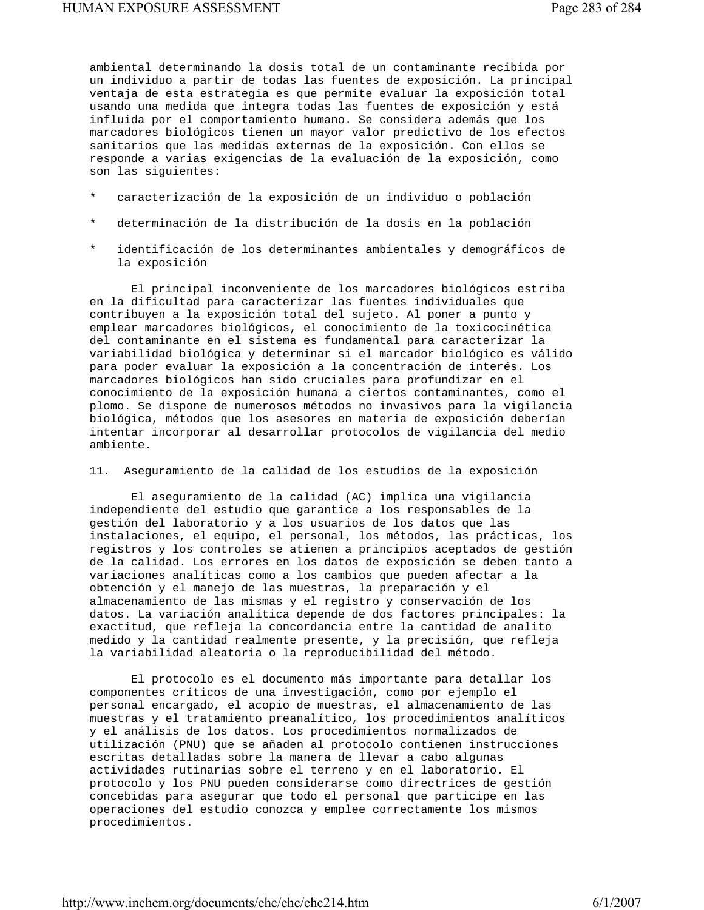ambiental determinando la dosis total de un contaminante recibida por un individuo a partir de todas las fuentes de exposición. La principal ventaja de esta estrategia es que permite evaluar la exposición total usando una medida que integra todas las fuentes de exposición y está influida por el comportamiento humano. Se considera además que los marcadores biológicos tienen un mayor valor predictivo de los efectos sanitarios que las medidas externas de la exposición. Con ellos se responde a varias exigencias de la evaluación de la exposición, como son las siguientes:

* caracterización de la exposición de un individuo o población
* determinación de la distribución de la dosis en la población
* identificación de los determinantes ambientales y demográficos de la exposición

El principal inconveniente de los marcadores biológicos estriba en la dificultad para caracterizar las fuentes individuales que contribuyen a la exposición total del sujeto. Al poner a punto y emplear marcadores biológicos, el conocimiento de la toxicocinética del contaminante en el sistema es fundamental para caracterizar la variabilidad biológica y determinar si el marcador biológico es válido para poder evaluar la exposición a la concentración de interés. Los marcadores biológicos han sido cruciales para profundizar en el conocimiento de la exposición humana a ciertos contaminantes, como el plomo. Se dispone de numerosos métodos no invasivos para la vigilancia biológica, métodos que los asesores en materia de exposición deberían intentar incorporar al desarrollar protocolos de vigilancia del medio ambiente.

## 11. Aseguramiento de la calidad de los estudios de la exposición

El aseguramiento de la calidad (AC) implica una vigilancia independiente del estudio que garantice a los responsables de la gestión del laboratorio y a los usuarios de los datos que las instalaciones, el equipo, el personal, los métodos, las prácticas, los registros y los controles se atienen a principios aceptados de gestión de la calidad. Los errores en los datos de exposición se deben tanto a variaciones analíticas como a los cambios que pueden afectar a la obtención y el manejo de las muestras, la preparación y el almacenamiento de las mismas y el registro y conservación de los datos. La variación analítica depende de dos factores principales: la exactitud, que refleja la concordancia entre la cantidad de analito medido y la cantidad realmente presente, y la precisión, que refleja la variabilidad aleatoria o la reproducibilidad del método.

El protocolo es el documento más importante para detallar los componentes críticos de una investigación, como por ejemplo el personal encargado, el acopio de muestras, el almacenamiento de las muestras y el tratamiento preanalítico, los procedimientos analíticos y el análisis de los datos. Los procedimientos normalizados de utilización (PNU) que se añaden al protocolo contienen instrucciones escritas detalladas sobre la manera de llevar a cabo algunas actividades rutinarias sobre el terreno y en el laboratorio. El protocolo y los PNU pueden considerarse como directrices de gestión concebidas para asegurar que todo el personal que participe en las operaciones del estudio conozca y emplee correctamente los mismos procedimientos.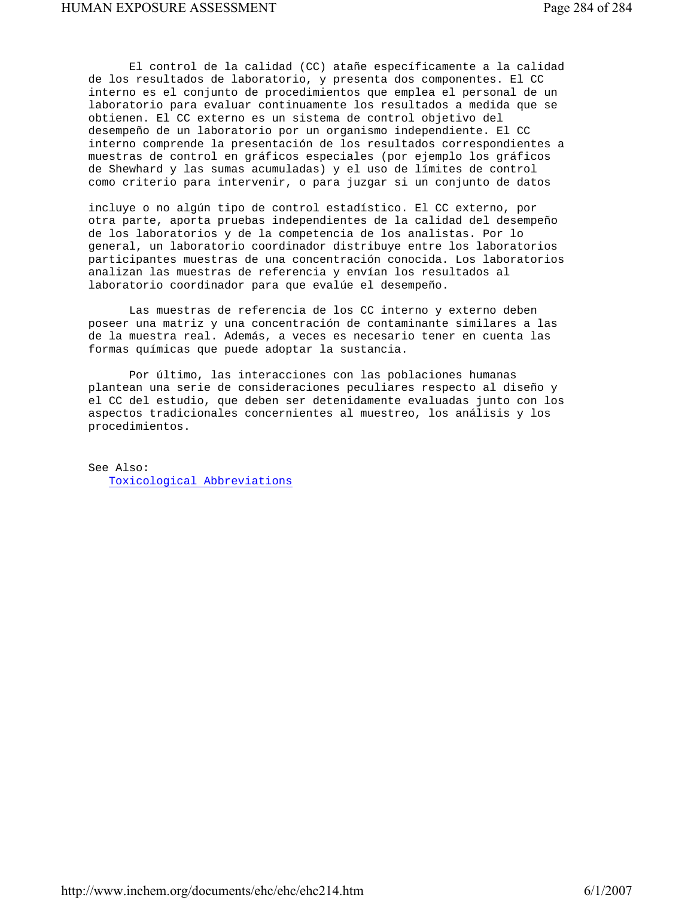El control de la calidad (CC) atañe específicamente a la calidad de los resultados de laboratorio, y presenta dos componentes. El CC interno es el conjunto de procedimientos que emplea el personal de un laboratorio para evaluar continuamente los resultados a medida que se obtienen. El CC externo es un sistema de control objetivo del desempeño de un laboratorio por un organismo independiente. El CC interno comprende la presentación de los resultados correspondientes a muestras de control en gráficos especiales (por ejemplo los gráficos de Shewhard y las sumas acumuladas) y el uso de límites de control como criterio para intervenir, o para juzgar si un conjunto de datos incluye o no algún tipo de control estadístico. El CC externo, por otra parte, aporta pruebas independientes de la calidad del desempeño de los laboratorios y de la competencia de los analistas. Por lo general, un laboratorio coordinador distribuye entre los laboratorios participantes muestras de una concentración conocida. Los laboratorios analizan las muestras de referencia y envían los resultados al laboratorio coordinador para que evalúe el desempeño.

Las muestras de referencia de los CC interno y externo deben poseer una matriz y una concentración de contaminante similares a las de la muestra real. Además, a veces es necesario tener en cuenta las formas químicas que puede adoptar la sustancia.

Por último, las interacciones con las poblaciones humanas plantean una serie de consideraciones peculiares respecto al diseño y el CC del estudio, que deben ser detenidamente evaluadas junto con los aspectos tradicionales concernientes al muestreo, los análisis y los procedimientos.

See Also:
Toxicological Abbreviations